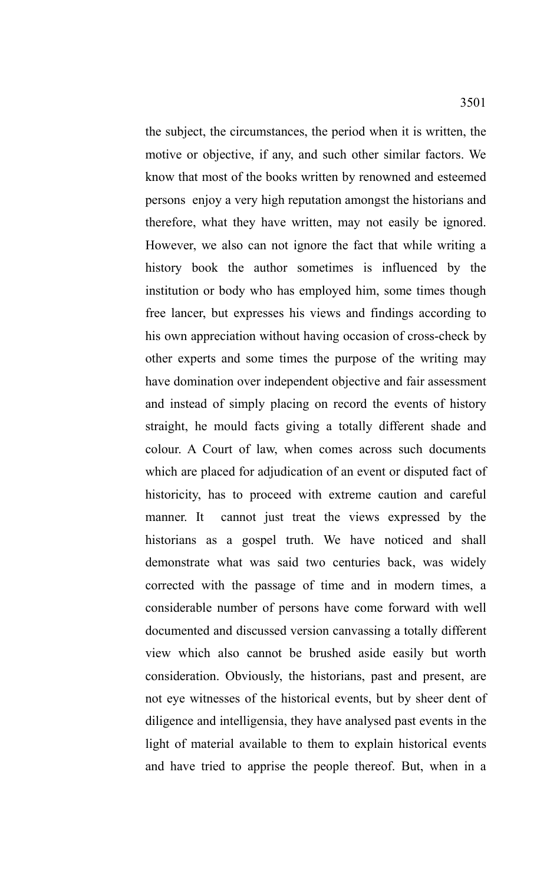the subject, the circumstances, the period when it is written, the motive or objective, if any, and such other similar factors. We know that most of the books written by renowned and esteemed persons enjoy a very high reputation amongst the historians and therefore, what they have written, may not easily be ignored. However, we also can not ignore the fact that while writing a history book the author sometimes is influenced by the institution or body who has employed him, some times though free lancer, but expresses his views and findings according to his own appreciation without having occasion of cross-check by other experts and some times the purpose of the writing may have domination over independent objective and fair assessment and instead of simply placing on record the events of history straight, he mould facts giving a totally different shade and colour. A Court of law, when comes across such documents which are placed for adjudication of an event or disputed fact of historicity, has to proceed with extreme caution and careful manner. It cannot just treat the views expressed by the historians as a gospel truth. We have noticed and shall demonstrate what was said two centuries back, was widely corrected with the passage of time and in modern times, a considerable number of persons have come forward with well documented and discussed version canvassing a totally different view which also cannot be brushed aside easily but worth consideration. Obviously, the historians, past and present, are not eye witnesses of the historical events, but by sheer dent of diligence and intelligensia, they have analysed past events in the light of material available to them to explain historical events and have tried to apprise the people thereof. But, when in a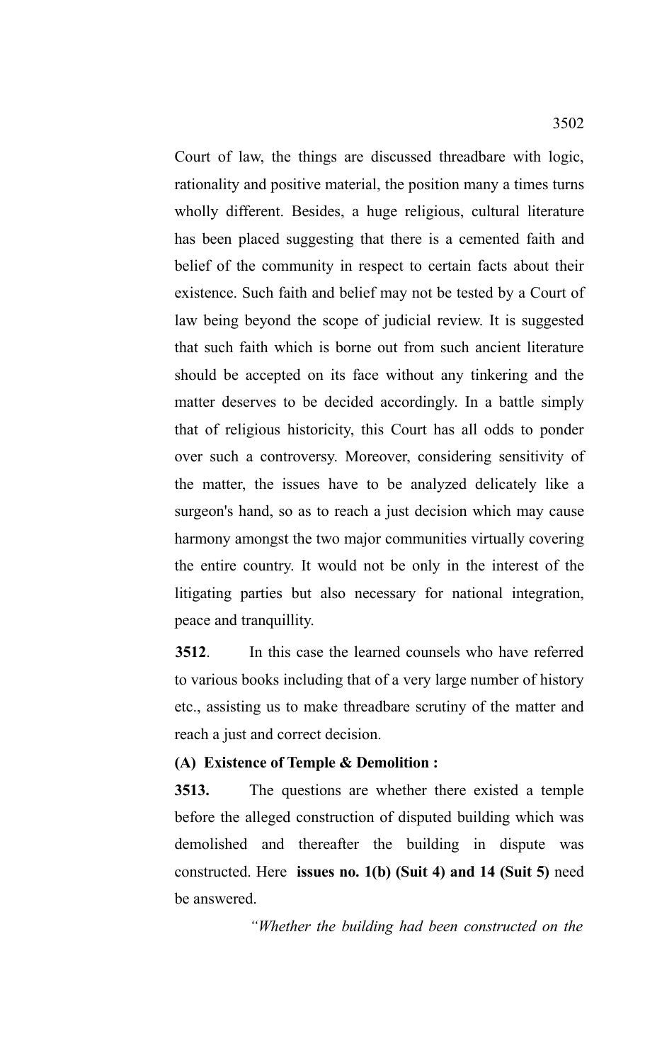Court of law, the things are discussed threadbare with logic, rationality and positive material, the position many a times turns wholly different. Besides, a huge religious, cultural literature has been placed suggesting that there is a cemented faith and belief of the community in respect to certain facts about their existence. Such faith and belief may not be tested by a Court of law being beyond the scope of judicial review. It is suggested that such faith which is borne out from such ancient literature should be accepted on its face without any tinkering and the matter deserves to be decided accordingly. In a battle simply that of religious historicity, this Court has all odds to ponder over such a controversy. Moreover, considering sensitivity of the matter, the issues have to be analyzed delicately like a surgeon's hand, so as to reach a just decision which may cause harmony amongst the two major communities virtually covering the entire country. It would not be only in the interest of the litigating parties but also necessary for national integration, peace and tranquillity.

**3512**. In this case the learned counsels who have referred to various books including that of a very large number of history etc., assisting us to make threadbare scrutiny of the matter and reach a just and correct decision.

**(A) Existence of Temple & Demolition :**

**3513.** The questions are whether there existed a temple before the alleged construction of disputed building which was demolished and thereafter the building in dispute was constructed. Here **issues no. 1(b) (Suit 4) and 14 (Suit 5)** need be answered.

*"Whether the building had been constructed on the*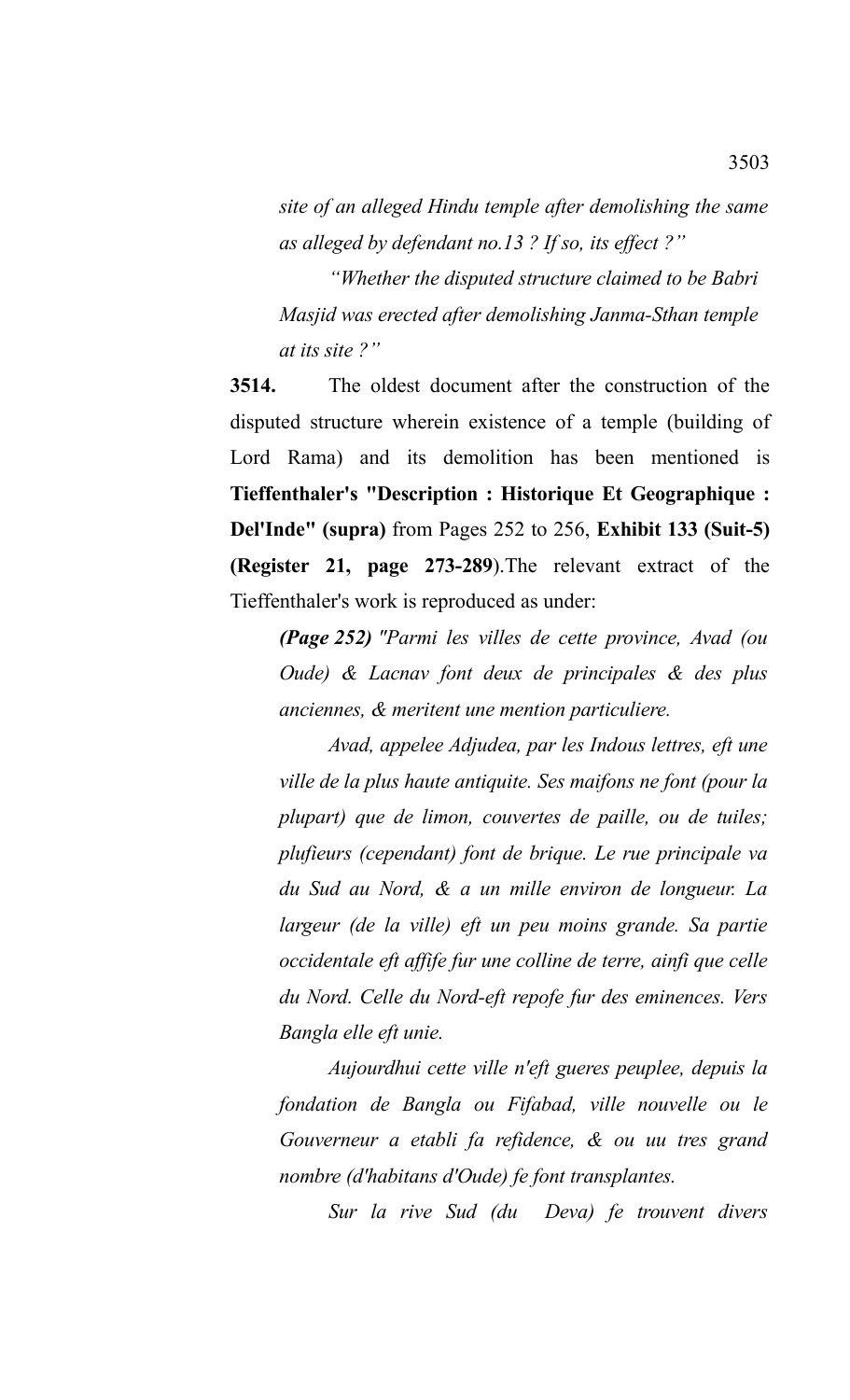*site of an alleged Hindu temple after demolishing the same as alleged by defendant no.13 ? If so, its effect ?"*

*"Whether the disputed structure claimed to be Babri Masjid was erected after demolishing Janma-Sthan temple at its site ?"*

**3514.** The oldest document after the construction of the disputed structure wherein existence of a temple (building of Lord Rama) and its demolition has been mentioned is **Tieffenthaler's "Description : Historique Et Geographique : Del'Inde" (supra)** from Pages 252 to 256, **Exhibit 133 (Suit-5) (Register 21, page 273-289)**.The relevant extract of the Tieffenthaler's work is reproduced as under:

***(Page 252)*** *"Parmi les villes de cette province, Avad (ou Oude) & Lacnav font deux de principales & des plus anciennes, & meritent une mention particuliere.*

*Avad, appelee Adjudea, par les Indous lettres, eft une ville de la plus haute antiquite. Ses maifons ne font (pour la plupart) que de limon, couvertes de paille, ou de tuiles; plufieurs (cependant) font de brique. Le rue principale va du Sud au Nord, & a un mille environ de longueur. La largeur (de la ville) eft un peu moins grande. Sa partie occidentale eft affife fur une colline de terre, ainfi que celle du Nord. Celle du Nord-eft repofe fur des eminences. Vers Bangla elle eft unie.*

*Aujourdhui cette ville n'eft gueres peuplee, depuis la fondation de Bangla ou Fifabad, ville nouvelle ou le Gouverneur a etabli fa refidence, & ou uu tres grand nombre (d'habitans d'Oude) fe font transplantes.*

*Sur la rive Sud (du Deva) fe trouvent divers*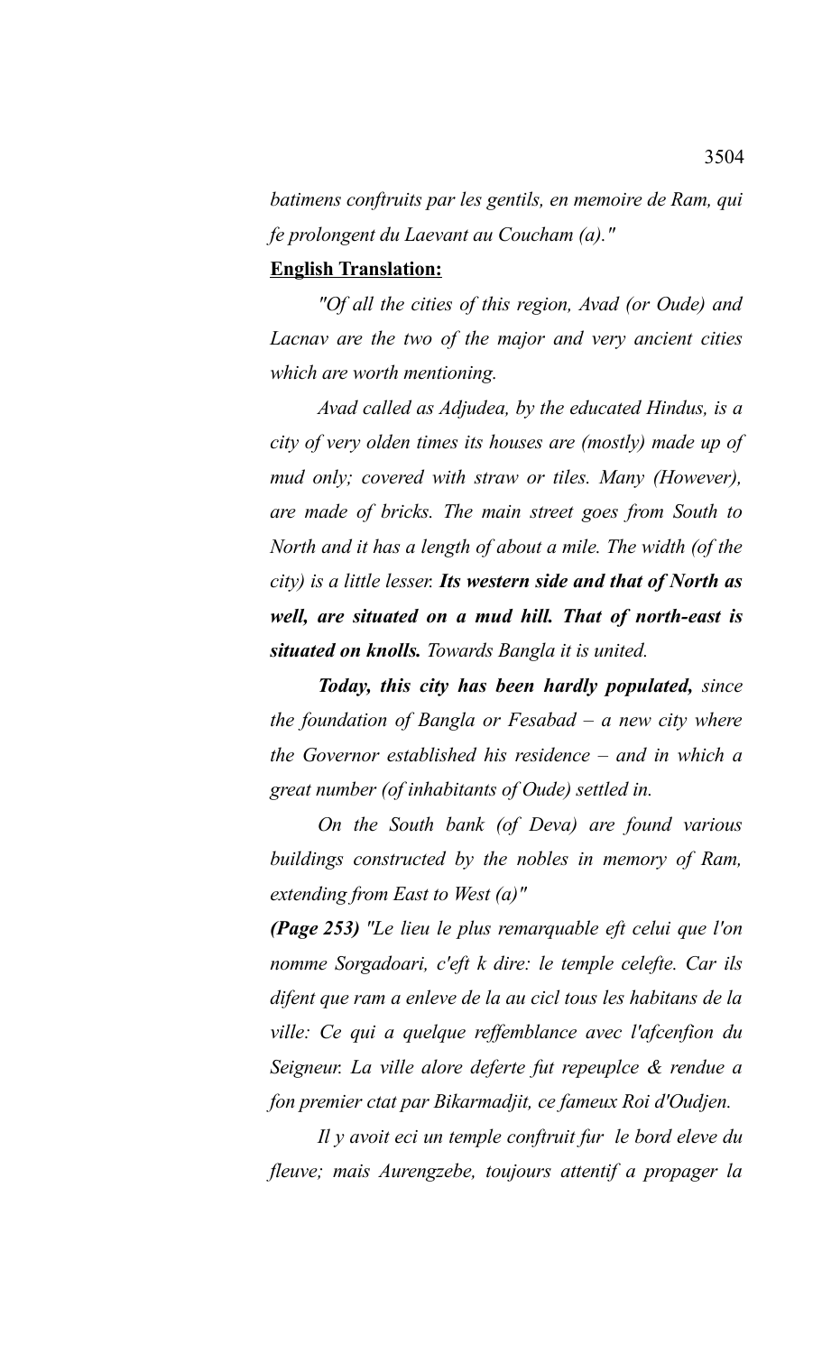*batimens conftruits par les gentils, en memoire de Ram, qui fe prolongent du Laevant au Coucham (a)."*

**English Translation:**

*"Of all the cities of this region, Avad (or Oude) and Lacnav are the two of the major and very ancient cities which are worth mentioning.*

*Avad called as Adjudea, by the educated Hindus, is a city of very olden times its houses are (mostly) made up of mud only; covered with straw or tiles. Many (However), are made of bricks. The main street goes from South to North and it has a length of about a mile. The width (of the city) is a little lesser.* ***Its western side and that of North as well, are situated on a mud hill. That of north-east is situated on knolls.*** *Towards Bangla it is united.*

***Today, this city has been hardly populated,*** *since the foundation of Bangla or Fesabad – a new city where the Governor established his residence – and in which a great number (of inhabitants of Oude) settled in.*

*On the South bank (of Deva) are found various buildings constructed by the nobles in memory of Ram, extending from East to West (a)"*

***(Page 253)*** *"Le lieu le plus remarquable eft celui que l'on nomme Sorgadoari, c'eft k dire: le temple celefte. Car ils difent que ram a enleve de la au cicl tous les habitans de la ville: Ce qui a quelque reffemblance avec l'afcenfion du Seigneur. La ville alore deferte fut repeuplce & rendue a fon premier ctat par Bikarmadjit, ce fameux Roi d'Oudjen.*

*Il y avoit eci un temple conftruit fur le bord eleve du fleuve; mais Aurengzebe, toujours attentif a propager la*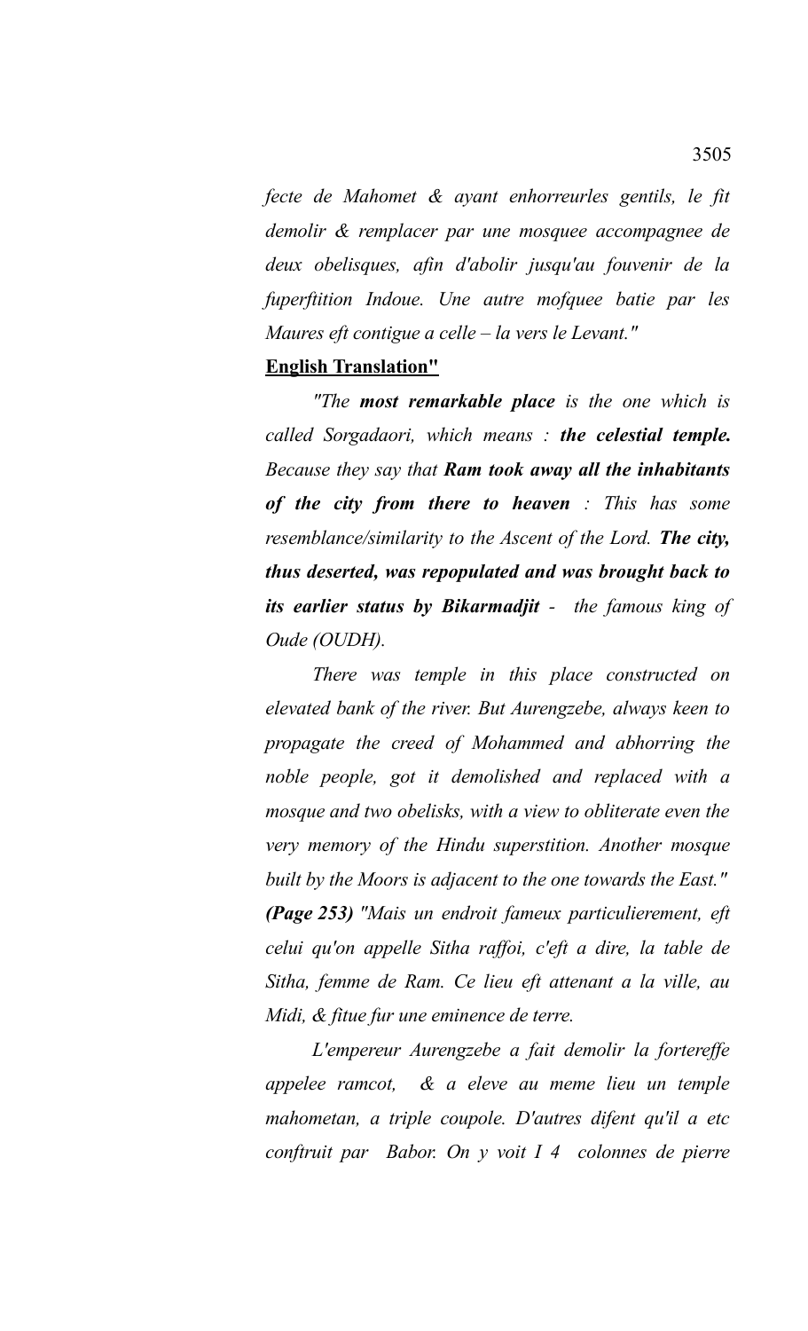*fecte de Mahomet & ayant enhorreurles gentils, le fit demolir & remplacer par une mosquee accompagnee de deux obelisques, afin d'abolir jusqu'au fouvenir de la fuperftition Indoue. Une autre mofquee batie par les Maures eft contigue a celle – la vers le Levant."*

**English Translation"**

*"The **most remarkable place** is the one which is called Sorgadaori, which means : **the celestial temple.** Because they say that **Ram took away all the inhabitants of the city from there to heaven** : This has some resemblance/similarity to the Ascent of the Lord. **The city, thus deserted, was repopulated and was brought back to its earlier status by Bikarmadjit** - the famous king of Oude (OUDH).*

*There was temple in this place constructed on elevated bank of the river. But Aurengzebe, always keen to propagate the creed of Mohammed and abhorring the noble people, got it demolished and replaced with a mosque and two obelisks, with a view to obliterate even the very memory of the Hindu superstition. Another mosque built by the Moors is adjacent to the one towards the East."* ***(Page 253)*** *"Mais un endroit fameux particulierement, eft celui qu'on appelle Sitha raffoi, c'eft a dire, la table de Sitha, femme de Ram. Ce lieu eft attenant a la ville, au Midi, & fitue fur une eminence de terre.*

*L'empereur Aurengzebe a fait demolir la fortereffe appelee ramcot, & a eleve au meme lieu un temple mahometan, a triple coupole. D'autres difent qu'il a etc conftruit par Babor. On y voit I 4 colonnes de pierre*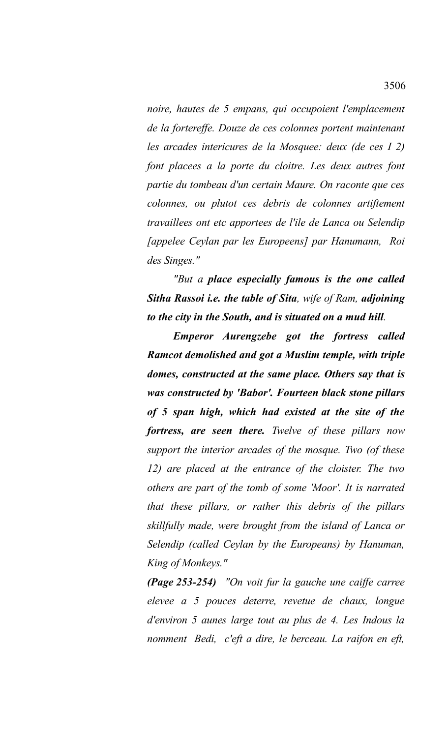*noire, hautes de 5 empans, qui occupoient l'emplacement de la fortereffe. Douze de ces colonnes portent maintenant les arcades intericures de la Mosquee: deux (de ces I 2) font placees a la porte du cloitre. Les deux autres font partie du tombeau d'un certain Maure. On raconte que ces colonnes, ou plutot ces debris de colonnes artiftement travaillees ont etc apportees de l'ile de Lanca ou Selendip [appelee Ceylan par les Europeens] par Hanumann, Roi des Singes."*

*"But a **place especially famous is the one called Sitha Rassoi i.e. the table of Sita**, wife of Ram, **adjoining to the city in the South, and is situated on a mud hill**.*

***Emperor Aurengzebe got the fortress called Ramcot demolished and got a Muslim temple, with triple domes, constructed at the same place. Others say that is was constructed by 'Babor'. Fourteen black stone pillars of 5 span high, which had existed at the site of the fortress, are seen there.** Twelve of these pillars now support the interior arcades of the mosque. Two (of these 12) are placed at the entrance of the cloister. The two others are part of the tomb of some 'Moor'. It is narrated that these pillars, or rather this debris of the pillars skillfully made, were brought from the island of Lanca or Selendip (called Ceylan by the Europeans) by Hanuman, King of Monkeys."*

***(Page 253-254)*** *"On voit fur la gauche une caiffe carree elevee a 5 pouces deterre, revetue de chaux, longue d'environ 5 aunes large tout au plus de 4. Les Indous la nomment Bedi, c'eft a dire, le berceau. La raifon en eft,*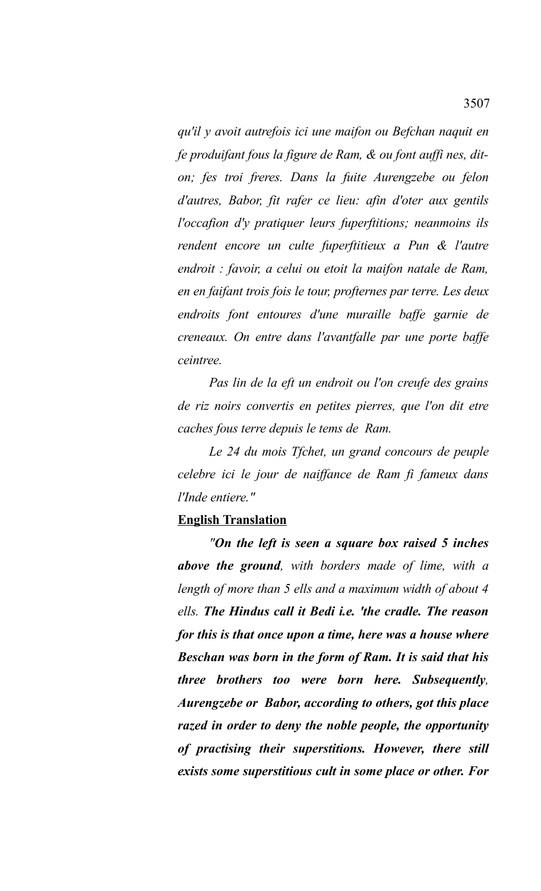*qu'il y avoit autrefois ici une maifon ou Befchan naquit en fe produifant fous la figure de Ram, & ou font auffi nes, dit-on; fes troi freres. Dans la fuite Aurengzebe ou felon d'autres, Babor, fit rafer ce lieu: afin d'oter aux gentils l'occafion d'y pratiquer leurs fuperftitions; neanmoins ils rendent encore un culte fuperftitieux a Pun & l'autre endroit : favoir, a celui ou etoit la maifon natale de Ram, en en faifant trois fois le tour, profternes par terre. Les deux endroits font entoures d'une muraille baffe garnie de creneaux. On entre dans l'avantfalle par une porte baffe ceintree.*

*Pas lin de la eft un endroit ou l'on creufe des grains de riz noirs convertis en petites pierres, que l'on dit etre caches fous terre depuis le tems de Ram.*

*Le 24 du mois Tfchet, un grand concours de peuple celebre ici le jour de naiffance de Ram fi fameux dans l'Inde entiere."*

**English Translation**

*"**On the left is seen a square box raised 5 inches above the ground**, with borders made of lime, with a length of more than 5 ells and a maximum width of about 4 ells. **The Hindus call it Bedi i.e. 'the cradle. The reason for this is that once upon a time, here was a house where Beschan was born in the form of Ram. It is said that his three brothers too were born here. Subsequently, Aurengzebe or Babor, according to others, got this place razed in order to deny the noble people, the opportunity of practising their superstitions. However, there still exists some superstitious cult in some place or other. For***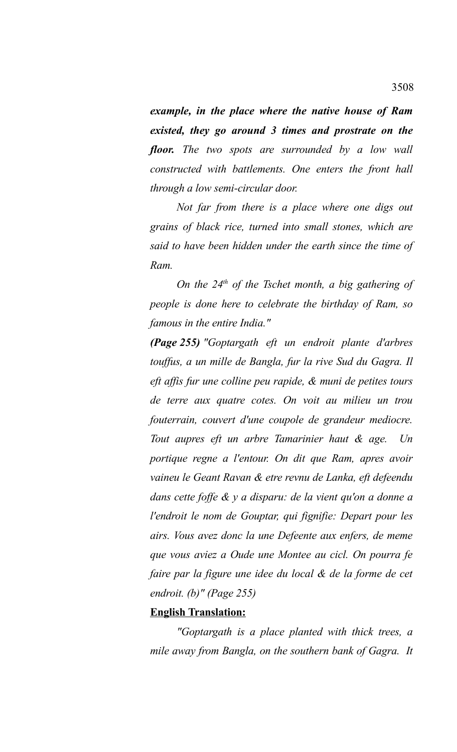***example, in the place where the native house of Ram existed, they go around 3 times and prostrate on the floor.*** *The two spots are surrounded by a low wall constructed with battlements. One enters the front hall through a low semi-circular door.*

*Not far from there is a place where one digs out grains of black rice, turned into small stones, which are said to have been hidden under the earth since the time of Ram.*

*On the 24th of the Tschet month, a big gathering of people is done here to celebrate the birthday of Ram, so famous in the entire India."*

***(Page 255)*** *"Goptargath eft un endroit plante d'arbres touffus, a un mille de Bangla, fur la rive Sud du Gagra. Il eft affis fur une colline peu rapide, & muni de petites tours de terre aux quatre cotes. On voit au milieu un trou fouterrain, couvert d'une coupole de grandeur mediocre. Tout aupres eft un arbre Tamarinier haut & age. Un portique regne a l'entour. On dit que Ram, apres avoir vaineu le Geant Ravan & etre revnu de Lanka, eft defeendu dans cette foffe & y a disparu: de la vient qu'on a donne a l'endroit le nom de Gouptar, qui fignifie: Depart pour les airs. Vous avez donc la une Defeente aux enfers, de meme que vous aviez a Oude une Montee au cicl. On pourra fe faire par la figure une idee du local & de la forme de cet endroit. (b)" (Page 255)*

**English Translation:**

*"Goptargath is a place planted with thick trees, a mile away from Bangla, on the southern bank of Gagra. It*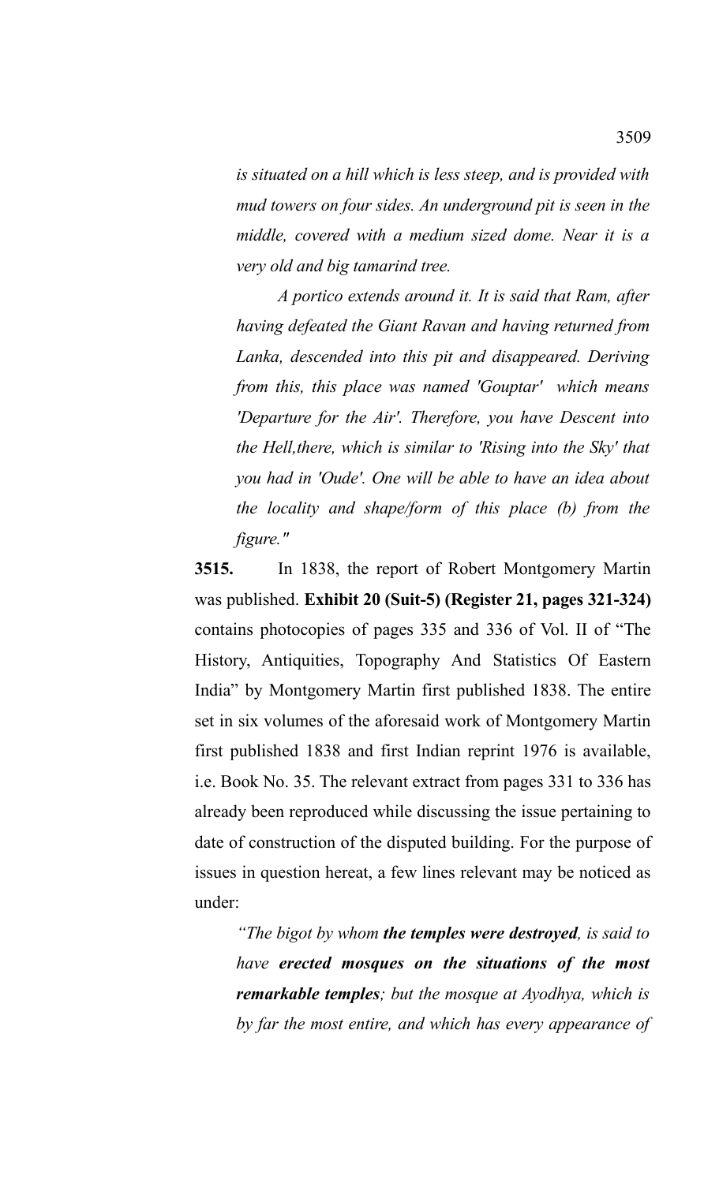*is situated on a hill which is less steep, and is provided with mud towers on four sides. An underground pit is seen in the middle, covered with a medium sized dome. Near it is a very old and big tamarind tree.*

*A portico extends around it. It is said that Ram, after having defeated the Giant Ravan and having returned from Lanka, descended into this pit and disappeared. Deriving from this, this place was named 'Gouptar' which means 'Departure for the Air'. Therefore, you have Descent into the Hell,there, which is similar to 'Rising into the Sky' that you had in 'Oude'. One will be able to have an idea about the locality and shape/form of this place (b) from the figure."*

**3515.** In 1838, the report of Robert Montgomery Martin was published. **Exhibit 20 (Suit-5) (Register 21, pages 321-324)** contains photocopies of pages 335 and 336 of Vol. II of "The History, Antiquities, Topography And Statistics Of Eastern India" by Montgomery Martin first published 1838. The entire set in six volumes of the aforesaid work of Montgomery Martin first published 1838 and first Indian reprint 1976 is available, i.e. Book No. 35. The relevant extract from pages 331 to 336 has already been reproduced while discussing the issue pertaining to date of construction of the disputed building. For the purpose of issues in question hereat, a few lines relevant may be noticed as under:

*"The bigot by whom **the temples were destroyed**, is said to have **erected mosques on the situations of the most remarkable temples**; but the mosque at Ayodhya, which is by far the most entire, and which has every appearance of*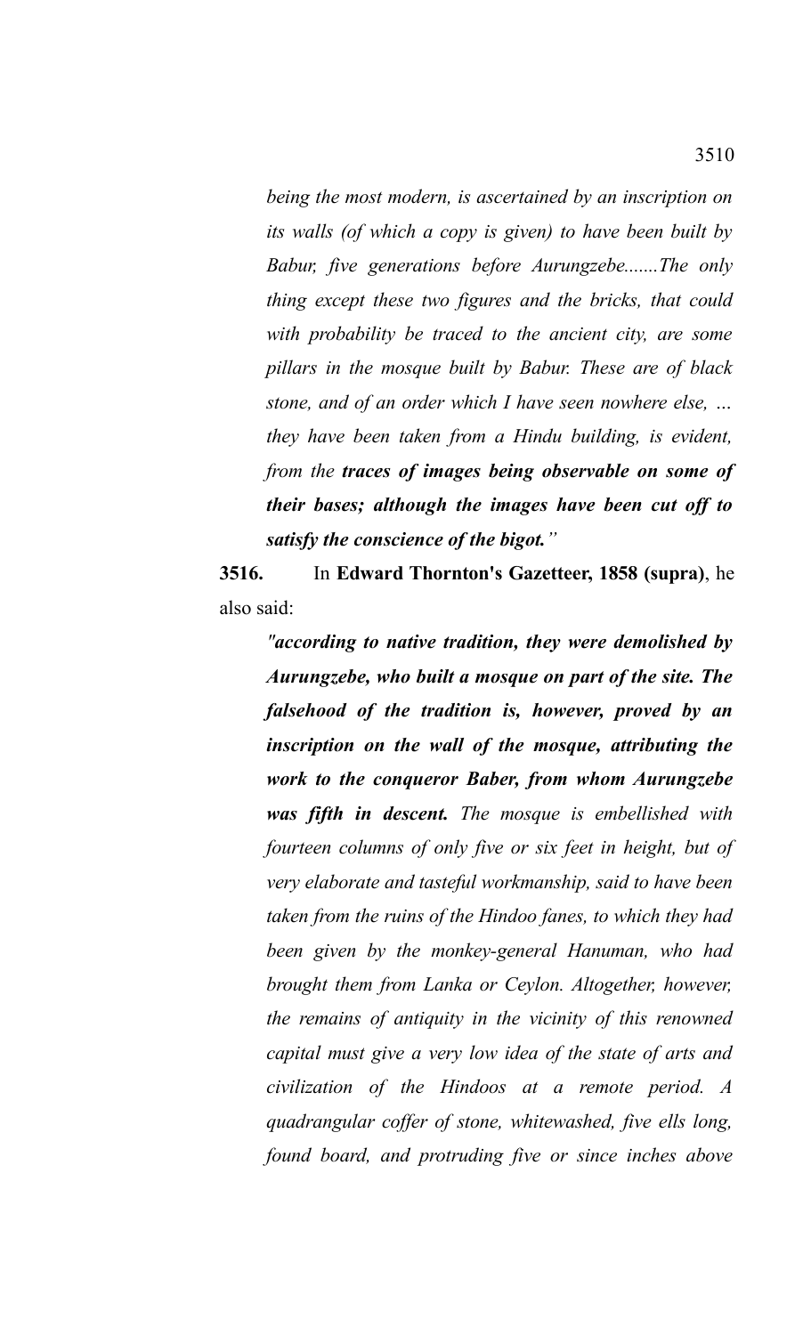*being the most modern, is ascertained by an inscription on its walls (of which a copy is given) to have been built by Babur, five generations before Aurungzebe.......The only thing except these two figures and the bricks, that could with probability be traced to the ancient city, are some pillars in the mosque built by Babur. These are of black stone, and of an order which I have seen nowhere else, … they have been taken from a Hindu building, is evident, from the* ***traces of images being observable on some of their bases; although the images have been cut off to satisfy the conscience of the bigot.****"*

**3516.** In **Edward Thornton's Gazetteer, 1858 (supra)**, he also said:

> ***"according to native tradition, they were demolished by Aurungzebe, who built a mosque on part of the site. The falsehood of the tradition is, however, proved by an inscription on the wall of the mosque, attributing the work to the conqueror Baber, from whom Aurungzebe was fifth in descent.*** *The mosque is embellished with fourteen columns of only five or six feet in height, but of very elaborate and tasteful workmanship, said to have been taken from the ruins of the Hindoo fanes, to which they had been given by the monkey-general Hanuman, who had brought them from Lanka or Ceylon. Altogether, however, the remains of antiquity in the vicinity of this renowned capital must give a very low idea of the state of arts and civilization of the Hindoos at a remote period. A quadrangular coffer of stone, whitewashed, five ells long, found board, and protruding five or since inches above*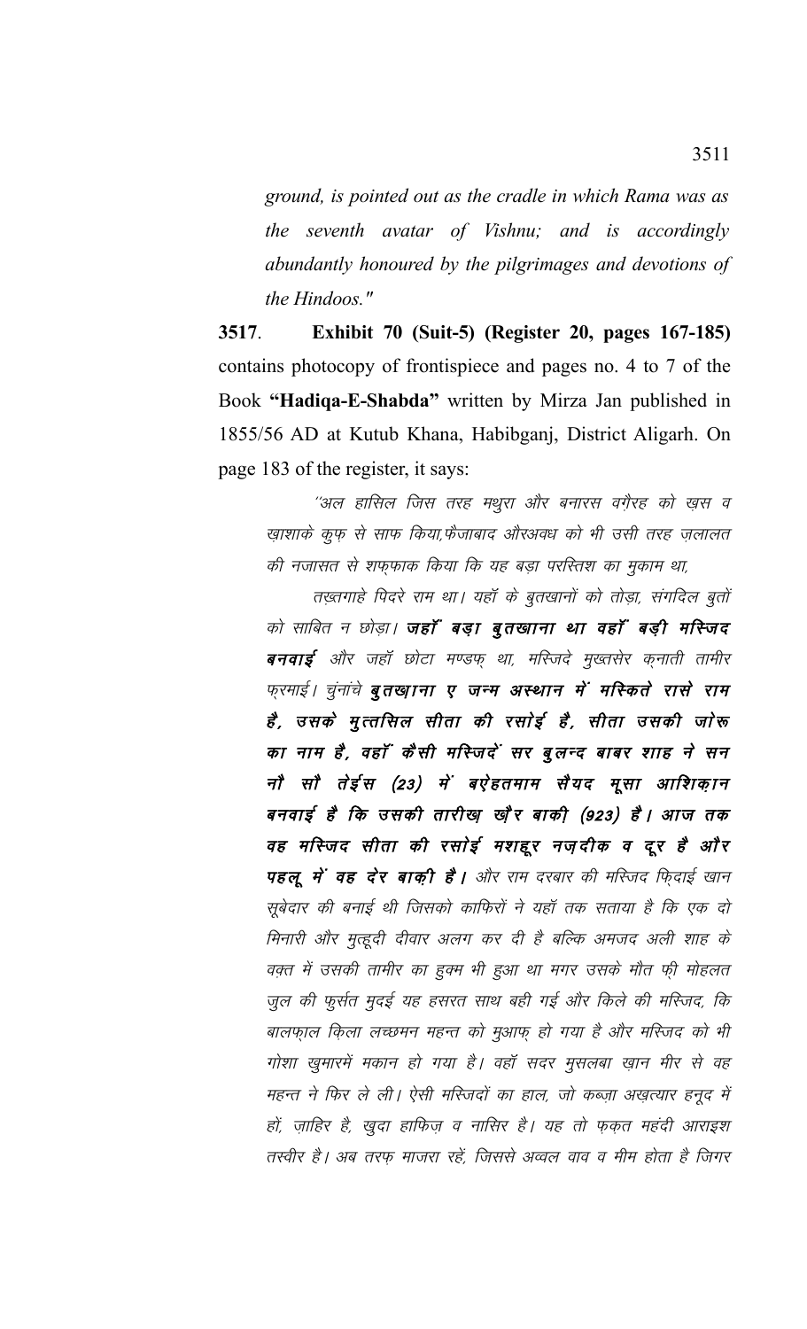*ground, is pointed out as the cradle in which Rama was as the seventh avatar of Vishnu; and is accordingly abundantly honoured by the pilgrimages and devotions of the Hindoos."*

**3517**. **Exhibit 70 (Suit-5) (Register 20, pages 167-185)** contains photocopy of frontispiece and pages no. 4 to 7 of the Book **"Hadiqa-E-Shabda"** written by Mirza Jan published in 1855/56 AD at Kutub Khana, Habibganj, District Aligarh. On page 183 of the register, it says:

*''अल हासिल जिस तरह मथुरा और बनारस वग़ैरह को ख़स व ख़ाशाके कुफ़ से साफ किया,फैजाबाद औरअवध को भी उसी तरह ज़लालत की नजासत से शफ़्फाक किया कि यह बड़ा परस्तिश का मुकाम था,*

*तख़्तगाहे पिदरे राम था। यहॉ के बुतख़ानों को तोड़ा, संगदिल बुतों को साबित न छोड़ा।* ***जहॉं बड़ा बुतखाना था वहॉं बड़ी मस्जिद बनवाई*** *और जहॉ छोटा मण्डफ़ था, मस्जिदे मुख्तसेर क़नाती तामीर फ़रमाई। चुंनांचे* ***बुतखाना ए जन्म अस्थान में मस्किते रासे राम है, उसके मुत्तसिल सीता की रसोई है, सीता उसकी जोरू का नाम है, वहॉं कैसी मस्जिदें सर बुलन्द बाबर शाह ने सन नौ सौ तेईस (23) में बऐहतमाम सैयद मूसा आशिक़ान बनवाई है कि उसकी तारीख़ ख़ैर बाकी (923) है। आज तक वह मस्जिद सीता की रसोई मशहूर नज़दीक व दूर है और पहलू में वह देर बाक़ी है।*** *और राम दरबार की मस्जिद फ़िदाई खान सूबेदार की बनाई थी जिसको काफिरों ने यहॉ तक सताया है कि एक दो मिनारी और मुत्हूदी दीवार अलग कर दी है बल्कि अमजद अली शाह के वक़्त में उसकी तामीर का हुक्म भी हुआ था मगर उसके मौत फ़ी मोहलत जुल की फुर्सत मुदई यह हसरत साथ बही गई और किले की मस्जिद, कि बालफ़ाल किला लच्छमन महन्त को मुआफ़ हो गया है और मस्जिद को भी गोशा खुमारमें मकान हो गया है। वहॉ सदर मुसलबा ख़ान मीर से वह महन्त ने फिर ले ली। ऐसी मस्जिदों का हाल, जो कब्ज़ा अख़्त्यार हनूद में हों, ज़ाहिर है, खुदा हाफिज़ व नासिर है। यह तो फ़क़त महंदी आराइश तस्वीर है। अब तरफ़ माजरा रहें, जिससे अव्वल वाव व मीम होता है जिगर*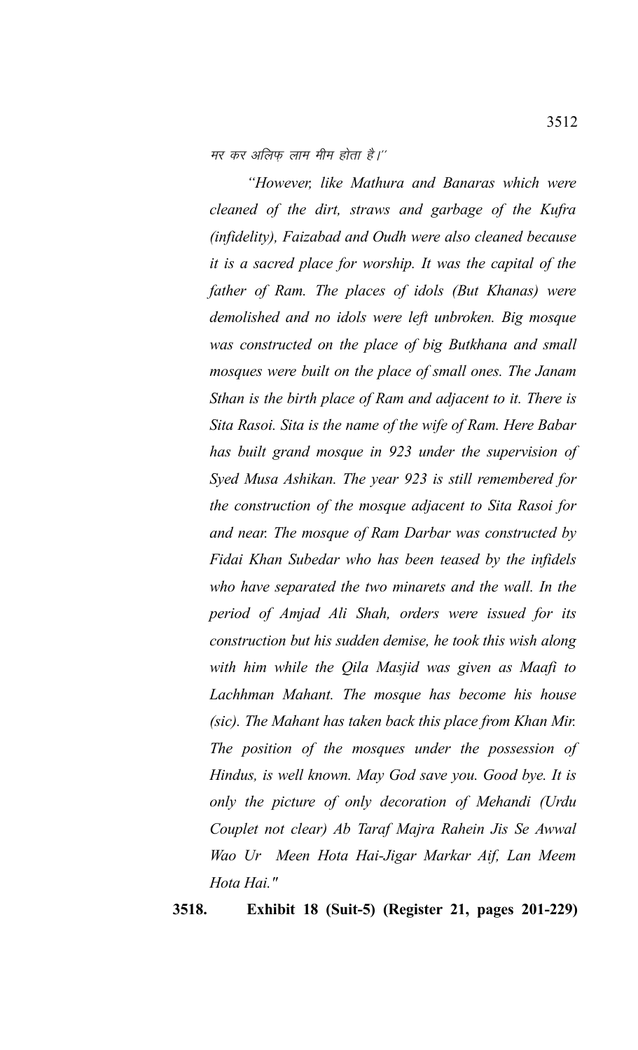मर कर अलिफ़ लाम मीम होता है।''

*"However, like Mathura and Banaras which were cleaned of the dirt, straws and garbage of the Kufra (infidelity), Faizabad and Oudh were also cleaned because it is a sacred place for worship. It was the capital of the father of Ram. The places of idols (But Khanas) were demolished and no idols were left unbroken. Big mosque was constructed on the place of big Butkhana and small mosques were built on the place of small ones. The Janam Sthan is the birth place of Ram and adjacent to it. There is Sita Rasoi. Sita is the name of the wife of Ram. Here Babar has built grand mosque in 923 under the supervision of Syed Musa Ashikan. The year 923 is still remembered for the construction of the mosque adjacent to Sita Rasoi for and near. The mosque of Ram Darbar was constructed by Fidai Khan Subedar who has been teased by the infidels who have separated the two minarets and the wall. In the period of Amjad Ali Shah, orders were issued for its construction but his sudden demise, he took this wish along with him while the Qila Masjid was given as Maafi to Lachhman Mahant. The mosque has become his house (sic). The Mahant has taken back this place from Khan Mir. The position of the mosques under the possession of Hindus, is well known. May God save you. Good bye. It is only the picture of only decoration of Mehandi (Urdu Couplet not clear) Ab Taraf Majra Rahein Jis Se Awwal Wao Ur Meen Hota Hai-Jigar Markar Aif, Lan Meem Hota Hai."*

**3518. Exhibit 18 (Suit-5) (Register 21, pages 201-229)**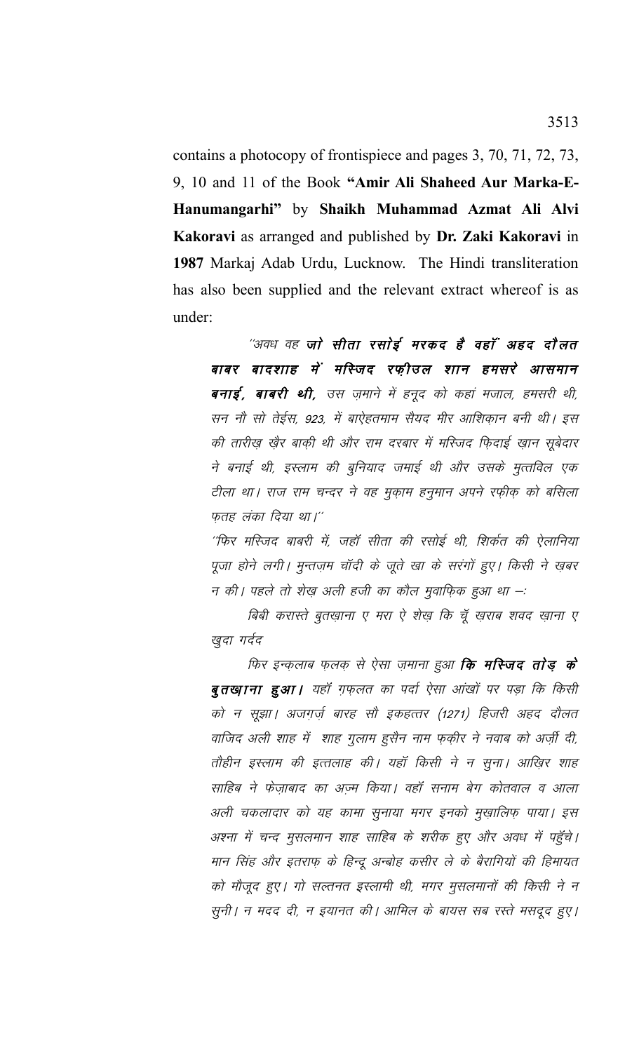contains a photocopy of frontispiece and pages 3, 70, 71, 72, 73, 9, 10 and 11 of the Book **"Amir Ali Shaheed Aur Marka-E-Hanumangarhi"** by **Shaikh Muhammad Azmat Ali Alvi Kakoravi** as arranged and published by **Dr. Zaki Kakoravi** in **1987** Markaj Adab Urdu, Lucknow. The Hindi transliteration has also been supplied and the relevant extract whereof is as under:

> *''अवध वह **जो सीता रसोई मरकद है वहॉ अहद दौलत बाबर बादशाह में मस्जिद रफ़ीउल शान हमसरे आसमान बनाई, बाबरी थी,** उस ज़माने में हनूद को कहां मजाल, हमसरी थी, सन नौ सो तेईस, 923, में बाऐहतमाम सैयद मीर आशिक़ान बनी थी। इस की तारीख़ ख़ैर बाक़ी थी और राम दरबार में मस्जिद फ़िदाई ख़ान सूबेदार ने बनाई थी, इस्लाम की बुनियाद जमाई थी और उसके मुत्तविल एक टीला था। राज राम चन्दर ने वह मुक़ाम हनुमान अपने रफ़ीक़ को बसिला फ़तह लंका दिया था।''*
>
> *''फिर मस्जिद बाबरी में, जहॉ सीता की रसोई थी, शिर्कत की ऐलानिया पूजा होने लगी। मुन्तज़म चॉदी के जूते खा के सरंगों हुए। किसी ने ख़बर न की। पहले तो शेख़ अली हजी का कौल मुवाफ़िक हुआ था –:*
>
> *बिबी करास्ते बुतख़ाना ए मरा ऐ शेख़ कि चूं ख़राब शवद ख़ाना ए ख़ुदा गर्दद*
>
> *फिर इन्क़लाब फ़लक़ से ऐसा ज़माना हुआ **कि मस्जिद तोड़ के बुतख़ाना हुआ।** यहॉ ग़फ़लत का पर्दा ऐसा आंखों पर पड़ा कि किसी को न सूझा। अजग़र्ज़ बारह सौ इकहत्तर (1271) हिजरी अहद दौलत वाजिद अली शाह में शाह गुलाम हुसैन नाम फ़कीर ने नवाब को अर्ज़ी दी, तौहीन इस्लाम की इत्तलाह की। यहॉ किसी ने न सुना। आख़िर शाह साहिब ने फ़ेज़ाबाद का अज़्म किया। वहॉ सनाम बेग कोतवाल व आला अली चकलादार को यह कामा सुनाया मगर इनको मुख़ालिफ़ पाया। इस अश्ना में चन्द मुसलमान शाह साहिब के शरीक हुए और अवध में पहुँचे। मान सिंह और इतराफ़ के हिन्दू अन्बोह कसीर ले के बैरागियों की हिमायत को मौजूद हुए। गो सल्तनत इस्लामी थी, मगर मुसलमानों की किसी ने न सुनी। न मदद दी, न इयानत की। आमिल के बायस सब रस्ते मसदूद हुए।*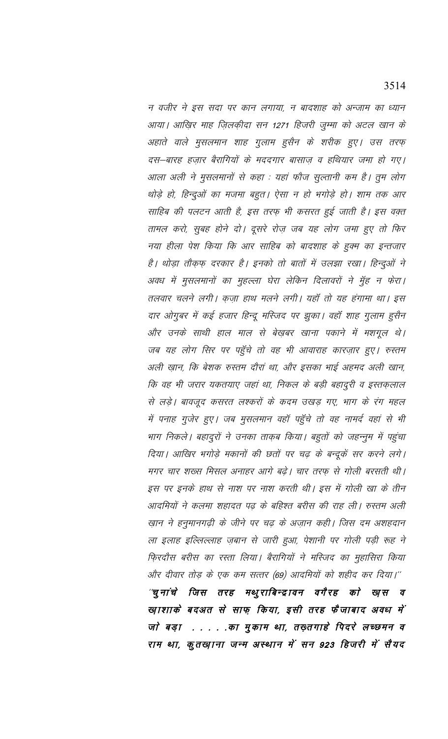*न वजीर ने इस सदा पर कान लगाया, न बादशाह को अन्जाम का ध्यान आया। आख़िर माह ज़िलक़ीदा सन 1271 हिजरी जुम्मा को अटल खान के अहाते वाले मुसलमान शाह गुलाम हुसैन के शरीक हुए। उस तरफ़ दस—बारह हज़ार बैरागियों के मददगार बासाज़ व हथियार जमा हो गए। आला अली ने मुसलमानों से कहा : यहां फौज सुल्तानी कम है। तुम लोग थोड़े हो, हिन्दुओं का मजमा बहुत। ऐसा न हो भगोड़े हो। शाम तक आर साहिब की पलटन आती है, इस तरफ़ भी कसरत हुई जाती है। इस वक़्त तामल करो, सुबह होने दो। दूसरे रोज़ जब यह लोग जमा हुए तो फिर नया हीला पेश किया कि आर साहिब को बादशाह के हुक्म का इन्तजार है। थोड़ा तौक़फ़ दरकार है। इनको तो बातों में उलझा रखा। हिन्दुओं ने अवध में मुसलमानों का मुहल्ला घेरा लेकिन दिलावरों ने मुँह न फेरा। तलवार चलने लगी। क़ज़ा हाथ मलने लगी। यहाँ तो यह हंगामा था। इस दार ओगुबर में कई हजार हिन्दू मस्जिद पर झुका। वहाँ शाह गुलाम हुसैन और उनके साथी हाल माल से बेख़बर खाना पकाने में मशगूल थे। जब यह लोग सिर पर पहुँचे तो वह भी आवाराह कारज़ार हुए। रुस्तम अली ख़ान, कि बेशक रुस्तम दौरां था, और इसका भाई अहमद अली खान, कि वह भी जरार यकतयाए जहां था, निकल के बड़ी बहादुरी व इस्तक़लाल से लड़े। बावजूद कसरत लश्करों के कदम उखड़ गए, भाग के रंग महल में पनाह गुजेर हुए। जब मुसलमान वहाँ पहुँचे तो वह नामर्द वहां से भी भाग निकले। बहादुरों ने उनका ताक़ब किया। बहुतों को जहन्नुम में पहुंचा दिया। आखिर भगोड़े मकानों की छतों पर चढ़ के बन्दूकें सर करने लगे। मगर चार शख़्स मिसल अनाहर आगे बढ़े। चार तरफ़ से गोली बरसती थी। इस पर इनके हाथ से नाश पर नाश करती थी। इस में गोली खा के तीन आदमियों ने कलमा शहादत पढ़ के बहिश्त बरीस की राह ली। रुस्तम अली ख़ान ने हनुमानगढ़ी के जीने पर चढ़ के अज़ान कही। जिस दम अशहदान ला इलाह इल्लिल्लाह ज़बान से जारी हुआ, पेशानी पर गोली पड़ी रूह ने फ़िरदौस बरीस का रस्ता लिया। बैरागियों ने मस्जिद का मुहासिरा किया और दीवार तोड़ के एक कम सत्तर (69) आदमियों को शहीद कर दिया।''*

***'चुनांचे जिस तरह मथुराबिन्द्रावन वगैरह को ख़ास व ख़ाशाके बदअत से साफ़ किया, इसी तरह फैजाबाद अवध में जो बड़ा . . . . .का मुकाम था, तख़्तगाहे पिदरे लच्छमन व राम था, कुतख़ाना जन्म अस्थान में सन 923 हिजरी में सैयद***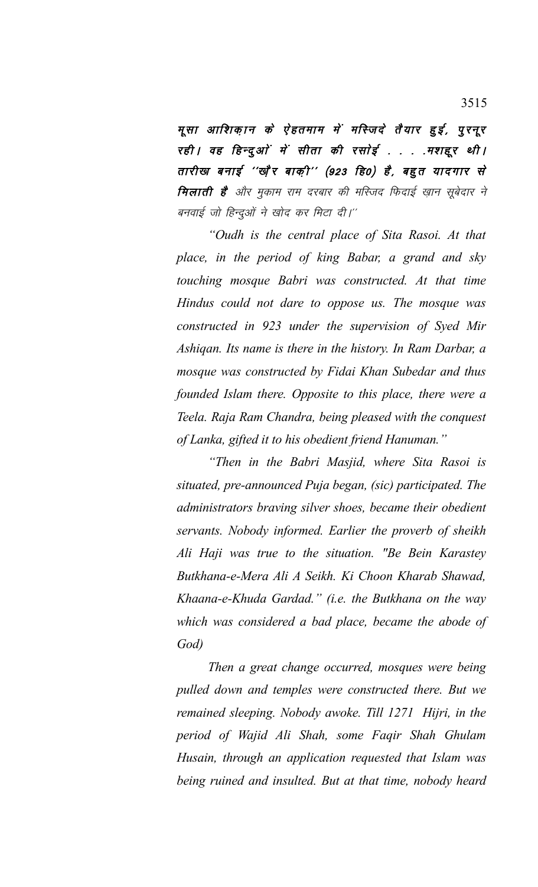**मूसा आशिक़ान के ऐहतमाम में मस्जिदे तैयार हुई, पुरनूर रही। वह हिन्दुओं में सीता की रसोई . . . .मशहूर थी। तारीख बनाई ''ख़ैर बाक़ी'' (923 हि0) है, बहुत यादगार से मिलाती है** *और मुकाम राम दरबार की मस्जिद फिदाई ख़ान सूबेदार ने बनवाई जो हिन्दुओं ने खोद कर मिटा दी।''*

*"Oudh is the central place of Sita Rasoi. At that place, in the period of king Babar, a grand and sky touching mosque Babri was constructed. At that time Hindus could not dare to oppose us. The mosque was constructed in 923 under the supervision of Syed Mir Ashiqan. Its name is there in the history. In Ram Darbar, a mosque was constructed by Fidai Khan Subedar and thus founded Islam there. Opposite to this place, there were a Teela. Raja Ram Chandra, being pleased with the conquest of Lanka, gifted it to his obedient friend Hanuman."*

*"Then in the Babri Masjid, where Sita Rasoi is situated, pre-announced Puja began, (sic) participated. The administrators braving silver shoes, became their obedient servants. Nobody informed. Earlier the proverb of sheikh Ali Haji was true to the situation. "Be Bein Karastey Butkhana-e-Mera Ali A Seikh. Ki Choon Kharab Shawad, Khaana-e-Khuda Gardad." (i.e. the Butkhana on the way which was considered a bad place, became the abode of God)*

*Then a great change occurred, mosques were being pulled down and temples were constructed there. But we remained sleeping. Nobody awoke. Till 1271 Hijri, in the period of Wajid Ali Shah, some Faqir Shah Ghulam Husain, through an application requested that Islam was being ruined and insulted. But at that time, nobody heard*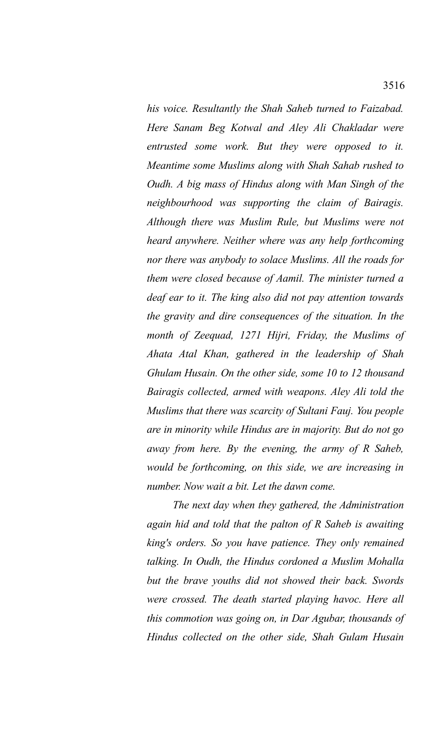*his voice. Resultantly the Shah Saheb turned to Faizabad. Here Sanam Beg Kotwal and Aley Ali Chakladar were entrusted some work. But they were opposed to it. Meantime some Muslims along with Shah Sahab rushed to Oudh. A big mass of Hindus along with Man Singh of the neighbourhood was supporting the claim of Bairagis. Although there was Muslim Rule, but Muslims were not heard anywhere. Neither where was any help forthcoming nor there was anybody to solace Muslims. All the roads for them were closed because of Aamil. The minister turned a deaf ear to it. The king also did not pay attention towards the gravity and dire consequences of the situation. In the month of Zeequad, 1271 Hijri, Friday, the Muslims of Ahata Atal Khan, gathered in the leadership of Shah Ghulam Husain. On the other side, some 10 to 12 thousand Bairagis collected, armed with weapons. Aley Ali told the Muslims that there was scarcity of Sultani Fauj. You people are in minority while Hindus are in majority. But do not go away from here. By the evening, the army of R Saheb, would be forthcoming, on this side, we are increasing in number. Now wait a bit. Let the dawn come.*

*The next day when they gathered, the Administration again hid and told that the palton of R Saheb is awaiting king's orders. So you have patience. They only remained talking. In Oudh, the Hindus cordoned a Muslim Mohalla but the brave youths did not showed their back. Swords were crossed. The death started playing havoc. Here all this commotion was going on, in Dar Agubar, thousands of Hindus collected on the other side, Shah Gulam Husain*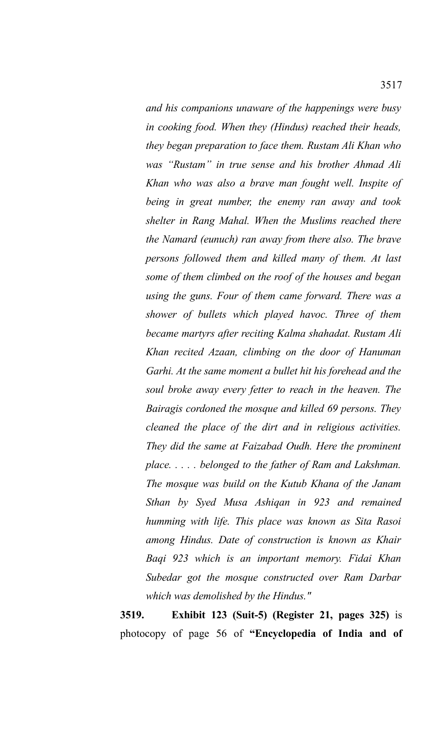*and his companions unaware of the happenings were busy in cooking food. When they (Hindus) reached their heads, they began preparation to face them. Rustam Ali Khan who was "Rustam" in true sense and his brother Ahmad Ali Khan who was also a brave man fought well. Inspite of being in great number, the enemy ran away and took shelter in Rang Mahal. When the Muslims reached there the Namard (eunuch) ran away from there also. The brave persons followed them and killed many of them. At last some of them climbed on the roof of the houses and began using the guns. Four of them came forward. There was a shower of bullets which played havoc. Three of them became martyrs after reciting Kalma shahadat. Rustam Ali Khan recited Azaan, climbing on the door of Hanuman Garhi. At the same moment a bullet hit his forehead and the soul broke away every fetter to reach in the heaven. The Bairagis cordoned the mosque and killed 69 persons. They cleaned the place of the dirt and in religious activities. They did the same at Faizabad Oudh. Here the prominent place. . . . . belonged to the father of Ram and Lakshman. The mosque was build on the Kutub Khana of the Janam Sthan by Syed Musa Ashiqan in 923 and remained humming with life. This place was known as Sita Rasoi among Hindus. Date of construction is known as Khair Baqi 923 which is an important memory. Fidai Khan Subedar got the mosque constructed over Ram Darbar which was demolished by the Hindus."*

**3519.** **Exhibit 123 (Suit-5) (Register 21, pages 325)** is photocopy of page 56 of **"Encyclopedia of India and of**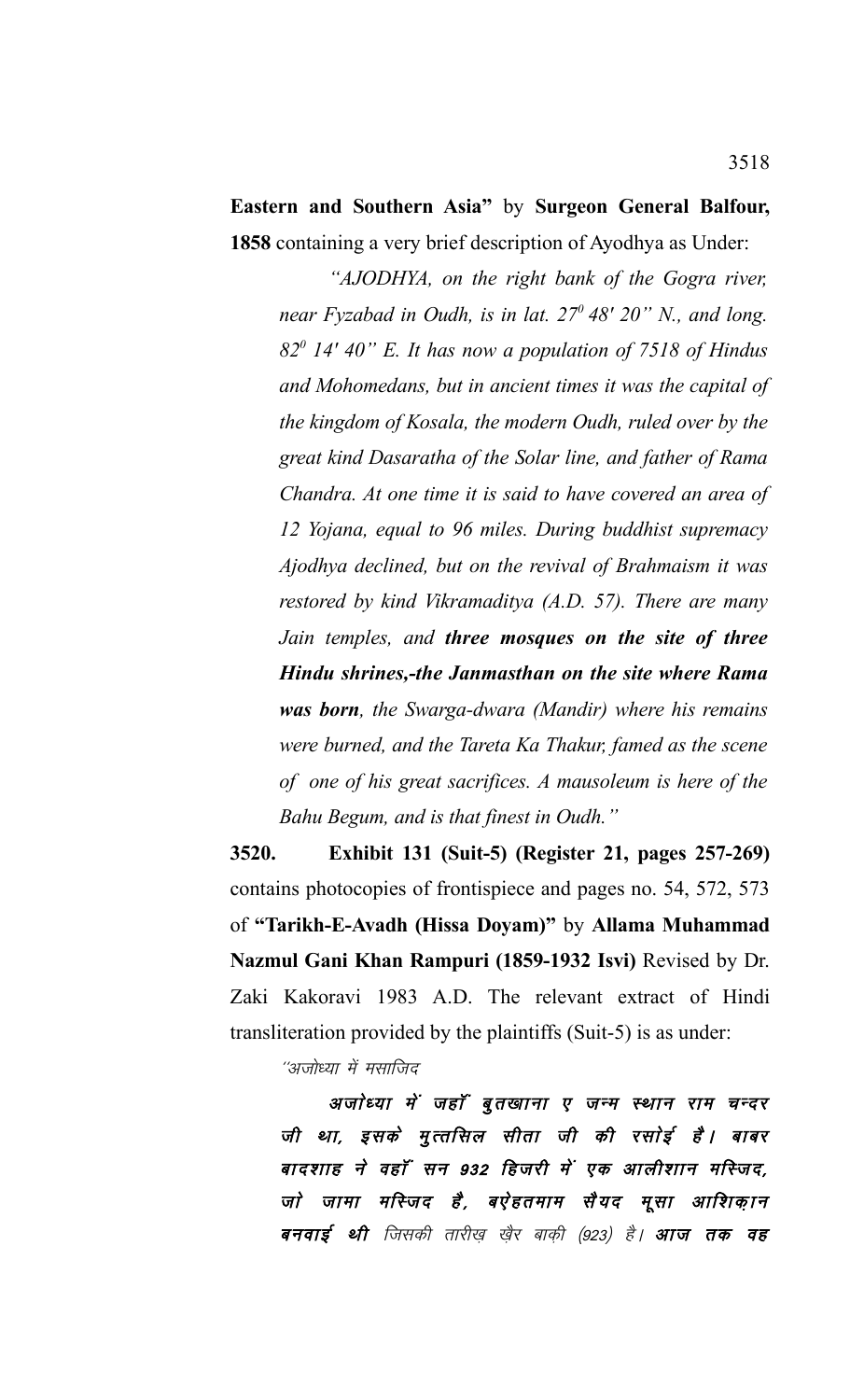**Eastern and Southern Asia"** by **Surgeon General Balfour, 1858** containing a very brief description of Ayodhya as Under:

*"AJODHYA, on the right bank of the Gogra river, near Fyzabad in Oudh, is in lat. $27^0$ 48' 20" N., and long. $82^0$ 14' 40" E. It has now a population of 7518 of Hindus and Mohomedans, but in ancient times it was the capital of the kingdom of Kosala, the modern Oudh, ruled over by the great kind Dasaratha of the Solar line, and father of Rama Chandra. At one time it is said to have covered an area of 12 Yojana, equal to 96 miles. During buddhist supremacy Ajodhya declined, but on the revival of Brahmaism it was restored by kind Vikramaditya (A.D. 57). There are many Jain temples, and **three mosques on the site of three Hindu shrines,-the Janmasthan on the site where Rama was born**, the Swarga-dwara (Mandir) where his remains were burned, and the Tareta Ka Thakur, famed as the scene of one of his great sacrifices. A mausoleum is here of the Bahu Begum, and is that finest in Oudh."*

**3520. Exhibit 131 (Suit-5) (Register 21, pages 257-269)** contains photocopies of frontispiece and pages no. 54, 572, 573 of **"Tarikh-E-Avadh (Hissa Doyam)"** by **Allama Muhammad Nazmul Gani Khan Rampuri (1859-1932 Isvi)** Revised by Dr. Zaki Kakoravi 1983 A.D. The relevant extract of Hindi transliteration provided by the plaintiffs (Suit-5) is as under:

*''अजोध्या में मसाजिद*

***अजोध्या में जहॉं बुतखाना ए जन्म स्थान राम चन्दर जी था, इसके मुत्तसिल सीता जी की रसोई है। बाबर बादशाह ने वहॉं सन 932 हिजरी में एक आलीशान मस्जिद, जो जामा मस्जिद है, बऐहतमाम सैयद मूसा आशिक़ान बनवाई थी** जिसकी तारीख़ ख़ैर बाक़ी (923) है। **आज तक वह***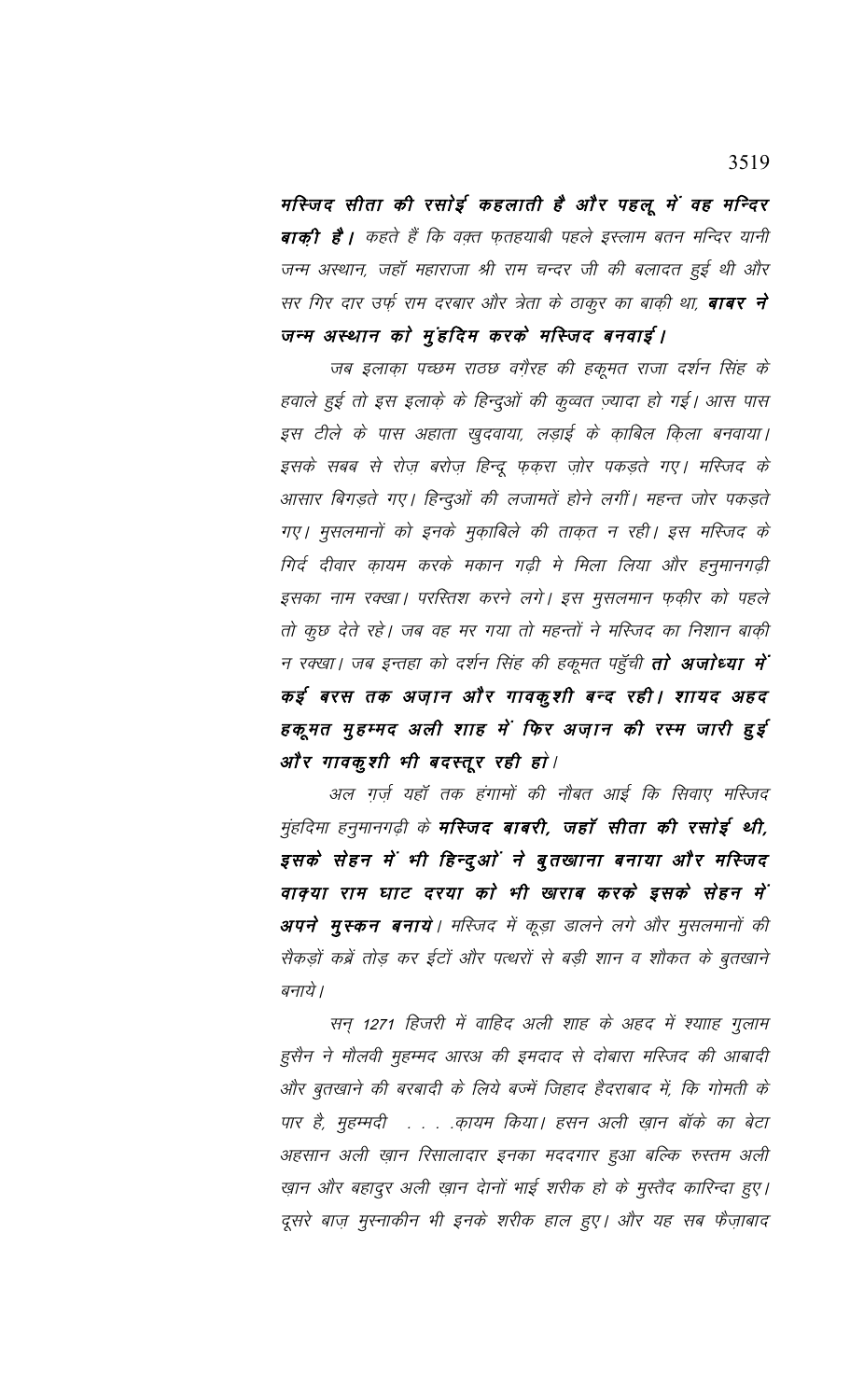**मस्जिद सीता की रसोई कहलाती है और पहलू में वह मन्दिर बाक़ी है।** कहते हैं कि वक़्त फ़तहयाबी पहले इस्लाम बतन मन्दिर यानी जन्म अस्थान, जहाँ महाराजा श्री राम चन्दर जी की बलादत हुई थी और सर गिर दार उर्फ़ राम दरबार और त्रेता के ठाकुर का बाक़ी था, **बाबर ने जन्म अस्थान को मुंहदिम करके मस्जिद बनवाई।**

जब इलाक़ा पच्छम राठछ वग़ैरह की हकूमत राजा दर्शन सिंह के हवाले हुई तो इस इलाक़े के हिन्दुओं की कुव्वत ज़्यादा हो गई। आस पास इस टीले के पास अहाता खुदवाया, लड़ाई के क़ाबिल क़िला बनवाया। इसके सबब से रोज़ बरोज़ हिन्दू फ़करा ज़ोर पकड़ते गए। मस्जिद के आसार बिगड़ते गए। हिन्दुओं की लजामतें होने लगीं। महन्त जोर पकड़ते गए। मुसलमानों को इनके मुक़ाबिले की ताक़त न रही। इस मस्जिद के गिर्द दीवार क़ायम करके मकान गढ़ी मे मिला लिया और हनुमानगढ़ी इसका नाम रक्खा। परस्तिश करने लगे। इस मुसलमान फ़क़ीर को पहले तो कुछ देते रहे। जब वह मर गया तो महन्तों ने मस्जिद का निशान बाक़ी न रक्खा। जब इन्तहा को दर्शन सिंह की हकूमत पहुँची **तो अजोध्या में कई बरस तक अज़ान और गावकुशी बन्द रही। शायद अहद हकूमत मुहम्मद अली शाह में फिर अज़ान की रस्म जारी हुई और गावकुशी भी बदस्तूर रही हो।**

अल ग़र्ज़ यहाँ तक हंगामों की नौबत आई कि सिवाए मस्जिद मुंहदिमा हनुमानगढ़ी के **मस्जिद बाबरी, जहाँ सीता की रसोई थी, इसके सेहन में भी हिन्दुओं ने बुतखाना बनाया और मस्जिद वाक़्या राम घाट दरया को भी खराब करके इसके सेहन में अपने मुस्कन बनाये।** मस्जिद में कूड़ा डालने लगे और मुसलमानों की सैकड़ों कब्रें तोड़ कर ईटों और पत्थरों से बड़ी शान व शौकत के बुतखाने बनाये।

सन् 1271 हिजरी में वाहिद अली शाह के अहद में श्याह गुलाम हुसैन ने मौलवी मुहम्मद आरअ की इमदाद से दोबारा मस्जिद की आबादी और बुतखाने की बरबादी के लिये बज्में जिहाद हैदराबाद में, कि गोमती के पार है, मुहम्मदी . . . .क़ायम किया। हसन अली ख़ान बॉके का बेटा अहसान अली ख़ान रिसालादार इनका मददगार हुआ बल्कि रुस्तम अली ख़ान और बहादुर अली ख़ान दोनों भाई शरीक हो के मुस्तैद कारिन्दा हुए। दूसरे बाज़ मुस्नाकीन भी इनके शरीक हाल हुए। और यह सब फ़ैज़ाबाद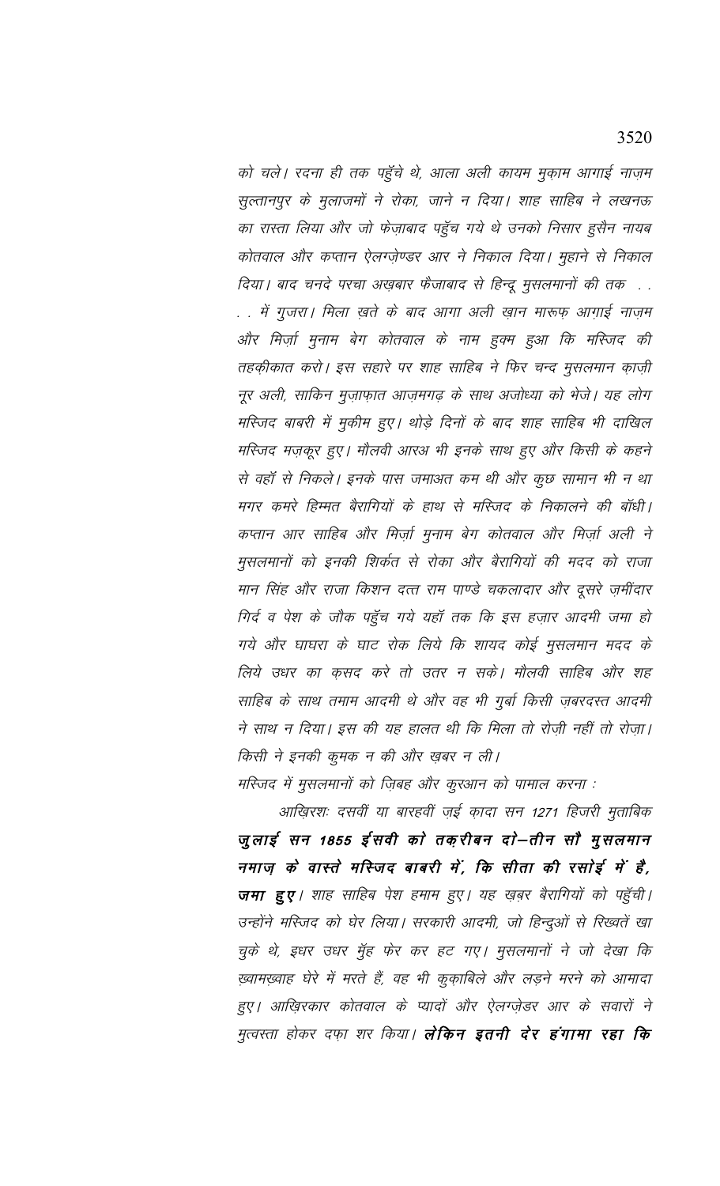को चले। रदना ही तक पहुँचे थे, आला अली कायम मुक़ाम आग़ाई नाज़म सुल्तानपुर के मुलाजमों ने रोका, जाने न दिया। शाह साहिब ने लखनऊ का रास्ता लिया और जो फेज़ाबाद पहुँच गये थे उनको निसार हुसैन नायब कोतवाल और कप्तान ऐलग्ज़ेण्डर आर ने निकाल दिया। मुहाने से निकाल दिया। बाद चनदे परचा अख़बार फैजाबाद से हिन्दू मुसलमानों की तक . . . . में गुजरा। मिला ख़ते के बाद आगा अली ख़ान मारूफ आग़ाई नाज़म और मिर्ज़ा मुनाम बेग कोतवाल के नाम हुक्म हुआ कि मस्जिद की तहक़ीकात करो। इस सहारे पर शाह साहिब ने फिर चन्द मुसलमान क़ाज़ी नूर अली, साकिन मुज़ाफ़ात आज़मगढ़ के साथ अजोध्या को भेजे। यह लोग मस्जिद बाबरी में मुक़ीम हुए। थोड़े दिनों के बाद शाह साहिब भी दाखिल मस्जिद मज़कूर हुए। मौलवी आरअ भी इनके साथ हुए और किसी के कहने से वहाँ से निकले। इनके पास जमाअत कम थी और कुछ सामान भी न था मगर कमरे हिम्मत बैरागियों के हाथ से मस्जिद के निकालने की बाँधी। कप्तान आर साहिब और मिर्ज़ा मुनाम बेग कोतवाल और मिर्ज़ा अली ने मुसलमानों को इनकी शिर्कत से रोका और बैरागियों की मदद को राजा मान सिंह और राजा किशन दत्त राम पाण्डे चकलादार और दूसरे ज़मींदार गिर्द व पेश के जौक पहुँच गये यहाँ तक कि इस हज़ार आदमी जमा हो गये और घाघरा के घाट रोक लिये कि शायद कोई मुसलमान मदद के लिये उधर का क़सद करे तो उतर न सके। मौलवी साहिब और शह साहिब के साथ तमाम आदमी थे और वह भी गुर्बा किसी ज़बरदस्त आदमी ने साथ न दिया। इस की यह हालत थी कि मिला तो रोज़ी नहीं तो रोज़ा। किसी ने इनकी कुमक न की और ख़बर न ली।

मस्जिद में मुसलमानों को ज़िबह और कुरआन को पामाल करना :

आख़िरशः दसवीं या बारहवीं ज़ई क़ादा सन 1271 हिजरी मुताबिक **जुलाई सन 1855 ईसवी को तक़रीबन दो–तीन सौ मुसलमान नमाज़ के वास्ते मस्जिद बाबरी में, कि सीता की रसोई में है, जमा हुए।** शाह साहिब पेश हमाम हुए। यह ख़बर बैरागियों को पहुँची। उन्होंने मस्जिद को घेर लिया। सरकारी आदमी, जो हिन्दुओं से रिख्वतें खा चुके थे, इधर उधर मुँह फेर कर हट गए। मुसलमानों ने जो देखा कि ख़्वामख़्वाह घेरे में मरते हैं, वह भी कुक़ाबिले और लड़ने मरने को आमादा हुए। आख़िरकार कोतवाल के प्यादों और ऐलग्ज़ेडर आर के सवारों ने मुत्वस्ता होकर दफ़ा शर किया। **लेकिन इतनी देर हंगामा रहा कि**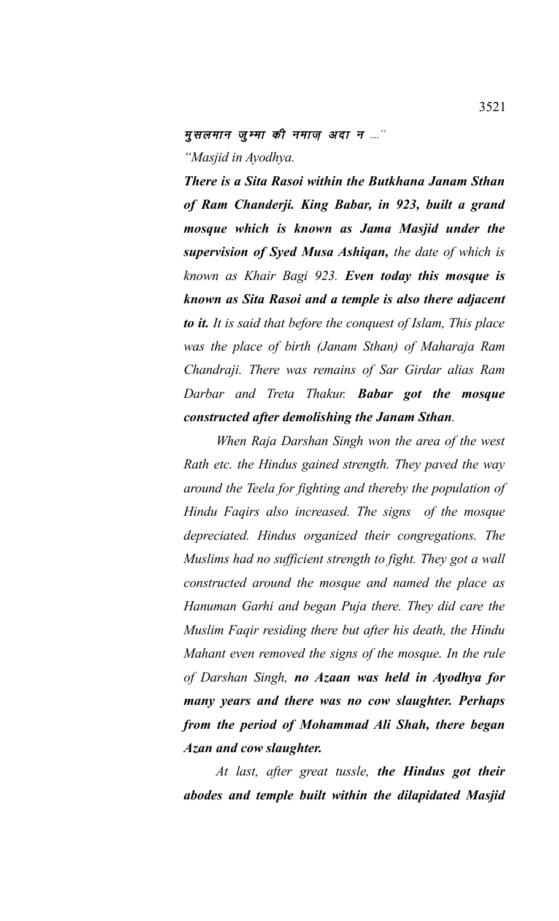*मुसलमान जुम्मा की नमाज अदा न ....''*

*"Masjid in Ayodhya.*

***There is a Sita Rasoi within the Butkhana Janam Sthan of Ram Chanderji. King Babar, in 923, built a grand mosque which is known as Jama Masjid under the supervision of Syed Musa Ashiqan,** the date of which is known as Khair Bagi 923. **Even today this mosque is known as Sita Rasoi and a temple is also there adjacent to it.** It is said that before the conquest of Islam, This place was the place of birth (Janam Sthan) of Maharaja Ram Chandraji. There was remains of Sar Girdar alias Ram Darbar and Treta Thakur. **Babar got the mosque constructed after demolishing the Janam Sthan**.*

*When Raja Darshan Singh won the area of the west Rath etc. the Hindus gained strength. They paved the way around the Teela for fighting and thereby the population of Hindu Faqirs also increased. The signs of the mosque depreciated. Hindus organized their congregations. The Muslims had no sufficient strength to fight. They got a wall constructed around the mosque and named the place as Hanuman Garhi and began Puja there. They did care the Muslim Faqir residing there but after his death, the Hindu Mahant even removed the signs of the mosque. In the rule of Darshan Singh, **no Azaan was held in Ayodhya for many years and there was no cow slaughter. Perhaps from the period of Mohammad Ali Shah, there began Azan and cow slaughter.***

*At last, after great tussle, **the Hindus got their abodes and temple built within the dilapidated Masjid***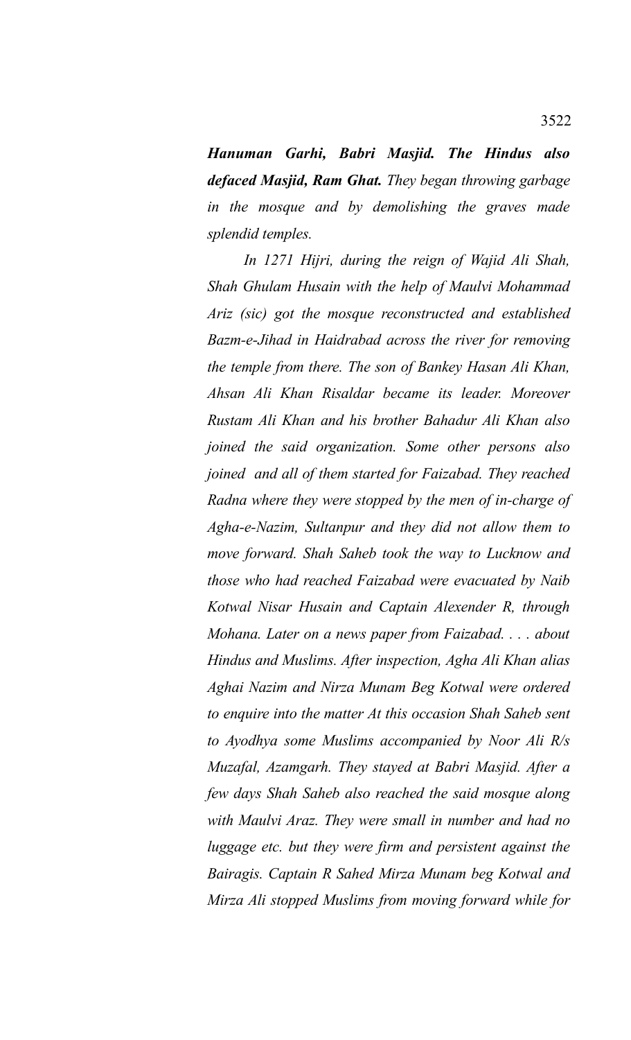***Hanuman Garhi, Babri Masjid. The Hindus also defaced Masjid, Ram Ghat.*** *They began throwing garbage in the mosque and by demolishing the graves made splendid temples.*

*In 1271 Hijri, during the reign of Wajid Ali Shah, Shah Ghulam Husain with the help of Maulvi Mohammad Ariz (sic) got the mosque reconstructed and established Bazm-e-Jihad in Haidrabad across the river for removing the temple from there. The son of Bankey Hasan Ali Khan, Ahsan Ali Khan Risaldar became its leader. Moreover Rustam Ali Khan and his brother Bahadur Ali Khan also joined the said organization. Some other persons also joined and all of them started for Faizabad. They reached Radna where they were stopped by the men of in-charge of Agha-e-Nazim, Sultanpur and they did not allow them to move forward. Shah Saheb took the way to Lucknow and those who had reached Faizabad were evacuated by Naib Kotwal Nisar Husain and Captain Alexender R, through Mohana. Later on a news paper from Faizabad. . . . about Hindus and Muslims. After inspection, Agha Ali Khan alias Aghai Nazim and Nirza Munam Beg Kotwal were ordered to enquire into the matter At this occasion Shah Saheb sent to Ayodhya some Muslims accompanied by Noor Ali R/s Muzafal, Azamgarh. They stayed at Babri Masjid. After a few days Shah Saheb also reached the said mosque along with Maulvi Araz. They were small in number and had no luggage etc. but they were firm and persistent against the Bairagis. Captain R Sahed Mirza Munam beg Kotwal and Mirza Ali stopped Muslims from moving forward while for*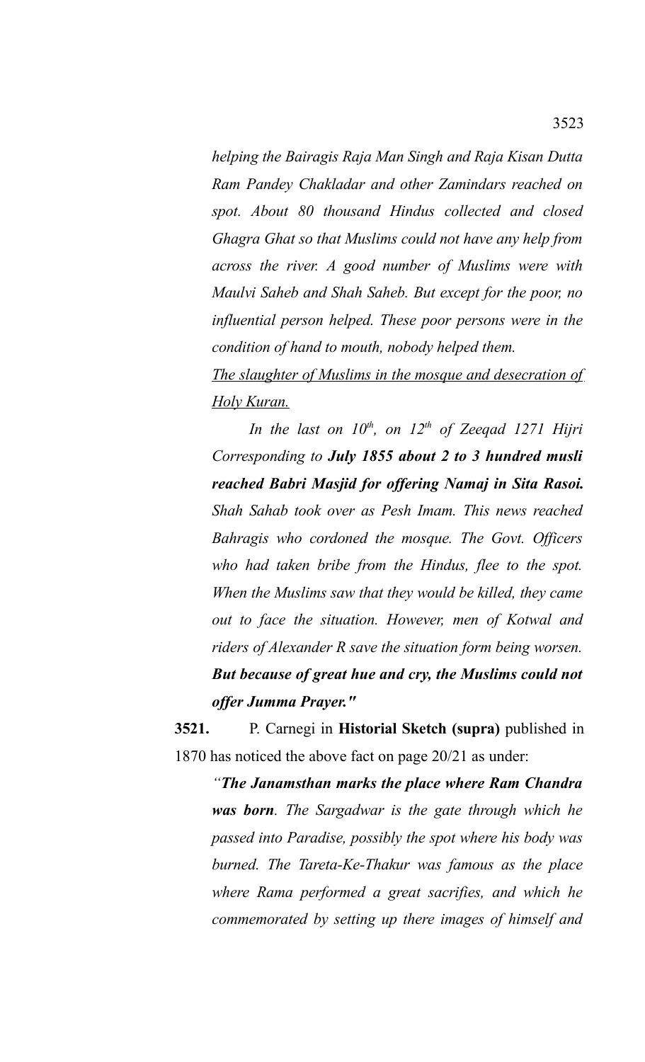*helping the Bairagis Raja Man Singh and Raja Kisan Dutta Ram Pandey Chakladar and other Zamindars reached on spot. About 80 thousand Hindus collected and closed Ghagra Ghat so that Muslims could not have any help from across the river. A good number of Muslims were with Maulvi Saheb and Shah Saheb. But except for the poor, no influential person helped. These poor persons were in the condition of hand to mouth, nobody helped them.*

*<u>The slaughter of Muslims in the mosque and desecration of Holy Kuran.</u>*

*In the last on 10th, on 12th of Zeeqad 1271 Hijri Corresponding to* ***July 1855 about 2 to 3 hundred musli reached Babri Masjid for offering Namaj in Sita Rasoi.*** *Shah Sahab took over as Pesh Imam. This news reached Bahragis who cordoned the mosque. The Govt. Officers who had taken bribe from the Hindus, flee to the spot. When the Muslims saw that they would be killed, they came out to face the situation. However, men of Kotwal and riders of Alexander R save the situation form being worsen.* ***But because of great hue and cry, the Muslims could not offer Jumma Prayer."***

**3521.** P. Carnegi in **Historial Sketch (supra)** published in 1870 has noticed the above fact on page 20/21 as under:

*"**The Janamsthan marks the place where Ram Chandra was born**. The Sargadwar is the gate through which he passed into Paradise, possibly the spot where his body was burned. The Tareta-Ke-Thakur was famous as the place where Rama performed a great sacrifies, and which he commemorated by setting up there images of himself and*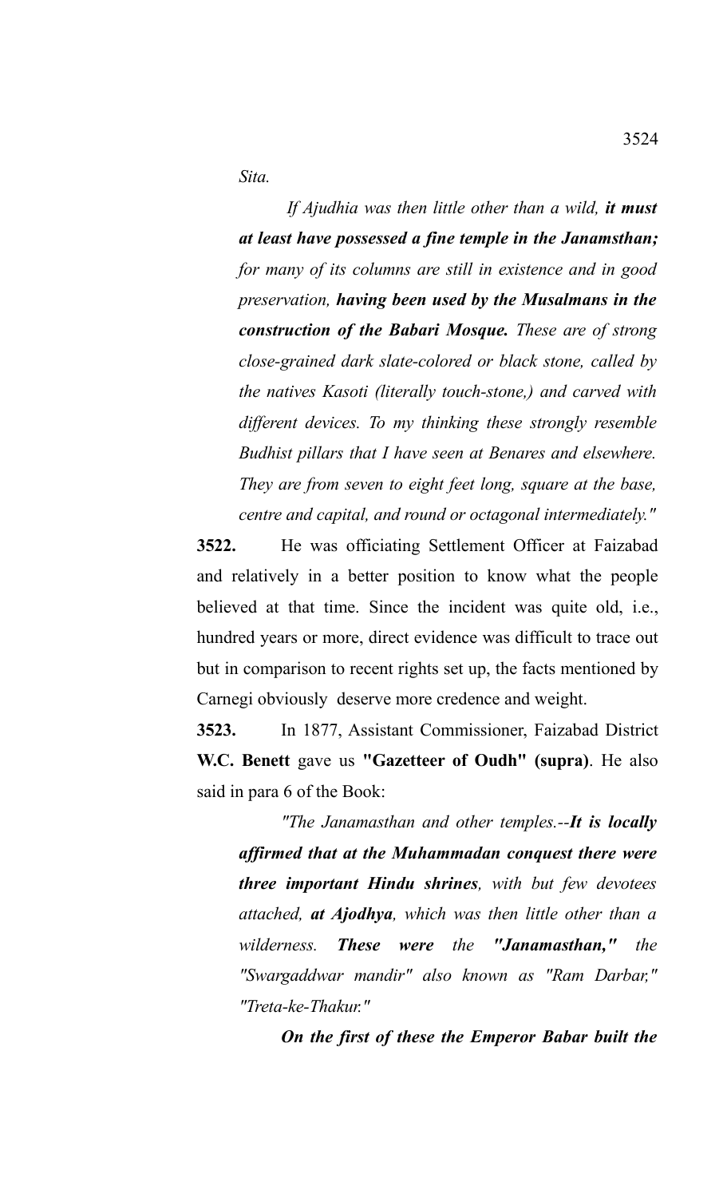*Sita.*

*If Ajudhia was then little other than a wild, **it must at least have possessed a fine temple in the Janamsthan;** for many of its columns are still in existence and in good preservation, **having been used by the Musalmans in the construction of the Babari Mosque.** These are of strong close-grained dark slate-colored or black stone, called by the natives Kasoti (literally touch-stone,) and carved with different devices. To my thinking these strongly resemble Budhist pillars that I have seen at Benares and elsewhere. They are from seven to eight feet long, square at the base, centre and capital, and round or octagonal intermediately."*

**3522.** He was officiating Settlement Officer at Faizabad and relatively in a better position to know what the people believed at that time. Since the incident was quite old, i.e., hundred years or more, direct evidence was difficult to trace out but in comparison to recent rights set up, the facts mentioned by Carnegi obviously deserve more credence and weight.

**3523.** In 1877, Assistant Commissioner, Faizabad District **W.C. Benett** gave us **"Gazetteer of Oudh" (supra)**. He also said in para 6 of the Book:

*"The Janamasthan and other temples.--**It is locally affirmed that at the Muhammadan conquest there were three important Hindu shrines**, with but few devotees attached, **at Ajodhya**, which was then little other than a wilderness. **These were the "Janamasthan,"** the "Swargaddwar mandir" also known as "Ram Darbar," "Treta-ke-Thakur."*

***On the first of these the Emperor Babar built the***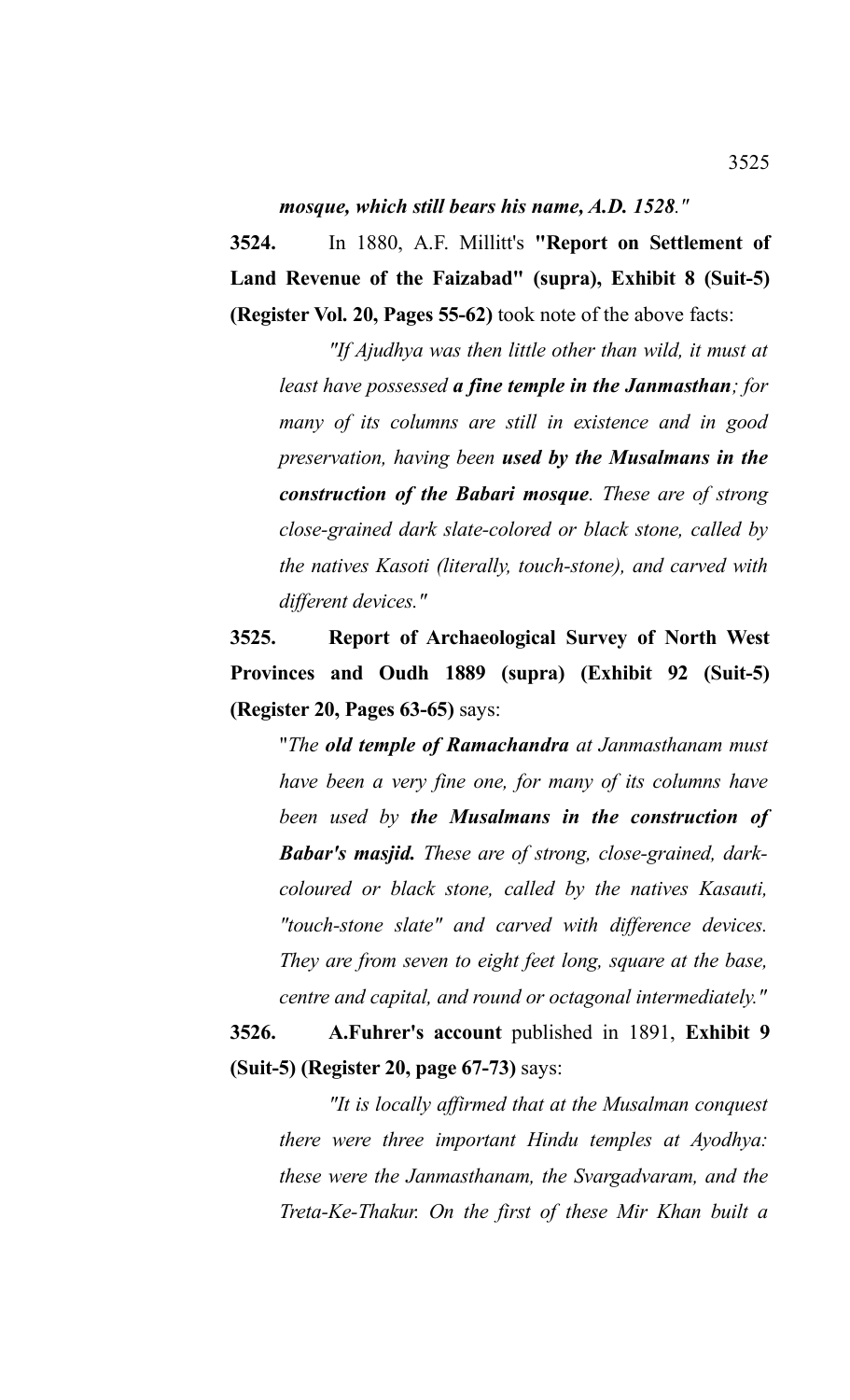***mosque, which still bears his name, A.D. 1528."***

**3524.** In 1880, A.F. Millitt's **"Report on Settlement of Land Revenue of the Faizabad" (supra), Exhibit 8 (Suit-5) (Register Vol. 20, Pages 55-62)** took note of the above facts:

> *"If Ajudhya was then little other than wild, it must at least have possessed **a fine temple in the Janmasthan**; for many of its columns are still in existence and in good preservation, having been **used by the Musalmans in the construction of the Babari mosque**. These are of strong close-grained dark slate-colored or black stone, called by the natives Kasoti (literally, touch-stone), and carved with different devices."*

**3525. Report of Archaeological Survey of North West Provinces and Oudh 1889 (supra) (Exhibit 92 (Suit-5) (Register 20, Pages 63-65)** says:

> "*The **old temple of Ramachandra** at Janmasthanam must have been a very fine one, for many of its columns have been used by **the Musalmans in the construction of Babar's masjid.** These are of strong, close-grained, dark-coloured or black stone, called by the natives Kasauti, "touch-stone slate" and carved with difference devices. They are from seven to eight feet long, square at the base, centre and capital, and round or octagonal intermediately."*

**3526. A.Fuhrer's account** published in 1891, **Exhibit 9 (Suit-5) (Register 20, page 67-73)** says:

> *"It is locally affirmed that at the Musalman conquest there were three important Hindu temples at Ayodhya: these were the Janmasthanam, the Svargadvaram, and the Treta-Ke-Thakur. On the first of these Mir Khan built a*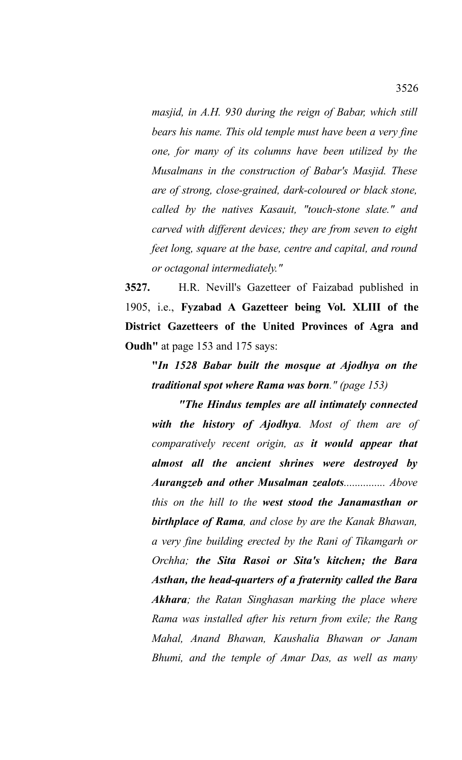*masjid, in A.H. 930 during the reign of Babar, which still bears his name. This old temple must have been a very fine one, for many of its columns have been utilized by the Musalmans in the construction of Babar's Masjid. These are of strong, close-grained, dark-coloured or black stone, called by the natives Kasauit, "touch-stone slate." and carved with different devices; they are from seven to eight feet long, square at the base, centre and capital, and round or octagonal intermediately."*

**3527.** H.R. Nevill's Gazetteer of Faizabad published in 1905, i.e., **Fyzabad A Gazetteer being Vol. XLIII of the District Gazetteers of the United Provinces of Agra and Oudh"** at page 153 and 175 says:

**"*In 1528 Babar built the mosque at Ajodhya on the traditional spot where Rama was born*.*" (page 153)***

***"The Hindus temples are all intimately connected with the history of Ajodhya****. Most of them are of comparatively recent origin, as* ***it would appear that almost all the ancient shrines were destroyed by Aurangzeb and other Musalman zealots****............... Above this on the hill to the* ***west stood the Janamasthan or birthplace of Rama****, and close by are the Kanak Bhawan, a very fine building erected by the Rani of Tikamgarh or Orchha;* ***the Sita Rasoi or Sita's kitchen; the Bara Asthan, the head-quarters of a fraternity called the Bara Akhara****; the Ratan Singhasan marking the place where Rama was installed after his return from exile; the Rang Mahal, Anand Bhawan, Kaushalia Bhawan or Janam Bhumi, and the temple of Amar Das, as well as many*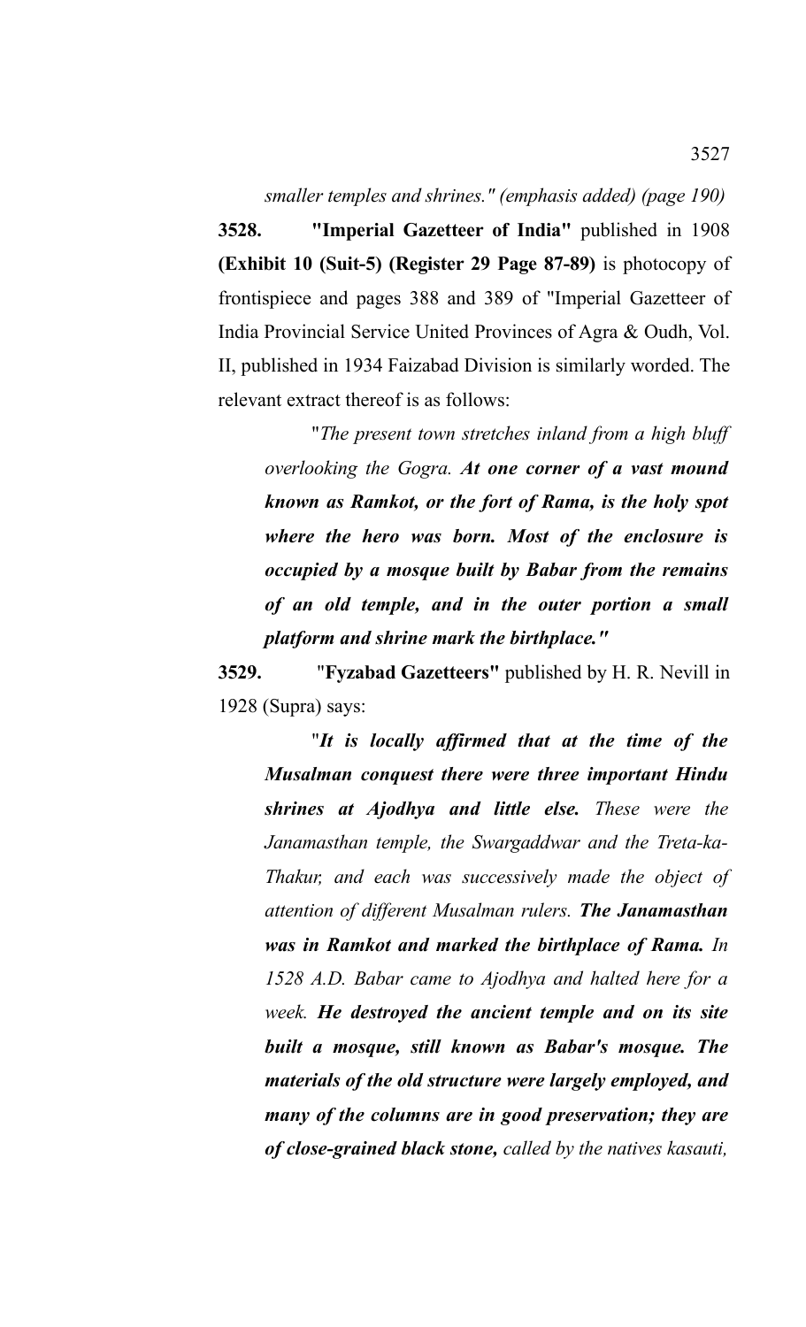*smaller temples and shrines." (emphasis added) (page 190)*

**3528.** **"Imperial Gazetteer of India"** published in 1908 **(Exhibit 10 (Suit-5) (Register 29 Page 87-89)** is photocopy of frontispiece and pages 388 and 389 of "Imperial Gazetteer of India Provincial Service United Provinces of Agra & Oudh, Vol. II, published in 1934 Faizabad Division is similarly worded. The relevant extract thereof is as follows:

> "*The present town stretches inland from a high bluff overlooking the Gogra.* ***At one corner of a vast mound known as Ramkot, or the fort of Rama, is the holy spot where the hero was born. Most of the enclosure is occupied by a mosque built by Babar from the remains of an old temple, and in the outer portion a small platform and shrine mark the birthplace."***

**3529.** "**Fyzabad Gazetteers"** published by H. R. Nevill in 1928 (Supra) says:

> "***It is locally affirmed that at the time of the Musalman conquest there were three important Hindu shrines at Ajodhya and little else.*** *These were the Janamasthan temple, the Swargaddwar and the Treta-ka-Thakur, and each was successively made the object of attention of different Musalman rulers.* ***The Janamasthan was in Ramkot and marked the birthplace of Rama.*** *In 1528 A.D. Babar came to Ajodhya and halted here for a week.* ***He destroyed the ancient temple and on its site built a mosque, still known as Babar's mosque. The materials of the old structure were largely employed, and many of the columns are in good preservation; they are of close-grained black stone,*** *called by the natives kasauti,*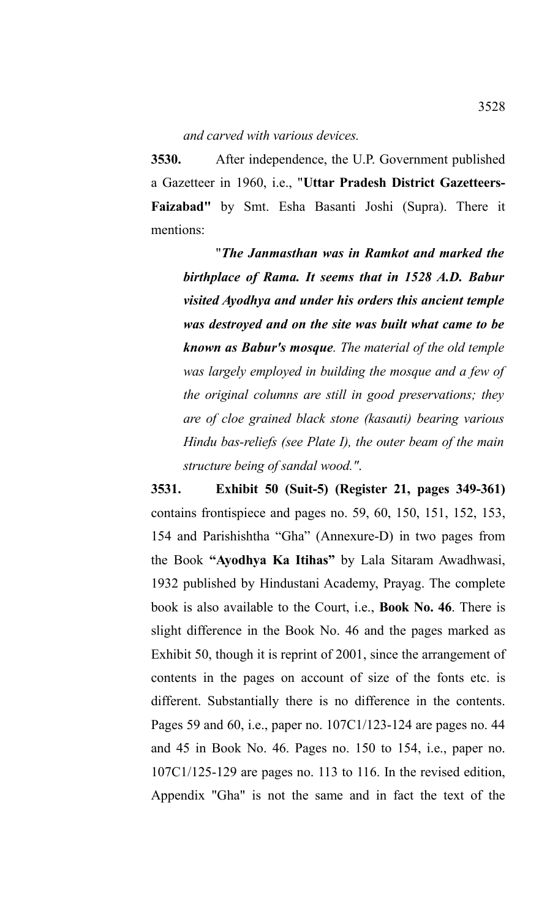*and carved with various devices.*

**3530.** After independence, the U.P. Government published a Gazetteer in 1960, i.e., "**Uttar Pradesh District Gazetteers-Faizabad"** by Smt. Esha Basanti Joshi (Supra). There it mentions:

> "***The Janmasthan was in Ramkot and marked the birthplace of Rama. It seems that in 1528 A.D. Babur visited Ayodhya and under his orders this ancient temple was destroyed and on the site was built what came to be known as Babur's mosque****. The material of the old temple was largely employed in building the mosque and a few of the original columns are still in good preservations; they are of cloe grained black stone (kasauti) bearing various Hindu bas-reliefs (see Plate I), the outer beam of the main structure being of sandal wood.".*

**3531. Exhibit 50 (Suit-5) (Register 21, pages 349-361)** contains frontispiece and pages no. 59, 60, 150, 151, 152, 153, 154 and Parishishtha "Gha" (Annexure-D) in two pages from the Book **"Ayodhya Ka Itihas"** by Lala Sitaram Awadhwasi, 1932 published by Hindustani Academy, Prayag. The complete book is also available to the Court, i.e., **Book No. 46**. There is slight difference in the Book No. 46 and the pages marked as Exhibit 50, though it is reprint of 2001, since the arrangement of contents in the pages on account of size of the fonts etc. is different. Substantially there is no difference in the contents. Pages 59 and 60, i.e., paper no. 107C1/123-124 are pages no. 44 and 45 in Book No. 46. Pages no. 150 to 154, i.e., paper no. 107C1/125-129 are pages no. 113 to 116. In the revised edition, Appendix "Gha" is not the same and in fact the text of the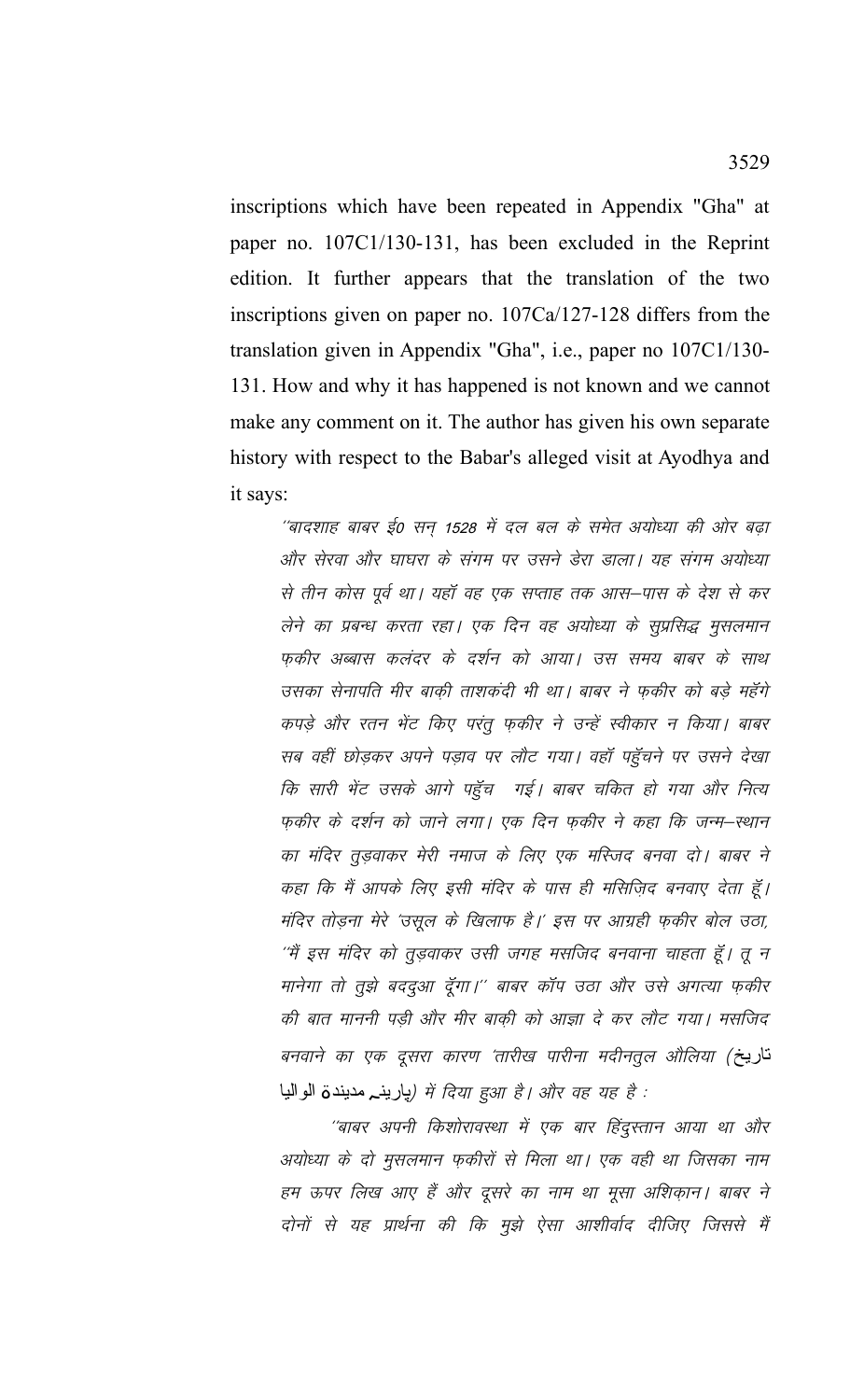inscriptions which have been repeated in Appendix "Gha" at paper no. 107C1/130-131, has been excluded in the Reprint edition. It further appears that the translation of the two inscriptions given on paper no. 107Ca/127-128 differs from the translation given in Appendix "Gha", i.e., paper no 107C1/130-131. How and why it has happened is not known and we cannot make any comment on it. The author has given his own separate history with respect to the Babar's alleged visit at Ayodhya and it says:

> *''बादशाह बाबर ई0 सन् 1528 में दल बल के समेत अयोध्या की ओर बढ़ा और सेरवा और घाघरा के संगम पर उसने डेरा डाला। यह संगम अयोध्या से तीन कोस पूर्व था। यहाँ वह एक सप्ताह तक आस–पास के देश से कर लेने का प्रबन्ध करता रहा। एक दिन वह अयोध्या के सुप्रसिद्ध मुसलमान फ़कीर अब्बास कलंदर के दर्शन को आया। उस समय बाबर के साथ उसका सेनापति मीर बाक़ी ताशकंदी भी था। बाबर ने फ़कीर को बड़े महँगे कपड़े और रतन भेंट किए परंतु फ़कीर ने उन्हें स्वीकार न किया। बाबर सब वहीं छोड़कर अपने पड़ाव पर लौट गया। वहाँ पहुँचने पर उसने देखा कि सारी भेंट उसके आगे पहुँच गई। बाबर चकित हो गया और नित्य फ़कीर के दर्शन को जाने लगा। एक दिन फ़कीर ने कहा कि जन्म–स्थान का मंदिर तुड़वाकर मेरी नमाज के लिए एक मस्जिद बनवा दो। बाबर ने कहा कि मैं आपके लिए इसी मंदिर के पास ही मसिज़िद बनवाए देता हूँ। मंदिर तोड़ना मेरे 'उसूल के खिलाफ है।' इस पर आग्रही फ़कीर बोल उठा, ''मैं इस मंदिर को तुड़वाकर उसी जगह मसजिद बनवाना चाहता हूँ। तू न मानेगा तो तुझे बददुआ दूँगा।'' बाबर कॉप उठा और उसे अगत्या फ़कीर की बात माननी पड़ी और मीर बाक़ी को आज्ञा दे कर लौट गया। मसजिद बनवाने का एक दूसरा कारण 'तारीख पारीना मदीनतुल औलिया (*تاریخ پارینہ مدینۃ الوالیا*) में दिया हुआ है। और वह यह है :*
>
> *''बाबर अपनी किशोरावस्था में एक बार हिंदुस्तान आया था और अयोध्या के दो मुसलमान फ़कीरों से मिला था। एक वही था जिसका नाम हम ऊपर लिख आए हैं और दूसरे का नाम था मूसा अशिक़ान। बाबर ने दोनों से यह प्रार्थना की कि मुझे ऐसा आशीर्वाद दीजिए जिससे मैं*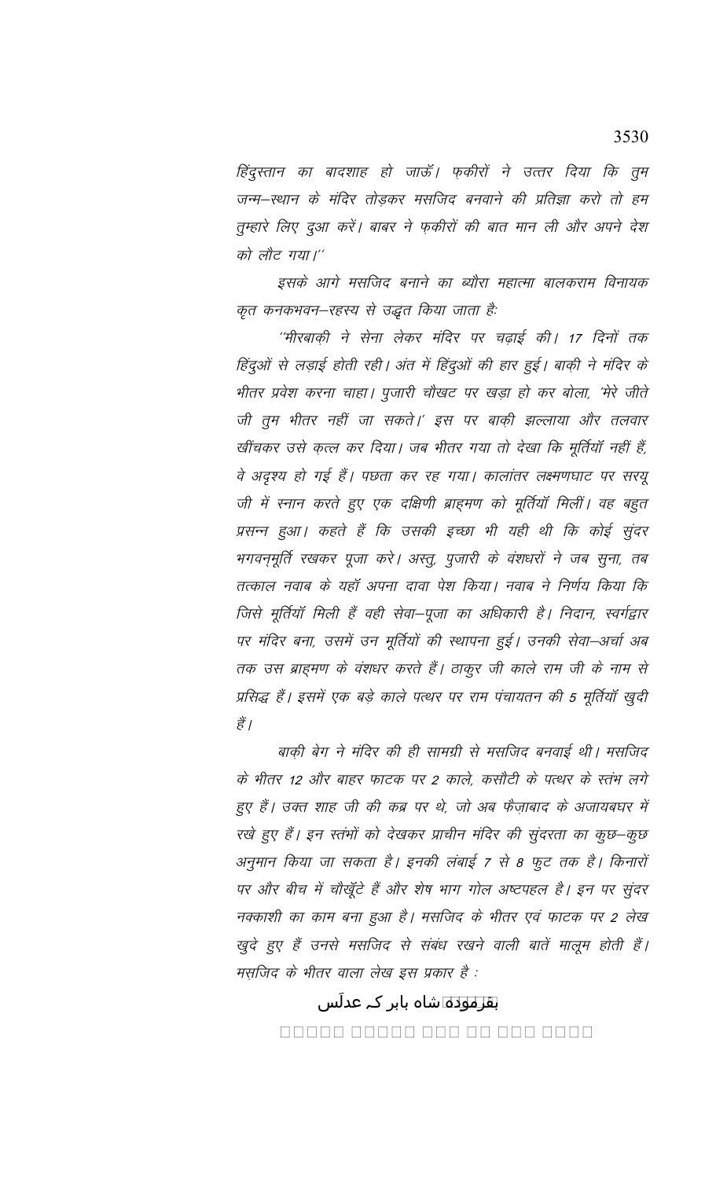*हिंदुस्तान का बादशाह हो जाऊँ। फ़कीरों ने उत्तर दिया कि तुम जन्म–स्थान के मंदिर तोड़कर मसजिद बनवाने की प्रतिज्ञा करो तो हम तुम्हारे लिए दुआ करें। बाबर ने फ़कीरों की बात मान ली और अपने देश को लौट गया।''*

*इसके आगे मसजिद बनाने का ब्यौरा महात्मा बालकराम विनायक कृत कनकभवन–रहस्य से उद्धृत किया जाता है:*

*''मीरबाक़ी ने सेना लेकर मंदिर पर चढ़ाई की। 17 दिनों तक हिंदुओं से लड़ाई होती रही। अंत में हिंदुओं की हार हुई। बाक़ी ने मंदिर के भीतर प्रवेश करना चाहा। पुजारी चौखट पर खड़ा हो कर बोला, 'मेरे जीते जी तुम भीतर नहीं जा सकते।' इस पर बाक़ी झल्लाया और तलवार खींचकर उसे क़त्ल कर दिया। जब भीतर गया तो देखा कि मूर्तियाँ नहीं हैं, वे अदृश्य हो गई हैं। पछता कर रह गया। कालांतर लक्ष्मणघाट पर सरयू जी में स्नान करते हुए एक दक्षिणी ब्राह्मण को मूर्तियाँ मिलीं। वह बहुत प्रसन्न हुआ। कहते हैं कि उसकी इच्छा भी यही थी कि कोई सुंदर भगवन्मूर्ति रखकर पूजा करे। अस्तु, पुजारी के वंशधरों ने जब सुना, तब तत्काल नवाब के यहाँ अपना दावा पेश किया। नवाब ने निर्णय किया कि जिसे मूर्तियाँ मिली हैं वही सेवा–पूजा का अधिकारी है। निदान, स्वर्गद्वार पर मंदिर बना, उसमें उन मूर्तियों की स्थापना हुई। उनकी सेवा–अर्चा अब तक उस ब्राह्मण के वंशधर करते हैं। ठाकुर जी काले राम जी के नाम से प्रसिद्ध हैं। इसमें एक बड़े काले पत्थर पर राम पंचायतन की 5 मूर्तियाँ खुदी हैं।*

*बाक़ी बेग ने मंदिर की ही सामग्री से मसजिद बनवाई थी। मसजिद के भीतर 12 और बाहर फाटक पर 2 काले, कसौटी के पत्थर के स्तंभ लगे हुए हैं। उक्त शाह जी की कब्र पर थे, जो अब फैज़ाबाद के अजायबघर में रखे हुए हैं। इन स्तंभों को देखकर प्राचीन मंदिर की सुंदरता का कुछ–कुछ अनुमान किया जा सकता है। इनकी लंबाई 7 से 8 फुट तक है। किनारों पर और बीच में चौखूँटे हैं और शेष भाग गोल अष्टपहल है। इन पर सुंदर नक्काशी का काम बना हुआ है। मसजिद के भीतर एवं फाटक पर 2 लेख खुदे हुए हैं उनसे मसजिद से संबंध रखने वाली बातें मालूम होती हैं। मसजिद के भीतर वाला लेख इस प्रकार है :*

بفرمودہ شاہ بابر کہ عدلس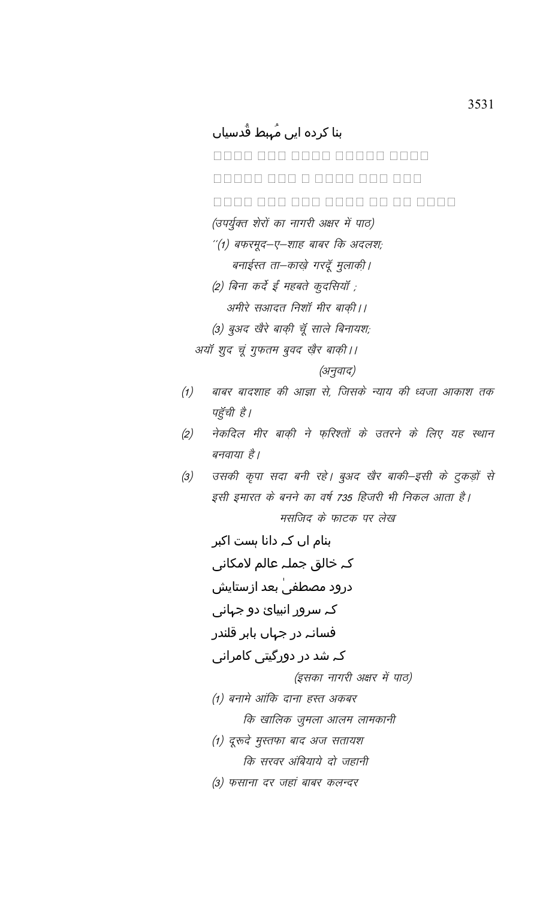بنا کردہ ایں مُہبط قُدسیاں

□□□□ □□□ □□□□ □□□□□ □□□□

□□□□□ □□□ □ □□□□ □□□ □□□

□□□□ □□□ □□□ □□□□ □□ □□ □□□□

*(उपर्युक्त शेरों का नागरी अक्षर में पाठ)*

*''(1) बफरमूद–ए–शाह बाबर कि अदलश;*
*बनाईस्त ता–काख़े गरदूँ मुलाक़ी।*

*(2) बिना कर्दे ईं महबते कुदसियाँ ;*
*अमीरे सआदत निशाँ मीर बाक़ी।।*

*(3) बुअद खैरे बाक़ी चूँ साले बिनायश;*
*अयाँ शुद चूं गुफ़तम बुवद ख़ैर बाक़ी।।*

*(अनुवाद)*

*(1) बाबर बादशाह की आज्ञा से, जिसके न्याय की ध्वजा आकाश तक पहुँची है।*

*(2) नेकदिल मीर बाक़ी ने फ़रिश्तों के उतरने के लिए यह स्थान बनवाया है।*

*(3) उसकी कृपा सदा बनी रहे। बुअद खैर बाकी–इसी के टुकड़ों से इसी इमारत के बनने का वर्ष 735 हिजरी भी निकल आता है।*

*मसजिद के फाटक पर लेख*

بنام اں کہ دانا ہست اکبر

کہ خالق جملہ عالم لامکانی

درود مصطفیٰ بعد ازستایش

کہ سرور انبیائ دو جہانی

فسانہ در جہاں بابر قلندر

کہ شد در دورگیتی کامرانی

*(इसका नागरी अक्षर में पाठ)*

*(1) बनामे आंकि दाना हस्त अकबर*
*कि खालिक जुमला आलम लामकानी*

*(1) दूरूदे मुस्तफा बाद अज सतायश*
*कि सरवर अंबियाये दो जहानी*

*(3) फसाना दर जहां बाबर कलन्दर*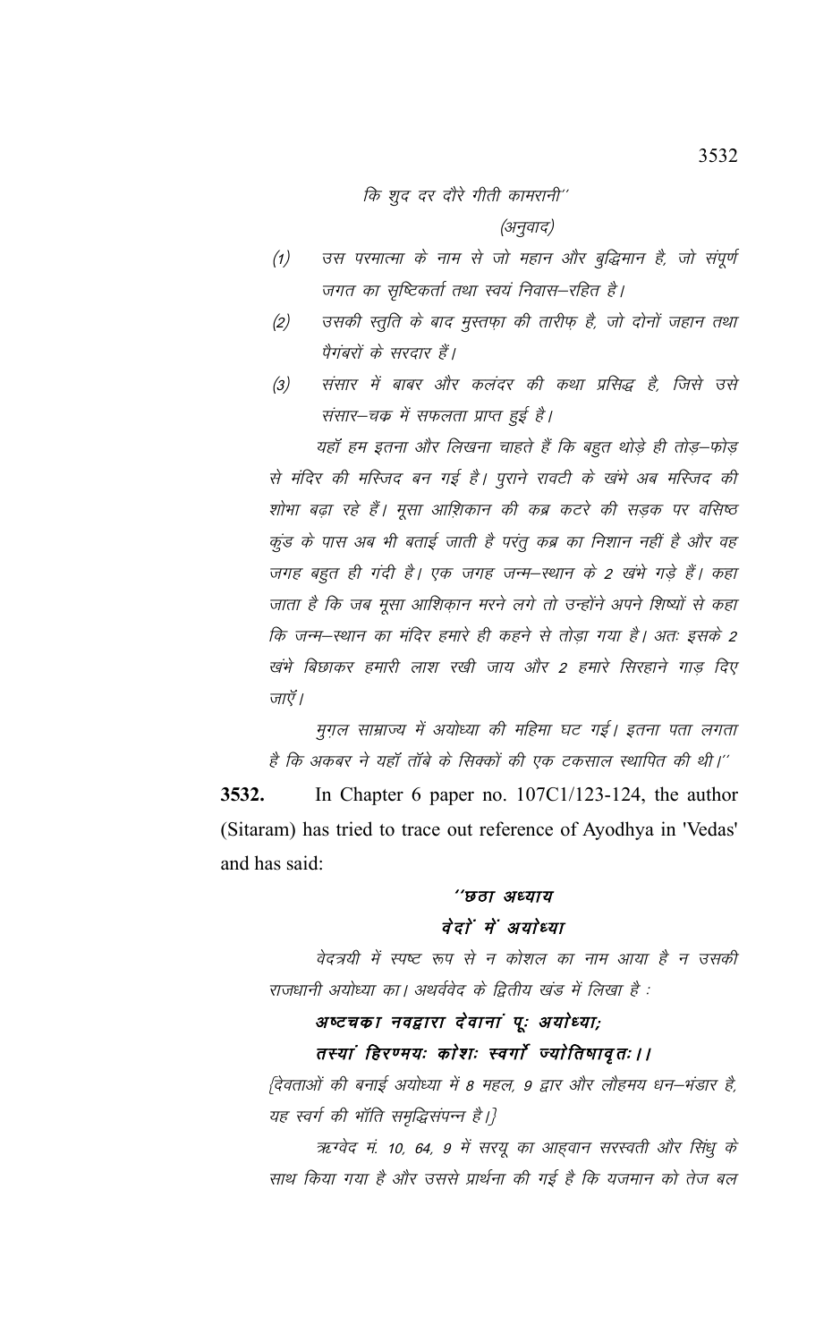कि शुद दर दौरे गीती कामरानी''

(अनुवाद)

(1) उस परमात्मा के नाम से जो महान और बुद्धिमान है, जो संपूर्ण जगत का सृष्टिकर्ता तथा स्वयं निवास–रहित है।

(2) उसकी स्तुति के बाद मुस्तफ़ा की तारीफ़ है, जो दोनों जहान तथा पैगंबरों के सरदार हैं।

(3) संसार में बाबर और कलंदर की कथा प्रसिद्ध है, जिसे उसे संसार–चक्र में सफलता प्राप्त हुई है।

यहाँ हम इतना और लिखना चाहते हैं कि बहुत थोड़े ही तोड़–फोड़ से मंदिर की मस्जिद बन गई है। पुराने रावटी के खंभे अब मस्जिद की शोभा बढ़ा रहे हैं। मूसा आशिकान की कब्र कटरे की सड़क पर वसिष्ठ कुंड के पास अब भी बताई जाती है परंतु कब्र का निशान नहीं है और वह जगह बहुत ही गंदी है। एक जगह जन्म–स्थान के 2 खंभे गड़े हैं। कहा जाता है कि जब मूसा आशिक़ान मरने लगे तो उन्होंने अपने शिष्यों से कहा कि जन्म–स्थान का मंदिर हमारे ही कहने से तोड़ा गया है। अतः इसके 2 खंभे बिछाकर हमारी लाश रखी जाय और 2 हमारे सिरहाने गाड़ दिए जाएँ।

मुग़ल साम्राज्य में अयोध्या की महिमा घट गई। इतना पता लगता है कि अकबर ने यहाँ ताँबे के सिक्कों की एक टकसाल स्थापित की थी।''

**3532.** In Chapter 6 paper no. 107C1/123-124, the author (Sitaram) has tried to trace out reference of Ayodhya in 'Vedas' and has said:

**''छठा अध्याय**

**वेदों में अयोध्या**

वेदत्रयी में स्पष्ट रूप से न कोशल का नाम आया है न उसकी राजधानी अयोध्या का। अथर्ववेद के द्वितीय खंड में लिखा है :

**अष्टचका नवद्वारा देवानां पूः अयोध्या;**

**तस्यां हिरण्मयः कोशः स्वर्गो ज्योतिषावृतः।।**

{देवताओं की बनाई अयोध्या में 8 महल, 9 द्वार और लौहमय धन–भंडार है, यह स्वर्ग की भाँति समृद्धिसंपन्न है।}

ऋग्वेद मं. 10, 64, 9 में सरयू का आह्वान सरस्वती और सिंधु के साथ किया गया है और उससे प्रार्थना की गई है कि यजमान को तेज बल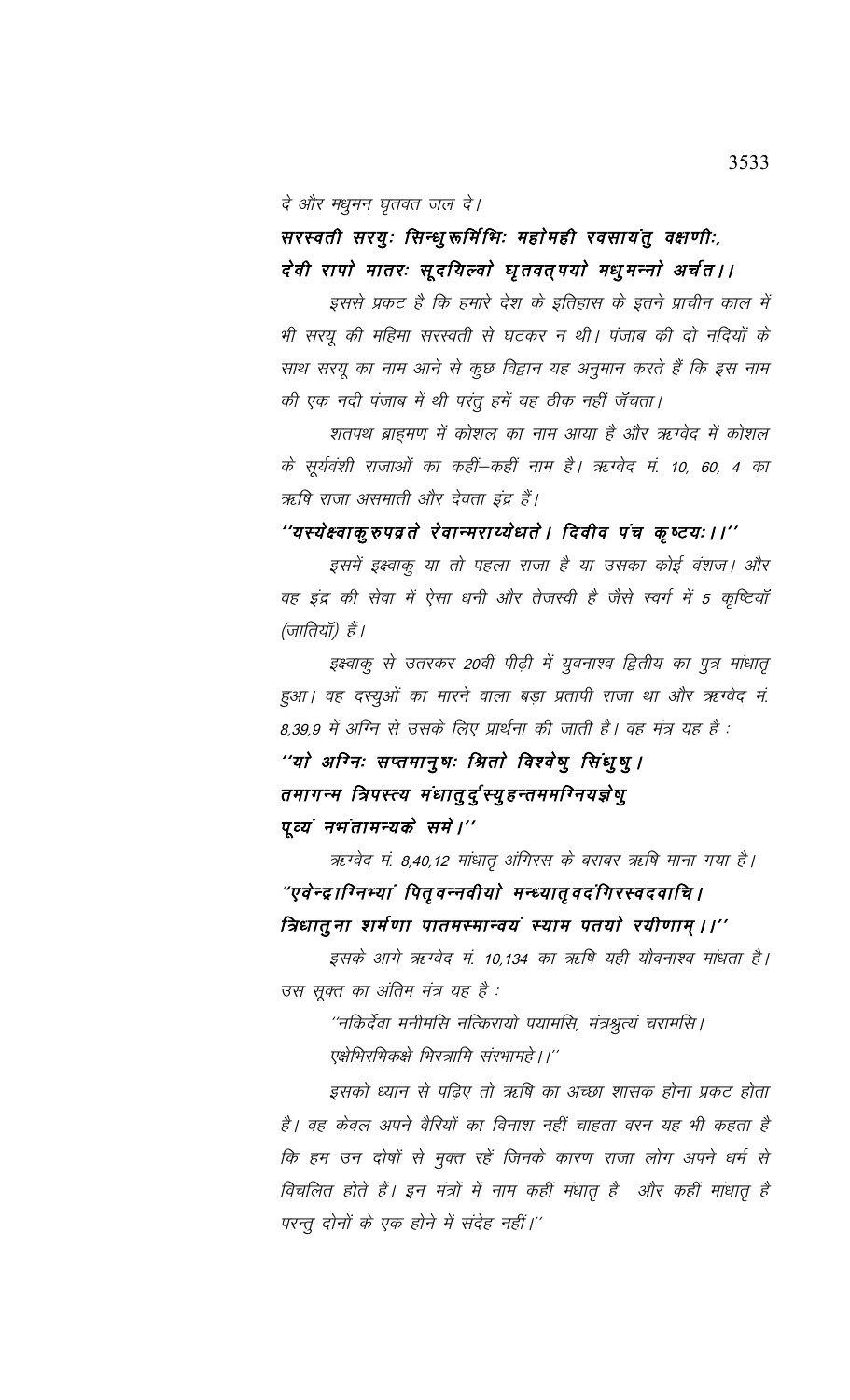*दे और मधुमन घृतवत जल दे।*

***सरस्वती सरयुः सिन्धुरूर्मिभिः महोमही रवसायंतु वक्षणीः,***
***देवी रापो मातरः सूदयिल्वो घृतवत्पयो मधुमन्नो अर्चत।।***

*इससे प्रकट है कि हमारे देश के इतिहास के इतने प्राचीन काल में भी सरयू की महिमा सरस्वती से घटकर न थी। पंजाब की दो नदियों के साथ सरयू का नाम आने से कुछ विद्वान यह अनुमान करते हैं कि इस नाम की एक नदी पंजाब में थी परंतु हमें यह ठीक नहीं जँचता।*

*शतपथ ब्राह्मण में कोशल का नाम आया है और ऋग्वेद में कोशल के सूर्यवंशी राजाओं का कहीं-कहीं नाम है। ऋग्वेद मं. 10, 60, 4 का ऋषि राजा असमाती और देवता इंद्र हैं।*

***''यस्येक्ष्वाकुरुपव्रते रेवान्मराय्येधते। दिवीव पंच कृष्टयः।।''***

*इसमें इक्ष्वाकु या तो पहला राजा है या उसका कोई वंशज। और वह इंद्र की सेवा में ऐसा धनी और तेजस्वी है जैसे स्वर्ग में 5 कृष्टियाँ (जातियाँ) हैं।*

*इक्ष्वाकु से उतरकर 20वीं पीढ़ी में युवनाश्व द्वितीय का पुत्र मांधातृ हुआ। वह दस्युओं का मारने वाला बड़ा प्रतापी राजा था और ऋग्वेद मं. 8,39,9 में अग्नि से उसके लिए प्रार्थना की जाती है। वह मंत्र यह है :*

***''यो अग्निः सप्तमानुषः श्रितो विश्वेषु सिंधुषु।***
***तमागन्म त्रिपस्त्य मंधातुर्दस्युहन्तममग्नियज्ञेषु***
***पूर्व्यं नभंतामन्यके समे।''***

*ऋग्वेद मं. 8,40,12 मांधातृ अंगिरस के बराबर ऋषि माना गया है।*

***''एवेन्द्राग्निभ्यां पितृवन्नवीयो मन्ध्यातृवदंगिरस्वदवाचि।***
***त्रिधातुना शर्मणा पातमस्मान्वयं स्याम पतयो रयीणाम्।।''***

*इसके आगे ऋग्वेद मं. 10,134 का ऋषि यही यौवनाश्व मांधता है। उस सूक्त का अंतिम मंत्र यह है :*

*''नकिर्देवा मनीमसि नत्किरायो पयामसि, मंत्रश्रुत्यं चरामसि।*
*एक्षेभिरभिकक्षे भिरत्रामि संरभामहे।।''*

*इसको ध्यान से पढ़िए तो ऋषि का अच्छा शासक होना प्रकट होता है। वह केवल अपने वैरियों का विनाश नहीं चाहता वरन यह भी कहता है कि हम उन दोषों से मुक्त रहें जिनके कारण राजा लोग अपने धर्म से विचलित होते हैं। इन मंत्रों में नाम कहीं मंधातृ है और कहीं मांधातृ है परन्तु दोनों के एक होने में संदेह नहीं।''*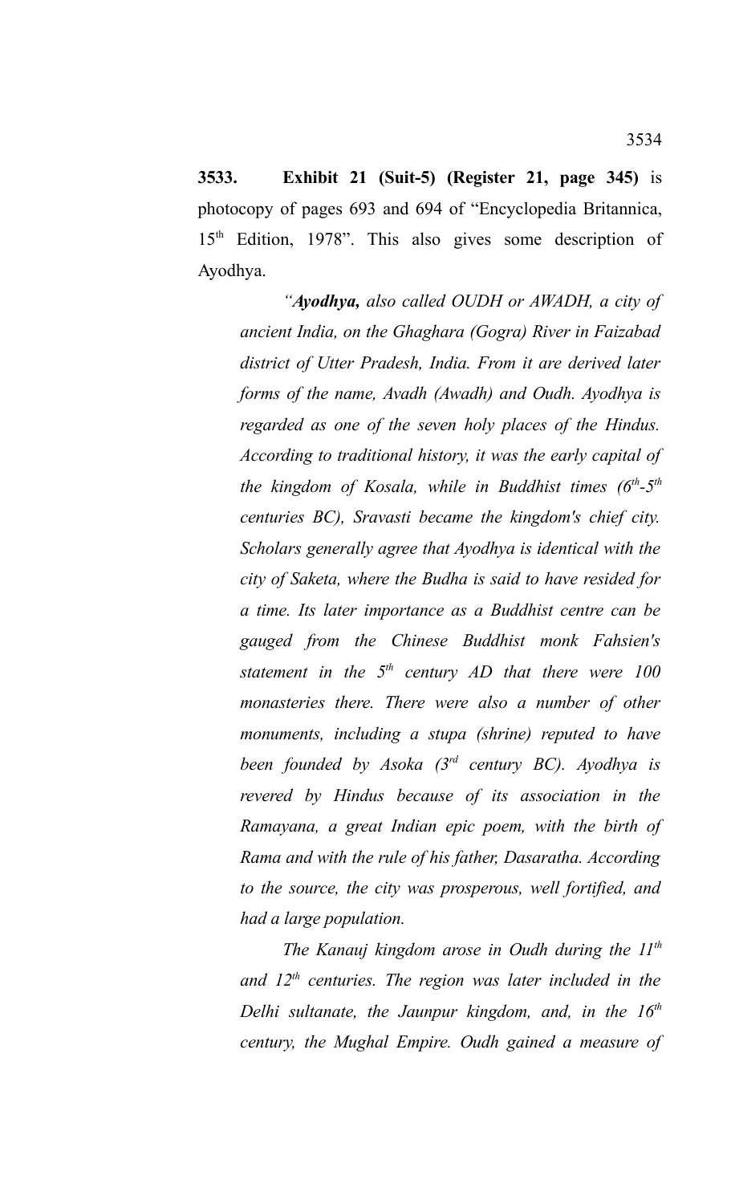**3533. Exhibit 21 (Suit-5) (Register 21, page 345)** is photocopy of pages 693 and 694 of "Encyclopedia Britannica, 15th Edition, 1978". This also gives some description of Ayodhya.

> *"**Ayodhya,** also called OUDH or AWADH, a city of ancient India, on the Ghaghara (Gogra) River in Faizabad district of Utter Pradesh, India. From it are derived later forms of the name, Avadh (Awadh) and Oudh. Ayodhya is regarded as one of the seven holy places of the Hindus. According to traditional history, it was the early capital of the kingdom of Kosala, while in Buddhist times (6th-5th centuries BC), Sravasti became the kingdom's chief city. Scholars generally agree that Ayodhya is identical with the city of Saketa, where the Budha is said to have resided for a time. Its later importance as a Buddhist centre can be gauged from the Chinese Buddhist monk Fahsien's statement in the 5th century AD that there were 100 monasteries there. There were also a number of other monuments, including a stupa (shrine) reputed to have been founded by Asoka (3rd century BC). Ayodhya is revered by Hindus because of its association in the Ramayana, a great Indian epic poem, with the birth of Rama and with the rule of his father, Dasaratha. According to the source, the city was prosperous, well fortified, and had a large population.*
>
> *The Kanauj kingdom arose in Oudh during the 11th and 12th centuries. The region was later included in the Delhi sultanate, the Jaunpur kingdom, and, in the 16th century, the Mughal Empire. Oudh gained a measure of*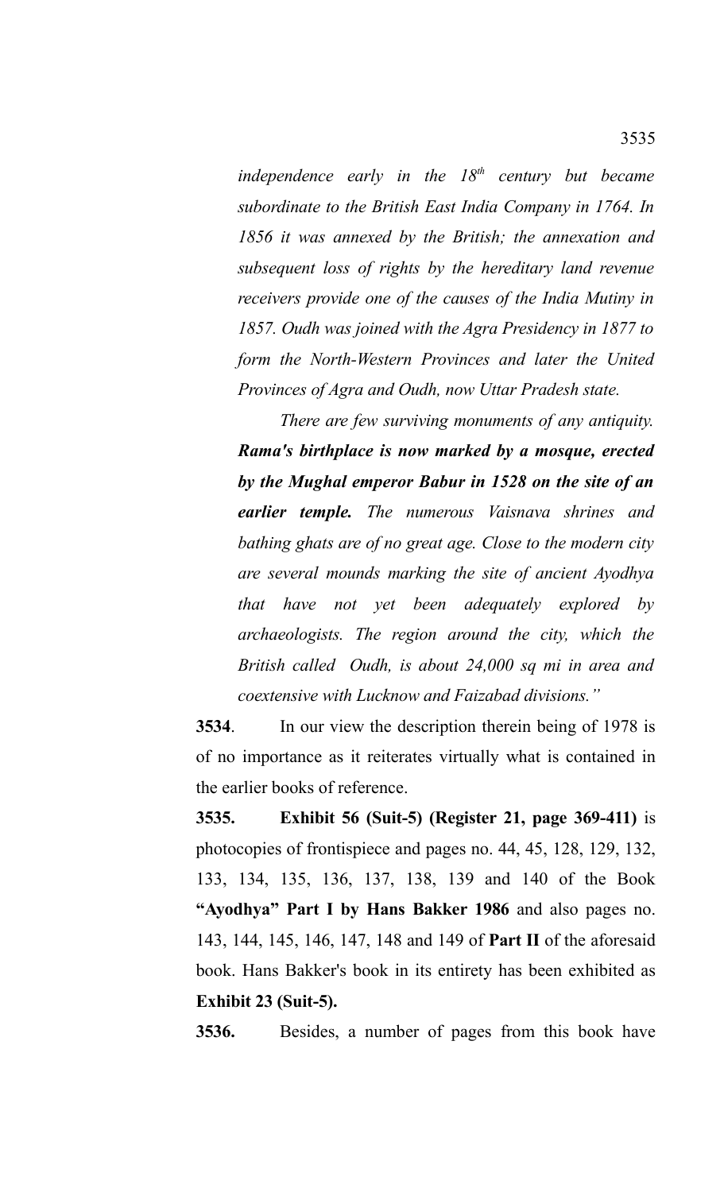*independence early in the 18th century but became subordinate to the British East India Company in 1764. In 1856 it was annexed by the British; the annexation and subsequent loss of rights by the hereditary land revenue receivers provide one of the causes of the India Mutiny in 1857. Oudh was joined with the Agra Presidency in 1877 to form the North-Western Provinces and later the United Provinces of Agra and Oudh, now Uttar Pradesh state.*

*There are few surviving monuments of any antiquity.* ***Rama's birthplace is now marked by a mosque, erected by the Mughal emperor Babur in 1528 on the site of an earlier temple.*** *The numerous Vaisnava shrines and bathing ghats are of no great age. Close to the modern city are several mounds marking the site of ancient Ayodhya that have not yet been adequately explored by archaeologists. The region around the city, which the British called Oudh, is about 24,000 sq mi in area and coextensive with Lucknow and Faizabad divisions."*

**3534**. In our view the description therein being of 1978 is of no importance as it reiterates virtually what is contained in the earlier books of reference.

**3535. Exhibit 56 (Suit-5) (Register 21, page 369-411)** is photocopies of frontispiece and pages no. 44, 45, 128, 129, 132, 133, 134, 135, 136, 137, 138, 139 and 140 of the Book **"Ayodhya" Part I by Hans Bakker 1986** and also pages no. 143, 144, 145, 146, 147, 148 and 149 of **Part II** of the aforesaid book. Hans Bakker's book in its entirety has been exhibited as **Exhibit 23 (Suit-5).**

**3536.** Besides, a number of pages from this book have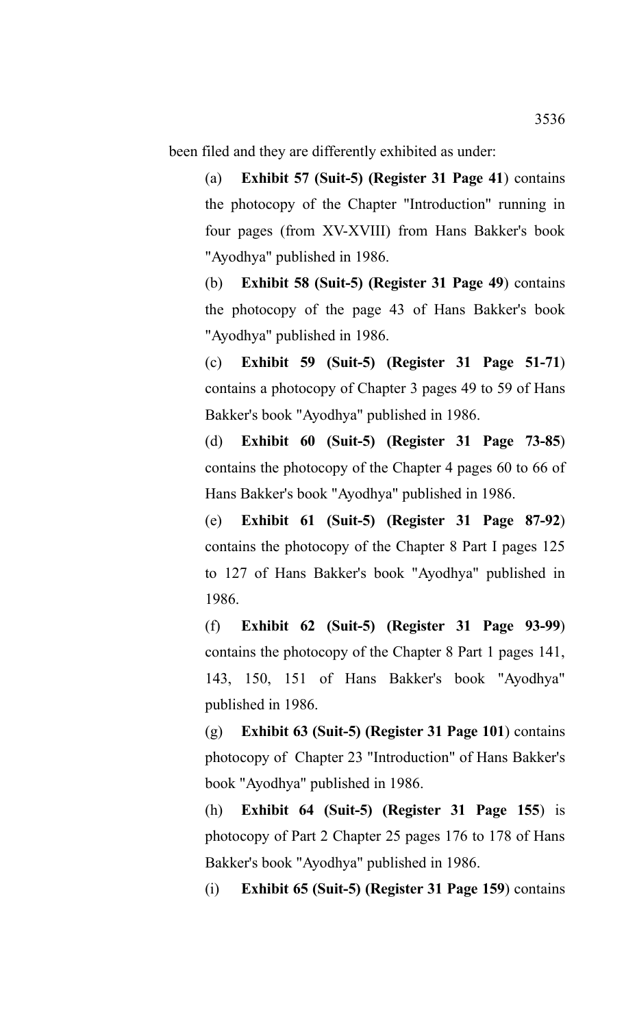been filed and they are differently exhibited as under:

(a) **Exhibit 57 (Suit-5) (Register 31 Page 41**) contains the photocopy of the Chapter "Introduction" running in four pages (from XV-XVIII) from Hans Bakker's book "Ayodhya" published in 1986.

(b) **Exhibit 58 (Suit-5) (Register 31 Page 49**) contains the photocopy of the page 43 of Hans Bakker's book "Ayodhya" published in 1986.

(c) **Exhibit 59 (Suit-5) (Register 31 Page 51-71**) contains a photocopy of Chapter 3 pages 49 to 59 of Hans Bakker's book "Ayodhya" published in 1986.

(d) **Exhibit 60 (Suit-5) (Register 31 Page 73-85**) contains the photocopy of the Chapter 4 pages 60 to 66 of Hans Bakker's book "Ayodhya" published in 1986.

(e) **Exhibit 61 (Suit-5) (Register 31 Page 87-92**) contains the photocopy of the Chapter 8 Part I pages 125 to 127 of Hans Bakker's book "Ayodhya" published in 1986.

(f) **Exhibit 62 (Suit-5) (Register 31 Page 93-99**) contains the photocopy of the Chapter 8 Part 1 pages 141, 143, 150, 151 of Hans Bakker's book "Ayodhya" published in 1986.

(g) **Exhibit 63 (Suit-5) (Register 31 Page 101**) contains photocopy of Chapter 23 "Introduction" of Hans Bakker's book "Ayodhya" published in 1986.

(h) **Exhibit 64 (Suit-5) (Register 31 Page 155**) is photocopy of Part 2 Chapter 25 pages 176 to 178 of Hans Bakker's book "Ayodhya" published in 1986.

(i) **Exhibit 65 (Suit-5) (Register 31 Page 159**) contains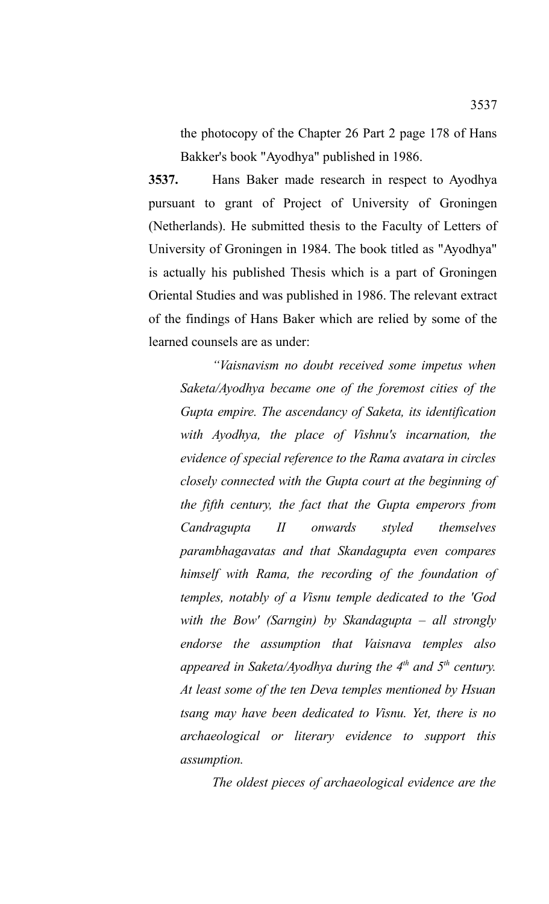the photocopy of the Chapter 26 Part 2 page 178 of Hans Bakker's book "Ayodhya" published in 1986.

**3537.** Hans Baker made research in respect to Ayodhya pursuant to grant of Project of University of Groningen (Netherlands). He submitted thesis to the Faculty of Letters of University of Groningen in 1984. The book titled as "Ayodhya" is actually his published Thesis which is a part of Groningen Oriental Studies and was published in 1986. The relevant extract of the findings of Hans Baker which are relied by some of the learned counsels are as under:

*"Vaisnavism no doubt received some impetus when Saketa/Ayodhya became one of the foremost cities of the Gupta empire. The ascendancy of Saketa, its identification with Ayodhya, the place of Vishnu's incarnation, the evidence of special reference to the Rama avatara in circles closely connected with the Gupta court at the beginning of the fifth century, the fact that the Gupta emperors from Candragupta II onwards styled themselves parambhagavatas and that Skandagupta even compares himself with Rama, the recording of the foundation of temples, notably of a Visnu temple dedicated to the 'God with the Bow' (Sarngin) by Skandagupta – all strongly endorse the assumption that Vaisnava temples also appeared in Saketa/Ayodhya during the 4th and 5th century. At least some of the ten Deva temples mentioned by Hsuan tsang may have been dedicated to Visnu. Yet, there is no archaeological or literary evidence to support this assumption.*

*The oldest pieces of archaeological evidence are the*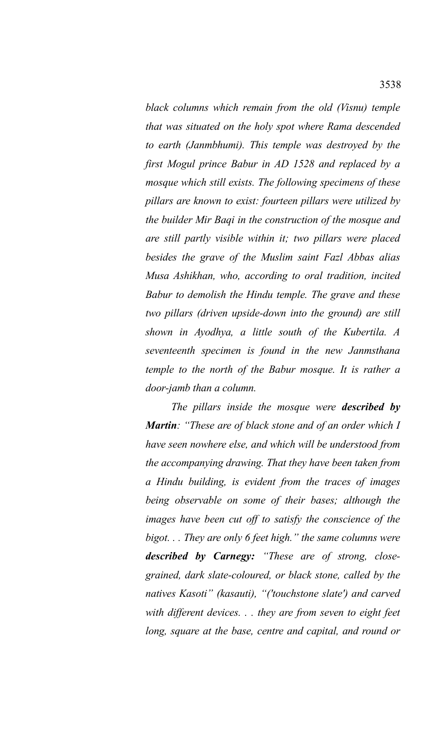*black columns which remain from the old (Visnu) temple that was situated on the holy spot where Rama descended to earth (Janmbhumi). This temple was destroyed by the first Mogul prince Babur in AD 1528 and replaced by a mosque which still exists. The following specimens of these pillars are known to exist: fourteen pillars were utilized by the builder Mir Baqi in the construction of the mosque and are still partly visible within it; two pillars were placed besides the grave of the Muslim saint Fazl Abbas alias Musa Ashikhan, who, according to oral tradition, incited Babur to demolish the Hindu temple. The grave and these two pillars (driven upside-down into the ground) are still shown in Ayodhya, a little south of the Kubertila. A seventeenth specimen is found in the new Janmsthana temple to the north of the Babur mosque. It is rather a door-jamb than a column.*

*The pillars inside the mosque were **described by Martin**: "These are of black stone and of an order which I have seen nowhere else, and which will be understood from the accompanying drawing. That they have been taken from a Hindu building, is evident from the traces of images being observable on some of their bases; although the images have been cut off to satisfy the conscience of the bigot. . . They are only 6 feet high." the same columns were **described by Carnegy:** "These are of strong, close-grained, dark slate-coloured, or black stone, called by the natives Kasoti" (kasauti), "('touchstone slate') and carved with different devices. . . they are from seven to eight feet long, square at the base, centre and capital, and round or*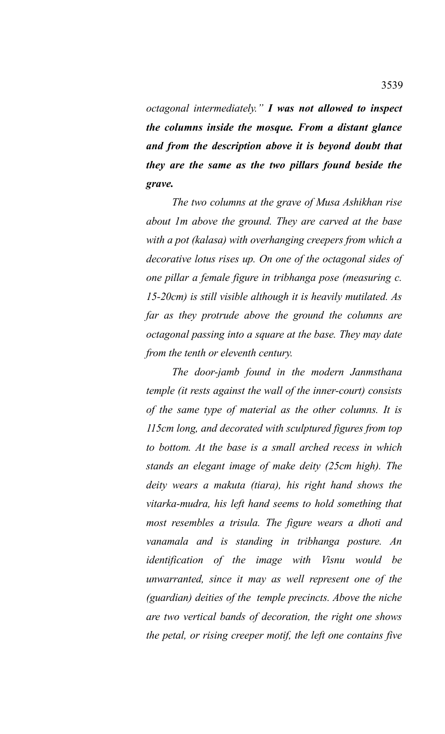*octagonal intermediately."* ***I was not allowed to inspect the columns inside the mosque. From a distant glance and from the description above it is beyond doubt that they are the same as the two pillars found beside the grave.***

*The two columns at the grave of Musa Ashikhan rise about 1m above the ground. They are carved at the base with a pot (kalasa) with overhanging creepers from which a decorative lotus rises up. On one of the octagonal sides of one pillar a female figure in tribhanga pose (measuring c. 15-20cm) is still visible although it is heavily mutilated. As far as they protrude above the ground the columns are octagonal passing into a square at the base. They may date from the tenth or eleventh century.*

*The door-jamb found in the modern Janmsthana temple (it rests against the wall of the inner-court) consists of the same type of material as the other columns. It is 115cm long, and decorated with sculptured figures from top to bottom. At the base is a small arched recess in which stands an elegant image of make deity (25cm high). The deity wears a makuta (tiara), his right hand shows the vitarka-mudra, his left hand seems to hold something that most resembles a trisula. The figure wears a dhoti and vanamala and is standing in tribhanga posture. An identification of the image with Visnu would be unwarranted, since it may as well represent one of the (guardian) deities of the temple precincts. Above the niche are two vertical bands of decoration, the right one shows the petal, or rising creeper motif, the left one contains five*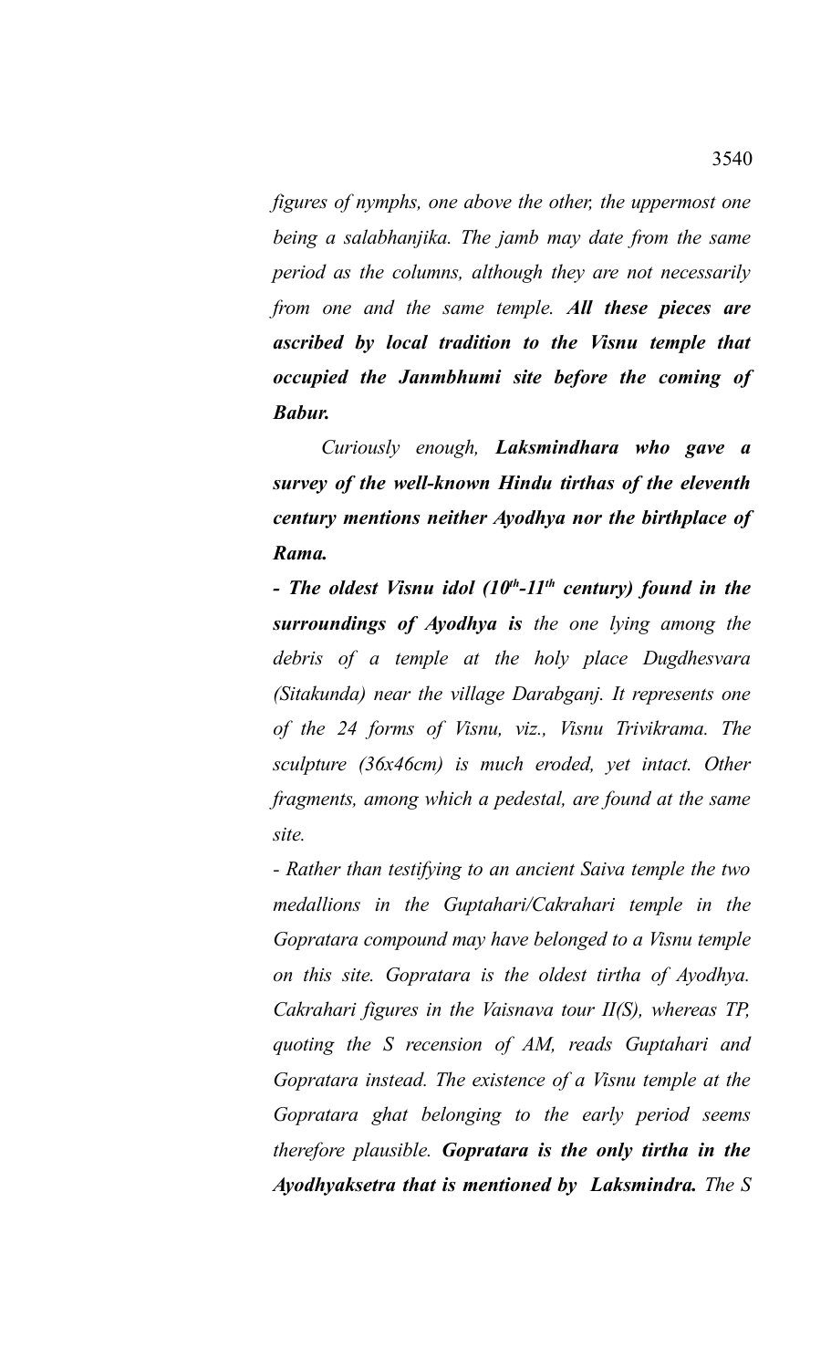*figures of nymphs, one above the other, the uppermost one being a salabhanjika. The jamb may date from the same period as the columns, although they are not necessarily from one and the same temple.* ***All these pieces are ascribed by local tradition to the Visnu temple that occupied the Janmbhumi site before the coming of Babur.***

*Curiously enough,* ***Laksmindhara who gave a survey of the well-known Hindu tirthas of the eleventh century mentions neither Ayodhya nor the birthplace of Rama.***

***- The oldest Visnu idol (10th-11th century) found in the surroundings of Ayodhya is*** *the one lying among the debris of a temple at the holy place Dugdhesvara (Sitakunda) near the village Darabganj. It represents one of the 24 forms of Visnu, viz., Visnu Trivikrama. The sculpture (36x46cm) is much eroded, yet intact. Other fragments, among which a pedestal, are found at the same site.*

*- Rather than testifying to an ancient Saiva temple the two medallions in the Guptahari/Cakrahari temple in the Gopratara compound may have belonged to a Visnu temple on this site. Gopratara is the oldest tirtha of Ayodhya. Cakrahari figures in the Vaisnava tour II(S), whereas TP, quoting the S recension of AM, reads Guptahari and Gopratara instead. The existence of a Visnu temple at the Gopratara ghat belonging to the early period seems therefore plausible.* ***Gopratara is the only tirtha in the Ayodhyaksetra that is mentioned by Laksmindra.*** *The S*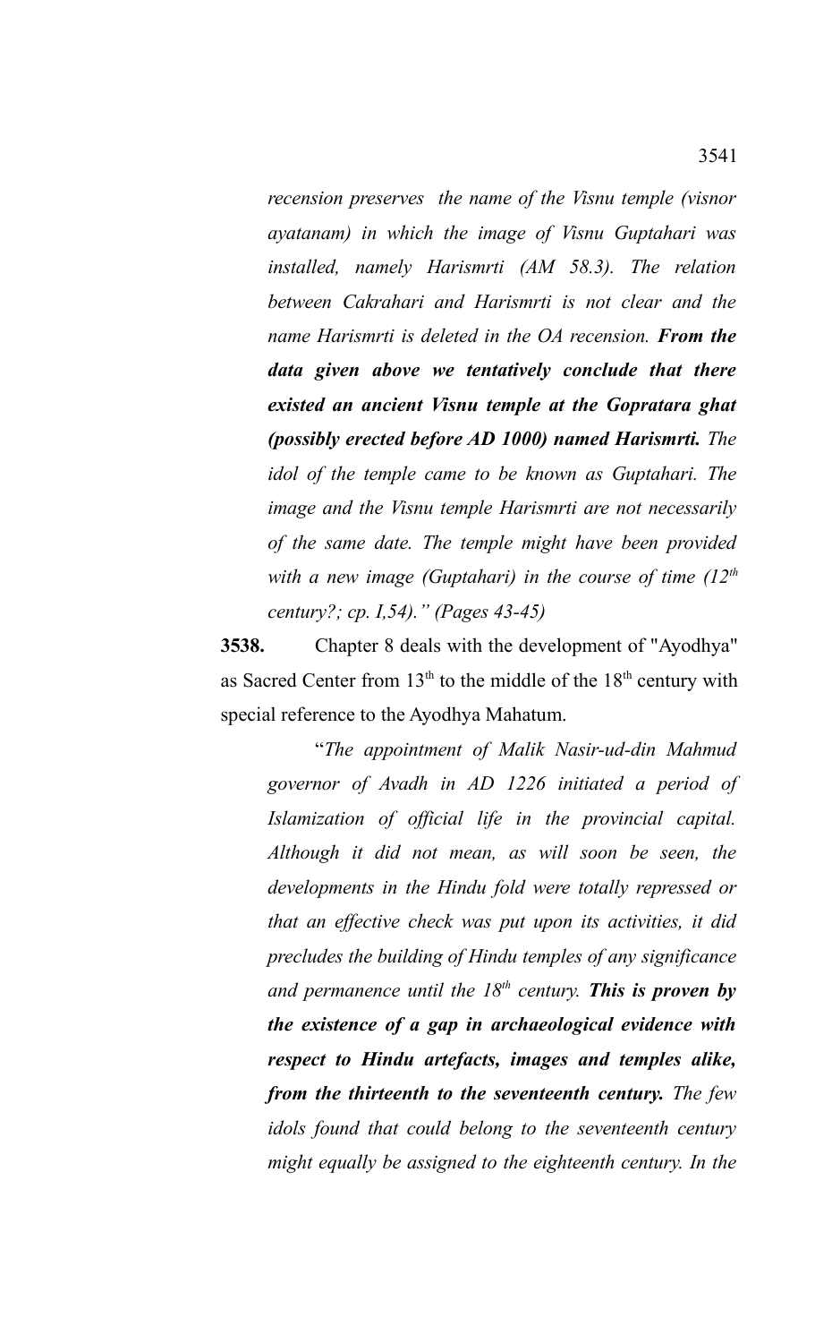*recension preserves the name of the Visnu temple (visnor ayatanam) in which the image of Visnu Guptahari was installed, namely Harismrti (AM 58.3). The relation between Cakrahari and Harismrti is not clear and the name Harismrti is deleted in the OA recension.* ***From the data given above we tentatively conclude that there existed an ancient Visnu temple at the Gopratara ghat (possibly erected before AD 1000) named Harismrti.*** *The idol of the temple came to be known as Guptahari. The image and the Visnu temple Harismrti are not necessarily of the same date. The temple might have been provided with a new image (Guptahari) in the course of time (12th century?; cp. I,54)." (Pages 43-45)*

**3538.** Chapter 8 deals with the development of "Ayodhya" as Sacred Center from 13th to the middle of the 18th century with special reference to the Ayodhya Mahatum.

"*The appointment of Malik Nasir-ud-din Mahmud governor of Avadh in AD 1226 initiated a period of Islamization of official life in the provincial capital. Although it did not mean, as will soon be seen, the developments in the Hindu fold were totally repressed or that an effective check was put upon its activities, it did precludes the building of Hindu temples of any significance and permanence until the 18th century.* ***This is proven by the existence of a gap in archaeological evidence with respect to Hindu artefacts, images and temples alike, from the thirteenth to the seventeenth century.*** *The few idols found that could belong to the seventeenth century might equally be assigned to the eighteenth century. In the*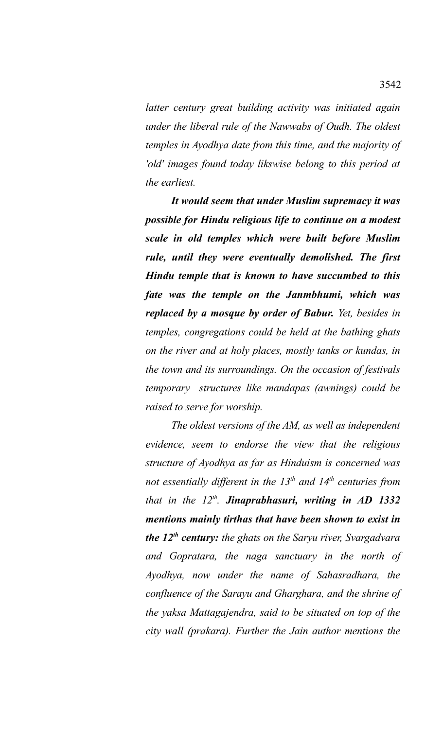*latter century great building activity was initiated again under the liberal rule of the Nawwabs of Oudh. The oldest temples in Ayodhya date from this time, and the majority of 'old' images found today likswise belong to this period at the earliest.*

***It would seem that under Muslim supremacy it was possible for Hindu religious life to continue on a modest scale in old temples which were built before Muslim rule, until they were eventually demolished. The first Hindu temple that is known to have succumbed to this fate was the temple on the Janmbhumi, which was replaced by a mosque by order of Babur.*** *Yet, besides in temples, congregations could be held at the bathing ghats on the river and at holy places, mostly tanks or kundas, in the town and its surroundings. On the occasion of festivals temporary structures like mandapas (awnings) could be raised to serve for worship.*

*The oldest versions of the AM, as well as independent evidence, seem to endorse the view that the religious structure of Ayodhya as far as Hinduism is concerned was not essentially different in the 13th and 14th centuries from that in the 12th.* ***Jinaprabhasuri, writing in AD 1332 mentions mainly tirthas that have been shown to exist in the 12th century:*** *the ghats on the Saryu river, Svargadvara and Gopratara, the naga sanctuary in the north of Ayodhya, now under the name of Sahasradhara, the confluence of the Sarayu and Gharghara, and the shrine of the yaksa Mattagajendra, said to be situated on top of the city wall (prakara). Further the Jain author mentions the*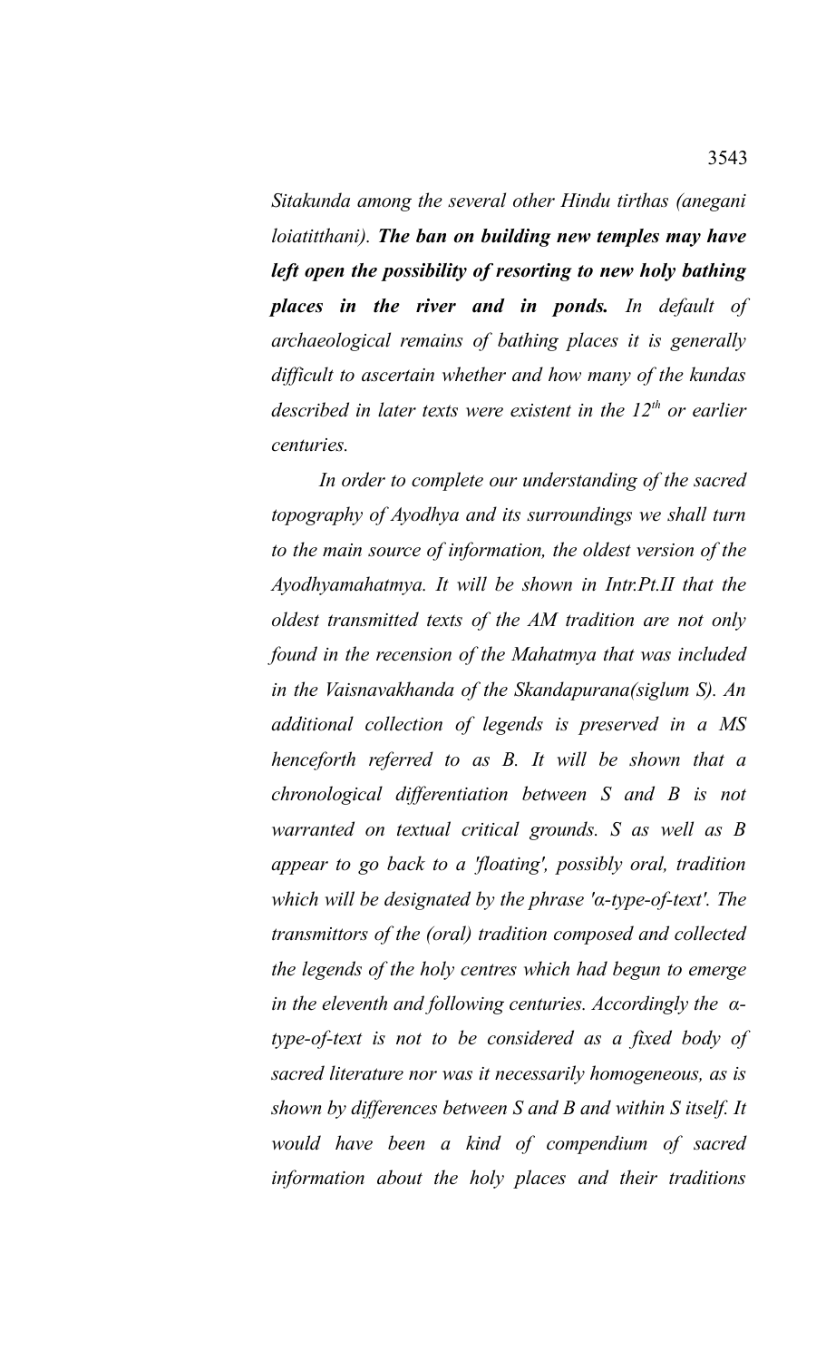*Sitakunda among the several other Hindu tirthas (anegani loiatitthani).* ***The ban on building new temples may have left open the possibility of resorting to new holy bathing places in the river and in ponds.*** *In default of archaeological remains of bathing places it is generally difficult to ascertain whether and how many of the kundas described in later texts were existent in the 12th or earlier centuries.*

*In order to complete our understanding of the sacred topography of Ayodhya and its surroundings we shall turn to the main source of information, the oldest version of the Ayodhyamahatmya. It will be shown in Intr.Pt.II that the oldest transmitted texts of the AM tradition are not only found in the recension of the Mahatmya that was included in the Vaisnavakhanda of the Skandapurana(siglum S). An additional collection of legends is preserved in a MS henceforth referred to as B. It will be shown that a chronological differentiation between S and B is not warranted on textual critical grounds. S as well as B appear to go back to a 'floating', possibly oral, tradition which will be designated by the phrase 'α-type-of-text'. The transmittors of the (oral) tradition composed and collected the legends of the holy centres which had begun to emerge in the eleventh and following centuries. Accordingly the α-type-of-text is not to be considered as a fixed body of sacred literature nor was it necessarily homogeneous, as is shown by differences between S and B and within S itself. It would have been a kind of compendium of sacred information about the holy places and their traditions*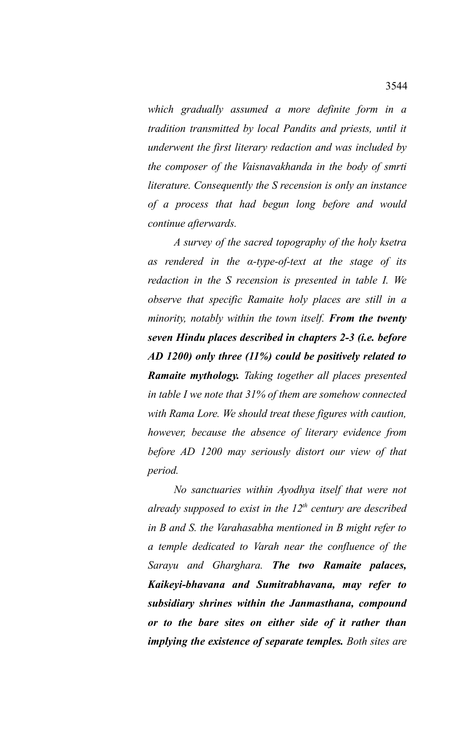*which gradually assumed a more definite form in a tradition transmitted by local Pandits and priests, until it underwent the first literary redaction and was included by the composer of the Vaisnavakhanda in the body of smrti literature. Consequently the S recension is only an instance of a process that had begun long before and would continue afterwards.*

*A survey of the sacred topography of the holy ksetra as rendered in the α-type-of-text at the stage of its redaction in the S recension is presented in table I. We observe that specific Ramaite holy places are still in a minority, notably within the town itself.* ***From the twenty seven Hindu places described in chapters 2-3 (i.e. before AD 1200) only three (11%) could be positively related to Ramaite mythology.*** *Taking together all places presented in table I we note that 31% of them are somehow connected with Rama Lore. We should treat these figures with caution, however, because the absence of literary evidence from before AD 1200 may seriously distort our view of that period.*

*No sanctuaries within Ayodhya itself that were not already supposed to exist in the 12th century are described in B and S. the Varahasabha mentioned in B might refer to a temple dedicated to Varah near the confluence of the Sarayu and Gharghara.* ***The two Ramaite palaces, Kaikeyi-bhavana and Sumitrabhavana, may refer to subsidiary shrines within the Janmasthana, compound or to the bare sites on either side of it rather than implying the existence of separate temples.*** *Both sites are*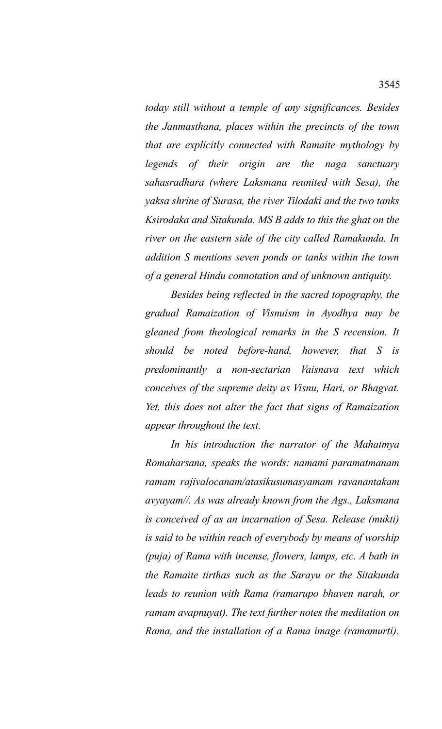*today still without a temple of any significances. Besides the Janmasthana, places within the precincts of the town that are explicitly connected with Ramaite mythology by legends of their origin are the naga sanctuary sahasradhara (where Laksmana reunited with Sesa), the yaksa shrine of Surasa, the river Tilodaki and the two tanks Ksirodaka and Sitakunda. MS B adds to this the ghat on the river on the eastern side of the city called Ramakunda. In addition S mentions seven ponds or tanks within the town of a general Hindu connotation and of unknown antiquity.*

*Besides being reflected in the sacred topography, the gradual Ramaization of Visnuism in Ayodhya may be gleaned from theological remarks in the S recension. It should be noted before-hand, however, that S is predominantly a non-sectarian Vaisnava text which conceives of the supreme deity as Visnu, Hari, or Bhagvat. Yet, this does not alter the fact that signs of Ramaization appear throughout the text.*

*In his introduction the narrator of the Mahatmya Romaharsana, speaks the words: namami paramatmanam ramam rajivalocanam/atasikusumasyamam ravanantakam avyayam//. As was already known from the Ags., Laksmana is conceived of as an incarnation of Sesa. Release (mukti) is said to be within reach of everybody by means of worship (puja) of Rama with incense, flowers, lamps, etc. A bath in the Ramaite tirthas such as the Sarayu or the Sitakunda leads to reunion with Rama (ramarupo bhaven narah, or ramam avapnuyat). The text further notes the meditation on Rama, and the installation of a Rama image (ramamurti).*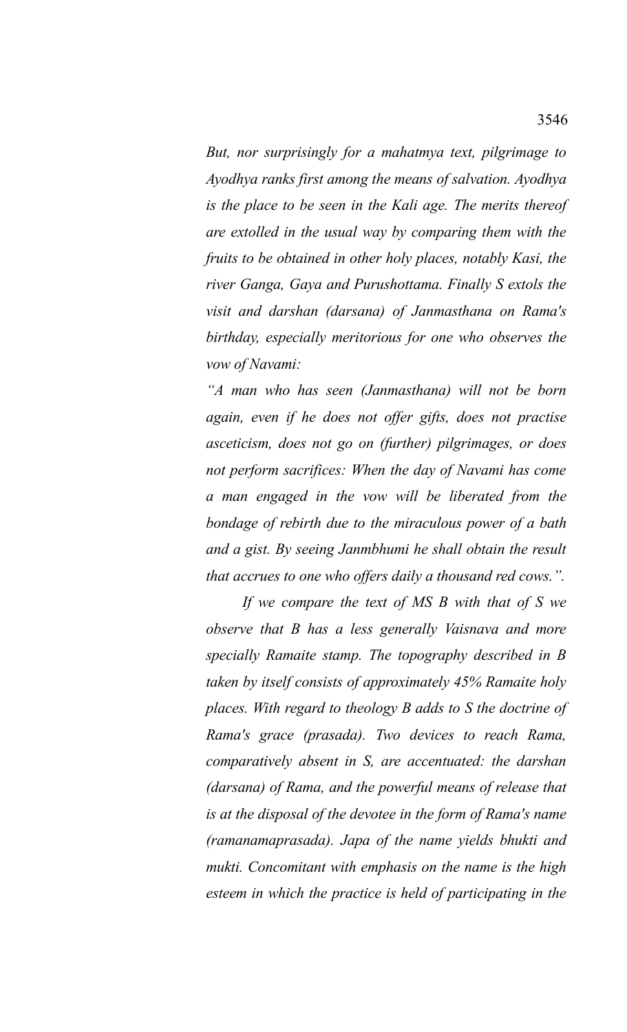*But, nor surprisingly for a mahatmya text, pilgrimage to Ayodhya ranks first among the means of salvation. Ayodhya is the place to be seen in the Kali age. The merits thereof are extolled in the usual way by comparing them with the fruits to be obtained in other holy places, notably Kasi, the river Ganga, Gaya and Purushottama. Finally S extols the visit and darshan (darsana) of Janmasthana on Rama's birthday, especially meritorious for one who observes the vow of Navami:*

*"A man who has seen (Janmasthana) will not be born again, even if he does not offer gifts, does not practise asceticism, does not go on (further) pilgrimages, or does not perform sacrifices: When the day of Navami has come a man engaged in the vow will be liberated from the bondage of rebirth due to the miraculous power of a bath and a gist. By seeing Janmbhumi he shall obtain the result that accrues to one who offers daily a thousand red cows.".*

*If we compare the text of MS B with that of S we observe that B has a less generally Vaisnava and more specially Ramaite stamp. The topography described in B taken by itself consists of approximately 45% Ramaite holy places. With regard to theology B adds to S the doctrine of Rama's grace (prasada). Two devices to reach Rama, comparatively absent in S, are accentuated: the darshan (darsana) of Rama, and the powerful means of release that is at the disposal of the devotee in the form of Rama's name (ramanamaprasada). Japa of the name yields bhukti and mukti. Concomitant with emphasis on the name is the high esteem in which the practice is held of participating in the*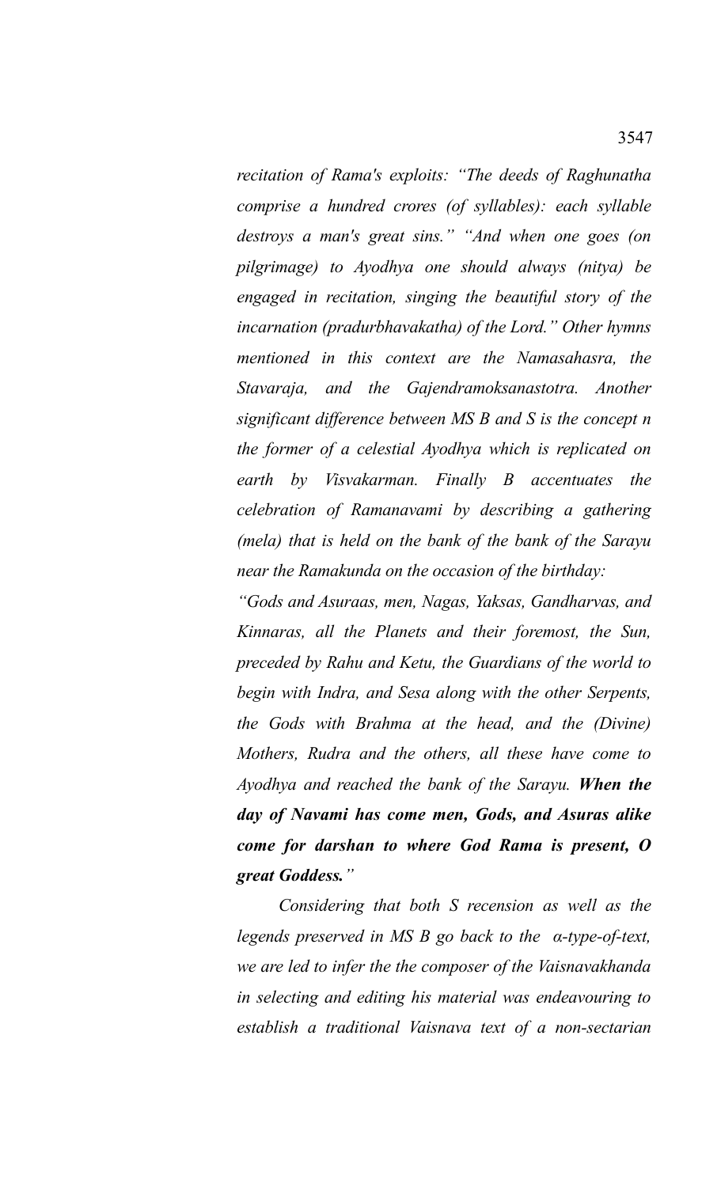*recitation of Rama's exploits: "The deeds of Raghunatha comprise a hundred crores (of syllables): each syllable destroys a man's great sins." "And when one goes (on pilgrimage) to Ayodhya one should always (nitya) be engaged in recitation, singing the beautiful story of the incarnation (pradurbhavakatha) of the Lord." Other hymns mentioned in this context are the Namasahasra, the Stavaraja, and the Gajendramoksanastotra. Another significant difference between MS B and S is the concept n the former of a celestial Ayodhya which is replicated on earth by Visvakarman. Finally B accentuates the celebration of Ramanavami by describing a gathering (mela) that is held on the bank of the bank of the Sarayu near the Ramakunda on the occasion of the birthday:*

*"Gods and Asuraas, men, Nagas, Yaksas, Gandharvas, and Kinnaras, all the Planets and their foremost, the Sun, preceded by Rahu and Ketu, the Guardians of the world to begin with Indra, and Sesa along with the other Serpents, the Gods with Brahma at the head, and the (Divine) Mothers, Rudra and the others, all these have come to Ayodhya and reached the bank of the Sarayu.* ***When the day of Navami has come men, Gods, and Asuras alike come for darshan to where God Rama is present, O great Goddess."***

*Considering that both S recension as well as the legends preserved in MS B go back to the α-type-of-text, we are led to infer the the composer of the Vaisnavakhanda in selecting and editing his material was endeavouring to establish a traditional Vaisnava text of a non-sectarian*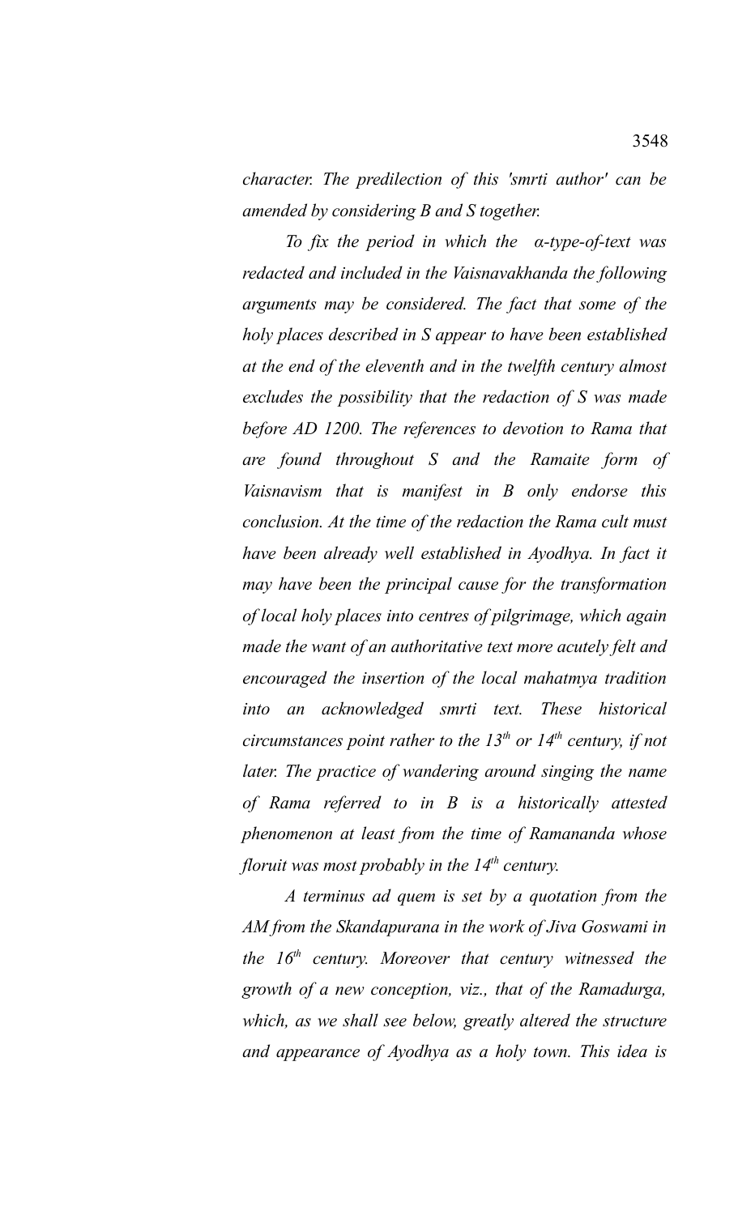*character. The predilection of this 'smrti author' can be amended by considering B and S together.*

*To fix the period in which the α-type-of-text was redacted and included in the Vaisnavakhanda the following arguments may be considered. The fact that some of the holy places described in S appear to have been established at the end of the eleventh and in the twelfth century almost excludes the possibility that the redaction of S was made before AD 1200. The references to devotion to Rama that are found throughout S and the Ramaite form of Vaisnavism that is manifest in B only endorse this conclusion. At the time of the redaction the Rama cult must have been already well established in Ayodhya. In fact it may have been the principal cause for the transformation of local holy places into centres of pilgrimage, which again made the want of an authoritative text more acutely felt and encouraged the insertion of the local mahatmya tradition into an acknowledged smrti text. These historical circumstances point rather to the 13<sup>th</sup> or 14<sup>th</sup> century, if not later. The practice of wandering around singing the name of Rama referred to in B is a historically attested phenomenon at least from the time of Ramananda whose floruit was most probably in the 14<sup>th</sup> century.*

*A terminus ad quem is set by a quotation from the AM from the Skandapurana in the work of Jiva Goswami in the 16<sup>th</sup> century. Moreover that century witnessed the growth of a new conception, viz., that of the Ramadurga, which, as we shall see below, greatly altered the structure and appearance of Ayodhya as a holy town. This idea is*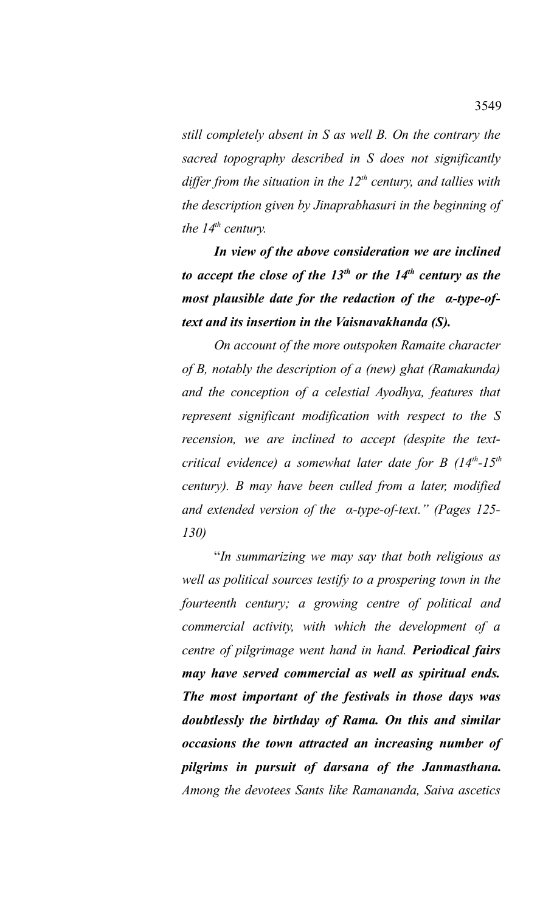*still completely absent in S as well B. On the contrary the sacred topography described in S does not significantly differ from the situation in the 12th century, and tallies with the description given by Jinaprabhasuri in the beginning of the 14th century.*

***In view of the above consideration we are inclined to accept the close of the 13th or the 14th century as the most plausible date for the redaction of the α-type-of-text and its insertion in the Vaisnavakhanda (S).***

*On account of the more outspoken Ramaite character of B, notably the description of a (new) ghat (Ramakunda) and the conception of a celestial Ayodhya, features that represent significant modification with respect to the S recension, we are inclined to accept (despite the text-critical evidence) a somewhat later date for B (14th-15th century). B may have been culled from a later, modified and extended version of the α-type-of-text." (Pages 125-130)*

"*In summarizing we may say that both religious as well as political sources testify to a prospering town in the fourteenth century; a growing centre of political and commercial activity, with which the development of a centre of pilgrimage went hand in hand.* ***Periodical fairs may have served commercial as well as spiritual ends. The most important of the festivals in those days was doubtlessly the birthday of Rama. On this and similar occasions the town attracted an increasing number of pilgrims in pursuit of darsana of the Janmasthana.*** *Among the devotees Sants like Ramananda, Saiva ascetics*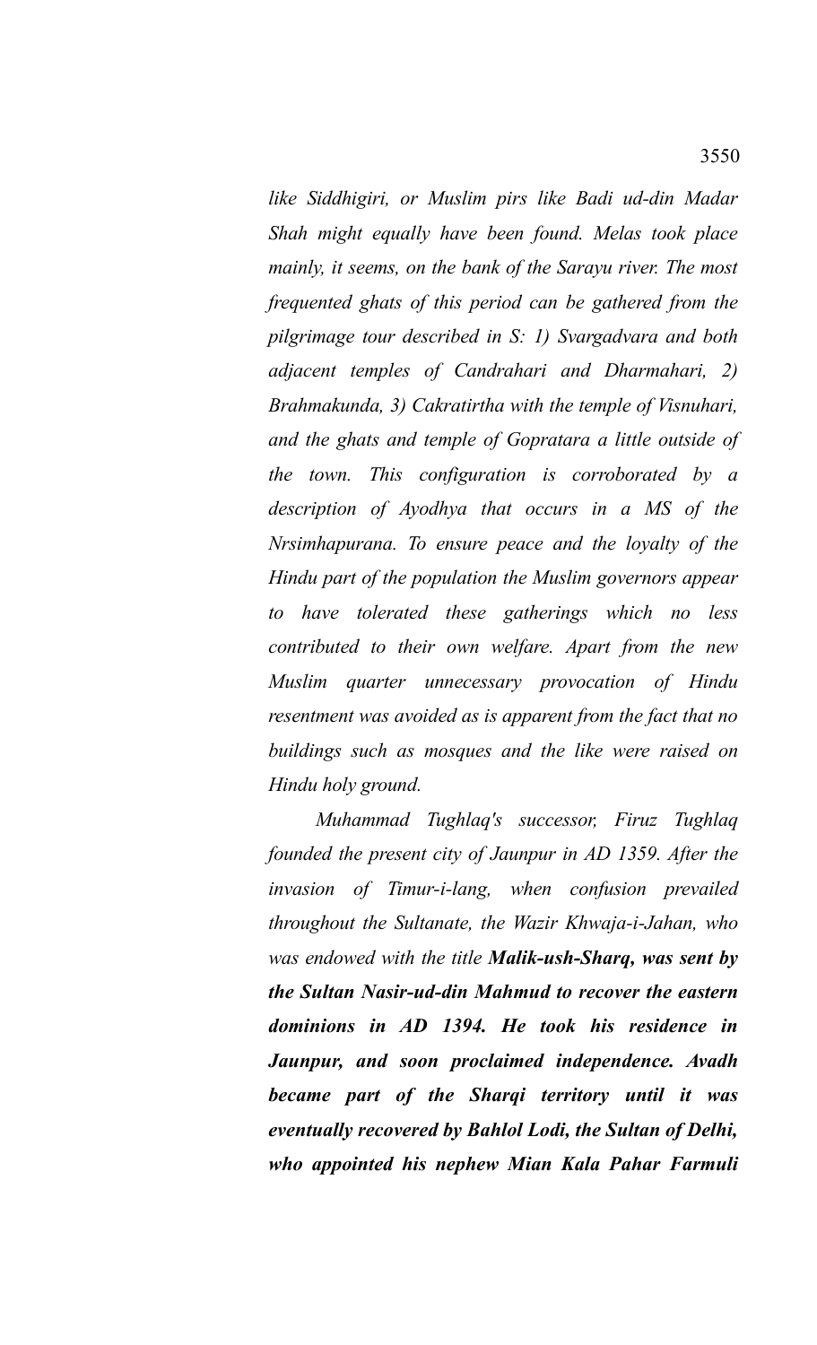*like Siddhigiri, or Muslim pirs like Badi ud-din Madar Shah might equally have been found. Melas took place mainly, it seems, on the bank of the Sarayu river. The most frequented ghats of this period can be gathered from the pilgrimage tour described in S: 1) Svargadvara and both adjacent temples of Candrahari and Dharmahari, 2) Brahmakunda, 3) Cakratirtha with the temple of Visnuhari, and the ghats and temple of Gopratara a little outside of the town. This configuration is corroborated by a description of Ayodhya that occurs in a MS of the Nrsimhapurana. To ensure peace and the loyalty of the Hindu part of the population the Muslim governors appear to have tolerated these gatherings which no less contributed to their own welfare. Apart from the new Muslim quarter unnecessary provocation of Hindu resentment was avoided as is apparent from the fact that no buildings such as mosques and the like were raised on Hindu holy ground.*

*Muhammad Tughlaq's successor, Firuz Tughlaq founded the present city of Jaunpur in AD 1359. After the invasion of Timur-i-lang, when confusion prevailed throughout the Sultanate, the Wazir Khwaja-i-Jahan, who was endowed with the title* ***Malik-ush-Sharq, was sent by the Sultan Nasir-ud-din Mahmud to recover the eastern dominions in AD 1394. He took his residence in Jaunpur, and soon proclaimed independence. Avadh became part of the Sharqi territory until it was eventually recovered by Bahlol Lodi, the Sultan of Delhi, who appointed his nephew Mian Kala Pahar Farmuli***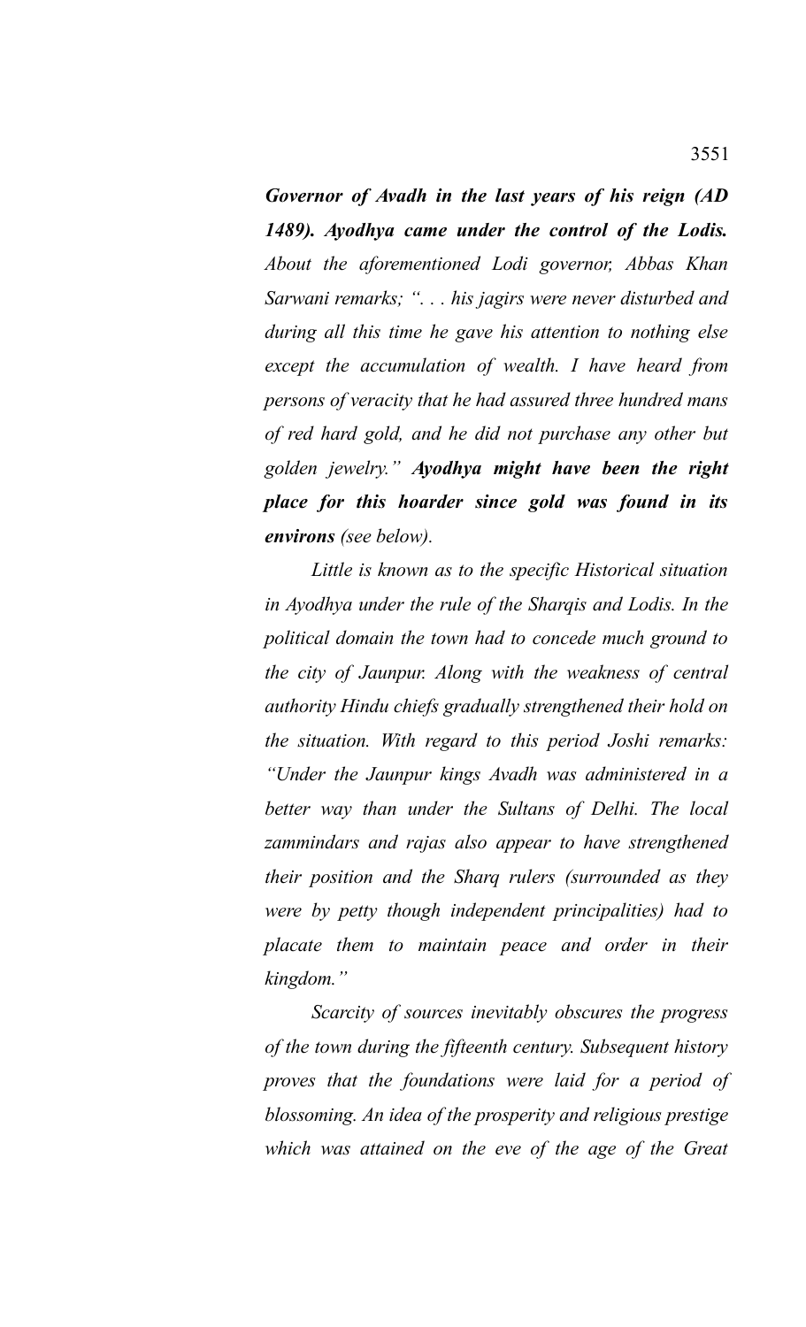***Governor of Avadh in the last years of his reign (AD 1489). Ayodhya came under the control of the Lodis.*** *About the aforementioned Lodi governor, Abbas Khan Sarwani remarks; ". . . his jagirs were never disturbed and during all this time he gave his attention to nothing else except the accumulation of wealth. I have heard from persons of veracity that he had assured three hundred mans of red hard gold, and he did not purchase any other but golden jewelry."* ***Ayodhya might have been the right place for this hoarder since gold was found in its environs*** *(see below).*

*Little is known as to the specific Historical situation in Ayodhya under the rule of the Sharqis and Lodis. In the political domain the town had to concede much ground to the city of Jaunpur. Along with the weakness of central authority Hindu chiefs gradually strengthened their hold on the situation. With regard to this period Joshi remarks: "Under the Jaunpur kings Avadh was administered in a better way than under the Sultans of Delhi. The local zammindars and rajas also appear to have strengthened their position and the Sharq rulers (surrounded as they were by petty though independent principalities) had to placate them to maintain peace and order in their kingdom."*

*Scarcity of sources inevitably obscures the progress of the town during the fifteenth century. Subsequent history proves that the foundations were laid for a period of blossoming. An idea of the prosperity and religious prestige which was attained on the eve of the age of the Great*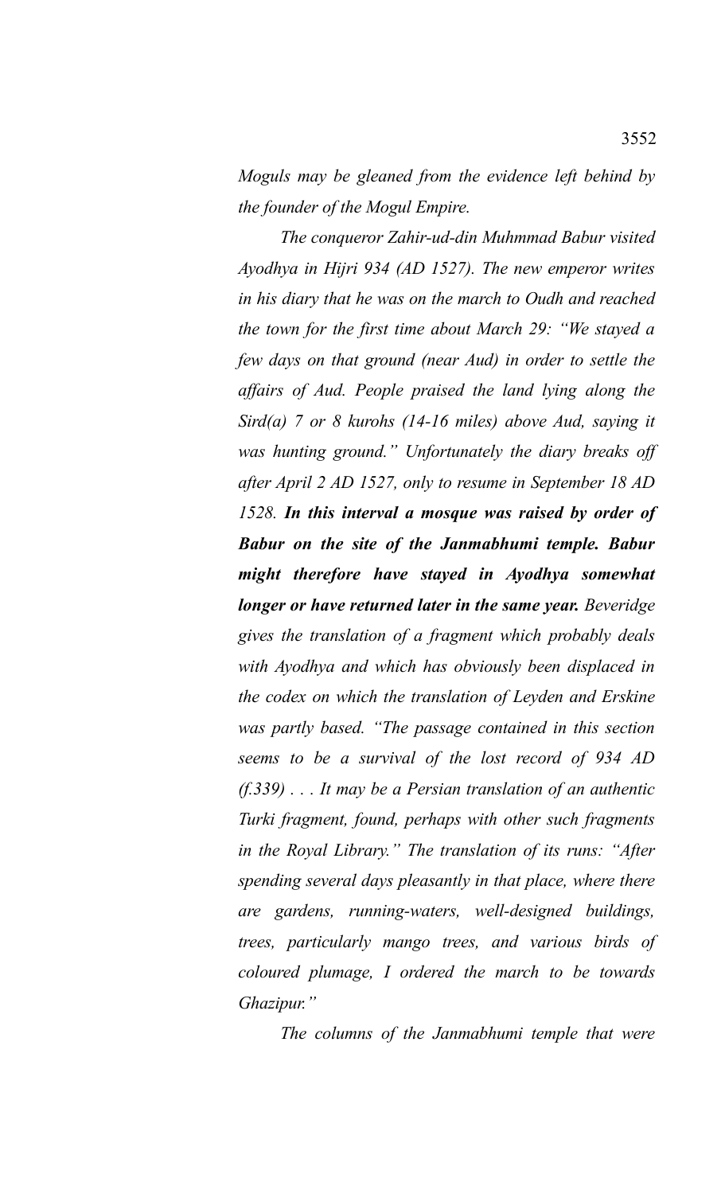*Moguls may be gleaned from the evidence left behind by the founder of the Mogul Empire.*

*The conqueror Zahir-ud-din Muhmmad Babur visited Ayodhya in Hijri 934 (AD 1527). The new emperor writes in his diary that he was on the march to Oudh and reached the town for the first time about March 29: "We stayed a few days on that ground (near Aud) in order to settle the affairs of Aud. People praised the land lying along the Sird(a) 7 or 8 kurohs (14-16 miles) above Aud, saying it was hunting ground." Unfortunately the diary breaks off after April 2 AD 1527, only to resume in September 18 AD 1528.* ***In this interval a mosque was raised by order of Babur on the site of the Janmabhumi temple. Babur might therefore have stayed in Ayodhya somewhat longer or have returned later in the same year.*** *Beveridge gives the translation of a fragment which probably deals with Ayodhya and which has obviously been displaced in the codex on which the translation of Leyden and Erskine was partly based. "The passage contained in this section seems to be a survival of the lost record of 934 AD (f.339) . . . It may be a Persian translation of an authentic Turki fragment, found, perhaps with other such fragments in the Royal Library." The translation of its runs: "After spending several days pleasantly in that place, where there are gardens, running-waters, well-designed buildings, trees, particularly mango trees, and various birds of coloured plumage, I ordered the march to be towards Ghazipur."*

*The columns of the Janmabhumi temple that were*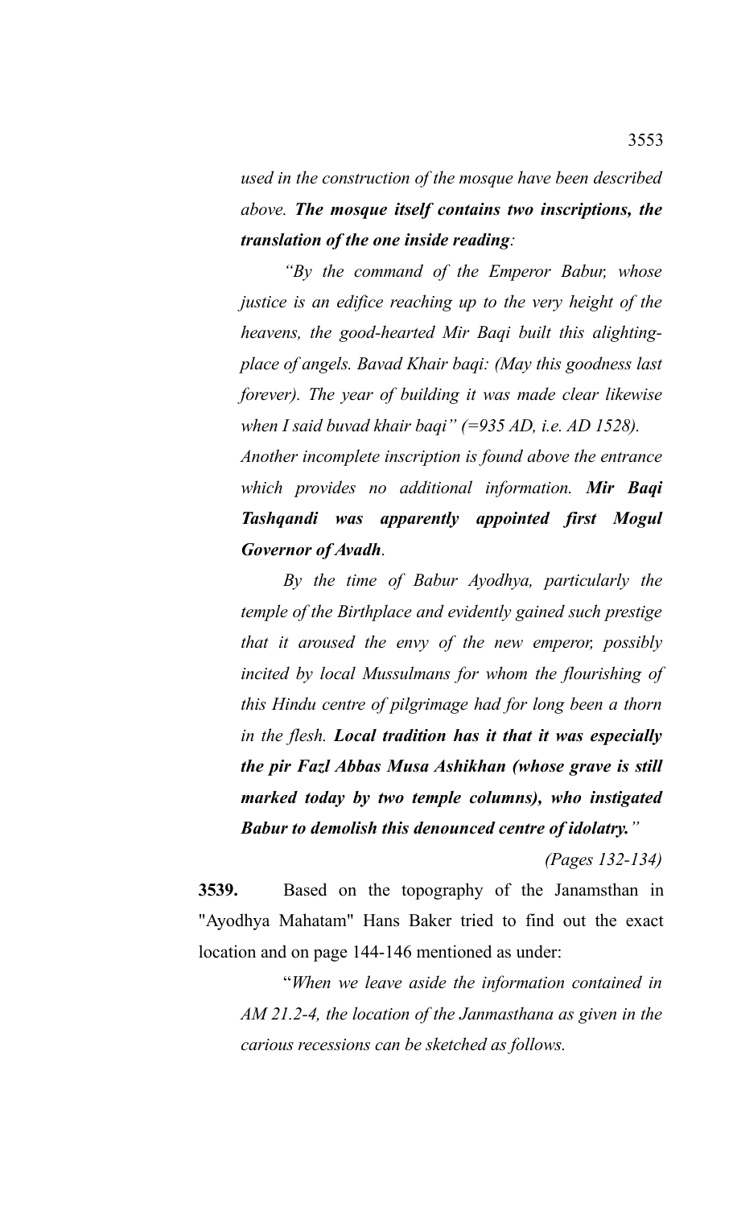*used in the construction of the mosque have been described above.* ***The mosque itself contains two inscriptions, the translation of the one inside reading****:*

*"By the command of the Emperor Babur, whose justice is an edifice reaching up to the very height of the heavens, the good-hearted Mir Baqi built this alighting-place of angels. Bavad Khair baqi: (May this goodness last forever). The year of building it was made clear likewise when I said buvad khair baqi" (=935 AD, i.e. AD 1528).*

*Another incomplete inscription is found above the entrance which provides no additional information.* ***Mir Baqi Tashqandi was apparently appointed first Mogul Governor of Avadh****.*

*By the time of Babur Ayodhya, particularly the temple of the Birthplace and evidently gained such prestige that it aroused the envy of the new emperor, possibly incited by local Mussulmans for whom the flourishing of this Hindu centre of pilgrimage had for long been a thorn in the flesh.* ***Local tradition has it that it was especially the pir Fazl Abbas Musa Ashikhan (whose grave is still marked today by two temple columns), who instigated Babur to demolish this denounced centre of idolatry.****"*

*(Pages 132-134)*

**3539.** Based on the topography of the Janamsthan in "Ayodhya Mahatam" Hans Baker tried to find out the exact location and on page 144-146 mentioned as under:

"*When we leave aside the information contained in AM 21.2-4, the location of the Janmasthana as given in the carious recessions can be sketched as follows.*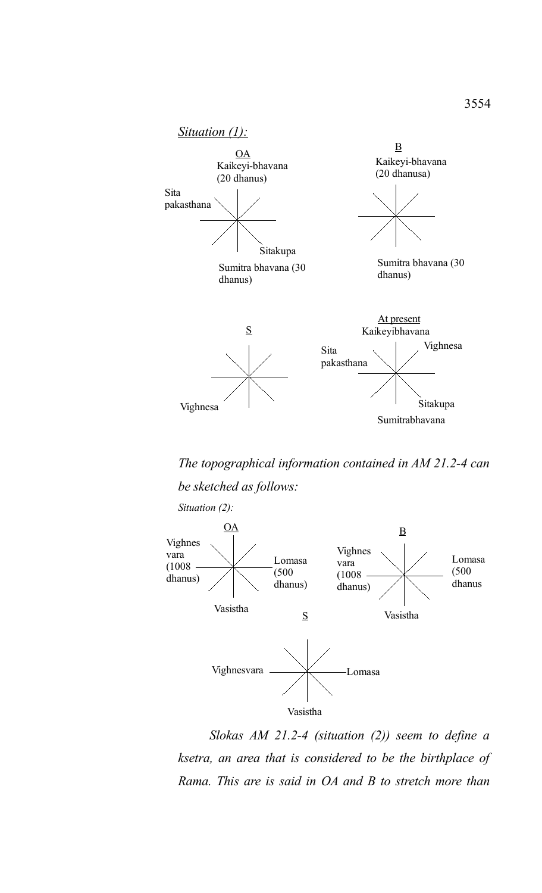*Situation (1):*

OA

Kaikeyi-bhavana (20 dhanus)

Sita pakasthana

Sitakupa

Sumitra bhavana (30 dhanus)

B

Kaikeyi-bhavana (20 dhanusa)

Sumitra bhavana (30 dhanus)

S

Vighnesa

At present

Kaikeyibhavana

Sita pakasthana

Vighnesa

Sitakupa

Sumitrabhavana

*The topographical information contained in AM 21.2-4 can be sketched as follows:*

*Situation (2):*

OA

Vighnesvara (1008 dhanus)

Lomasa (500 dhanus)

Vasistha

B

Vighnesvara (1008 dhanus)

Lomasa (500 dhanus

Vasistha

S

Vighnesvara

Lomasa

Vasistha

*Slokas AM 21.2-4 (situation (2)) seem to define a ksetra, an area that is considered to be the birthplace of Rama. This are is said in OA and B to stretch more than*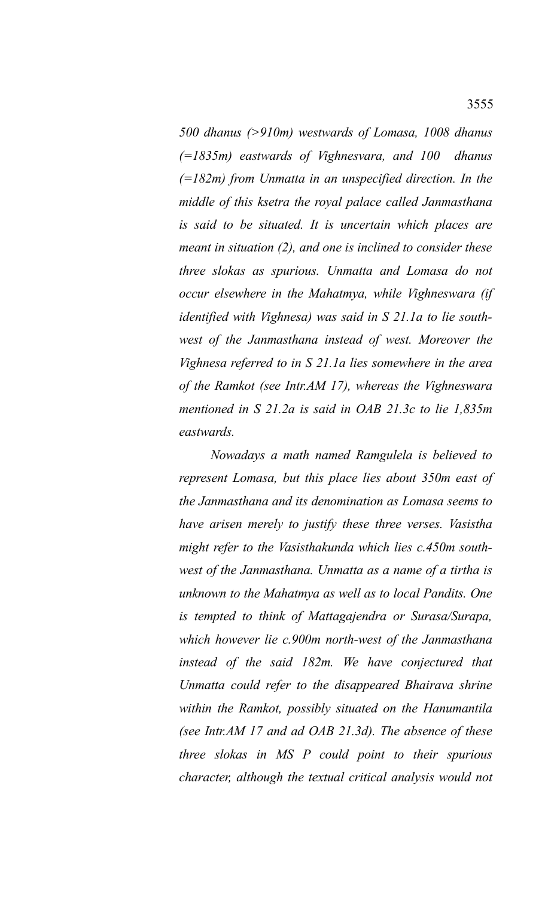*500 dhanus (>910m) westwards of Lomasa, 1008 dhanus (=1835m) eastwards of Vighnesvara, and 100 dhanus (=182m) from Unmatta in an unspecified direction. In the middle of this ksetra the royal palace called Janmasthana is said to be situated. It is uncertain which places are meant in situation (2), and one is inclined to consider these three slokas as spurious. Unmatta and Lomasa do not occur elsewhere in the Mahatmya, while Vighneswara (if identified with Vighnesa) was said in S 21.1a to lie south-west of the Janmasthana instead of west. Moreover the Vighnesa referred to in S 21.1a lies somewhere in the area of the Ramkot (see Intr.AM 17), whereas the Vighneswara mentioned in S 21.2a is said in OAB 21.3c to lie 1,835m eastwards.*

*Nowadays a math named Ramgulela is believed to represent Lomasa, but this place lies about 350m east of the Janmasthana and its denomination as Lomasa seems to have arisen merely to justify these three verses. Vasistha might refer to the Vasisthakunda which lies c.450m south-west of the Janmasthana. Unmatta as a name of a tirtha is unknown to the Mahatmya as well as to local Pandits. One is tempted to think of Mattagajendra or Surasa/Surapa, which however lie c.900m north-west of the Janmasthana instead of the said 182m. We have conjectured that Unmatta could refer to the disappeared Bhairava shrine within the Ramkot, possibly situated on the Hanumantila (see Intr.AM 17 and ad OAB 21.3d). The absence of these three slokas in MS P could point to their spurious character, although the textual critical analysis would not*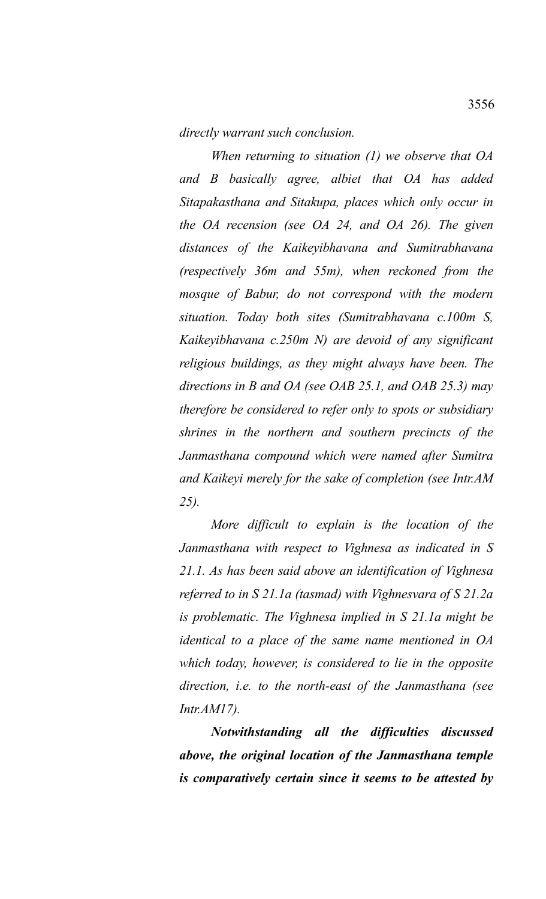*directly warrant such conclusion.*

*When returning to situation (1) we observe that OA and B basically agree, albiet that OA has added Sitapakasthana and Sitakupa, places which only occur in the OA recension (see OA 24, and OA 26). The given distances of the Kaikeyibhavana and Sumitrabhavana (respectively 36m and 55m), when reckoned from the mosque of Babur, do not correspond with the modern situation. Today both sites (Sumitrabhavana c.100m S, Kaikeyibhavana c.250m N) are devoid of any significant religious buildings, as they might always have been. The directions in B and OA (see OAB 25.1, and OAB 25.3) may therefore be considered to refer only to spots or subsidiary shrines in the northern and southern precincts of the Janmasthana compound which were named after Sumitra and Kaikeyi merely for the sake of completion (see Intr.AM 25).*

*More difficult to explain is the location of the Janmasthana with respect to Vighnesa as indicated in S 21.1. As has been said above an identification of Vighnesa referred to in S 21.1a (tasmad) with Vighnesvara of S 21.2a is problematic. The Vighnesa implied in S 21.1a might be identical to a place of the same name mentioned in OA which today, however, is considered to lie in the opposite direction, i.e. to the north-east of the Janmasthana (see Intr.AM17).*

***Notwithstanding all the difficulties discussed above, the original location of the Janmasthana temple is comparatively certain since it seems to be attested by***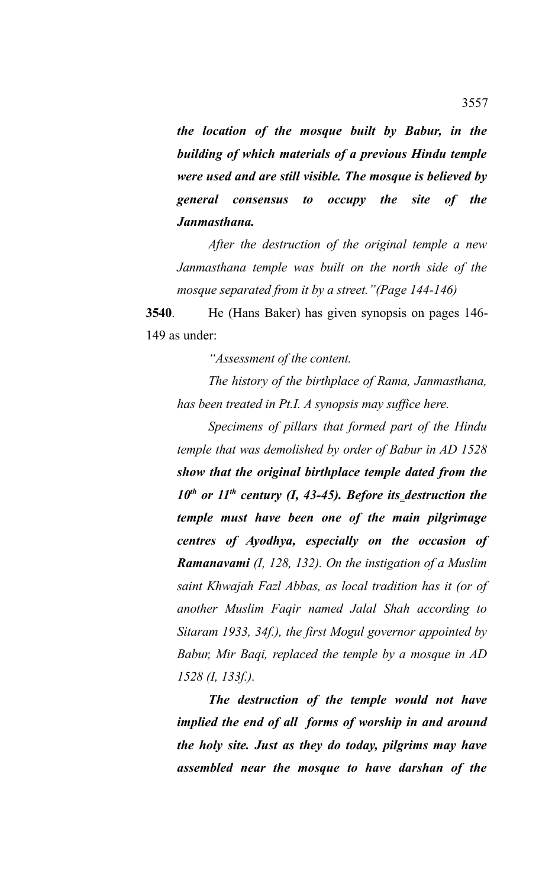***the location of the mosque built by Babur, in the building of which materials of a previous Hindu temple were used and are still visible. The mosque is believed by general consensus to occupy the site of the Janmasthana.***

*After the destruction of the original temple a new Janmasthana temple was built on the north side of the mosque separated from it by a street."(Page 144-146)*

**3540**. He (Hans Baker) has given synopsis on pages 146-149 as under:

*"Assessment of the content.*

*The history of the birthplace of Rama, Janmasthana, has been treated in Pt.I. A synopsis may suffice here.*

*Specimens of pillars that formed part of the Hindu temple that was demolished by order of Babur in AD 1528* ***show that the original birthplace temple dated from the 10th or 11th century (I, 43-45). Before its destruction the temple must have been one of the main pilgrimage centres of Ayodhya, especially on the occasion of Ramanavami*** *(I, 128, 132). On the instigation of a Muslim saint Khwajah Fazl Abbas, as local tradition has it (or of another Muslim Faqir named Jalal Shah according to Sitaram 1933, 34f.), the first Mogul governor appointed by Babur, Mir Baqi, replaced the temple by a mosque in AD 1528 (I, 133f.).*

***The destruction of the temple would not have implied the end of all forms of worship in and around the holy site. Just as they do today, pilgrims may have assembled near the mosque to have darshan of the***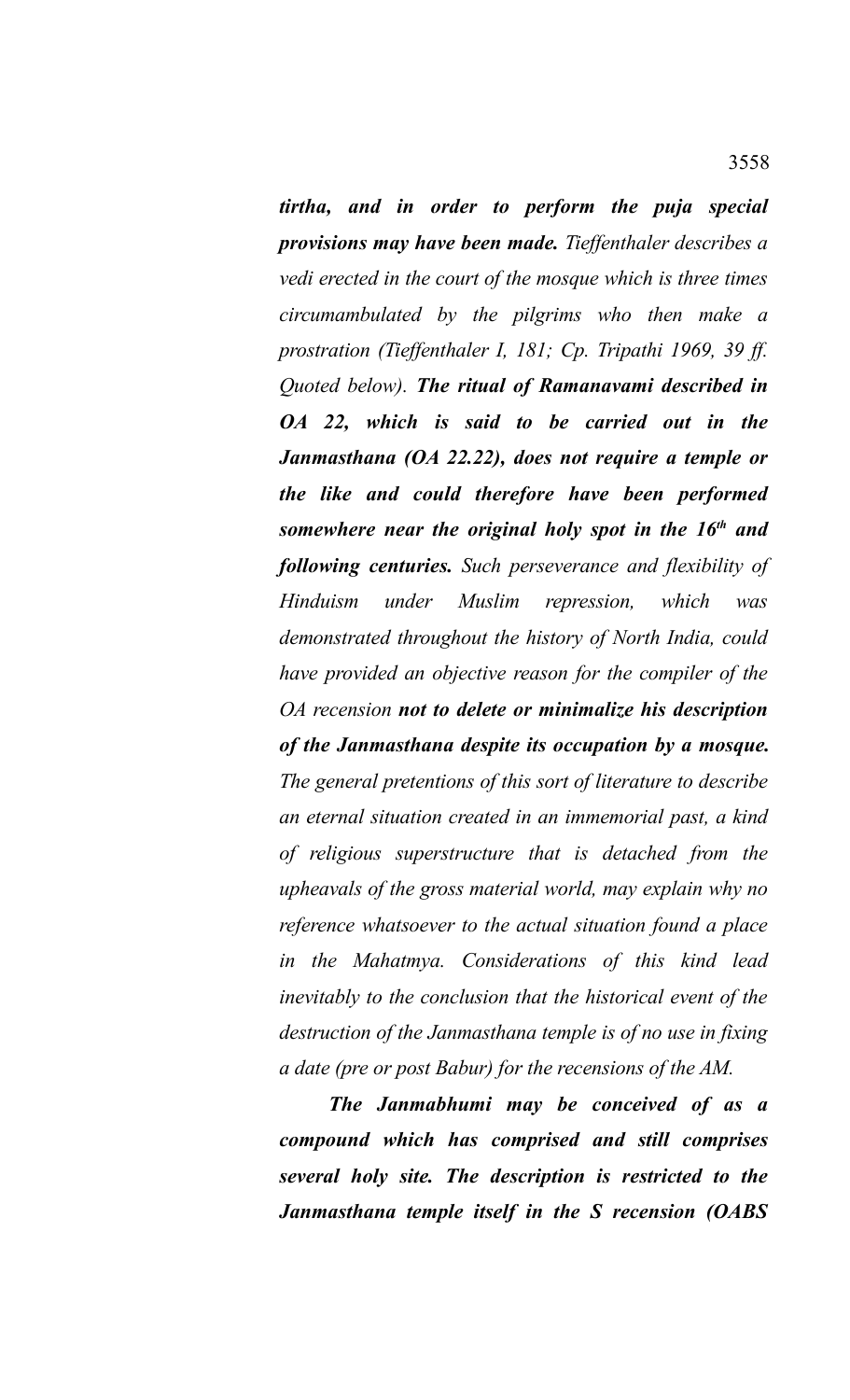***tirtha, and in order to perform the puja special provisions may have been made.*** *Tieffenthaler describes a vedi erected in the court of the mosque which is three times circumambulated by the pilgrims who then make a prostration (Tieffenthaler I, 181; Cp. Tripathi 1969, 39 ff. Quoted below).* ***The ritual of Ramanavami described in OA 22, which is said to be carried out in the Janmasthana (OA 22.22), does not require a temple or the like and could therefore have been performed somewhere near the original holy spot in the 16th and following centuries.*** *Such perseverance and flexibility of Hinduism under Muslim repression, which was demonstrated throughout the history of North India, could have provided an objective reason for the compiler of the OA recension* ***not to delete or minimalize his description of the Janmasthana despite its occupation by a mosque.*** *The general pretentions of this sort of literature to describe an eternal situation created in an immemorial past, a kind of religious superstructure that is detached from the upheavals of the gross material world, may explain why no reference whatsoever to the actual situation found a place in the Mahatmya. Considerations of this kind lead inevitably to the conclusion that the historical event of the destruction of the Janmasthana temple is of no use in fixing a date (pre or post Babur) for the recensions of the AM.*

***The Janmabhumi may be conceived of as a compound which has comprised and still comprises several holy site. The description is restricted to the Janmasthana temple itself in the S recension (OABS***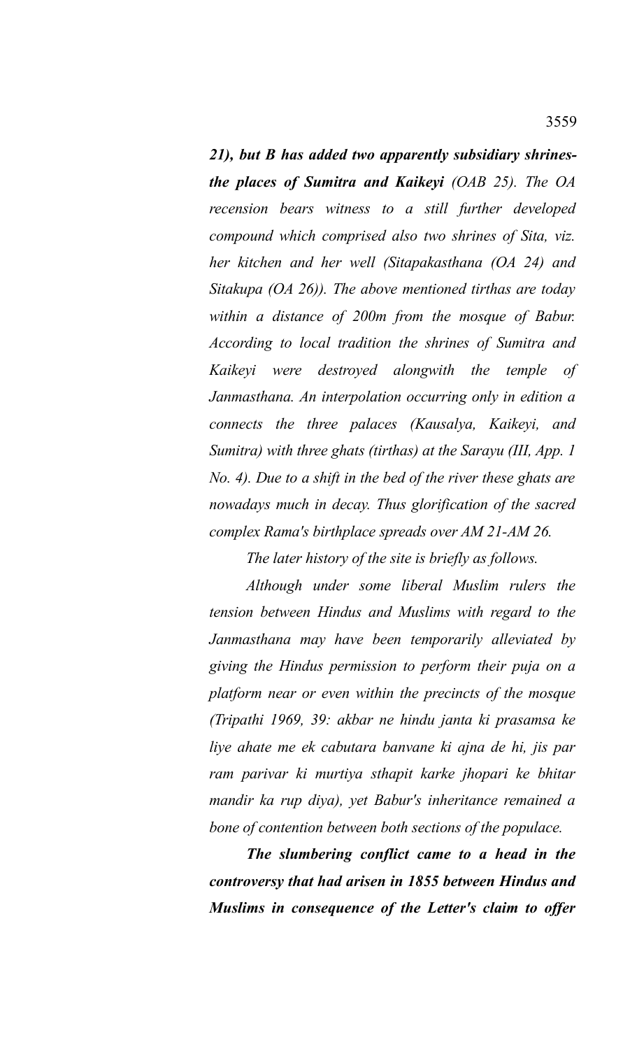*21), **but B has added two apparently subsidiary shrines-the places of Sumitra and Kaikeyi** (OAB 25). The OA recension bears witness to a still further developed compound which comprised also two shrines of Sita, viz. her kitchen and her well (Sitapakasthana (OA 24) and Sitakupa (OA 26)). The above mentioned tirthas are today within a distance of 200m from the mosque of Babur. According to local tradition the shrines of Sumitra and Kaikeyi were destroyed alongwith the temple of Janmasthana. An interpolation occurring only in edition a connects the three palaces (Kausalya, Kaikeyi, and Sumitra) with three ghats (tirthas) at the Sarayu (III, App. 1 No. 4). Due to a shift in the bed of the river these ghats are nowadays much in decay. Thus glorification of the sacred complex Rama's birthplace spreads over AM 21-AM 26.*

*The later history of the site is briefly as follows.*

*Although under some liberal Muslim rulers the tension between Hindus and Muslims with regard to the Janmasthana may have been temporarily alleviated by giving the Hindus permission to perform their puja on a platform near or even within the precincts of the mosque (Tripathi 1969, 39: akbar ne hindu janta ki prasamsa ke liye ahate me ek cabutara banvane ki ajna de hi, jis par ram parivar ki murtiya sthapit karke jhopari ke bhitar mandir ka rup diya), yet Babur's inheritance remained a bone of contention between both sections of the populace.*

***The slumbering conflict came to a head in the controversy that had arisen in 1855 between Hindus and Muslims in consequence of the Letter's claim to offer***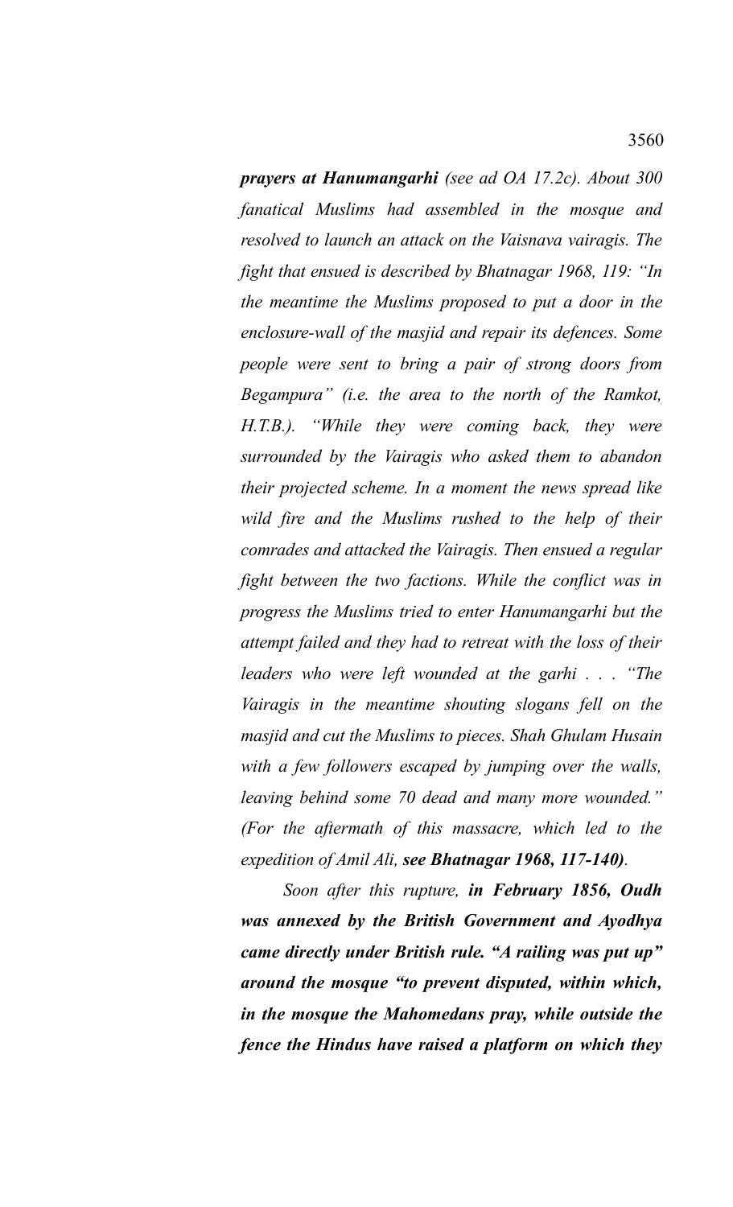***prayers at Hanumangarhi*** *(see ad OA 17.2c). About 300 fanatical Muslims had assembled in the mosque and resolved to launch an attack on the Vaisnava vairagis. The fight that ensued is described by Bhatnagar 1968, 119: "In the meantime the Muslims proposed to put a door in the enclosure-wall of the masjid and repair its defences. Some people were sent to bring a pair of strong doors from Begampura" (i.e. the area to the north of the Ramkot, H.T.B.). "While they were coming back, they were surrounded by the Vairagis who asked them to abandon their projected scheme. In a moment the news spread like wild fire and the Muslims rushed to the help of their comrades and attacked the Vairagis. Then ensued a regular fight between the two factions. While the conflict was in progress the Muslims tried to enter Hanumangarhi but the attempt failed and they had to retreat with the loss of their leaders who were left wounded at the garhi . . . "The Vairagis in the meantime shouting slogans fell on the masjid and cut the Muslims to pieces. Shah Ghulam Husain with a few followers escaped by jumping over the walls, leaving behind some 70 dead and many more wounded." (For the aftermath of this massacre, which led to the expedition of Amil Ali,* ***see Bhatnagar 1968, 117-140)****.*

*Soon after this rupture,* ***in February 1856, Oudh was annexed by the British Government and Ayodhya came directly under British rule. "A railing was put up" around the mosque "to prevent disputed, within which, in the mosque the Mahomedans pray, while outside the fence the Hindus have raised a platform on which they***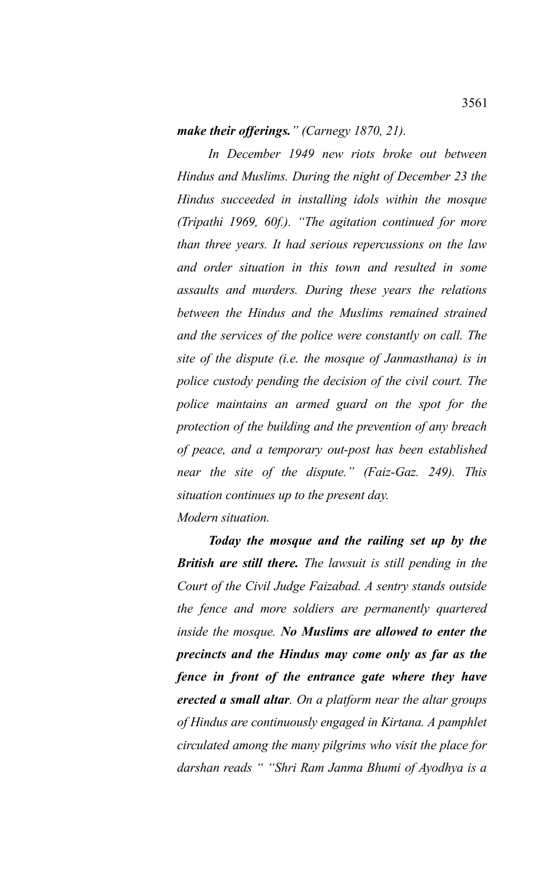***make their offerings.*** *" (Carnegy 1870, 21).*

*In December 1949 new riots broke out between Hindus and Muslims. During the night of December 23 the Hindus succeeded in installing idols within the mosque (Tripathi 1969, 60f.). "The agitation continued for more than three years. It had serious repercussions on the law and order situation in this town and resulted in some assaults and murders. During these years the relations between the Hindus and the Muslims remained strained and the services of the police were constantly on call. The site of the dispute (i.e. the mosque of Janmasthana) is in police custody pending the decision of the civil court. The police maintains an armed guard on the spot for the protection of the building and the prevention of any breach of peace, and a temporary out-post has been established near the site of the dispute." (Faiz-Gaz. 249). This situation continues up to the present day.*

*Modern situation.*

***Today the mosque and the railing set up by the British are still there.*** *The lawsuit is still pending in the Court of the Civil Judge Faizabad. A sentry stands outside the fence and more soldiers are permanently quartered inside the mosque.* ***No Muslims are allowed to enter the precincts and the Hindus may come only as far as the fence in front of the entrance gate where they have erected a small altar****. On a platform near the altar groups of Hindus are continuously engaged in Kirtana. A pamphlet circulated among the many pilgrims who visit the place for darshan reads " "Shri Ram Janma Bhumi of Ayodhya is a*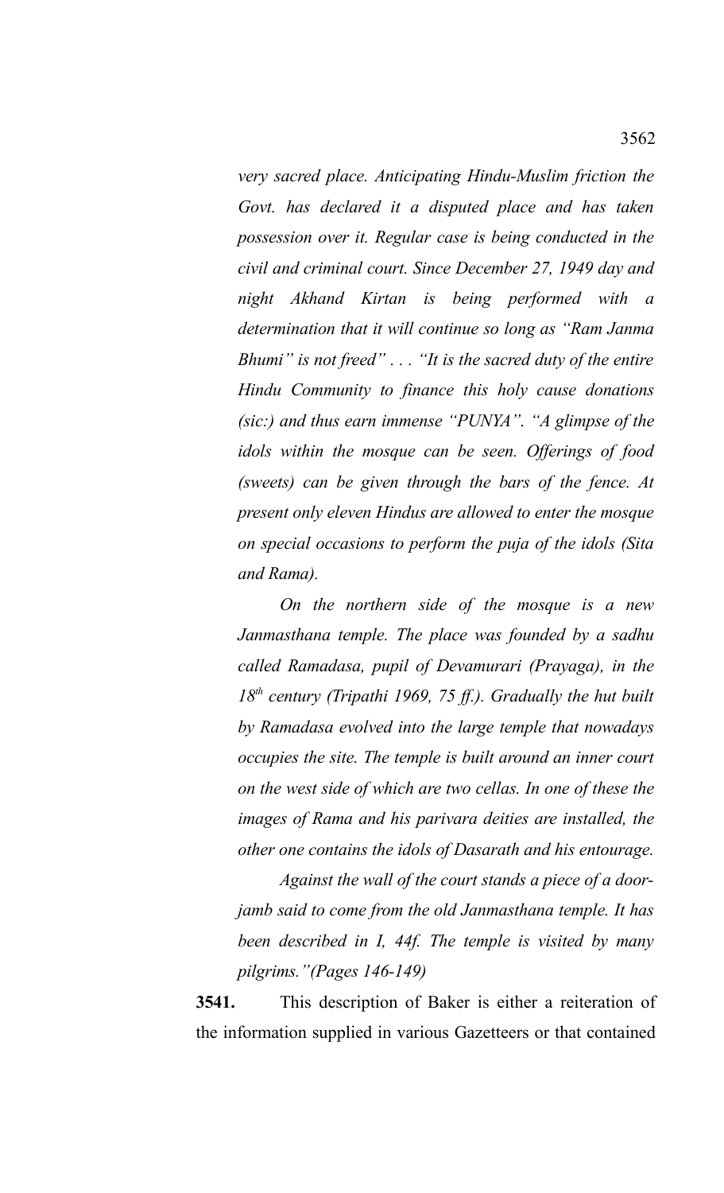*very sacred place. Anticipating Hindu-Muslim friction the Govt. has declared it a disputed place and has taken possession over it. Regular case is being conducted in the civil and criminal court. Since December 27, 1949 day and night Akhand Kirtan is being performed with a determination that it will continue so long as "Ram Janma Bhumi" is not freed" . . . "It is the sacred duty of the entire Hindu Community to finance this holy cause donations (sic:) and thus earn immense "PUNYA". "A glimpse of the idols within the mosque can be seen. Offerings of food (sweets) can be given through the bars of the fence. At present only eleven Hindus are allowed to enter the mosque on special occasions to perform the puja of the idols (Sita and Rama).*

*On the northern side of the mosque is a new Janmasthana temple. The place was founded by a sadhu called Ramadasa, pupil of Devamurari (Prayaga), in the 18th century (Tripathi 1969, 75 ff.). Gradually the hut built by Ramadasa evolved into the large temple that nowadays occupies the site. The temple is built around an inner court on the west side of which are two cellas. In one of these the images of Rama and his parivara deities are installed, the other one contains the idols of Dasarath and his entourage.*

*Against the wall of the court stands a piece of a door-jamb said to come from the old Janmasthana temple. It has been described in I, 44f. The temple is visited by many pilgrims."(Pages 146-149)*

**3541.** This description of Baker is either a reiteration of the information supplied in various Gazetteers or that contained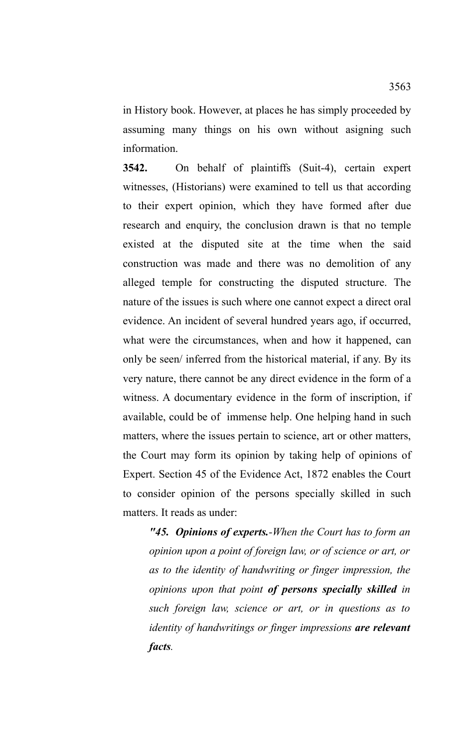in History book. However, at places he has simply proceeded by assuming many things on his own without asigning such information.

**3542.** On behalf of plaintiffs (Suit-4), certain expert witnesses, (Historians) were examined to tell us that according to their expert opinion, which they have formed after due research and enquiry, the conclusion drawn is that no temple existed at the disputed site at the time when the said construction was made and there was no demolition of any alleged temple for constructing the disputed structure. The nature of the issues is such where one cannot expect a direct oral evidence. An incident of several hundred years ago, if occurred, what were the circumstances, when and how it happened, can only be seen/ inferred from the historical material, if any. By its very nature, there cannot be any direct evidence in the form of a witness. A documentary evidence in the form of inscription, if available, could be of immense help. One helping hand in such matters, where the issues pertain to science, art or other matters, the Court may form its opinion by taking help of opinions of Expert. Section 45 of the Evidence Act, 1872 enables the Court to consider opinion of the persons specially skilled in such matters. It reads as under:

> *"45. **Opinions of experts.**-When the Court has to form an opinion upon a point of foreign law, or of science or art, or as to the identity of handwriting or finger impression, the opinions upon that point **of persons specially skilled** in such foreign law, science or art, or in questions as to identity of handwritings or finger impressions **are relevant facts**.*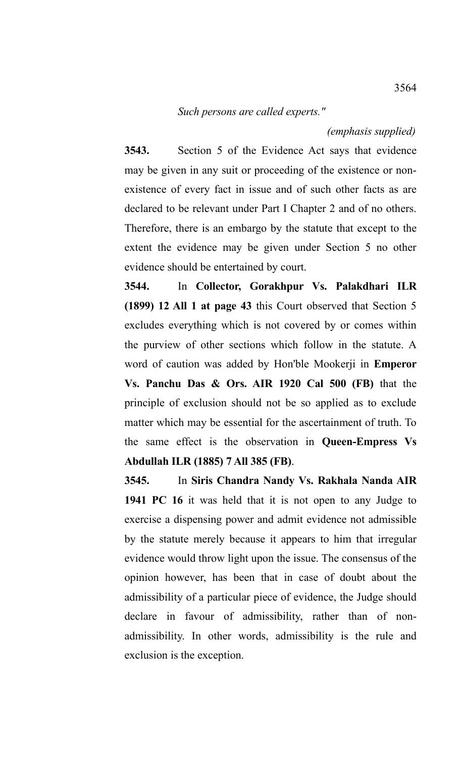*Such persons are called experts."*

*(emphasis supplied)*

**3543.** Section 5 of the Evidence Act says that evidence may be given in any suit or proceeding of the existence or non-existence of every fact in issue and of such other facts as are declared to be relevant under Part I Chapter 2 and of no others. Therefore, there is an embargo by the statute that except to the extent the evidence may be given under Section 5 no other evidence should be entertained by court.

**3544.** In **Collector, Gorakhpur Vs. Palakdhari ILR (1899) 12 All 1 at page 43** this Court observed that Section 5 excludes everything which is not covered by or comes within the purview of other sections which follow in the statute. A word of caution was added by Hon'ble Mookerji in **Emperor Vs. Panchu Das & Ors. AIR 1920 Cal 500 (FB)** that the principle of exclusion should not be so applied as to exclude matter which may be essential for the ascertainment of truth. To the same effect is the observation in **Queen-Empress Vs Abdullah ILR (1885) 7 All 385 (FB)**.

**3545.** In **Siris Chandra Nandy Vs. Rakhala Nanda AIR 1941 PC 16** it was held that it is not open to any Judge to exercise a dispensing power and admit evidence not admissible by the statute merely because it appears to him that irregular evidence would throw light upon the issue. The consensus of the opinion however, has been that in case of doubt about the admissibility of a particular piece of evidence, the Judge should declare in favour of admissibility, rather than of non-admissibility. In other words, admissibility is the rule and exclusion is the exception.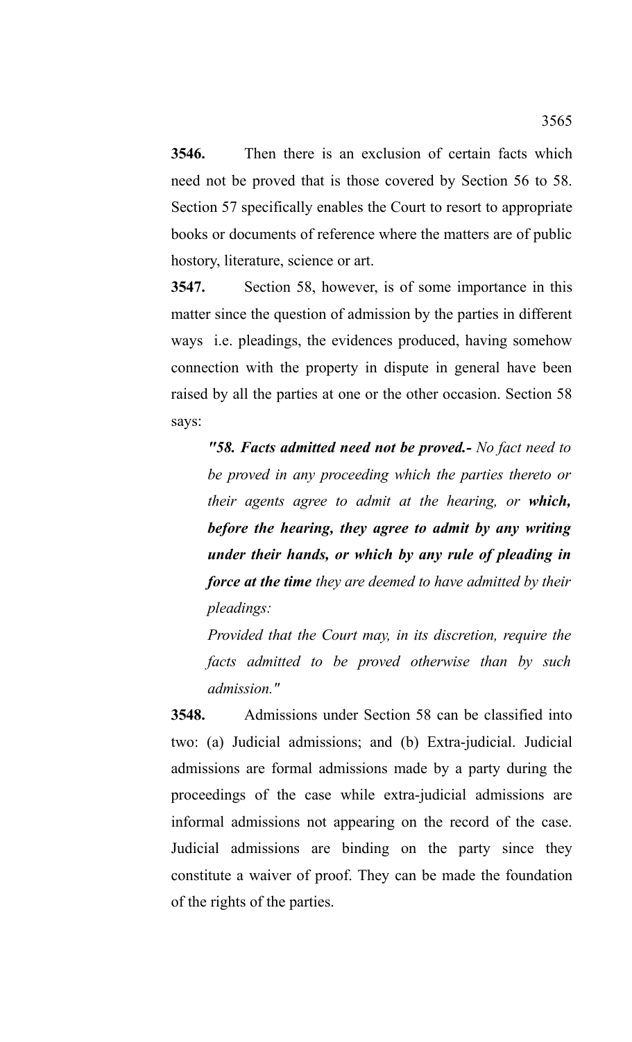**3546.** Then there is an exclusion of certain facts which need not be proved that is those covered by Section 56 to 58. Section 57 specifically enables the Court to resort to appropriate books or documents of reference where the matters are of public hostory, literature, science or art.

**3547.** Section 58, however, is of some importance in this matter since the question of admission by the parties in different ways i.e. pleadings, the evidences produced, having somehow connection with the property in dispute in general have been raised by all the parties at one or the other occasion. Section 58 says:

> *"**58. Facts admitted need not be proved.-** No fact need to be proved in any proceeding which the parties thereto or their agents agree to admit at the hearing, or **which, before the hearing, they agree to admit by any writing under their hands, or which by any rule of pleading in force at the time** they are deemed to have admitted by their pleadings:*
>
> *Provided that the Court may, in its discretion, require the facts admitted to be proved otherwise than by such admission."*

**3548.** Admissions under Section 58 can be classified into two: (a) Judicial admissions; and (b) Extra-judicial. Judicial admissions are formal admissions made by a party during the proceedings of the case while extra-judicial admissions are informal admissions not appearing on the record of the case. Judicial admissions are binding on the party since they constitute a waiver of proof. They can be made the foundation of the rights of the parties.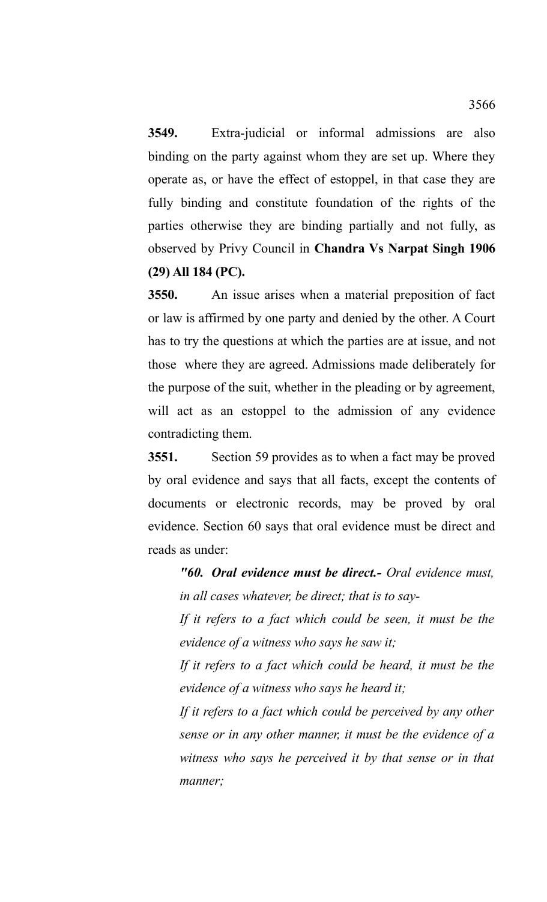**3549.** Extra-judicial or informal admissions are also binding on the party against whom they are set up. Where they operate as, or have the effect of estoppel, in that case they are fully binding and constitute foundation of the rights of the parties otherwise they are binding partially and not fully, as observed by Privy Council in **Chandra Vs Narpat Singh 1906 (29) All 184 (PC).**

**3550.** An issue arises when a material preposition of fact or law is affirmed by one party and denied by the other. A Court has to try the questions at which the parties are at issue, and not those where they are agreed. Admissions made deliberately for the purpose of the suit, whether in the pleading or by agreement, will act as an estoppel to the admission of any evidence contradicting them.

**3551.** Section 59 provides as to when a fact may be proved by oral evidence and says that all facts, except the contents of documents or electronic records, may be proved by oral evidence. Section 60 says that oral evidence must be direct and reads as under:

> ***"60. Oral evidence must be direct.-*** *Oral evidence must, in all cases whatever, be direct; that is to say-*
>
> *If it refers to a fact which could be seen, it must be the evidence of a witness who says he saw it;*
>
> *If it refers to a fact which could be heard, it must be the evidence of a witness who says he heard it;*
>
> *If it refers to a fact which could be perceived by any other sense or in any other manner, it must be the evidence of a witness who says he perceived it by that sense or in that manner;*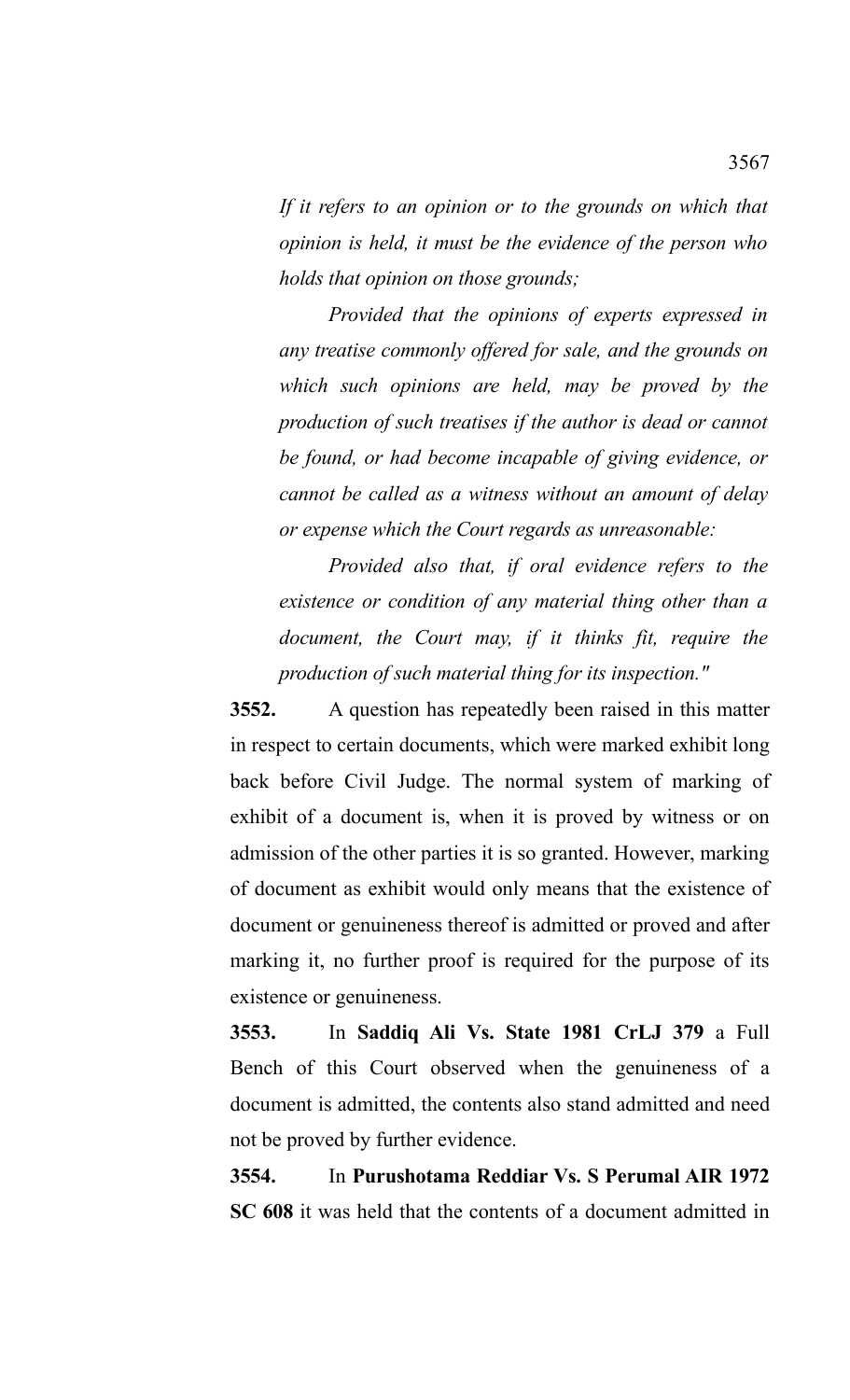*If it refers to an opinion or to the grounds on which that opinion is held, it must be the evidence of the person who holds that opinion on those grounds;*

*Provided that the opinions of experts expressed in any treatise commonly offered for sale, and the grounds on which such opinions are held, may be proved by the production of such treatises if the author is dead or cannot be found, or had become incapable of giving evidence, or cannot be called as a witness without an amount of delay or expense which the Court regards as unreasonable:*

*Provided also that, if oral evidence refers to the existence or condition of any material thing other than a document, the Court may, if it thinks fit, require the production of such material thing for its inspection."*

**3552.** A question has repeatedly been raised in this matter in respect to certain documents, which were marked exhibit long back before Civil Judge. The normal system of marking of exhibit of a document is, when it is proved by witness or on admission of the other parties it is so granted. However, marking of document as exhibit would only means that the existence of document or genuineness thereof is admitted or proved and after marking it, no further proof is required for the purpose of its existence or genuineness.

**3553.** In **Saddiq Ali Vs. State 1981 CrLJ 379** a Full Bench of this Court observed when the genuineness of a document is admitted, the contents also stand admitted and need not be proved by further evidence.

**3554.** In **Purushotama Reddiar Vs. S Perumal AIR 1972 SC 608** it was held that the contents of a document admitted in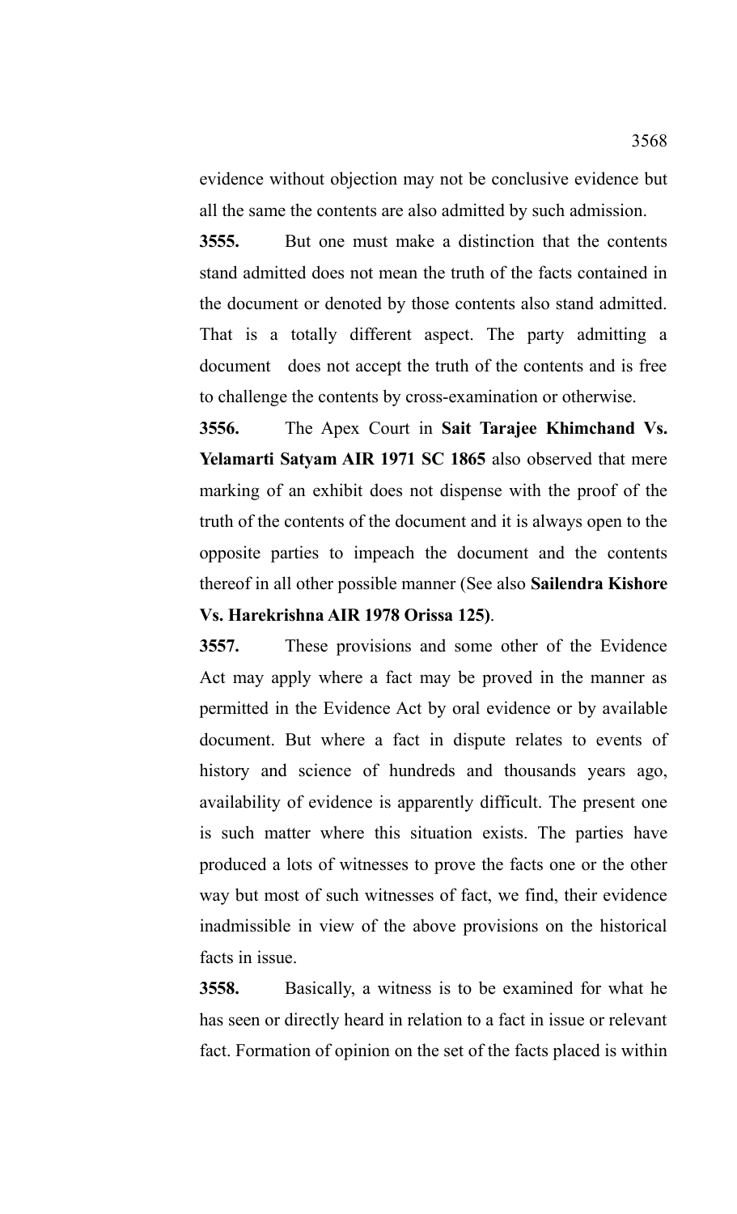evidence without objection may not be conclusive evidence but all the same the contents are also admitted by such admission.

**3555.** But one must make a distinction that the contents stand admitted does not mean the truth of the facts contained in the document or denoted by those contents also stand admitted. That is a totally different aspect. The party admitting a document does not accept the truth of the contents and is free to challenge the contents by cross-examination or otherwise.

**3556.** The Apex Court in **Sait Tarajee Khimchand Vs. Yelamarti Satyam AIR 1971 SC 1865** also observed that mere marking of an exhibit does not dispense with the proof of the truth of the contents of the document and it is always open to the opposite parties to impeach the document and the contents thereof in all other possible manner (See also **Sailendra Kishore Vs. Harekrishna AIR 1978 Orissa 125)**.

**3557.** These provisions and some other of the Evidence Act may apply where a fact may be proved in the manner as permitted in the Evidence Act by oral evidence or by available document. But where a fact in dispute relates to events of history and science of hundreds and thousands years ago, availability of evidence is apparently difficult. The present one is such matter where this situation exists. The parties have produced a lots of witnesses to prove the facts one or the other way but most of such witnesses of fact, we find, their evidence inadmissible in view of the above provisions on the historical facts in issue.

**3558.** Basically, a witness is to be examined for what he has seen or directly heard in relation to a fact in issue or relevant fact. Formation of opinion on the set of the facts placed is within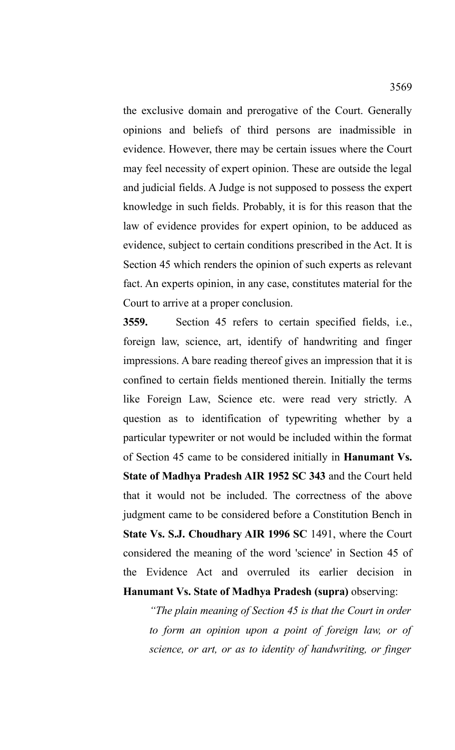the exclusive domain and prerogative of the Court. Generally opinions and beliefs of third persons are inadmissible in evidence. However, there may be certain issues where the Court may feel necessity of expert opinion. These are outside the legal and judicial fields. A Judge is not supposed to possess the expert knowledge in such fields. Probably, it is for this reason that the law of evidence provides for expert opinion, to be adduced as evidence, subject to certain conditions prescribed in the Act. It is Section 45 which renders the opinion of such experts as relevant fact. An experts opinion, in any case, constitutes material for the Court to arrive at a proper conclusion.

**3559.** Section 45 refers to certain specified fields, i.e., foreign law, science, art, identify of handwriting and finger impressions. A bare reading thereof gives an impression that it is confined to certain fields mentioned therein. Initially the terms like Foreign Law, Science etc. were read very strictly. A question as to identification of typewriting whether by a particular typewriter or not would be included within the format of Section 45 came to be considered initially in **Hanumant Vs. State of Madhya Pradesh AIR 1952 SC 343** and the Court held that it would not be included. The correctness of the above judgment came to be considered before a Constitution Bench in **State Vs. S.J. Choudhary AIR 1996 SC** 1491, where the Court considered the meaning of the word 'science' in Section 45 of the Evidence Act and overruled its earlier decision in **Hanumant Vs. State of Madhya Pradesh (supra)** observing:

> *"The plain meaning of Section 45 is that the Court in order to form an opinion upon a point of foreign law, or of science, or art, or as to identity of handwriting, or finger*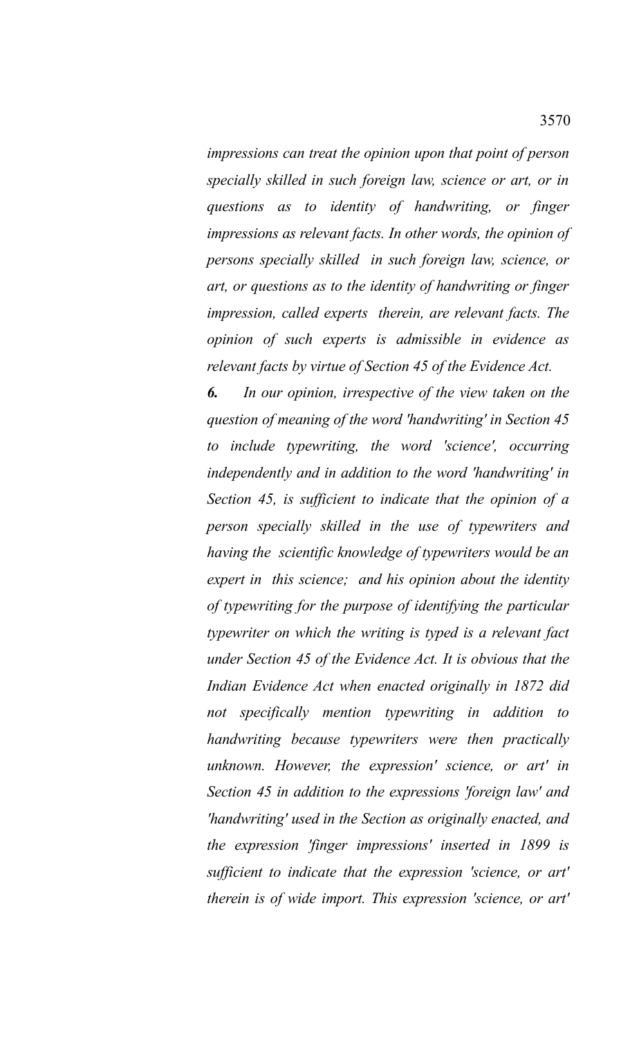*impressions can treat the opinion upon that point of person specially skilled in such foreign law, science or art, or in questions as to identity of handwriting, or finger impressions as relevant facts. In other words, the opinion of persons specially skilled in such foreign law, science, or art, or questions as to the identity of handwriting or finger impression, called experts therein, are relevant facts. The opinion of such experts is admissible in evidence as relevant facts by virtue of Section 45 of the Evidence Act.*

***6.*** *In our opinion, irrespective of the view taken on the question of meaning of the word 'handwriting' in Section 45 to include typewriting, the word 'science', occurring independently and in addition to the word 'handwriting' in Section 45, is sufficient to indicate that the opinion of a person specially skilled in the use of typewriters and having the scientific knowledge of typewriters would be an expert in this science; and his opinion about the identity of typewriting for the purpose of identifying the particular typewriter on which the writing is typed is a relevant fact under Section 45 of the Evidence Act. It is obvious that the Indian Evidence Act when enacted originally in 1872 did not specifically mention typewriting in addition to handwriting because typewriters were then practically unknown. However, the expression' science, or art' in Section 45 in addition to the expressions 'foreign law' and 'handwriting' used in the Section as originally enacted, and the expression 'finger impressions' inserted in 1899 is sufficient to indicate that the expression 'science, or art' therein is of wide import. This expression 'science, or art'*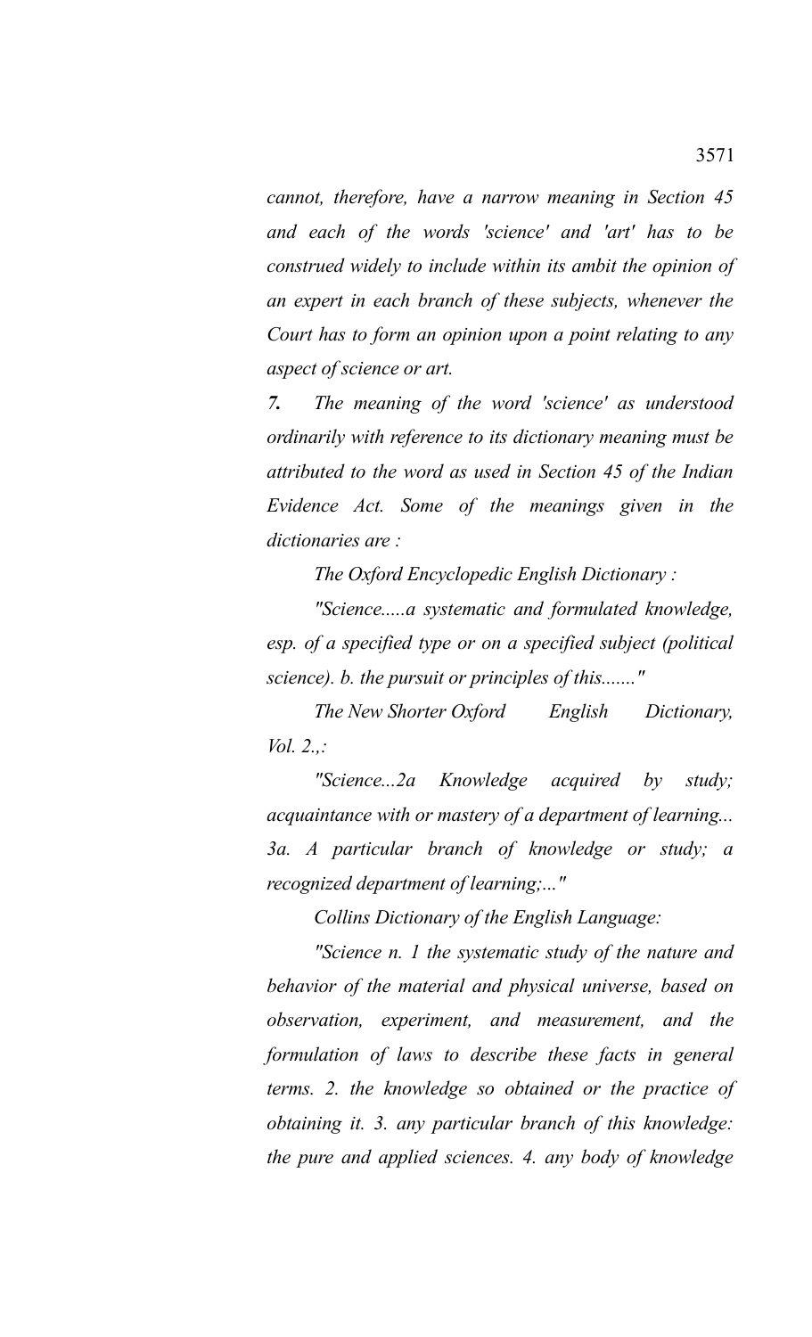*cannot, therefore, have a narrow meaning in Section 45 and each of the words 'science' and 'art' has to be construed widely to include within its ambit the opinion of an expert in each branch of these subjects, whenever the Court has to form an opinion upon a point relating to any aspect of science or art.*

***7.*** *The meaning of the word 'science' as understood ordinarily with reference to its dictionary meaning must be attributed to the word as used in Section 45 of the Indian Evidence Act. Some of the meanings given in the dictionaries are :*

*The Oxford Encyclopedic English Dictionary :*

*"Science.....a systematic and formulated knowledge, esp. of a specified type or on a specified subject (political science). b. the pursuit or principles of this......."*

*The New Shorter Oxford English Dictionary, Vol. 2.,:*

*"Science...2a Knowledge acquired by study; acquaintance with or mastery of a department of learning... 3a. A particular branch of knowledge or study; a recognized department of learning;..."*

*Collins Dictionary of the English Language:*

*"Science n. 1 the systematic study of the nature and behavior of the material and physical universe, based on observation, experiment, and measurement, and the formulation of laws to describe these facts in general terms. 2. the knowledge so obtained or the practice of obtaining it. 3. any particular branch of this knowledge: the pure and applied sciences. 4. any body of knowledge*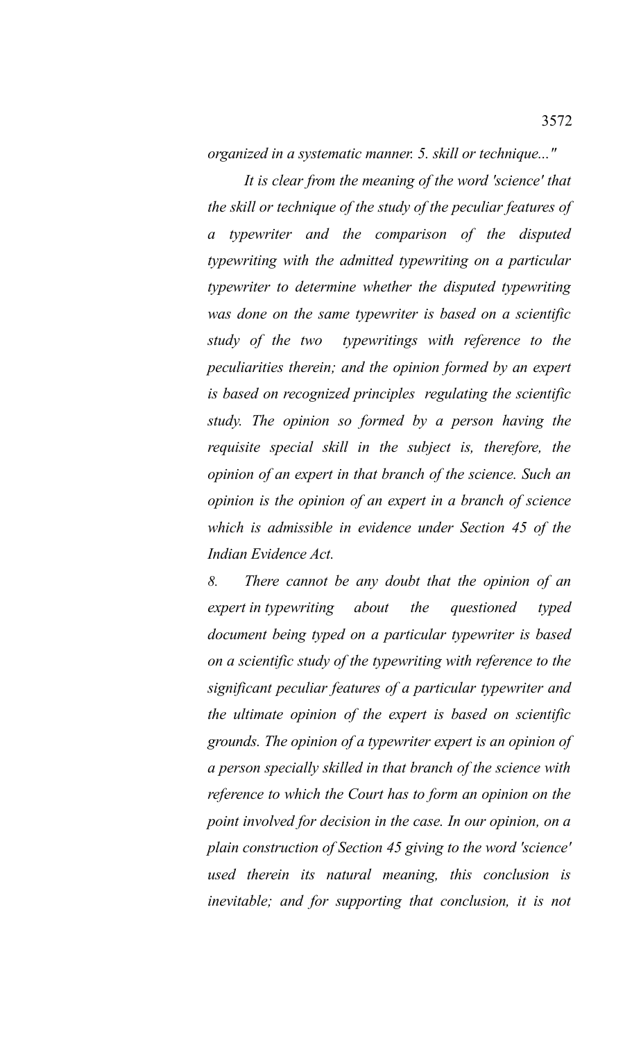*organized in a systematic manner. 5. skill or technique..."*

*It is clear from the meaning of the word 'science' that the skill or technique of the study of the peculiar features of a typewriter and the comparison of the disputed typewriting with the admitted typewriting on a particular typewriter to determine whether the disputed typewriting was done on the same typewriter is based on a scientific study of the two typewritings with reference to the peculiarities therein; and the opinion formed by an expert is based on recognized principles regulating the scientific study. The opinion so formed by a person having the requisite special skill in the subject is, therefore, the opinion of an expert in that branch of the science. Such an opinion is the opinion of an expert in a branch of science which is admissible in evidence under Section 45 of the Indian Evidence Act.*

*8. There cannot be any doubt that the opinion of an expert in typewriting about the questioned typed document being typed on a particular typewriter is based on a scientific study of the typewriting with reference to the significant peculiar features of a particular typewriter and the ultimate opinion of the expert is based on scientific grounds. The opinion of a typewriter expert is an opinion of a person specially skilled in that branch of the science with reference to which the Court has to form an opinion on the point involved for decision in the case. In our opinion, on a plain construction of Section 45 giving to the word 'science' used therein its natural meaning, this conclusion is inevitable; and for supporting that conclusion, it is not*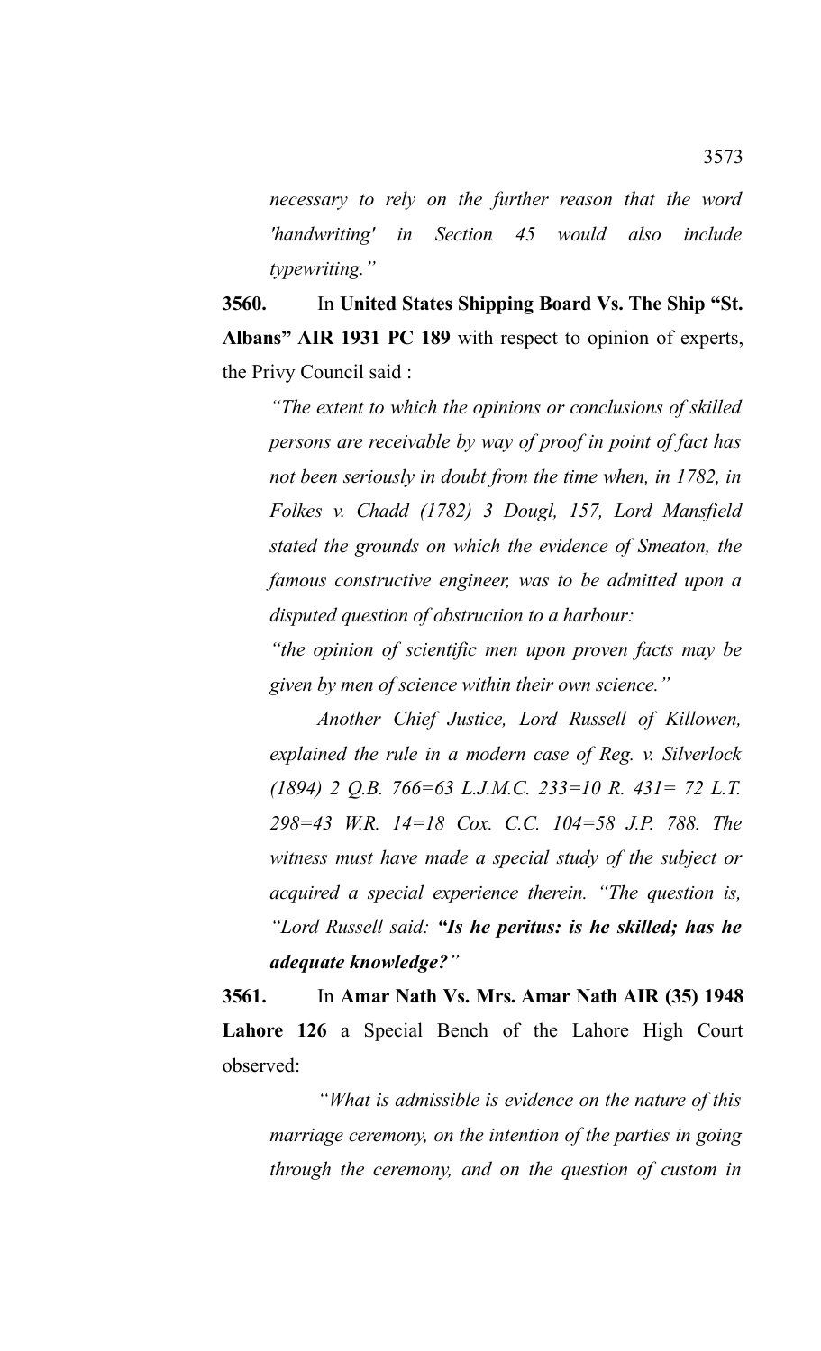*necessary to rely on the further reason that the word 'handwriting' in Section 45 would also include typewriting."*

**3560.** In **United States Shipping Board Vs. The Ship "St. Albans" AIR 1931 PC 189** with respect to opinion of experts, the Privy Council said :

> *"The extent to which the opinions or conclusions of skilled persons are receivable by way of proof in point of fact has not been seriously in doubt from the time when, in 1782, in Folkes v. Chadd (1782) 3 Dougl, 157, Lord Mansfield stated the grounds on which the evidence of Smeaton, the famous constructive engineer, was to be admitted upon a disputed question of obstruction to a harbour:*
>
> *"the opinion of scientific men upon proven facts may be given by men of science within their own science."*
>
> *Another Chief Justice, Lord Russell of Killowen, explained the rule in a modern case of Reg. v. Silverlock (1894) 2 Q.B. 766=63 L.J.M.C. 233=10 R. 431= 72 L.T. 298=43 W.R. 14=18 Cox. C.C. 104=58 J.P. 788. The witness must have made a special study of the subject or acquired a special experience therein. "The question is, "Lord Russell said: **"Is he peritus: is he skilled; has he adequate knowledge?"***

**3561.** In **Amar Nath Vs. Mrs. Amar Nath AIR (35) 1948 Lahore 126** a Special Bench of the Lahore High Court observed:

> *"What is admissible is evidence on the nature of this marriage ceremony, on the intention of the parties in going through the ceremony, and on the question of custom in*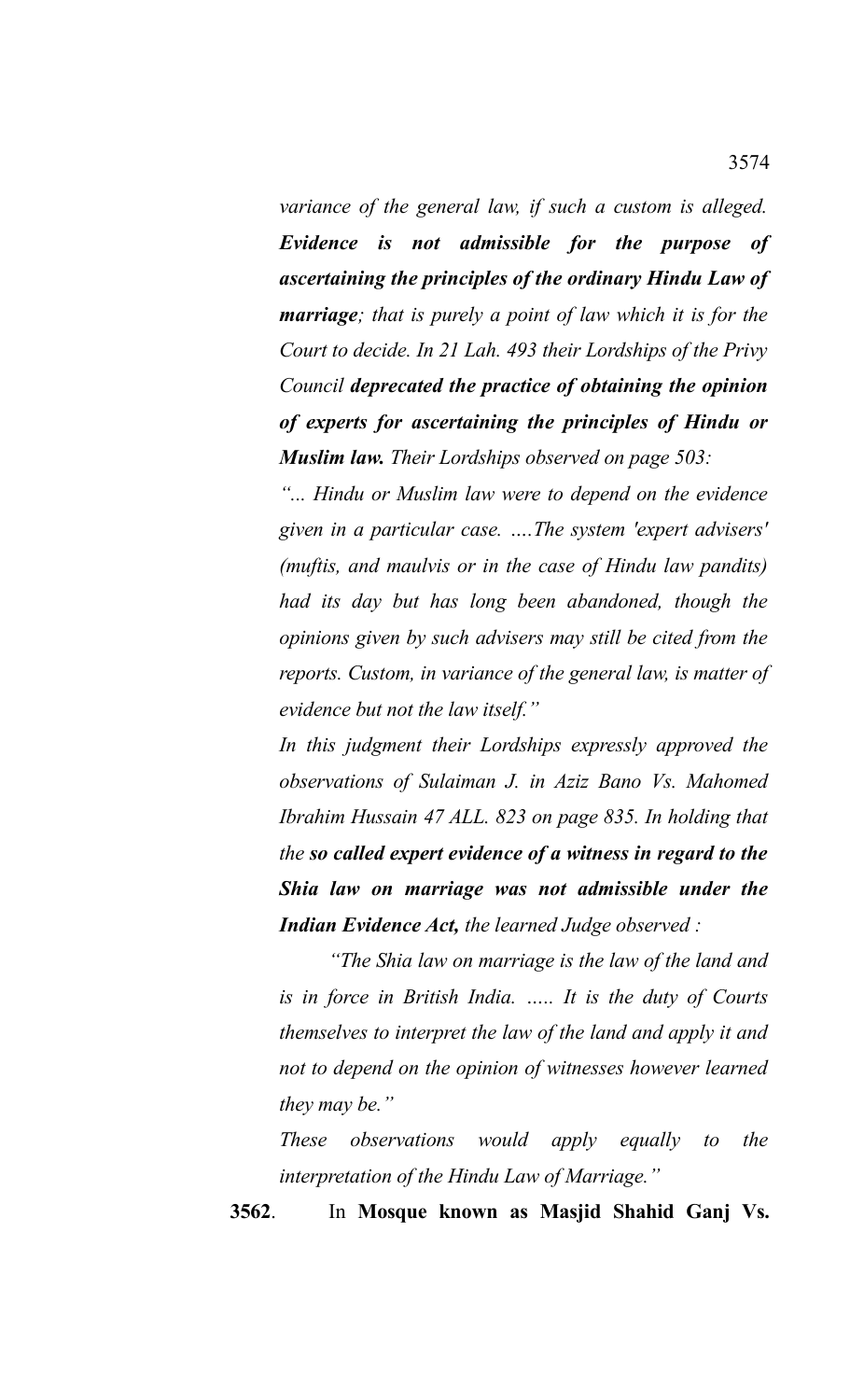*variance of the general law, if such a custom is alleged.* ***Evidence is not admissible for the purpose of ascertaining the principles of the ordinary Hindu Law of marriage****; that is purely a point of law which it is for the Court to decide. In 21 Lah. 493 their Lordships of the Privy Council* ***deprecated the practice of obtaining the opinion of experts for ascertaining the principles of Hindu or Muslim law.*** *Their Lordships observed on page 503:*

*"... Hindu or Muslim law were to depend on the evidence given in a particular case. ....The system 'expert advisers' (muftis, and maulvis or in the case of Hindu law pandits) had its day but has long been abandoned, though the opinions given by such advisers may still be cited from the reports. Custom, in variance of the general law, is matter of evidence but not the law itself."*

*In this judgment their Lordships expressly approved the observations of Sulaiman J. in Aziz Bano Vs. Mahomed Ibrahim Hussain 47 ALL. 823 on page 835. In holding that the* ***so called expert evidence of a witness in regard to the Shia law on marriage was not admissible under the Indian Evidence Act,*** *the learned Judge observed :*

*"The Shia law on marriage is the law of the land and is in force in British India. ..... It is the duty of Courts themselves to interpret the law of the land and apply it and not to depend on the opinion of witnesses however learned they may be."*

*These observations would apply equally to the interpretation of the Hindu Law of Marriage."*

**3562**. In **Mosque known as Masjid Shahid Ganj Vs.**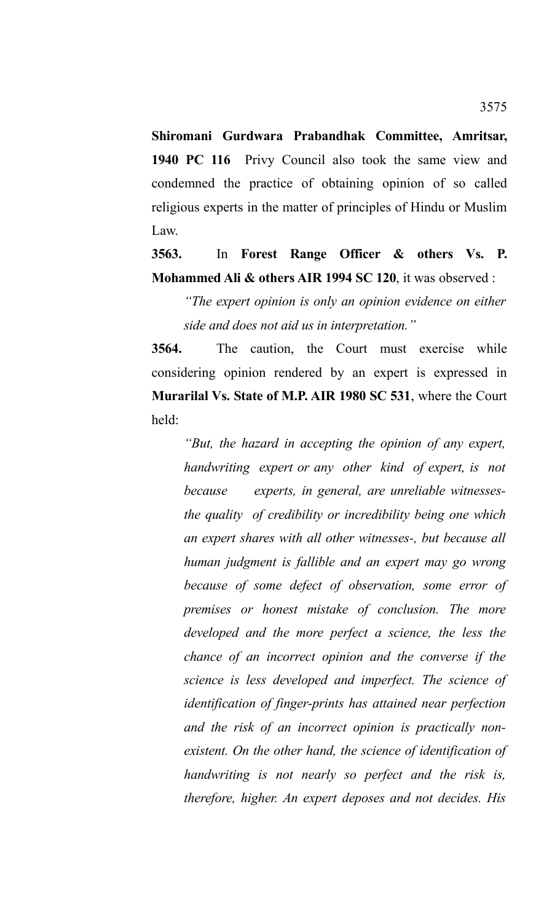**Shiromani Gurdwara Prabandhak Committee, Amritsar, 1940 PC 116** Privy Council also took the same view and condemned the practice of obtaining opinion of so called religious experts in the matter of principles of Hindu or Muslim Law.

**3563.** In **Forest Range Officer & others Vs. P. Mohammed Ali & others AIR 1994 SC 120**, it was observed :

> *"The expert opinion is only an opinion evidence on either side and does not aid us in interpretation."*

**3564.** The caution, the Court must exercise while considering opinion rendered by an expert is expressed in **Murarilal Vs. State of M.P. AIR 1980 SC 531**, where the Court held:

> *"But, the hazard in accepting the opinion of any expert, handwriting expert or any other kind of expert, is not because experts, in general, are unreliable witnesses- the quality of credibility or incredibility being one which an expert shares with all other witnesses-, but because all human judgment is fallible and an expert may go wrong because of some defect of observation, some error of premises or honest mistake of conclusion. The more developed and the more perfect a science, the less the chance of an incorrect opinion and the converse if the science is less developed and imperfect. The science of identification of finger-prints has attained near perfection and the risk of an incorrect opinion is practically non-existent. On the other hand, the science of identification of handwriting is not nearly so perfect and the risk is, therefore, higher. An expert deposes and not decides. His*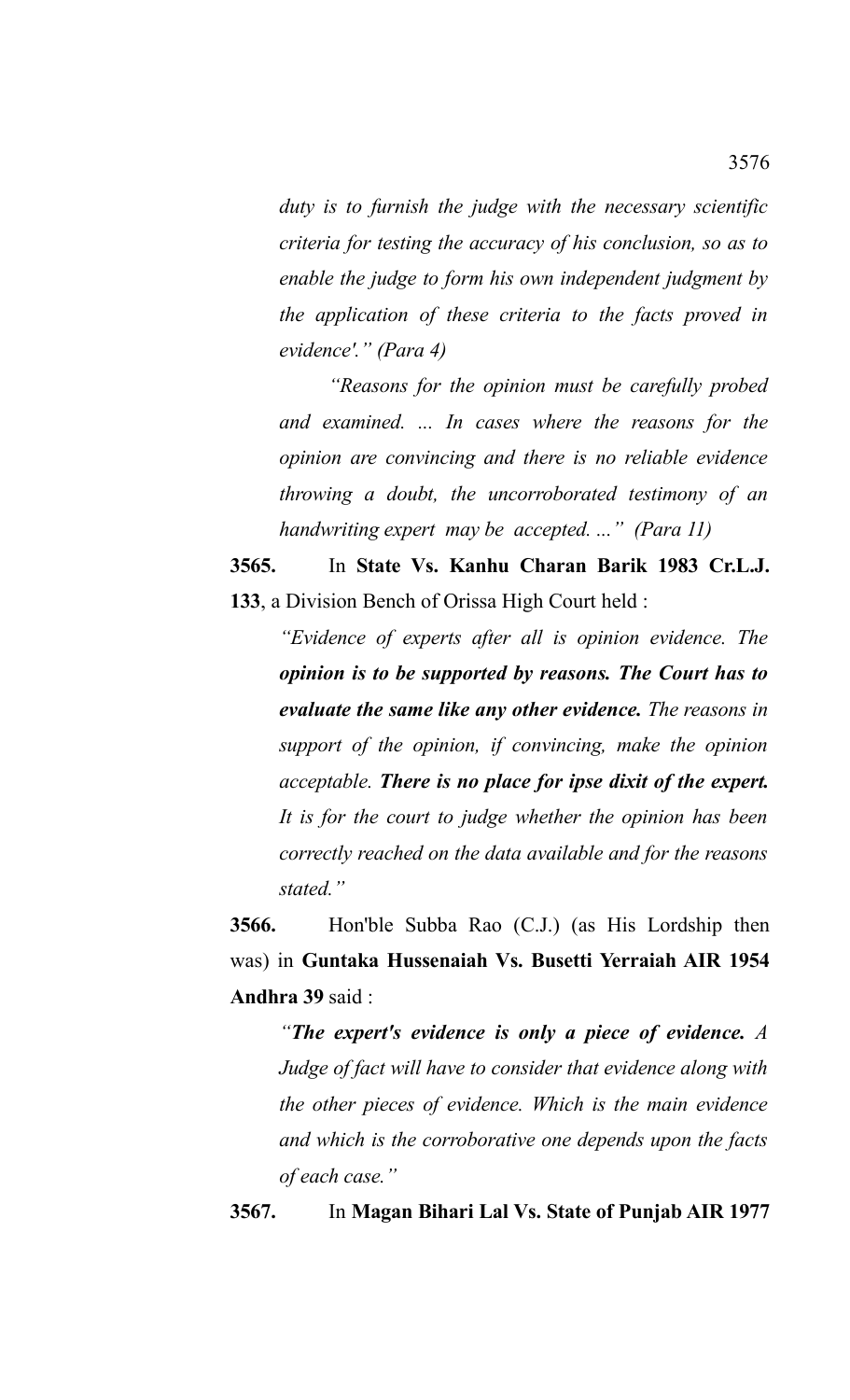*duty is to furnish the judge with the necessary scientific criteria for testing the accuracy of his conclusion, so as to enable the judge to form his own independent judgment by the application of these criteria to the facts proved in evidence'." (Para 4)*

*"Reasons for the opinion must be carefully probed and examined. ... In cases where the reasons for the opinion are convincing and there is no reliable evidence throwing a doubt, the uncorroborated testimony of an handwriting expert may be accepted. ..." (Para 11)*

**3565.** In **State Vs. Kanhu Charan Barik 1983 Cr.L.J. 133**, a Division Bench of Orissa High Court held :

*"Evidence of experts after all is opinion evidence. The* ***opinion is to be supported by reasons. The Court has to evaluate the same like any other evidence.*** *The reasons in support of the opinion, if convincing, make the opinion acceptable.* ***There is no place for ipse dixit of the expert.*** *It is for the court to judge whether the opinion has been correctly reached on the data available and for the reasons stated."*

**3566.** Hon'ble Subba Rao (C.J.) (as His Lordship then was) in **Guntaka Hussenaiah Vs. Busetti Yerraiah AIR 1954 Andhra 39** said :

*"**The expert's evidence is only a piece of evidence.** A Judge of fact will have to consider that evidence along with the other pieces of evidence. Which is the main evidence and which is the corroborative one depends upon the facts of each case."*

**3567.** In **Magan Bihari Lal Vs. State of Punjab AIR 1977**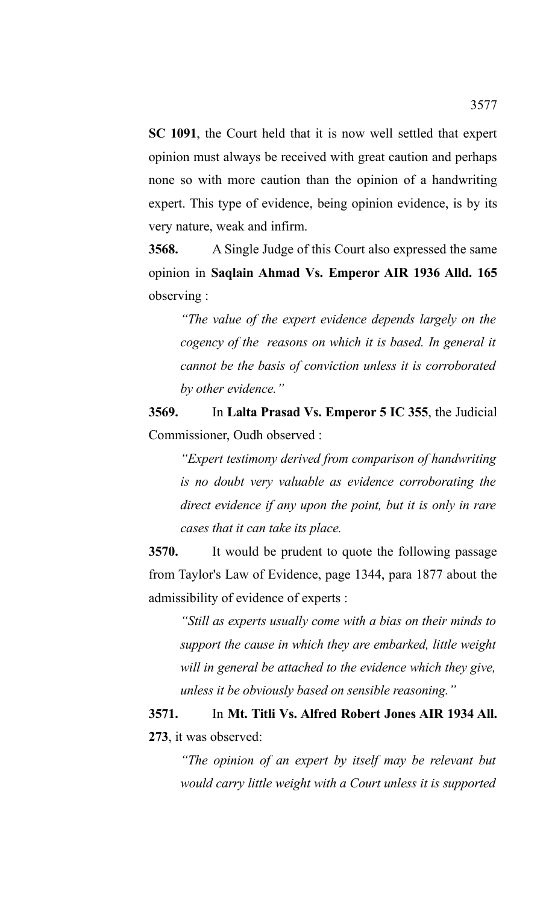**SC 1091**, the Court held that it is now well settled that expert opinion must always be received with great caution and perhaps none so with more caution than the opinion of a handwriting expert. This type of evidence, being opinion evidence, is by its very nature, weak and infirm.

**3568.** A Single Judge of this Court also expressed the same opinion in **Saqlain Ahmad Vs. Emperor AIR 1936 Alld. 165** observing :

> *"The value of the expert evidence depends largely on the cogency of the reasons on which it is based. In general it cannot be the basis of conviction unless it is corroborated by other evidence."*

**3569.** In **Lalta Prasad Vs. Emperor 5 IC 355**, the Judicial Commissioner, Oudh observed :

> *"Expert testimony derived from comparison of handwriting is no doubt very valuable as evidence corroborating the direct evidence if any upon the point, but it is only in rare cases that it can take its place.*

**3570.** It would be prudent to quote the following passage from Taylor's Law of Evidence, page 1344, para 1877 about the admissibility of evidence of experts :

> *"Still as experts usually come with a bias on their minds to support the cause in which they are embarked, little weight will in general be attached to the evidence which they give, unless it be obviously based on sensible reasoning."*

**3571.** In **Mt. Titli Vs. Alfred Robert Jones AIR 1934 All. 273**, it was observed:

> *"The opinion of an expert by itself may be relevant but would carry little weight with a Court unless it is supported*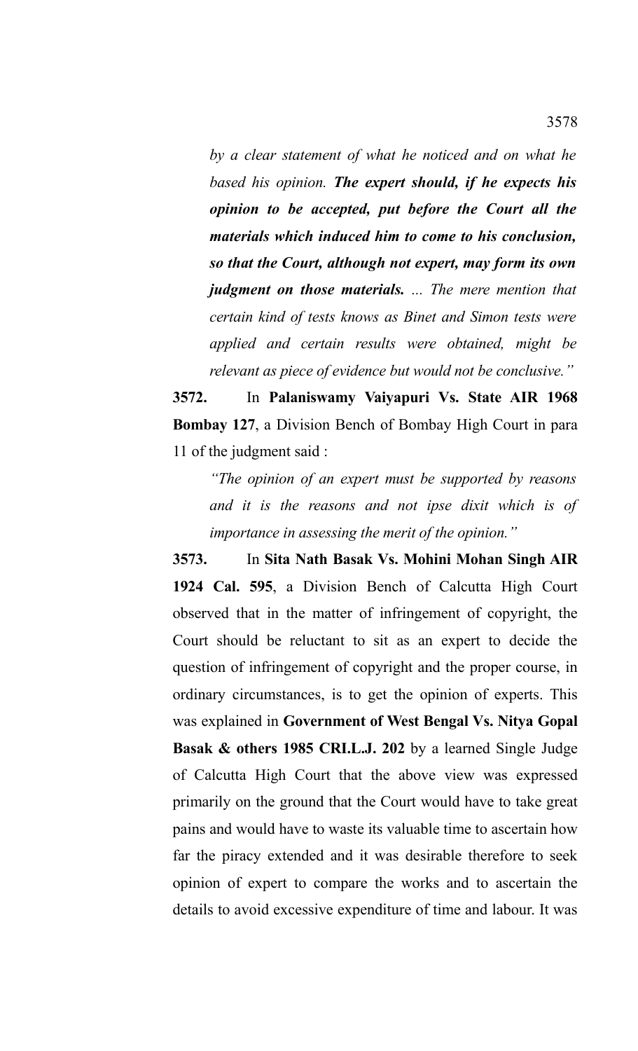*by a clear statement of what he noticed and on what he based his opinion.* ***The expert should, if he expects his opinion to be accepted, put before the Court all the materials which induced him to come to his conclusion, so that the Court, although not expert, may form its own judgment on those materials.*** *... The mere mention that certain kind of tests knows as Binet and Simon tests were applied and certain results were obtained, might be relevant as piece of evidence but would not be conclusive."*

**3572.** In **Palaniswamy Vaiyapuri Vs. State AIR 1968 Bombay 127**, a Division Bench of Bombay High Court in para 11 of the judgment said :

> *"The opinion of an expert must be supported by reasons and it is the reasons and not ipse dixit which is of importance in assessing the merit of the opinion."*

**3573.** In **Sita Nath Basak Vs. Mohini Mohan Singh AIR 1924 Cal. 595**, a Division Bench of Calcutta High Court observed that in the matter of infringement of copyright, the Court should be reluctant to sit as an expert to decide the question of infringement of copyright and the proper course, in ordinary circumstances, is to get the opinion of experts. This was explained in **Government of West Bengal Vs. Nitya Gopal Basak & others 1985 CRI.L.J. 202** by a learned Single Judge of Calcutta High Court that the above view was expressed primarily on the ground that the Court would have to take great pains and would have to waste its valuable time to ascertain how far the piracy extended and it was desirable therefore to seek opinion of expert to compare the works and to ascertain the details to avoid excessive expenditure of time and labour. It was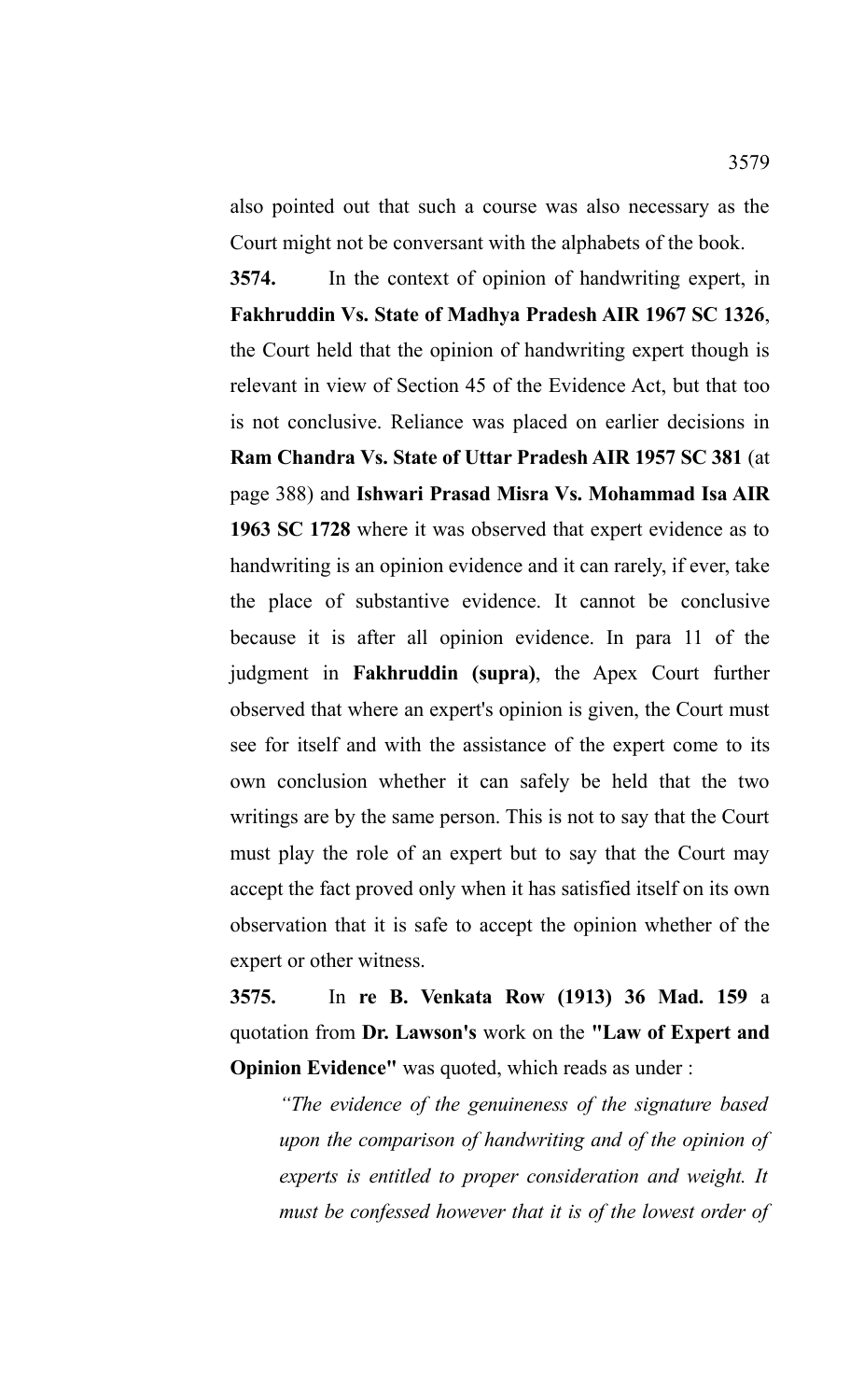also pointed out that such a course was also necessary as the Court might not be conversant with the alphabets of the book.

**3574.** In the context of opinion of handwriting expert, in **Fakhruddin Vs. State of Madhya Pradesh AIR 1967 SC 1326**, the Court held that the opinion of handwriting expert though is relevant in view of Section 45 of the Evidence Act, but that too is not conclusive. Reliance was placed on earlier decisions in **Ram Chandra Vs. State of Uttar Pradesh AIR 1957 SC 381** (at page 388) and **Ishwari Prasad Misra Vs. Mohammad Isa AIR 1963 SC 1728** where it was observed that expert evidence as to handwriting is an opinion evidence and it can rarely, if ever, take the place of substantive evidence. It cannot be conclusive because it is after all opinion evidence. In para 11 of the judgment in **Fakhruddin (supra)**, the Apex Court further observed that where an expert's opinion is given, the Court must see for itself and with the assistance of the expert come to its own conclusion whether it can safely be held that the two writings are by the same person. This is not to say that the Court must play the role of an expert but to say that the Court may accept the fact proved only when it has satisfied itself on its own observation that it is safe to accept the opinion whether of the expert or other witness.

**3575.** In **re B. Venkata Row (1913) 36 Mad. 159** a quotation from **Dr. Lawson's** work on the **"Law of Expert and Opinion Evidence"** was quoted, which reads as under :

*"The evidence of the genuineness of the signature based upon the comparison of handwriting and of the opinion of experts is entitled to proper consideration and weight. It must be confessed however that it is of the lowest order of*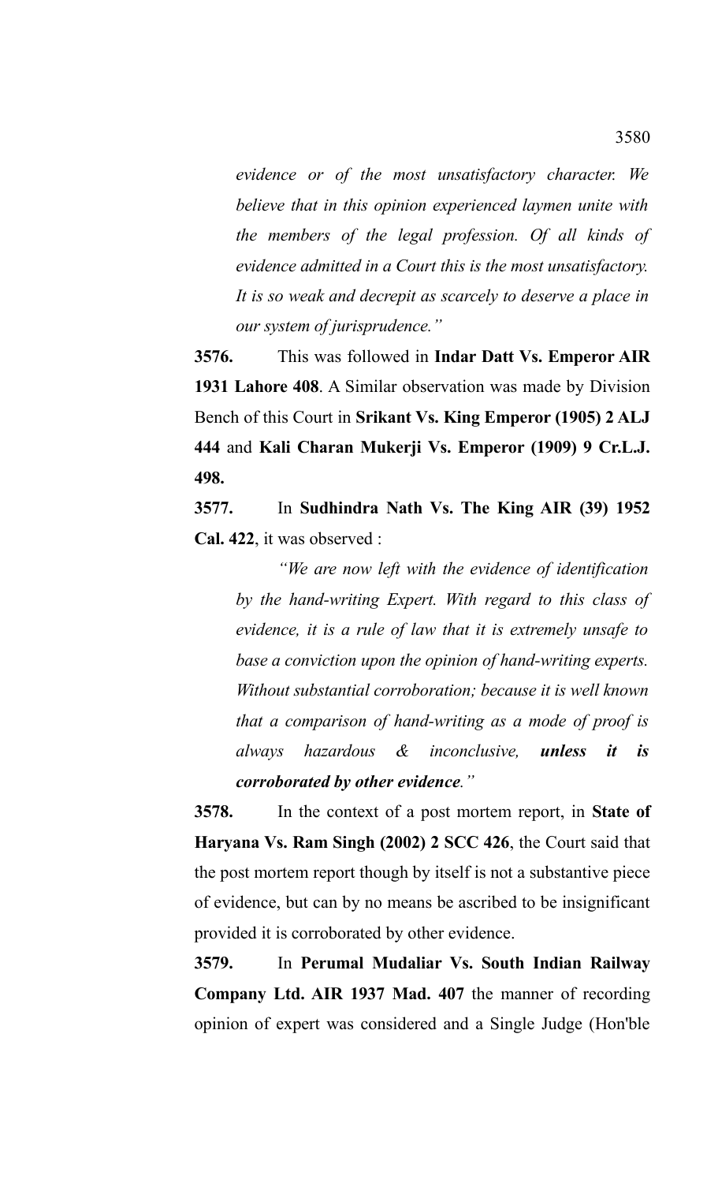*evidence or of the most unsatisfactory character. We believe that in this opinion experienced laymen unite with the members of the legal profession. Of all kinds of evidence admitted in a Court this is the most unsatisfactory. It is so weak and decrepit as scarcely to deserve a place in our system of jurisprudence."*

**3576.** This was followed in **Indar Datt Vs. Emperor AIR 1931 Lahore 408**. A Similar observation was made by Division Bench of this Court in **Srikant Vs. King Emperor (1905) 2 ALJ 444** and **Kali Charan Mukerji Vs. Emperor (1909) 9 Cr.L.J. 498.**

**3577.** In **Sudhindra Nath Vs. The King AIR (39) 1952 Cal. 422**, it was observed :

*"We are now left with the evidence of identification by the hand-writing Expert. With regard to this class of evidence, it is a rule of law that it is extremely unsafe to base a conviction upon the opinion of hand-writing experts. Without substantial corroboration; because it is well known that a comparison of hand-writing as a mode of proof is always hazardous & inconclusive, **unless it is corroborated by other evidence**."*

**3578.** In the context of a post mortem report, in **State of Haryana Vs. Ram Singh (2002) 2 SCC 426**, the Court said that the post mortem report though by itself is not a substantive piece of evidence, but can by no means be ascribed to be insignificant provided it is corroborated by other evidence.

**3579.** In **Perumal Mudaliar Vs. South Indian Railway Company Ltd. AIR 1937 Mad. 407** the manner of recording opinion of expert was considered and a Single Judge (Hon'ble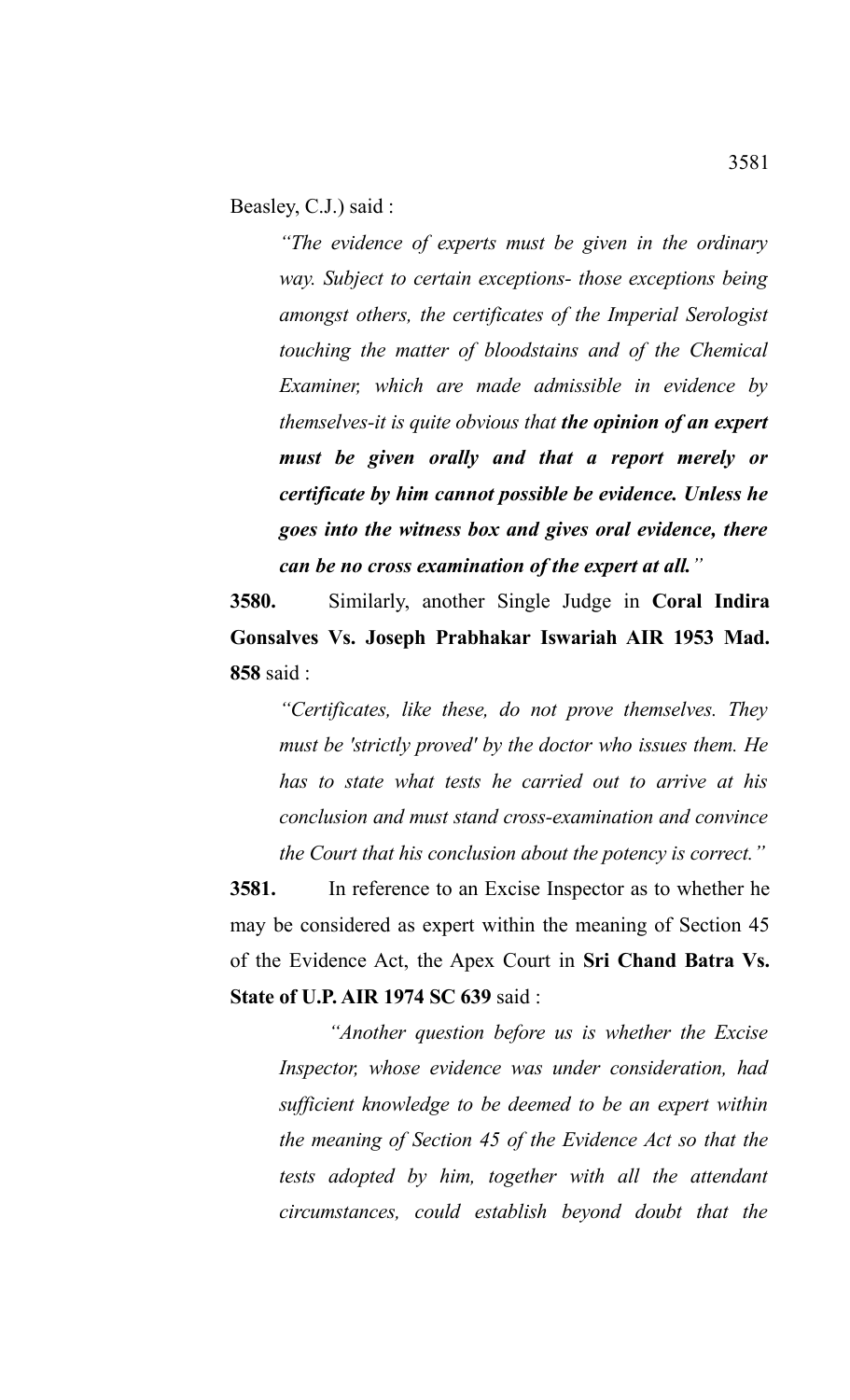Beasley, C.J.) said :

> *"The evidence of experts must be given in the ordinary way. Subject to certain exceptions- those exceptions being amongst others, the certificates of the Imperial Serologist touching the matter of bloodstains and of the Chemical Examiner, which are made admissible in evidence by themselves-it is quite obvious that **the opinion of an expert must be given orally and that a report merely or certificate by him cannot possible be evidence. Unless he goes into the witness box and gives oral evidence, there can be no cross examination of the expert at all.**"*

**3580.** Similarly, another Single Judge in **Coral Indira Gonsalves Vs. Joseph Prabhakar Iswariah AIR 1953 Mad. 858** said :

> *"Certificates, like these, do not prove themselves. They must be 'strictly proved' by the doctor who issues them. He has to state what tests he carried out to arrive at his conclusion and must stand cross-examination and convince the Court that his conclusion about the potency is correct."*

**3581.** In reference to an Excise Inspector as to whether he may be considered as expert within the meaning of Section 45 of the Evidence Act, the Apex Court in **Sri Chand Batra Vs. State of U.P. AIR 1974 SC 639** said :

> *"Another question before us is whether the Excise Inspector, whose evidence was under consideration, had sufficient knowledge to be deemed to be an expert within the meaning of Section 45 of the Evidence Act so that the tests adopted by him, together with all the attendant circumstances, could establish beyond doubt that the*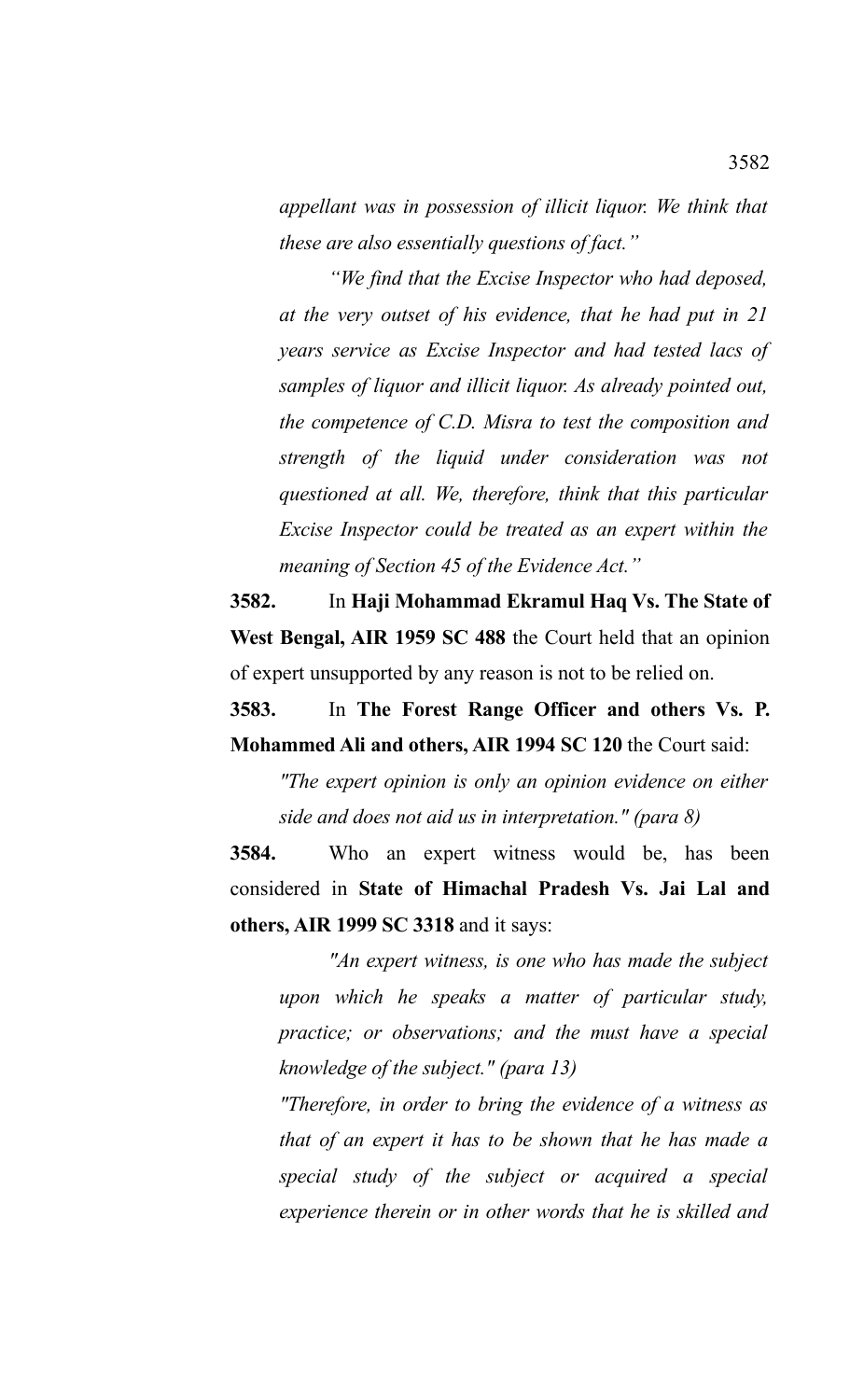*appellant was in possession of illicit liquor. We think that these are also essentially questions of fact."*

*"We find that the Excise Inspector who had deposed, at the very outset of his evidence, that he had put in 21 years service as Excise Inspector and had tested lacs of samples of liquor and illicit liquor. As already pointed out, the competence of C.D. Misra to test the composition and strength of the liquid under consideration was not questioned at all. We, therefore, think that this particular Excise Inspector could be treated as an expert within the meaning of Section 45 of the Evidence Act."*

**3582.** In **Haji Mohammad Ekramul Haq Vs. The State of West Bengal, AIR 1959 SC 488** the Court held that an opinion of expert unsupported by any reason is not to be relied on.

**3583.** In **The Forest Range Officer and others Vs. P. Mohammed Ali and others, AIR 1994 SC 120** the Court said:

*"The expert opinion is only an opinion evidence on either side and does not aid us in interpretation." (para 8)*

**3584.** Who an expert witness would be, has been considered in **State of Himachal Pradesh Vs. Jai Lal and others, AIR 1999 SC 3318** and it says:

*"An expert witness, is one who has made the subject upon which he speaks a matter of particular study, practice; or observations; and the must have a special knowledge of the subject." (para 13)*

*"Therefore, in order to bring the evidence of a witness as that of an expert it has to be shown that he has made a special study of the subject or acquired a special experience therein or in other words that he is skilled and*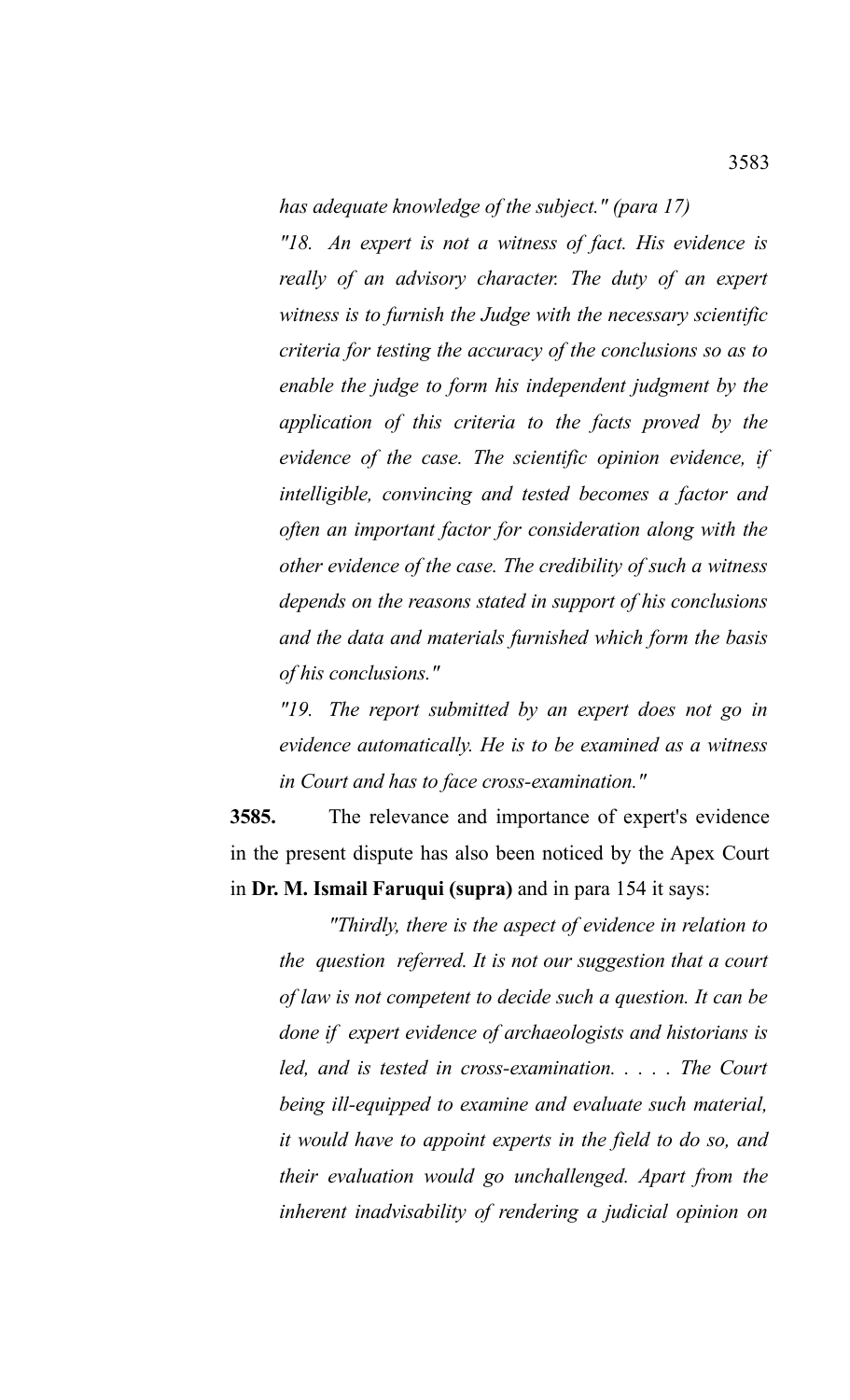*has adequate knowledge of the subject." (para 17)*

*"18. An expert is not a witness of fact. His evidence is really of an advisory character. The duty of an expert witness is to furnish the Judge with the necessary scientific criteria for testing the accuracy of the conclusions so as to enable the judge to form his independent judgment by the application of this criteria to the facts proved by the evidence of the case. The scientific opinion evidence, if intelligible, convincing and tested becomes a factor and often an important factor for consideration along with the other evidence of the case. The credibility of such a witness depends on the reasons stated in support of his conclusions and the data and materials furnished which form the basis of his conclusions."*

*"19. The report submitted by an expert does not go in evidence automatically. He is to be examined as a witness in Court and has to face cross-examination."*

**3585.** The relevance and importance of expert's evidence in the present dispute has also been noticed by the Apex Court in **Dr. M. Ismail Faruqui (supra)** and in para 154 it says:

*"Thirdly, there is the aspect of evidence in relation to the question referred. It is not our suggestion that a court of law is not competent to decide such a question. It can be done if expert evidence of archaeologists and historians is led, and is tested in cross-examination. . . . . The Court being ill-equipped to examine and evaluate such material, it would have to appoint experts in the field to do so, and their evaluation would go unchallenged. Apart from the inherent inadvisability of rendering a judicial opinion on*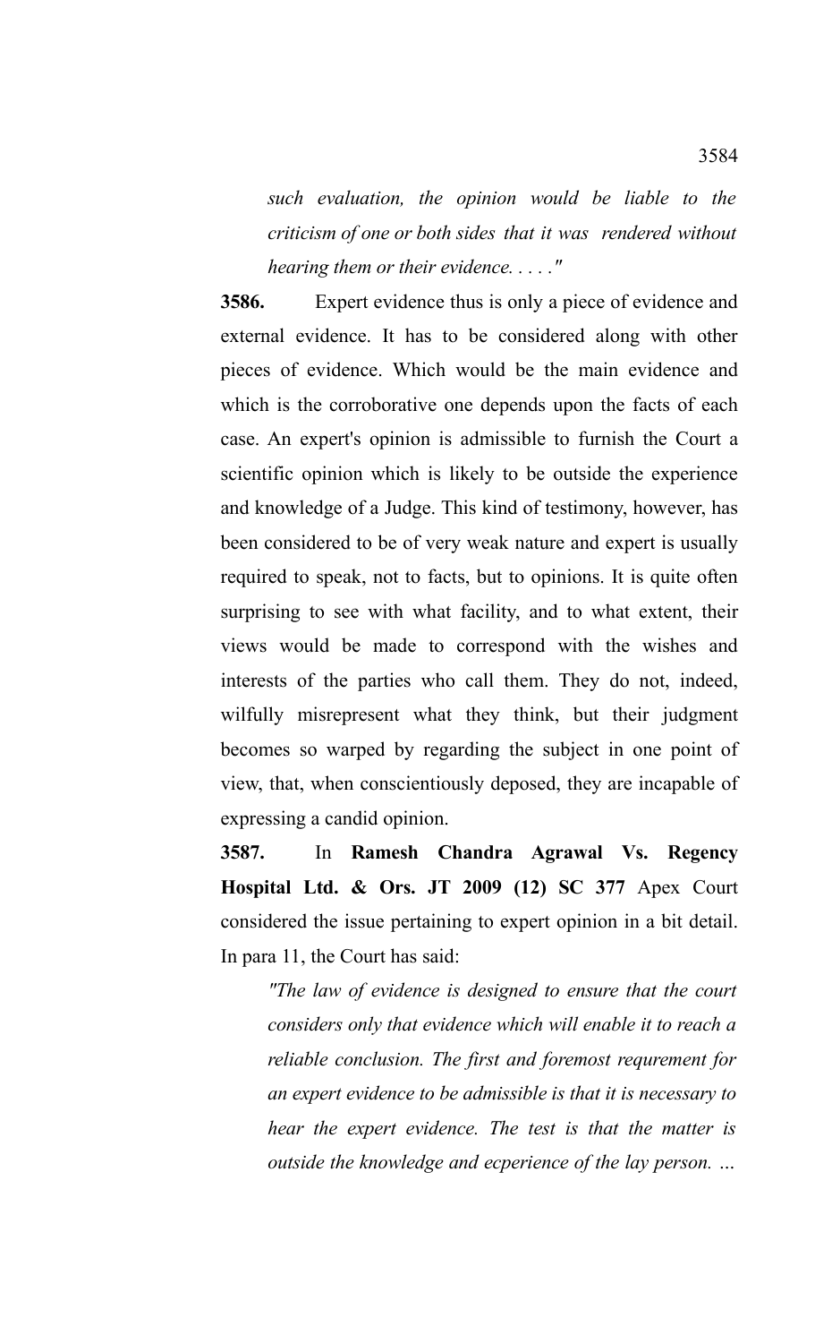*such evaluation, the opinion would be liable to the criticism of one or both sides that it was rendered without hearing them or their evidence. . . . ."*

**3586.** Expert evidence thus is only a piece of evidence and external evidence. It has to be considered along with other pieces of evidence. Which would be the main evidence and which is the corroborative one depends upon the facts of each case. An expert's opinion is admissible to furnish the Court a scientific opinion which is likely to be outside the experience and knowledge of a Judge. This kind of testimony, however, has been considered to be of very weak nature and expert is usually required to speak, not to facts, but to opinions. It is quite often surprising to see with what facility, and to what extent, their views would be made to correspond with the wishes and interests of the parties who call them. They do not, indeed, wilfully misrepresent what they think, but their judgment becomes so warped by regarding the subject in one point of view, that, when conscientiously deposed, they are incapable of expressing a candid opinion.

**3587.** In **Ramesh Chandra Agrawal Vs. Regency Hospital Ltd. & Ors. JT 2009 (12) SC 377** Apex Court considered the issue pertaining to expert opinion in a bit detail. In para 11, the Court has said:

*"The law of evidence is designed to ensure that the court considers only that evidence which will enable it to reach a reliable conclusion. The first and foremost requrement for an expert evidence to be admissible is that it is necessary to hear the expert evidence. The test is that the matter is outside the knowledge and ecperience of the lay person. ...*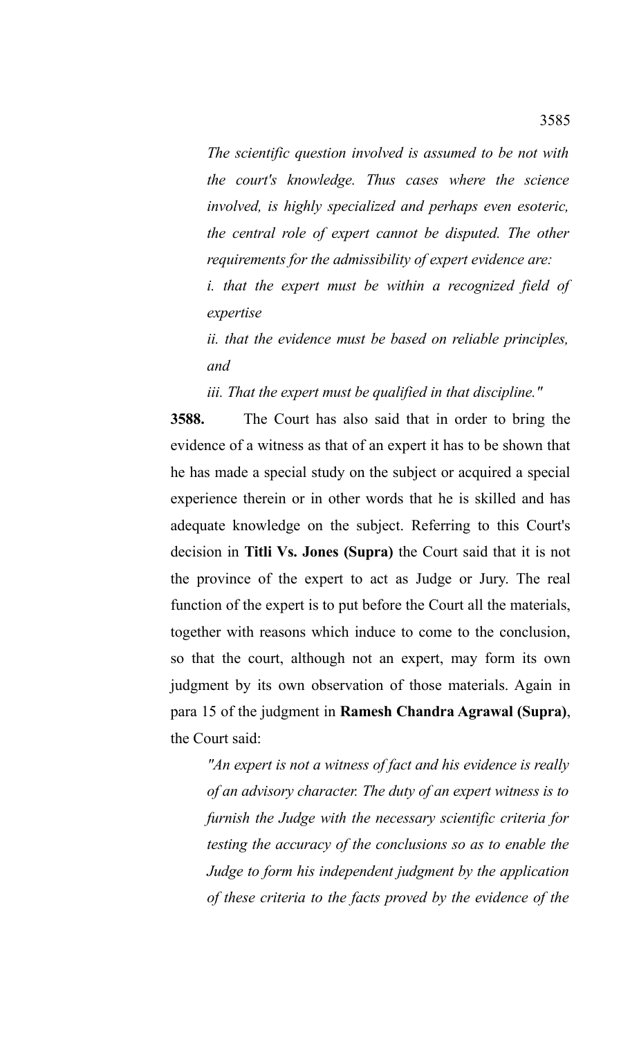*The scientific question involved is assumed to be not with the court's knowledge. Thus cases where the science involved, is highly specialized and perhaps even esoteric, the central role of expert cannot be disputed. The other requirements for the admissibility of expert evidence are:*

*i. that the expert must be within a recognized field of expertise*

*ii. that the evidence must be based on reliable principles, and*

*iii. That the expert must be qualified in that discipline."*

**3588.** The Court has also said that in order to bring the evidence of a witness as that of an expert it has to be shown that he has made a special study on the subject or acquired a special experience therein or in other words that he is skilled and has adequate knowledge on the subject. Referring to this Court's decision in **Titli Vs. Jones (Supra)** the Court said that it is not the province of the expert to act as Judge or Jury. The real function of the expert is to put before the Court all the materials, together with reasons which induce to come to the conclusion, so that the court, although not an expert, may form its own judgment by its own observation of those materials. Again in para 15 of the judgment in **Ramesh Chandra Agrawal (Supra)**, the Court said:

*"An expert is not a witness of fact and his evidence is really of an advisory character. The duty of an expert witness is to furnish the Judge with the necessary scientific criteria for testing the accuracy of the conclusions so as to enable the Judge to form his independent judgment by the application of these criteria to the facts proved by the evidence of the*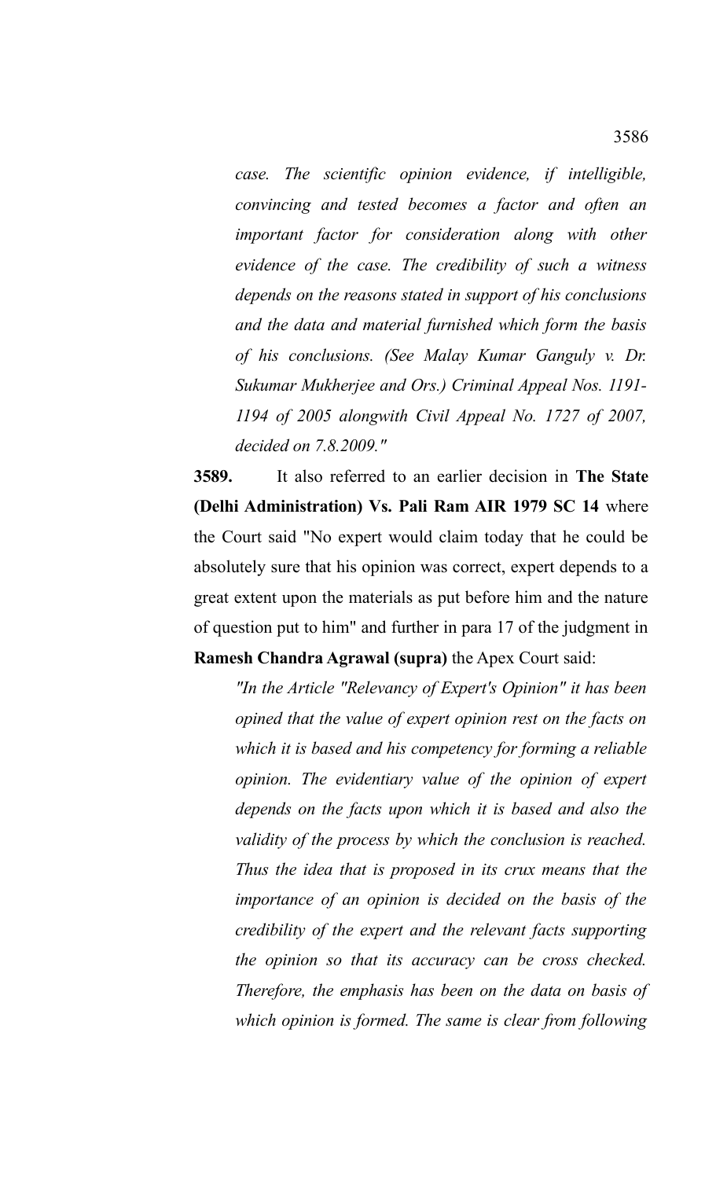*case. The scientific opinion evidence, if intelligible, convincing and tested becomes a factor and often an important factor for consideration along with other evidence of the case. The credibility of such a witness depends on the reasons stated in support of his conclusions and the data and material furnished which form the basis of his conclusions. (See Malay Kumar Ganguly v. Dr. Sukumar Mukherjee and Ors.) Criminal Appeal Nos. 1191-1194 of 2005 alongwith Civil Appeal No. 1727 of 2007, decided on 7.8.2009."*

**3589.** It also referred to an earlier decision in **The State (Delhi Administration) Vs. Pali Ram AIR 1979 SC 14** where the Court said "No expert would claim today that he could be absolutely sure that his opinion was correct, expert depends to a great extent upon the materials as put before him and the nature of question put to him" and further in para 17 of the judgment in **Ramesh Chandra Agrawal (supra)** the Apex Court said:

*"In the Article "Relevancy of Expert's Opinion" it has been opined that the value of expert opinion rest on the facts on which it is based and his competency for forming a reliable opinion. The evidentiary value of the opinion of expert depends on the facts upon which it is based and also the validity of the process by which the conclusion is reached. Thus the idea that is proposed in its crux means that the importance of an opinion is decided on the basis of the credibility of the expert and the relevant facts supporting the opinion so that its accuracy can be cross checked. Therefore, the emphasis has been on the data on basis of which opinion is formed. The same is clear from following*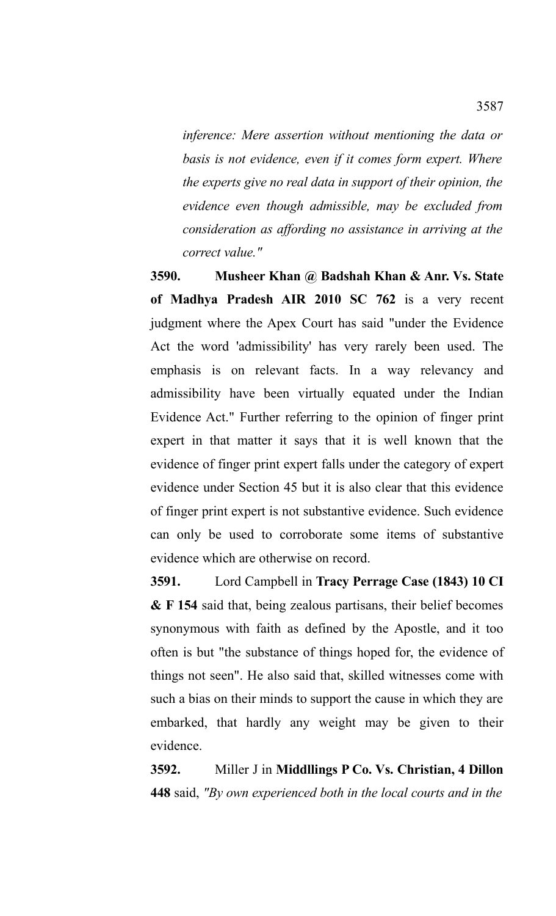*inference: Mere assertion without mentioning the data or basis is not evidence, even if it comes form expert. Where the experts give no real data in support of their opinion, the evidence even though admissible, may be excluded from consideration as affording no assistance in arriving at the correct value."*

**3590.** **Musheer Khan @ Badshah Khan & Anr. Vs. State of Madhya Pradesh AIR 2010 SC 762** is a very recent judgment where the Apex Court has said "under the Evidence Act the word 'admissibility' has very rarely been used. The emphasis is on relevant facts. In a way relevancy and admissibility have been virtually equated under the Indian Evidence Act." Further referring to the opinion of finger print expert in that matter it says that it is well known that the evidence of finger print expert falls under the category of expert evidence under Section 45 but it is also clear that this evidence of finger print expert is not substantive evidence. Such evidence can only be used to corroborate some items of substantive evidence which are otherwise on record.

**3591.** Lord Campbell in **Tracy Perrage Case (1843) 10 CI & F 154** said that, being zealous partisans, their belief becomes synonymous with faith as defined by the Apostle, and it too often is but "the substance of things hoped for, the evidence of things not seen". He also said that, skilled witnesses come with such a bias on their minds to support the cause in which they are embarked, that hardly any weight may be given to their evidence.

**3592.** Miller J in **Middllings P Co. Vs. Christian, 4 Dillon 448** said, *"By own experienced both in the local courts and in the*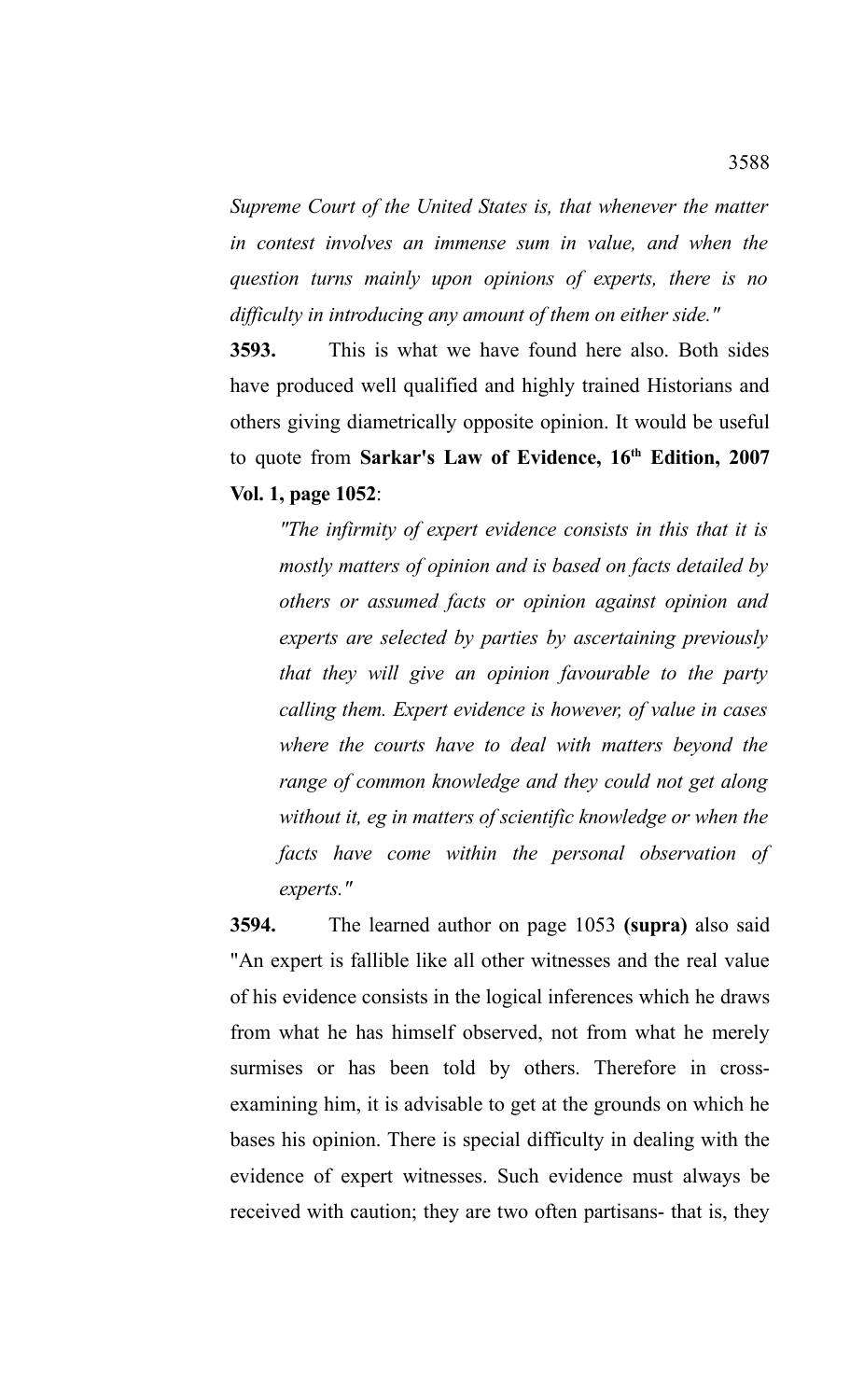*Supreme Court of the United States is, that whenever the matter in contest involves an immense sum in value, and when the question turns mainly upon opinions of experts, there is no difficulty in introducing any amount of them on either side."*

**3593.** This is what we have found here also. Both sides have produced well qualified and highly trained Historians and others giving diametrically opposite opinion. It would be useful to quote from **Sarkar's Law of Evidence, 16th Edition, 2007 Vol. 1, page 1052**:

> *"The infirmity of expert evidence consists in this that it is mostly matters of opinion and is based on facts detailed by others or assumed facts or opinion against opinion and experts are selected by parties by ascertaining previously that they will give an opinion favourable to the party calling them. Expert evidence is however, of value in cases where the courts have to deal with matters beyond the range of common knowledge and they could not get along without it, eg in matters of scientific knowledge or when the facts have come within the personal observation of experts."*

**3594.** The learned author on page 1053 **(supra)** also said "An expert is fallible like all other witnesses and the real value of his evidence consists in the logical inferences which he draws from what he has himself observed, not from what he merely surmises or has been told by others. Therefore in cross-examining him, it is advisable to get at the grounds on which he bases his opinion. There is special difficulty in dealing with the evidence of expert witnesses. Such evidence must always be received with caution; they are two often partisans- that is, they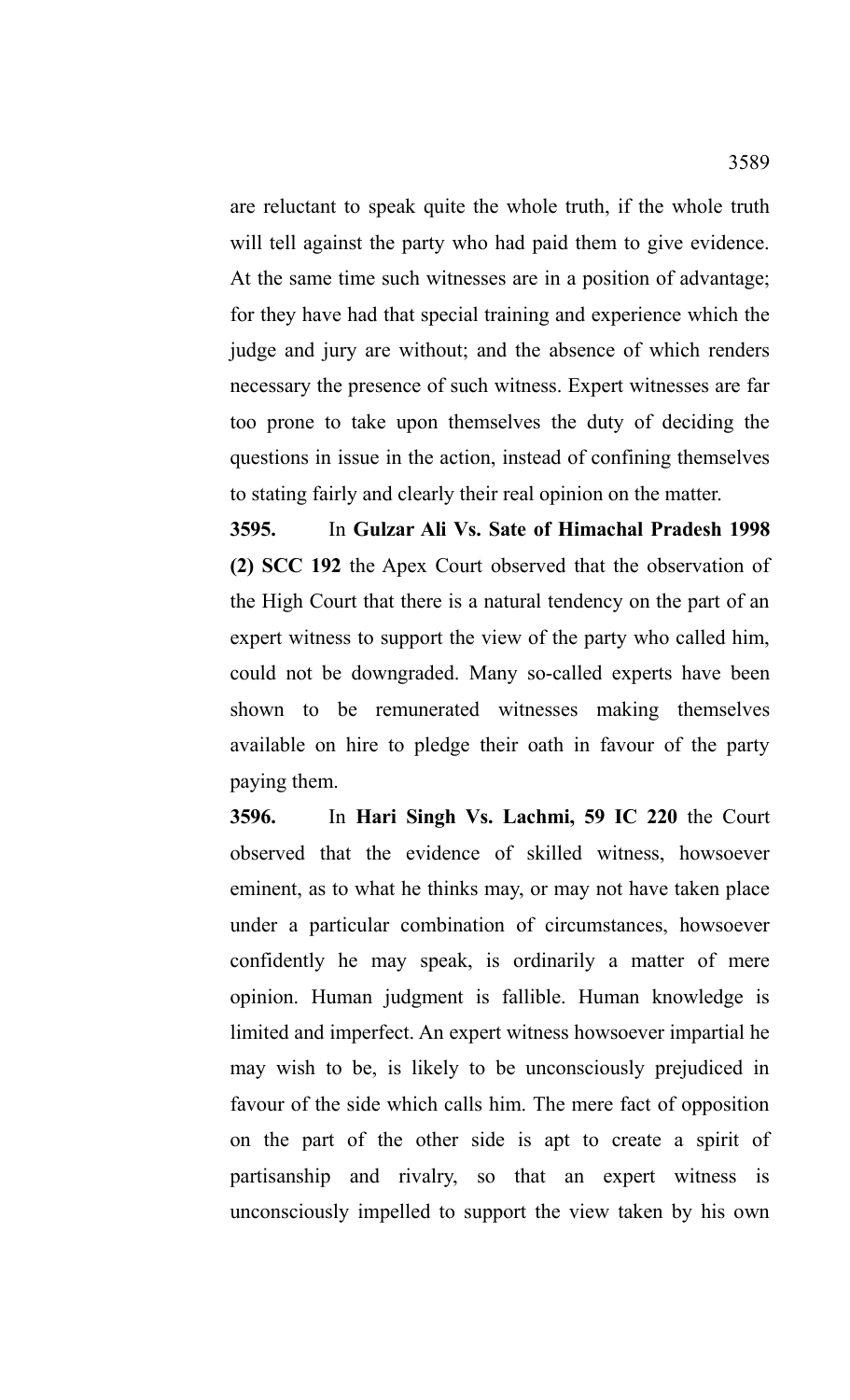are reluctant to speak quite the whole truth, if the whole truth will tell against the party who had paid them to give evidence. At the same time such witnesses are in a position of advantage; for they have had that special training and experience which the judge and jury are without; and the absence of which renders necessary the presence of such witness. Expert witnesses are far too prone to take upon themselves the duty of deciding the questions in issue in the action, instead of confining themselves to stating fairly and clearly their real opinion on the matter.

**3595.** In **Gulzar Ali Vs. Sate of Himachal Pradesh 1998 (2) SCC 192** the Apex Court observed that the observation of the High Court that there is a natural tendency on the part of an expert witness to support the view of the party who called him, could not be downgraded. Many so-called experts have been shown to be remunerated witnesses making themselves available on hire to pledge their oath in favour of the party paying them.

**3596.** In **Hari Singh Vs. Lachmi, 59 IC 220** the Court observed that the evidence of skilled witness, howsoever eminent, as to what he thinks may, or may not have taken place under a particular combination of circumstances, howsoever confidently he may speak, is ordinarily a matter of mere opinion. Human judgment is fallible. Human knowledge is limited and imperfect. An expert witness howsoever impartial he may wish to be, is likely to be unconsciously prejudiced in favour of the side which calls him. The mere fact of opposition on the part of the other side is apt to create a spirit of partisanship and rivalry, so that an expert witness is unconsciously impelled to support the view taken by his own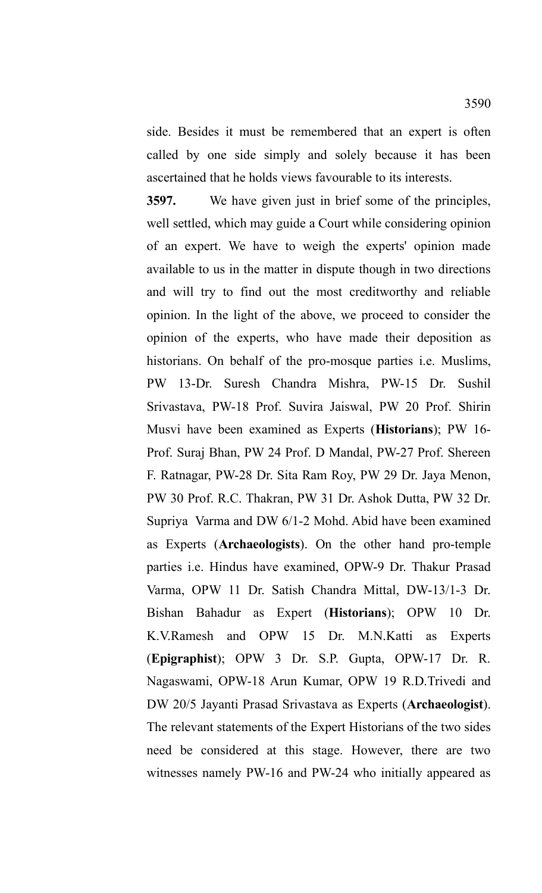side. Besides it must be remembered that an expert is often called by one side simply and solely because it has been ascertained that he holds views favourable to its interests.

**3597.** We have given just in brief some of the principles, well settled, which may guide a Court while considering opinion of an expert. We have to weigh the experts' opinion made available to us in the matter in dispute though in two directions and will try to find out the most creditworthy and reliable opinion. In the light of the above, we proceed to consider the opinion of the experts, who have made their deposition as historians. On behalf of the pro-mosque parties i.e. Muslims, PW 13-Dr. Suresh Chandra Mishra, PW-15 Dr. Sushil Srivastava, PW-18 Prof. Suvira Jaiswal, PW 20 Prof. Shirin Musvi have been examined as Experts (**Historians**); PW 16-Prof. Suraj Bhan, PW 24 Prof. D Mandal, PW-27 Prof. Shereen F. Ratnagar, PW-28 Dr. Sita Ram Roy, PW 29 Dr. Jaya Menon, PW 30 Prof. R.C. Thakran, PW 31 Dr. Ashok Dutta, PW 32 Dr. Supriya Varma and DW 6/1-2 Mohd. Abid have been examined as Experts (**Archaeologists**). On the other hand pro-temple parties i.e. Hindus have examined, OPW-9 Dr. Thakur Prasad Varma, OPW 11 Dr. Satish Chandra Mittal, DW-13/1-3 Dr. Bishan Bahadur as Expert (**Historians**); OPW 10 Dr. K.V.Ramesh and OPW 15 Dr. M.N.Katti as Experts (**Epigraphist**); OPW 3 Dr. S.P. Gupta, OPW-17 Dr. R. Nagaswami, OPW-18 Arun Kumar, OPW 19 R.D.Trivedi and DW 20/5 Jayanti Prasad Srivastava as Experts (**Archaeologist**). The relevant statements of the Expert Historians of the two sides need be considered at this stage. However, there are two witnesses namely PW-16 and PW-24 who initially appeared as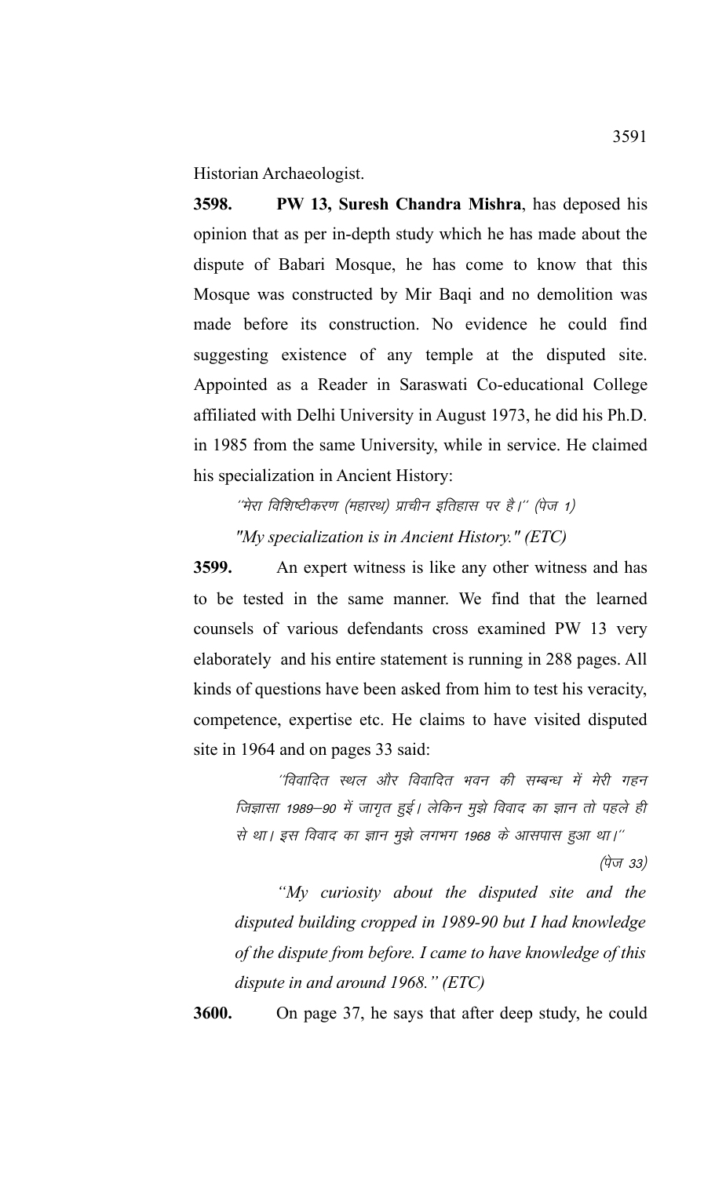Historian Archaeologist.

**3598.** **PW 13, Suresh Chandra Mishra**, has deposed his opinion that as per in-depth study which he has made about the dispute of Babari Mosque, he has come to know that this Mosque was constructed by Mir Baqi and no demolition was made before its construction. No evidence he could find suggesting existence of any temple at the disputed site. Appointed as a Reader in Saraswati Co-educational College affiliated with Delhi University in August 1973, he did his Ph.D. in 1985 from the same University, while in service. He claimed his specialization in Ancient History:

> *''मेरा विशिष्टीकरण (महारथ) प्राचीन इतिहास पर है।'' (पेज 1)*
>
> *"My specialization is in Ancient History." (ETC)*

**3599.** An expert witness is like any other witness and has to be tested in the same manner. We find that the learned counsels of various defendants cross examined PW 13 very elaborately and his entire statement is running in 288 pages. All kinds of questions have been asked from him to test his veracity, competence, expertise etc. He claims to have visited disputed site in 1964 and on pages 33 said:

> *''विवादित स्थल और विवादित भवन की सम्बन्ध में मेरी गहन जिज्ञासा 1989–90 में जागृत हुई। लेकिन मुझे विवाद का ज्ञान तो पहले ही से था। इस विवाद का ज्ञान मुझे लगभग 1968 के आसपास हुआ था।''* *(पेज 33)*
>
> *"My curiosity about the disputed site and the disputed building cropped in 1989-90 but I had knowledge of the dispute from before. I came to have knowledge of this dispute in and around 1968." (ETC)*

**3600.** On page 37, he says that after deep study, he could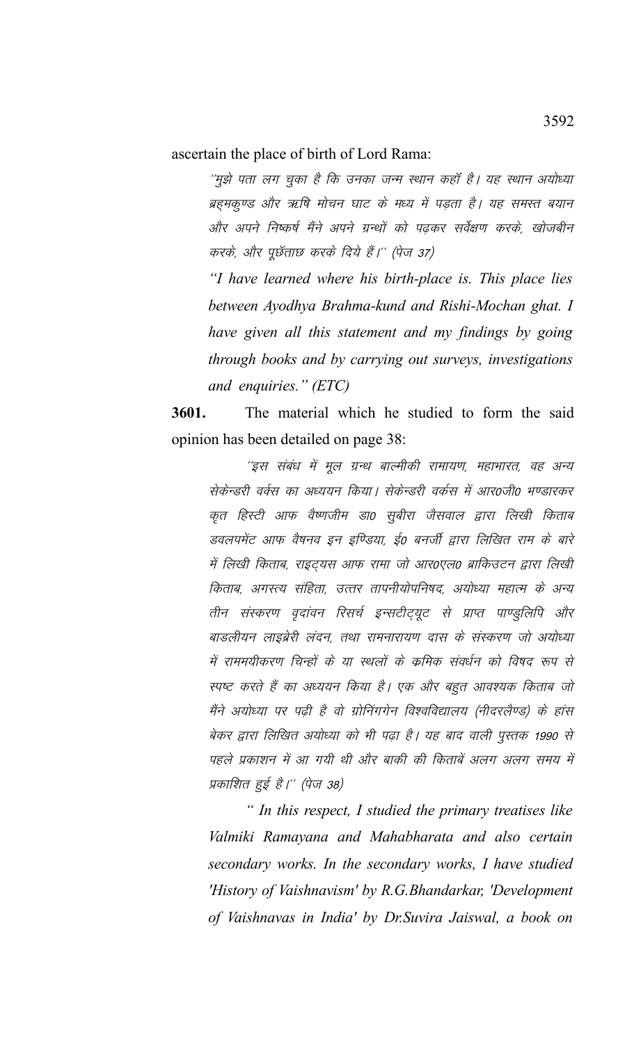ascertain the place of birth of Lord Rama:

> ''मुझे पता लग चुका है कि उनका जन्म स्थान कहाँ है। यह स्थान अयोध्या ब्रह्मकुण्ड और ऋषि मोचन घाट के मध्य में पड़ता है। यह समस्त बयान और अपने निष्कर्ष मैंने अपने ग्रन्थों को पढ़कर सर्वेक्षण करके, खोजबीन करके, और पूछॅताछ करके दिये हैं।'' (पेज 37)
>
> *"I have learned where his birth-place is. This place lies between Ayodhya Brahma-kund and Rishi-Mochan ghat. I have given all this statement and my findings by going through books and by carrying out surveys, investigations and enquiries." (ETC)*

**3601.** The material which he studied to form the said opinion has been detailed on page 38:

> ''इस संबंध में मूल ग्रन्थ बाल्मीकी रामायण, महाभारत, वह अन्य सेकेन्डरी वर्क्स का अध्ययन किया। सेकेन्डरी वर्कस में आर0जी0 भण्डारकर कृत हिस्टी आफ वैष्णजीम डा0 सुबीरा जैसवाल द्वारा लिखी किताब डवलपमेंट आफ वैषनव इन इण्डिया, ई0 बनर्जी द्वारा लिखित राम के बारे में लिखी किताब, राइट्यस आफ रामा जो आर0एल0 ब्राकिउटन द्वारा लिखी किताब, अगस्त्य संहिता, उत्तर तापनीयोपनिषद, अयोध्या महात्म के अन्य तीन संस्करण वृदांवन रिसर्च इन्सटीट्यूट से प्राप्त पाण्डुलिपि और बाडलीयन लाइब्रेरी लंदन, तथा रामनारायण दास के संस्करण जो अयोध्या में राममयीकरण चिन्हों के या स्थलों के क्रमिक संवर्धन को विषद रूप से स्पष्ट करते हैं का अध्ययन किया है। एक और बहुत आवश्यक किताब जो मैंने अयोध्या पर पढ़ी है वो ग्रोनिंगगेन विश्वविद्यालय (नीदरलैण्ड) के हांस बेकर द्वारा लिखित अयोध्या को भी पढ़ा है। यह बाद वाली पुस्तक 1990 से पहले प्रकाशन में आ गयी थी और बाकी की किताबें अलग अलग समय में प्रकाशित हुई है।'' (पेज 38)
>
> *" In this respect, I studied the primary treatises like Valmiki Ramayana and Mahabharata and also certain secondary works. In the secondary works, I have studied 'History of Vaishnavism' by R.G.Bhandarkar, 'Development of Vaishnavas in India' by Dr.Suvira Jaiswal, a book on*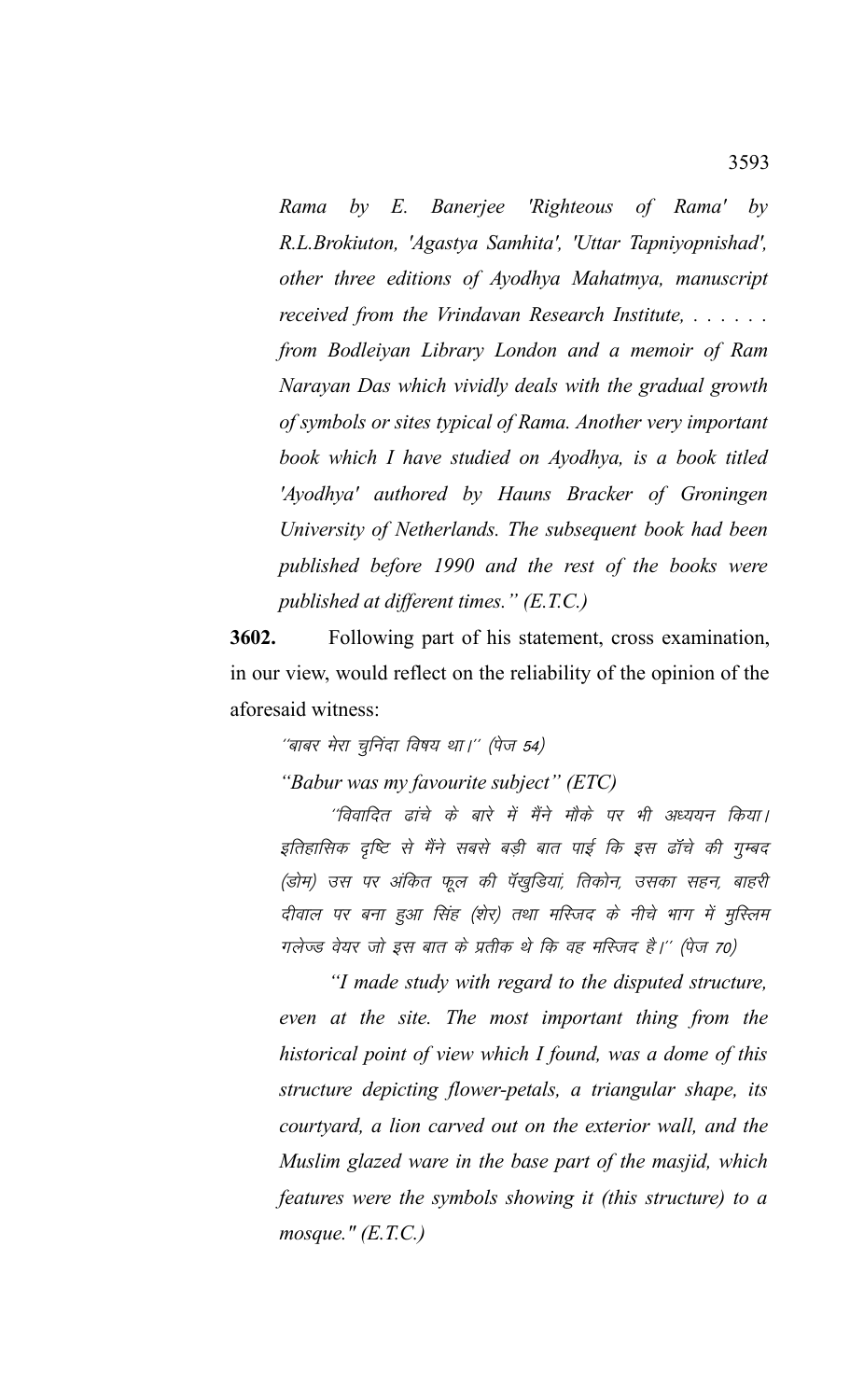*Rama by E. Banerjee 'Righteous of Rama' by R.L.Brokiuton, 'Agastya Samhita', 'Uttar Tapniyopnishad', other three editions of Ayodhya Mahatmya, manuscript received from the Vrindavan Research Institute, . . . . . . from Bodleiyan Library London and a memoir of Ram Narayan Das which vividly deals with the gradual growth of symbols or sites typical of Rama. Another very important book which I have studied on Ayodhya, is a book titled 'Ayodhya' authored by Hauns Bracker of Groningen University of Netherlands. The subsequent book had been published before 1990 and the rest of the books were published at different times." (E.T.C.)*

**3602.** Following part of his statement, cross examination, in our view, would reflect on the reliability of the opinion of the aforesaid witness:

*''बाबर मेरा चुनिंदा विषय था।'' (पेज 54)*

*"Babur was my favourite subject" (ETC)*

*''विवादित ढांचे के बारे में मैंने मौके पर भी अध्ययन किया। इतिहासिक दृष्टि से मैंने सबसे बड़ी बात पाई कि इस ढॉचे की गुम्बद (डोम) उस पर अंकित फूल की पॅखुड़ियां, तिकोन, उसका सहन, बाहरी दीवाल पर बना हुआ सिंह (शेर) तथा मस्जिद के नीचे भाग में मुस्लिम गलेज्ड वेयर जो इस बात के प्रतीक थे कि वह मस्जिद है।'' (पेज 70)*

*"I made study with regard to the disputed structure, even at the site. The most important thing from the historical point of view which I found, was a dome of this structure depicting flower-petals, a triangular shape, its courtyard, a lion carved out on the exterior wall, and the Muslim glazed ware in the base part of the masjid, which features were the symbols showing it (this structure) to a mosque." (E.T.C.)*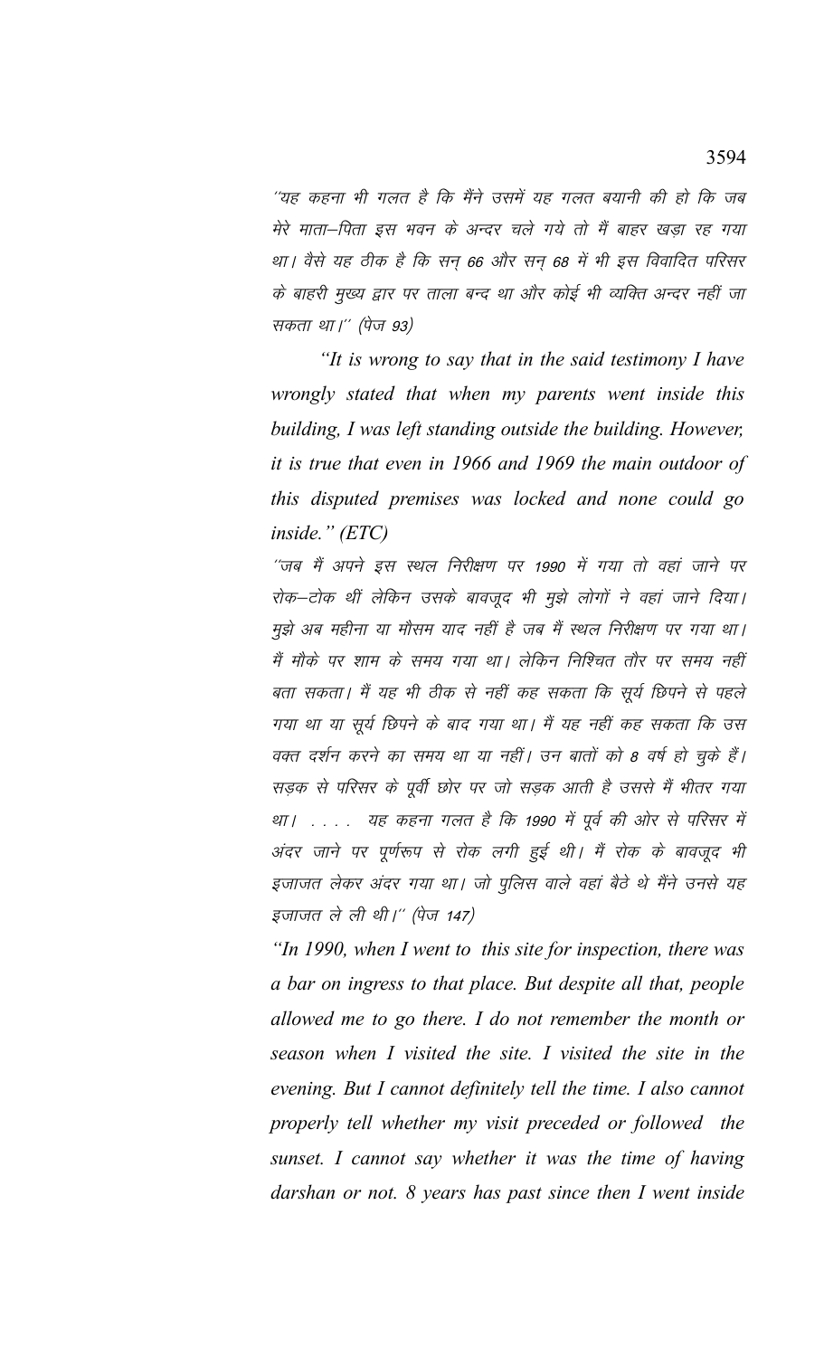''यह कहना भी गलत है कि मैंने उसमें यह गलत बयानी की हो कि जब मेरे माता–पिता इस भवन के अन्दर चले गये तो मैं बाहर खड़ा रह गया था। वैसे यह ठीक है कि सन् 66 और सन् 68 में भी इस विवादित परिसर के बाहरी मुख्य द्वार पर ताला बन्द था और कोई भी व्यक्ति अन्दर नहीं जा सकता था।'' (पेज 93)

*"It is wrong to say that in the said testimony I have wrongly stated that when my parents went inside this building, I was left standing outside the building. However, it is true that even in 1966 and 1969 the main outdoor of this disputed premises was locked and none could go inside." (ETC)*

''जब मैं अपने इस स्थल निरीक्षण पर 1990 में गया तो वहां जाने पर रोक–टोक थीं लेकिन उसके बावजूद भी मुझे लोगों ने वहां जाने दिया। मुझे अब महीना या मौसम याद नहीं है जब मैं स्थल निरीक्षण पर गया था। मैं मौके पर शाम के समय गया था। लेकिन निश्चित तौर पर समय नहीं बता सकता। मैं यह भी ठीक से नहीं कह सकता कि सूर्य छिपने से पहले गया था या सूर्य छिपने के बाद गया था। मैं यह नहीं कह सकता कि उस वक्त दर्शन करने का समय था या नहीं। उन बातों को 8 वर्ष हो चुके हैं। सड़क से परिसर के पूर्वी छोर पर जो सड़क आती है उससे मैं भीतर गया था। . . . . यह कहना गलत है कि 1990 में पूर्व की ओर से परिसर में अंदर जाने पर पूर्णरूप से रोक लगी हुई थी। मैं रोक के बावजूद भी इजाजत लेकर अंदर गया था। जो पुलिस वाले वहां बैठे थे मैंने उनसे यह इजाजत ले ली थी।'' (पेज 147)

*"In 1990, when I went to this site for inspection, there was a bar on ingress to that place. But despite all that, people allowed me to go there. I do not remember the month or season when I visited the site. I visited the site in the evening. But I cannot definitely tell the time. I also cannot properly tell whether my visit preceded or followed the sunset. I cannot say whether it was the time of having darshan or not. 8 years has past since then I went inside*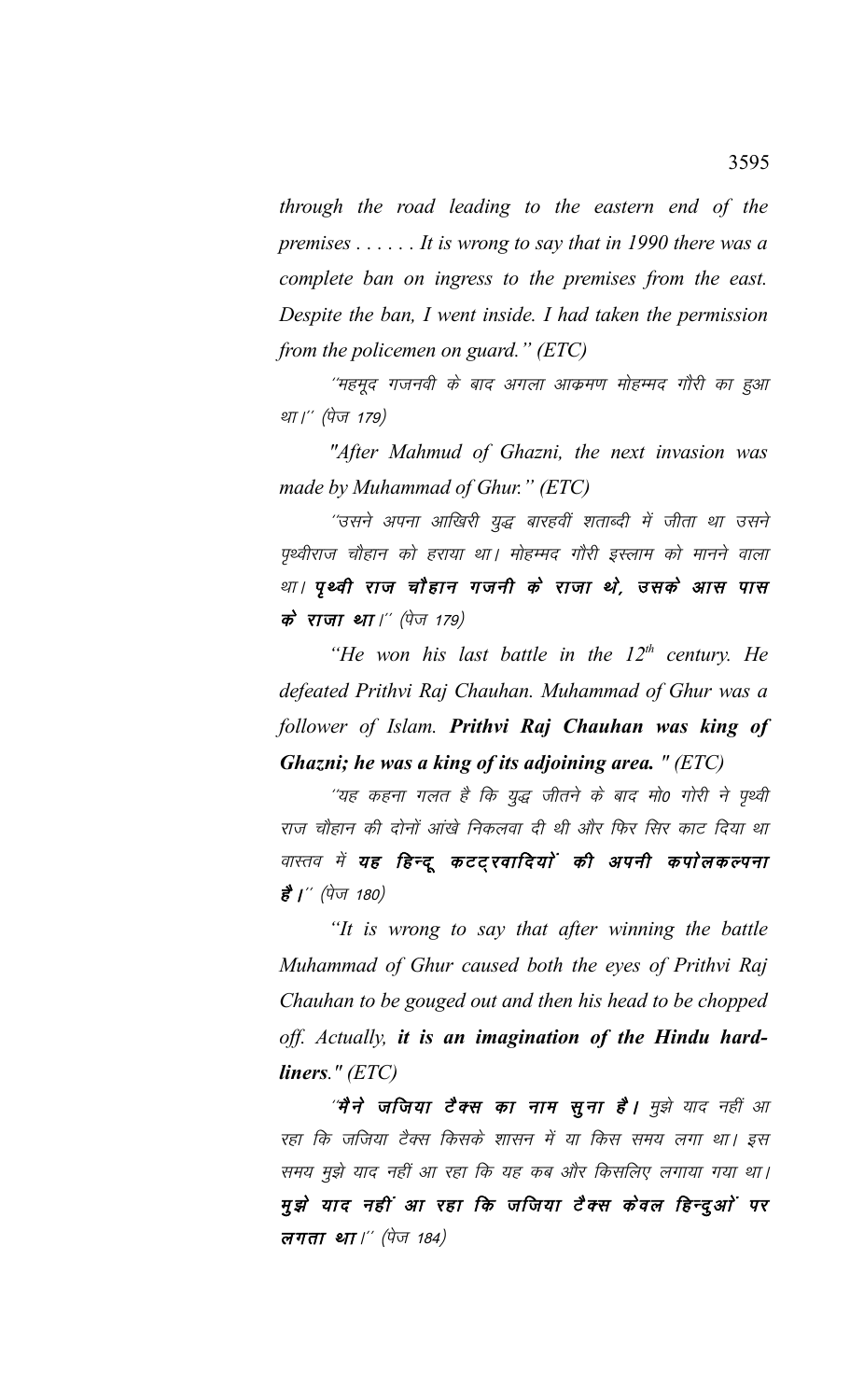*through the road leading to the eastern end of the premises . . . . . . It is wrong to say that in 1990 there was a complete ban on ingress to the premises from the east. Despite the ban, I went inside. I had taken the permission from the policemen on guard." (ETC)*

*''महमूद गजनवी के बाद अगला आक्रमण मोहम्मद गौरी का हुआ था।'' (पेज 179)*

*"After Mahmud of Ghazni, the next invasion was made by Muhammad of Ghur." (ETC)*

*''उसने अपना आखिरी युद्ध बारहवीं शताब्दी में जीता था उसने पृथ्वीराज चौहान को हराया था। मोहम्मद गौरी इस्लाम को मानने वाला था।* ***पृथ्वी राज चौहान गजनी के राजा थे, उसके आस पास के राजा था।****'' (पेज 179)*

*"He won his last battle in the 12th century. He defeated Prithvi Raj Chauhan. Muhammad of Ghur was a follower of Islam.* ***Prithvi Raj Chauhan was king of Ghazni; he was a king of its adjoining area.*** *" (ETC)*

*''यह कहना गलत है कि युद्ध जीतने के बाद मो0 गोरी ने पृथ्वी राज चौहान की दोनों आंखे निकलवा दी थी और फिर सिर काट दिया था वास्तव में* ***यह हिन्दू कटट्रवादियों की अपनी कपोलकल्पना है।****'' (पेज 180)*

*"It is wrong to say that after winning the battle Muhammad of Ghur caused both the eyes of Prithvi Raj Chauhan to be gouged out and then his head to be chopped off. Actually,* ***it is an imagination of the Hindu hard-liners****." (ETC)*

*''****मैने जजिया टैक्स का नाम सुना है।*** *मुझे याद नहीं आ रहा कि जजिया टैक्स किसके शासन में या किस समय लगा था। इस समय मुझे याद नहीं आ रहा कि यह कब और किसलिए लगाया गया था।* ***मुझे याद नहीं आ रहा कि जजिया टैक्स केवल हिन्दुओं पर लगता था।****'' (पेज 184)*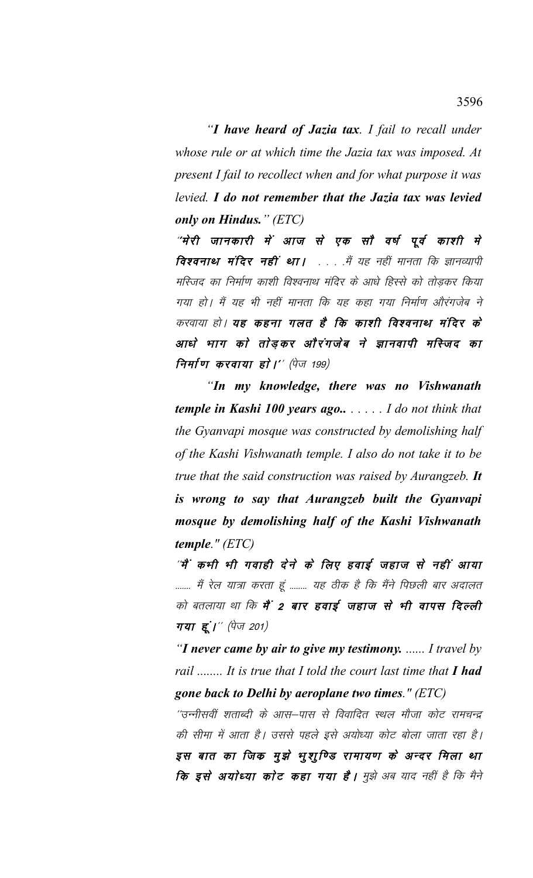*"**I have heard of Jazia tax**. I fail to recall under whose rule or at which time the Jazia tax was imposed. At present I fail to recollect when and for what purpose it was levied. **I do not remember that the Jazia tax was levied only on Hindus.**" (ETC)*

*"**मेरी जानकारी में आज से एक सौ वर्ष पूर्व काशी मे विश्वनाथ मंदिर नहीं था।** . . . .मैं यह नहीं मानता कि ज्ञानव्यापी मस्जिद का निर्माण काशी विश्वनाथ मंदिर के आधे हिस्से को तोड़कर किया गया हो। मैं यह भी नहीं मानता कि यह कहा गया निर्माण औरंगजेब ने करवाया हो। **यह कहना गलत है कि काशी विश्वनाथ मंदिर के आधे भाग को तोड़कर औरंगजेब ने ज्ञानवापी मस्जिद का निर्माण करवाया हो।**" (पेज 199)*

*"**In my knowledge, there was no Vishwanath temple in Kashi 100 years ago..** . . . . . I do not think that the Gyanvapi mosque was constructed by demolishing half of the Kashi Vishwanath temple. I also do not take it to be true that the said construction was raised by Aurangzeb. **It is wrong to say that Aurangzeb built the Gyanvapi mosque by demolishing half of the Kashi Vishwanath temple.**" (ETC)*

*"**मैं कभी भी गवाही देने के लिए हवाई जहाज से नहीं आया** ....... मैं रेल यात्रा करता हूं ........ यह ठीक है कि मैंने पिछली बार अदालत को बतलाया था कि **मैं 2 बार हवाई जहाज से भी वापस दिल्ली गया हूं।**" (पेज 201)*

*"**I never came by air to give my testimony.** ...... I travel by rail ........ It is true that I told the court last time that **I had gone back to Delhi by aeroplane two times.**" (ETC)*

*"उन्नीसवीं शताब्दी के आस–पास से विवादित स्थल मौजा कोट रामचन्द्र की सीमा में आता है। उससे पहले इसे अयोध्या कोट बोला जाता रहा है। **इस बात का जिक मुझे भुशुण्डि रामायण के अन्दर मिला था कि इसे अयोध्या कोट कहा गया है।** मुझे अब याद नहीं है कि मैंने*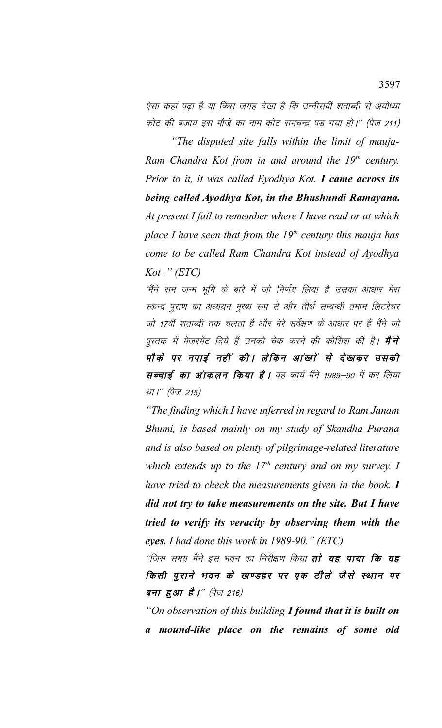ऐसा कहां पढ़ा है या किस जगह देखा है कि उन्नीसवीं शताब्दी से अयोध्या कोट की बजाय इस मौजे का नाम कोट रामचन्द्र पड़ गया हो।'' (पेज 211)

*"The disputed site falls within the limit of mauja-Ram Chandra Kot from in and around the 19th century. Prior to it, it was called Eyodhya Kot.* ***I came across its being called Ayodhya Kot, in the Bhushundi Ramayana.*** *At present I fail to remember where I have read or at which place I have seen that from the 19th century this mauja has come to be called Ram Chandra Kot instead of Ayodhya Kot." (ETC)*

'मैंने राम जन्म भूमि के बारे में जो निर्णय लिया है उसका आधार मेरा स्कन्द पुराण का अध्ययन मुख्य रूप से और तीर्थ सम्बन्धी तमाम लिटरेचर जो 17वीं शताब्दी तक चलता है और मेरे सर्वेक्षण के आधार पर हैं मैंने जो पुस्तक में मेजरमेंट दिये हैं उनको चेक करने की कोशिश की है। ***मैंने मौके पर नपाई नहीं की। लेकिन आंखों से देखकर उसकी सच्चाई का आंकलन किया है।*** यह कार्य मैंने 1989–90 में कर लिया था।'' (पेज 215)

*"The finding which I have inferred in regard to Ram Janam Bhumi, is based mainly on my study of Skandha Purana and is also based on plenty of pilgrimage-related literature which extends up to the 17th century and on my survey. I have tried to check the measurements given in the book.* ***I did not try to take measurements on the site. But I have tried to verify its veracity by observing them with the eyes.*** *I had done this work in 1989-90." (ETC)*

''जिस समय मैंने इस भवन का निरीक्षण किया ***तो यह पाया कि यह किसी पुराने भवन के खण्डहर पर एक टीले जैसे स्थान पर बना हुआ है।*** '' (पेज 216)

*"On observation of this building* ***I found that it is built on a mound-like place on the remains of some old***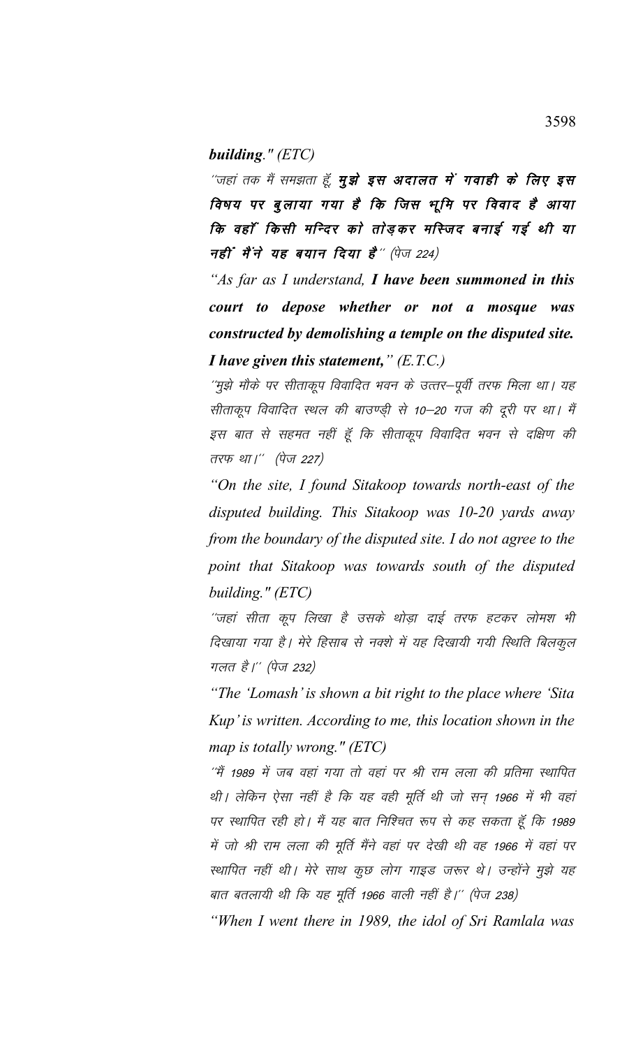***building*." (ETC)**

''जहां तक मैं समझता हूँ, ***मुझे इस अदालत में गवाही के लिए इस विषय पर बुलाया गया है कि जिस भूमि पर विवाद है आया कि वहाँ किसी मन्दिर को तोड़कर मस्जिद बनाई गई थी या नहीं मैंने यह बयान दिया है***'' (पेज 224)

*"As far as I understand, **I have been summoned in this court to depose whether or not a mosque was constructed by demolishing a temple on the disputed site. I have given this statement,**" (E.T.C.)*

''मुझे मौके पर सीताकूप विवादित भवन के उत्तर–पूर्वी तरफ मिला था। यह सीताकूप विवादित स्थल की बाउण्ड्री से 10–20 गज की दूरी पर था। मैं इस बात से सहमत नहीं हूँ कि सीताकूप विवादित भवन से दक्षिण की तरफ था।'' (पेज 227)

*"On the site, I found Sitakoop towards north-east of the disputed building. This Sitakoop was 10-20 yards away from the boundary of the disputed site. I do not agree to the point that Sitakoop was towards south of the disputed building." (ETC)*

''जहां सीता कूप लिखा है उसके थोड़ा दाईं तरफ हटकर लोमश भी दिखाया गया है। मेरे हिसाब से नक्शे में यह दिखायी गयी स्थिति बिलकुल गलत है।'' (पेज 232)

*"The 'Lomash' is shown a bit right to the place where 'Sita Kup' is written. According to me, this location shown in the map is totally wrong." (ETC)*

''मैं 1989 में जब वहां गया तो वहां पर श्री राम लला की प्रतिमा स्थापित थी। लेकिन ऐसा नहीं है कि यह वही मूर्ति थी जो सन् 1966 में भी वहां पर स्थापित रही हो। मैं यह बात निश्चित रूप से कह सकता हूँ कि 1989 में जो श्री राम लला की मूर्ति मैंने वहां पर देखी थी वह 1966 में वहां पर स्थापित नहीं थी। मेरे साथ कुछ लोग गाइड जरूर थे। उन्होंने मुझे यह बात बतलायी थी कि यह मूर्ति 1966 वाली नहीं है।'' (पेज 238)

*"When I went there in 1989, the idol of Sri Ramlala was*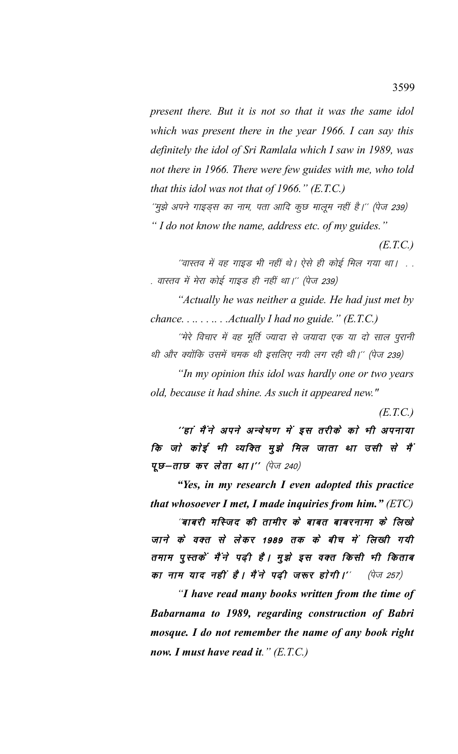*present there. But it is not so that it was the same idol which was present there in the year 1966. I can say this definitely the idol of Sri Ramlala which I saw in 1989, was not there in 1966. There were few guides with me, who told that this idol was not that of 1966." (E.T.C.)*

''मुझे अपने गाइड्स का नाम, पता आदि कुछ मालूम नहीं है।'' (पेज 239)

*" I do not know the name, address etc. of my guides."*

*(E.T.C.)*

''वास्तव में वह गाइड भी नहीं थे। ऐसे ही कोई मिल गया था। . . . वास्तव में मेरा कोई गाइड ही नहीं था।'' (पेज 239)

*"Actually he was neither a guide. He had just met by chance. . .. . . .. . .Actually I had no guide." (E.T.C.)*

''मेरे विचार में वह मूर्ति ज्यादा से जयादा एक या दो साल पुरानी थी और क्योंकि उसमें चमक थी इसलिए नयी लग रही थी।'' (पेज 239)

*"In my opinion this idol was hardly one or two years old, because it had shine. As such it appeared new."*

*(E.T.C.)*

***''हां मैंने अपने अन्वेषण में इस तरीके को भी अपनाया कि जो कोई भी व्यक्ति मुझे मिल जाता था उसी से मैं पूछ–ताछ कर लेता था।''*** (पेज 240)

***"Yes, in my research I even adopted this practice that whosoever I met, I made inquiries from him."*** *(ETC)*

***''बाबरी मस्जिद की तामीर के बाबत बाबरनामा के लिखे जाने के वक्त से लेकर 1989 तक के बीच में लिखी गयी तमाम पुस्तकें मैंने पढ़ी है। मुझे इस वक्त किसी भी किताब का नाम याद नहीं है। मैंने पढ़ी जरूर होगी।''*** (पेज 257)

***"I have read many books written from the time of Babarnama to 1989, regarding construction of Babri mosque. I do not remember the name of any book right now. I must have read it."*** *(E.T.C.)*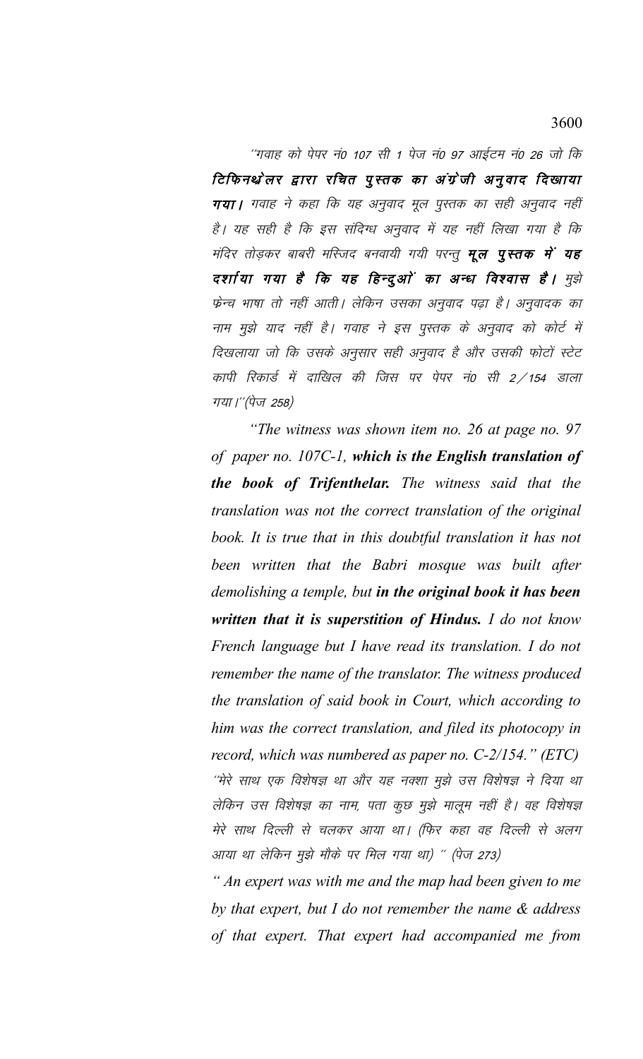"गवाह को पेपर नं0 107 सी 1 पेज नं0 97 आईटम नं0 26 जो कि **टिफिनथेलर द्वारा रचित पुस्तक का अंग्रेजी अनुवाद दिखाया गया।** गवाह ने कहा कि यह अनुवाद मूल पुस्तक का सही अनुवाद नहीं है। यह सही है कि इस संदिग्ध अनुवाद में यह नहीं लिखा गया है कि मंदिर तोड़कर बाबरी मस्जिद बनवायी गयी परन्तु **मूल पुस्तक में यह दर्शाया गया है कि यह हिन्दुओं का अन्ध विश्वास है।** मुझे फ्रेन्च भाषा तो नहीं आती। लेकिन उसका अनुवाद पढ़ा है। अनुवादक का नाम मुझे याद नहीं है। गवाह ने इस पुस्तक के अनुवाद को कोर्ट में दिखलाया जो कि उसके अनुसार सही अनुवाद है और उसकी फोटों स्टेट कापी रिकार्ड में दाखिल की जिस पर पेपर नं0 सी 2/154 डाला गया।"(पेज 258)

*"The witness was shown item no. 26 at page no. 97 of paper no. 107C-1, **which is the English translation of the book of Trifenthelar.** The witness said that the translation was not the correct translation of the original book. It is true that in this doubtful translation it has not been written that the Babri mosque was built after demolishing a temple, but **in the original book it has been written that it is superstition of Hindus.** I do not know French language but I have read its translation. I do not remember the name of the translator. The witness produced the translation of said book in Court, which according to him was the correct translation, and filed its photocopy in record, which was numbered as paper no. C-2/154." (ETC)*

"मेरे साथ एक विशेषज्ञ था और यह नक्शा मुझे उस विशेषज्ञ ने दिया था लेकिन उस विशेषज्ञ का नाम, पता कुछ मुझे मालूम नहीं है। वह विशेषज्ञ मेरे साथ दिल्ली से चलकर आया था। (फिर कहा वह दिल्ली से अलग आया था लेकिन मुझे मौके पर मिल गया था) " (पेज 273)

*" An expert was with me and the map had been given to me by that expert, but I do not remember the name & address of that expert. That expert had accompanied me from*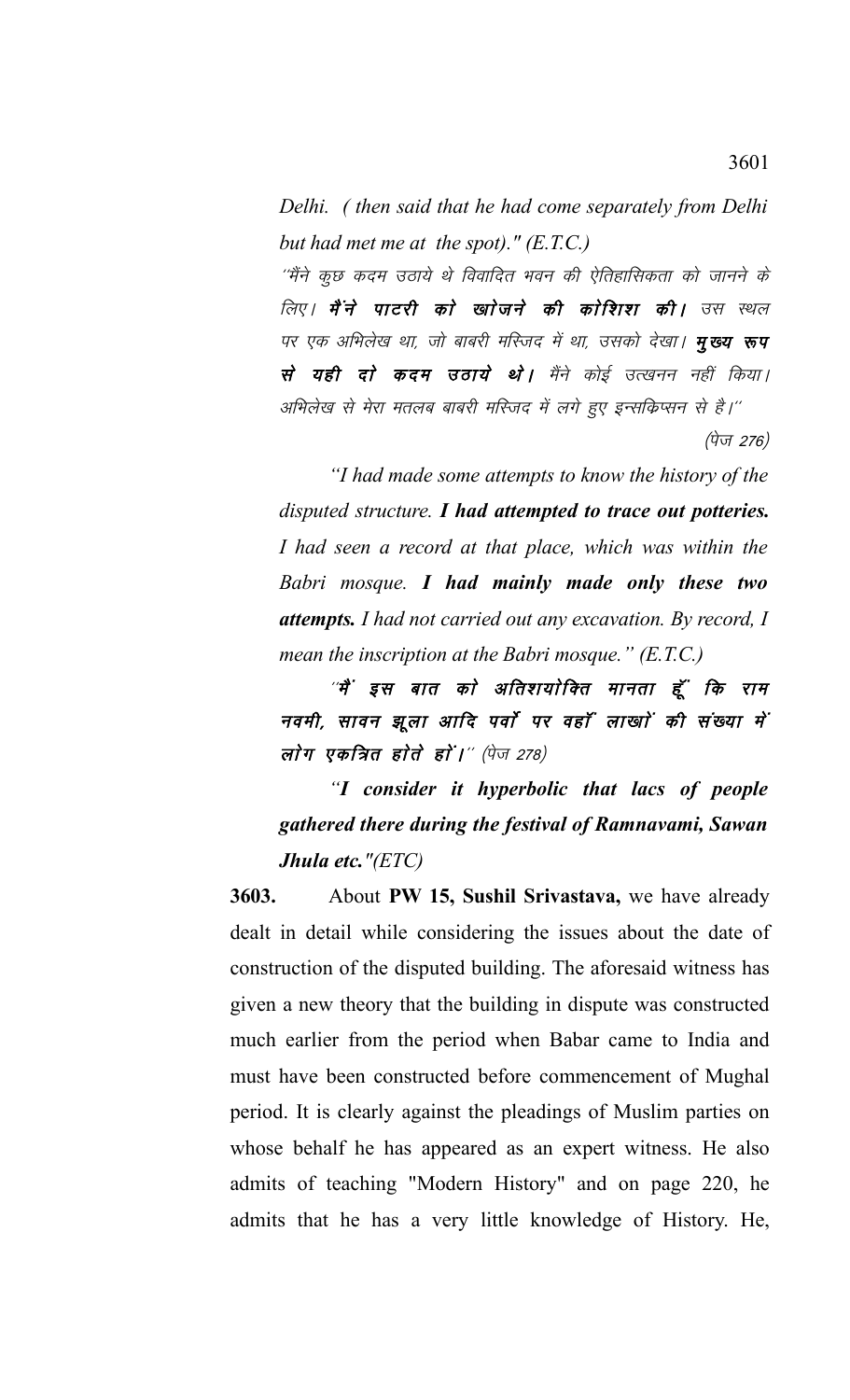*Delhi. ( then said that he had come separately from Delhi but had met me at the spot)." (E.T.C.)*

"मैंने कुछ कदम उठाये थे विवादित भवन की ऐतिहासिकता को जानने के लिए। **मैंने पाटरी को खोजने की कोशिश की।** उस स्थल पर एक अभिलेख था, जो बाबरी मस्जिद में था, उसको देखा। **मुख्य रूप से यही दो कदम उठाये थे।** मैंने कोई उत्खनन नहीं किया। अभिलेख से मेरा मतलब बाबरी मस्जिद में लगे हुए इन्सक्रिप्सन से है।" (पेज 276)

*"I had made some attempts to know the history of the disputed structure. **I had attempted to trace out potteries.** I had seen a record at that place, which was within the Babri mosque. **I had mainly made only these two attempts.** I had not carried out any excavation. By record, I mean the inscription at the Babri mosque." (E.T.C.)*

"***मैं इस बात को अतिशयोक्ति मानता हूँ कि राम नवमी, सावन झूला आदि पर्वों पर वहाँ लाखों की संख्या में लोग एकत्रित होते हों।***" (पेज 278)

*"**I consider it hyperbolic that lacs of people gathered there during the festival of Ramnavami, Sawan Jhula etc.**"(ETC)*

**3603.** About **PW 15, Sushil Srivastava,** we have already dealt in detail while considering the issues about the date of construction of the disputed building. The aforesaid witness has given a new theory that the building in dispute was constructed much earlier from the period when Babar came to India and must have been constructed before commencement of Mughal period. It is clearly against the pleadings of Muslim parties on whose behalf he has appeared as an expert witness. He also admits of teaching "Modern History" and on page 220, he admits that he has a very little knowledge of History. He,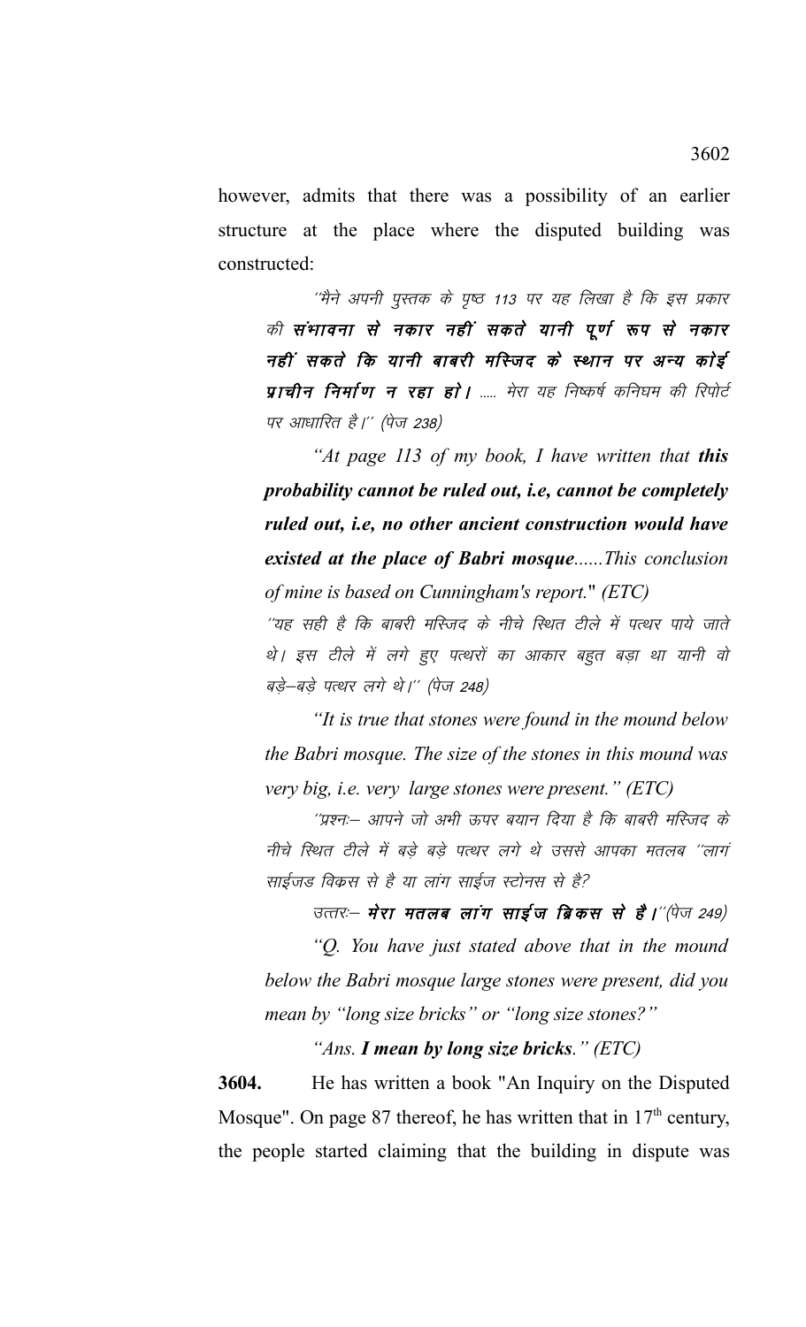however, admits that there was a possibility of an earlier structure at the place where the disputed building was constructed:

> ''मैने अपनी पुस्तक के पृष्ठ 113 पर यह लिखा है कि इस प्रकार की **संभावना से नकार नहीं सकते यानी पूर्ण रूप से नकार नहीं सकते कि यानी बाबरी मस्जिद के स्थान पर अन्य कोई प्राचीन निर्माण न रहा हो।** ..... मेरा यह निष्कर्ष कनिंघम की रिपोर्ट पर आधारित है।'' (पेज 238)
>
> *"At page 113 of my book, I have written that **this probability cannot be ruled out, i.e, cannot be completely ruled out, i.e, no other ancient construction would have existed at the place of Babri mosque**......This conclusion of mine is based on Cunningham's report."* (ETC)
>
> ''यह सही है कि बाबरी मस्जिद के नीचे स्थित टीले में पत्थर पाये जाते थे। इस टीले में लगे हुए पत्थरों का आकार बहुत बड़ा था यानी वो बड़े–बड़े पत्थर लगे थे।'' (पेज 248)
>
> *"It is true that stones were found in the mound below the Babri mosque. The size of the stones in this mound was very big, i.e. very large stones were present."* (ETC)
>
> ''प्रश्नः– आपने जो अभी ऊपर बयान दिया है कि बाबरी मस्जिद के नीचे स्थित टीले में बड़े बड़े पत्थर लगे थे उससे आपका मतलब ''लागं साईजड विक्स से है या लांग साईज स्टोनस से है?
>
> उत्तरः– **मेरा मतलब लांग साईज ब्रिकस से है।**''(पेज 249)
>
> *"Q. You have just stated above that in the mound below the Babri mosque large stones were present, did you mean by "long size bricks" or "long size stones?"*
>
> *"Ans. **I mean by long size bricks**."* (ETC)

**3604.** He has written a book "An Inquiry on the Disputed Mosque". On page 87 thereof, he has written that in 17th century, the people started claiming that the building in dispute was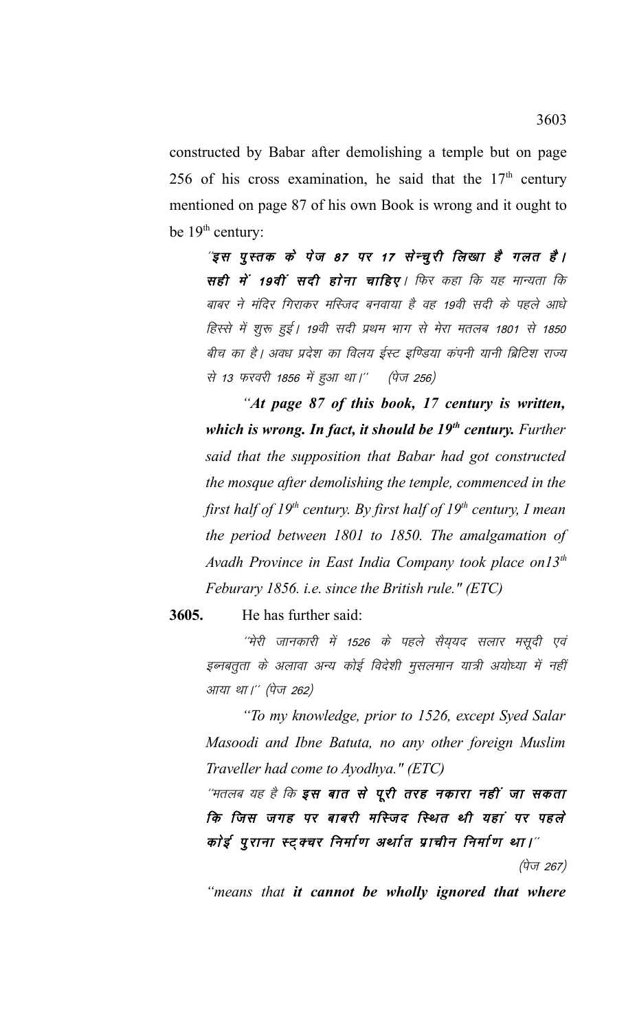constructed by Babar after demolishing a temple but on page 256 of his cross examination, he said that the $17^{th}$ century mentioned on page 87 of his own Book is wrong and it ought to be $19^{th}$ century:

> ´**इस पुस्तक के पेज 87 पर 17 सेन्चुरी लिखा है गलत है। सही में 19वीं सदी होना चाहिए।** फिर कहा कि यह मान्यता कि बाबर ने मंदिर गिराकर मस्जिद बनवाया है वह 19वी सदी के पहले आधे हिस्से में शुरू हुई। 19वी सदी प्रथम भाग से मेरा मतलब 1801 से 1850 बीच का है। अवध प्रदेश का विलय ईस्ट इण्डिया कंपनी यानी ब्रिटिश राज्य से 13 फरवरी 1856 में हुआ था।´´ (पेज 256)
>
> *"**At page 87 of this book, 17 century is written, which is wrong. In fact, it should be $19^{th}$ century.** Further said that the supposition that Babar had got constructed the mosque after demolishing the temple, commenced in the first half of $19^{th}$ century. By first half of $19^{th}$ century, I mean the period between 1801 to 1850. The amalgamation of Avadh Province in East India Company took place on$13^{th}$ Feburary 1856. i.e. since the British rule." (ETC)*

**3605.** He has further said:

> ´´मेरी जानकारी में 1526 के पहले सैय्यद सलार मसूदी एवं इब्नबतुता के अलावा अन्य कोई विदेशी मुसलमान यात्री अयोध्या में नहीं आया था।´´ (पेज 262)
>
> *"To my knowledge, prior to 1526, except Syed Salar Masoodi and Ibne Batuta, no any other foreign Muslim Traveller had come to Ayodhya." (ETC)*
>
> ´´मतलब यह है कि **इस बात से पूरी तरह नकारा नहीं जा सकता कि जिस जगह पर बाबरी मस्जिद स्थित थी यहां पर पहले कोई पुराना स्ट्क्चर निर्माण अर्थात प्राचीन निर्माण था।**´´ (पेज 267)
>
> *"means that **it cannot be wholly ignored that where***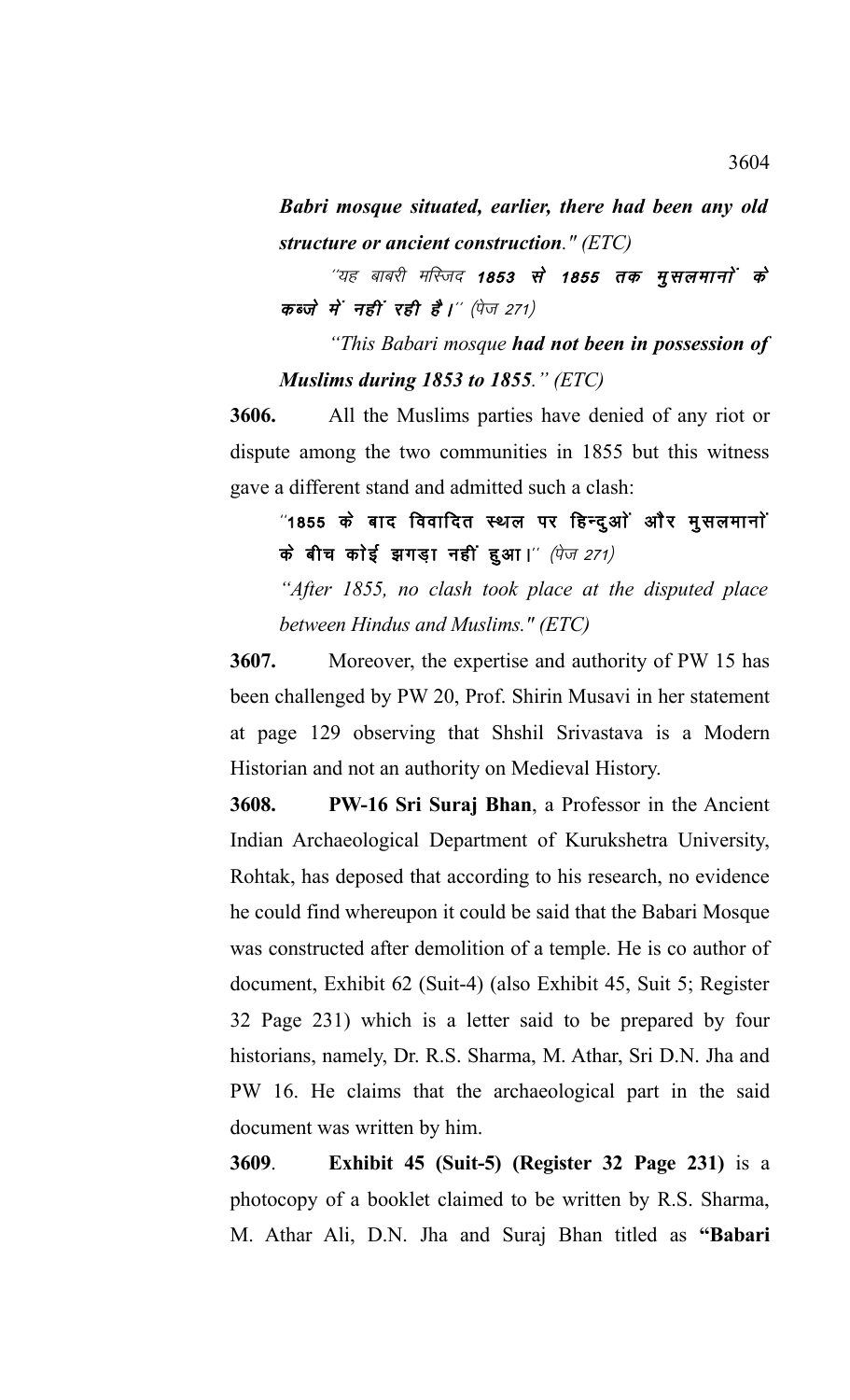***Babri mosque situated, earlier, there had been any old structure or ancient construction." (ETC)***

''यह बाबरी मस्जिद ***1853 से 1855 तक मुसलमानों के कब्जे में नहीं रही है।***'' (पेज 271)

*"This Babari mosque* ***had not been in possession of Muslims during 1853 to 1855****." (ETC)*

**3606.** All the Muslims parties have denied of any riot or dispute among the two communities in 1855 but this witness gave a different stand and admitted such a clash:

''**1855 के बाद विवादित स्थल पर हिन्दुओं और मुसलमानों के बीच कोई झगड़ा नहीं हुआ।**'' (पेज 271)

*"After 1855, no clash took place at the disputed place between Hindus and Muslims." (ETC)*

**3607.** Moreover, the expertise and authority of PW 15 has been challenged by PW 20, Prof. Shirin Musavi in her statement at page 129 observing that Shshil Srivastava is a Modern Historian and not an authority on Medieval History.

**3608. PW-16 Sri Suraj Bhan**, a Professor in the Ancient Indian Archaeological Department of Kurukshetra University, Rohtak, has deposed that according to his research, no evidence he could find whereupon it could be said that the Babari Mosque was constructed after demolition of a temple. He is co author of document, Exhibit 62 (Suit-4) (also Exhibit 45, Suit 5; Register 32 Page 231) which is a letter said to be prepared by four historians, namely, Dr. R.S. Sharma, M. Athar, Sri D.N. Jha and PW 16. He claims that the archaeological part in the said document was written by him.

**3609**. **Exhibit 45 (Suit-5) (Register 32 Page 231)** is a photocopy of a booklet claimed to be written by R.S. Sharma, M. Athar Ali, D.N. Jha and Suraj Bhan titled as **"Babari**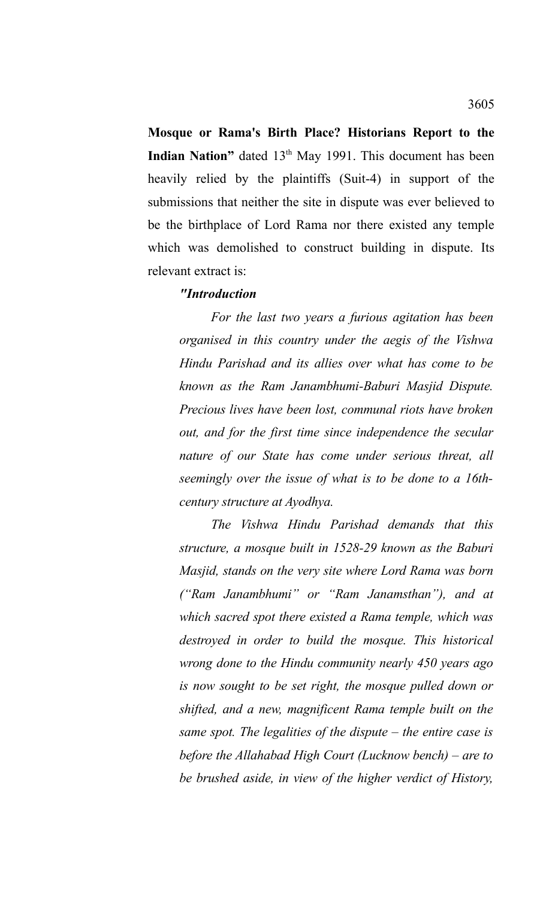**Mosque or Rama's Birth Place? Historians Report to the Indian Nation"** dated 13th May 1991. This document has been heavily relied by the plaintiffs (Suit-4) in support of the submissions that neither the site in dispute was ever believed to be the birthplace of Lord Rama nor there existed any temple which was demolished to construct building in dispute. Its relevant extract is:

***"Introduction***

*For the last two years a furious agitation has been organised in this country under the aegis of the Vishwa Hindu Parishad and its allies over what has come to be known as the Ram Janambhumi-Baburi Masjid Dispute. Precious lives have been lost, communal riots have broken out, and for the first time since independence the secular nature of our State has come under serious threat, all seemingly over the issue of what is to be done to a 16th-century structure at Ayodhya.*

*The Vishwa Hindu Parishad demands that this structure, a mosque built in 1528-29 known as the Baburi Masjid, stands on the very site where Lord Rama was born ("Ram Janambhumi" or "Ram Janamsthan"), and at which sacred spot there existed a Rama temple, which was destroyed in order to build the mosque. This historical wrong done to the Hindu community nearly 450 years ago is now sought to be set right, the mosque pulled down or shifted, and a new, magnificent Rama temple built on the same spot. The legalities of the dispute – the entire case is before the Allahabad High Court (Lucknow bench) – are to be brushed aside, in view of the higher verdict of History,*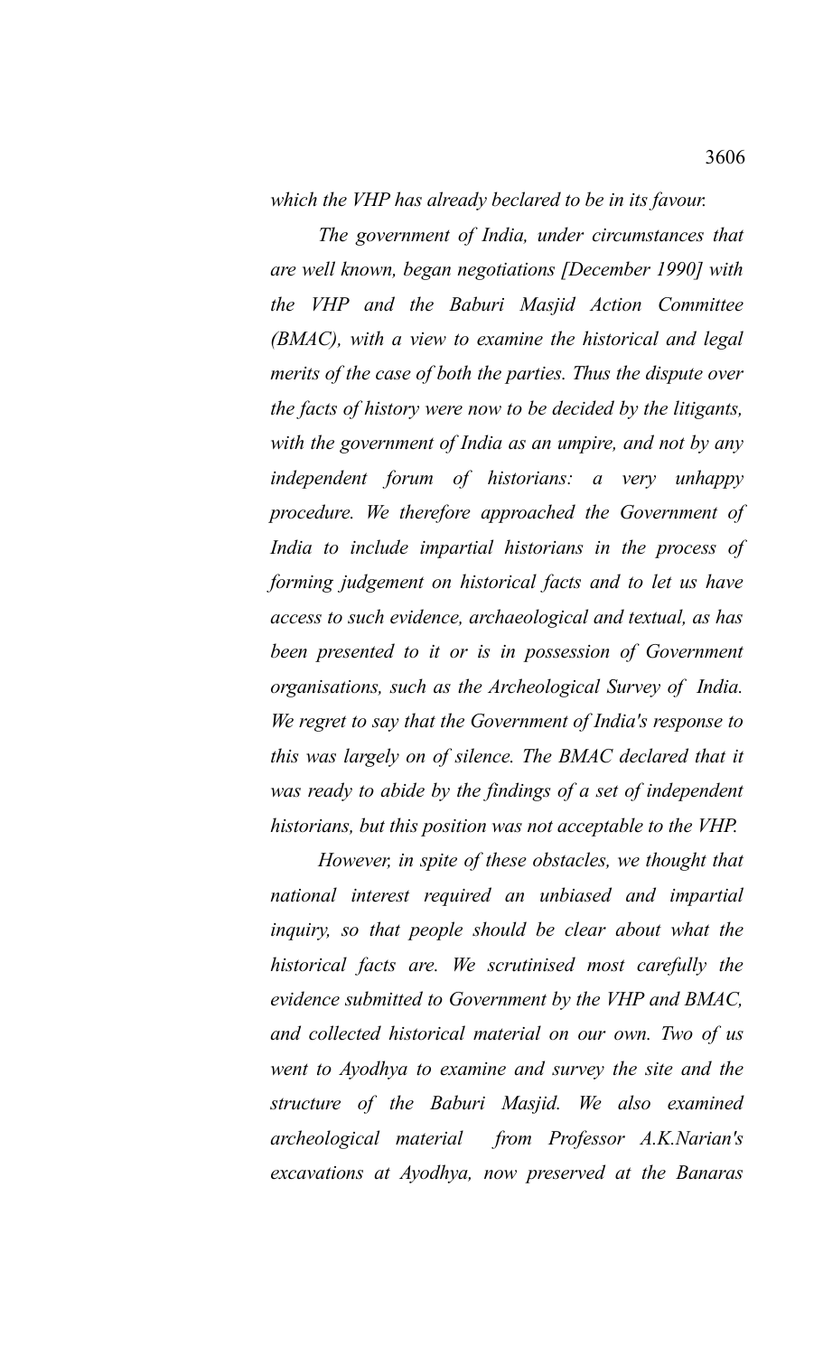*which the VHP has already beclared to be in its favour.*

*The government of India, under circumstances that are well known, began negotiations [December 1990] with the VHP and the Baburi Masjid Action Committee (BMAC), with a view to examine the historical and legal merits of the case of both the parties. Thus the dispute over the facts of history were now to be decided by the litigants, with the government of India as an umpire, and not by any independent forum of historians: a very unhappy procedure. We therefore approached the Government of India to include impartial historians in the process of forming judgement on historical facts and to let us have access to such evidence, archaeological and textual, as has been presented to it or is in possession of Government organisations, such as the Archeological Survey of India. We regret to say that the Government of India's response to this was largely on of silence. The BMAC declared that it was ready to abide by the findings of a set of independent historians, but this position was not acceptable to the VHP.*

*However, in spite of these obstacles, we thought that national interest required an unbiased and impartial inquiry, so that people should be clear about what the historical facts are. We scrutinised most carefully the evidence submitted to Government by the VHP and BMAC, and collected historical material on our own. Two of us went to Ayodhya to examine and survey the site and the structure of the Baburi Masjid. We also examined archeological material from Professor A.K.Narian's excavations at Ayodhya, now preserved at the Banaras*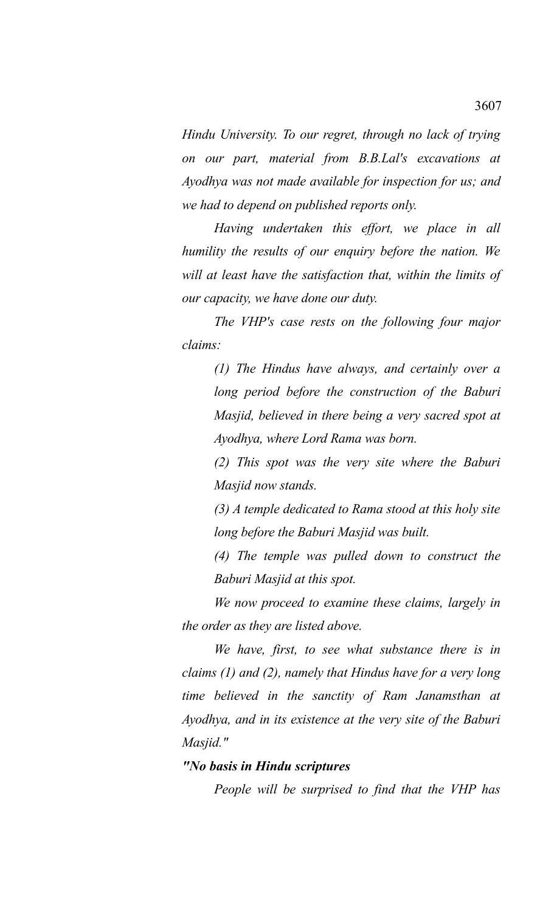*Hindu University. To our regret, through no lack of trying on our part, material from B.B.Lal's excavations at Ayodhya was not made available for inspection for us; and we had to depend on published reports only.*

*Having undertaken this effort, we place in all humility the results of our enquiry before the nation. We will at least have the satisfaction that, within the limits of our capacity, we have done our duty.*

*The VHP's case rests on the following four major claims:*

> *(1) The Hindus have always, and certainly over a long period before the construction of the Baburi Masjid, believed in there being a very sacred spot at Ayodhya, where Lord Rama was born.*
>
> *(2) This spot was the very site where the Baburi Masjid now stands.*
>
> *(3) A temple dedicated to Rama stood at this holy site long before the Baburi Masjid was built.*
>
> *(4) The temple was pulled down to construct the Baburi Masjid at this spot.*

*We now proceed to examine these claims, largely in the order as they are listed above.*

*We have, first, to see what substance there is in claims (1) and (2), namely that Hindus have for a very long time believed in the sanctity of Ram Janamsthan at Ayodhya, and in its existence at the very site of the Baburi Masjid."*

***"No basis in Hindu scriptures***

*People will be surprised to find that the VHP has*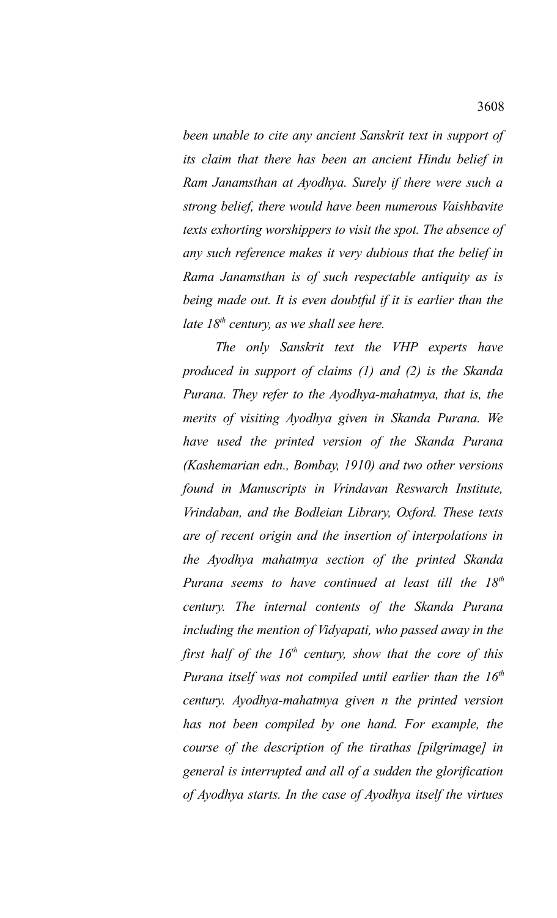*been unable to cite any ancient Sanskrit text in support of its claim that there has been an ancient Hindu belief in Ram Janamsthan at Ayodhya. Surely if there were such a strong belief, there would have been numerous Vaishbavite texts exhorting worshippers to visit the spot. The absence of any such reference makes it very dubious that the belief in Rama Janamsthan is of such respectable antiquity as is being made out. It is even doubtful if it is earlier than the late 18th century, as we shall see here.*

*The only Sanskrit text the VHP experts have produced in support of claims (1) and (2) is the Skanda Purana. They refer to the Ayodhya-mahatmya, that is, the merits of visiting Ayodhya given in Skanda Purana. We have used the printed version of the Skanda Purana (Kashemarian edn., Bombay, 1910) and two other versions found in Manuscripts in Vrindavan Reswarch Institute, Vrindaban, and the Bodleian Library, Oxford. These texts are of recent origin and the insertion of interpolations in the Ayodhya mahatmya section of the printed Skanda Purana seems to have continued at least till the 18th century. The internal contents of the Skanda Purana including the mention of Vidyapati, who passed away in the first half of the 16th century, show that the core of this Purana itself was not compiled until earlier than the 16th century. Ayodhya-mahatmya given n the printed version has not been compiled by one hand. For example, the course of the description of the tirathas [pilgrimage] in general is interrupted and all of a sudden the glorification of Ayodhya starts. In the case of Ayodhya itself the virtues*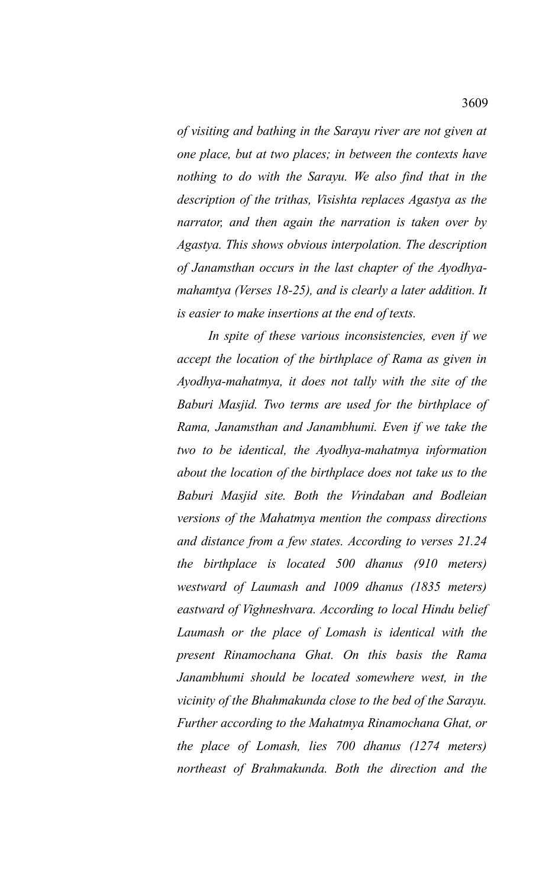*of visiting and bathing in the Sarayu river are not given at one place, but at two places; in between the contexts have nothing to do with the Sarayu. We also find that in the description of the trithas, Visishta replaces Agastya as the narrator, and then again the narration is taken over by Agastya. This shows obvious interpolation. The description of Janamsthan occurs in the last chapter of the Ayodhya-mahamtya (Verses 18-25), and is clearly a later addition. It is easier to make insertions at the end of texts.*

*In spite of these various inconsistencies, even if we accept the location of the birthplace of Rama as given in Ayodhya-mahatmya, it does not tally with the site of the Baburi Masjid. Two terms are used for the birthplace of Rama, Janamsthan and Janambhumi. Even if we take the two to be identical, the Ayodhya-mahatmya information about the location of the birthplace does not take us to the Baburi Masjid site. Both the Vrindaban and Bodleian versions of the Mahatmya mention the compass directions and distance from a few states. According to verses 21.24 the birthplace is located 500 dhanus (910 meters) westward of Laumash and 1009 dhanus (1835 meters) eastward of Vighneshvara. According to local Hindu belief Laumash or the place of Lomash is identical with the present Rinamochana Ghat. On this basis the Rama Janambhumi should be located somewhere west, in the vicinity of the Bhahmakunda close to the bed of the Sarayu. Further according to the Mahatmya Rinamochana Ghat, or the place of Lomash, lies 700 dhanus (1274 meters) northeast of Brahmakunda. Both the direction and the*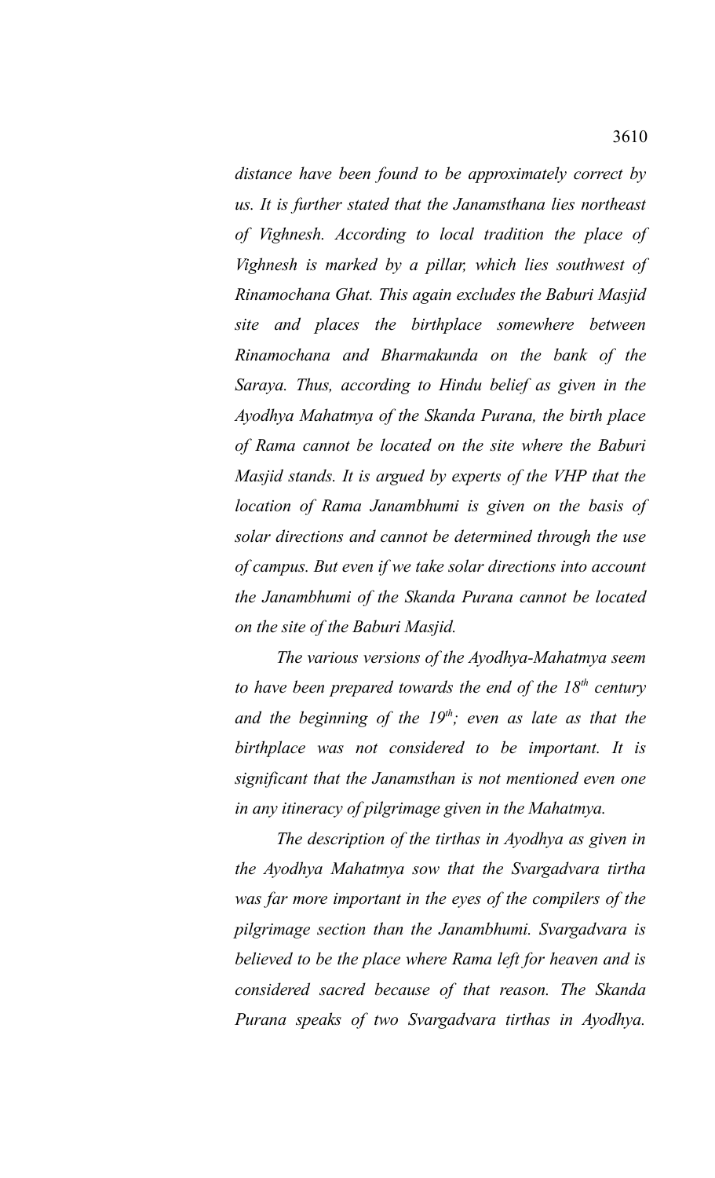*distance have been found to be approximately correct by us. It is further stated that the Janamsthana lies northeast of Vighnesh. According to local tradition the place of Vighnesh is marked by a pillar, which lies southwest of Rinamochana Ghat. This again excludes the Baburi Masjid site and places the birthplace somewhere between Rinamochana and Bharmakunda on the bank of the Saraya. Thus, according to Hindu belief as given in the Ayodhya Mahatmya of the Skanda Purana, the birth place of Rama cannot be located on the site where the Baburi Masjid stands. It is argued by experts of the VHP that the location of Rama Janambhumi is given on the basis of solar directions and cannot be determined through the use of campus. But even if we take solar directions into account the Janambhumi of the Skanda Purana cannot be located on the site of the Baburi Masjid.*

*The various versions of the Ayodhya-Mahatmya seem to have been prepared towards the end of the 18th century and the beginning of the 19th; even as late as that the birthplace was not considered to be important. It is significant that the Janamsthan is not mentioned even one in any itineracy of pilgrimage given in the Mahatmya.*

*The description of the tirthas in Ayodhya as given in the Ayodhya Mahatmya sow that the Svargadvara tirtha was far more important in the eyes of the compilers of the pilgrimage section than the Janambhumi. Svargadvara is believed to be the place where Rama left for heaven and is considered sacred because of that reason. The Skanda Purana speaks of two Svargadvara tirthas in Ayodhya.*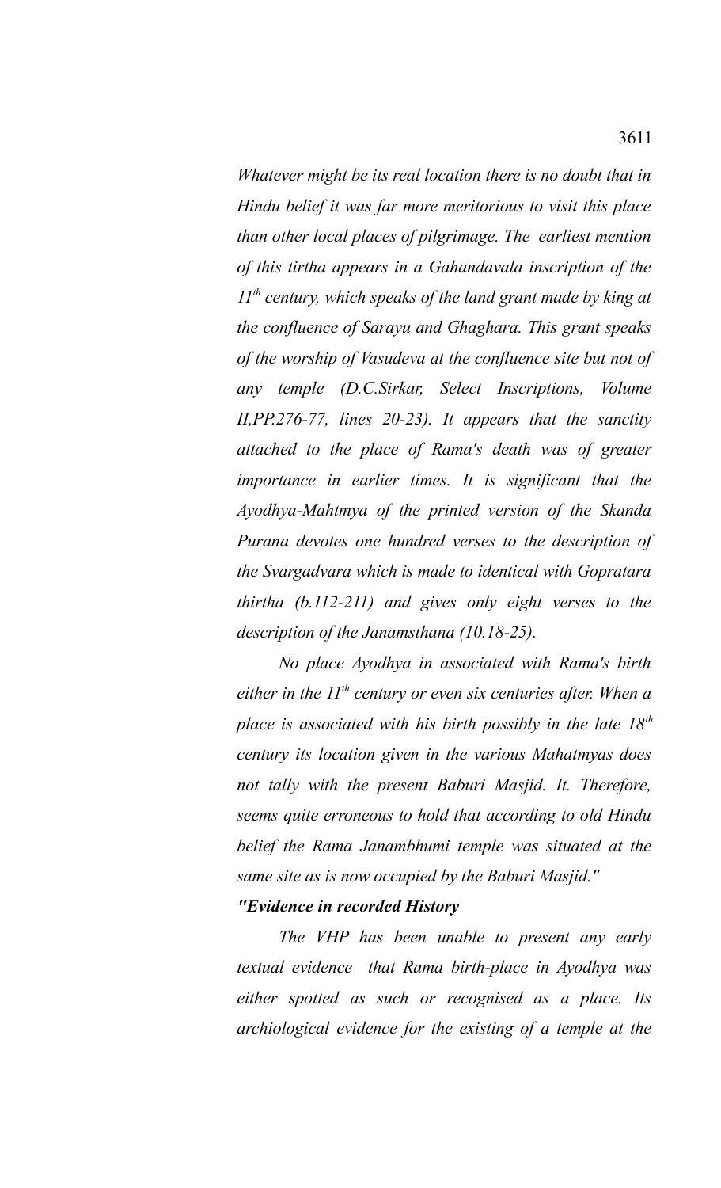*Whatever might be its real location there is no doubt that in Hindu belief it was far more meritorious to visit this place than other local places of pilgrimage. The earliest mention of this tirtha appears in a Gahandavala inscription of the 11th century, which speaks of the land grant made by king at the confluence of Sarayu and Ghaghara. This grant speaks of the worship of Vasudeva at the confluence site but not of any temple (D.C.Sirkar, Select Inscriptions, Volume II,PP.276-77, lines 20-23). It appears that the sanctity attached to the place of Rama's death was of greater importance in earlier times. It is significant that the Ayodhya-Mahtmya of the printed version of the Skanda Purana devotes one hundred verses to the description of the Svargadvara which is made to identical with Gopratara thirtha (b.112-211) and gives only eight verses to the description of the Janamsthana (10.18-25).*

*No place Ayodhya in associated with Rama's birth either in the 11th century or even six centuries after. When a place is associated with his birth possibly in the late 18th century its location given in the various Mahatmyas does not tally with the present Baburi Masjid. It. Therefore, seems quite erroneous to hold that according to old Hindu belief the Rama Janambhumi temple was situated at the same site as is now occupied by the Baburi Masjid."*

***"Evidence in recorded History***

*The VHP has been unable to present any early textual evidence that Rama birth-place in Ayodhya was either spotted as such or recognised as a place. Its archiological evidence for the existing of a temple at the*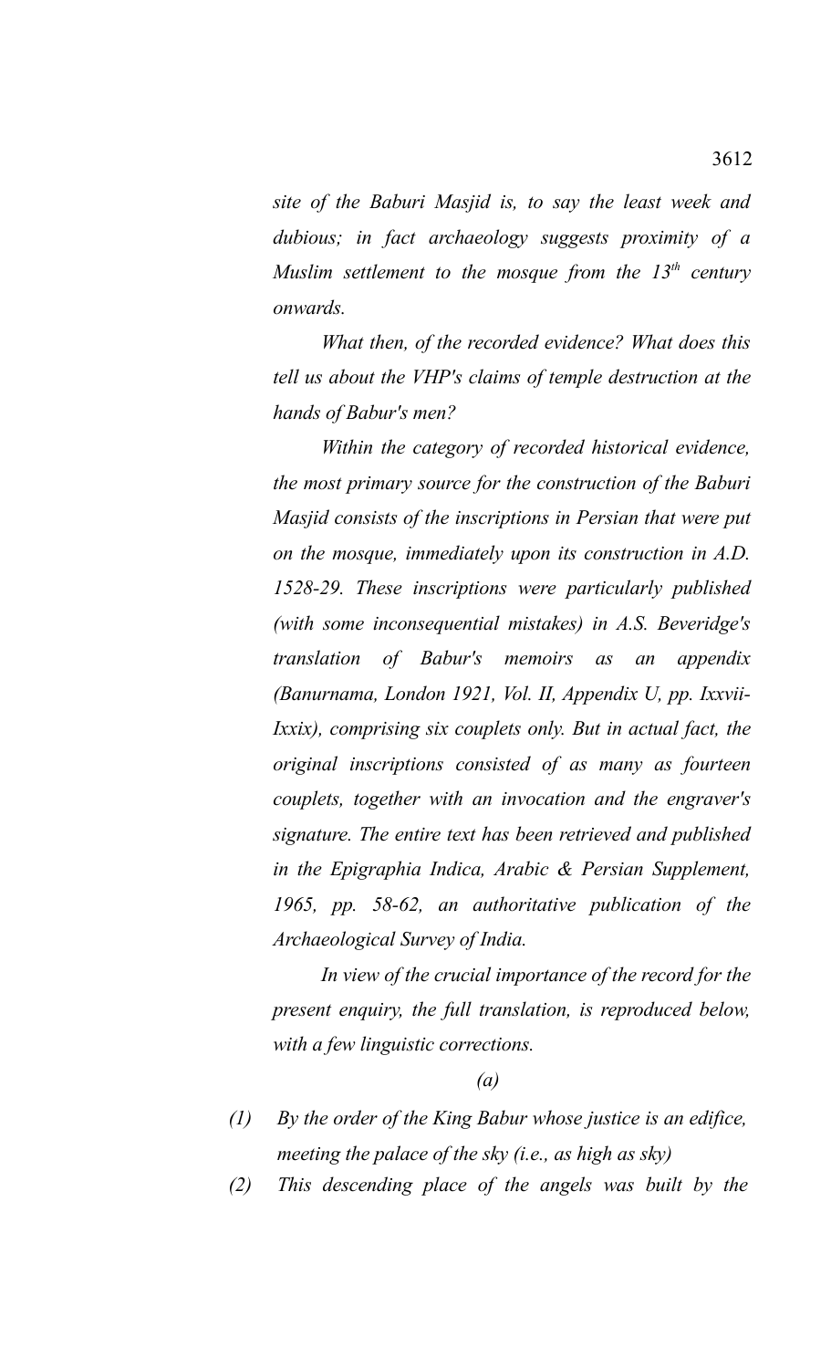*site of the Baburi Masjid is, to say the least week and dubious; in fact archaeology suggests proximity of a Muslim settlement to the mosque from the 13th century onwards.*

*What then, of the recorded evidence? What does this tell us about the VHP's claims of temple destruction at the hands of Babur's men?*

*Within the category of recorded historical evidence, the most primary source for the construction of the Baburi Masjid consists of the inscriptions in Persian that were put on the mosque, immediately upon its construction in A.D. 1528-29. These inscriptions were particularly published (with some inconsequential mistakes) in A.S. Beveridge's translation of Babur's memoirs as an appendix (Banurnama, London 1921, Vol. II, Appendix U, pp. Ixxvii-Ixxix), comprising six couplets only. But in actual fact, the original inscriptions consisted of as many as fourteen couplets, together with an invocation and the engraver's signature. The entire text has been retrieved and published in the Epigraphia Indica, Arabic & Persian Supplement, 1965, pp. 58-62, an authoritative publication of the Archaeological Survey of India.*

*In view of the crucial importance of the record for the present enquiry, the full translation, is reproduced below, with a few linguistic corrections.*

*(a)*

*(1) By the order of the King Babur whose justice is an edifice, meeting the palace of the sky (i.e., as high as sky)*

*(2) This descending place of the angels was built by the*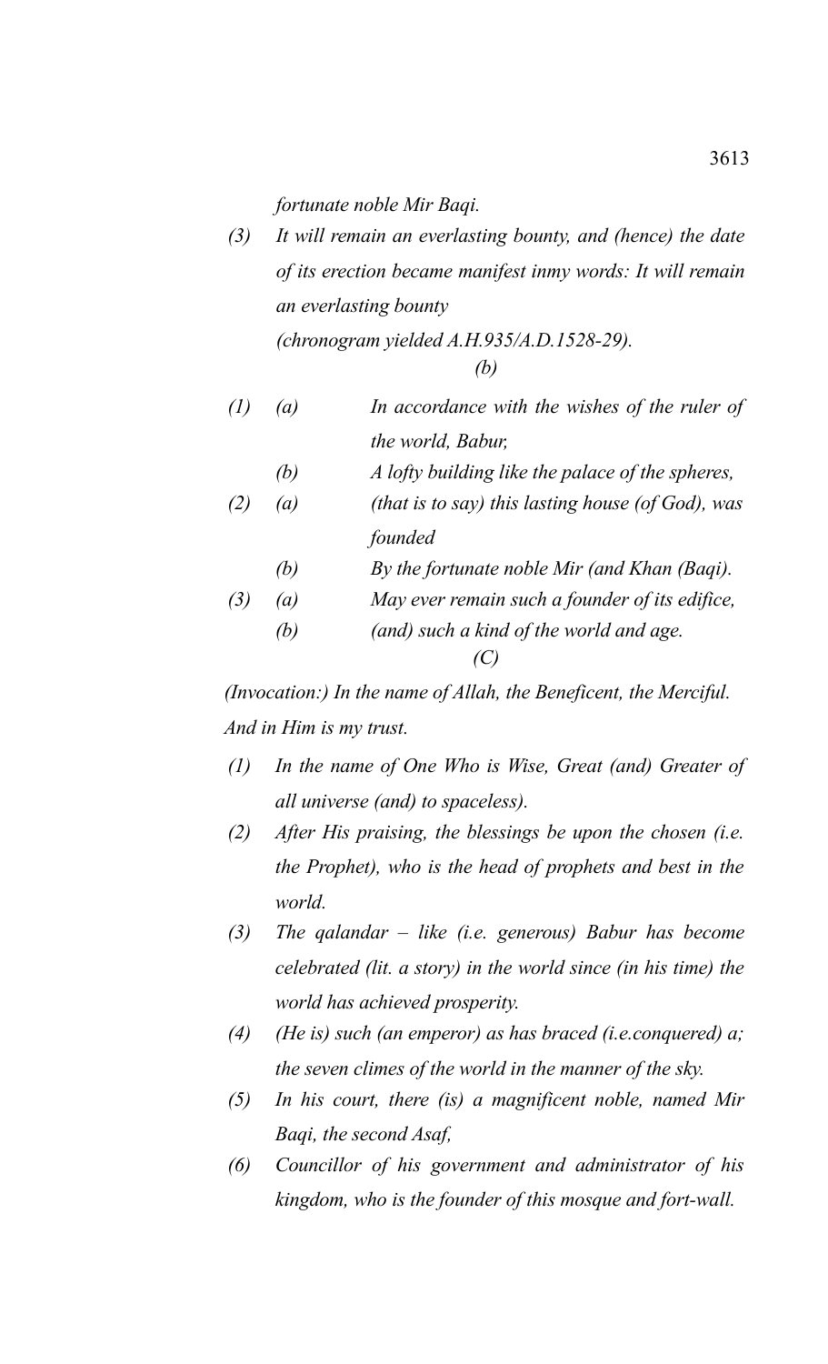*fortunate noble Mir Baqi.*

*(3) It will remain an everlasting bounty, and (hence) the date of its erection became manifest inmy words: It will remain an everlasting bounty*
*(chronogram yielded A.H.935/A.D.1528-29).*

*(b)*

*(1) (a) In accordance with the wishes of the ruler of the world, Babur,*

*(b) A lofty building like the palace of the spheres,*

*(2) (a) (that is to say) this lasting house (of God), was founded*

*(b) By the fortunate noble Mir (and Khan (Baqi).*

*(3) (a) May ever remain such a founder of its edifice,*

*(b) (and) such a kind of the world and age.*

*(C)*

*(Invocation:) In the name of Allah, the Beneficent, the Merciful. And in Him is my trust.*

*(1) In the name of One Who is Wise, Great (and) Greater of all universe (and) to spaceless).*

*(2) After His praising, the blessings be upon the chosen (i.e. the Prophet), who is the head of prophets and best in the world.*

*(3) The qalandar – like (i.e. generous) Babur has become celebrated (lit. a story) in the world since (in his time) the world has achieved prosperity.*

*(4) (He is) such (an emperor) as has braced (i.e.conquered) a; the seven climes of the world in the manner of the sky.*

*(5) In his court, there (is) a magnificent noble, named Mir Baqi, the second Asaf,*

*(6) Councillor of his government and administrator of his kingdom, who is the founder of this mosque and fort-wall.*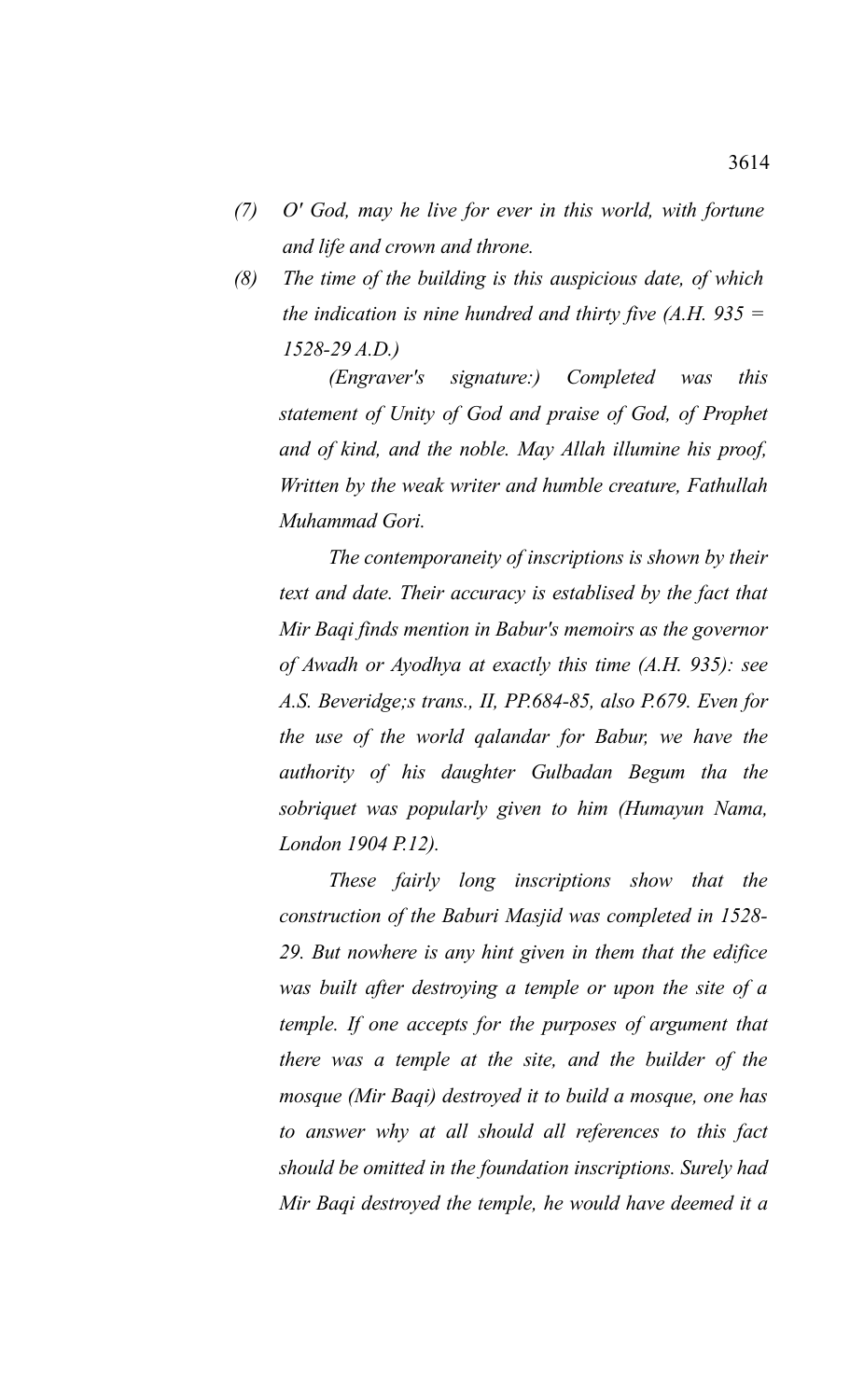*(7) O' God, may he live for ever in this world, with fortune and life and crown and throne.*

*(8) The time of the building is this auspicious date, of which the indication is nine hundred and thirty five (A.H. 935 = 1528-29 A.D.)*

*(Engraver's signature:) Completed was this statement of Unity of God and praise of God, of Prophet and of kind, and the noble. May Allah illumine his proof, Written by the weak writer and humble creature, Fathullah Muhammad Gori.*

*The contemporaneity of inscriptions is shown by their text and date. Their accuracy is establised by the fact that Mir Baqi finds mention in Babur's memoirs as the governor of Awadh or Ayodhya at exactly this time (A.H. 935): see A.S. Beveridge;s trans., II, PP.684-85, also P.679. Even for the use of the world qalandar for Babur, we have the authority of his daughter Gulbadan Begum tha the sobriquet was popularly given to him (Humayun Nama, London 1904 P.12).*

*These fairly long inscriptions show that the construction of the Baburi Masjid was completed in 1528-29. But nowhere is any hint given in them that the edifice was built after destroying a temple or upon the site of a temple. If one accepts for the purposes of argument that there was a temple at the site, and the builder of the mosque (Mir Baqi) destroyed it to build a mosque, one has to answer why at all should all references to this fact should be omitted in the foundation inscriptions. Surely had Mir Baqi destroyed the temple, he would have deemed it a*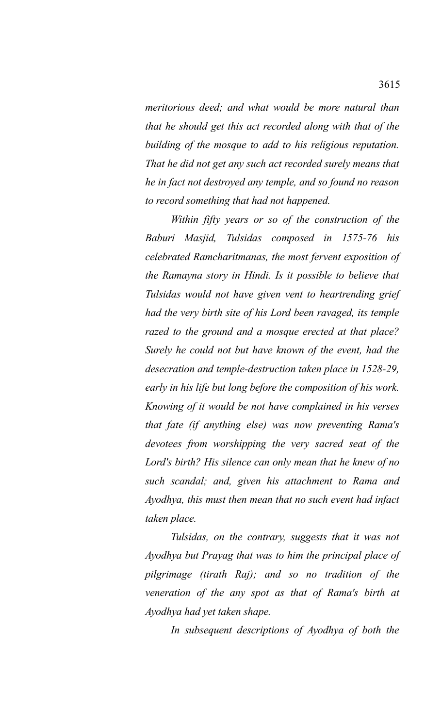*meritorious deed; and what would be more natural than that he should get this act recorded along with that of the building of the mosque to add to his religious reputation. That he did not get any such act recorded surely means that he in fact not destroyed any temple, and so found no reason to record something that had not happened.*

*Within fifty years or so of the construction of the Baburi Masjid, Tulsidas composed in 1575-76 his celebrated Ramcharitmanas, the most fervent exposition of the Ramayna story in Hindi. Is it possible to believe that Tulsidas would not have given vent to heartrending grief had the very birth site of his Lord been ravaged, its temple razed to the ground and a mosque erected at that place? Surely he could not but have known of the event, had the desecration and temple-destruction taken place in 1528-29, early in his life but long before the composition of his work. Knowing of it would be not have complained in his verses that fate (if anything else) was now preventing Rama's devotees from worshipping the very sacred seat of the Lord's birth? His silence can only mean that he knew of no such scandal; and, given his attachment to Rama and Ayodhya, this must then mean that no such event had infact taken place.*

*Tulsidas, on the contrary, suggests that it was not Ayodhya but Prayag that was to him the principal place of pilgrimage (tirath Raj); and so no tradition of the veneration of the any spot as that of Rama's birth at Ayodhya had yet taken shape.*

*In subsequent descriptions of Ayodhya of both the*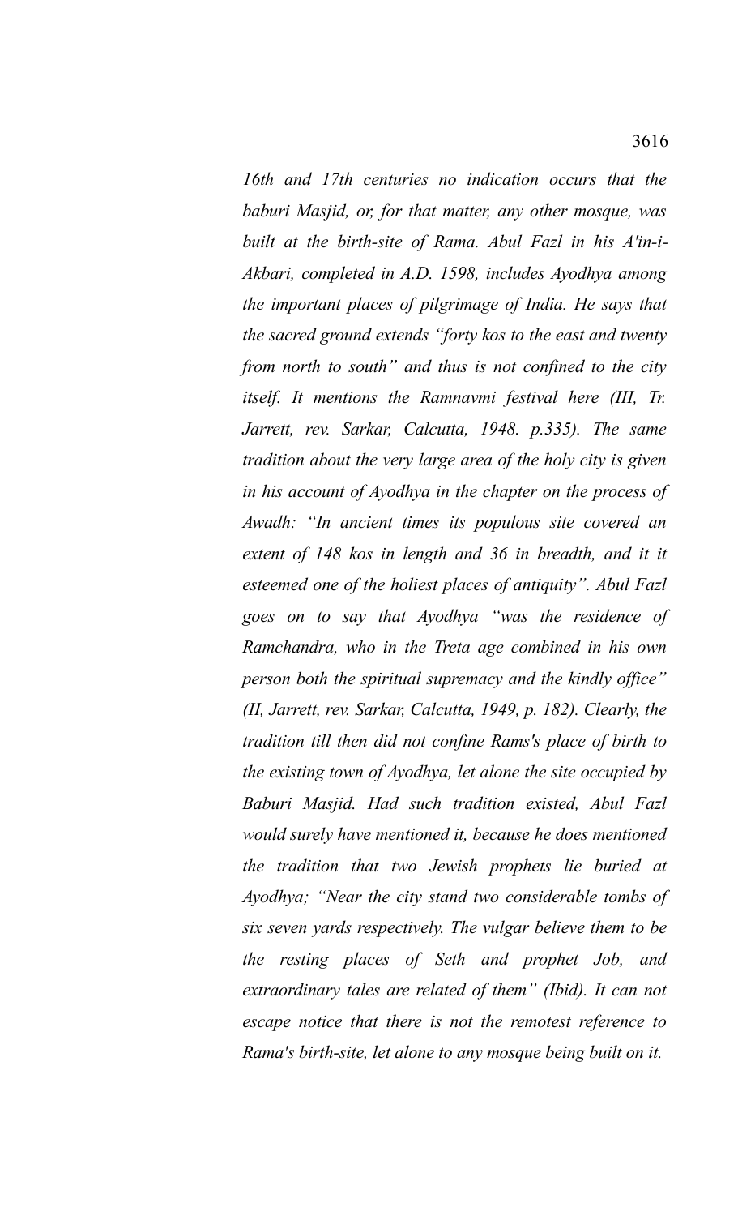*16th and 17th centuries no indication occurs that the baburi Masjid, or, for that matter, any other mosque, was built at the birth-site of Rama. Abul Fazl in his A'in-i-Akbari, completed in A.D. 1598, includes Ayodhya among the important places of pilgrimage of India. He says that the sacred ground extends "forty kos to the east and twenty from north to south" and thus is not confined to the city itself. It mentions the Ramnavmi festival here (III, Tr. Jarrett, rev. Sarkar, Calcutta, 1948. p.335). The same tradition about the very large area of the holy city is given in his account of Ayodhya in the chapter on the process of Awadh: "In ancient times its populous site covered an extent of 148 kos in length and 36 in breadth, and it it esteemed one of the holiest places of antiquity". Abul Fazl goes on to say that Ayodhya "was the residence of Ramchandra, who in the Treta age combined in his own person both the spiritual supremacy and the kindly office" (II, Jarrett, rev. Sarkar, Calcutta, 1949, p. 182). Clearly, the tradition till then did not confine Rams's place of birth to the existing town of Ayodhya, let alone the site occupied by Baburi Masjid. Had such tradition existed, Abul Fazl would surely have mentioned it, because he does mentioned the tradition that two Jewish prophets lie buried at Ayodhya; "Near the city stand two considerable tombs of six seven yards respectively. The vulgar believe them to be the resting places of Seth and prophet Job, and extraordinary tales are related of them" (Ibid). It can not escape notice that there is not the remotest reference to Rama's birth-site, let alone to any mosque being built on it.*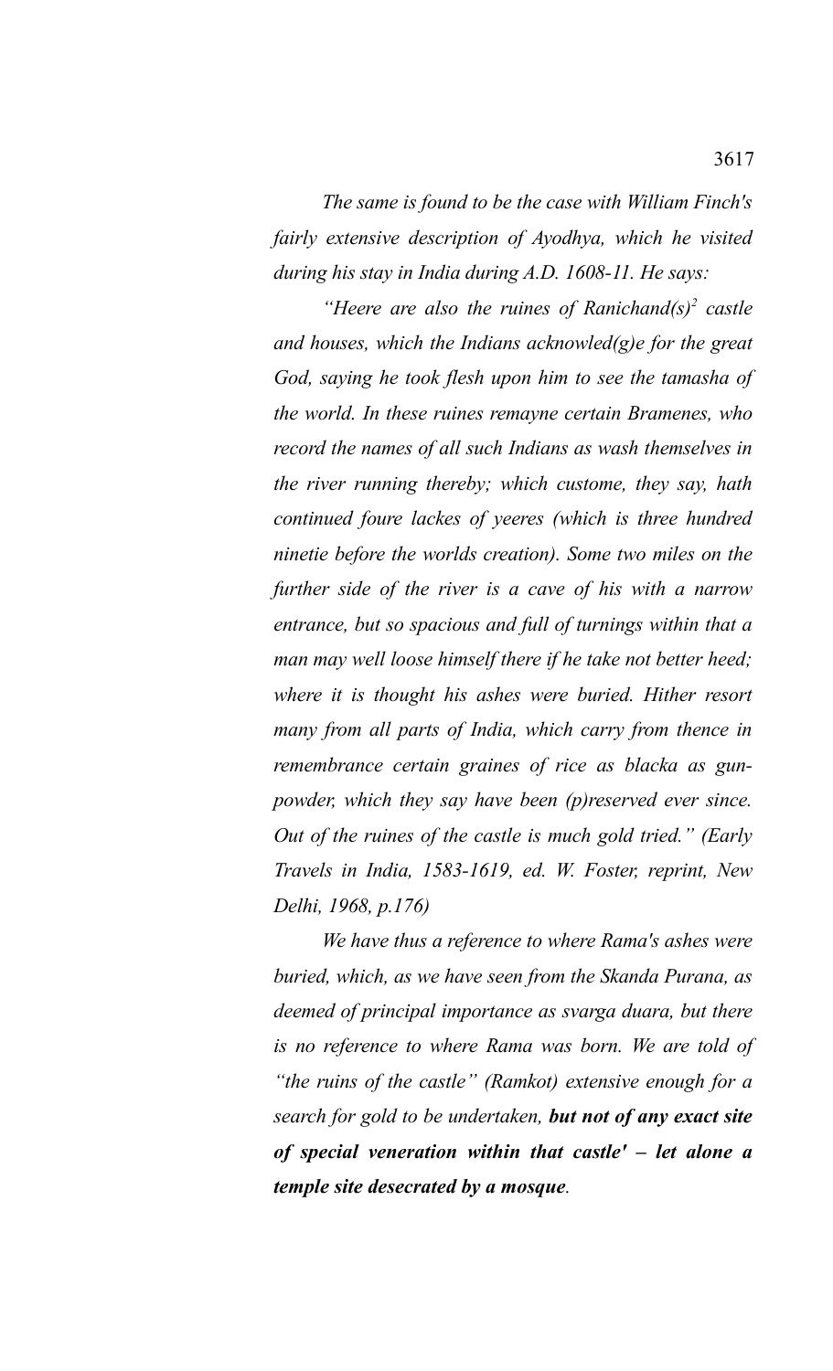*The same is found to be the case with William Finch's fairly extensive description of Ayodhya, which he visited during his stay in India during A.D. 1608-11. He says:*

*"Heere are also the ruines of Ranichand(s)[2] castle and houses, which the Indians acknowled(g)e for the great God, saying he took flesh upon him to see the tamasha of the world. In these ruines remayne certain Bramenes, who record the names of all such Indians as wash themselves in the river running thereby; which custome, they say, hath continued foure lackes of yeeres (which is three hundred ninetie before the worlds creation). Some two miles on the further side of the river is a cave of his with a narrow entrance, but so spacious and full of turnings within that a man may well loose himself there if he take not better heed; where it is thought his ashes were buried. Hither resort many from all parts of India, which carry from thence in remembrance certain graines of rice as blacka as gun-powder, which they say have been (p)reserved ever since. Out of the ruines of the castle is much gold tried." (Early Travels in India, 1583-1619, ed. W. Foster, reprint, New Delhi, 1968, p.176)*

*We have thus a reference to where Rama's ashes were buried, which, as we have seen from the Skanda Purana, as deemed of principal importance as svarga duara, but there is no reference to where Rama was born. We are told of "the ruins of the castle" (Ramkot) extensive enough for a search for gold to be undertaken,* ***but not of any exact site of special veneration within that castle' – let alone a temple site desecrated by a mosque****.*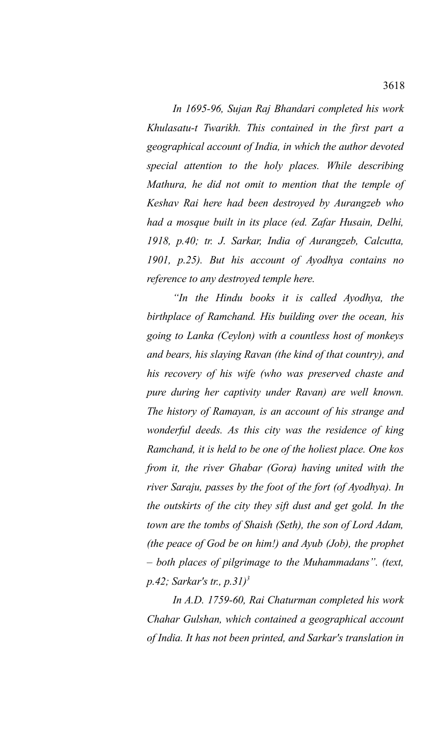*In 1695-96, Sujan Raj Bhandari completed his work Khulasatu-t Twarikh. This contained in the first part a geographical account of India, in which the author devoted special attention to the holy places. While describing Mathura, he did not omit to mention that the temple of Keshav Rai here had been destroyed by Aurangzeb who had a mosque built in its place (ed. Zafar Husain, Delhi, 1918, p.40; tr. J. Sarkar, India of Aurangzeb, Calcutta, 1901, p.25). But his account of Ayodhya contains no reference to any destroyed temple here.*

*"In the Hindu books it is called Ayodhya, the birthplace of Ramchand. His building over the ocean, his going to Lanka (Ceylon) with a countless host of monkeys and bears, his slaying Ravan (the kind of that country), and his recovery of his wife (who was preserved chaste and pure during her captivity under Ravan) are well known. The history of Ramayan, is an account of his strange and wonderful deeds. As this city was the residence of king Ramchand, it is held to be one of the holiest place. One kos from it, the river Ghabar (Gora) having united with the river Saraju, passes by the foot of the fort (of Ayodhya). In the outskirts of the city they sift dust and get gold. In the town are the tombs of Shaish (Seth), the son of Lord Adam, (the peace of God be on him!) and Ayub (Job), the prophet – both places of pilgrimage to the Muhammadans". (text, p.42; Sarkar's tr., p.31)[3]*

*In A.D. 1759-60, Rai Chaturman completed his work Chahar Gulshan, which contained a geographical account of India. It has not been printed, and Sarkar's translation in*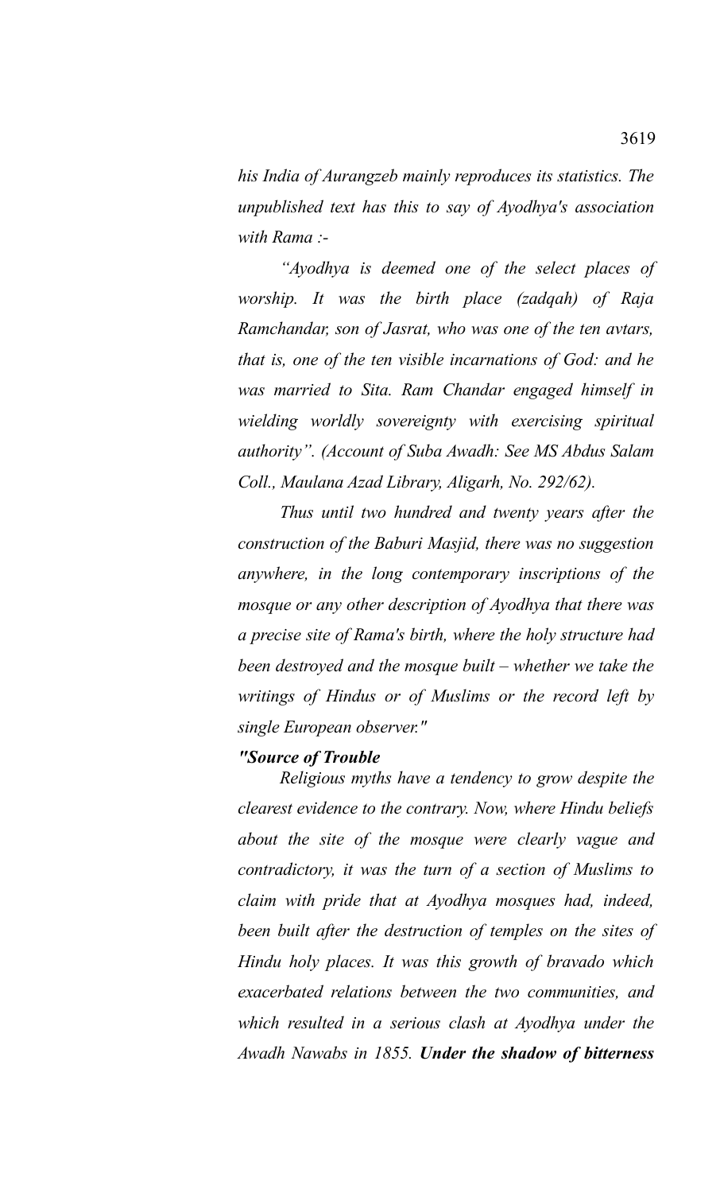*his India of Aurangzeb mainly reproduces its statistics. The unpublished text has this to say of Ayodhya's association with Rama :-*

*"Ayodhya is deemed one of the select places of worship. It was the birth place (zadqah) of Raja Ramchandar, son of Jasrat, who was one of the ten avtars, that is, one of the ten visible incarnations of God: and he was married to Sita. Ram Chandar engaged himself in wielding worldly sovereignty with exercising spiritual authority". (Account of Suba Awadh: See MS Abdus Salam Coll., Maulana Azad Library, Aligarh, No. 292/62).*

*Thus until two hundred and twenty years after the construction of the Baburi Masjid, there was no suggestion anywhere, in the long contemporary inscriptions of the mosque or any other description of Ayodhya that there was a precise site of Rama's birth, where the holy structure had been destroyed and the mosque built – whether we take the writings of Hindus or of Muslims or the record left by single European observer."*

***"Source of Trouble***

*Religious myths have a tendency to grow despite the clearest evidence to the contrary. Now, where Hindu beliefs about the site of the mosque were clearly vague and contradictory, it was the turn of a section of Muslims to claim with pride that at Ayodhya mosques had, indeed, been built after the destruction of temples on the sites of Hindu holy places. It was this growth of bravado which exacerbated relations between the two communities, and which resulted in a serious clash at Ayodhya under the Awadh Nawabs in 1855.* ***Under the shadow of bitterness***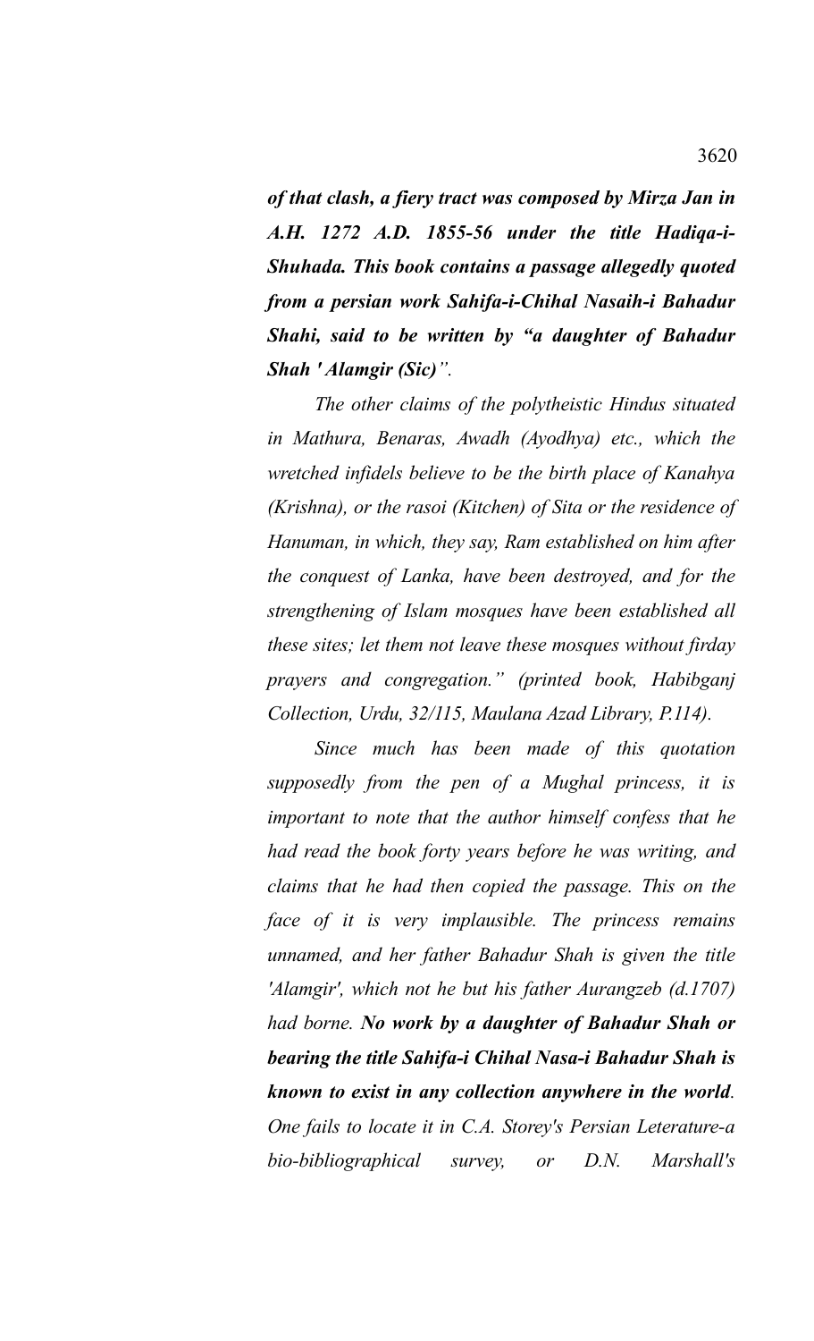***of that clash, a fiery tract was composed by Mirza Jan in A.H. 1272 A.D. 1855-56 under the title Hadiqa-i-Shuhada. This book contains a passage allegedly quoted from a persian work Sahifa-i-Chihal Nasaih-i Bahadur Shahi, said to be written by "a daughter of Bahadur Shah ' Alamgir (Sic)".***

*The other claims of the polytheistic Hindus situated in Mathura, Benaras, Awadh (Ayodhya) etc., which the wretched infidels believe to be the birth place of Kanahya (Krishna), or the rasoi (Kitchen) of Sita or the residence of Hanuman, in which, they say, Ram established on him after the conquest of Lanka, have been destroyed, and for the strengthening of Islam mosques have been established all these sites; let them not leave these mosques without firday prayers and congregation." (printed book, Habibganj Collection, Urdu, 32/115, Maulana Azad Library, P.114).*

*Since much has been made of this quotation supposedly from the pen of a Mughal princess, it is important to note that the author himself confess that he had read the book forty years before he was writing, and claims that he had then copied the passage. This on the face of it is very implausible. The princess remains unnamed, and her father Bahadur Shah is given the title 'Alamgir', which not he but his father Aurangzeb (d.1707) had borne.* ***No work by a daughter of Bahadur Shah or bearing the title Sahifa-i Chihal Nasa-i Bahadur Shah is known to exist in any collection anywhere in the world****. One fails to locate it in C.A. Storey's Persian Leterature-a bio-bibliographical survey, or D.N. Marshall's*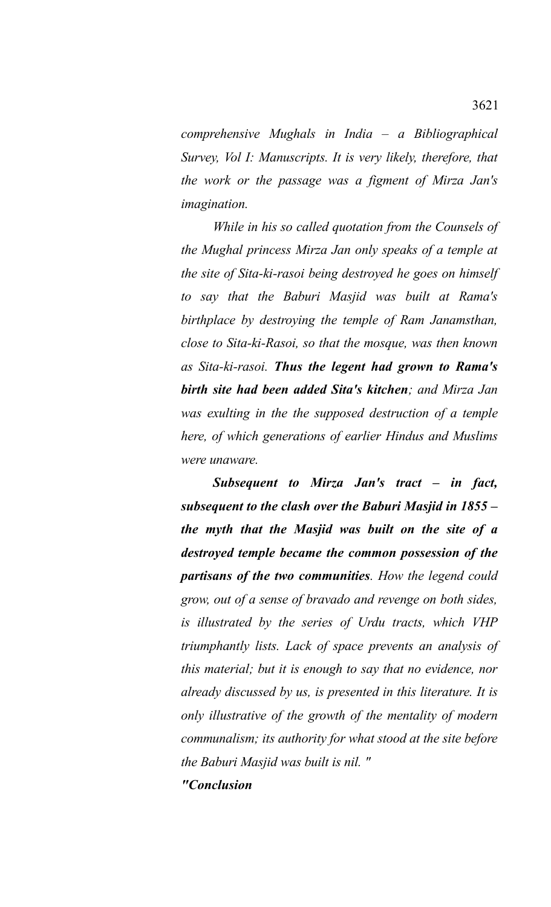*comprehensive Mughals in India – a Bibliographical Survey, Vol I: Manuscripts. It is very likely, therefore, that the work or the passage was a figment of Mirza Jan's imagination.*

*While in his so called quotation from the Counsels of the Mughal princess Mirza Jan only speaks of a temple at the site of Sita-ki-rasoi being destroyed he goes on himself to say that the Baburi Masjid was built at Rama's birthplace by destroying the temple of Ram Janamsthan, close to Sita-ki-Rasoi, so that the mosque, was then known as Sita-ki-rasoi.* ***Thus the legent had grown to Rama's birth site had been added Sita's kitchen****; and Mirza Jan was exulting in the the supposed destruction of a temple here, of which generations of earlier Hindus and Muslims were unaware.*

***Subsequent to Mirza Jan's tract – in fact, subsequent to the clash over the Baburi Masjid in 1855 – the myth that the Masjid was built on the site of a destroyed temple became the common possession of the partisans of the two communities****. How the legend could grow, out of a sense of bravado and revenge on both sides, is illustrated by the series of Urdu tracts, which VHP triumphantly lists. Lack of space prevents an analysis of this material; but it is enough to say that no evidence, nor already discussed by us, is presented in this literature. It is only illustrative of the growth of the mentality of modern communalism; its authority for what stood at the site before the Baburi Masjid was built is nil. "*

***"Conclusion***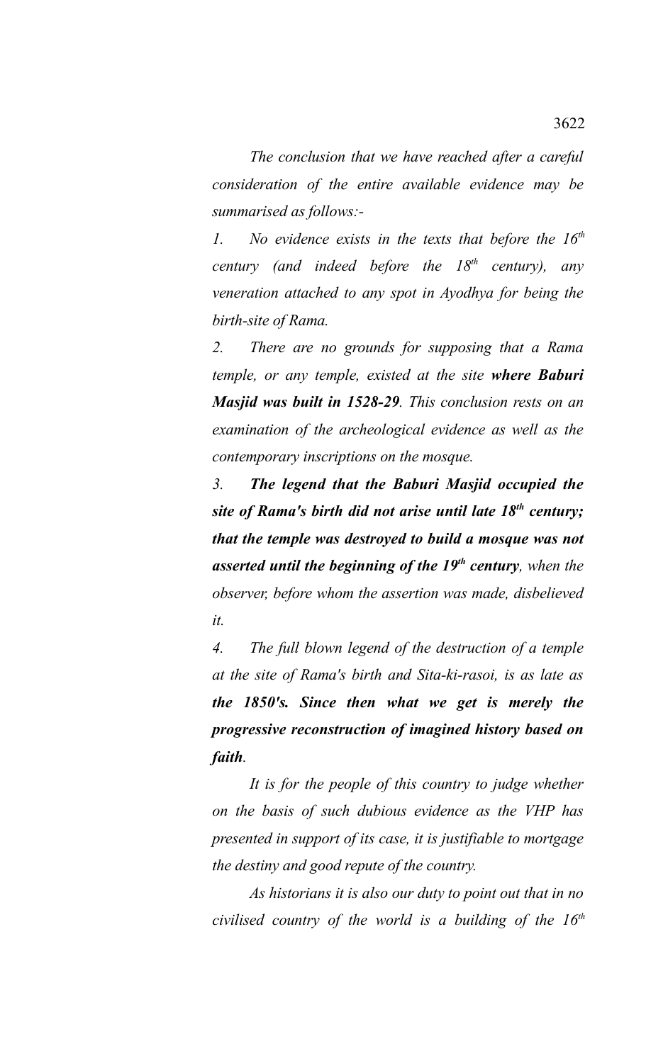*The conclusion that we have reached after a careful consideration of the entire available evidence may be summarised as follows:-*

*1. No evidence exists in the texts that before the 16th century (and indeed before the 18th century), any veneration attached to any spot in Ayodhya for being the birth-site of Rama.*

*2. There are no grounds for supposing that a Rama temple, or any temple, existed at the site **where Baburi Masjid was built in 1528-29**. This conclusion rests on an examination of the archeological evidence as well as the contemporary inscriptions on the mosque.*

*3. **The legend that the Baburi Masjid occupied the site of Rama's birth did not arise until late 18th century; that the temple was destroyed to build a mosque was not asserted until the beginning of the 19th century**, when the observer, before whom the assertion was made, disbelieved it.*

*4. The full blown legend of the destruction of a temple at the site of Rama's birth and Sita-ki-rasoi, is as late as **the 1850's. Since then what we get is merely the progressive reconstruction of imagined history based on faith**.*

*It is for the people of this country to judge whether on the basis of such dubious evidence as the VHP has presented in support of its case, it is justifiable to mortgage the destiny and good repute of the country.*

*As historians it is also our duty to point out that in no civilised country of the world is a building of the 16th*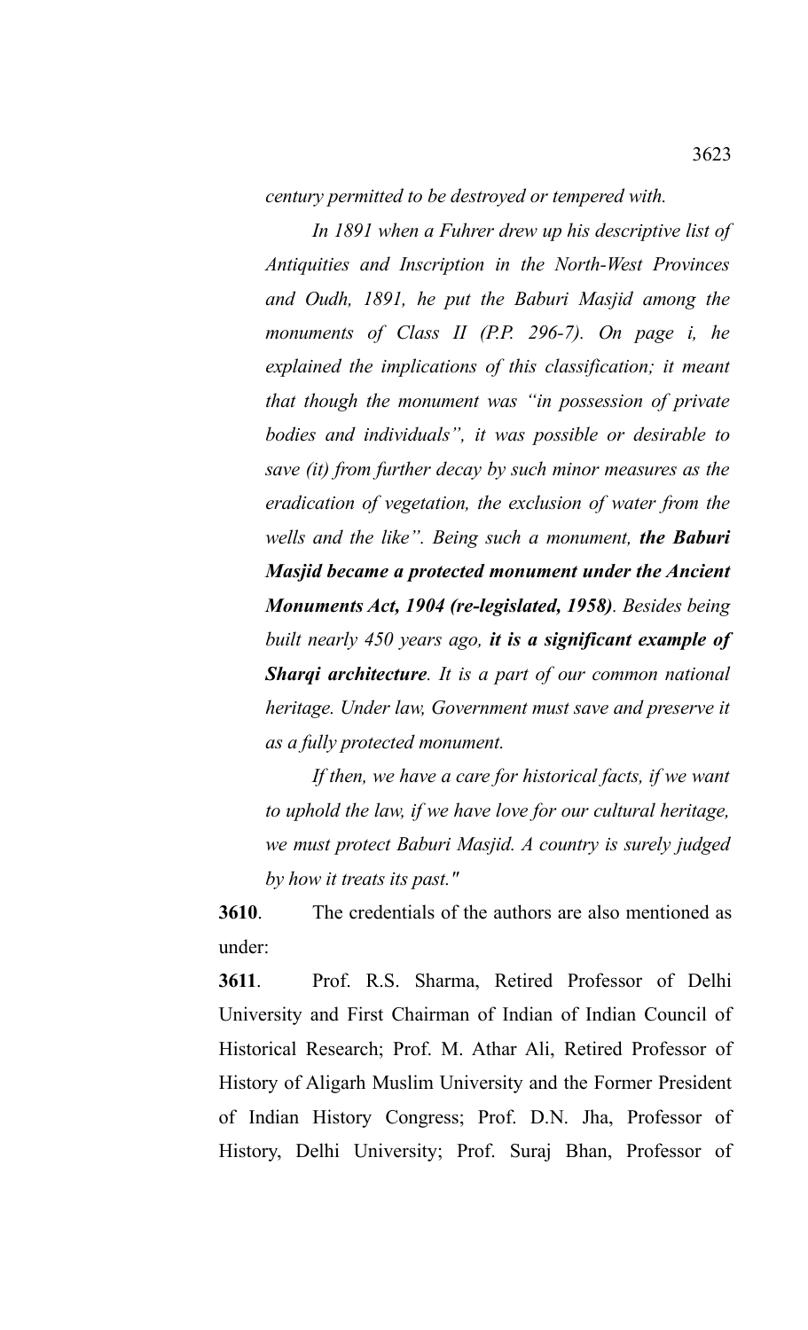*century permitted to be destroyed or tempered with.*

*In 1891 when a Fuhrer drew up his descriptive list of Antiquities and Inscription in the North-West Provinces and Oudh, 1891, he put the Baburi Masjid among the monuments of Class II (P.P. 296-7). On page i, he explained the implications of this classification; it meant that though the monument was "in possession of private bodies and individuals", it was possible or desirable to save (it) from further decay by such minor measures as the eradication of vegetation, the exclusion of water from the wells and the like". Being such a monument,* ***the Baburi Masjid became a protected monument under the Ancient Monuments Act, 1904 (re-legislated, 1958)****. Besides being built nearly 450 years ago,* ***it is a significant example of Sharqi architecture****. It is a part of our common national heritage. Under law, Government must save and preserve it as a fully protected monument.*

*If then, we have a care for historical facts, if we want to uphold the law, if we have love for our cultural heritage, we must protect Baburi Masjid. A country is surely judged by how it treats its past."*

**3610**. The credentials of the authors are also mentioned as under:

**3611**. Prof. R.S. Sharma, Retired Professor of Delhi University and First Chairman of Indian of Indian Council of Historical Research; Prof. M. Athar Ali, Retired Professor of History of Aligarh Muslim University and the Former President of Indian History Congress; Prof. D.N. Jha, Professor of History, Delhi University; Prof. Suraj Bhan, Professor of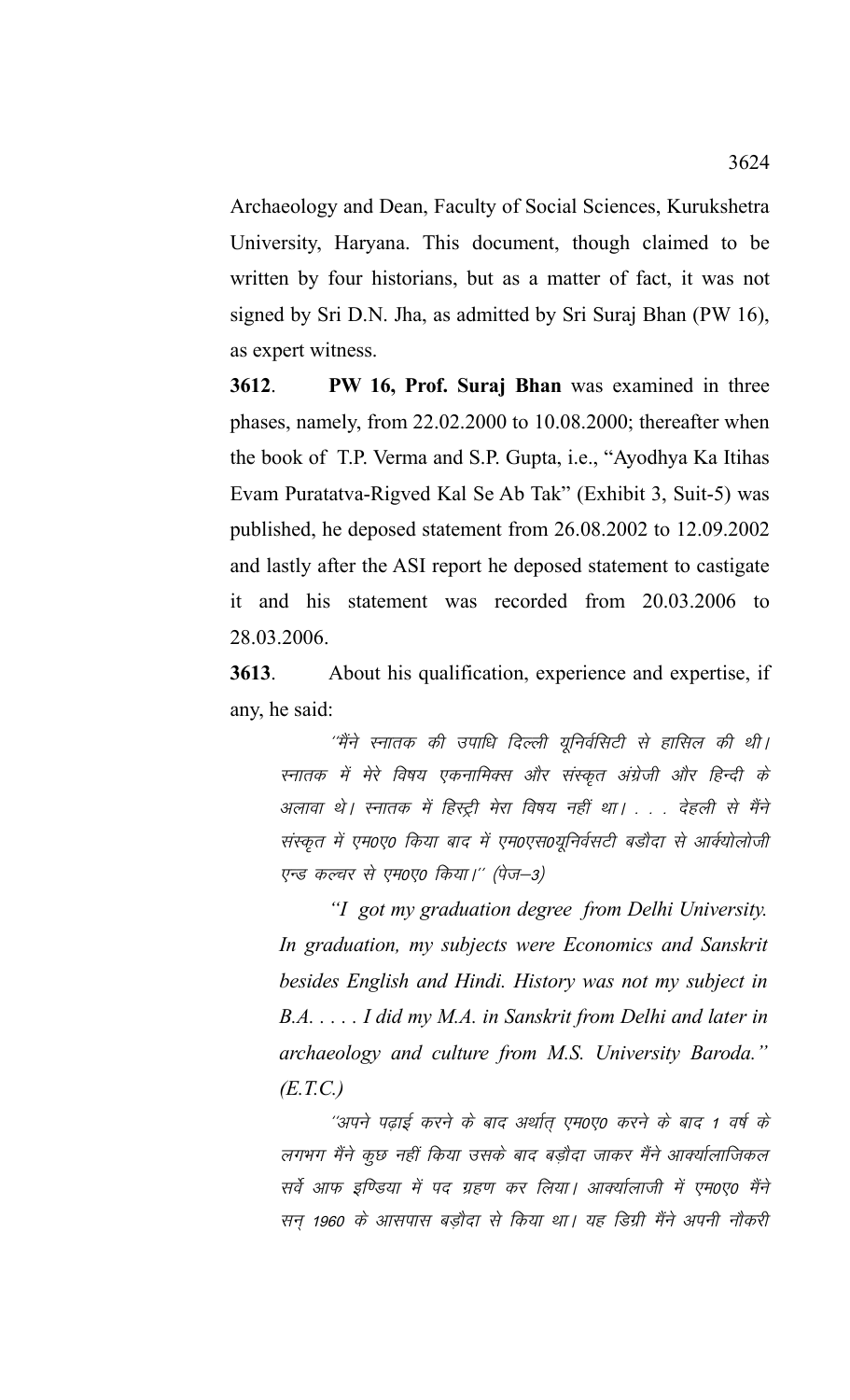Archaeology and Dean, Faculty of Social Sciences, Kurukshetra University, Haryana. This document, though claimed to be written by four historians, but as a matter of fact, it was not signed by Sri D.N. Jha, as admitted by Sri Suraj Bhan (PW 16), as expert witness.

**3612**. **PW 16, Prof. Suraj Bhan** was examined in three phases, namely, from 22.02.2000 to 10.08.2000; thereafter when the book of T.P. Verma and S.P. Gupta, i.e., "Ayodhya Ka Itihas Evam Puratatva-Rigved Kal Se Ab Tak" (Exhibit 3, Suit-5) was published, he deposed statement from 26.08.2002 to 12.09.2002 and lastly after the ASI report he deposed statement to castigate it and his statement was recorded from 20.03.2006 to 28.03.2006.

**3613**. About his qualification, experience and expertise, if any, he said:

> *"मैंने स्नातक की उपाधि दिल्ली यूनिर्वसिटी से हासिल की थी। स्नातक में मेरे विषय एकनामिक्स और संस्कृत अंग्रेजी और हिन्दी के अलावा थे। स्नातक में हिस्ट्री मेरा विषय नहीं था। . . . देहली से मैंने संस्कृत में एम0ए0 किया बाद में एम0एस0यूनिर्वसटी बडौदा से आर्क्योलोजी एन्ड कल्चर से एम0ए0 किया।" (पेज–3)*
>
> *"I got my graduation degree from Delhi University. In graduation, my subjects were Economics and Sanskrit besides English and Hindi. History was not my subject in B.A. . . . . I did my M.A. in Sanskrit from Delhi and later in archaeology and culture from M.S. University Baroda." (E.T.C.)*
>
> *"अपने पढ़ाई करने के बाद अर्थात् एम0ए0 करने के बाद 1 वर्ष के लगभग मैंने कुछ नहीं किया उसके बाद बड़ौदा जाकर मैंने आर्क्यालाजिकल सर्वे आफ इण्डिया में पद ग्रहण कर लिया। आर्क्यालाजी में एम0ए0 मैंने सन् 1960 के आसपास बड़ौदा से किया था। यह डिग्री मैंने अपनी नौकरी*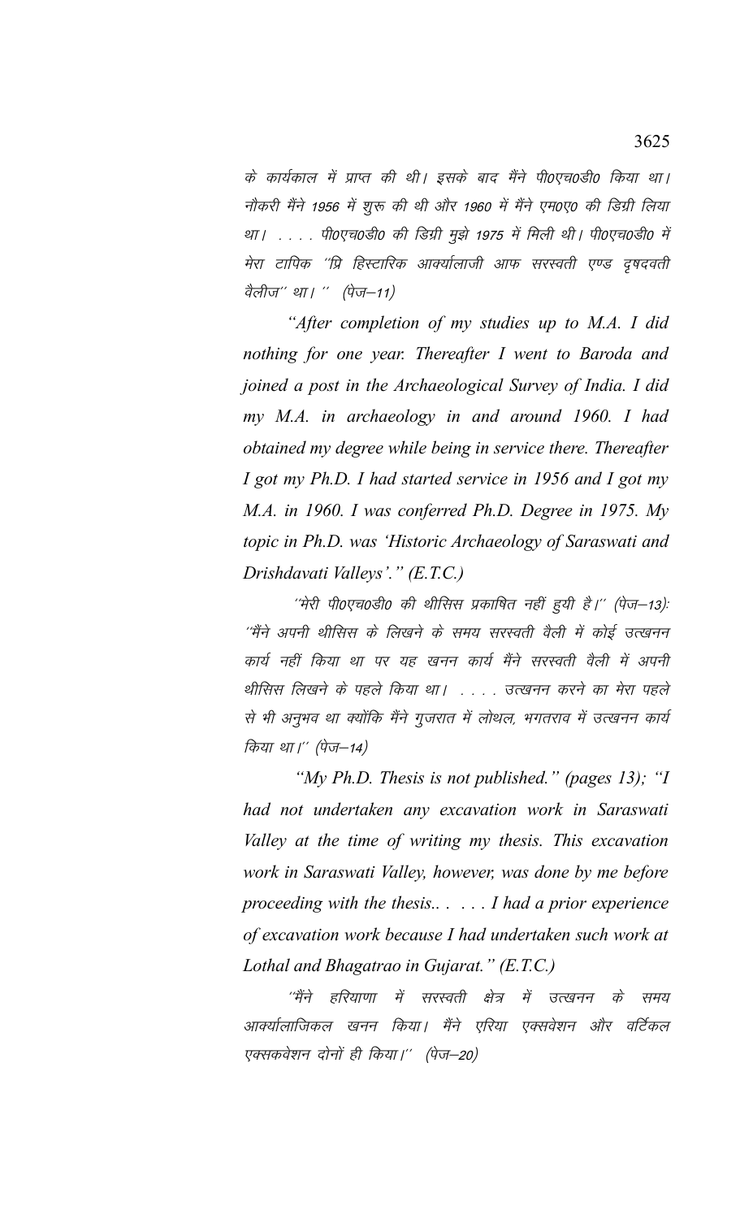के कार्यकाल में प्राप्त की थी। इसके बाद मैंने पी0एच0डी0 किया था। नौकरी मैंने 1956 में शुरू की थी और 1960 में मैंने एम0ए0 की डिग्री लिया था। . . . . पी0एच0डी0 की डिग्री मुझे 1975 में मिली थी। पी0एच0डी0 में मेरा टापिक ''प्रि हिस्टारिक आर्क्यालाजी आफ सरस्वती एण्ड दृषदवती वैलीज'' था। '' (पेज–11)

*"After completion of my studies up to M.A. I did nothing for one year. Thereafter I went to Baroda and joined a post in the Archaeological Survey of India. I did my M.A. in archaeology in and around 1960. I had obtained my degree while being in service there. Thereafter I got my Ph.D. I had started service in 1956 and I got my M.A. in 1960. I was conferred Ph.D. Degree in 1975. My topic in Ph.D. was 'Historic Archaeology of Saraswati and Drishdavati Valleys'." (E.T.C.)*

*''मेरी पी0एच0डी0 की थीसिस प्रकाशित नहीं हुयी है।'' (पेज–13): ''मैंने अपनी थीसिस के लिखने के समय सरस्वती वैली में कोई उत्खनन कार्य नहीं किया था पर यह खनन कार्य मैंने सरस्वती वैली में अपनी थीसिस लिखने के पहले किया था। . . . . उत्खनन करने का मेरा पहले से भी अनुभव था क्योंकि मैंने गुजरात में लोथल, भगतराव में उत्खनन कार्य किया था।'' (पेज–14)*

*"My Ph.D. Thesis is not published." (pages 13); "I had not undertaken any excavation work in Saraswati Valley at the time of writing my thesis. This excavation work in Saraswati Valley, however, was done by me before proceeding with the thesis.. . . . . I had a prior experience of excavation work because I had undertaken such work at Lothal and Bhagatrao in Gujarat." (E.T.C.)*

*''मैंने हरियाणा में सरस्वती क्षेत्र में उत्खनन के समय आर्क्यालाजिकल खनन किया। मैंने एरिया एक्सवेशन और वर्टिकल एक्सकवेशन दोनों ही किया।'' (पेज–20)*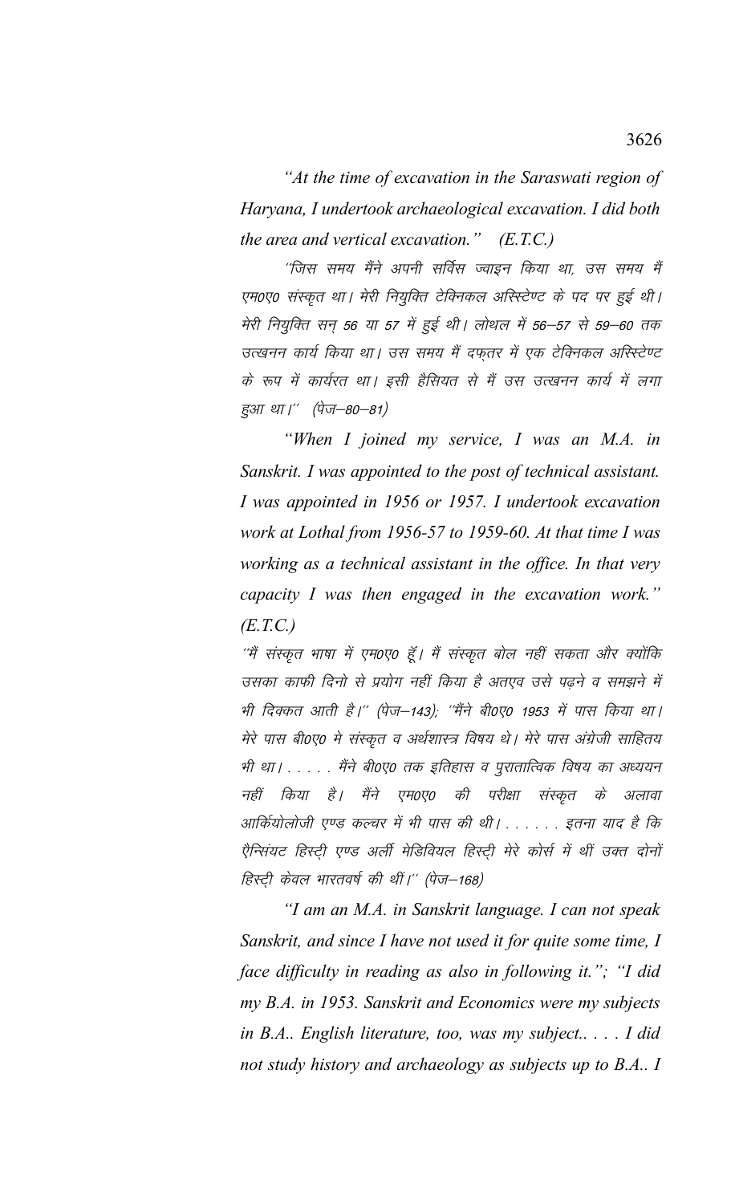*"At the time of excavation in the Saraswati region of Haryana, I undertook archaeological excavation. I did both the area and vertical excavation."* (E.T.C.)

*''जिस समय मैंने अपनी सर्विस ज्वाइन किया था, उस समय मैं एम0ए0 संस्कृत था। मेरी नियुक्ति टेक्निकल अस्स्टिेण्ट के पद पर हुई थी। मेरी नियुक्ति सन् 56 या 57 में हुई थी। लोथल में 56–57 से 59–60 तक उत्खनन कार्य किया था। उस समय मैं दफ्तर में एक टेक्निकल अस्स्टिेण्ट के रूप में कार्यरत था। इसी हैसियत से मैं उस उत्खनन कार्य में लगा हुआ था।''* (पेज–80–81)

*"When I joined my service, I was an M.A. in Sanskrit. I was appointed to the post of technical assistant. I was appointed in 1956 or 1957. I undertook excavation work at Lothal from 1956-57 to 1959-60. At that time I was working as a technical assistant in the office. In that very capacity I was then engaged in the excavation work."* (E.T.C.)

*''मैं संस्कृत भाषा में एम0ए0 हूँ। मैं संस्कृत बोल नहीं सकता और क्योंकि उसका काफी दिनो से प्रयोग नहीं किया है अतएव उसे पढ़ने व समझने में भी दिक्कत आती है।''* (पेज–143); *''मैंने बी0ए0 1953 में पास किया था। मेरे पास बी0ए0 मे संस्कृत व अर्थशास्त्र विषय थे। मेरे पास अंग्रेजी साहितय भी था। . . . . . मैंने बी0ए0 तक इतिहास व पुरातात्विक विषय का अध्ययन नहीं किया है। मैंने एम0ए0 की परीक्षा संस्कृत के अलावा आर्कियोलोजी एण्ड कल्चर में भी पास की थी। . . . . . . इतना याद है कि ऐन्सियंट हिस्ट्री एण्ड अर्ली मेडिवियल हिस्ट्री मेरे कोर्स में थीं उक्त दोनों हिस्ट्री केवल भारतवर्ष की थीं।''* (पेज–168)

*"I am an M.A. in Sanskrit language. I can not speak Sanskrit, and since I have not used it for quite some time, I face difficulty in reading as also in following it."; "I did my B.A. in 1953. Sanskrit and Economics were my subjects in B.A.. English literature, too, was my subject.. . . . I did not study history and archaeology as subjects up to B.A.. I*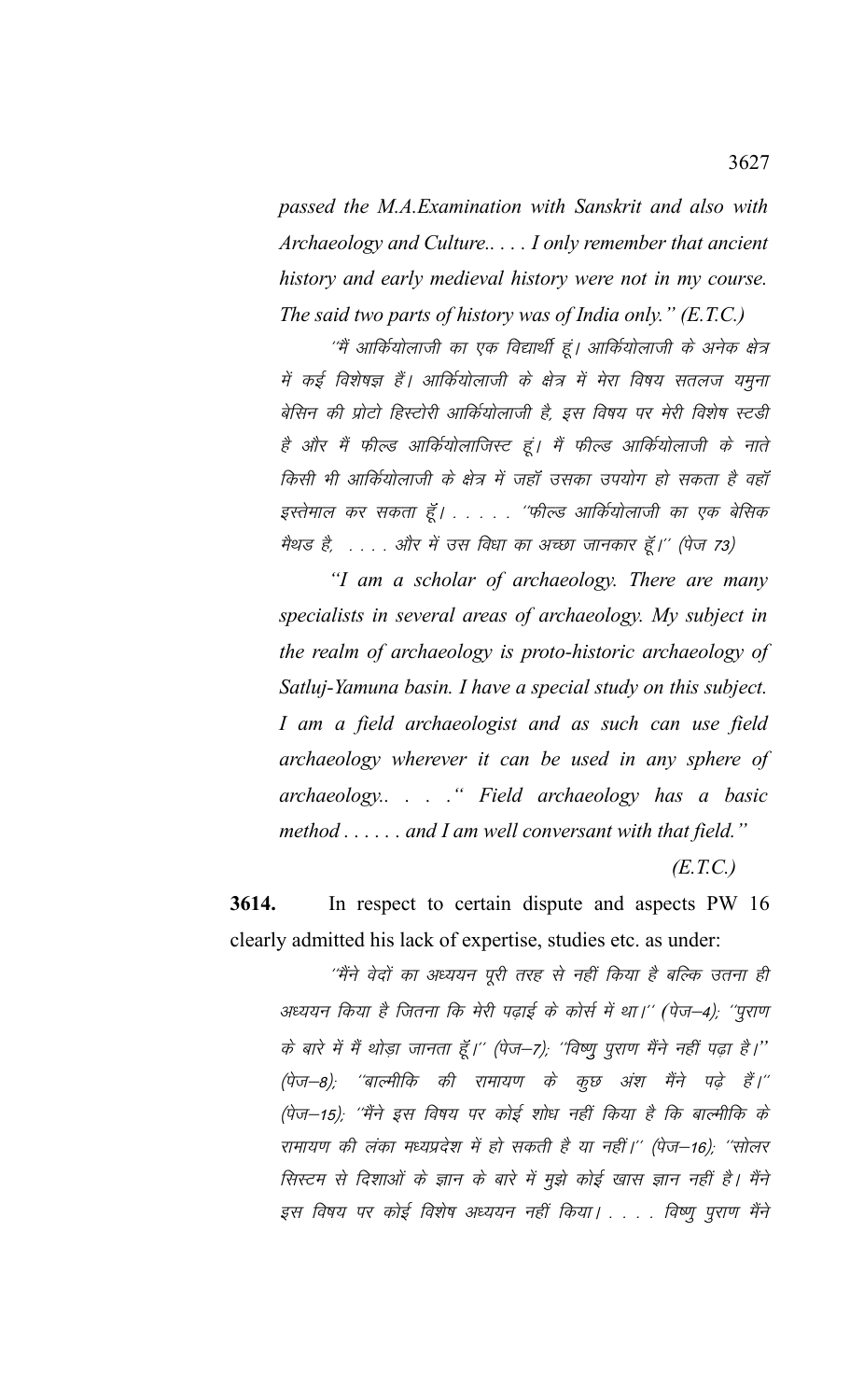*passed the M.A.Examination with Sanskrit and also with Archaeology and Culture.. . . . I only remember that ancient history and early medieval history were not in my course. The said two parts of history was of India only." (E.T.C.)*

*"मैं आर्कियोलाजी का एक विद्यार्थी हूं। आर्कियोलाजी के अनेक क्षेत्र में कई विशेषज्ञ हैं। आर्कियोलाजी के क्षेत्र में मेरा विषय सतलज यमुना बेसिन की प्रोटो हिस्टोरी आर्कियोलाजी है, इस विषय पर मेरी विशेष स्टडी है और मैं फील्ड आर्कियोलाजिस्ट हूं। मैं फील्ड आर्कियोलाजी के नाते किसी भी आर्कियोलाजी के क्षेत्र में जहाँ उसका उपयोग हो सकता है वहाँ इस्तेमाल कर सकता हूँ। . . . . . "फील्ड आर्कियोलाजी का एक बेसिक मैथड है, . . . . और में उस विधा का अच्छा जानकार हूँ।" (पेज 73)*

*"I am a scholar of archaeology. There are many specialists in several areas of archaeology. My subject in the realm of archaeology is proto-historic archaeology of Satluj-Yamuna basin. I have a special study on this subject. I am a field archaeologist and as such can use field archaeology wherever it can be used in any sphere of archaeology.. . . ." Field archaeology has a basic method . . . . . . and I am well conversant with that field."*

*(E.T.C.)*

**3614.** In respect to certain dispute and aspects PW 16 clearly admitted his lack of expertise, studies etc. as under:

*"मैंने वेदों का अध्ययन पूरी तरह से नहीं किया है बल्कि उतना ही अध्ययन किया है जितना कि मेरी पढ़ाई के कोर्स में था।" (पेज–4); "पुराण के बारे में मैं थोड़ा जानता हूँ।" (पेज–7); "विष्णु पुराण मैंने नहीं पढ़ा है।" (पेज–8); "बाल्मीकि की रामायण के कुछ अंश मैंने पढ़े हैं।" (पेज–15); "मैंने इस विषय पर कोई शोध नहीं किया है कि बाल्मीकि के रामायण की लंका मध्यप्रदेश में हो सकती है या नहीं।" (पेज–16); "सोलर सिस्टम से दिशाओं के ज्ञान के बारे में मुझे कोई खास ज्ञान नहीं है। मैंने इस विषय पर कोई विशेष अध्ययन नहीं किया। . . . . विष्णु पुराण मैंने*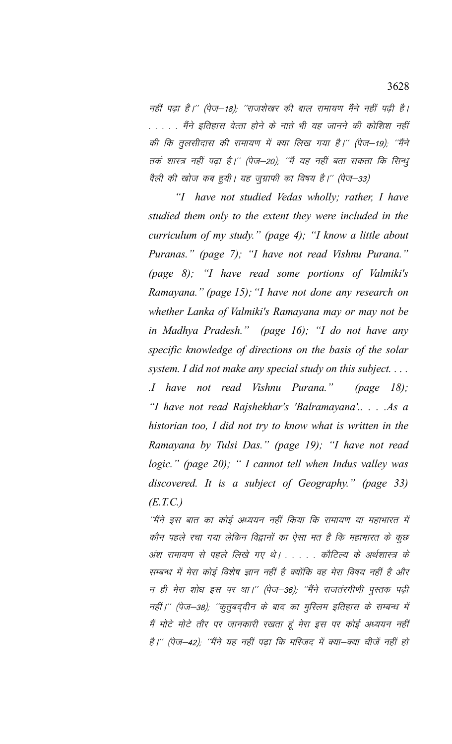नहीं पढ़ा है।'' (पेज–18); ''राजशेखर की बाल रामायण मैंने नहीं पढ़ी है। . . . . . मैंने इतिहास वेत्ता होने के नाते भी यह जानने की कोशिश नहीं की कि तुलसीदास की रामायण में क्या लिख गया है।'' (पेज–19); ''मैंने तर्क शास्त्र नहीं पढ़ा है।'' (पेज–20); ''मैं यह नहीं बता सकता कि सिन्धु वैली की खोज कब हुयी। यह जुग्राफी का विषय है।'' (पेज–33)

*"I have not studied Vedas wholly; rather, I have studied them only to the extent they were included in the curriculum of my study." (page 4); "I know a little about Puranas." (page 7); "I have not read Vishnu Purana." (page 8); "I have read some portions of Valmiki's Ramayana." (page 15); "I have not done any research on whether Lanka of Valmiki's Ramayana may or may not be in Madhya Pradesh." (page 16); "I do not have any specific knowledge of directions on the basis of the solar system. I did not make any special study on this subject. . . . .I have not read Vishnu Purana." (page 18); "I have not read Rajshekhar's 'Balramayana'.. . . .As a historian too, I did not try to know what is written in the Ramayana by Tulsi Das." (page 19); "I have not read logic." (page 20); " I cannot tell when Indus valley was discovered. It is a subject of Geography." (page 33) (E.T.C.)*

''मैंने इस बात का कोई अध्ययन नहीं किया कि रामायण या महाभारत में कौन पहले रचा गया लेकिन विद्वानों का ऐसा मत है कि महाभारत के कुछ अंश रामायण से पहले लिखे गए थे। . . . . . कौटिल्य के अर्थशास्त्र के सम्बन्ध में मेरा कोई विशेष ज्ञान नहीं है क्योंकि वह मेरा विषय नहीं है और न ही मेरा शोध इस पर था।'' (पेज–36); ''मैंने राजतंरगीणी पुस्तक पढ़ी नहीं।'' (पेज–38); ''कुतुबद्दीन के बाद का मुस्लिम इतिहास के सम्बन्ध में मैं मोटे मोटे तौर पर जानकारी रखता हूं मेरा इस पर कोई अध्ययन नहीं है।'' (पेज–42); ''मैंने यह नहीं पढ़ा कि मस्जिद में क्या–क्या चीजें नहीं हो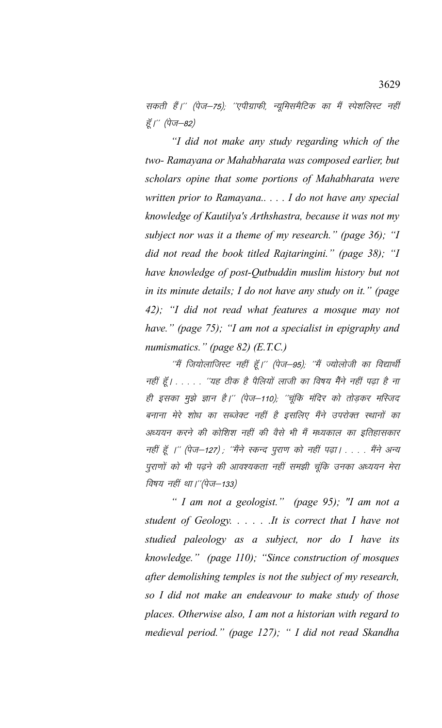सकती हैं।'' (पेज–75); ''एपीग्राफी, न्यूमिसमैटिक का मैं स्पेशलिस्ट नहीं हूँ।'' (पेज–82)

*"I did not make any study regarding which of the two- Ramayana or Mahabharata was composed earlier, but scholars opine that some portions of Mahabharata were written prior to Ramayana.. . . . I do not have any special knowledge of Kautilya's Arthshastra, because it was not my subject nor was it a theme of my research." (page 36); "I did not read the book titled Rajtaringini." (page 38); "I have knowledge of post-Qutbuddin muslim history but not in its minute details; I do not have any study on it." (page 42); "I did not read what features a mosque may not have." (page 75); "I am not a specialist in epigraphy and numismatics." (page 82) (E.T.C.)*

*''मैं जियोलाजिस्ट नहीं हूँ।'' (पेज–95); ''मैं ज्योलोजी का विद्यार्थी नहीं हूँ। . . . . . ''यह ठीक है पैलियों लाजी का विषय मैंने नहीं पढ़ा है ना ही इसका मुझे ज्ञान है।'' (पेज–110); ''चूंकि मंदिर को तोड़कर मस्जिद बनाना मेरे शोध का सब्जेक्ट नहीं है इसलिए मैंने उपरोक्त स्थानों का अध्ययन करने की कोशिश नहीं की वैसे भी मैं मध्यकाल का इतिहासकार नहीं हूँ ।'' (पेज–127) ; ''मैंने स्कन्द पुराण को नहीं पढ़ा। . . . . मैंने अन्य पुराणों को भी पढ़ने की आवश्यकता नहीं समझी चूंकि उनका अध्ययन मेरा विषय नहीं था।''(पेज–133)*

*" I am not a geologist." (page 95); "I am not a student of Geology. . . . . .It is correct that I have not studied paleology as a subject, nor do I have its knowledge." (page 110); "Since construction of mosques after demolishing temples is not the subject of my research, so I did not make an endeavour to make study of those places. Otherwise also, I am not a historian with regard to medieval period." (page 127); " I did not read Skandha*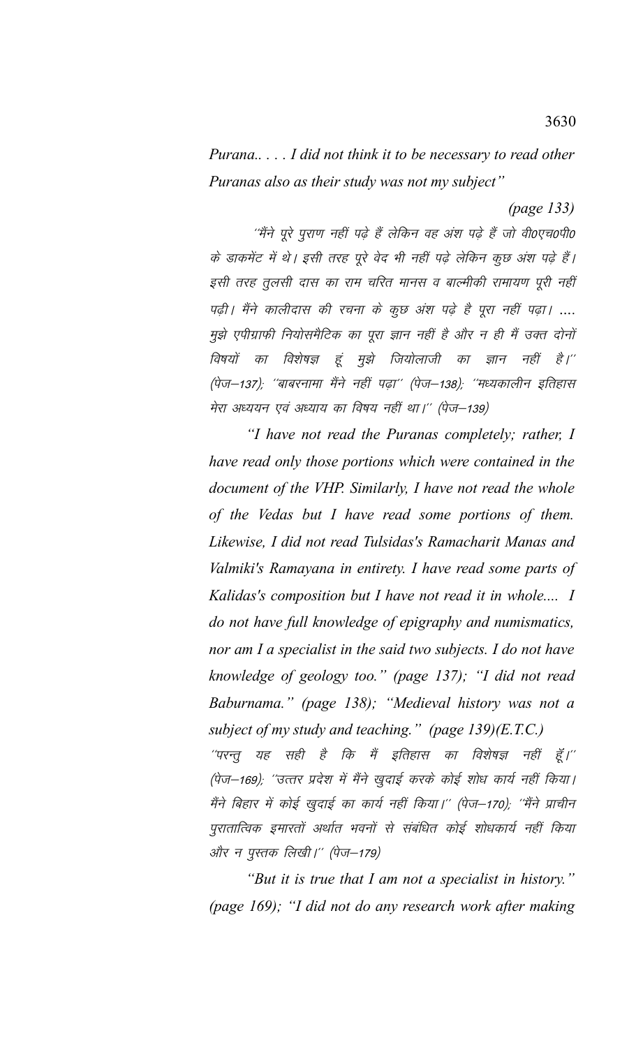*Purana.. . . . I did not think it to be necessary to read other Puranas also as their study was not my subject"*

*(page 133)*

*"मैंने पूरे पुराण नहीं पढ़े हैं लेकिन वह अंश पढ़े हैं जो वी0एच0पी0 के डाकमेंट में थे। इसी तरह पूरे वेद भी नहीं पढ़े लेकिन कुछ अंश पढ़े हैं। इसी तरह तुलसी दास का राम चरित मानस व बाल्मीकी रामायण पूरी नहीं पढ़ी। मैंने कालीदास की रचना के कुछ अंश पढ़े है पूरा नहीं पढ़ा। .... मुझे एपीग्राफी नियोसमैटिक का पूरा ज्ञान नहीं है और न ही मैं उक्त दोनों विषयों का विशेषज्ञ हूं मुझे जियोलाजी का ज्ञान नहीं है।" (पेज–137); "बाबरनामा मैंने नहीं पढ़ा" (पेज–138); "मध्यकालीन इतिहास मेरा अध्ययन एवं अध्याय का विषय नहीं था।" (पेज–139)*

*"I have not read the Puranas completely; rather, I have read only those portions which were contained in the document of the VHP. Similarly, I have not read the whole of the Vedas but I have read some portions of them. Likewise, I did not read Tulsidas's Ramacharit Manas and Valmiki's Ramayana in entirety. I have read some parts of Kalidas's composition but I have not read it in whole.... I do not have full knowledge of epigraphy and numismatics, nor am I a specialist in the said two subjects. I do not have knowledge of geology too." (page 137); "I did not read Baburnama." (page 138); "Medieval history was not a subject of my study and teaching." (page 139)(E.T.C.)*

*"परन्तु यह सही है कि मैं इतिहास का विशेषज्ञ नहीं हूँ।" (पेज–169); "उत्तर प्रदेश में मैंने खुदाई करके कोई शोध कार्य नहीं किया। मैंने बिहार में कोई खुदाई का कार्य नहीं किया।" (पेज–170); "मैंने प्राचीन पुरातात्विक इमारतों अर्थात भवनों से संबंधित कोई शोधकार्य नहीं किया और न पुस्तक लिखी।" (पेज–179)*

*"But it is true that I am not a specialist in history." (page 169); "I did not do any research work after making*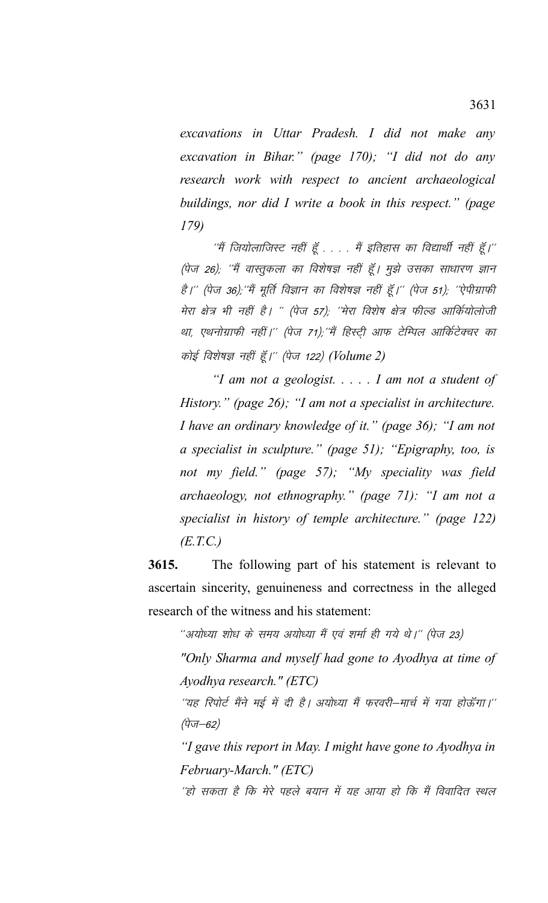*excavations in Uttar Pradesh. I did not make any excavation in Bihar." (page 170); "I did not do any research work with respect to ancient archaeological buildings, nor did I write a book in this respect." (page 179)*

*''मैं जियोलाजिस्ट नहीं हूँ . . . . मैं इतिहास का विद्यार्थी नहीं हूँ।'' (पेज 26); ''मैं वास्तुकला का विशेषज्ञ नहीं हूँ। मुझे उसका साधारण ज्ञान है।'' (पेज 36);''मैं मूर्ति विज्ञान का विशेषज्ञ नहीं हूँ।'' (पेज 51); ''ऐपीग्राफी मेरा क्षेत्र भी नहीं है। '' (पेज 57); ''मेरा विशेष क्षेत्र फील्ड आर्कियोलोजी था, एथनोग्राफी नहीं।'' (पेज 71);''मैं हिस्ट्री आफ टेम्पिल आर्किटेक्चर का कोई विशेषज्ञ नहीं हूँ।'' (पेज 122)* (Volume 2)

*"I am not a geologist. . . . . I am not a student of History." (page 26); "I am not a specialist in architecture. I have an ordinary knowledge of it." (page 36); "I am not a specialist in sculpture." (page 51); "Epigraphy, too, is not my field." (page 57); "My speciality was field archaeology, not ethnography." (page 71): "I am not a specialist in history of temple architecture." (page 122) (E.T.C.)*

**3615.** The following part of his statement is relevant to ascertain sincerity, genuineness and correctness in the alleged research of the witness and his statement:

*''अयोध्या शोध के समय अयोध्या मैं एवं शर्मा ही गये थे।'' (पेज 23)*

*"Only Sharma and myself had gone to Ayodhya at time of Ayodhya research." (ETC)*

*''यह रिपोर्ट मैंने मई में दी है। अयोध्या मैं फरवरी–मार्च में गया होऊँगा।'' (पेज–62)*

*"I gave this report in May. I might have gone to Ayodhya in February-March." (ETC)*

*''हो सकता है कि मेरे पहले बयान में यह आया हो कि मैं विवादित स्थल*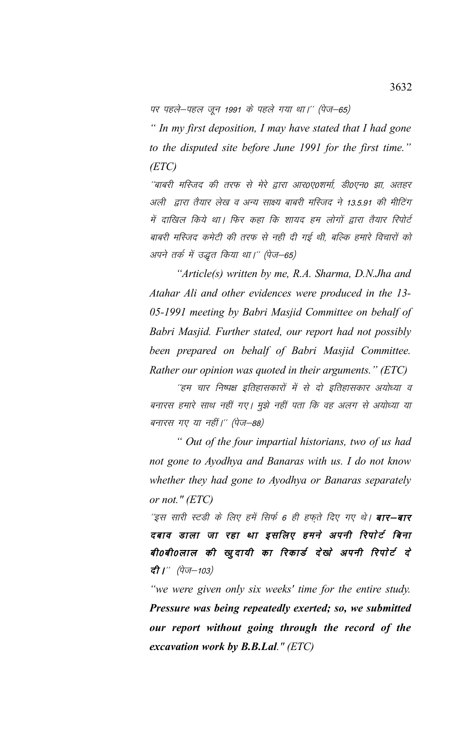पर पहले–पहल जून 1991 के पहले गया था।'' (पेज–65)

*" In my first deposition, I may have stated that I had gone to the disputed site before June 1991 for the first time." (ETC)*

''बाबरी मस्जिद की तरफ से मेरे द्वारा आर0ए0शर्मा, डी0एन0 झा, अतहर अली द्वारा तैयार लेख व अन्य साक्ष्य बाबरी मस्जिद ने 13.5.91 की मीटिंग में दाखिल किये था। फिर कहा कि शायद हम लोगों द्वारा तैयार रिपोर्ट बाबरी मस्जिद कमेटी की तरफ से नही दी गई थी, बल्कि हमारे विचारों को अपने तर्क में उद्धृत किया था।'' (पेज–65)

*"Article(s) written by me, R.A. Sharma, D.N.Jha and Atahar Ali and other evidences were produced in the 13-05-1991 meeting by Babri Masjid Committee on behalf of Babri Masjid. Further stated, our report had not possibly been prepared on behalf of Babri Masjid Committee. Rather our opinion was quoted in their arguments." (ETC)*

''हम चार निष्पक्ष इतिहासकारों में से दो इतिहासकार अयोध्या व बनारस हमारे साथ नहीं गए। मुझे नहीं पता कि वह अलग से अयोध्या या बनारस गए या नहीं।'' (पेज–88)

*" Out of the four impartial historians, two of us had not gone to Ayodhya and Banaras with us. I do not know whether they had gone to Ayodhya or Banaras separately or not." (ETC)*

''इस सारी स्टडी के लिए हमें सिर्फ 6 ही हफ़्ते दिए गए थे। **बार–बार दबाव डाला जा रहा था इसलिए हमने अपनी रिपोर्ट बिना बी0बी0लाल की खुदायी का रिकार्ड देखे अपनी रिपोर्ट दे दी।**'' (पेज–103)

*"we were given only six weeks' time for the entire study. **Pressure was being repeatedly exerted; so, we submitted our report without going through the record of the excavation work by B.B.Lal**." (ETC)*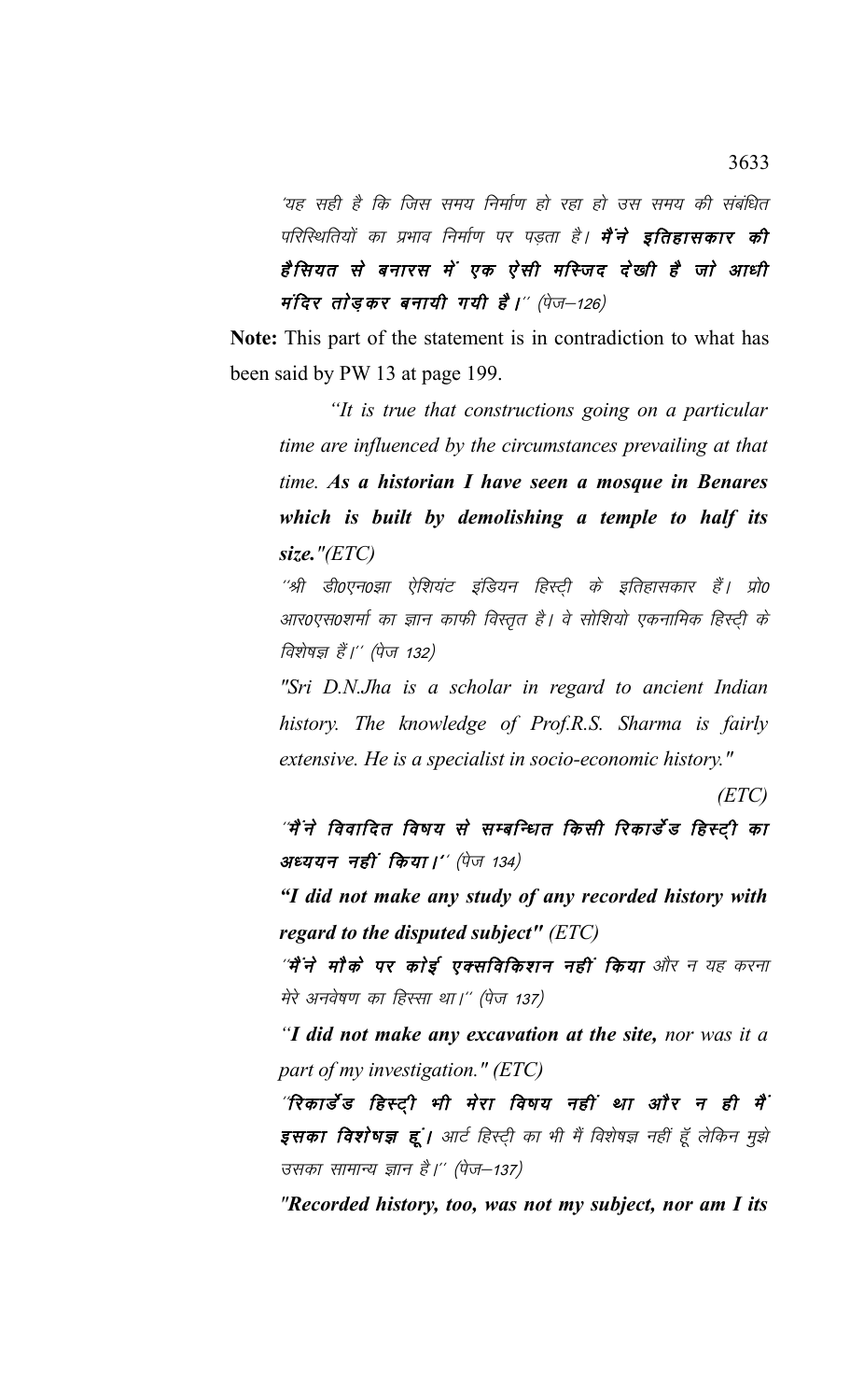'यह सही है कि जिस समय निर्माण हो रहा हो उस समय की संबंधित परिस्थितियों का प्रभाव निर्माण पर पड़ता है। **मैंने इतिहासकार की हैसियत से बनारस में एक ऐसी मस्जिद देखी है जो आधी मंदिर तोड़कर बनायी गयी है।**'' (पेज–126)

**Note:** This part of the statement is in contradiction to what has been said by PW 13 at page 199.

*"It is true that constructions going on a particular time are influenced by the circumstances prevailing at that time.* ***As a historian I have seen a mosque in Benares which is built by demolishing a temple to half its size."****(ETC)*

''श्री डी0एन0झा ऐशियंट इंडियन हिस्ट्री के इतिहासकार हैं। प्रो0 आर0एस0शर्मा का ज्ञान काफी विस्तृत है। वे सोशियो एकनामिक हिस्ट्री के विशेषज्ञ हैं।'' (पेज 132)

*"Sri D.N.Jha is a scholar in regard to ancient Indian history. The knowledge of Prof.R.S. Sharma is fairly extensive. He is a specialist in socio-economic history."*

*(ETC)*

**''मैंने विवादित विषय से सम्बन्धित किसी रिकार्डेड हिस्ट्री का अध्ययन नहीं किया।''** (पेज 134)

***"I did not make any study of any recorded history with regard to the disputed subject"*** *(ETC)*

**''मैंने मौके पर कोई एक्सविकिशन नहीं किया** और न यह करना मेरे अनवेषण का हिस्सा था।'' (पेज 137)

***"I did not make any excavation at the site,*** *nor was it a part of my investigation." (ETC)*

**''रिकार्डेड हिस्ट्री भी मेरा विषय नहीं था और न ही मैं इसका विशेषज्ञ हूं।** आर्ट हिस्ट्री का भी मैं विशेषज्ञ नहीं हूँ लेकिन मुझे उसका सामान्य ज्ञान है।'' (पेज–137)

***"Recorded history, too, was not my subject, nor am I its***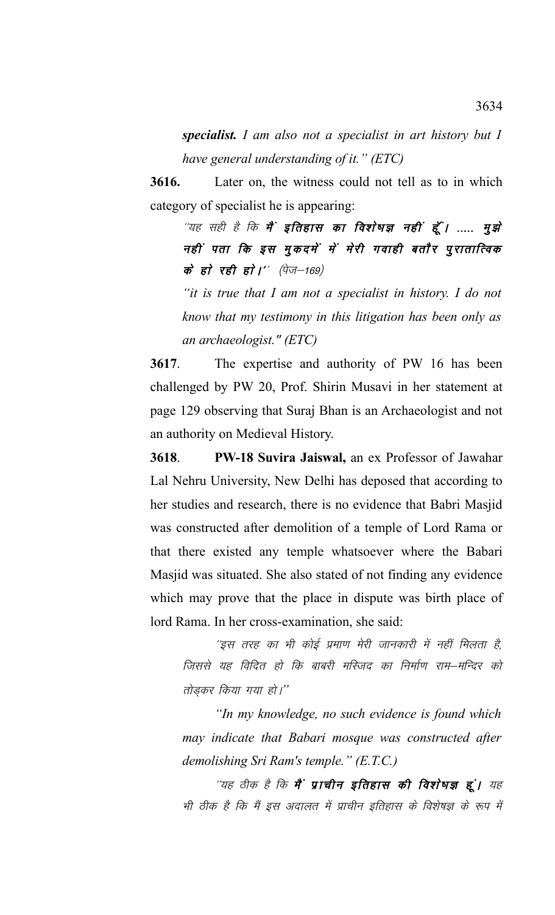*specialist. I am also not a specialist in art history but I have general understanding of it." (ETC)*

**3616.** Later on, the witness could not tell as to in which category of specialist he is appearing:

''यह सही है कि **मैं इतिहास का विशेषज्ञ नहीं हूँ। ..... मुझे नहीं पता कि इस मुकदमें में मेरी गवाही बतौर पुरातात्विक के हो रही हो।**'' (पेज–169)

*"it is true that I am not a specialist in history. I do not know that my testimony in this litigation has been only as an archaeologist." (ETC)*

**3617**. The expertise and authority of PW 16 has been challenged by PW 20, Prof. Shirin Musavi in her statement at page 129 observing that Suraj Bhan is an Archaeologist and not an authority on Medieval History.

**3618**. **PW-18 Suvira Jaiswal,** an ex Professor of Jawahar Lal Nehru University, New Delhi has deposed that according to her studies and research, there is no evidence that Babri Masjid was constructed after demolition of a temple of Lord Rama or that there existed any temple whatsoever where the Babari Masjid was situated. She also stated of not finding any evidence which may prove that the place in dispute was birth place of lord Rama. In her cross-examination, she said:

''इस तरह का भी कोई प्रमाण मेरी जानकारी में नहीं मिलता है, जिससे यह विदित हो कि बाबरी मस्जिद का निर्माण राम–मन्दिर को तोड़कर किया गया हो।''

*"In my knowledge, no such evidence is found which may indicate that Babari mosque was constructed after demolishing Sri Ram's temple." (E.T.C.)*

''यह ठीक है कि **मैं प्राचीन इतिहास की विशेषज्ञ हूं।** यह भी ठीक है कि मैं इस अदालत में प्राचीन इतिहास के विशेषज्ञ के रूप में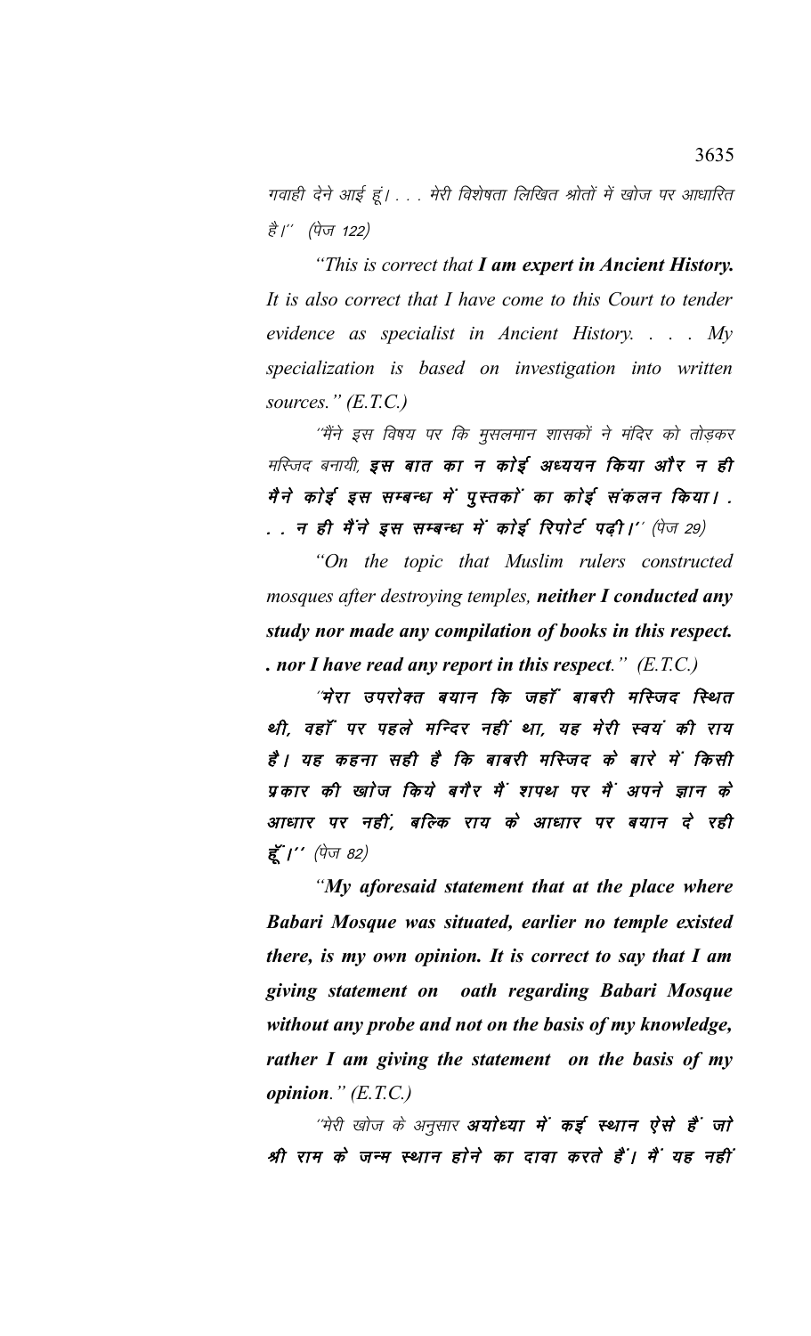गवाही देने आई हूं। . . . मेरी विशेषता लिखित श्रोतों में खोज पर आधारित है।'' (पेज 122)

*"This is correct that **I am expert in Ancient History.** It is also correct that I have come to this Court to tender evidence as specialist in Ancient History. . . . My specialization is based on investigation into written sources." (E.T.C.)*

''मैंने इस विषय पर कि मुसलमान शासकों ने मंदिर को तोड़कर मस्जिद बनायी, **इस बात का न कोई अध्ययन किया और न ही मैने कोई इस सम्बन्ध में पुस्तकों का कोई संकलन किया। . . . न ही मैंने इस सम्बन्ध में कोई रिपोर्ट पढ़ी।''** (पेज 29)

*"On the topic that Muslim rulers constructed mosques after destroying temples, **neither I conducted any study nor made any compilation of books in this respect. . nor I have read any report in this respect**." (E.T.C.)*

**''मेरा उपरोक्त बयान कि जहाँ बाबरी मस्जिद स्थित थी, वहाँ पर पहले मन्दिर नहीं था, यह मेरी स्वयं की राय है। यह कहना सही है कि बाबरी मस्जिद के बारे में किसी प्रकार की खोज किये बगैर मैं शपथ पर मैं अपने ज्ञान के आधार पर नहीं, बल्कि राय के आधार पर बयान दे रही हूँ।''** (पेज 82)

*"**My aforesaid statement that at the place where Babari Mosque was situated, earlier no temple existed there, is my own opinion. It is correct to say that I am giving statement on oath regarding Babari Mosque without any probe and not on the basis of my knowledge, rather I am giving the statement on the basis of my opinion**." (E.T.C.)*

''मेरी खोज के अनुसार **अयोध्या में कई स्थान ऐसे हैं जो श्री राम के जन्म स्थान होने का दावा करते हैं। मैं यह नहीं**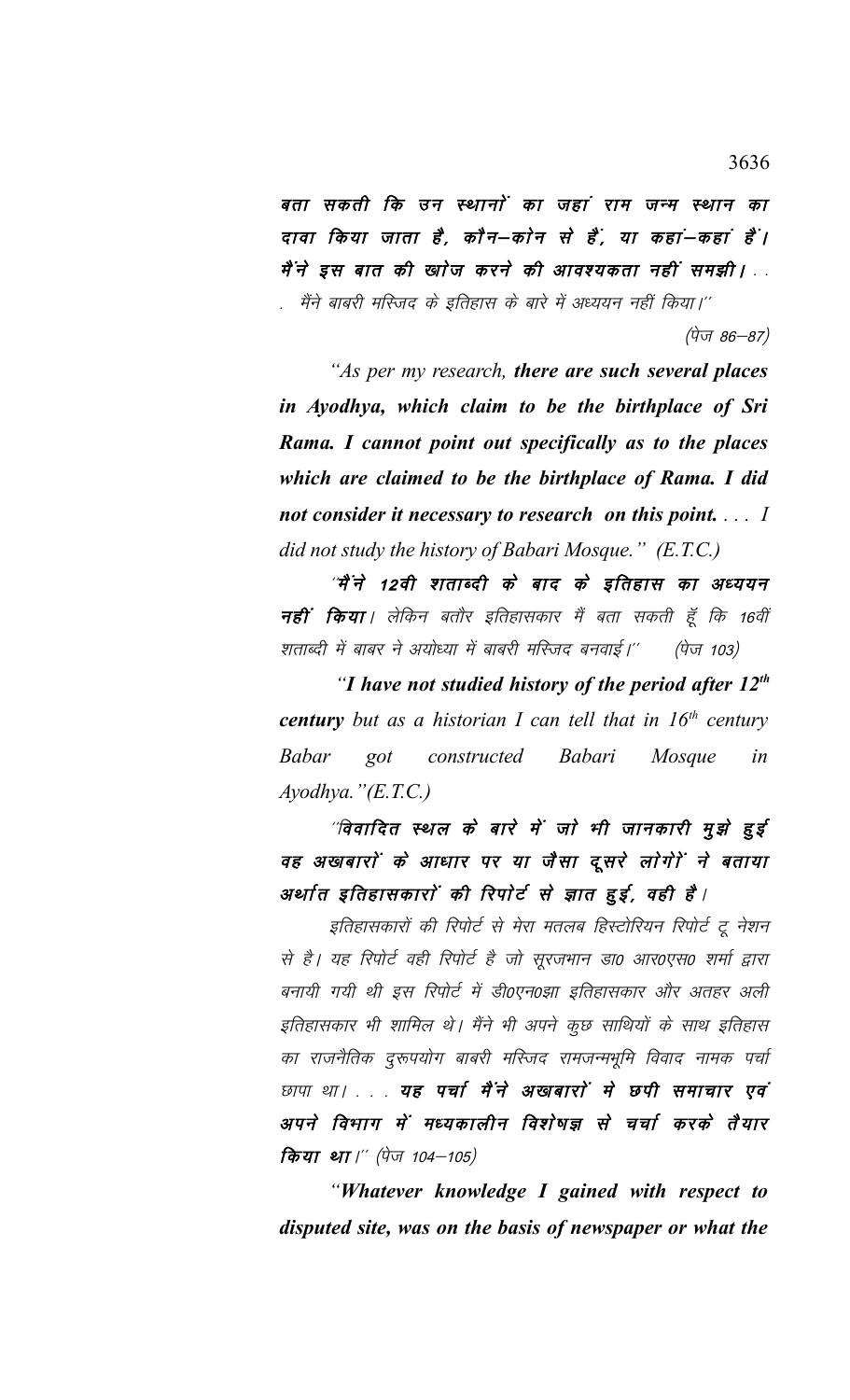***बता सकती कि उन स्थानों का जहां राम जन्म स्थान का दावा किया जाता है, कौन–कोन से हैं, या कहां–कहां हैं। मैंने इस बात की खोज करने की आवश्यकता नहीं समझी।*** . . . मैंने बाबरी मस्जिद के इतिहास के बारे में अध्ययन नहीं किया।''

(पेज 86–87)

*"As per my research, **there are such several places in Ayodhya, which claim to be the birthplace of Sri Rama. I cannot point out specifically as to the places which are claimed to be the birthplace of Rama. I did not consider it necessary to research on this point.** . . . I did not study the history of Babari Mosque." (E.T.C.)*

''***मैंने 12वी शताब्दी के बाद के इतिहास का अध्ययन नहीं किया।*** लेकिन बतौर इतिहासकार मैं बता सकती हूँ कि 16वीं शताब्दी में बाबर ने अयोध्या में बाबरी मस्जिद बनवाई।'' (पेज 103)

*"**I have not studied history of the period after 12th century** but as a historian I can tell that in 16th century Babar got constructed Babari Mosque in Ayodhya."(E.T.C.)*

''***विवादित स्थल के बारे में जो भी जानकारी मुझे हुई वह अखबारों के आधार पर या जैसा दूसरे लोगों ने बताया अर्थात इतिहासकारों की रिपोर्ट से ज्ञात हुई, वही है।***

इतिहासकारों की रिपोर्ट से मेरा मतलब हिस्टोरियन रिपोर्ट टू नेशन से है। यह रिपोर्ट वही रिपोर्ट है जो सूरजभान डा0 आर0एस0 शर्मा द्वारा बनायी गयी थी इस रिपोर्ट में डी0एन0झा इतिहासकार और अतहर अली इतिहासकार भी शामिल थे। मैंने भी अपने कुछ साथियों के साथ इतिहास का राजनैतिक दुरूपयोग बाबरी मस्जिद रामजन्मभूमि विवाद नामक पर्चा छापा था। . . . ***यह पर्चा मैंने अखबारों मे छपी समाचार एवं अपने विभाग में मध्यकालीन विशेषज्ञ से चर्चा करके तैयार किया था।''*** (पेज 104–105)

***"Whatever knowledge I gained with respect to disputed site, was on the basis of newspaper or what the***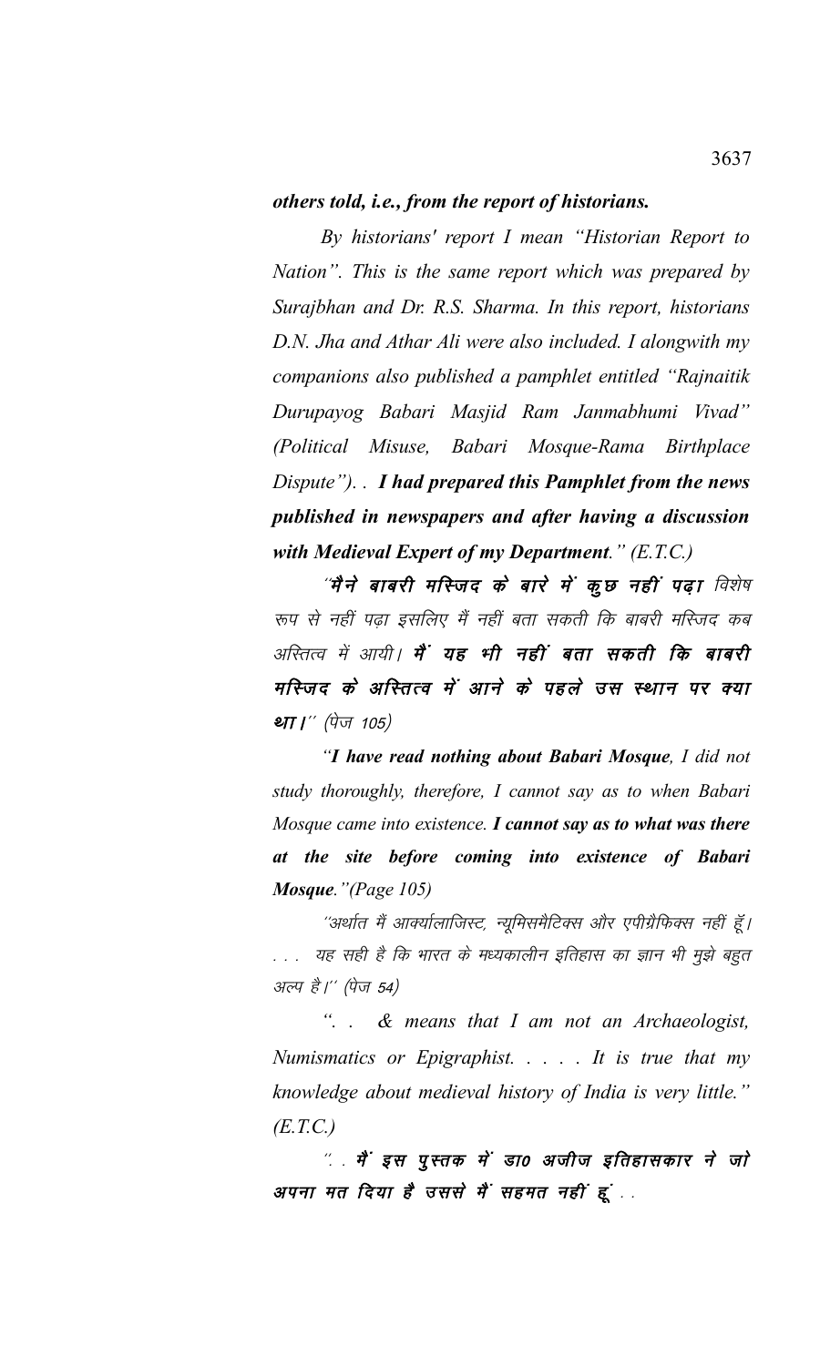***others told, i.e., from the report of historians.***

*By historians' report I mean "Historian Report to Nation". This is the same report which was prepared by Surajbhan and Dr. R.S. Sharma. In this report, historians D.N. Jha and Athar Ali were also included. I alongwith my companions also published a pamphlet entitled "Rajnaitik Durupayog Babari Masjid Ram Janmabhumi Vivad" (Political Misuse, Babari Mosque-Rama Birthplace Dispute"). .* ***I had prepared this Pamphlet from the news published in newspapers and after having a discussion with Medieval Expert of my Department.*** *" (E.T.C.)*

*"**मैने बाबरी मस्जिद के बारे में कुछ नहीं पढ़ा** विशेष रूप से नहीं पढ़ा इसलिए मैं नहीं बता सकती कि बाबरी मस्जिद कब अस्तित्व में आयी। **मैं यह भी नहीं बता सकती कि बाबरी मस्जिद के अस्तित्व में आने के पहले उस स्थान पर क्या था।**" (पेज 105)*

*"**I have read nothing about Babari Mosque**, I did not study thoroughly, therefore, I cannot say as to when Babari Mosque came into existence. **I cannot say as to what was there at the site before coming into existence of Babari Mosque**."(Page 105)*

*"अर्थात मैं आर्क्यालाजिस्ट, न्यूमिसमैटिक्स और एपीग्रैफिक्स नहीं हूँ। . . . यह सही है कि भारत के मध्यकालीन इतिहास का ज्ञान भी मुझे बहुत अल्प है।" (पेज 54)*

*". . & means that I am not an Archaeologist, Numismatics or Epigraphist. . . . . It is true that my knowledge about medieval history of India is very little." (E.T.C.)*

*". . **मैं इस पुस्तक में डा० अजीज इतिहासकार ने जो अपना मत दिया है उससे मैं सहमत नहीं हूं** . .*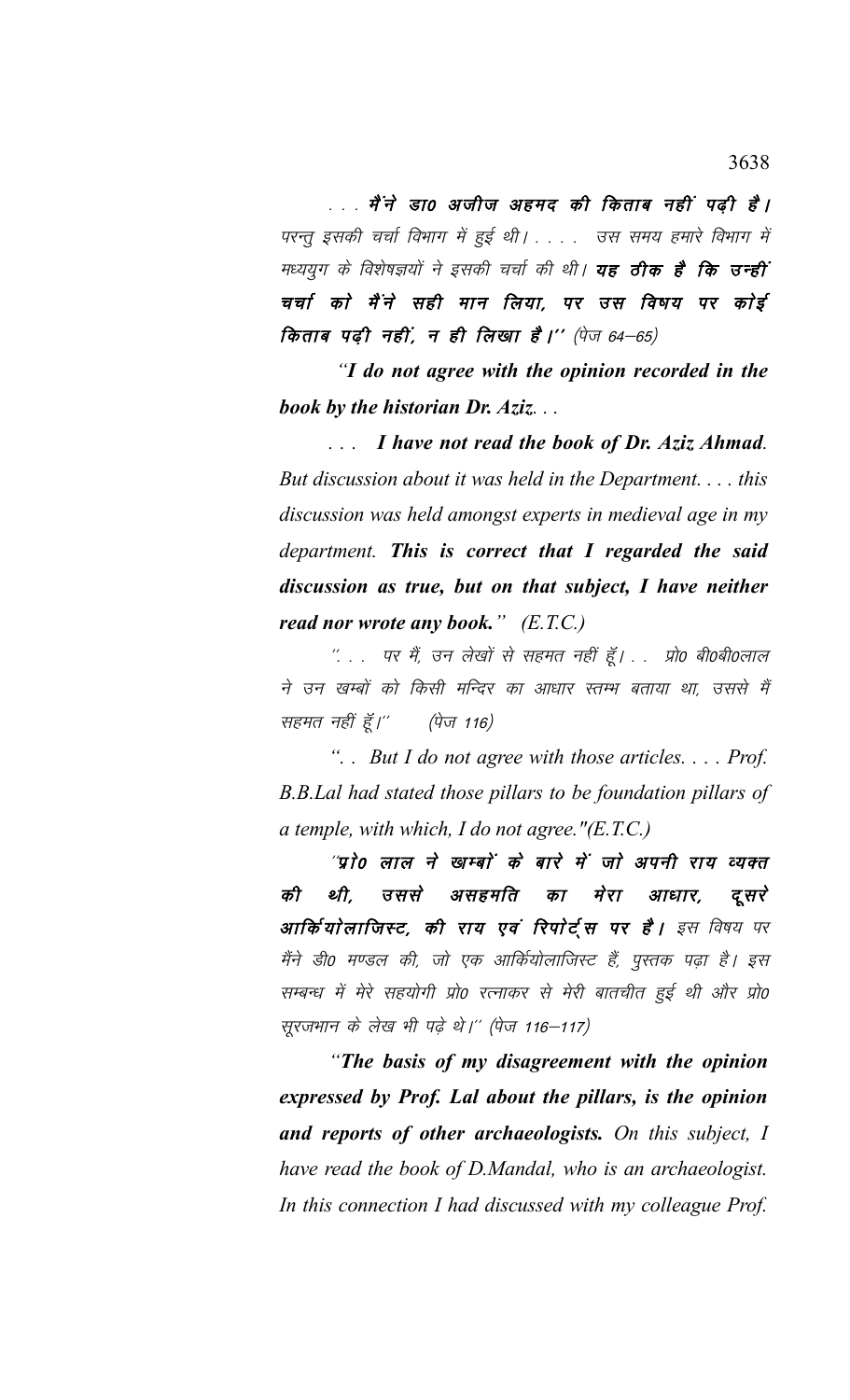". . . **मैंने डा0 अजीज अहमद की किताब नहीं पढ़ी है।** परन्तु इसकी चर्चा विभाग में हुई थी। . . . . उस समय हमारे विभाग में मध्ययुग के विशेषज्ञयों ने इसकी चर्चा की थी। **यह ठीक है कि उन्हीं चर्चा को मैंने सही मान लिया, पर उस विषय पर कोई किताब पढ़ी नहीं, न ही लिखा है।''** (पेज 64–65)

*"**I do not agree with the opinion recorded in the book by the historian Dr. Aziz**. . .*

*. . . **I have not read the book of Dr. Aziz Ahmad**. But discussion about it was held in the Department. . . . this discussion was held amongst experts in medieval age in my department. **This is correct that I regarded the said discussion as true, but on that subject, I have neither read nor wrote any book.**"* (E.T.C.)

". . . पर मैं, उन लेखों से सहमत नहीं हूँ। . . प्रो0 बी0बी0लाल ने उन खम्बों को किसी मन्दिर का आधार स्तम्भ बताया था, उससे मैं सहमत नहीं हूँ।'' (पेज 116)

*". . But I do not agree with those articles. . . . Prof. B.B.Lal had stated those pillars to be foundation pillars of a temple, with which, I do not agree."*(E.T.C.)

"**प्रो0 लाल ने खम्बों के बारे में जो अपनी राय व्यक्त की थी, उससे असहमति का मेरा आधार, दूसरे आर्कियोलाजिस्ट, की राय एवं रिपोर्ट्स पर है।** इस विषय पर मैंने डी0 मण्डल की, जो एक आर्कियोलाजिस्ट हैं, पुस्तक पढ़ा है। इस सम्बन्ध में मेरे सहयोगी प्रो0 रत्नाकर से मेरी बातचीत हुई थी और प्रो0 सूरजभान के लेख भी पढ़े थे।'' (पेज 116–117)

*"**The basis of my disagreement with the opinion expressed by Prof. Lal about the pillars, is the opinion and reports of other archaeologists.** On this subject, I have read the book of D.Mandal, who is an archaeologist. In this connection I had discussed with my colleague Prof.*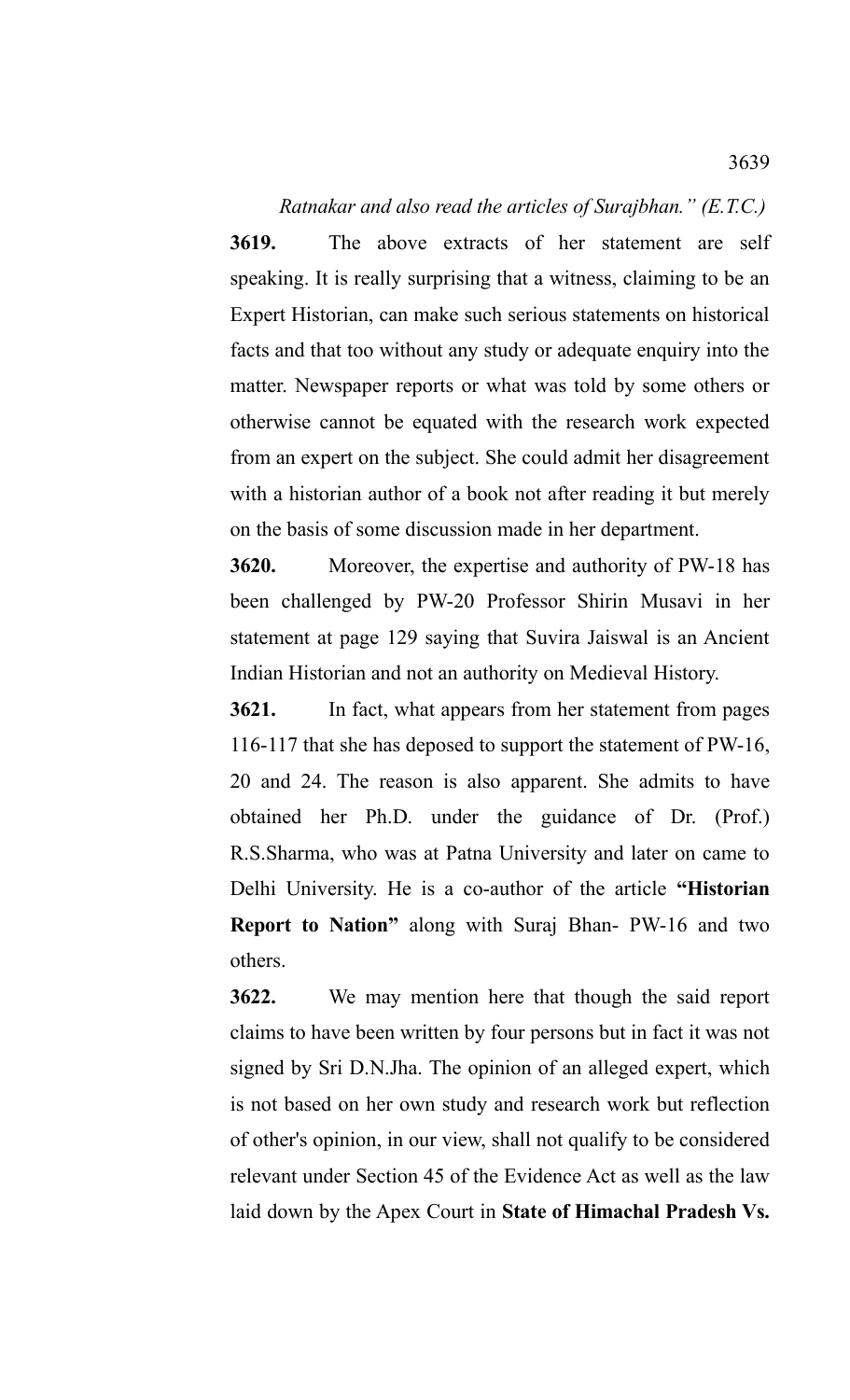*Ratnakar and also read the articles of Surajbhan." (E.T.C.)*

**3619.** The above extracts of her statement are self speaking. It is really surprising that a witness, claiming to be an Expert Historian, can make such serious statements on historical facts and that too without any study or adequate enquiry into the matter. Newspaper reports or what was told by some others or otherwise cannot be equated with the research work expected from an expert on the subject. She could admit her disagreement with a historian author of a book not after reading it but merely on the basis of some discussion made in her department.

**3620.** Moreover, the expertise and authority of PW-18 has been challenged by PW-20 Professor Shirin Musavi in her statement at page 129 saying that Suvira Jaiswal is an Ancient Indian Historian and not an authority on Medieval History.

**3621.** In fact, what appears from her statement from pages 116-117 that she has deposed to support the statement of PW-16, 20 and 24. The reason is also apparent. She admits to have obtained her Ph.D. under the guidance of Dr. (Prof.) R.S.Sharma, who was at Patna University and later on came to Delhi University. He is a co-author of the article **"Historian Report to Nation"** along with Suraj Bhan- PW-16 and two others.

**3622.** We may mention here that though the said report claims to have been written by four persons but in fact it was not signed by Sri D.N.Jha. The opinion of an alleged expert, which is not based on her own study and research work but reflection of other's opinion, in our view, shall not qualify to be considered relevant under Section 45 of the Evidence Act as well as the law laid down by the Apex Court in **State of Himachal Pradesh Vs.**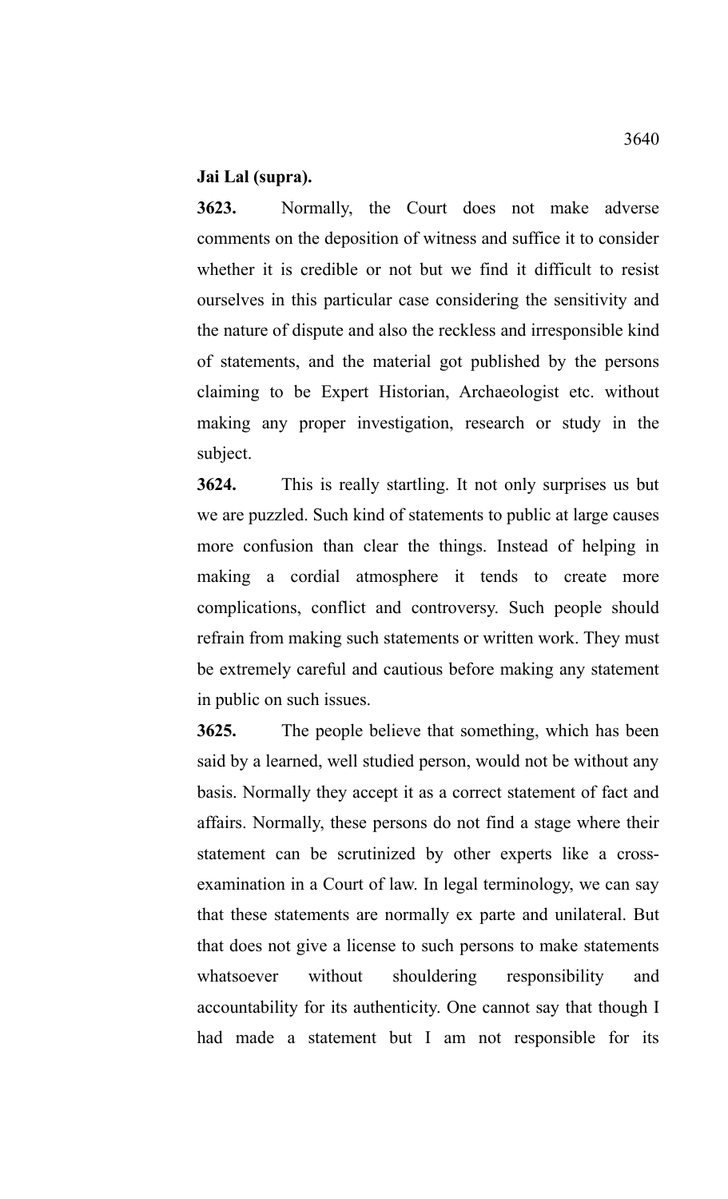**Jai Lal (supra).**

**3623.** Normally, the Court does not make adverse comments on the deposition of witness and suffice it to consider whether it is credible or not but we find it difficult to resist ourselves in this particular case considering the sensitivity and the nature of dispute and also the reckless and irresponsible kind of statements, and the material got published by the persons claiming to be Expert Historian, Archaeologist etc. without making any proper investigation, research or study in the subject.

**3624.** This is really startling. It not only surprises us but we are puzzled. Such kind of statements to public at large causes more confusion than clear the things. Instead of helping in making a cordial atmosphere it tends to create more complications, conflict and controversy. Such people should refrain from making such statements or written work. They must be extremely careful and cautious before making any statement in public on such issues.

**3625.** The people believe that something, which has been said by a learned, well studied person, would not be without any basis. Normally they accept it as a correct statement of fact and affairs. Normally, these persons do not find a stage where their statement can be scrutinized by other experts like a cross-examination in a Court of law. In legal terminology, we can say that these statements are normally ex parte and unilateral. But that does not give a license to such persons to make statements whatsoever without shouldering responsibility and accountability for its authenticity. One cannot say that though I had made a statement but I am not responsible for its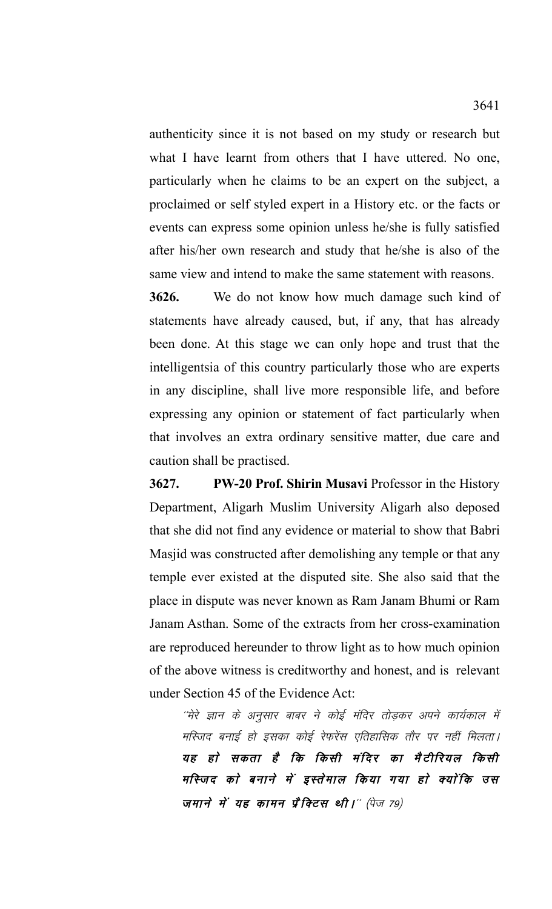authenticity since it is not based on my study or research but what I have learnt from others that I have uttered. No one, particularly when he claims to be an expert on the subject, a proclaimed or self styled expert in a History etc. or the facts or events can express some opinion unless he/she is fully satisfied after his/her own research and study that he/she is also of the same view and intend to make the same statement with reasons.

**3626.** We do not know how much damage such kind of statements have already caused, but, if any, that has already been done. At this stage we can only hope and trust that the intelligentsia of this country particularly those who are experts in any discipline, shall live more responsible life, and before expressing any opinion or statement of fact particularly when that involves an extra ordinary sensitive matter, due care and caution shall be practised.

**3627.** **PW-20 Prof. Shirin Musavi** Professor in the History Department, Aligarh Muslim University Aligarh also deposed that she did not find any evidence or material to show that Babri Masjid was constructed after demolishing any temple or that any temple ever existed at the disputed site. She also said that the place in dispute was never known as Ram Janam Bhumi or Ram Janam Asthan. Some of the extracts from her cross-examination are reproduced hereunder to throw light as to how much opinion of the above witness is creditworthy and honest, and is relevant under Section 45 of the Evidence Act:

> *"मेरे ज्ञान के अनुसार बाबर ने कोई मंदिर तोड़कर अपने कार्यकाल में मस्जिद बनाई हो इसका कोई रेफरेंस एतिहासिक तौर पर नहीं मिलता।* ***यह हो सकता है कि किसी मंदिर का मैटीरियल किसी मस्जिद को बनाने में इस्तेमाल किया गया हो क्योंकि उस जमाने में यह कामन प्रैक्टिस थी।****" (पेज 79)*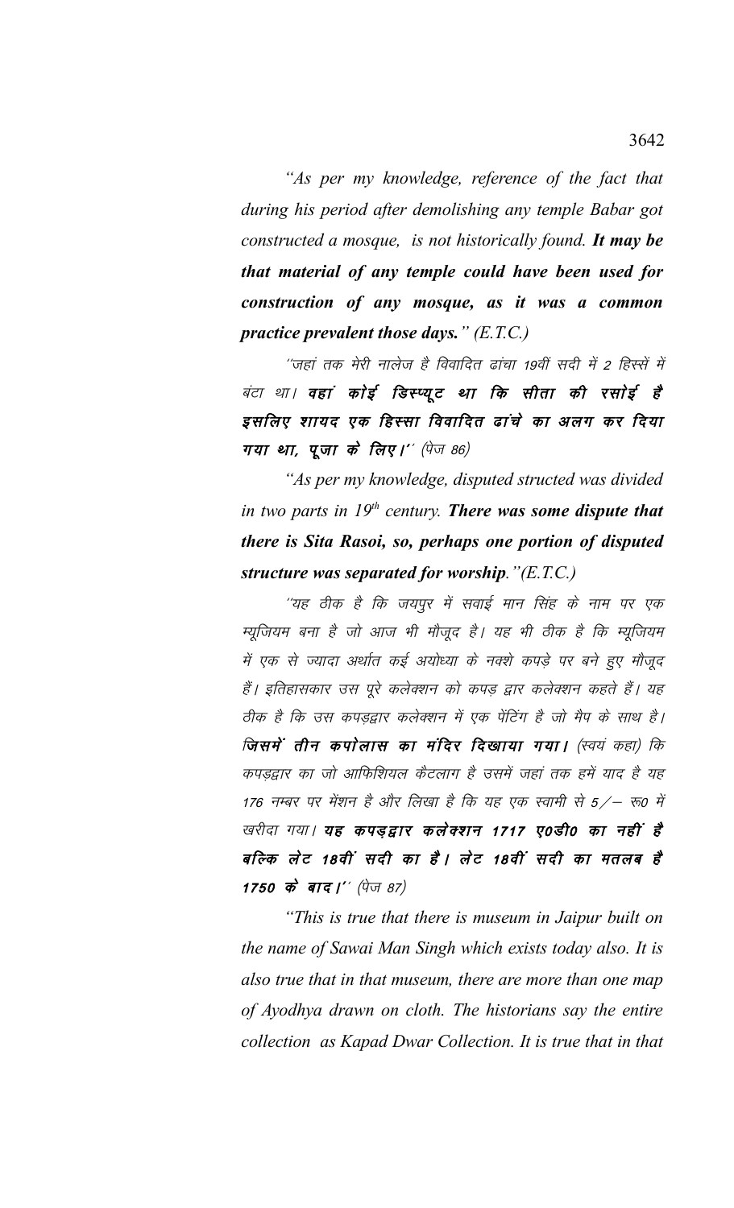*"As per my knowledge, reference of the fact that during his period after demolishing any temple Babar got constructed a mosque, is not historically found. **It may be that material of any temple could have been used for construction of any mosque, as it was a common practice prevalent those days.**" (E.T.C.)*

''जहां तक मेरी नालेज है विवादित ढांचा 19वीं सदी में 2 हिस्सें में बंटा था। ***वहां कोई डिस्प्यूट था कि सीता की रसोई है इसलिए शायद एक हिस्सा विवादित ढांचे का अलग कर दिया गया था, पूजा के लिए।***'' (पेज 86)

*"As per my knowledge, disputed structed was divided in two parts in $19^{th}$ century. **There was some dispute that there is Sita Rasoi, so, perhaps one portion of disputed structure was separated for worship.**"(E.T.C.)*

''यह ठीक है कि जयपुर में सवाई मान सिंह के नाम पर एक म्यूजियम बना है जो आज भी मौजूद है। यह भी ठीक है कि म्यूजियम में एक से ज्यादा अर्थात कई अयोध्या के नक्शे कपड़े पर बने हुए मौजूद हैं। इतिहासकार उस पूरे कलेक्शन को कपड़ द्वार कलेक्शन कहते हैं। यह ठीक है कि उस कपड़द्वार कलेक्शन में एक पेंटिंग है जो मैप के साथ है। ***जिसमें तीन कपोलास का मंदिर दिखाया गया।*** (स्वयं कहा) कि कपड़द्वार का जो आफिशियल कैटलाग है उसमें जहां तक हमें याद है यह 176 नम्बर पर मेंशन है और लिखा है कि यह एक स्वामी से 5/– रू0 में खरीदा गया। ***यह कपड़द्वार कलेक्शन 1717 ए0डी0 का नहीं है बल्कि लेट 18वीं सदी का है। लेट 18वीं सदी का मतलब है 1750 के बाद।***'' (पेज 87)

*"This is true that there is museum in Jaipur built on the name of Sawai Man Singh which exists today also. It is also true that in that museum, there are more than one map of Ayodhya drawn on cloth. The historians say the entire collection as Kapad Dwar Collection. It is true that in that*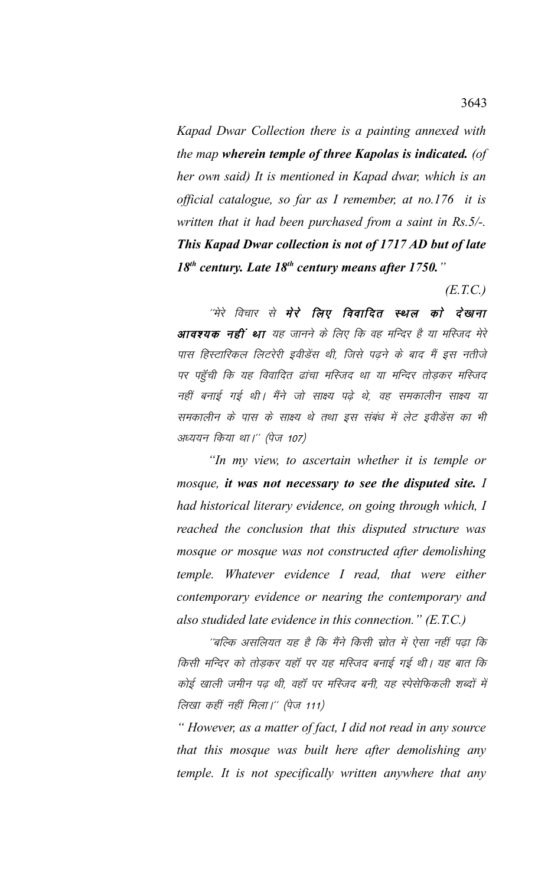*Kapad Dwar Collection there is a painting annexed with the map* ***wherein temple of three Kapolas is indicated.*** *(of her own said) It is mentioned in Kapad dwar, which is an official catalogue, so far as I remember, at no.176 it is written that it had been purchased from a saint in Rs.5/-.* ***This Kapad Dwar collection is not of 1717 AD but of late 18th century. Late 18th century means after 1750."***

*(E.T.C.)*

*"मेरे विचार से* ***मेरे लिए विवादित स्थल को देखना आवश्यक नहीं था*** *यह जानने के लिए कि वह मन्दिर है या मस्जिद मेरे पास हिस्टारिकल लिटरेरी इवीडेंस थी, जिसे पढ़ने के बाद मैं इस नतीजे पर पहुँची कि यह विवादित ढांचा मस्जिद था या मन्दिर तोड़कर मस्जिद नहीं बनाई गई थी। मैंने जो साक्ष्य पढ़े थे, वह समकालीन साक्ष्य या समकालीन के पास के साक्ष्य थे तथा इस संबंध में लेट इवीडेंस का भी अध्ययन किया था।" (पेज 107)*

*"In my view, to ascertain whether it is temple or mosque,* ***it was not necessary to see the disputed site.*** *I had historical literary evidence, on going through which, I reached the conclusion that this disputed structure was mosque or mosque was not constructed after demolishing temple. Whatever evidence I read, that were either contemporary evidence or nearing the contemporary and also studied late evidence in this connection." (E.T.C.)*

*"बल्कि असलियत यह है कि मैंने किसी स्रोत में ऐसा नहीं पढ़ा कि किसी मन्दिर को तोड़कर यहाँ पर यह मस्जिद बनाई गई थी। यह बात कि कोई खाली जमीन पढ़ थी, वहाँ पर मस्जिद बनी, यह स्पेसेफिकली शब्दों में लिखा कहीं नहीं मिला।" (पेज 111)*

*" However, as a matter of fact, I did not read in any source that this mosque was built here after demolishing any temple. It is not specifically written anywhere that any*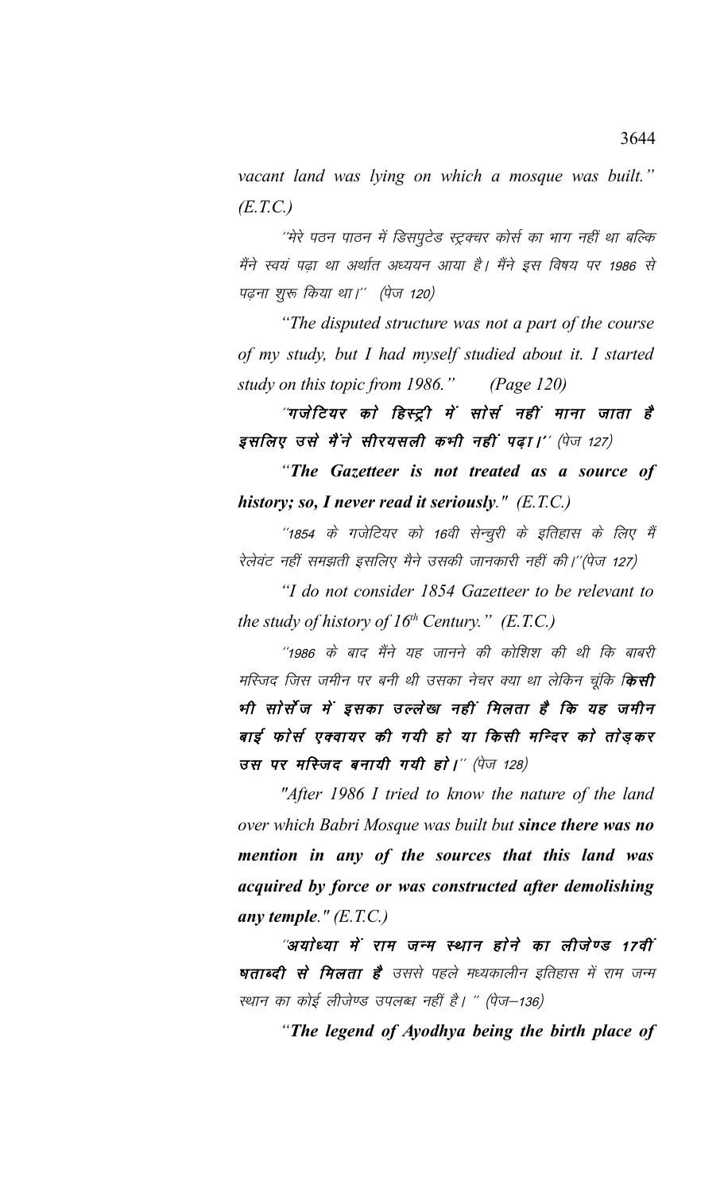*vacant land was lying on which a mosque was built." (E.T.C.)*

*"मेरे पठन पाठन में डिसपुटेड स्ट्रक्चर कोर्स का भाग नहीं था बल्कि मैंने स्वयं पढ़ा था अर्थात अध्ययन आया है। मैंने इस विषय पर 1986 से पढ़ना शुरू किया था।" (पेज 120)*

*"The disputed structure was not a part of the course of my study, but I had myself studied about it. I started study on this topic from 1986." (Page 120)*

***"गजेटियर को हिस्ट्री में सोर्स नहीं माना जाता है इसलिए उसे मैंने सीरयसली कभी नहीं पढ़ा।"*** *(पेज 127)*

***"The Gazetteer is not treated as a source of history; so, I never read it seriously."*** *(E.T.C.)*

*"1854 के गजेटियर को 16वी सेन्चुरी के इतिहास के लिए मैं रेलेवंट नहीं समझती इसलिए मैने उसकी जानकारी नहीं की।"(पेज 127)*

*"I do not consider 1854 Gazetteer to be relevant to the study of history of 16th Century." (E.T.C.)*

*"1986 के बाद मैंने यह जानने की कोशिश की थी कि बाबरी मस्जिद जिस जमीन पर बनी थी उसका नेचर क्या था लेकिन चूंकि* ***किसी भी सोर्सेज में इसका उल्लेख नहीं मिलता है कि यह जमीन बाई फोर्स एक्वायर की गयी हो या किसी मन्दिर को तोड़कर उस पर मस्जिद बनायी गयी हो।"*** *(पेज 128)*

*"After 1986 I tried to know the nature of the land over which Babri Mosque was built but* ***since there was no mention in any of the sources that this land was acquired by force or was constructed after demolishing any temple."*** *(E.T.C.)*

***"अयोध्या में राम जन्म स्थान होने का लीजेण्ड 17वीं षताब्दी से मिलता है*** *उससे पहले मध्यकालीन इतिहास में राम जन्म स्थान का कोई लीजेण्ड उपलब्ध नहीं है।" (पेज–136)*

***"The legend of Ayodhya being the birth place of***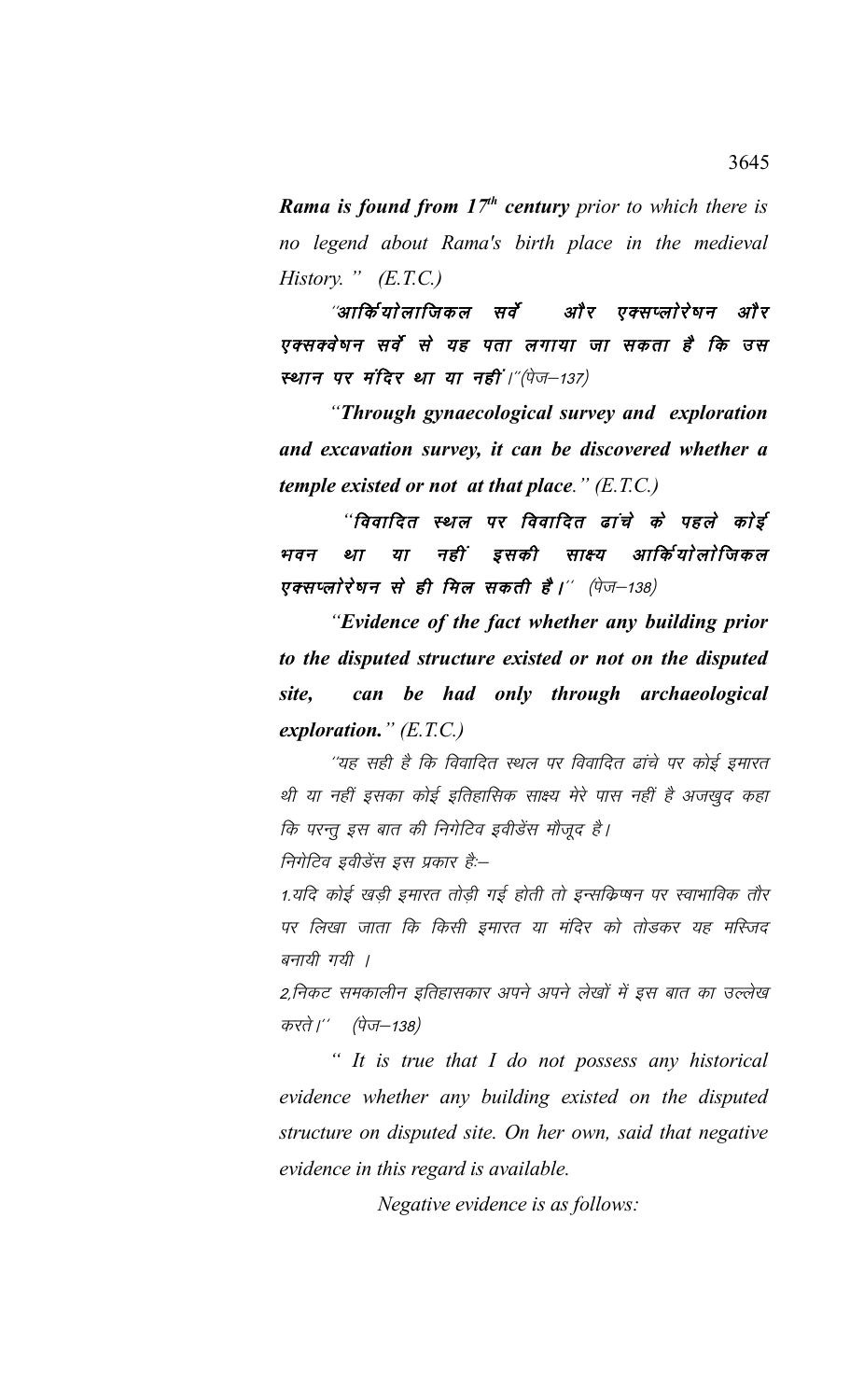***Rama is found from 17th century** prior to which there is no legend about Rama's birth place in the medieval History. " (E.T.C.)*

**"आर्कियोलाजिकल सर्वे और एक्सप्लोरेषन और एक्सक्वेषन सर्वे से यह पता लगाया जा सकता है कि उस स्थान पर मंदिर था या नहीं।"**(पेज–137)

***"Through gynaecological survey and exploration and excavation survey, it can be discovered whether a temple existed or not at that place."*** *(E.T.C.)*

**"विवादित स्थल पर विवादित ढांचे के पहले कोई भवन था या नहीं इसकी साक्ष्य आर्कियोलोजिकल एक्सप्लोरेषन से ही मिल सकती है।"** (पेज–138)

***"Evidence of the fact whether any building prior to the disputed structure existed or not on the disputed site, can be had only through archaeological exploration."*** *(E.T.C.)*

"यह सही है कि विवादित स्थल पर विवादित ढांचे पर कोई इमारत थी या नहीं इसका कोई इतिहासिक साक्ष्य मेरे पास नहीं है अजखुद कहा कि परन्तु इस बात की निगेटिव इवीडेंस मौजूद है।

निगेटिव इवीडेंस इस प्रकार है:–

1.यदि कोई खड़ी इमारत तोड़ी गई होती तो इन्सक्रिप्षन पर स्वाभाविक तौर पर लिखा जाता कि किसी इमारत या मंदिर को तोडकर यह मस्जिद बनायी गयी ।

2.निकट समकालीन इतिहासकार अपने अपने लेखों में इस बात का उल्लेख करते।" (पेज–138)

*" It is true that I do not possess any historical evidence whether any building existed on the disputed structure on disputed site. On her own, said that negative evidence in this regard is available.*

*Negative evidence is as follows:*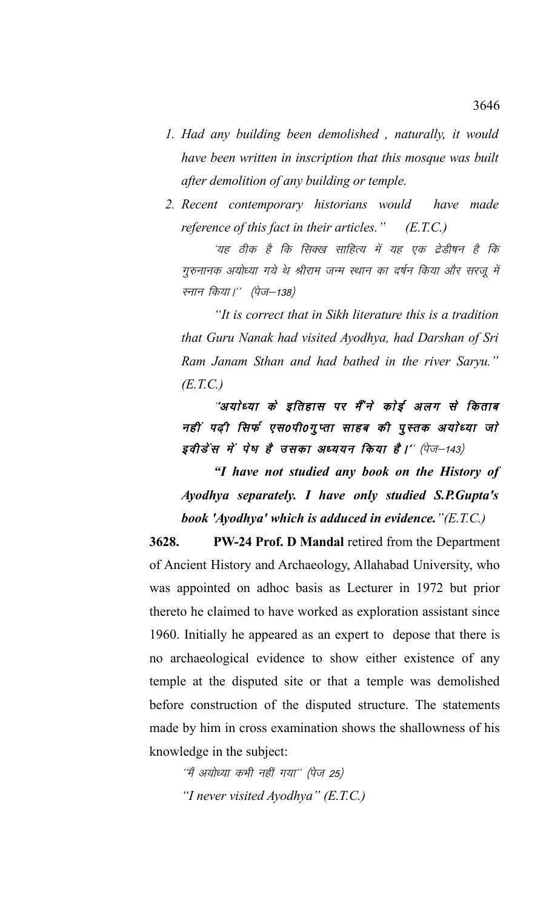1. *Had any building been demolished , naturally, it would have been written in inscription that this mosque was built after demolition of any building or temple.*
2. *Recent contemporary historians would have made reference of this fact in their articles." (E.T.C.)*

'यह ठीक है कि सिक्ख साहित्य में यह एक ट्रेडीषन है कि गुरुनानक अयोध्या गये थे श्रीराम जन्म स्थान का दर्षन किया और सरजू में स्नान किया।'' (पेज–138)

*"It is correct that in Sikh literature this is a tradition that Guru Nanak had visited Ayodhya, had Darshan of Sri Ram Janam Sthan and had bathed in the river Saryu." (E.T.C.)*

***''अयोध्या के इतिहास पर मैंने कोई अलग से किताब नहीं पढ़ी सिर्फ एस0पी0गुप्ता साहब की पुस्तक अयोध्या जो इवीडेंस में पेष है उसका अध्ययन किया है।''*** (पेज–143)

***"I have not studied any book on the History of Ayodhya separately. I have only studied S.P.Gupta's book 'Ayodhya' which is adduced in evidence."****(E.T.C.)*

**3628.** **PW-24 Prof. D Mandal** retired from the Department of Ancient History and Archaeology, Allahabad University, who was appointed on adhoc basis as Lecturer in 1972 but prior thereto he claimed to have worked as exploration assistant since 1960. Initially he appeared as an expert to depose that there is no archaeological evidence to show either existence of any temple at the disputed site or that a temple was demolished before construction of the disputed structure. The statements made by him in cross examination shows the shallowness of his knowledge in the subject:

''मैं अयोध्या कभी नहीं गया'' (पेज 25)

*"I never visited Ayodhya" (E.T.C.)*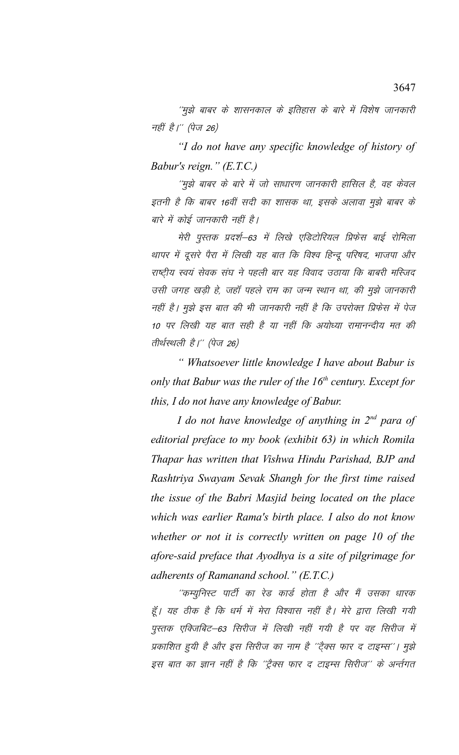"मुझे बाबर के शासनकाल के इतिहास के बारे में विशेष जानकारी नहीं है।" (पेज 26)

*"I do not have any specific knowledge of history of Babur's reign." (E.T.C.)*

"मुझे बाबर के बारे में जो साधारण जानकारी हासिल है, वह केवल इतनी है कि बाबर 16वीं सदी का शासक था, इसके अलावा मुझे बाबर के बारे में कोई जानकारी नहीं है।

मेरी पुस्तक प्रदर्श–63 में लिखे एडिटोरियल प्रिफेस बाई रोमिला थापर में दूसरे पैरा में लिखी यह बात कि विश्व हिन्दू परिषद, भाजपा और राष्ट्रीय स्वयं सेवक संघ ने पहली बार यह विवाद उठाया कि बाबरी मस्जिद उसी जगह खड़ी हे, जहॉ पहले राम का जन्म स्थान था, की मुझे जानकारी नहीं है। मुझे इस बात की भी जानकारी नहीं है कि उपरोक्त प्रिफेस में पेज 10 पर लिखी यह बात सही है या नहीं कि अयोध्या रामानन्दीय मत की तीर्थस्थली है।" (पेज 26)

*" Whatsoever little knowledge I have about Babur is only that Babur was the ruler of the 16th century. Except for this, I do not have any knowledge of Babur.*

*I do not have knowledge of anything in 2nd para of editorial preface to my book (exhibit 63) in which Romila Thapar has written that Vishwa Hindu Parishad, BJP and Rashtriya Swayam Sevak Shangh for the first time raised the issue of the Babri Masjid being located on the place which was earlier Rama's birth place. I also do not know whether or not it is correctly written on page 10 of the afore-said preface that Ayodhya is a site of pilgrimage for adherents of Ramanand school." (E.T.C.)*

"कम्युनिस्ट पार्टी का रेड कार्ड होता है और मैं उसका धारक हूँ। यह ठीक है कि धर्म में मेरा विश्वास नहीं है। मेरे द्वारा लिखी गयी पुस्तक एक्जिबिट–63 सिरीज में लिखी नहीं गयी है पर वह सिरीज में प्रकाशित हुयी है और इस सिरीज का नाम है "ट्रैक्स फार द टाइम्स"। मुझे इस बात का ज्ञान नहीं है कि "ट्रैक्स फार द टाइम्स सिरीज" के अन्तर्गत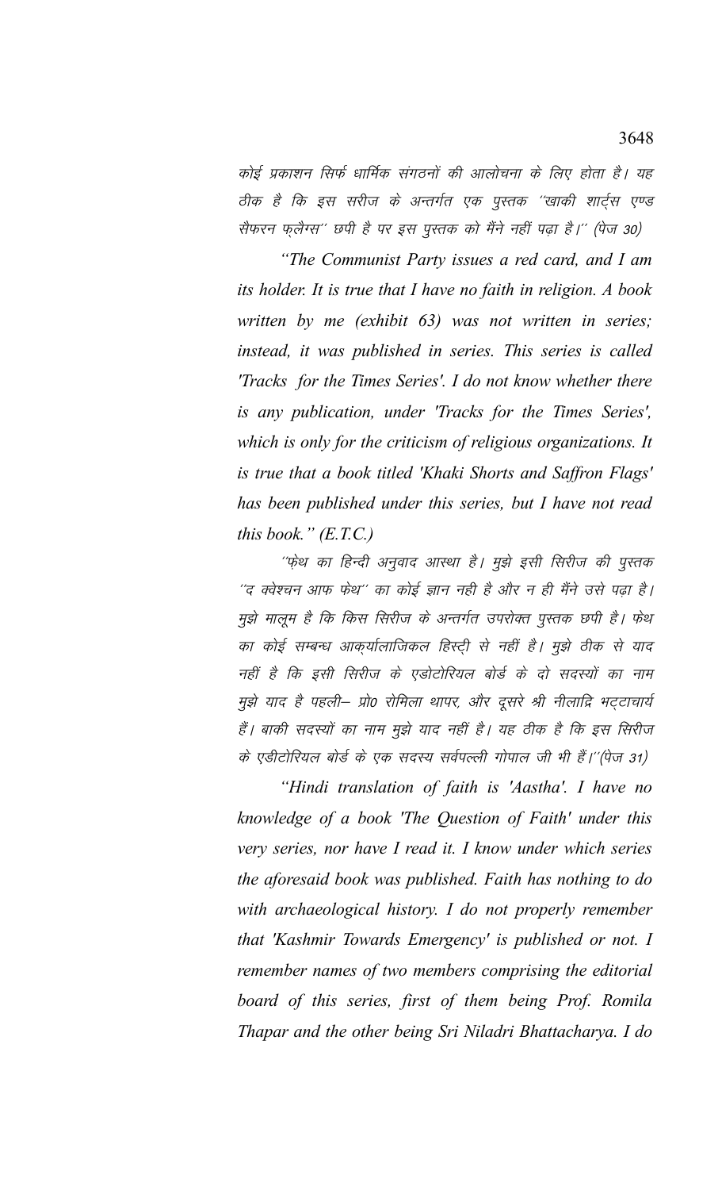*कोई प्रकाशन सिर्फ धार्मिक संगठनों की आलोचना के लिए होता है। यह ठीक है कि इस सरीज के अन्तर्गत एक पुस्तक ''खाकी शार्ट्स एण्ड सैफरन फ्लैग्स'' छपी है पर इस पुस्तक को मैंने नहीं पढ़ा है।'' (पेज 30)*

*"The Communist Party issues a red card, and I am its holder. It is true that I have no faith in religion. A book written by me (exhibit 63) was not written in series; instead, it was published in series. This series is called 'Tracks for the Times Series'. I do not know whether there is any publication, under 'Tracks for the Times Series', which is only for the criticism of religious organizations. It is true that a book titled 'Khaki Shorts and Saffron Flags' has been published under this series, but I have not read this book." (E.T.C.)*

*''फेथ का हिन्दी अनुवाद आस्था है। मुझे इसी सिरीज की पुस्तक ''द क्वेश्चन आफ फेथ'' का कोई ज्ञान नही है और न ही मैंने उसे पढ़ा है। मुझे मालूम है कि किस सिरीज के अन्तर्गत उपरोक्त पुस्तक छपी है। फेथ का कोई सम्बन्ध आक्र्यालाजिकल हिस्ट्री से नहीं है। मुझे ठीक से याद नहीं है कि इसी सिरीज के एडोटोरियल बोर्ड के दो सदस्यों का नाम मुझे याद है पहली– प्रो0 रोमिला थापर, और दूसरे श्री नीलाद्रि भट्टाचार्य हैं। बाकी सदस्यों का नाम मुझे याद नहीं है। यह ठीक है कि इस सिरीज के एडीटोरियल बोर्ड के एक सदस्य सर्वपल्ली गोपाल जी भी हैं।''(पेज 31)*

*"Hindi translation of faith is 'Aastha'. I have no knowledge of a book 'The Question of Faith' under this very series, nor have I read it. I know under which series the aforesaid book was published. Faith has nothing to do with archaeological history. I do not properly remember that 'Kashmir Towards Emergency' is published or not. I remember names of two members comprising the editorial board of this series, first of them being Prof. Romila Thapar and the other being Sri Niladri Bhattacharya. I do*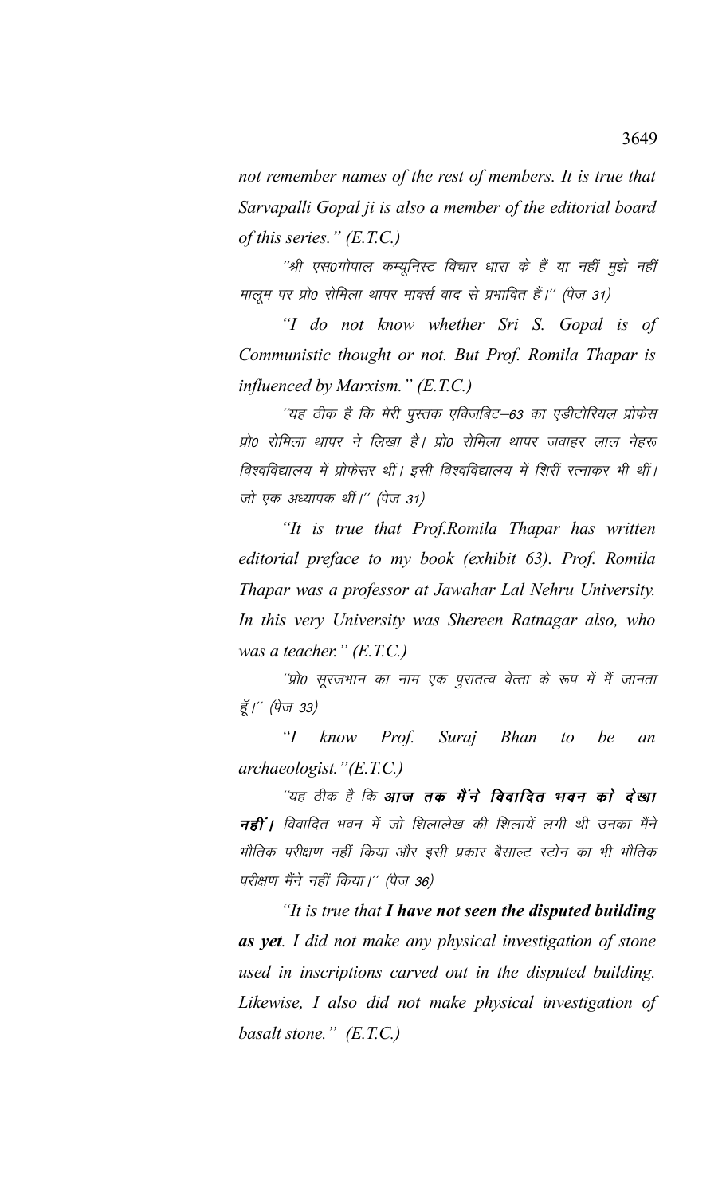*not remember names of the rest of members. It is true that Sarvapalli Gopal ji is also a member of the editorial board of this series." (E.T.C.)*

''श्री एस0गोपाल कम्यूनिस्ट विचार धारा के हैं या नहीं मुझे नहीं मालूम पर प्रो0 रोमिला थापर मार्क्स वाद से प्रभावित हैं।'' (पेज 31)

*"I do not know whether Sri S. Gopal is of Communistic thought or not. But Prof. Romila Thapar is influenced by Marxism." (E.T.C.)*

''यह ठीक है कि मेरी पुस्तक एक्जिबिट–63 का एडीटोरियल प्रोफेस प्रो0 रोमिला थापर ने लिखा है। प्रो0 रोमिला थापर जवाहर लाल नेहरू विश्वविद्यालय में प्रोफेसर थीं। इसी विश्वविद्यालय में शिरीं रत्नाकर भी थीं। जो एक अध्यापक थीं।'' (पेज 31)

*"It is true that Prof.Romila Thapar has written editorial preface to my book (exhibit 63). Prof. Romila Thapar was a professor at Jawahar Lal Nehru University. In this very University was Shereen Ratnagar also, who was a teacher." (E.T.C.)*

''प्रो0 सूरजभान का नाम एक पुरातत्व वेत्ता के रूप में मैं जानता हूँ।'' (पेज 33)

*"I know Prof. Suraj Bhan to be an archaeologist."(E.T.C.)*

''यह ठीक है कि ***आज तक मैंने विवादित भवन को देखा नहीं।*** विवादित भवन में जो शिलालेख की शिलायें लगी थी उनका मैंने भौतिक परीक्षण नहीं किया और इसी प्रकार बैसाल्ट स्टोन का भी भौतिक परीक्षण मैंने नहीं किया।'' (पेज 36)

*"It is true that **I have not seen the disputed building as yet**. I did not make any physical investigation of stone used in inscriptions carved out in the disputed building. Likewise, I also did not make physical investigation of basalt stone." (E.T.C.)*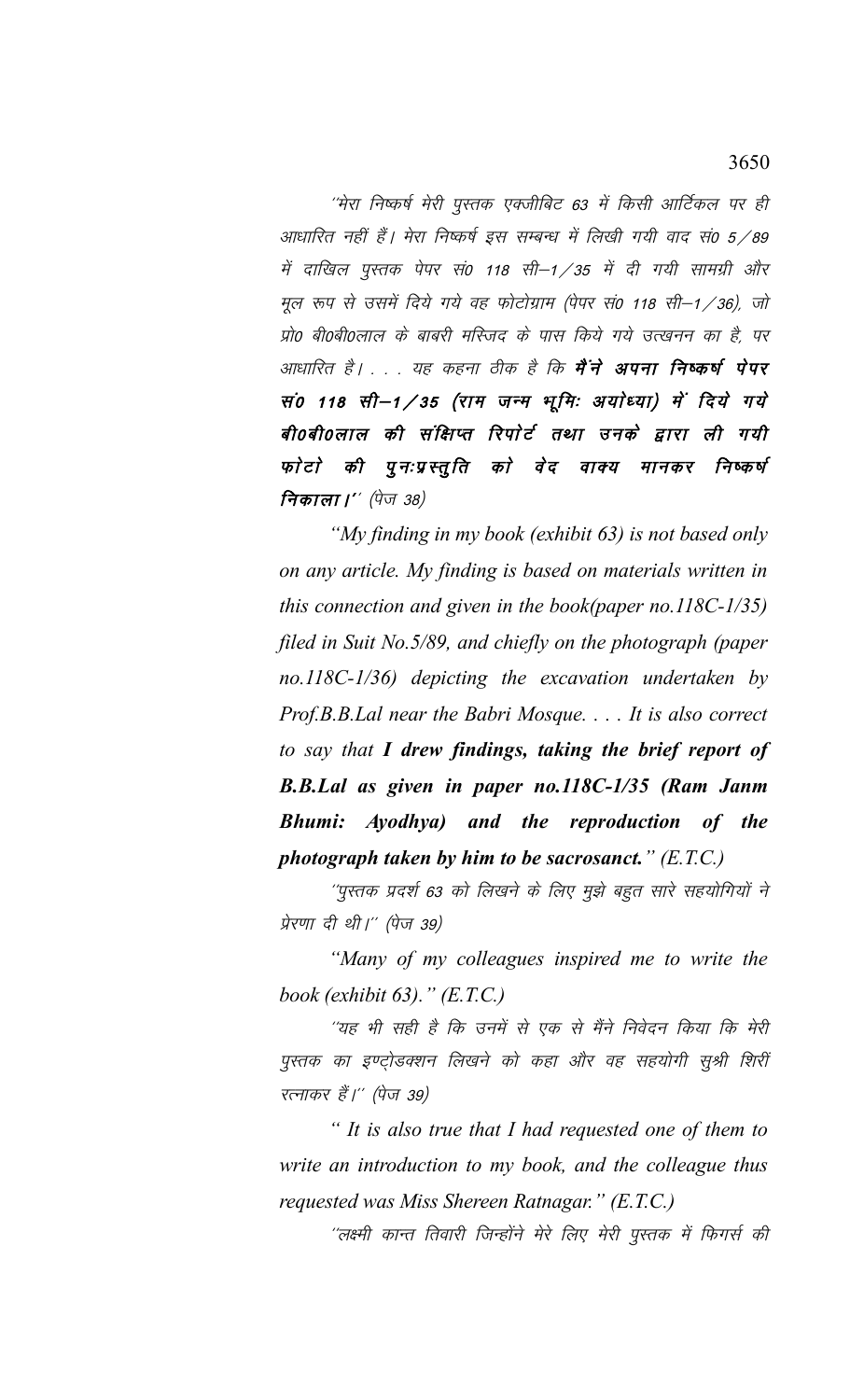"मेरा निष्कर्ष मेरी पुस्तक एक्जीबिट 63 में किसी आर्टिकल पर ही आधारित नहीं हैं। मेरा निष्कर्ष इस सम्बन्ध में लिखी गयी वाद सं0 5/89 में दाखिल पुस्तक पेपर सं0 118 सी–1/35 में दी गयी सामग्री और मूल रूप से उसमें दिये गये वह फोटोग्राम (पेपर सं0 118 सी–1/36), जो प्रो0 बी0बी0लाल के बाबरी मस्जिद के पास किये गये उत्खनन का है, पर आधारित है। . . . यह कहना ठीक है कि **मैंने अपना निष्कर्ष पेपर सं0 118 सी–1/35 (राम जन्म भूमिः अयोध्या) में दिये गये बी0बी0लाल की संक्षिप्त रिपोर्ट तथा उनके द्वारा ली गयी फोटो की पुनःप्रस्तुति को वेद वाक्य मानकर निष्कर्ष निकाला।**" (पेज 38)

*"My finding in my book (exhibit 63) is not based only on any article. My finding is based on materials written in this connection and given in the book(paper no.118C-1/35) filed in Suit No.5/89, and chiefly on the photograph (paper no.118C-1/36) depicting the excavation undertaken by Prof.B.B.Lal near the Babri Mosque. . . . It is also correct to say that **I drew findings, taking the brief report of B.B.Lal as given in paper no.118C-1/35 (Ram Janm Bhumi: Ayodhya) and the reproduction of the photograph taken by him to be sacrosanct.**" (E.T.C.)*

"पुस्तक प्रदर्श 63 को लिखने के लिए मुझे बहुत सारे सहयोगियों ने प्रेरणा दी थी।" (पेज 39)

*"Many of my colleagues inspired me to write the book (exhibit 63)." (E.T.C.)*

"यह भी सही है कि उनमें से एक से मैंने निवेदन किया कि मेरी पुस्तक का इण्ट्रोडक्शन लिखने को कहा और वह सहयोगी सुश्री शिरीं रत्नाकर हैं।" (पेज 39)

*" It is also true that I had requested one of them to write an introduction to my book, and the colleague thus requested was Miss Shereen Ratnagar." (E.T.C.)*

"लक्ष्मी कान्त तिवारी जिन्होंने मेरे लिए मेरी पुस्तक में फिगर्स की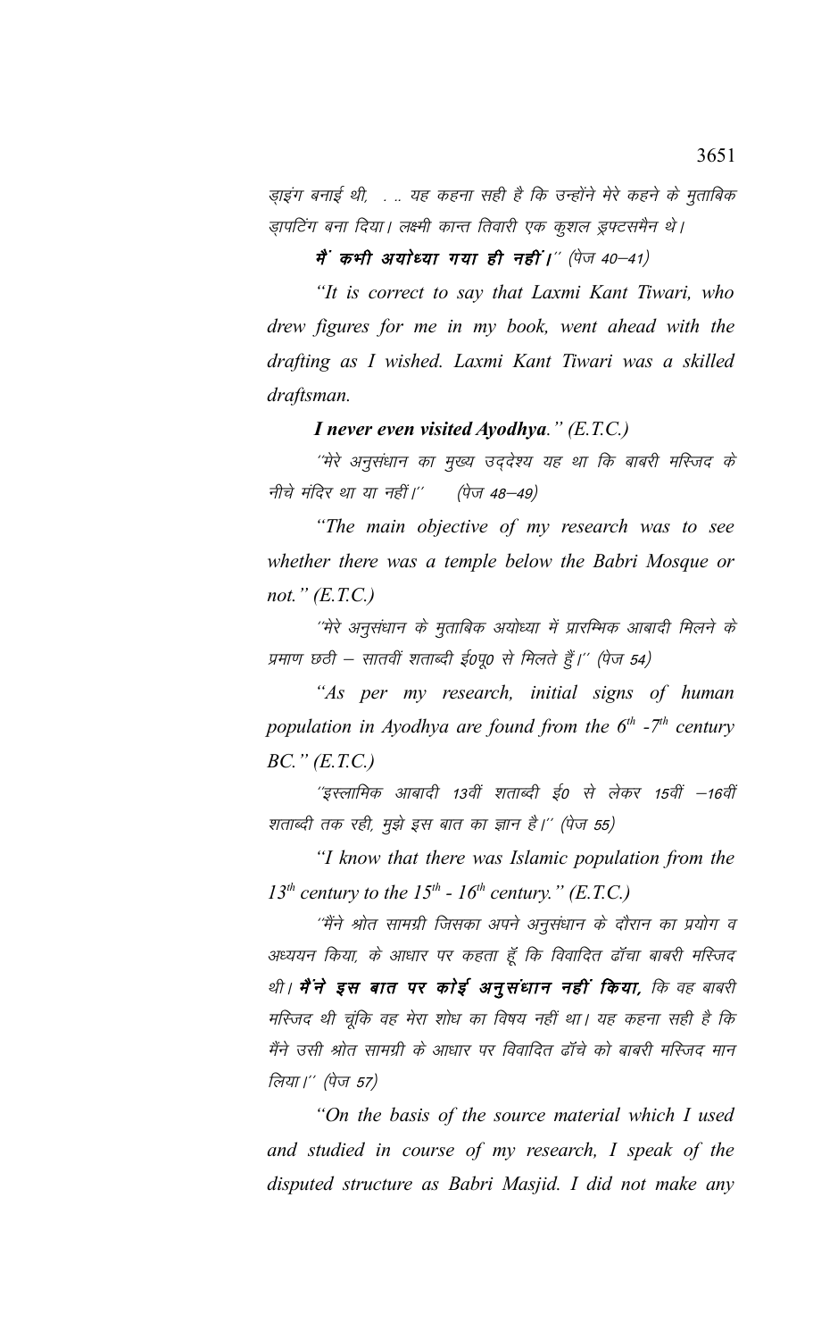ड्राइंग बनाई थी, . .. यह कहना सही है कि उन्होंने मेरे कहने के मुताबिक ड्राफ्टिंग बना दिया। लक्ष्मी कान्त तिवारी एक कुशल ड्रफ्टसमैन थे।

**मैं कभी अयोध्या गया ही नहीं।**'' (पेज 40–41)

*"It is correct to say that Laxmi Kant Tiwari, who drew figures for me in my book, went ahead with the drafting as I wished. Laxmi Kant Tiwari was a skilled draftsman.*

***I never even visited Ayodhya.**" (E.T.C.)*

''मेरे अनुसंधान का मुख्य उद्देश्य यह था कि बाबरी मस्जिद के नीचे मंदिर था या नहीं।'' (पेज 48–49)

*"The main objective of my research was to see whether there was a temple below the Babri Mosque or not." (E.T.C.)*

''मेरे अनुसंधान के मुताबिक अयोध्या में प्रारम्भिक आबादी मिलने के प्रमाण छठी – सातवीं शताब्दी ई0पू0 से मिलते हैं।'' (पेज 54)

*"As per my research, initial signs of human population in Ayodhya are found from the 6th -7th century BC." (E.T.C.)*

''इस्लामिक आबादी 13वीं शताब्दी ई0 से लेकर 15वीं –16वीं शताब्दी तक रही, मुझे इस बात का ज्ञान है।'' (पेज 55)

*"I know that there was Islamic population from the 13th century to the 15th - 16th century." (E.T.C.)*

''मैंने श्रोत सामग्री जिसका अपने अनुसंधान के दौरान का प्रयोग व अध्ययन किया, के आधार पर कहता हूँ कि विवादित ढॉचा बाबरी मस्जिद थी। **मैंने इस बात पर कोई अनुसंधान नहीं किया,** कि वह बाबरी मस्जिद थी चूंकि वह मेरा शोध का विषय नहीं था। यह कहना सही है कि मैंने उसी श्रोत सामग्री के आधार पर विवादित ढॉचे को बाबरी मस्जिद मान लिया।'' (पेज 57)

*"On the basis of the source material which I used and studied in course of my research, I speak of the disputed structure as Babri Masjid. I did not make any*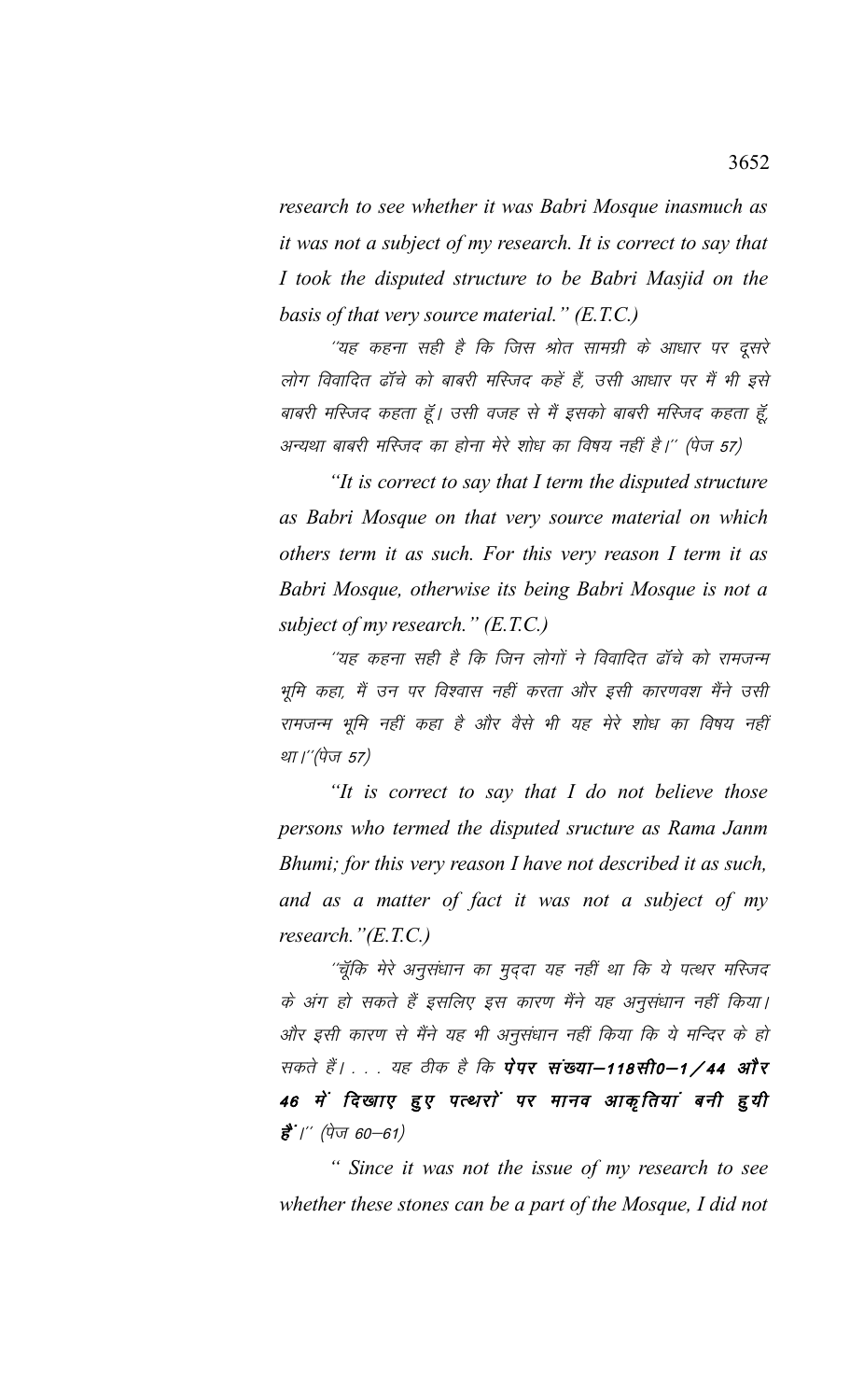*research to see whether it was Babri Mosque inasmuch as it was not a subject of my research. It is correct to say that I took the disputed structure to be Babri Masjid on the basis of that very source material." (E.T.C.)*

''यह कहना सही है कि जिस श्रोत सामग्री के आधार पर दूसरे लोग विवादित ढॉचे को बाबरी मस्जिद कहें हैं, उसी आधार पर मैं भी इसे बाबरी मस्जिद कहता हूॅं। उसी वजह से मैं इसको बाबरी मस्जिद कहता हूॅं, अन्यथा बाबरी मस्जिद का होना मेरे शोध का विषय नहीं है।'' (पेज 57)

*"It is correct to say that I term the disputed structure as Babri Mosque on that very source material on which others term it as such. For this very reason I term it as Babri Mosque, otherwise its being Babri Mosque is not a subject of my research." (E.T.C.)*

''यह कहना सही है कि जिन लोगों ने विवादित ढॉचे को रामजन्म भूमि कहा, मैं उन पर विश्वास नहीं करता और इसी कारणवश मैंने उसी रामजन्म भूमि नहीं कहा है और वैसे भी यह मेरे शोध का विषय नहीं था।''(पेज 57)

*"It is correct to say that I do not believe those persons who termed the disputed sructure as Rama Janm Bhumi; for this very reason I have not described it as such, and as a matter of fact it was not a subject of my research."(E.T.C.)*

''चूॅकि मेरे अनुसंधान का मुद्दा यह नहीं था कि ये पत्थर मस्जिद के अंग हो सकते हैं इसलिए इस कारण मैंने यह अनुसंधान नहीं किया। और इसी कारण से मैंने यह भी अनुसंधान नहीं किया कि ये मन्दिर के हो सकते हैं। . . . यह ठीक है कि **पेपर संख्या–118सी0–1/44 और 46 में दिखाए हुए पत्थरों पर मानव आकृतियां बनी हुयी हैं**।'' (पेज 60–61)

*" Since it was not the issue of my research to see whether these stones can be a part of the Mosque, I did not*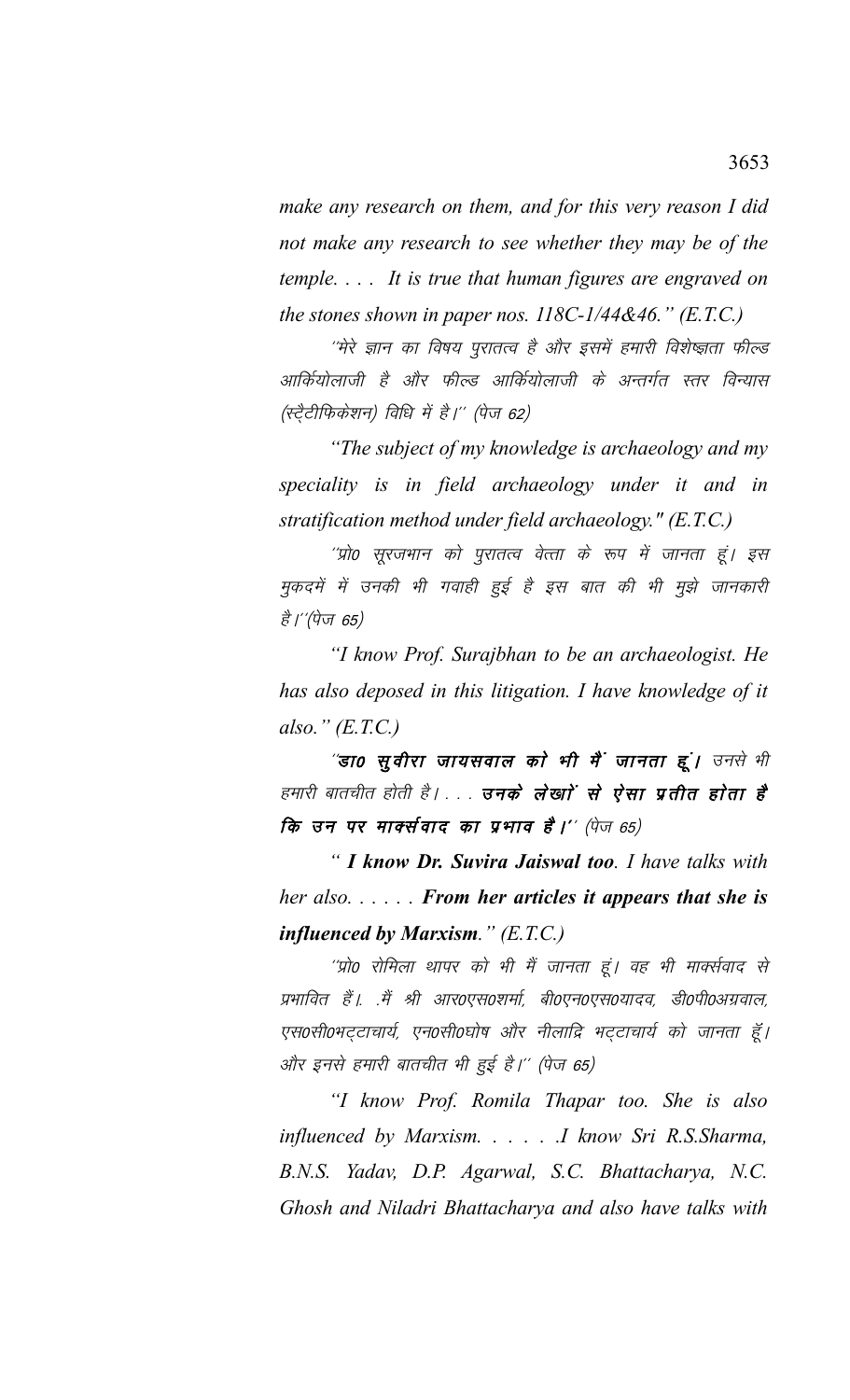*make any research on them, and for this very reason I did not make any research to see whether they may be of the temple. . . . It is true that human figures are engraved on the stones shown in paper nos. 118C-1/44&46." (E.T.C.)*

*''मेरे ज्ञान का विषय पुरातत्व है और इसमें हमारी विशेष्ज्ञता फील्ड आर्कियोलाजी है और फील्ड आर्कियोलाजी के अन्तर्गत स्तर विन्यास (स्टैटीफिकेशन) विधि में है।''* (पेज 62)

*"The subject of my knowledge is archaeology and my speciality is in field archaeology under it and in stratification method under field archaeology." (E.T.C.)*

*''प्रो0 सूरजभान को पुरातत्व वेत्ता के रूप में जानता हूं। इस मुकदमें में उनकी भी गवाही हुई है इस बात की भी मुझे जानकारी है।''*(पेज 65)

*"I know Prof. Surajbhan to be an archaeologist. He has also deposed in this litigation. I have knowledge of it also." (E.T.C.)*

*''**डा0 सुवीरा जायसवाल को भी मैं जानता हूं।** उनसे भी हमारी बातचीत होती है। . . . **उनके लेखों से ऐसा प्रतीत होता है कि उन पर मार्क्सवाद का प्रभाव है।**''* (पेज 65)

*" **I know Dr. Suvira Jaiswal too**. I have talks with her also. . . . . . **From her articles it appears that she is influenced by Marxism**." (E.T.C.)*

*''प्रो0 रोमिला थापर को भी मैं जानता हूं। वह भी मार्क्सवाद से प्रभावित हैं।. .मैं श्री आर0एस0शर्मा, बी0एन0एस0यादव, डी0पी0अग्रवाल, एस0सी0भट्टाचार्य, एन0सी0घोष और नीलाद्रि भट्टाचार्य को जानता हूँ। और इनसे हमारी बातचीत भी हुई है।''* (पेज 65)

*"I know Prof. Romila Thapar too. She is also influenced by Marxism. . . . . .I know Sri R.S.Sharma, B.N.S. Yadav, D.P. Agarwal, S.C. Bhattacharya, N.C. Ghosh and Niladri Bhattacharya and also have talks with*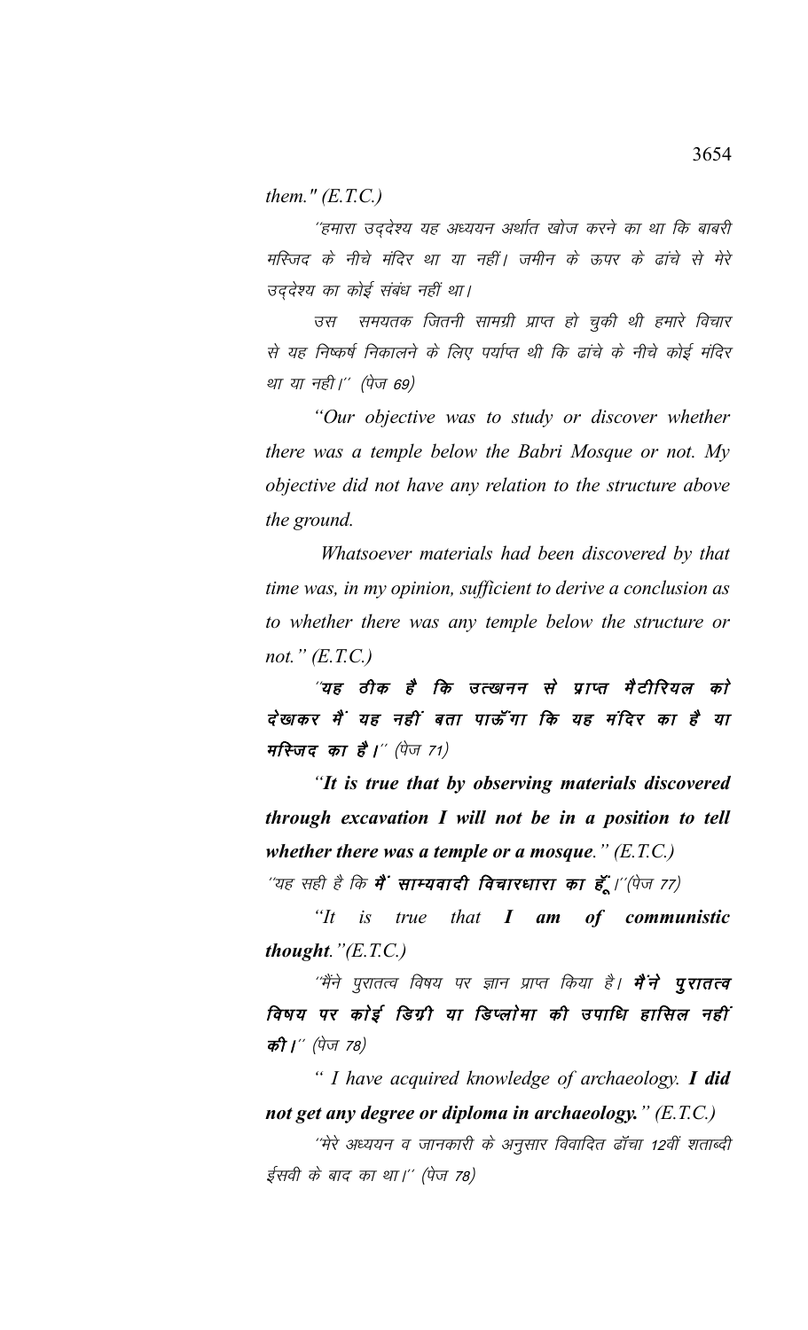*them." (E.T.C.)*

*"हमारा उद्देश्य यह अध्ययन अर्थात खोज करने का था कि बाबरी मस्जिद के नीचे मंदिर था या नहीं। जमीन के ऊपर के ढांचे से मेरे उद्देश्य का कोई संबंध नहीं था।*

*उस समयतक जितनी सामग्री प्राप्त हो चुकी थी हमारे विचार से यह निष्कर्ष निकालने के लिए पर्याप्त थी कि ढांचे के नीचे कोई मंदिर था या नही।" (पेज 69)*

*"Our objective was to study or discover whether there was a temple below the Babri Mosque or not. My objective did not have any relation to the structure above the ground.*

*Whatsoever materials had been discovered by that time was, in my opinion, sufficient to derive a conclusion as to whether there was any temple below the structure or not." (E.T.C.)*

***"यह ठीक है कि उत्खनन से प्राप्त मैटीरियल को देखकर मैं यह नहीं बता पाऊँगा कि यह मंदिर का है या मस्जिद का है।"** (पेज 71)*

***"It is true that by observing materials discovered through excavation I will not be in a position to tell whether there was a temple or a mosque."** (E.T.C.)*

*"यह सही है कि **मैं साम्यवादी विचारधारा का हूँ**।"(पेज 77)*

*"It is true that **I am of communistic thought**."(E.T.C.)*

*"मैंने पुरातत्व विषय पर ज्ञान प्राप्त किया है। **मैंने पुरातत्व विषय पर कोई डिग्री या डिप्लोमा की उपाधि हासिल नहीं की।**" (पेज 78)*

*" I have acquired knowledge of archaeology. **I did not get any degree or diploma in archaeology.**" (E.T.C.)*

*"मेरे अध्ययन व जानकारी के अनुसार विवादित ढॉचा 12वीं शताब्दी ईसवी के बाद का था।" (पेज 78)*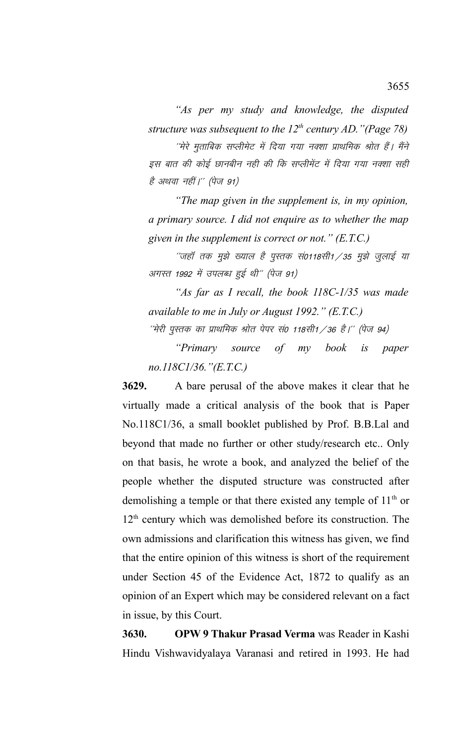*"As per my study and knowledge, the disputed structure was subsequent to the 12th century AD."(Page 78)*

´´मेरे मुताबिक सप्लीमेंट में दिया गया नक्शा प्राथमिक श्रोत हैं। मैंने इस बात की कोई छानबीन नही की कि सप्लीमेंट में दिया गया नक्शा सही है अथवा नहीं।´´ (पेज 91)

*"The map given in the supplement is, in my opinion, a primary source. I did not enquire as to whether the map given in the supplement is correct or not." (E.T.C.)*

´´जहॉ तक मुझे ख्याल है पुस्तक सं0118सी1/35 मुझे जुलाई या अगस्त 1992 में उपलब्ध हुई थी´´ (पेज 91)

*"As far as I recall, the book 118C-1/35 was made available to me in July or August 1992." (E.T.C.)*

´´मेरी पुस्तक का प्राथमिक श्रोत पेपर सं0 118सी1/36 है।´´ (पेज 94)

*"Primary source of my book is paper no.118C1/36."(E.T.C.)*

**3629.** A bare perusal of the above makes it clear that he virtually made a critical analysis of the book that is Paper No.118C1/36, a small booklet published by Prof. B.B.Lal and beyond that made no further or other study/research etc.. Only on that basis, he wrote a book, and analyzed the belief of the people whether the disputed structure was constructed after demolishing a temple or that there existed any temple of 11th or 12th century which was demolished before its construction. The own admissions and clarification this witness has given, we find that the entire opinion of this witness is short of the requirement under Section 45 of the Evidence Act, 1872 to qualify as an opinion of an Expert which may be considered relevant on a fact in issue, by this Court.

**3630.** **OPW 9 Thakur Prasad Verma** was Reader in Kashi Hindu Vishwavidyalaya Varanasi and retired in 1993. He had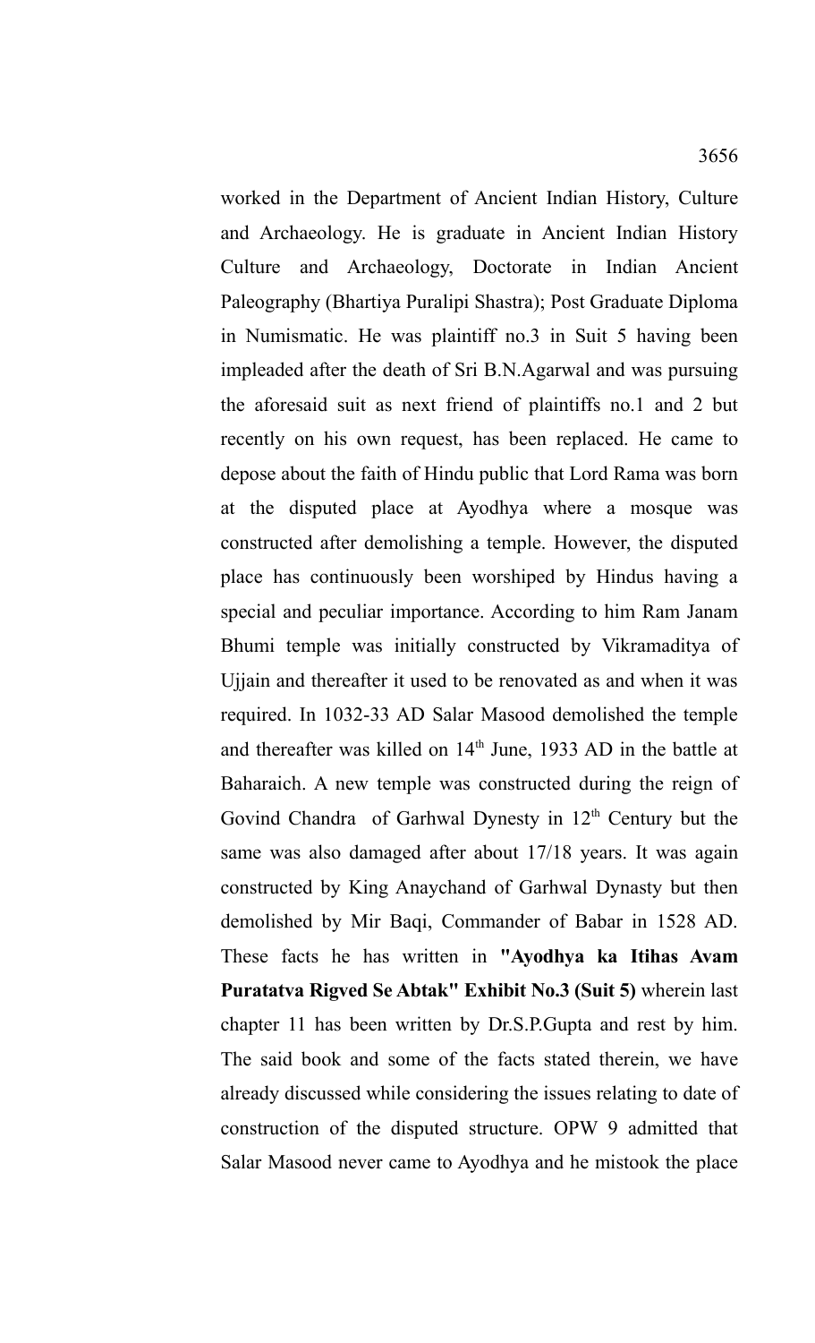worked in the Department of Ancient Indian History, Culture and Archaeology. He is graduate in Ancient Indian History Culture and Archaeology, Doctorate in Indian Ancient Paleography (Bhartiya Puralipi Shastra); Post Graduate Diploma in Numismatic. He was plaintiff no.3 in Suit 5 having been impleaded after the death of Sri B.N.Agarwal and was pursuing the aforesaid suit as next friend of plaintiffs no.1 and 2 but recently on his own request, has been replaced. He came to depose about the faith of Hindu public that Lord Rama was born at the disputed place at Ayodhya where a mosque was constructed after demolishing a temple. However, the disputed place has continuously been worshiped by Hindus having a special and peculiar importance. According to him Ram Janam Bhumi temple was initially constructed by Vikramaditya of Ujjain and thereafter it used to be renovated as and when it was required. In 1032-33 AD Salar Masood demolished the temple and thereafter was killed on 14th June, 1933 AD in the battle at Baharaich. A new temple was constructed during the reign of Govind Chandra of Garhwal Dynesty in 12th Century but the same was also damaged after about 17/18 years. It was again constructed by King Anaychand of Garhwal Dynasty but then demolished by Mir Baqi, Commander of Babar in 1528 AD. These facts he has written in **"Ayodhya ka Itihas Avam Puratatva Rigved Se Abtak" Exhibit No.3 (Suit 5)** wherein last chapter 11 has been written by Dr.S.P.Gupta and rest by him. The said book and some of the facts stated therein, we have already discussed while considering the issues relating to date of construction of the disputed structure. OPW 9 admitted that Salar Masood never came to Ayodhya and he mistook the place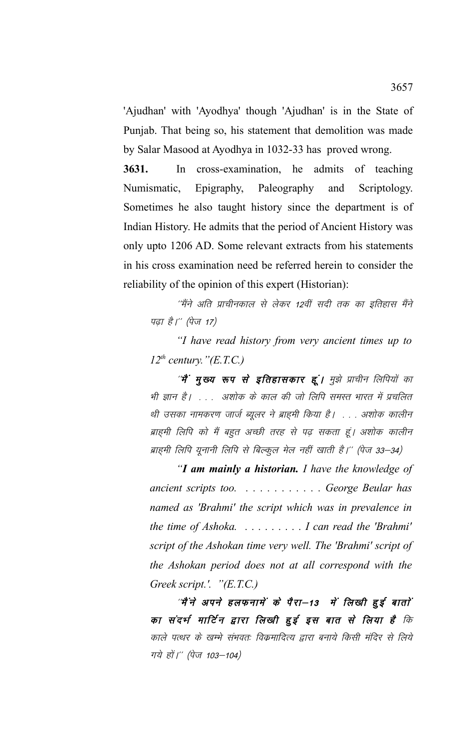'Ajudhan' with 'Ayodhya' though 'Ajudhan' is in the State of Punjab. That being so, his statement that demolition was made by Salar Masood at Ayodhya in 1032-33 has proved wrong.

**3631.** In cross-examination, he admits of teaching Numismatic, Epigraphy, Paleography and Scriptology. Sometimes he also taught history since the department is of Indian History. He admits that the period of Ancient History was only upto 1206 AD. Some relevant extracts from his statements in his cross examination need be referred herein to consider the reliability of the opinion of this expert (Historian):

> *"मैंने अति प्राचीनकाल से लेकर 12वीं सदी तक का इतिहास मैंने पढ़ा है।" (पेज 17)*
>
> *"I have read history from very ancient times up to 12th century."(E.T.C.)*
>
> *"**मैं मुख्य रूप से इतिहासकार हूं।** मुझे प्राचीन लिपियों का भी ज्ञान है। . . . अशोक के काल की जो लिपि समस्त भारत में प्रचलित थी उसका नामकरण जार्ज ब्यूलर ने ब्राह्मी किया है। . . . अशोक कालीन ब्राह्मी लिपि को मैं बहुत अच्छी तरह से पढ़ सकता हूं। अशोक कालीन ब्राह्मी लिपि यूनानी लिपि से बिल्कुल मेल नहीं खाती है।" (पेज 33–34)*
>
> *"**I am mainly a historian.** I have the knowledge of ancient scripts too. . . . . . . . . . . . George Beular has named as 'Brahmi' the script which was in prevalence in the time of Ashoka. . . . . . . . . . I can read the 'Brahmi' script of the Ashokan time very well. The 'Brahmi' script of the Ashokan period does not at all correspond with the Greek script.'. "(E.T.C.)*
>
> *"**मैंने अपने हलफनामें के पैरा–13 में लिखी हुई बातों का संदर्भ मार्टिन द्वारा लिखी हुई इस बात से लिया है** कि काले पत्थर के खम्भे संभवतः विक्रमादित्य द्वारा बनाये किसी मंदिर से लिये गये हों।" (पेज 103–104)*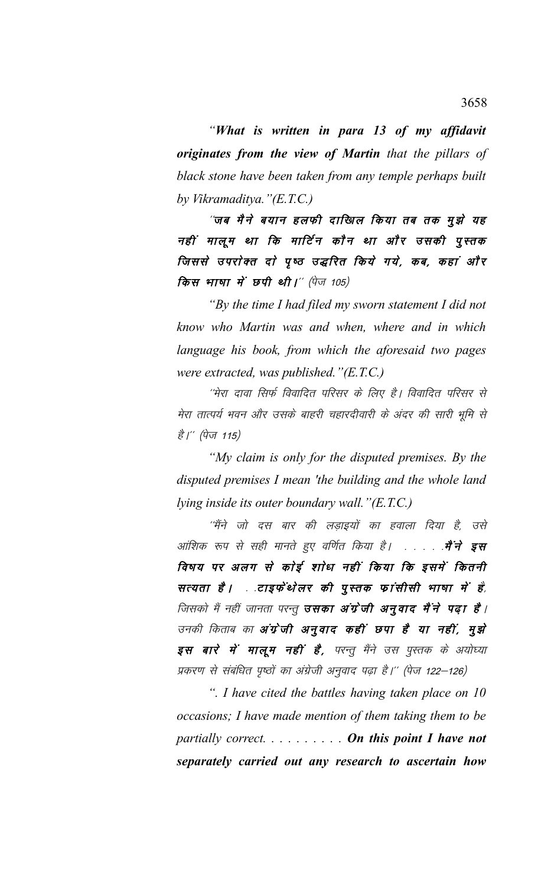*"**What is written in para 13 of my affidavit originates from the view of Martin** that the pillars of black stone have been taken from any temple perhaps built by Vikramaditya."(E.T.C.)*

*"**जब मैने बयान हलफी दाखिल किया तब तक मुझे यह नहीं मालूम था कि मार्टिन कौन था और उसकी पुस्तक जिससे उपरोक्त दो पृष्ठ उद्धरित किये गये, कब, कहां और किस भाषा में छपी थी।**" (पेज 105)*

*"By the time I had filed my sworn statement I did not know who Martin was and when, where and in which language his book, from which the aforesaid two pages were extracted, was published."(E.T.C.)*

*"मेरा दावा सिर्फ विवादित परिसर के लिए है। विवादित परिसर से मेरा तात्पर्य भवन और उसके बाहरी चहारदीवारी के अंदर की सारी भूमि से है।" (पेज 115)*

*"My claim is only for the disputed premises. By the disputed premises I mean 'the building and the whole land lying inside its outer boundary wall."(E.T.C.)*

*"मैंने जो दस बार की लड़ाइयों का हवाला दिया है, उसे आंशिक रूप से सही मानते हुए वर्णित किया है। . . . . .**मैंने इस विषय पर अलग से कोई शोध नहीं किया कि इसमें कितनी सत्यता है। . .टाइफेंथेलर की पुस्तक फ्रांसीसी भाषा में है,** जिसको मैं नहीं जानता परन्तु **उसका अंग्रेजी अनुवाद मैंने पढ़ा है।** उनकी किताब का **अंग्रेजी अनुवाद कहीं छपा है या नहीं, मुझे इस बारे में मालूम नहीं है,** परन्तु मैंने उस पुस्तक के अयोध्या प्रकरण से संबंधित पृष्ठों का अंग्रेजी अनुवाद पढ़ा है।" (पेज 122–126)*

*". I have cited the battles having taken place on 10 occasions; I have made mention of them taking them to be partially correct. . . . . . . . . . **On this point I have not separately carried out any research to ascertain how***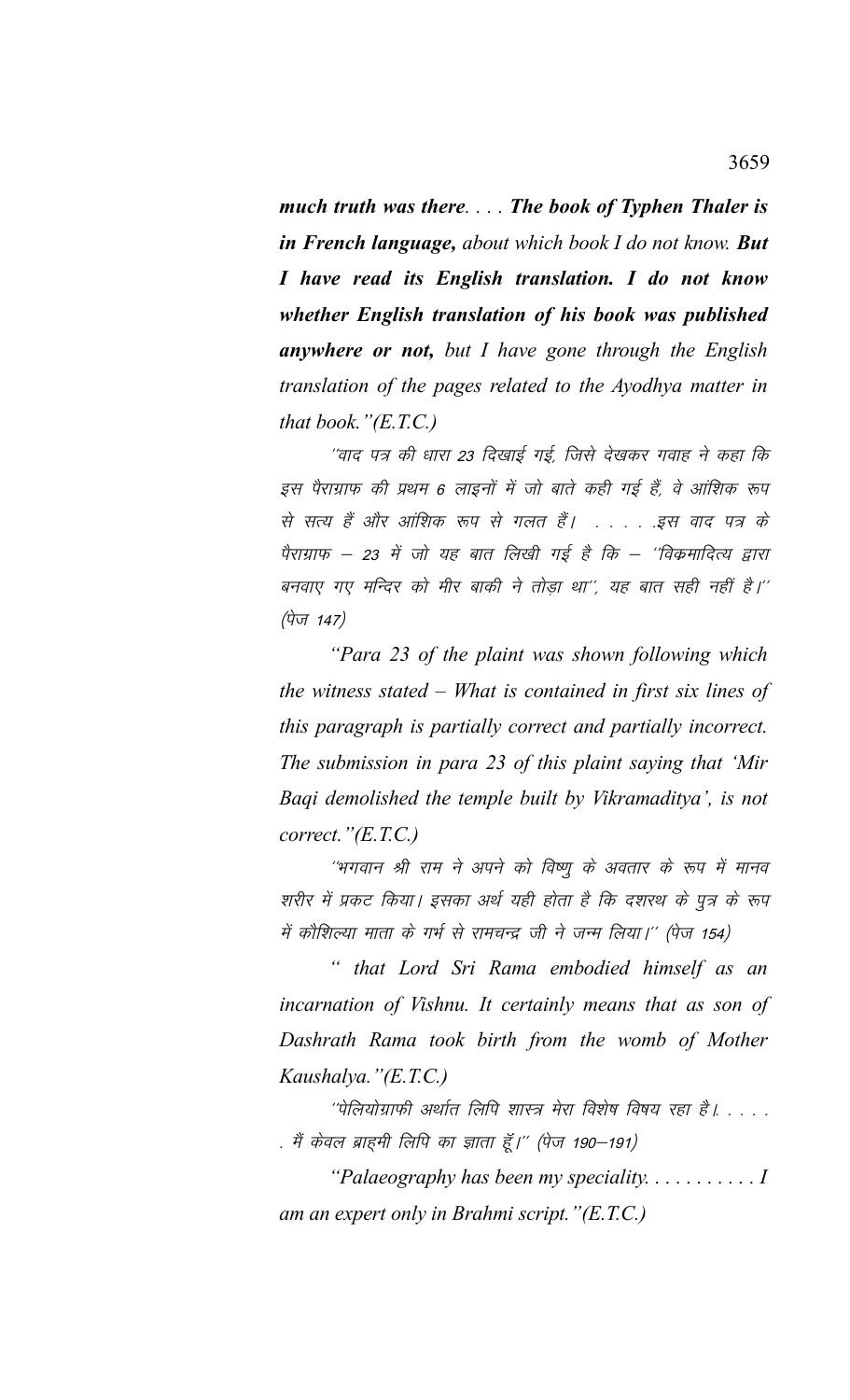***much truth was there. . . . The book of Typhen Thaler is in French language,*** *about which book I do not know.* ***But I have read its English translation. I do not know whether English translation of his book was published anywhere or not,*** *but I have gone through the English translation of the pages related to the Ayodhya matter in that book."(E.T.C.)*

*''वाद पत्र की धारा 23 दिखाई गई, जिसे देखकर गवाह ने कहा कि इस पैराग्राफ की प्रथम 6 लाइनों में जो बातें कही गई हैं, वे आंशिक रूप से सत्य हैं और आंशिक रूप से गलत हैं। . . . . .इस वाद पत्र के पैराग्राफ – 23 में जो यह बात लिखी गई है कि – ''विक्रमादित्य द्वारा बनवाए गए मन्दिर को मीर बाकी ने तोड़ा था'', यह बात सही नहीं है।'' (पेज 147)*

*"Para 23 of the plaint was shown following which the witness stated – What is contained in first six lines of this paragraph is partially correct and partially incorrect. The submission in para 23 of this plaint saying that 'Mir Baqi demolished the temple built by Vikramaditya', is not correct."(E.T.C.)*

*''भगवान श्री राम ने अपने को विष्णु के अवतार के रूप में मानव शरीर में प्रकट किया। इसका अर्थ यही होता है कि दशरथ के पुत्र के रूप में कौशिल्या माता के गर्भ से रामचन्द्र जी ने जन्म लिया।'' (पेज 154)*

*" that Lord Sri Rama embodied himself as an incarnation of Vishnu. It certainly means that as son of Dashrath Rama took birth from the womb of Mother Kaushalya."(E.T.C.)*

*''पेलियोग्राफी अर्थात लिपि शास्त्र मेरा विशेष विषय रहा है। . . . . . मैं केवल ब्राह्मी लिपि का ज्ञाता हूँ।'' (पेज 190–191)*

*"Palaeography has been my speciality. . . . . . . . . . . I am an expert only in Brahmi script."(E.T.C.)*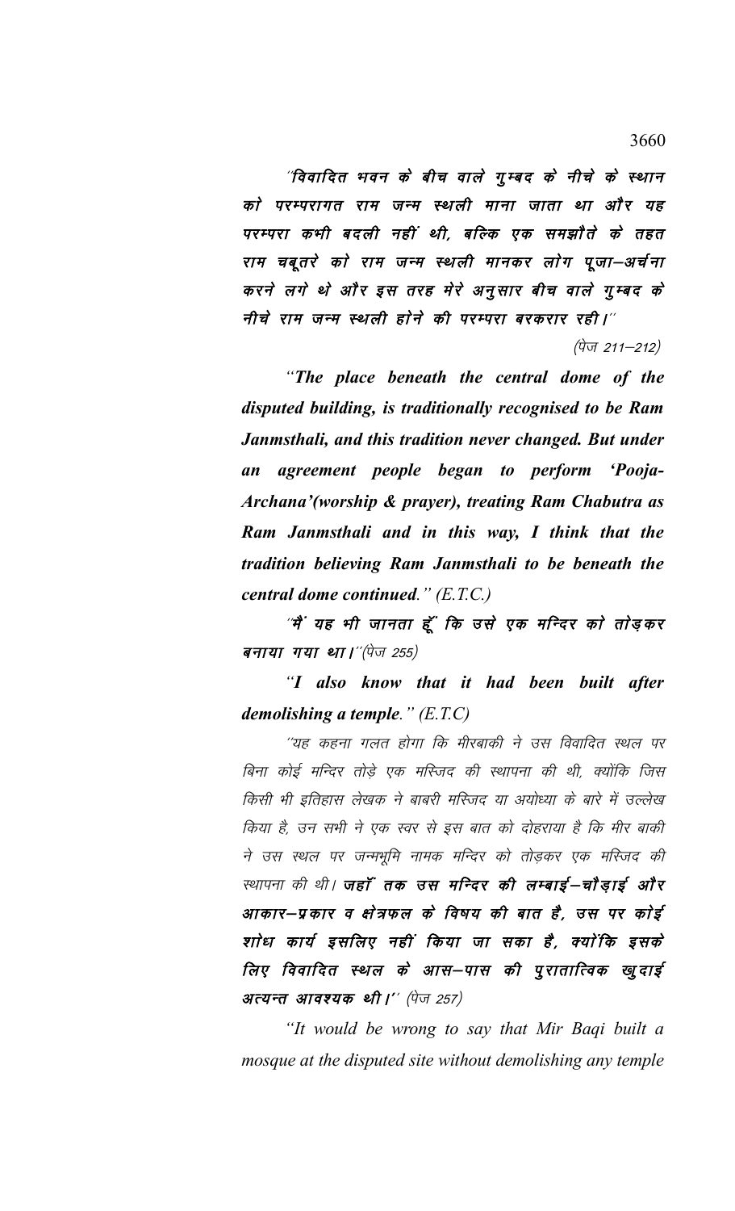*"विवादित भवन के बीच वाले गुम्बद के नीचे के स्थान को परम्परागत राम जन्म स्थली माना जाता था और यह परम्परा कभी बदली नहीं थी, बल्कि एक समझौते के तहत राम चबूतरे को राम जन्म स्थली मानकर लोग पूजा–अर्चना करने लगे थे और इस तरह मेरे अनुसार बीच वाले गुम्बद के नीचे राम जन्म स्थली होने की परम्परा बरकरार रही।"*

(पेज 211–212)

***"The place beneath the central dome of the disputed building, is traditionally recognised to be Ram Janmsthali, and this tradition never changed. But under an agreement people began to perform 'Pooja-Archana'(worship & prayer), treating Ram Chabutra as Ram Janmsthali and in this way, I think that the tradition believing Ram Janmsthali to be beneath the central dome continued." (E.T.C.)***

*"मैं यह भी जानता हूँ कि उसे एक मन्दिर को तोड़कर बनाया गया था।"*(पेज 255)

***"I also know that it had been built after demolishing a temple." (E.T.C)***

"यह कहना गलत होगा कि मीरबाकी ने उस विवादित स्थल पर बिना कोई मन्दिर तोड़े एक मस्जिद की स्थापना की थी, क्योंकि जिस किसी भी इतिहास लेखक ने बाबरी मस्जिद या अयोध्या के बारे में उल्लेख किया है, उन सभी ने एक स्वर से इस बात को दोहराया है कि मीर बाकी ने उस स्थल पर जन्मभूमि नामक मन्दिर को तोड़कर एक मस्जिद की स्थापना की थी। ***जहाँ तक उस मन्दिर की लम्बाई–चौड़ाई और आकार–प्रकार व क्षेत्रफल के विषय की बात है, उस पर कोई शोध कार्य इसलिए नहीं किया जा सका है, क्योंकि इसके लिए विवादित स्थल के आस–पास की पुरातात्विक खुदाई अत्यन्त आवश्यक थी।"*** (पेज 257)

*"It would be wrong to say that Mir Baqi built a mosque at the disputed site without demolishing any temple*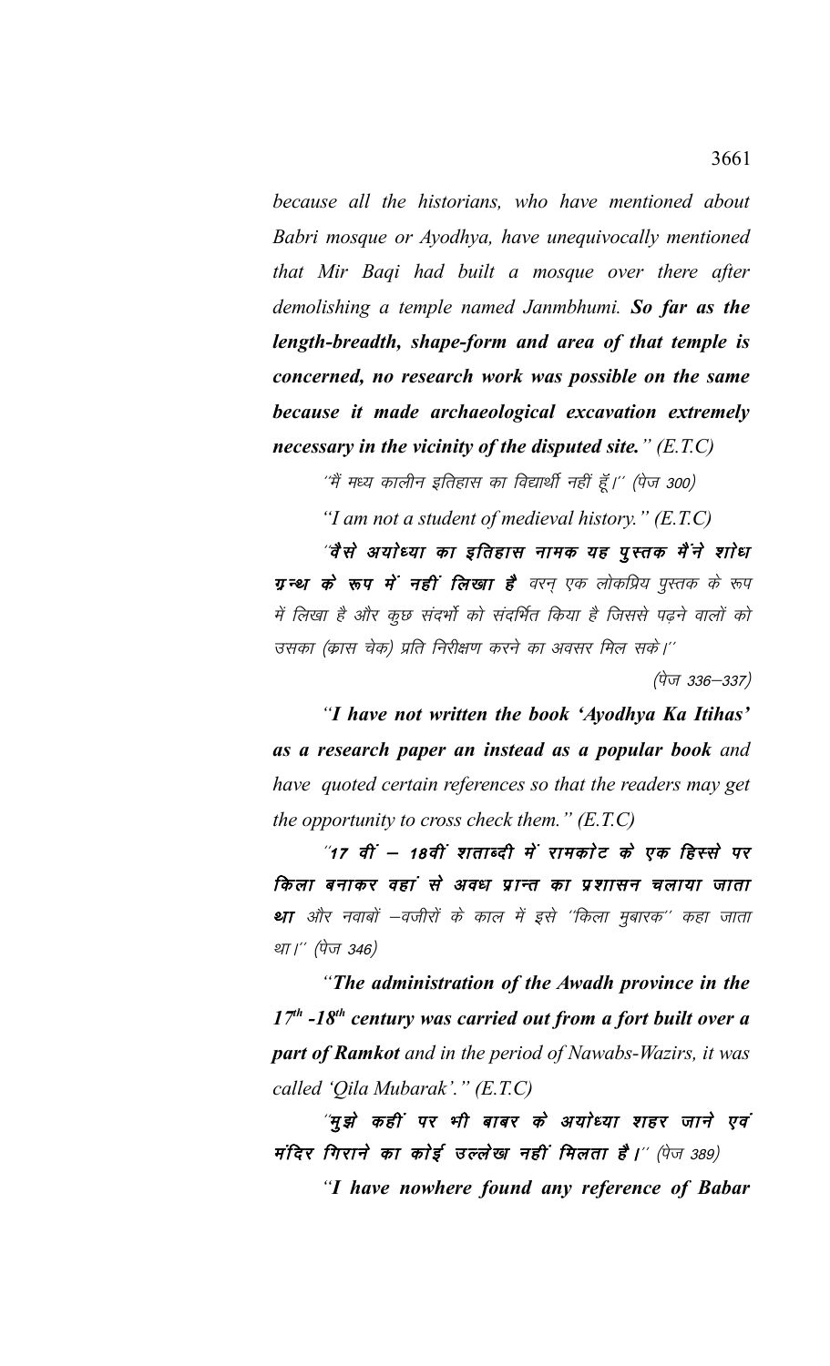*because all the historians, who have mentioned about Babri mosque or Ayodhya, have unequivocally mentioned that Mir Baqi had built a mosque over there after demolishing a temple named Janmbhumi.* ***So far as the length-breadth, shape-form and area of that temple is concerned, no research work was possible on the same because it made archaeological excavation extremely necessary in the vicinity of the disputed site.*** *" (E.T.C)*

"मैं मध्य कालीन इतिहास का विद्यार्थी नहीं हूँ।" (पेज 300)

*"I am not a student of medieval history." (E.T.C)*

"***वैसे अयोध्या का इतिहास नामक यह पुस्तक मैंने शोध ग्रन्थ के रूप में नहीं लिखा है*** वरन् एक लोकप्रिय पुस्तक के रूप में लिखा है और कुछ संदर्भो को संदर्भित किया है जिससे पढ़ने वालों को उसका (क्रास चेक) प्रति निरीक्षण करने का अवसर मिल सके।"

(पेज 336–337)

*"**I have not written the book 'Ayodhya Ka Itihas' as a research paper an instead as a popular book** and have quoted certain references so that the readers may get the opportunity to cross check them." (E.T.C)*

"***17 वीं – 18वीं शताब्दी में रामकोट के एक हिस्से पर किला बनाकर वहां से अवध प्रान्त का प्रशासन चलाया जाता था*** और नवाबों –वजीरों के काल में इसे "किला मुबारक" कहा जाता था।" (पेज 346)

*"**The administration of the Awadh province in the 17th -18th century was carried out from a fort built over a part of Ramkot** and in the period of Nawabs-Wazirs, it was called 'Qila Mubarak'." (E.T.C)*

"***मुझे कहीं पर भी बाबर के अयोध्या शहर जाने एवं मंदिर गिराने का कोई उल्लेख नहीं मिलता है।*** " (पेज 389)

***"I have nowhere found any reference of Babar***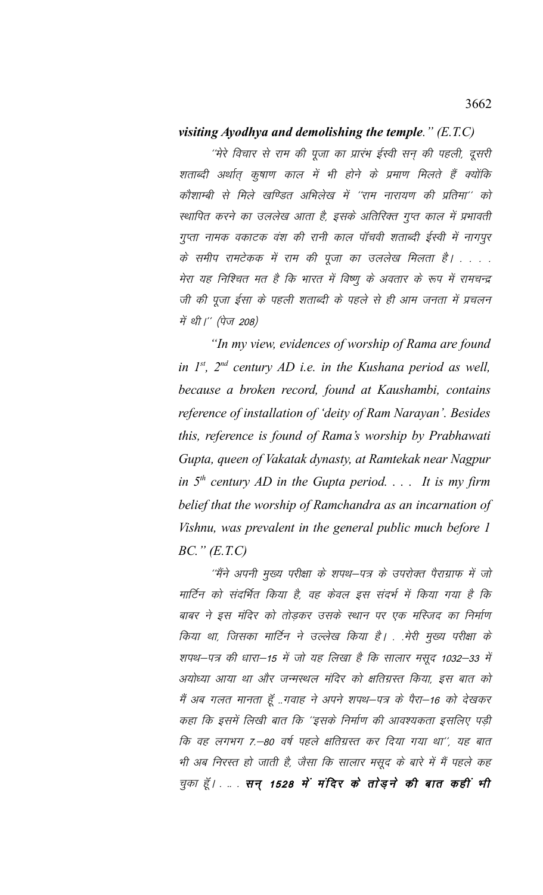***visiting Ayodhya and demolishing the temple." (E.T.C)***

*"मेरे विचार से राम की पूजा का प्रारंभ ईस्वी सन् की पहली, दूसरी शताब्दी अर्थात् कुषाण काल में भी होने के प्रमाण मिलते हैं क्योंकि कौशाम्बी से मिले खण्डित अभिलेख में ''राम नारायण की प्रतिमा'' को स्थापित करने का उललेख आता है, इसके अतिरिक्त गुप्त काल में प्रभावती गुप्ता नामक वकाटक वंश की रानी काल पॉचवी शताब्दी ईस्वी में नागपुर के समीप रामटेकक में राम की पूजा का उललेख मिलता है। . . . . मेरा यह निश्चित मत है कि भारत में विष्णु के अवतार के रूप में रामचन्द्र जी की पूजा ईसा के पहली शताब्दी के पहले से ही आम जनता में प्रचलन में थी।'' (पेज 208)*

***"In my view, evidences of worship of Rama are found in 1st, 2nd century AD i.e. in the Kushana period as well, because a broken record, found at Kaushambi, contains reference of installation of 'deity of Ram Narayan'. Besides this, reference is found of Rama's worship by Prabhawati Gupta, queen of Vakatak dynasty, at Ramtekak near Nagpur in 5th century AD in the Gupta period. . . . It is my firm belief that the worship of Ramchandra as an incarnation of Vishnu, was prevalent in the general public much before 1 BC." (E.T.C)***

*''मैंने अपनी मुख्य परीक्षा के शपथ–पत्र के उपरोक्त पैराग्राफ में जो मार्टिन को संदर्भित किया है, वह केवल इस संदर्भ में किया गया है कि बाबर ने इस मंदिर को तोड़कर उसके स्थान पर एक मस्जिद का निर्माण किया था, जिसका मार्टिन ने उल्लेख किया है। . .मेरी मुख्य परीक्षा के शपथ–पत्र की धारा–15 में जो यह लिखा है कि सालार मसूद 1032–33 में अयोध्या आया था और जन्मस्थल मंदिर को क्षतिग्रस्त किया, इस बात को मैं अब गलत मानता हूँ ..गवाह ने अपने शपथ–पत्र के पैरा–16 को देखकर कहा कि इसमें लिखी बात कि ''इसके निर्माण की आवश्यकता इसलिए पड़ी कि वह लगभग 7.–80 वर्ष पहले क्षतिग्रस्त कर दिया गया था'', यह बात भी अब निरस्त हो जाती है, जैसा कि सालार मसूद के बारे में मैं पहले कह चुका हूँ। . .. . **सन् 1528 में मंदिर के तोड़ने की बात कहीं भी***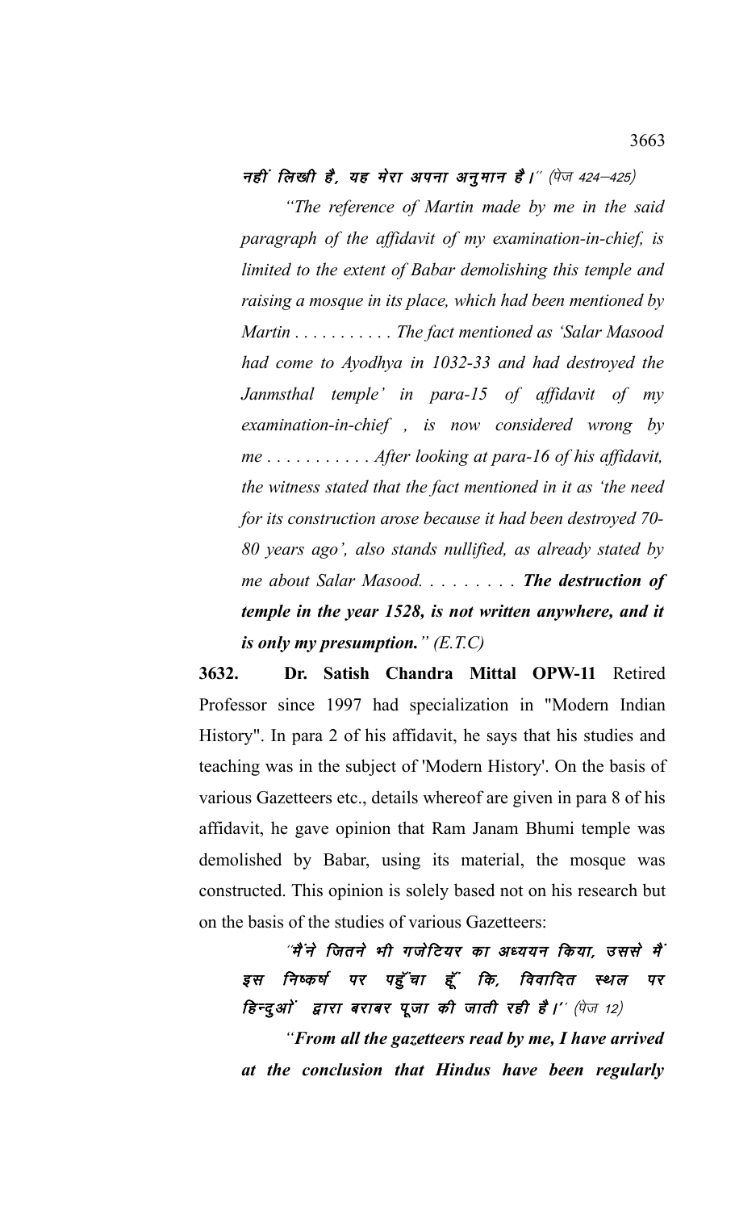नहीं लिखी है, यह मेरा अपना अनुमान है।'' (पेज 424—425)

*"The reference of Martin made by me in the said paragraph of the affidavit of my examination-in-chief, is limited to the extent of Babar demolishing this temple and raising a mosque in its place, which had been mentioned by Martin . . . . . . . . . . . The fact mentioned as 'Salar Masood had come to Ayodhya in 1032-33 and had destroyed the Janmsthal temple' in para-15 of affidavit of my examination-in-chief , is now considered wrong by me . . . . . . . . . . . After looking at para-16 of his affidavit, the witness stated that the fact mentioned in it as 'the need for its construction arose because it had been destroyed 70-80 years ago', also stands nullified, as already stated by me about Salar Masood. . . . . . . . . **The destruction of temple in the year 1528, is not written anywhere, and it is only my presumption.**" (E.T.C)*

**3632.** **Dr. Satish Chandra Mittal OPW-11** Retired Professor since 1997 had specialization in "Modern Indian History". In para 2 of his affidavit, he says that his studies and teaching was in the subject of 'Modern History'. On the basis of various Gazetteers etc., details whereof are given in para 8 of his affidavit, he gave opinion that Ram Janam Bhumi temple was demolished by Babar, using its material, the mosque was constructed. This opinion is solely based not on his research but on the basis of the studies of various Gazetteers:

''मैंने जितने भी गजेटियर का अध्ययन किया, उससे मैं इस निष्कर्ष पर पहुँचा हूँ कि, विवादित स्थल पर हिन्दुओं द्वारा बराबर पूजा की जाती रही है।'' (पेज 12)

*"**From all the gazetteers read by me, I have arrived at the conclusion that Hindus have been regularly***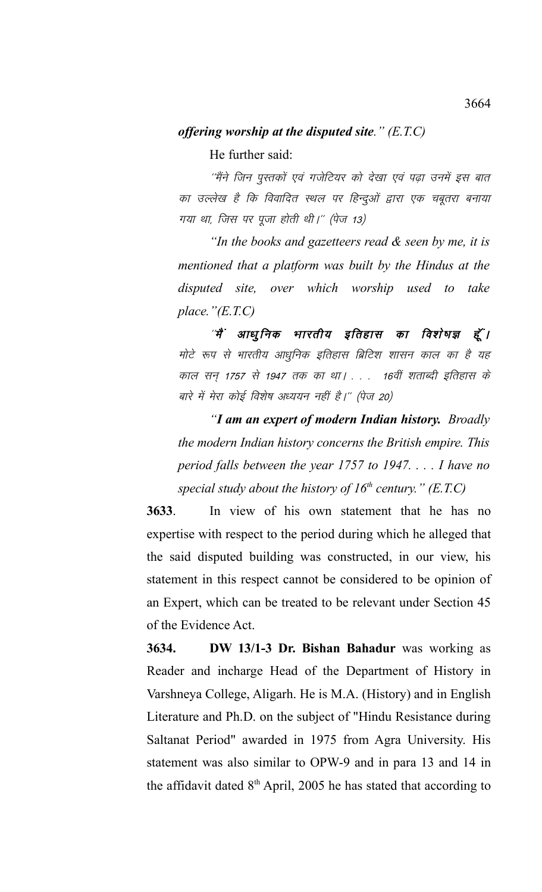*offering worship at the disputed site." (E.T.C)*

He further said:

*"मैंने जिन पुस्तकों एवं गजेटियर को देखा एवं पढ़ा उनमें इस बात का उल्लेख है कि विवादित स्थल पर हिन्दुओं द्वारा एक चबूतरा बनाया गया था, जिस पर पूजा होती थी।" (पेज 13)*

*"In the books and gazetteers read & seen by me, it is mentioned that a platform was built by the Hindus at the disputed site, over which worship used to take place."(E.T.C)*

*"**मैं आधुनिक भारतीय इतिहास का विशेषज्ञ हूँ।** मोटे रूप से भारतीय आधुनिक इतिहास ब्रिटिश शासन काल का है यह काल सन् 1757 से 1947 तक का था। . . . 16वीं शताब्दी इतिहास के बारे में मेरा कोई विशेष अध्ययन नहीं है।" (पेज 20)*

*"**I am an expert of modern Indian history.** Broadly the modern Indian history concerns the British empire. This period falls between the year 1757 to 1947. . . . I have no special study about the history of 16th century." (E.T.C)*

**3633**. In view of his own statement that he has no expertise with respect to the period during which he alleged that the said disputed building was constructed, in our view, his statement in this respect cannot be considered to be opinion of an Expert, which can be treated to be relevant under Section 45 of the Evidence Act.

**3634. DW 13/1-3 Dr. Bishan Bahadur** was working as Reader and incharge Head of the Department of History in Varshneya College, Aligarh. He is M.A. (History) and in English Literature and Ph.D. on the subject of "Hindu Resistance during Saltanat Period" awarded in 1975 from Agra University. His statement was also similar to OPW-9 and in para 13 and 14 in the affidavit dated 8th April, 2005 he has stated that according to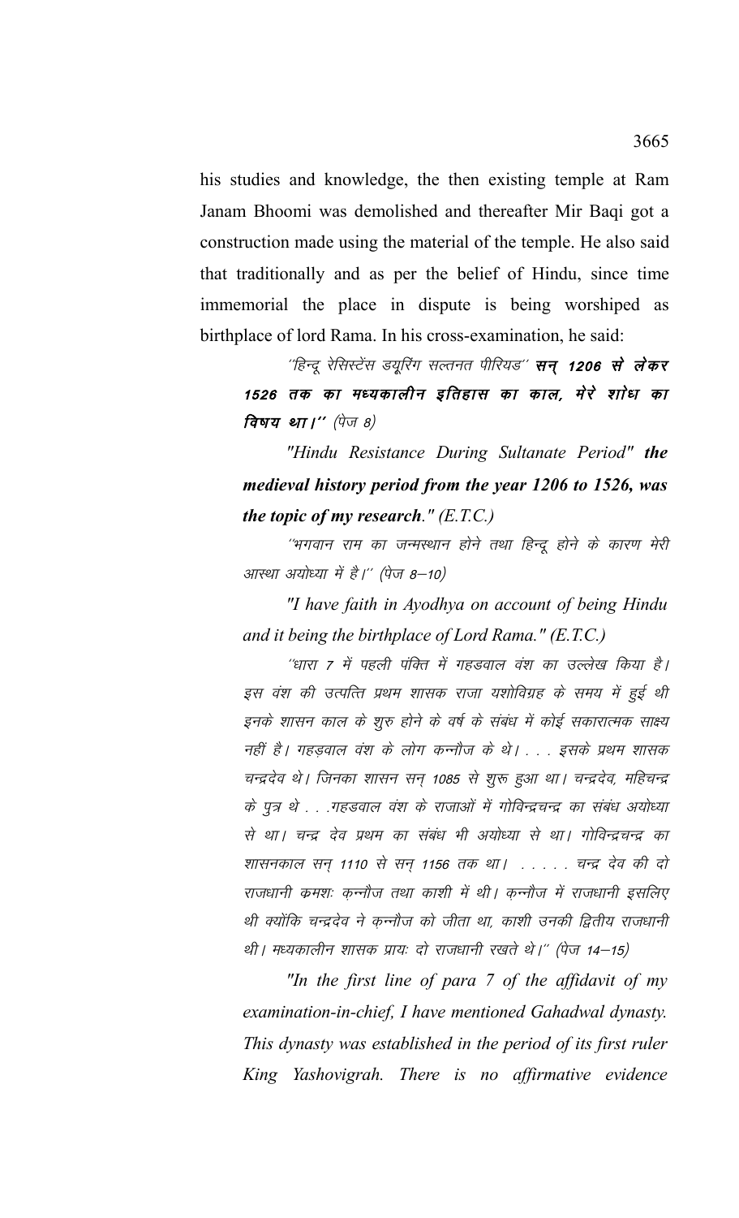his studies and knowledge, the then existing temple at Ram Janam Bhoomi was demolished and thereafter Mir Baqi got a construction made using the material of the temple. He also said that traditionally and as per the belief of Hindu, since time immemorial the place in dispute is being worshiped as birthplace of lord Rama. In his cross-examination, he said:

> *''हिन्दू रेसिस्टेंस ड्यूरिंग सल्तनत पीरियड''* ***सन् 1206 से लेकर 1526 तक का मध्यकालीन इतिहास का काल, मेरे शोध का विषय था।''*** *(पेज 8)*
>
> *"Hindu Resistance During Sultanate Period"* ***the medieval history period from the year 1206 to 1526, was the topic of my research."*** *(E.T.C.)*
>
> *''भगवान राम का जन्मस्थान होने तथा हिन्दू होने के कारण मेरी आस्था अयोध्या में है।'' (पेज 8–10)*
>
> *"I have faith in Ayodhya on account of being Hindu and it being the birthplace of Lord Rama." (E.T.C.)*
>
> *''धारा 7 में पहली पंक्ति में गहडवाल वंश का उल्लेख किया है। इस वंश की उत्पत्ति प्रथम शासक राजा यशोविग्रह के समय में हुई थी इनके शासन काल के शुरु होने के वर्ष के संबंध में कोई सकारात्मक साक्ष्य नहीं है। गहड़वाल वंश के लोग कन्नौज के थे। . . . इसके प्रथम शासक चन्द्रदेव थे। जिनका शासन सन् 1085 से शुरू हुआ था। चन्द्रदेव, महिचन्द्र के पुत्र थे . . .गहडवाल वंश के राजाओं में गोविन्द्रचन्द्र का संबंध अयोध्या से था। चन्द्र देव प्रथम का संबंध भी अयोध्या से था। गोविन्द्रचन्द्र का शासनकाल सन् 1110 से सन् 1156 तक था। . . . . . चन्द्र देव की दो राजधानी क्रमशः कन्नौज तथा काशी में थी। कन्नौज में राजधानी इसलिए थी क्योंकि चन्द्रदेव ने कन्नौज को जीता था, काशी उनकी द्वितीय राजधानी थी। मध्यकालीन शासक प्रायः दो राजधानी रखते थे।'' (पेज 14–15)*
>
> *"In the first line of para 7 of the affidavit of my examination-in-chief, I have mentioned Gahadwal dynasty. This dynasty was established in the period of its first ruler King Yashovigrah. There is no affirmative evidence*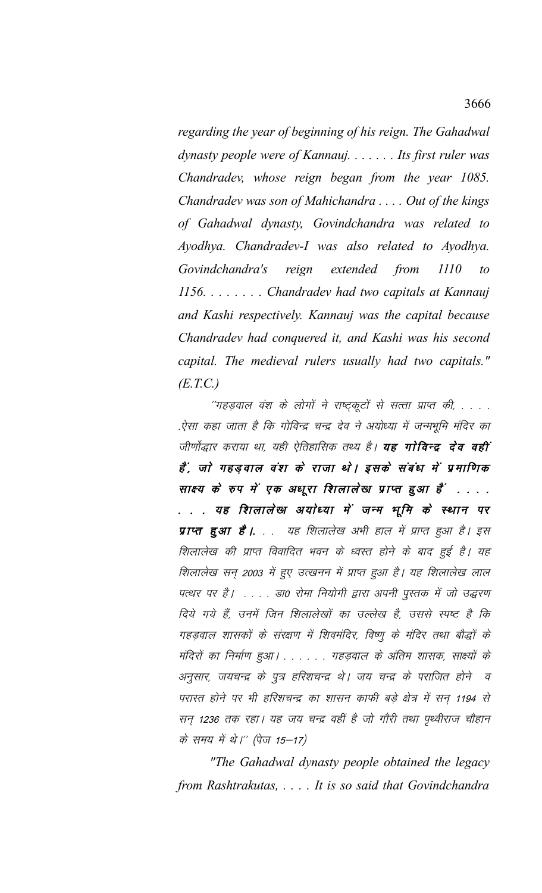*regarding the year of beginning of his reign. The Gahadwal dynasty people were of Kannauj. . . . . . . Its first ruler was Chandradev, whose reign began from the year 1085. Chandradev was son of Mahichandra . . . . Out of the kings of Gahadwal dynasty, Govindchandra was related to Ayodhya. Chandradev-I was also related to Ayodhya. Govindchandra's reign extended from 1110 to 1156. . . . . . . . Chandradev had two capitals at Kannauj and Kashi respectively. Kannauj was the capital because Chandradev had conquered it, and Kashi was his second capital. The medieval rulers usually had two capitals." (E.T.C.)*

*''गहड़वाल वंश के लोगों ने राष्ट्रकूटों से सत्ता प्राप्त की, . . . . .ऐसा कहा जाता है कि गोविन्द्र चन्द्र देव ने अयोध्या में जन्मभूमि मंदिर का जीर्णोद्धार कराया था, यही ऐतिहासिक तथ्य है। **यह गोविन्द्र देव वहीं हैं, जो गहड़वाल वंश के राजा थे। इसके संबंध में प्रमाणिक साक्ष्य के रुप में एक अधूरा शिलालेख प्राप्त हुआ है . . . . . . . यह शिलालेख अयोध्या में जन्म भूमि के स्थान पर प्राप्त हुआ है।** . . यह शिलालेख अभी हाल में प्राप्त हुआ है। इस शिलालेख की प्राप्त विवादित भवन के ध्वस्त होने के बाद हुई है। यह शिलालेख सन् 2003 में हुए उत्खनन में प्राप्त हुआ है। यह शिलालेख लाल पत्थर पर है। . . . . डा0 रोमा नियोगी द्वारा अपनी पुस्तक में जो उद्धरण दिये गये हैं, उनमें जिन शिलालेखों का उल्लेख है, उससे स्पष्ट है कि गहड़वाल शासकों के संरक्षण में शिवमंदिर, विष्णु के मंदिर तथा बौद्धों के मंदिरों का निर्माण हुआ। . . . . . . गहड़वाल के अंतिम शासक, साक्ष्यों के अनुसार, जयचन्द्र के पुत्र हरिशचन्द्र थे। जय चन्द्र के पराजित होने व परास्त होने पर भी हरिशचन्द्र का शासन काफी बड़े क्षेत्र में सन् 1194 से सन् 1236 तक रहा। यह जय चन्द्र वहीं है जो गौरी तथा पृथ्वीराज चौहान के समय में थे।'' (पेज 15–17)*

*"The Gahadwal dynasty people obtained the legacy from Rashtrakutas, . . . . It is so said that Govindchandra*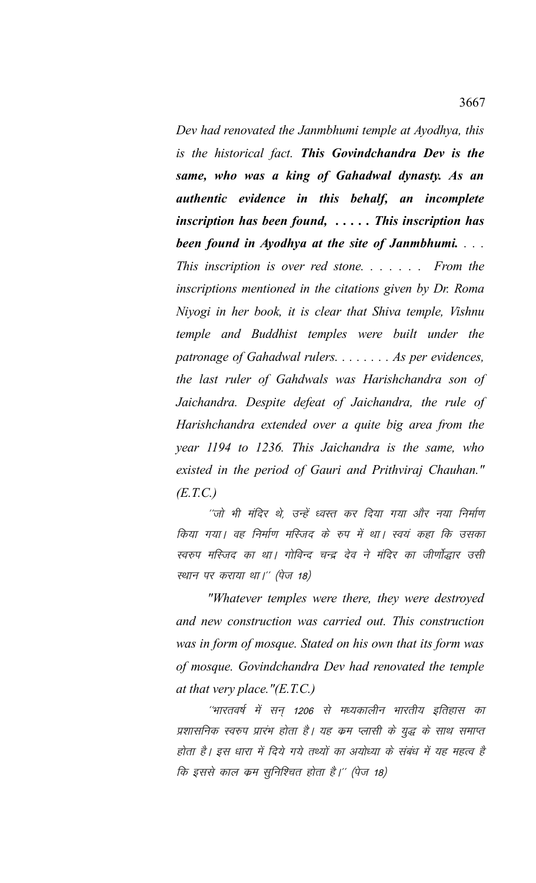*Dev had renovated the Janmbhumi temple at Ayodhya, this is the historical fact.* ***This Govindchandra Dev is the same, who was a king of Gahadwal dynasty. As an authentic evidence in this behalf, an incomplete inscription has been found, . . . . . This inscription has been found in Ayodhya at the site of Janmbhumi.*** *. . . This inscription is over red stone. . . . . . . From the inscriptions mentioned in the citations given by Dr. Roma Niyogi in her book, it is clear that Shiva temple, Vishnu temple and Buddhist temples were built under the patronage of Gahadwal rulers. . . . . . . . As per evidences, the last ruler of Gahdwals was Harishchandra son of Jaichandra. Despite defeat of Jaichandra, the rule of Harishchandra extended over a quite big area from the year 1194 to 1236. This Jaichandra is the same, who existed in the period of Gauri and Prithviraj Chauhan." (E.T.C.)*

*''जो भी मंदिर थे, उन्हें ध्वस्त कर दिया गया और नया निर्माण किया गया। वह निर्माण मस्जिद के रुप में था। स्वयं कहा कि उसका स्वरुप मस्जिद का था। गोविन्द चन्द्र देव ने मंदिर का जीर्णोद्धार उसी स्थान पर कराया था।'' (पेज 18)*

*"Whatever temples were there, they were destroyed and new construction was carried out. This construction was in form of mosque. Stated on his own that its form was of mosque. Govindchandra Dev had renovated the temple at that very place."(E.T.C.)*

*''भारतवर्ष में सन् 1206 से मध्यकालीन भारतीय इतिहास का प्रशासनिक स्वरुप प्रारंभ होता है। यह क्रम प्लासी के युद्ध के साथ समाप्त होता है। इस धारा में दिये गये तथ्यों का अयोध्या के संबंध में यह महत्व है कि इससे काल क्रम सुनिश्चित होता है।'' (पेज 18)*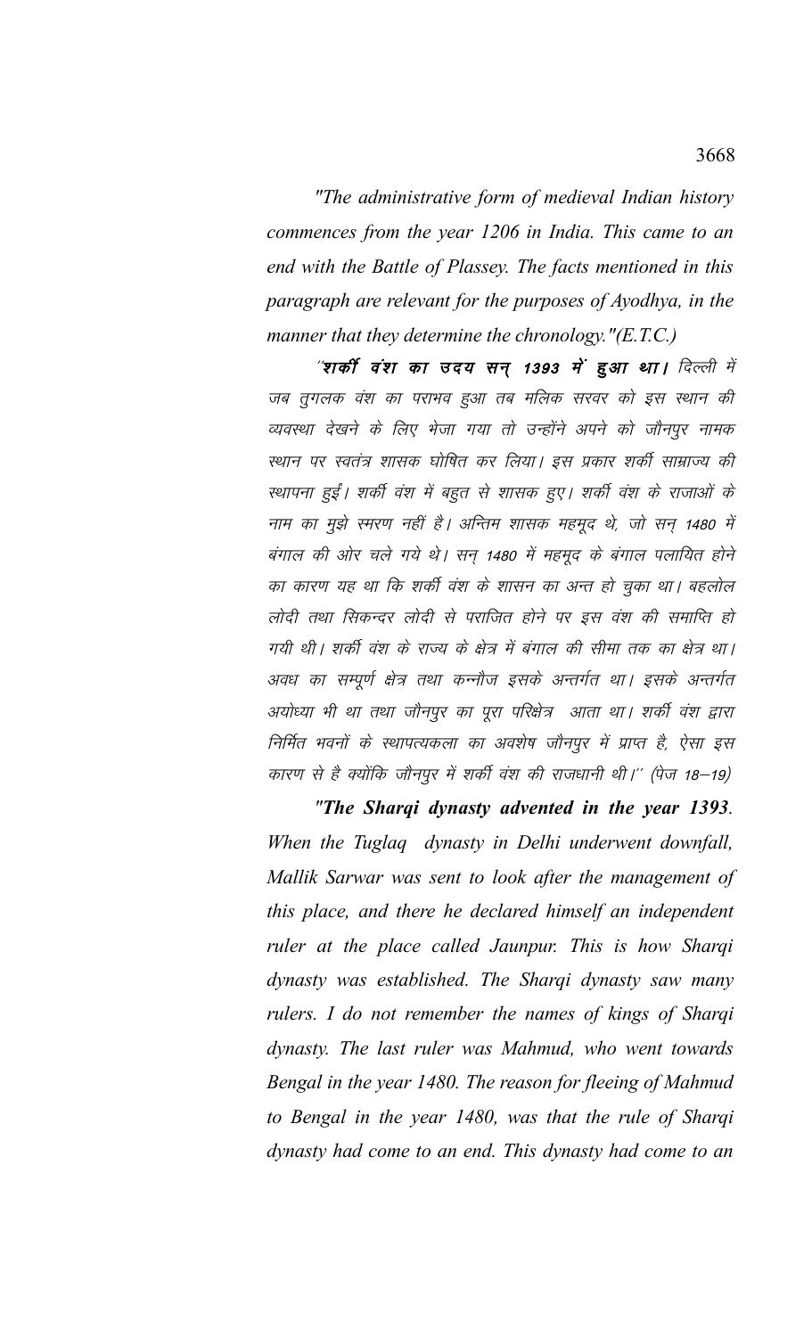*"The administrative form of medieval Indian history commences from the year 1206 in India. This came to an end with the Battle of Plassey. The facts mentioned in this paragraph are relevant for the purposes of Ayodhya, in the manner that they determine the chronology."(E.T.C.)*

*"**शर्की वंश का उदय सन् 1393 में हुआ था।** दिल्ली में जब तुगलक वंश का पराभव हुआ तब मलिक सरवर को इस स्थान की व्यवस्था देखने के लिए भेजा गया तो उन्होंने अपने को जौनपुर नामक स्थान पर स्वतंत्र शासक घोषित कर लिया। इस प्रकार शर्की साम्राज्य की स्थापना हुई। शर्की वंश में बहुत से शासक हुए। शर्की वंश के राजाओं के नाम का मुझे स्मरण नहीं है। अन्तिम शासक महमूद थे, जो सन् 1480 में बंगाल की ओर चले गये थे। सन् 1480 में महमूद के बंगाल पलायित होने का कारण यह था कि शर्की वंश के शासन का अन्त हो चुका था। बहलोल लोदी तथा सिकन्दर लोदी से पराजित होने पर इस वंश की समाप्ति हो गयी थी। शर्की वंश के राज्य के क्षेत्र में बंगाल की सीमा तक का क्षेत्र था। अवध का सम्पूर्ण क्षेत्र तथा कन्नौज इसके अन्तर्गत था। इसके अन्तर्गत अयोध्या भी था तथा जौनपुर का पूरा परिक्षेत्र आता था। शर्की वंश द्वारा निर्मित भवनों के स्थापत्यकला का अवशेष जौनपुर में प्राप्त है, ऐसा इस कारण से है क्योंकि जौनपुर में शर्की वंश की राजधानी थी।" (पेज 18–19)*

*"**The Sharqi dynasty advented in the year 1393**. When the Tuglaq dynasty in Delhi underwent downfall, Mallik Sarwar was sent to look after the management of this place, and there he declared himself an independent ruler at the place called Jaunpur. This is how Sharqi dynasty was established. The Sharqi dynasty saw many rulers. I do not remember the names of kings of Sharqi dynasty. The last ruler was Mahmud, who went towards Bengal in the year 1480. The reason for fleeing of Mahmud to Bengal in the year 1480, was that the rule of Sharqi dynasty had come to an end. This dynasty had come to an*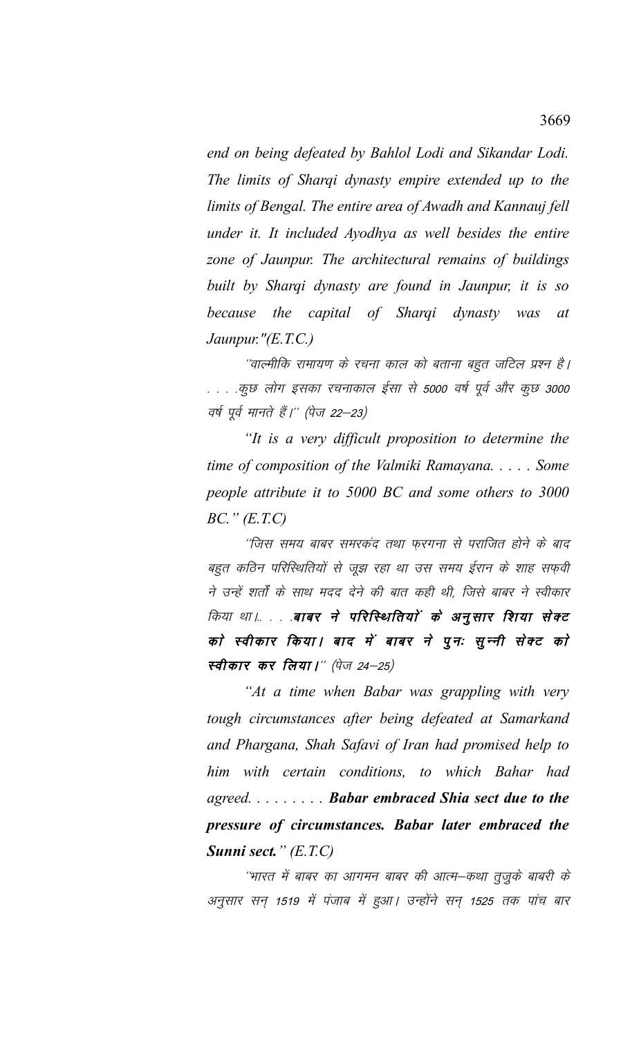*end on being defeated by Bahlol Lodi and Sikandar Lodi. The limits of Sharqi dynasty empire extended up to the limits of Bengal. The entire area of Awadh and Kannauj fell under it. It included Ayodhya as well besides the entire zone of Jaunpur. The architectural remains of buildings built by Sharqi dynasty are found in Jaunpur, it is so because the capital of Sharqi dynasty was at Jaunpur."(E.T.C.)*

*"वाल्मीकि रामायण के रचना काल को बताना बहुत जटिल प्रश्न है। . . . .कुछ लोग इसका रचनाकाल ईसा से 5000 वर्ष पूर्व और कुछ 3000 वर्ष पूर्व मानते हैं।" (पेज 22–23)*

*"It is a very difficult proposition to determine the time of composition of the Valmiki Ramayana. . . . . Some people attribute it to 5000 BC and some others to 3000 BC." (E.T.C)*

*"जिस समय बाबर समरकंद तथा फरगना से पराजित होने के बाद बहुत कठिन परिस्थितियों से जूझ रहा था उस समय ईरान के शाह सफ़वी ने उन्हें शर्तों के साथ मदद देने की बात कही थी, जिसे बाबर ने स्वीकार किया था।. . . .**बाबर ने परिस्थितियों के अनुसार शिया सेक्ट को स्वीकार किया। बाद में बाबर ने पुनः सुन्नी सेक्ट को स्वीकार कर लिया।**" (पेज 24–25)*

*"At a time when Babar was grappling with very tough circumstances after being defeated at Samarkand and Phargana, Shah Safavi of Iran had promised help to him with certain conditions, to which Bahar had agreed. . . . . . . . . **Babar embraced Shia sect due to the pressure of circumstances. Babar later embraced the Sunni sect.**" (E.T.C)*

*"भारत में बाबर का आगमन बाबर की आत्म–कथा तुजुके बाबरी के अनुसार सन् 1519 में पंजाब में हुआ। उन्होंने सन् 1525 तक पांच बार*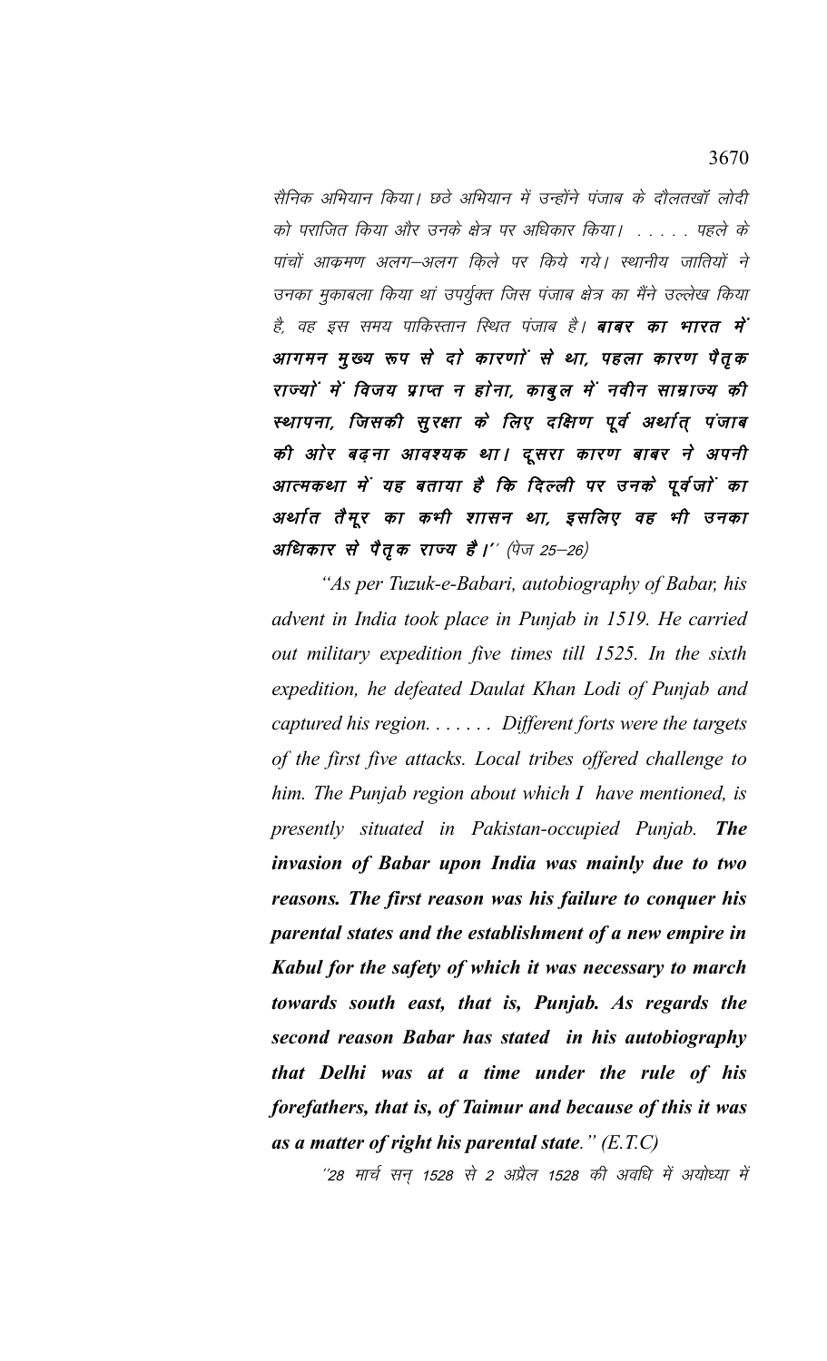सैनिक अभियान किया। छठे अभियान में उन्होंने पंजाब के दौलतखाँ लोदी को पराजित किया और उनके क्षेत्र पर अधिकार किया। . . . . . पहले के पांचों आक्रमण अलग–अलग किले पर किये गये। स्थानीय जातियों ने उनका मुकाबला किया थां उपर्युक्त जिस पंजाब क्षेत्र का मैंने उल्लेख किया है, वह इस समय पाकिस्तान स्थित पंजाब है। ***बाबर का भारत में आगमन मुख्य रूप से दो कारणों से था, पहला कारण पैतृक राज्यों में विजय प्राप्त न होना, काबुल में नवीन साम्राज्य की स्थापना, जिसकी सुरक्षा के लिए दक्षिण पूर्व अर्थात् पंजाब की ओर बढ़ना आवश्यक था। दूसरा कारण बाबर ने अपनी आत्मकथा में यह बताया है कि दिल्ली पर उनके पूर्वजों का अर्थात तैमूर का कभी शासन था, इसलिए वह भी उनका अधिकार से पैतृक राज्य है।***'' (पेज 25–26)

*"As per Tuzuk-e-Babari, autobiography of Babar, his advent in India took place in Punjab in 1519. He carried out military expedition five times till 1525. In the sixth expedition, he defeated Daulat Khan Lodi of Punjab and captured his region. . . . . . . Different forts were the targets of the first five attacks. Local tribes offered challenge to him. The Punjab region about which I have mentioned, is presently situated in Pakistan-occupied Punjab.* ***The invasion of Babar upon India was mainly due to two reasons. The first reason was his failure to conquer his parental states and the establishment of a new empire in Kabul for the safety of which it was necessary to march towards south east, that is, Punjab. As regards the second reason Babar has stated in his autobiography that Delhi was at a time under the rule of his forefathers, that is, of Taimur and because of this it was as a matter of right his parental state.*** *" (E.T.C)*

''28 मार्च सन् 1528 से 2 अप्रैल 1528 की अवधि में अयोध्या में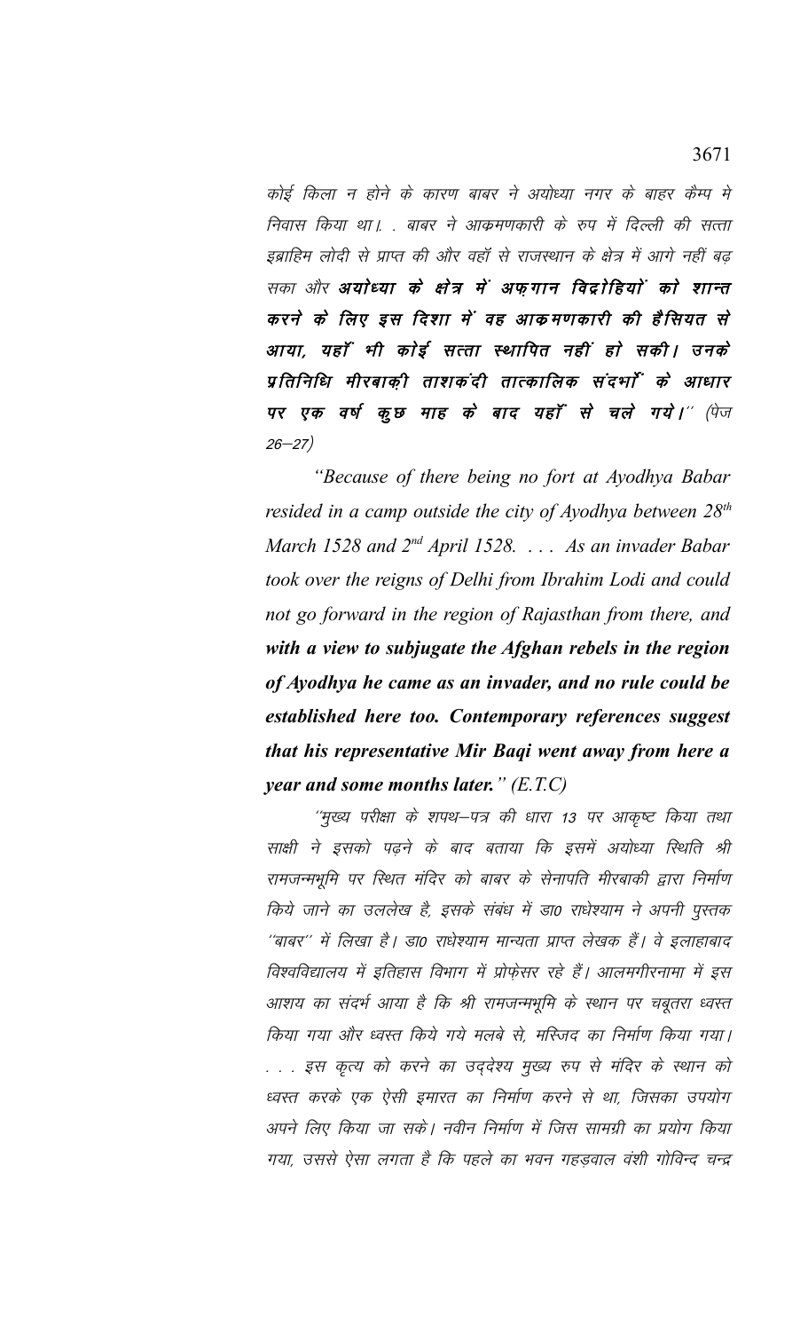कोई किला न होने के कारण बाबर ने अयोध्या नगर के बाहर कैम्प मे निवास किया था।. . बाबर ने आकमणकारी के रुप में दिल्ली की सत्ता इब्राहिम लोदी से प्राप्त की और वहाँ से राजस्थान के क्षेत्र में आगे नहीं बढ़ सका और ***अयोध्या के क्षेत्र में अफ़गान विद्रोहियों को शान्त करने के लिए इस दिशा में वह आकमणकारी की हैसियत से आया, यहाँ भी कोई सत्ता स्थापित नहीं हो सकी। उनके प्रतिनिधि मीरबाक़ी ताशकंदी तात्कालिक संदर्भों के आधार पर एक वर्ष कुछ माह के बाद यहाँ से चले गये।''*** (पेज 26–27)

*"Because of there being no fort at Ayodhya Babar resided in a camp outside the city of Ayodhya between 28th March 1528 and 2nd April 1528. . . . As an invader Babar took over the reigns of Delhi from Ibrahim Lodi and could not go forward in the region of Rajasthan from there, and **with a view to subjugate the Afghan rebels in the region of Ayodhya he came as an invader, and no rule could be established here too. Contemporary references suggest that his representative Mir Baqi went away from here a year and some months later."*** *(E.T.C)*

''मुख्य परीक्षा के शपथ–पत्र की धारा 13 पर आकृष्ट किया तथा साक्षी ने इसको पढ़ने के बाद बताया कि इसमें अयोध्या स्थिति श्री रामजन्मभूमि पर स्थित मंदिर को बाबर के सेनापति मीरबाकी द्वारा निर्माण किये जाने का उललेख है, इसके संबंध में डा0 राधेश्याम ने अपनी पुस्तक ''बाबर'' में लिखा है। डा0 राधेश्याम मान्यता प्राप्त लेखक हैं। वे इलाहाबाद विश्वविद्यालय में इतिहास विभाग में प्रोफ़ेसर रहे हैं। आलमगीरनामा में इस आशय का संदर्भ आया है कि श्री रामजन्मभूमि के स्थान पर चबूतरा ध्वस्त किया गया और ध्वस्त किये गये मलबे से, मस्जिद का निर्माण किया गया। . . . इस कृत्य को करने का उद्देश्य मुख्य रुप से मंदिर के स्थान को ध्वस्त करके एक ऐसी इमारत का निर्माण करने से था, जिसका उपयोग अपने लिए किया जा सके। नवीन निर्माण में जिस सामग्री का प्रयोग किया गया, उससे ऐसा लगता है कि पहले का भवन गहड़वाल वंशी गोविन्द चन्द्र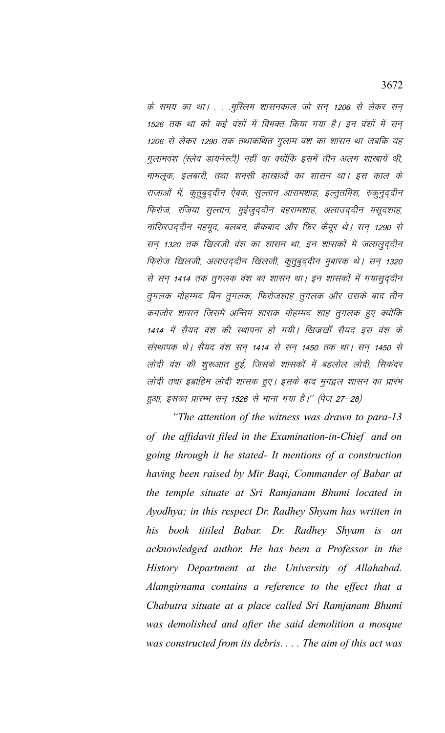*के समय का था। . . .मुस्लिम शासनकाल जो सन् 1206 से लेकर सन् 1526 तक था को कई वंशों में विभक्त किया गया है। इन वंशों में सन् 1206 से लेकर 1290 तक तथाकथित गुलाम वंश का शासन था जबकि यह गुलामवंश (स्लेव डायनेस्टी) नहीं था क्योंकि इसमें तीन अलग शाखायें थी, मामलूक, इलबारी, तथा शमसी शाखाओं का शासन था। इस काल के राजाओं में, कुतुबुद्दीन ऐबक, सुल्तान आरामशाह, इल्तुतमिश, रुकुनुद्दीन फ़िरोज, रजिया सुल्तान, मुईजुद्दीन बहरामशाह, अलाउद्दीन मसूदशाह, नासिरउद्दीन महमूद, बलबन, कैकबाद और फिर कैमूर थे। सन् 1290 से सन् 1320 तक खिलजी वंश का शासन था, इन शासकों में जलालुद्दीन फ़िरोज खिलजी, अलाउद्दीन खिलजी, कुतुबुद्दीन मुबारक थे। सन् 1320 से सन् 1414 तक तुगलक वंश का शासन था। इन शासकों में गयासुद्दीन तुगलक मोहम्मद बिन तुगलक, फिरोजशाह तुगलक और उसके बाद तीन कमजोर शासन जिसमें अन्तिम शासक मोहम्मद शाह तुगलक हुए क्योंकि 1414 में सैयद वंश की स्थापना हो गयी। खिज़्रखॉ सैयद इस वंश के संस्थापक थे। सैयद वंश सन् 1414 से सन् 1450 तक था। सन् 1450 से लोदी वंश की शुरूआत हुई, जिसके शासकों में बहलोल लोदी, सिकंदर लोदी तथा इब्राहिम लोदी शासक हुए। इसके बाद मुगद्वल शासन का प्रारंभ हुआ, इसका प्रारम्भ सन् 1526 से माना गया है।'' (पेज 27–28)*

*"The attention of the witness was drawn to para-13 of the affidavit filed in the Examination-in-Chief and on going through it he stated- It mentions of a construction having been raised by Mir Baqi, Commander of Babar at the temple situate at Sri Ramjanam Bhumi located in Ayodhya; in this respect Dr. Radhey Shyam has written in his book titiled Babar. Dr. Radhey Shyam is an acknowledged author. He has been a Professor in the History Department at the University of Allahabad. Alamgirnama contains a reference to the effect that a Chabutra situate at a place called Sri Ramjanam Bhumi was demolished and after the said demolition a mosque was constructed from its debris. . . . The aim of this act was*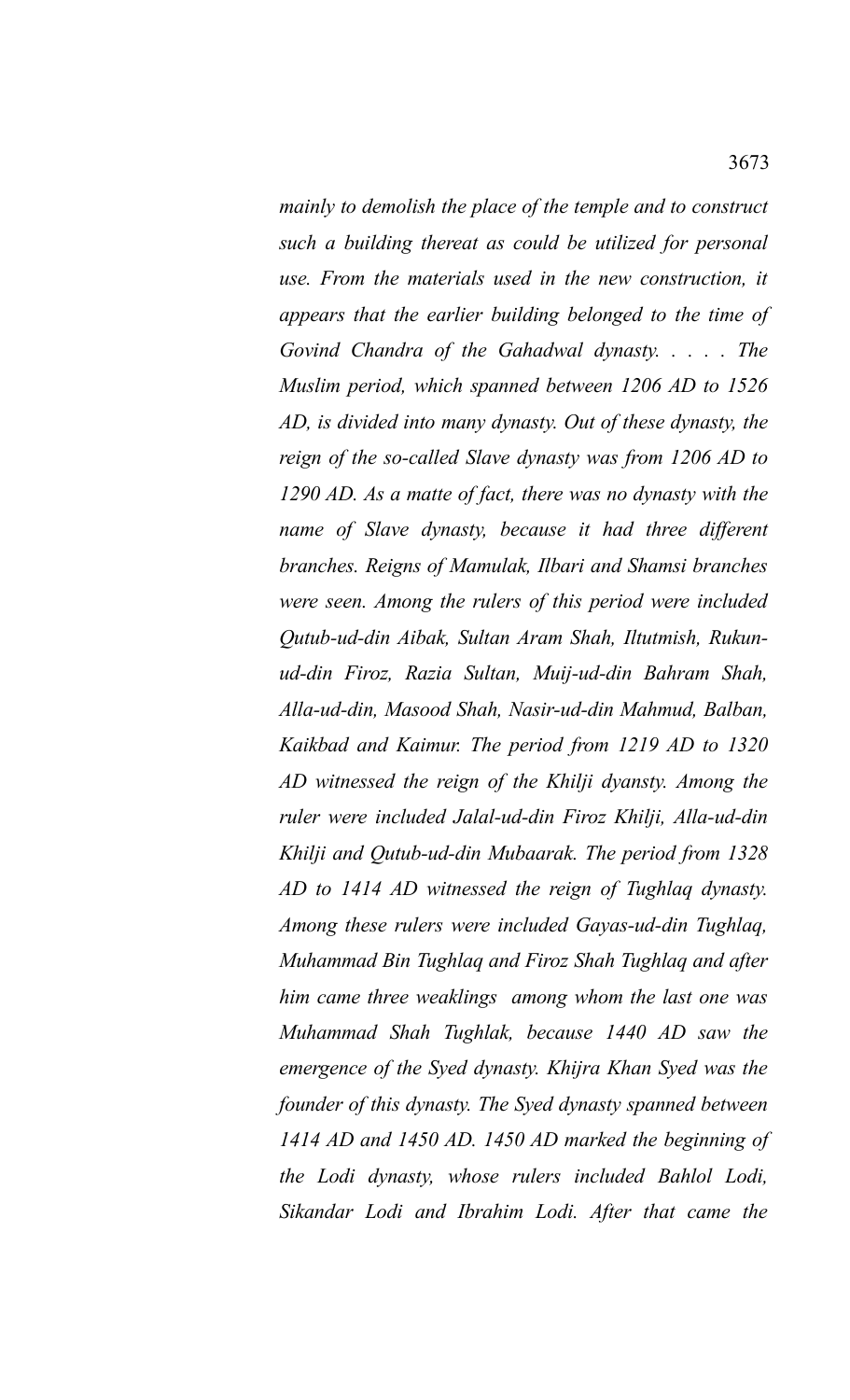*mainly to demolish the place of the temple and to construct such a building thereat as could be utilized for personal use. From the materials used in the new construction, it appears that the earlier building belonged to the time of Govind Chandra of the Gahadwal dynasty. . . . . The Muslim period, which spanned between 1206 AD to 1526 AD, is divided into many dynasty. Out of these dynasty, the reign of the so-called Slave dynasty was from 1206 AD to 1290 AD. As a matte of fact, there was no dynasty with the name of Slave dynasty, because it had three different branches. Reigns of Mamulak, Ilbari and Shamsi branches were seen. Among the rulers of this period were included Qutub-ud-din Aibak, Sultan Aram Shah, Iltutmish, Rukun-ud-din Firoz, Razia Sultan, Muij-ud-din Bahram Shah, Alla-ud-din, Masood Shah, Nasir-ud-din Mahmud, Balban, Kaikbad and Kaimur. The period from 1219 AD to 1320 AD witnessed the reign of the Khilji dyansty. Among the ruler were included Jalal-ud-din Firoz Khilji, Alla-ud-din Khilji and Qutub-ud-din Mubaarak. The period from 1328 AD to 1414 AD witnessed the reign of Tughlaq dynasty. Among these rulers were included Gayas-ud-din Tughlaq, Muhammad Bin Tughlaq and Firoz Shah Tughlaq and after him came three weaklings among whom the last one was Muhammad Shah Tughlak, because 1440 AD saw the emergence of the Syed dynasty. Khijra Khan Syed was the founder of this dynasty. The Syed dynasty spanned between 1414 AD and 1450 AD. 1450 AD marked the beginning of the Lodi dynasty, whose rulers included Bahlol Lodi, Sikandar Lodi and Ibrahim Lodi. After that came the*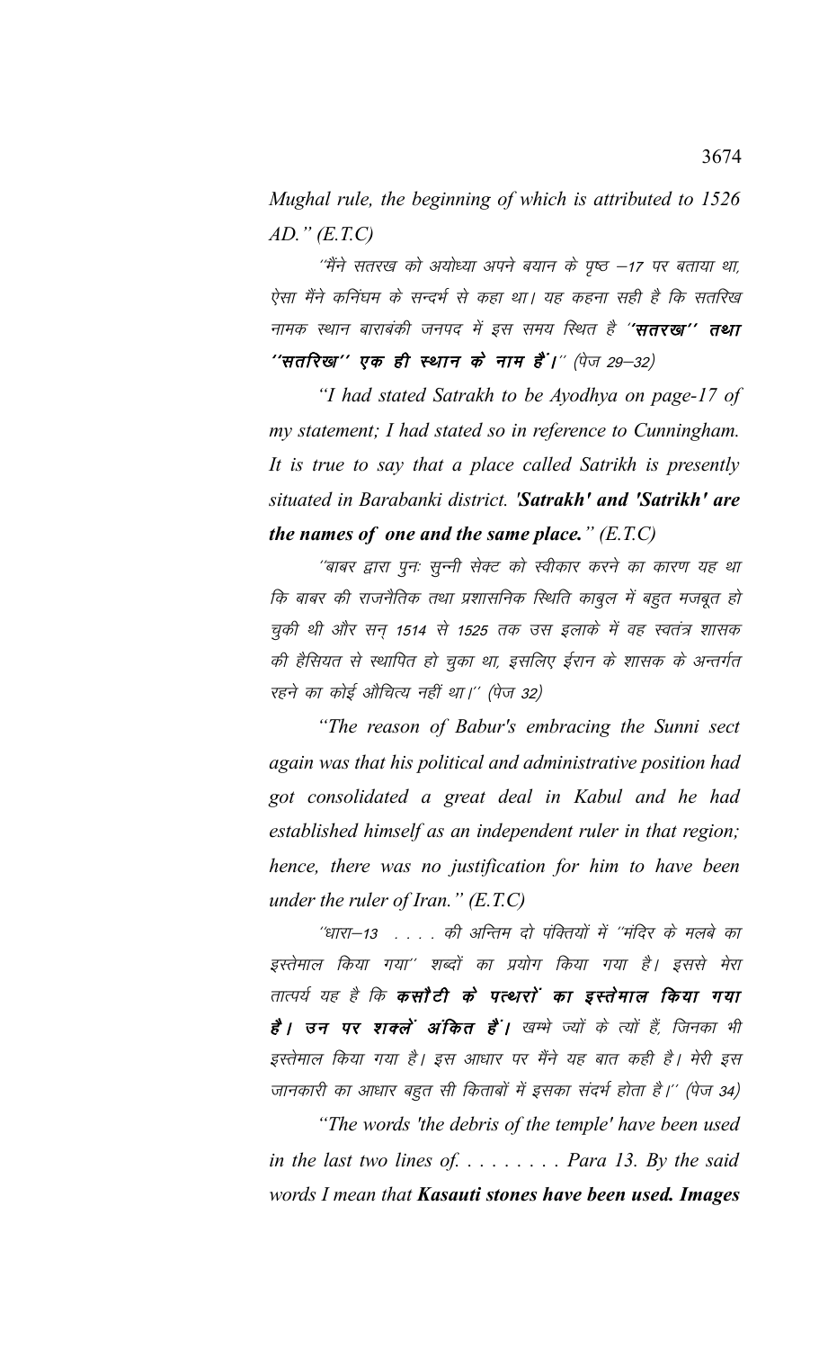*Mughal rule, the beginning of which is attributed to 1526 AD." (E.T.C)*

"मैंने सतरख को अयोध्या अपने बयान के पृष्ठ –17 पर बताया था, ऐसा मैंने कनिंघम के सन्दर्भ से कहा था। यह कहना सही है कि सतरिख नामक स्थान बाराबंकी जनपद में इस समय स्थित है ***"सतरख" तथा "सतरिख" एक ही स्थान के नाम हैं।"*** (पेज 29–32)

*"I had stated Satrakh to be Ayodhya on page-17 of my statement; I had stated so in reference to Cunningham. It is true to say that a place called Satrikh is presently situated in Barabanki district. **'Satrakh' and 'Satrikh' are the names of one and the same place.**" (E.T.C)*

"बाबर द्वारा पुनः सुन्नी सेक्ट को स्वीकार करने का कारण यह था कि बाबर की राजनैतिक तथा प्रशासनिक स्थिति काबुल में बहुत मजबूत हो चुकी थी और सन् 1514 से 1525 तक उस इलाके में वह स्वतंत्र शासक की हैसियत से स्थापित हो चुका था, इसलिए ईरान के शासक के अन्तर्गत रहने का कोई औचित्य नहीं था।" (पेज 32)

*"The reason of Babur's embracing the Sunni sect again was that his political and administrative position had got consolidated a great deal in Kabul and he had established himself as an independent ruler in that region; hence, there was no justification for him to have been under the ruler of Iran." (E.T.C)*

"धारा–13 . . . . की अन्तिम दो पंक्तियों में "मंदिर के मलबे का इस्तेमाल किया गया" शब्दों का प्रयोग किया गया है। इससे मेरा तात्पर्य यह है कि ***कसौटी के पत्थरों का इस्तेमाल किया गया है। उन पर शक्लें अंकित हैं।*** खम्भे ज्यों के त्यों हैं, जिनका भी इस्तेमाल किया गया है। इस आधार पर मैंने यह बात कही है। मेरी इस जानकारी का आधार बहुत सी किताबों में इसका संदर्भ होता है।" (पेज 34)

*"The words 'the debris of the temple' have been used in the last two lines of. . . . . . . . . Para 13. By the said words I mean that **Kasauti stones have been used. Images***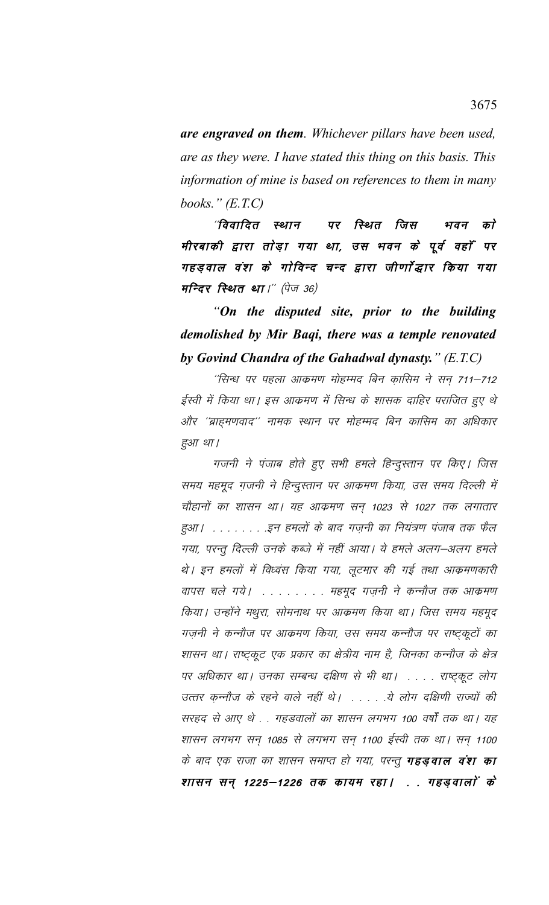***are engraved on them**. Whichever pillars have been used, are as they were. I have stated this thing on this basis. This information of mine is based on references to them in many books." (E.T.C)*

***"विवादित स्थान पर स्थित जिस भवन को मीरबाकी द्वारा तोड़ा गया था, उस भवन के पूर्व वहाँ पर गहड़वाल वंश के गोविन्द चन्द द्वारा जीर्णोद्धार किया गया मन्दिर स्थित था।"** (पेज 36)*

***"On the disputed site, prior to the building demolished by Mir Baqi, there was a temple renovated by Govind Chandra of the Gahadwal dynasty." (E.T.C)***

*"सिन्ध पर पहला आक्रमण मोहम्मद बिन क़ासिम ने सन् 711–712 ईस्वी में किया था। इस आक्रमण में सिन्ध के शासक दाहिर पराजित हुए थे और "ब्राह्मणवाद" नामक स्थान पर मोहम्मद बिन कासिम का अधिकार हुआ था।*

*गजनी ने पंजाब होते हुए सभी हमले हिन्दुस्तान पर किए। जिस समय महमूद ग़जनी ने हिन्दुस्तान पर आक्रमण किया, उस समय दिल्ली में चौहानों का शासन था। यह आक्रमण सन् 1023 से 1027 तक लगातार हुआ। . . . . . . . . इन हमलों के बाद गज़नी का नियंत्रण पंजाब तक फैल गया, परन्तु दिल्ली उनके कब्जे में नहीं आया। ये हमले अलग–अलग हमले थे। इन हमलों में विध्वंस किया गया, लूटमार की गई तथा आक्रमणकारी वापस चले गये। . . . . . . . . महमूद गज़नी ने कन्नौज तक आक्रमण किया। उन्होंने मथुरा, सोमनाथ पर आक्रमण किया था। जिस समय महमूद गज़नी ने कन्नौज पर आक्रमण किया, उस समय कन्नौज पर राष्ट्कूटों का शासन था। राष्ट्कूट एक प्रकार का क्षेत्रीय नाम है, जिनका कन्नौज के क्षेत्र पर अधिकार था। उनका सम्बन्ध दक्षिण से भी था। . . . . राष्ट्कूट लोग उत्तर कन्नौज के रहने वाले नहीं थे। . . . . . ये लोग दक्षिणी राज्यों की सरहद से आए थे . . गहडवालों का शासन लगभग 100 वर्षों तक था। यह शासन लगभग सन् 1085 से लगभग सन् 1100 ईस्वी तक था। सन् 1100 के बाद एक राजा का शासन समाप्त हो गया, परन्तु **गहड़वाल वंश का शासन सन् 1225–1226 तक कायम रहा। . . गहड़वालों के***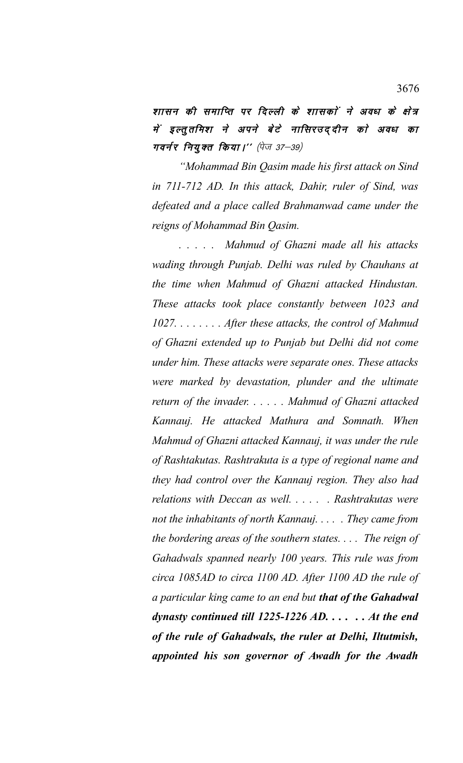शासन की समाप्ति पर दिल्ली के शासकों ने अवध के क्षेत्र में इल्तुतमिश ने अपने बेटे नासिरउद्दीन को अवध का गवर्नर नियुक्त किया।'' (पेज 37–39)

*"Mohammad Bin Qasim made his first attack on Sind in 711-712 AD. In this attack, Dahir, ruler of Sind, was defeated and a place called Brahmanwad came under the reigns of Mohammad Bin Qasim.*

*. . . . . Mahmud of Ghazni made all his attacks wading through Punjab. Delhi was ruled by Chauhans at the time when Mahmud of Ghazni attacked Hindustan. These attacks took place constantly between 1023 and 1027. . . . . . . . After these attacks, the control of Mahmud of Ghazni extended up to Punjab but Delhi did not come under him. These attacks were separate ones. These attacks were marked by devastation, plunder and the ultimate return of the invader. . . . . . Mahmud of Ghazni attacked Kannauj. He attacked Mathura and Somnath. When Mahmud of Ghazni attacked Kannauj, it was under the rule of Rashtakutas. Rashtrakuta is a type of regional name and they had control over the Kannauj region. They also had relations with Deccan as well. . . . . . Rashtrakutas were not the inhabitants of north Kannauj. . . . . They came from the bordering areas of the southern states. . . . The reign of Gahadwals spanned nearly 100 years. This rule was from circa 1085AD to circa 1100 AD. After 1100 AD the rule of a particular king came to an end but* ***that of the Gahadwal dynasty continued till 1225-1226 AD. . . . . . At the end of the rule of Gahadwals, the ruler at Delhi, Iltutmish, appointed his son governor of Awadh for the Awadh***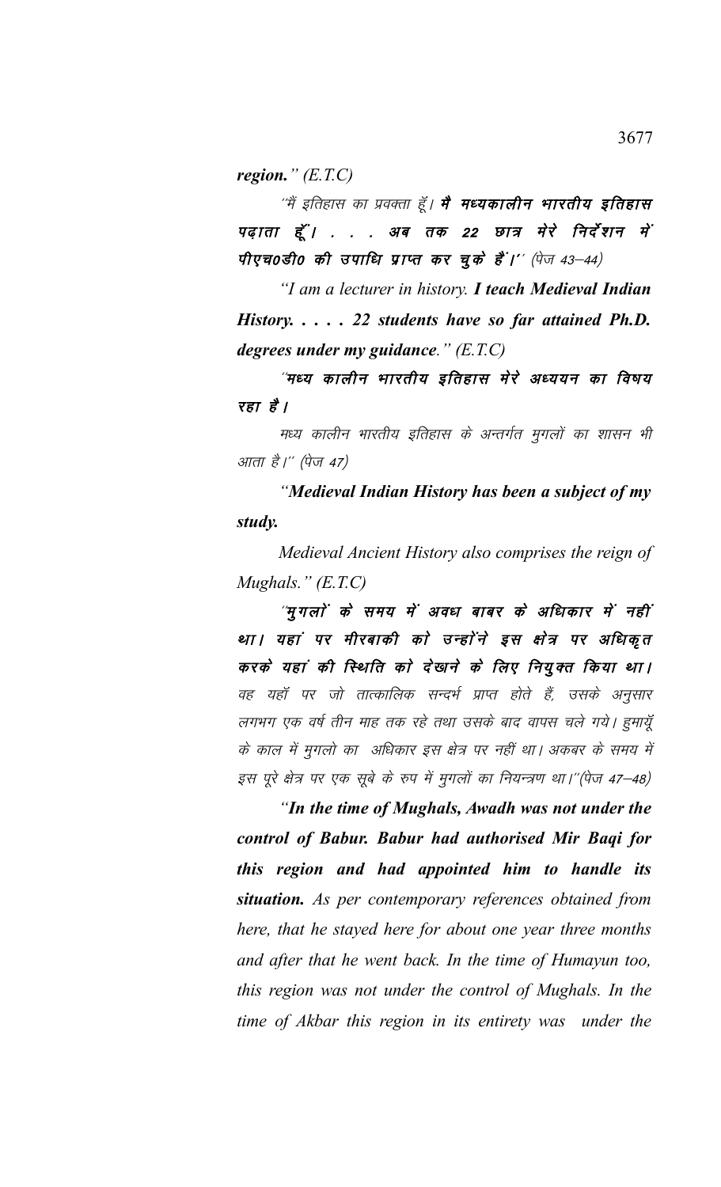***region.*** *" (E.T.C)*

*''मैं इतिहास का प्रवक्ता हूँ।* ***मै मध्यकालीन भारतीय इतिहास पढ़ाता हूँ। . . . अब तक 22 छात्र मेरे निर्देशन में पीएच0डी0 की उपाधि प्राप्त कर चुके हैं।''*** *(पेज 43–44)*

*"I am a lecturer in history.* ***I teach Medieval Indian History. . . . . 22 students have so far attained Ph.D. degrees under my guidance****." (E.T.C)*

***''मध्य कालीन भारतीय इतिहास मेरे अध्ययन का विषय रहा है।***

*मध्य कालीन भारतीय इतिहास के अन्तर्गत मुगलों का शासन भी आता है।'' (पेज 47)*

*"****Medieval Indian History has been a subject of my study.***

*Medieval Ancient History also comprises the reign of Mughals." (E.T.C)*

***''मुगलों के समय में अवध बाबर के अधिकार में नहीं था। यहां पर मीरबाकी को उन्होंने इस क्षेत्र पर अधिकृत करके यहां की स्थिति को देखने के लिए नियुक्त किया था।*** *वह यहाँ पर जो तात्कालिक सन्दर्भ प्राप्त होते हैं, उसके अनुसार लगभग एक वर्ष तीन माह तक रहे तथा उसके बाद वापस चले गये। हुमायूँ के काल में मुगलो का अधिकार इस क्षेत्र पर नहीं था। अकबर के समय में इस पूरे क्षेत्र पर एक सूबे के रुप में मुगलों का नियन्त्रण था।''(पेज 47–48)*

*"****In the time of Mughals, Awadh was not under the control of Babur. Babur had authorised Mir Baqi for this region and had appointed him to handle its situation.*** *As per contemporary references obtained from here, that he stayed here for about one year three months and after that he went back. In the time of Humayun too, this region was not under the control of Mughals. In the time of Akbar this region in its entirety was under the*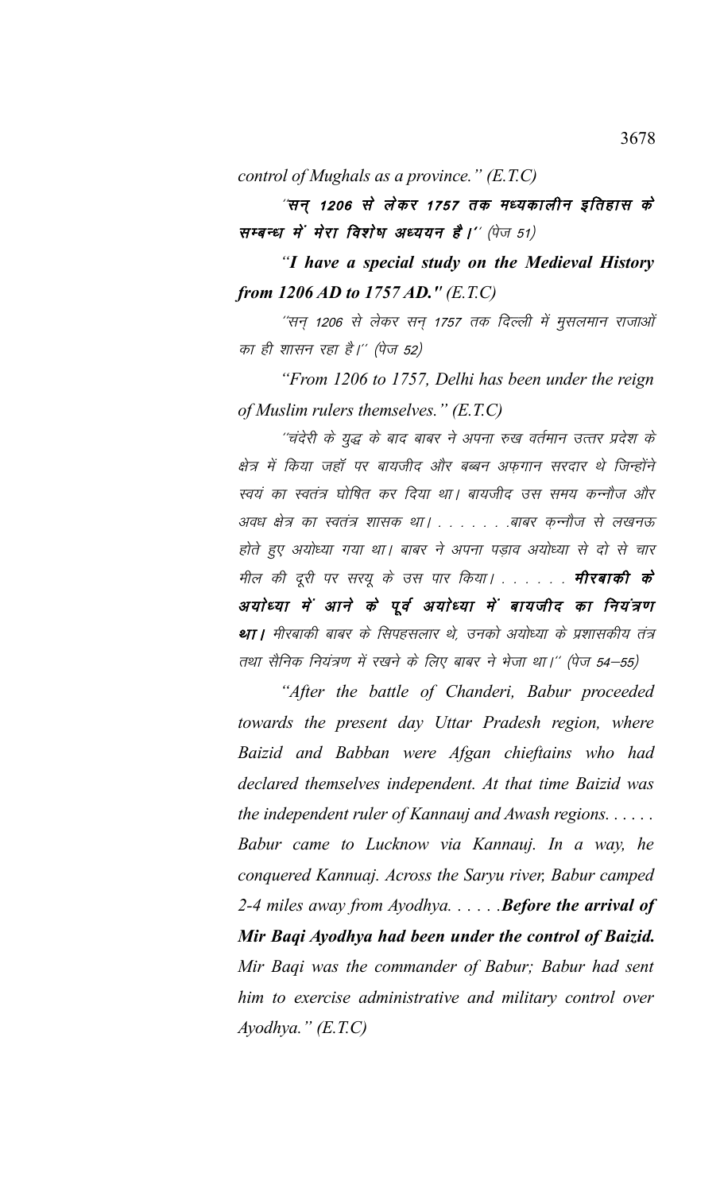*control of Mughals as a province." (E.T.C)*

**"सन् 1206 से लेकर 1757 तक मध्यकालीन इतिहास के सम्बन्ध में मेरा विशेष अध्ययन है।"** (पेज 51)

***"I have a special study on the Medieval History from 1206 AD to 1757 AD." (E.T.C)***

"सन् 1206 से लेकर सन् 1757 तक दिल्ली में मुसलमान राजाओं का ही शासन रहा है।" (पेज 52)

*"From 1206 to 1757, Delhi has been under the reign of Muslim rulers themselves." (E.T.C)*

"चंदेरी के युद्ध के बाद बाबर ने अपना रुख वर्तमान उत्तर प्रदेश के क्षेत्र में किया जहाँ पर बायजीद और बब्बन अफगान सरदार थे जिन्होंने स्वयं का स्वतंत्र घोषित कर दिया था। बायजीद उस समय कन्नौज और अवध क्षेत्र का स्वतंत्र शासक था। . . . . . . .बाबर कन्नौज से लखनऊ होते हुए अयोध्या गया था। बाबर ने अपना पड़ाव अयोध्या से दो से चार मील की दूरी पर सरयू के उस पार किया। . . . . . . **मीरबाकी के अयोध्या में आने के पूर्व अयोध्या में बायजीद का नियंत्रण था।** मीरबाकी बाबर के सिपहसलार थे, उनको अयोध्या के प्रशासकीय तंत्र तथा सैनिक नियंत्रण में रखने के लिए बाबर ने भेजा था।" (पेज 54—55)

*"After the battle of Chanderi, Babur proceeded towards the present day Uttar Pradesh region, where Baizid and Babban were Afgan chieftains who had declared themselves independent. At that time Baizid was the independent ruler of Kannauj and Awash regions. . . . . . Babur came to Lucknow via Kannauj. In a way, he conquered Kannuaj. Across the Saryu river, Babur camped 2-4 miles away from Ayodhya. . . . . .**Before the arrival of Mir Baqi Ayodhya had been under the control of Baizid.** Mir Baqi was the commander of Babur; Babur had sent him to exercise administrative and military control over Ayodhya." (E.T.C)*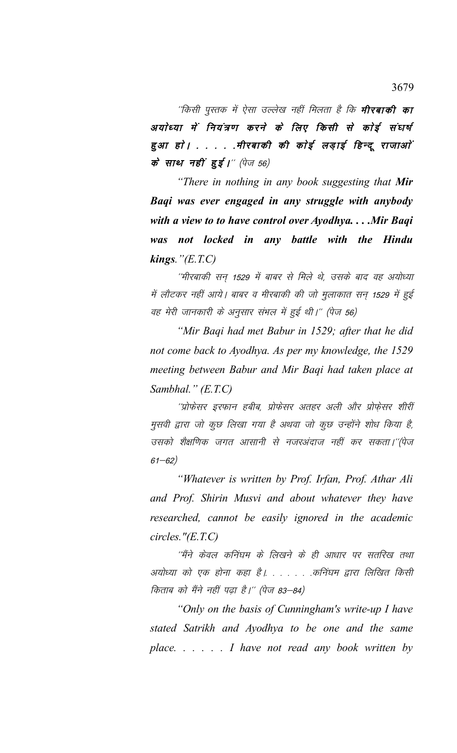"किसी पुस्तक में ऐसा उल्लेख नहीं मिलता है कि **मीरबाकी का अयोध्या में नियंत्रण करने के लिए किसी से कोई संघर्ष हुआ हो। . . . . .मीरबाकी की कोई लड़ाई हिन्दू राजाओं के साथ नहीं हुई।**" (पेज 56)

*"There in nothing in any book suggesting that **Mir Baqi was ever engaged in any struggle with anybody with a view to to have control over Ayodhya. . . .Mir Baqi was not locked in any battle with the Hindu kings**."(E.T.C)*

"मीरबाकी सन् 1529 में बाबर से मिले थे, उसके बाद वह अयोध्या में लौटकर नहीं आये। बाबर व मीरबाकी की जो मुलाकात सन् 1529 में हुई वह मेरी जानकारी के अनुसार संभल में हुई थी।" (पेज 56)

*"Mir Baqi had met Babur in 1529; after that he did not come back to Ayodhya. As per my knowledge, the 1529 meeting between Babur and Mir Baqi had taken place at Sambhal." (E.T.C)*

"प्रोफेसर इरफान हबीब, प्रोफेसर अतहर अली और प्रोफ़ेसर शीरीं मुसवी द्वारा जो कुछ लिखा गया है अथवा जो कुछ उन्होंने शोध किया है, उसको शैक्षणिक जगत आसानी से नजरअंदाज नहीं कर सकता।"(पेज 61–62)

*"Whatever is written by Prof. Irfan, Prof. Athar Ali and Prof. Shirin Musvi and about whatever they have researched, cannot be easily ignored in the academic circles."(E.T.C)*

"मैंने केवल कनिंघम के लिखने के ही आधार पर सतरिख तथा अयोध्या को एक होना कहा है।. . . . . .कनिंघम द्वारा लिखित किसी किताब को मैंने नहीं पढ़ा है।" (पेज 83–84)

*"Only on the basis of Cunningham's write-up I have stated Satrikh and Ayodhya to be one and the same place. . . . . . I have not read any book written by*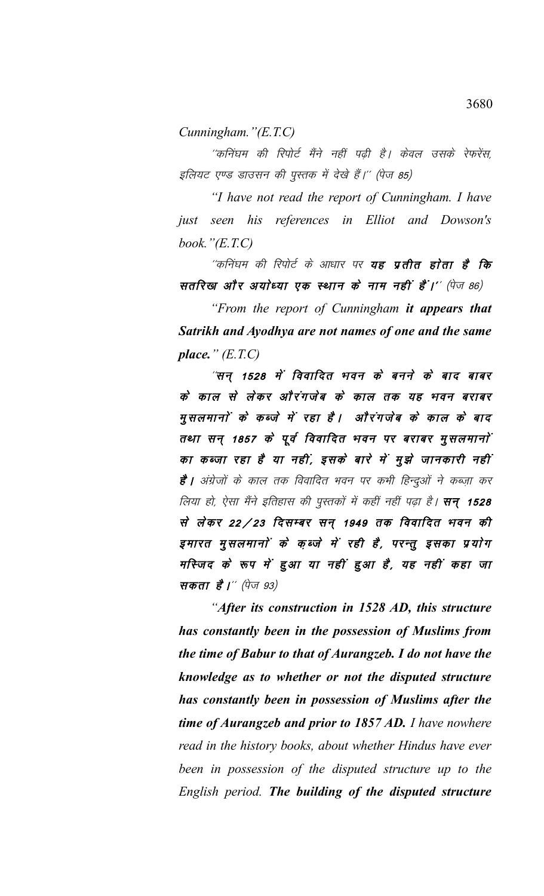*Cunningham."(E.T.C)*

''कनिंघम की रिपोर्ट मैंने नहीं पढ़ी है। केवल उसके रेफरेंस, इलियट एण्ड डाउसन की पुस्तक में देखे हैं।'' (पेज 85)

*"I have not read the report of Cunningham. I have just seen his references in Elliot and Dowson's book."(E.T.C)*

''कनिंघम की रिपोर्ट के आधार पर ***यह प्रतीत होता है कि सतरिख और अयोध्या एक स्थान के नाम नहीं हैं।''*** (पेज 86)

*"From the report of Cunningham **it appears that Satrikh and Ayodhya are not names of one and the same place.**" (E.T.C)*

***''सन् 1528 में विवादित भवन के बनने के बाद बाबर के काल से लेकर औरंगजेब के काल तक यह भवन बराबर मुसलमानों के कब्जे में रहा है। औरंगजेब के काल के बाद तथा सन् 1857 के पूर्व विवादित भवन पर बराबर मुसलमानों का कब्जा रहा है या नहीं, इसके बारे में मुझे जानकारी नहीं है।*** अंग्रेजों के काल तक विवादित भवन पर कभी हिन्दुओं ने कब्ज़ा कर लिया हो, ऐसा मैंने इतिहास की पुस्तकों में कहीं नहीं पढ़ा है। ***सन् 1528 से लेकर 22/23 दिसम्बर सन् 1949 तक विवादित भवन की इमारत मुसलमानों के क़ब्जे में रही है, परन्तु इसका प्रयोग मस्जिद के रूप में हुआ या नहीं हुआ है, यह नहीं कहा जा सकता है।''*** (पेज 93)

*"**After its construction in 1528 AD, this structure has constantly been in the possession of Muslims from the time of Babur to that of Aurangzeb. I do not have the knowledge as to whether or not the disputed structure has constantly been in possession of Muslims after the time of Aurangzeb and prior to 1857 AD.** I have nowhere read in the history books, about whether Hindus have ever been in possession of the disputed structure up to the English period. **The building of the disputed structure***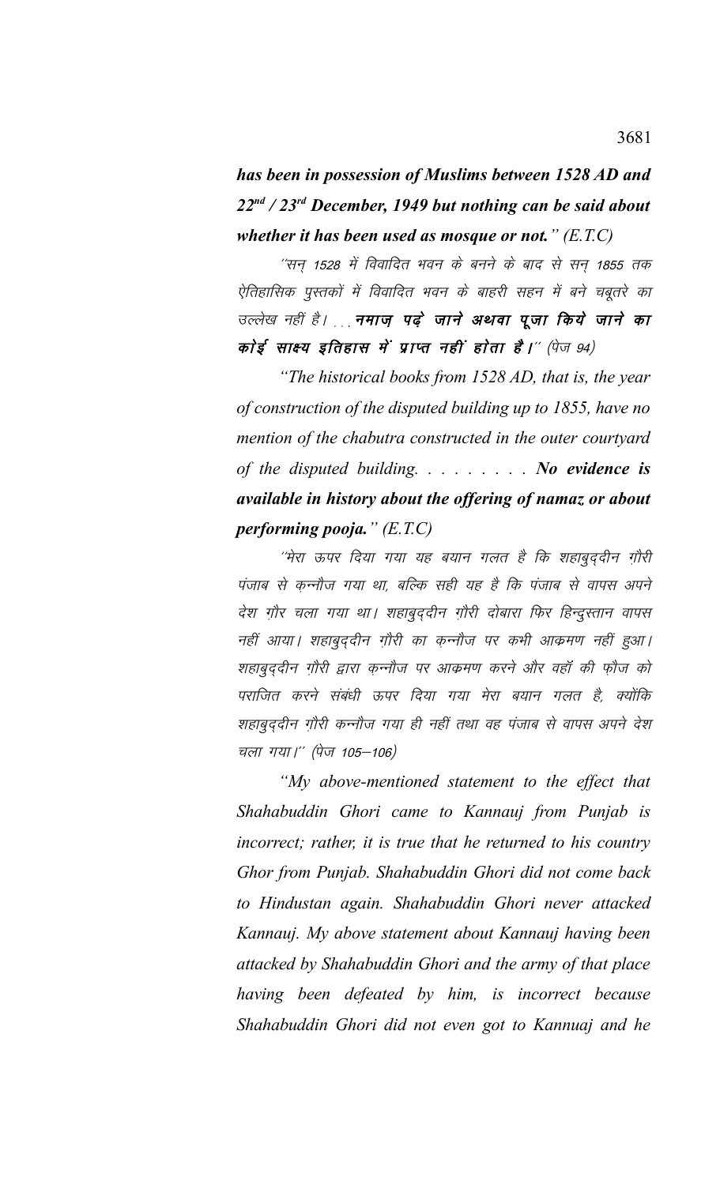***has been in possession of Muslims between 1528 AD and 22nd / 23rd December, 1949 but nothing can be said about whether it has been used as mosque or not.*** *(E.T.C)*

''सन् 1528 में विवादित भवन के बनने के बाद से सन् 1855 तक ऐतिहासिक पुस्तकों में विवादित भवन के बाहरी सहन में बने चबूतरे का उल्लेख नहीं है। . . . **नमाज पढ़े जाने अथवा पूजा किये जाने का कोई साक्ष्य इतिहास में प्राप्त नहीं होता है।**'' (पेज 94)

*"The historical books from 1528 AD, that is, the year of construction of the disputed building up to 1855, have no mention of the chabutra constructed in the outer courtyard of the disputed building. . . . . . . . .* ***No evidence is available in history about the offering of namaz or about performing pooja.*** *" (E.T.C)*

''मेरा ऊपर दिया गया यह बयान गलत है कि शहाबुद्दीन ग़ौरी पंजाब से क़न्नौज गया था, बल्कि सही यह है कि पंजाब से वापस अपने देश ग़ौर चला गया था। शहाबुद्दीन ग़ौरी दोबारा फिर हिन्दुस्तान वापस नहीं आया। शहाबुद्दीन ग़ौरी का क़न्नौज पर कभी आक्रमण नहीं हुआ। शहाबुद्दीन ग़ौरी द्वारा क़न्नौज पर आक्रमण करने और वहाँ की फ़ौज को पराजित करने संबंधी ऊपर दिया गया मेरा बयान गलत है, क्योंकि शहाबुद्दीन ग़ौरी कन्नौज गया ही नहीं तथा वह पंजाब से वापस अपने देश चला गया।'' (पेज 105–106)

*"My above-mentioned statement to the effect that Shahabuddin Ghori came to Kannauj from Punjab is incorrect; rather, it is true that he returned to his country Ghor from Punjab. Shahabuddin Ghori did not come back to Hindustan again. Shahabuddin Ghori never attacked Kannauj. My above statement about Kannauj having been attacked by Shahabuddin Ghori and the army of that place having been defeated by him, is incorrect because Shahabuddin Ghori did not even got to Kannuaj and he*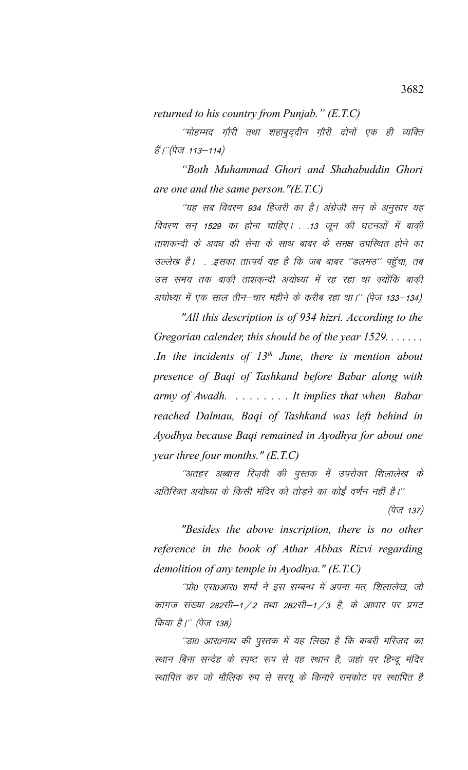*returned to his country from Punjab.” (E.T.C)*

*“मोहम्मद ग़ौरी तथा शहाबुद्दीन ग़ौरी दोनों एक ही व्यक्ति हैं।”(पेज 113—114)*

*“Both Muhammad Ghori and Shahabuddin Ghori are one and the same person."(E.T.C)*

*“यह सब विवरण 934 हिजरी का है। अंग्रेज़ी सन् के अनुसार यह विवरण सन् 1529 का होना चाहिए। . .13 जून की घटनाओं में बाक़ी ताशकन्दी के अवध की सेना के साथ बाबर के समक्ष उपस्थित होने का उल्लेख है। . .इसका तात्पर्य यह है कि जब बाबर “डलमउ” पहुँचा, तब उस समय तक बाक़ी ताशक़न्दी अयोध्या में रह रहा था क्योंकि बाक़ी अयोध्या में एक साल तीन—चार महीने के करीब रहा था।” (पेज 133—134)*

*"All this description is of 934 hizri. According to the Gregorian calender, this should be of the year 1529. . . . . . . .In the incidents of 13th June, there is mention about presence of Baqi of Tashkand before Babar along with army of Awadh. . . . . . . . . It implies that when Babar reached Dalmau, Baqi of Tashkand was left behind in Ayodhya because Baqi remained in Ayodhya for about one year three four months." (E.T.C)*

*“अतहर अब्बास रिज़वी की पुस्तक में उपरोक्त शिलालेख के अतिरिक्त अयोध्या के किसी मंदिर को तोड़ने का कोई वर्णन नहीं है।” (पेज 137)*

*"Besides the above inscription, there is no other reference in the book of Athar Abbas Rizvi regarding demolition of any temple in Ayodhya." (E.T.C)*

*“प्रो0 एस0आर0 शर्मा ने इस सम्बन्ध में अपना मत, शिलालेख, जो काग़ज संख्या 282सी—1/2 तथा 282सी—1/3 है, के आधार पर प्रगट किया है।” (पेज 138)*

*“डा0 आर0नाथ की पुस्तक में यह लिखा है कि बाबरी मस्जिद का स्थान बिना सन्देह के स्पष्ट रूप से वह स्थान है, जहां पर हिन्दू मंदिर स्थापित कर जो मौलिक रूप से सरयू के किनारे रामकोट पर स्थापित है*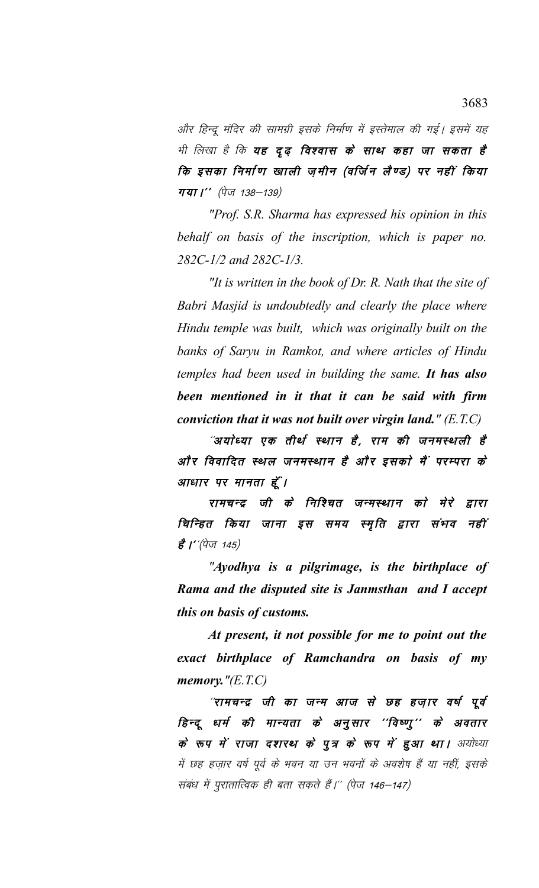और हिन्दू मंदिर की सामग्री इसके निर्माण में इस्तेमाल की गई। इसमें यह भी लिखा है कि **यह दृढ़ विश्वास के साथ कहा जा सकता है कि इसका निर्माण खाली ज़मीन (वर्जिन लैण्ड) पर नहीं किया गया।''** (पेज 138–139)

*"Prof. S.R. Sharma has expressed his opinion in this behalf on basis of the inscription, which is paper no. 282C-1/2 and 282C-1/3.*

*"It is written in the book of Dr. R. Nath that the site of Babri Masjid is undoubtedly and clearly the place where Hindu temple was built, which was originally built on the banks of Saryu in Ramkot, and where articles of Hindu temples had been used in building the same.* ***It has also been mentioned in it that it can be said with firm conviction that it was not built over virgin land."*** *(E.T.C)*

***´´अयोध्या एक तीर्थ स्थान है, राम की जनमस्थली है और विवादित स्थल जनमस्थान है और इसको मैं परम्परा के आधार पर मानता हूँ।***

***रामचन्द्र जी के निश्चित जन्मस्थान को मेरे द्वारा चिन्हित किया जाना इस समय स्मृति द्वारा संभव नहीं है।´´*** (पेज 145)

***"Ayodhya is a pilgrimage, is the birthplace of Rama and the disputed site is Janmsthan and I accept this on basis of customs.***

***At present, it not possible for me to point out the exact birthplace of Ramchandra on basis of my memory."*** *(E.T.C)*

***´´रामचन्द्र जी का जन्म आज से छह हज़ार वर्ष पूर्व हिन्दू धर्म की मान्यता के अनुसार ´´विष्णु´´ के अवतार के रूप में राजा दशरथ के पुत्र के रूप में हुआ था।*** अयोध्या में छह हज़ार वर्ष पूर्व के भवन या उन भवनों के अवशेष हैं या नहीं, इसके संबंध में पुरातात्विक ही बता सकते हैं।´´ (पेज 146–147)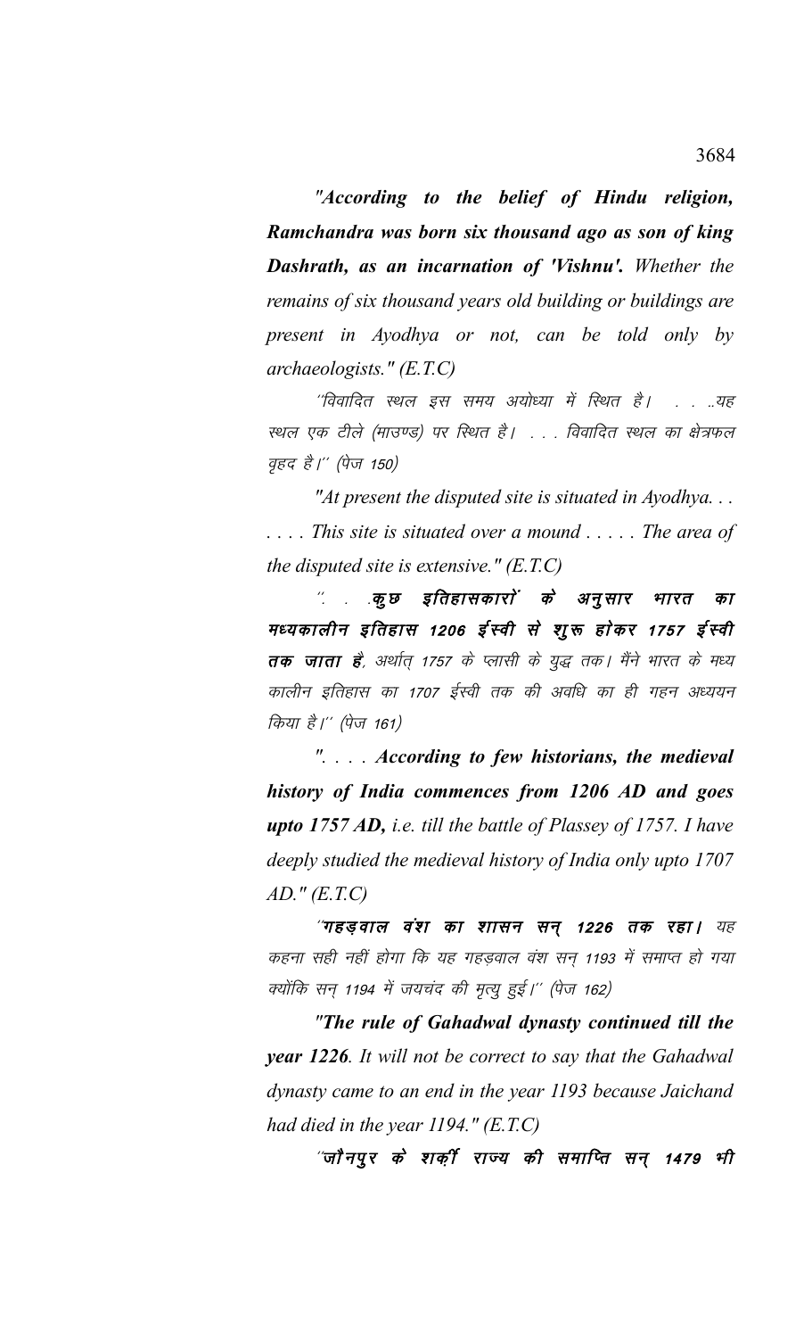*"According to the belief of Hindu religion, **Ramchandra was born six thousand ago as son of king Dashrath, as an incarnation of 'Vishnu'.** Whether the remains of six thousand years old building or buildings are present in Ayodhya or not, can be told only by archaeologists." (E.T.C)*

*"विवादित स्थल इस समय अयोध्या में स्थित है। . . ..यह स्थल एक टीले (माउण्ड) पर स्थित है। . . . विवादित स्थल का क्षेत्रफल वृहद है।" (पेज 150)*

*"At present the disputed site is situated in Ayodhya. . . . . . . This site is situated over a mound . . . . . The area of the disputed site is extensive." (E.T.C)*

*". . .**कुछ इतिहासकारों के अनुसार भारत का मध्यकालीन इतिहास 1206 ईस्वी से शुरू होकर 1757 ईस्वी तक जाता है**, अर्थात् 1757 के प्लासी के युद्ध तक। मैंने भारत के मध्य कालीन इतिहास का 1707 ईस्वी तक की अवधि का ही गहन अध्ययन किया है।" (पेज 161)*

*". . . . **According to few historians, the medieval history of India commences from 1206 AD and goes upto 1757 AD,** i.e. till the battle of Plassey of 1757. I have deeply studied the medieval history of India only upto 1707 AD." (E.T.C)*

*"**गहड़वाल वंश का शासन सन् 1226 तक रहा।** यह कहना सही नहीं होगा कि यह गहड़वाल वंश सन् 1193 में समाप्त हो गया क्योंकि सन् 1194 में जयचंद की मृत्यु हुई।" (पेज 162)*

*"**The rule of Gahadwal dynasty continued till the year 1226**. It will not be correct to say that the Gahadwal dynasty came to an end in the year 1193 because Jaichand had died in the year 1194." (E.T.C)*

*"**जौनपुर के शर्की राज्य की समाप्ति सन् 1479 भी**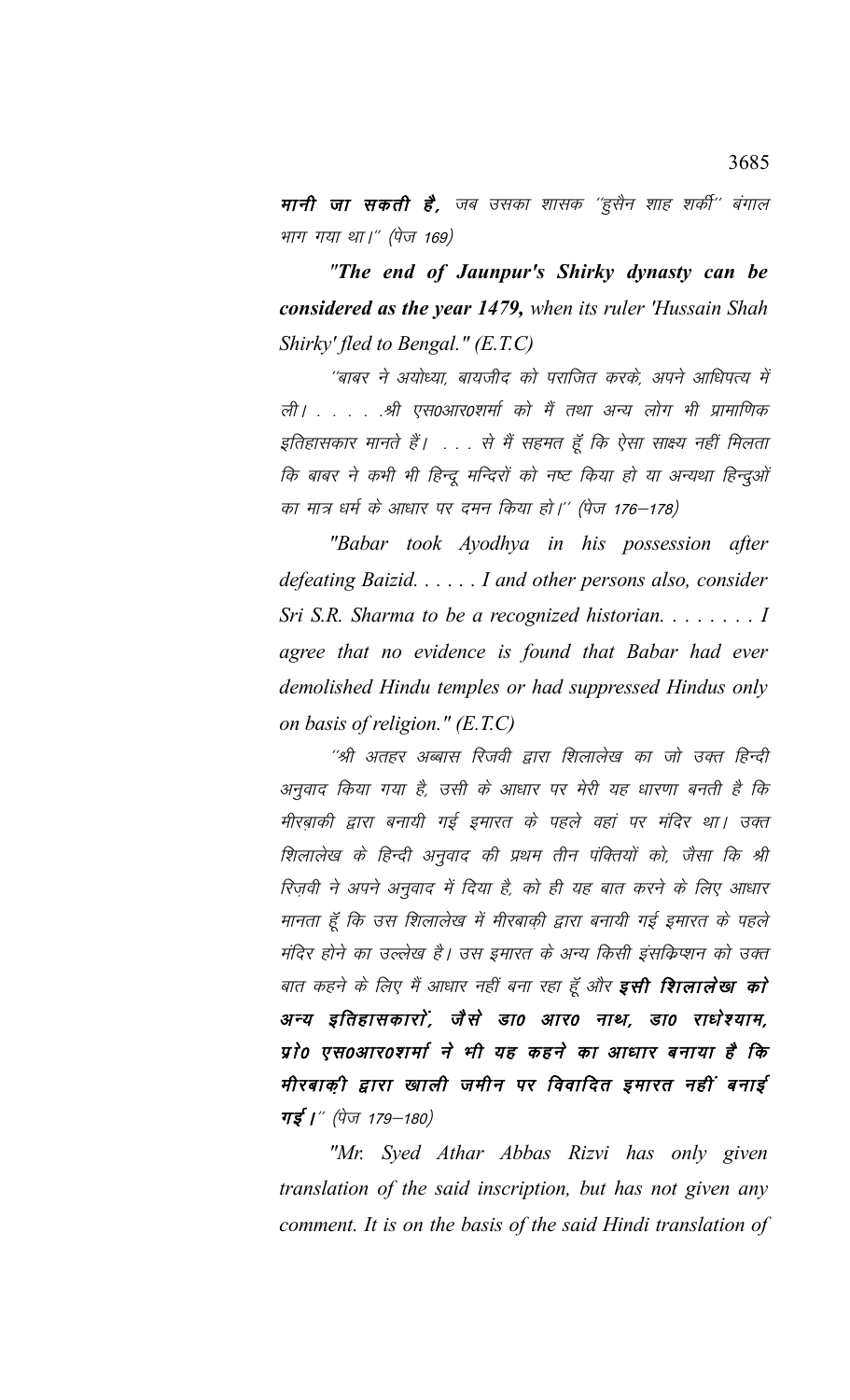**मानी जा सकती है,** जब उसका शासक ''हुसैन शाह शर्की'' बंगाल भाग गया था।'' (पेज 169)

***"The end of Jaunpur's Shirky dynasty can be considered as the year 1479,*** *when its ruler 'Hussain Shah Shirky' fled to Bengal." (E.T.C)*

''बाबर ने अयोध्या, बायजीद को पराजित करके, अपने आधिपत्य में ली। . . . . .श्री एस0आर0शर्मा को मैं तथा अन्य लोग भी प्रामाणिक इतिहासकार मानते हैं। . . . से मैं सहमत हूँ कि ऐसा साक्ष्य नहीं मिलता कि बाबर ने कभी भी हिन्दू मन्दिरों को नष्ट किया हो या अन्यथा हिन्दुओं का मात्र धर्म के आधार पर दमन किया हो।'' (पेज 176–178)

*"Babar took Ayodhya in his possession after defeating Baizid. . . . . . I and other persons also, consider Sri S.R. Sharma to be a recognized historian. . . . . . . . I agree that no evidence is found that Babar had ever demolished Hindu temples or had suppressed Hindus only on basis of religion." (E.T.C)*

''श्री अतहर अब्बास रिजवी द्वारा शिलालेख का जो उक्त हिन्दी अनुवाद किया गया है, उसी के आधार पर मेरी यह धारणा बनती है कि मीरबाकी द्वारा बनायी गई इमारत के पहले वहां पर मंदिर था। उक्त शिलालेख के हिन्दी अनुवाद की प्रथम तीन पंक्तियों को, जैसा कि श्री रिज़वी ने अपने अनुवाद में दिया है, को ही यह बात करने के लिए आधार मानता हूँ कि उस शिलालेख में मीरबाक़ी द्वारा बनायी गई इमारत के पहले मंदिर होने का उल्लेख है। उस इमारत के अन्य किसी इंसक्रिप्शन को उक्त बात कहने के लिए मैं आधार नहीं बना रहा हूँ और **इसी शिलालेख को अन्य इतिहासकारों, जैसे डा0 आर0 नाथ, डा0 राधेश्याम, प्रो0 एस0आर0शर्मा ने भी यह कहने का आधार बनाया है कि मीरबाक़ी द्वारा खाली जमीन पर विवादित इमारत नहीं बनाई गई।**'' (पेज 179–180)

*"Mr. Syed Athar Abbas Rizvi has only given translation of the said inscription, but has not given any comment. It is on the basis of the said Hindi translation of*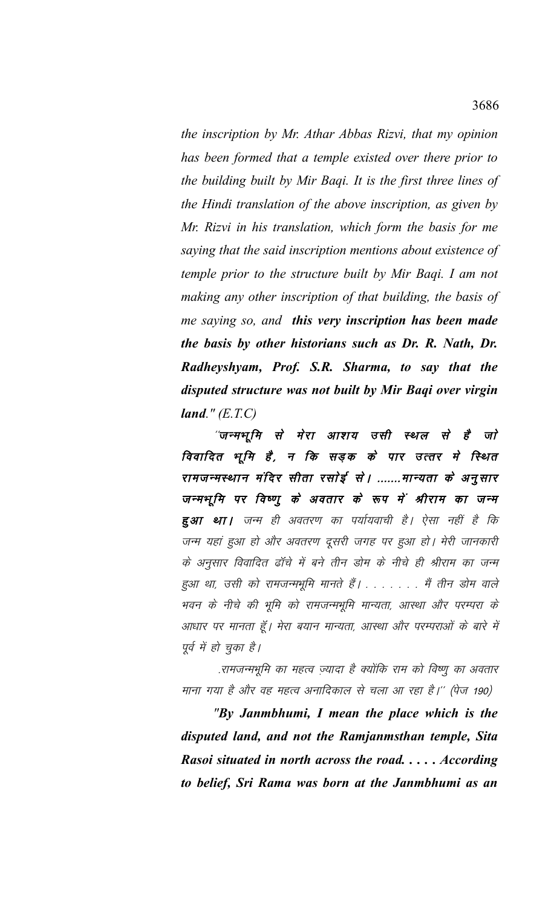*the inscription by Mr. Athar Abbas Rizvi, that my opinion has been formed that a temple existed over there prior to the building built by Mir Baqi. It is the first three lines of the Hindi translation of the above inscription, as given by Mr. Rizvi in his translation, which form the basis for me saying that the said inscription mentions about existence of temple prior to the structure built by Mir Baqi. I am not making any other inscription of that building, the basis of me saying so, and* ***this very inscription has been made the basis by other historians such as Dr. R. Nath, Dr. Radheyshyam, Prof. S.R. Sharma, to say that the disputed structure was not built by Mir Baqi over virgin land.*** *" (E.T.C)*

''**जन्मभूमि से मेरा आशय उसी स्थल से है जो विवादित भूमि है, न कि सड़क के पार उत्तर मे स्थित रामजन्मस्थान मंदिर सीता रसोई से। .......मान्यता के अनुसार जन्मभूमि पर विष्णु के अवतार के रूप में श्रीराम का जन्म हुआ था।** जन्म ही अवतरण का पर्यायवाची है। ऐसा नहीं है कि जन्म यहां हुआ हो और अवतरण दूसरी जगह पर हुआ हो। मेरी जानकारी के अनुसार विवादित ढॉचे में बने तीन डोम के नीचे ही श्रीराम का जन्म हुआ था, उसी को रामजन्मभूमि मानते हैं। . . . . . . . मैं तीन डोम वाले भवन के नीचे की भूमि को रामजन्मभूमि मान्यता, आस्था और परम्परा के आधार पर मानता हूँ। मेरा बयान मान्यता, आस्था और परम्पराओं के बारे में पूर्व में हो चुका है।

.रामजन्मभूमि का महत्व ज़्यादा है क्योंकि राम को विष्णु का अवतार माना गया है और वह महत्व अनादिकाल से चला आ रहा है।'' (पेज 190)

***"By Janmbhumi, I mean the place which is the disputed land, and not the Ramjanmsthan temple, Sita Rasoi situated in north across the road. . . . . According to belief, Sri Rama was born at the Janmbhumi as an***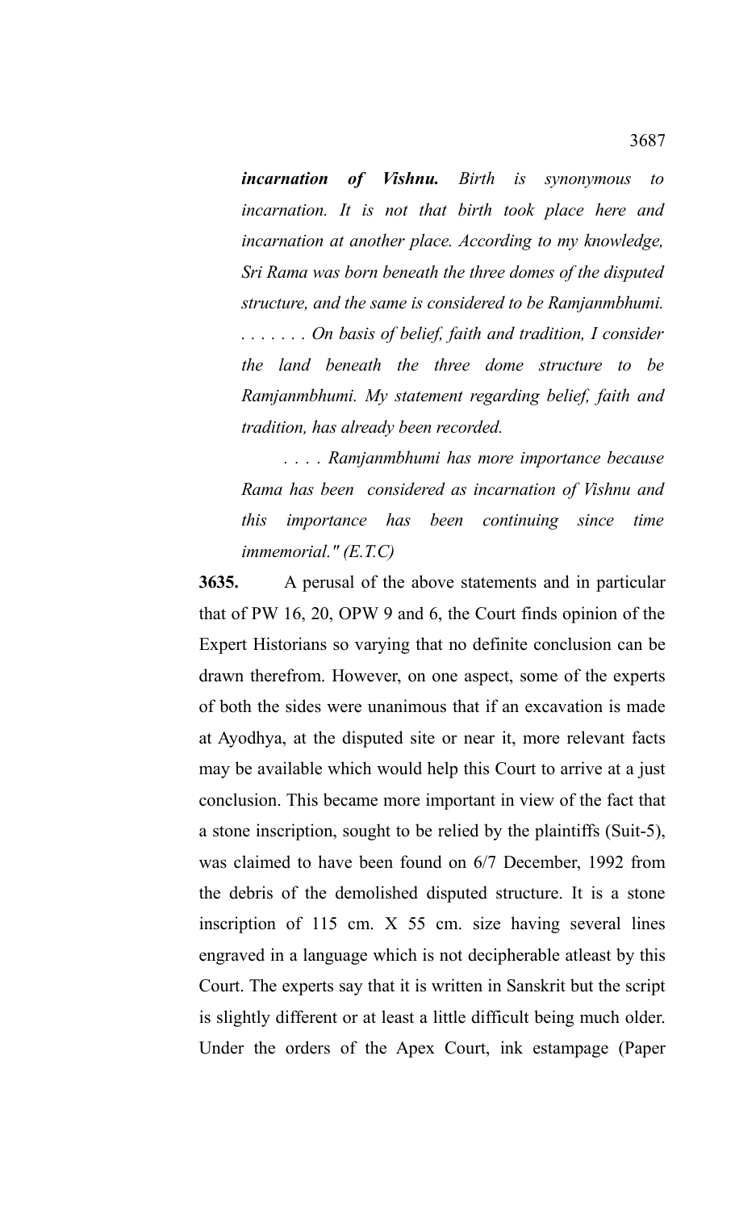***incarnation of Vishnu.*** *Birth is synonymous to incarnation. It is not that birth took place here and incarnation at another place. According to my knowledge, Sri Rama was born beneath the three domes of the disputed structure, and the same is considered to be Ramjanmbhumi. . . . . . . . On basis of belief, faith and tradition, I consider the land beneath the three dome structure to be Ramjanmbhumi. My statement regarding belief, faith and tradition, has already been recorded.*

*. . . . Ramjanmbhumi has more importance because Rama has been considered as incarnation of Vishnu and this importance has been continuing since time immemorial." (E.T.C)*

**3635.** A perusal of the above statements and in particular that of PW 16, 20, OPW 9 and 6, the Court finds opinion of the Expert Historians so varying that no definite conclusion can be drawn therefrom. However, on one aspect, some of the experts of both the sides were unanimous that if an excavation is made at Ayodhya, at the disputed site or near it, more relevant facts may be available which would help this Court to arrive at a just conclusion. This became more important in view of the fact that a stone inscription, sought to be relied by the plaintiffs (Suit-5), was claimed to have been found on 6/7 December, 1992 from the debris of the demolished disputed structure. It is a stone inscription of 115 cm. X 55 cm. size having several lines engraved in a language which is not decipherable atleast by this Court. The experts say that it is written in Sanskrit but the script is slightly different or at least a little difficult being much older. Under the orders of the Apex Court, ink estampage (Paper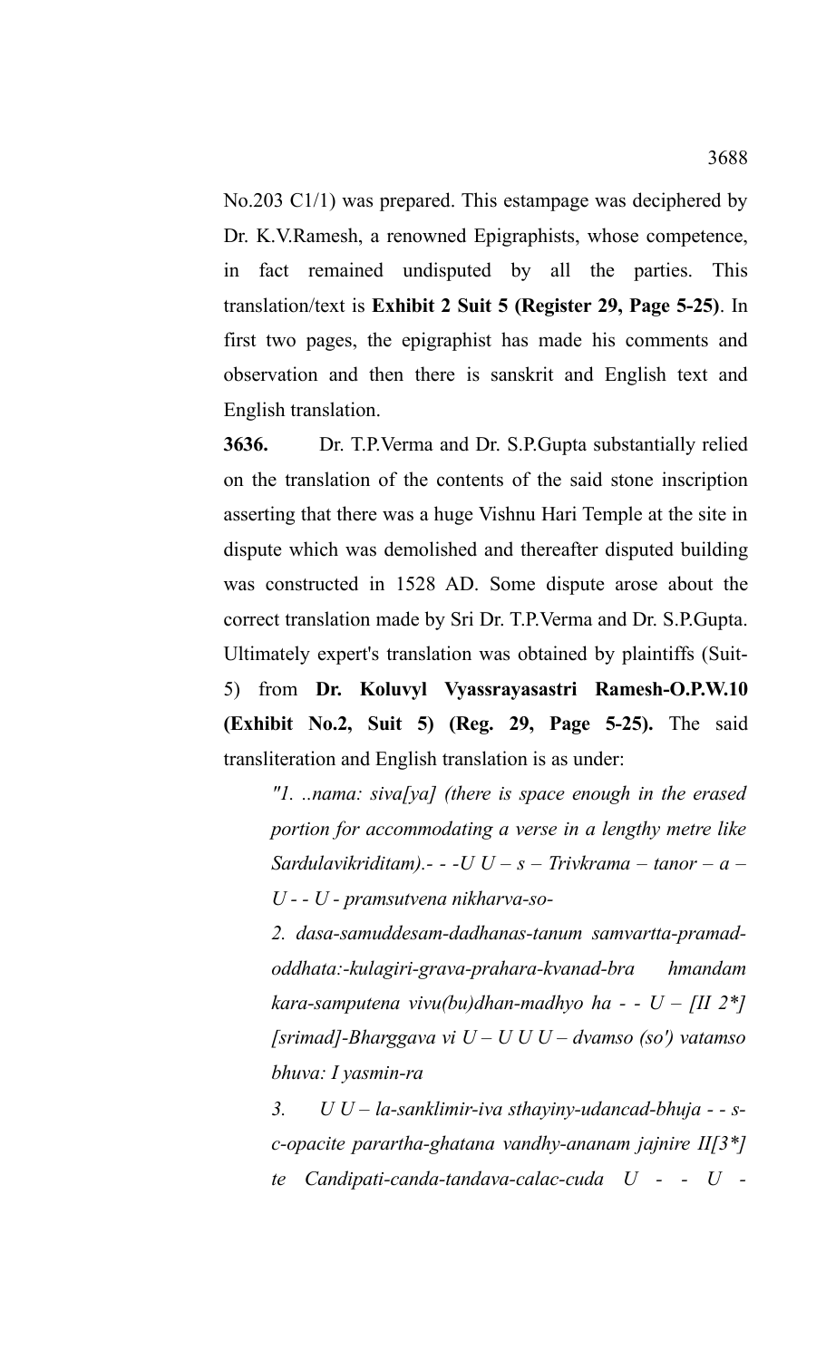No.203 C1/1) was prepared. This estampage was deciphered by Dr. K.V.Ramesh, a renowned Epigraphists, whose competence, in fact remained undisputed by all the parties. This translation/text is **Exhibit 2 Suit 5 (Register 29, Page 5-25)**. In first two pages, the epigraphist has made his comments and observation and then there is sanskrit and English text and English translation.

**3636.** Dr. T.P.Verma and Dr. S.P.Gupta substantially relied on the translation of the contents of the said stone inscription asserting that there was a huge Vishnu Hari Temple at the site in dispute which was demolished and thereafter disputed building was constructed in 1528 AD. Some dispute arose about the correct translation made by Sri Dr. T.P.Verma and Dr. S.P.Gupta. Ultimately expert's translation was obtained by plaintiffs (Suit-5) from **Dr. Koluvyl Vyassrayasastri Ramesh-O.P.W.10 (Exhibit No.2, Suit 5) (Reg. 29, Page 5-25).** The said transliteration and English translation is as under:

> *"1. ..nama: siva[ya] (there is space enough in the erased portion for accommodating a verse in a lengthy metre like Sardulavikriditam).- - -U U – s – Trivkrama – tanor – a – U - - U - pramsutvena nikharva-so-*
>
> *2. dasa-samuddesam-dadhanas-tanum samvartta-pramad-oddhata:-kulagiri-grava-prahara-kvanad-bra hmandam kara-samputena vivu(bu)dhan-madhyo ha - - U – [II 2*] [srimad]-Bharggava vi U – U U U – dvamso (so') vatamso bhuva: I yasmin-ra*
>
> *3. U U – la-sanklimir-iva sthayiny-udancad-bhuja - - s-c-opacite parartha-ghatana vandhy-ananam jajnire II[3*] te Candipati-canda-tandava-calac-cuda U - - U -*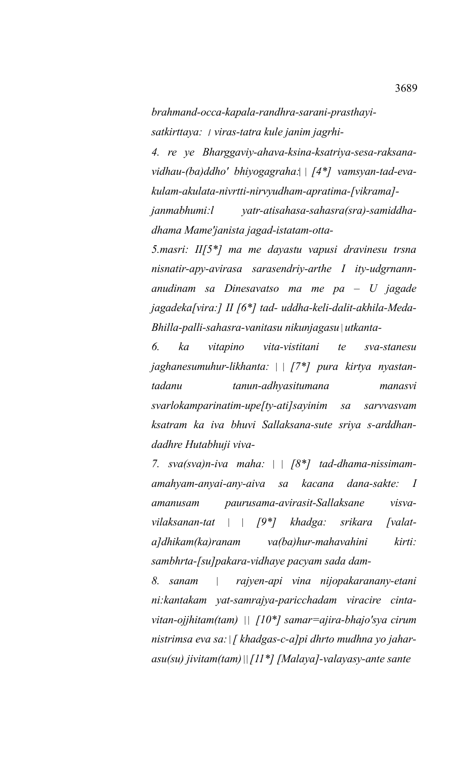*brahmand-occa-kapala-randhra-sarani-prasthayi-satkirttaya: | viras-tatra kule janim jagrhi-*

*4. re ye Bharggaviy-ahava-ksina-ksatriya-sesa-raksana-vidhau-(ba)ddho' bhiyogagraha:| | [4*] vamsyan-tad-eva-kulam-akulata-nivrtti-nirvyudham-apratima-[vikrama]-janmabhumi:l yatr-atisahasa-sahasra(sra)-samiddha-dhama Mame'janista jagad-istatam-otta-*

*5.masri: II[5*] ma me dayastu vapusi dravinesu trsna nisnatir-apy-avirasa sarasendriy-arthe I ity-udgrnann-anudinam sa Dinesavatso ma me pa – U jagade jagadeka[vira:] II [6*] tad- uddha-keli-dalit-akhila-Meda-Bhilla-palli-sahasra-vanitasu nikunjagasu|utkanta-*

*6. ka vitapino vita-vistitani te sva-stanesu jaghanesumuhur-likhanta: | | [7*] pura kirtya nyastan-tadanu tanun-adhyasitumana manasvi svarlokamparinatim-upe[ty-ati]sayinim sa sarvvasvam ksatram ka iva bhuvi Sallaksana-sute sriya s-arddhan-dadhre Hutabhuji viva-*

*7. sva(sva)n-iva maha: | | [8*] tad-dhama-nissimam-amahyam-anyai-any-aiva sa kacana dana-sakte: I amanusam paurusama-avirasit-Sallaksane visva-vilaksanan-tat | | [9*] khadga: srikara [valat-a]dhikam(ka)ranam va(ba)hur-mahavahini kirti: sambhrta-[su]pakara-vidhaye pacyam sada dam-*

*8. sanam | rajyen-api vina nijopakaranany-etani ni:kantakam yat-samrajya-paricchadam viracire cinta-vitan-ojjhitam(tam) || [10*] samar=ajira-bhajo'sya cirum nistrimsa eva sa:|[ khadgas-c-a]pi dhrto mudhna yo jahar-asu(su) jivitam(tam)||[11*] [Malaya]-valayasy-ante sante*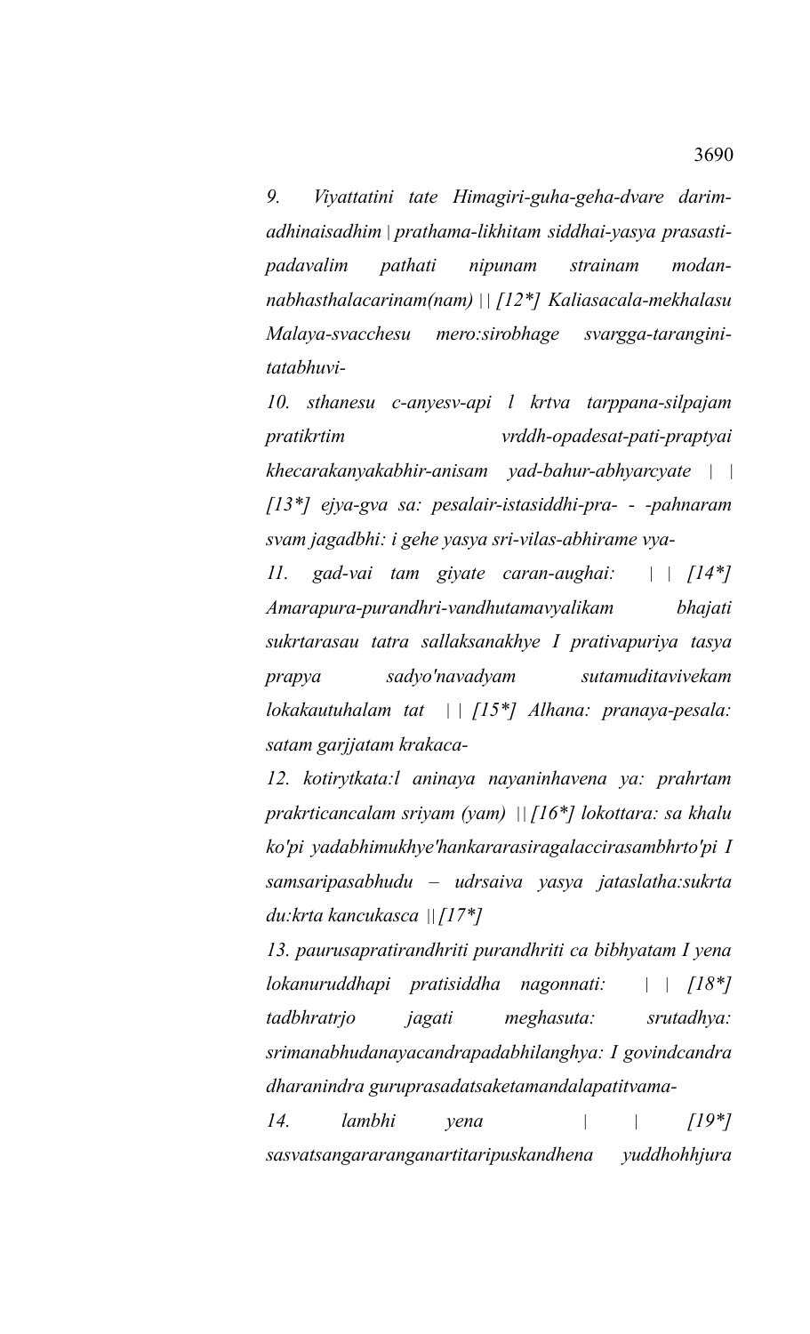*9. Viyattatini tate Himagiri-guha-geha-dvare darim-adhinaisadhim | prathama-likhitam siddhai-yasya prasasti-padavalim pathati nipunam strainam modan-nabhasthalacarinam(nam) || [12*] Kaliasacala-mekhalasu Malaya-svacchesu mero:sirobhage svargga-tarangini-tatabhuvi-*

*10. sthanesu c-anyesv-api l krtva tarppana-silpajam pratikrtim vrddh-opadesat-pati-praptyai khecarakanyakabhir-anisam yad-bahur-abhyarcyate | | [13*] ejya-gva sa: pesalair-istasiddhi-pra- - -pahnaram svam jagadbhi: i gehe yasya sri-vilas-abhirame vya-*

*11. gad-vai tam giyate caran-aughai: | | [14*] Amarapura-purandhri-vandhutamavyalikam bhajati sukrtarasau tatra sallaksanakhye I prativapuriya tasya prapya sadyo'navadyam sutamuditavivekam lokakautuhalam tat | | [15*] Alhana: pranaya-pesala: satam garjjatam krakaca-*

*12. kotirytkata:l aninaya nayaninhavena ya: prahrtam prakrticancalam sriyam (yam) || [16*] lokottara: sa khalu ko'pi yadabhimukhye'hankararasiragalaccirasambhrto'pi I samsaripasabhudu – udrsaiva yasya jataslatha:sukrta du:krta kancukasca || [17*]*

*13. paurusapratirandhriti purandhriti ca bibhyatam I yena lokanuruddhapi pratisiddha nagonnati: | | [18*] tadbhratrjo jagati meghasuta: srutadhya: srimanabhudanayacandrapadabhilanghya: I govindcandra dharanindra guruprasadatsaketamandalapatitvama-*

*14. lambhi yena | | [19*] sasvatsangararanganartitaripuskandhena yuddhohhjura*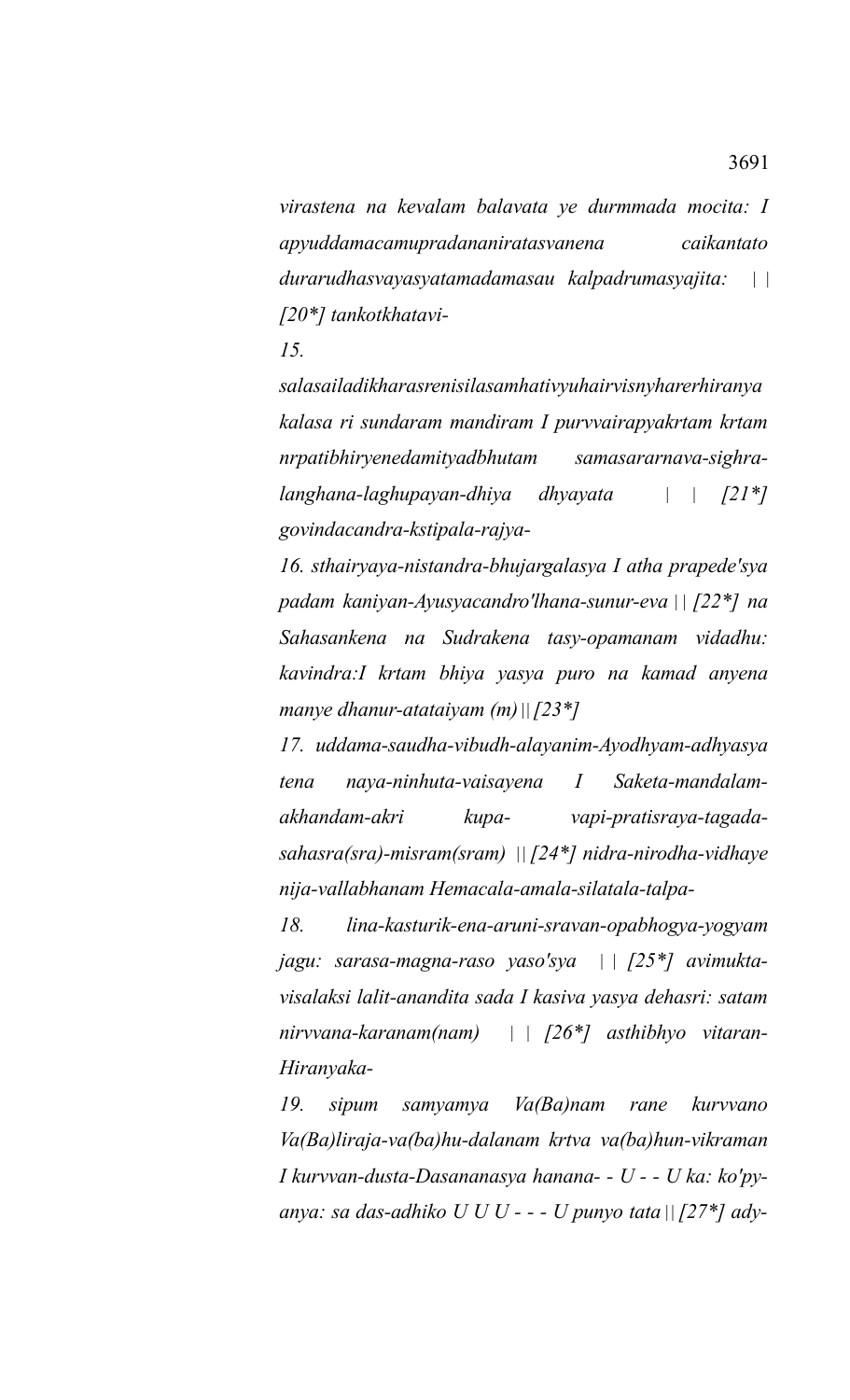*virastena na kevalam balavata ye durmmada mocita: I apyuddamacamupradananiratasvanena caikantato durarudhasvayasyatamadamasau kalpadrumasyajita: | | [20*] tankotkhatavi-*

*15.*

*salasailadikharasrenisilasamhativyuhairvisnyhareriranya kalasa ri sundaram mandiram I purvvairapyakrtam krtam nrpatibhiryenedamityadbhutam samasararnava-sighra-langhana-laghupayan-dhiya dhyayata | | [21*] govindacandra-kstipala-rajya-*

*16. sthairyaya-nistandra-bhujargalasya I atha prapede'sya padam kaniyan-Ayusyacandro'lhana-sunur-eva || [22*] na Sahasankena na Sudrakena tasy-opamanam vidadhu: kavindra:I krtam bhiya yasya puro na kamad anyena manye dhanur-atataiyam (m) || [23*]*

*17. uddama-saudha-vibudh-alayanim-Ayodhyam-adhyasya tena naya-ninhuta-vaisayena I Saketa-mandalam-akhandam-akri kupa- vapi-pratisraya-tagada-sahasra(sra)-misram(sram) || [24*] nidra-nirodha-vidhaye nija-vallabhanam Hemacala-amala-silatala-talpa-*

*18. lina-kasturik-ena-aruni-sravan-opabhogya-yogyam jagu: sarasa-magna-raso yaso'sya | | [25*] avimukta-visalaksi lalit-anandita sada I kasiva yasya dehasri: satam nirvvana-karanam(nam) | | [26*] asthibhyo vitaran-Hiranyaka-*

*19. sipum samyamya Va(Ba)nam rane kurvvano Va(Ba)liraja-va(ba)hu-dalanam krtva va(ba)hun-vikraman I kurvvan-dusta-Dasananasya hanana- - U - - U ka: ko'py-anya: sa das-adhiko U U U - - - U punyo tata || [27*] ady-*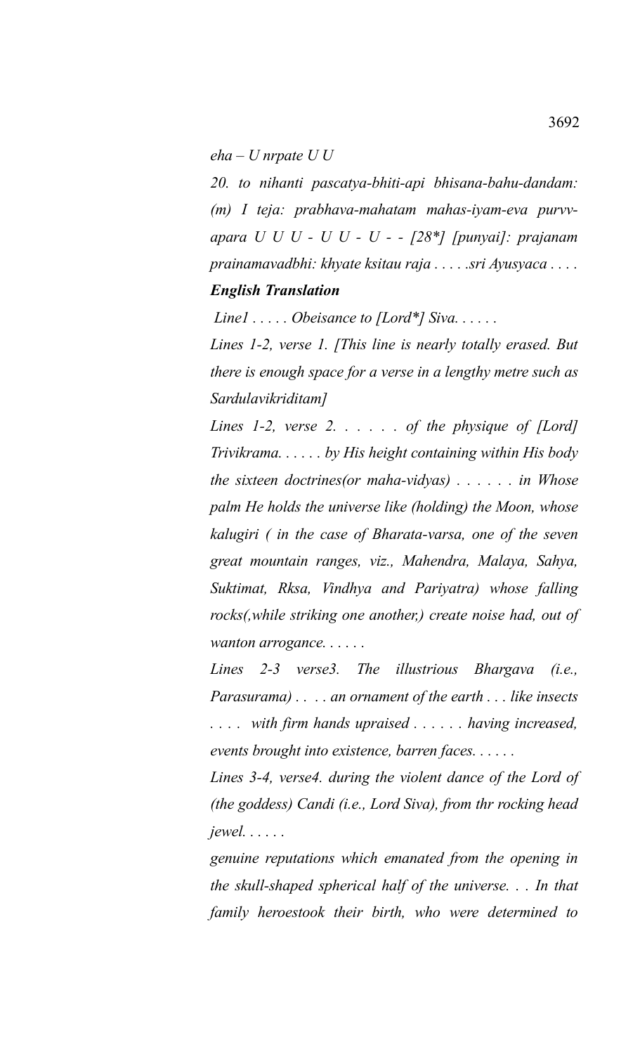*eha – U nrpate U U*

*20. to nihanti pascatya-bhiti-api bhisana-bahu-dandam: (m) I teja: prabhava-mahatam mahas-iyam-eva purvv-apara U U U - U U - U - - [28*] [punyai]: prajanam prainamavadbhi: khyate ksitau raja . . . . .sri Ayusyaca . . . .*

***English Translation***

*Line1 . . . . . Obeisance to [Lord*] Siva. . . . . .*

*Lines 1-2, verse 1. [This line is nearly totally erased. But there is enough space for a verse in a lengthy metre such as Sardulavikriditam]*

*Lines 1-2, verse 2. . . . . . . of the physique of [Lord] Trivikrama. . . . . . by His height containing within His body the sixteen doctrines(or maha-vidyas) . . . . . . in Whose palm He holds the universe like (holding) the Moon, whose kalugiri ( in the case of Bharata-varsa, one of the seven great mountain ranges, viz., Mahendra, Malaya, Sahya, Suktimat, Rksa, Vindhya and Pariyatra) whose falling rocks(,while striking one another,) create noise had, out of wanton arrogance. . . . . .*

*Lines 2-3 verse3. The illustrious Bhargava (i.e., Parasurama) . . . . an ornament of the earth . . . like insects . . . . with firm hands upraised . . . . . . having increased, events brought into existence, barren faces. . . . . .*

*Lines 3-4, verse4. during the violent dance of the Lord of (the goddess) Candi (i.e., Lord Siva), from thr rocking head jewel. . . . . .*

*genuine reputations which emanated from the opening in the skull-shaped spherical half of the universe. . . In that family heroestook their birth, who were determined to*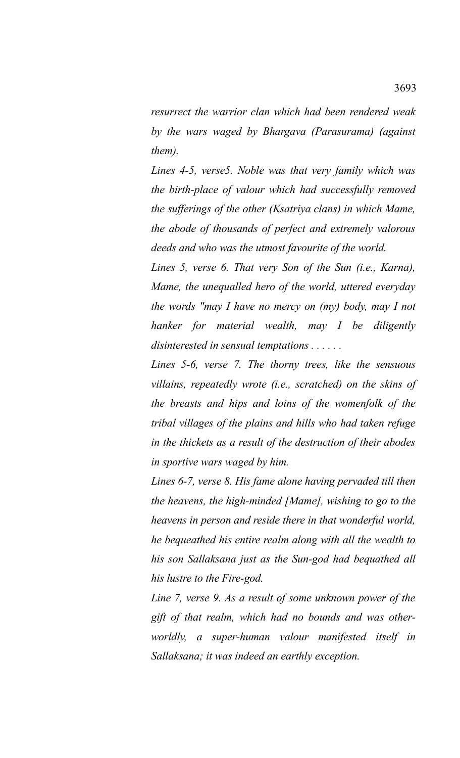*resurrect the warrior clan which had been rendered weak by the wars waged by Bhargava (Parasurama) (against them).*

*Lines 4-5, verse5. Noble was that very family which was the birth-place of valour which had successfully removed the sufferings of the other (Ksatriya clans) in which Mame, the abode of thousands of perfect and extremely valorous deeds and who was the utmost favourite of the world.*

*Lines 5, verse 6. That very Son of the Sun (i.e., Karna), Mame, the unequalled hero of the world, uttered everyday the words "may I have no mercy on (my) body, may I not hanker for material wealth, may I be diligently disinterested in sensual temptations . . . . . .*

*Lines 5-6, verse 7. The thorny trees, like the sensuous villains, repeatedly wrote (i.e., scratched) on the skins of the breasts and hips and loins of the womenfolk of the tribal villages of the plains and hills who had taken refuge in the thickets as a result of the destruction of their abodes in sportive wars waged by him.*

*Lines 6-7, verse 8. His fame alone having pervaded till then the heavens, the high-minded [Mame], wishing to go to the heavens in person and reside there in that wonderful world, he bequeathed his entire realm along with all the wealth to his son Sallaksana just as the Sun-god had bequathed all his lustre to the Fire-god.*

*Line 7, verse 9. As a result of some unknown power of the gift of that realm, which had no bounds and was other-worldly, a super-human valour manifested itself in Sallaksana; it was indeed an earthly exception.*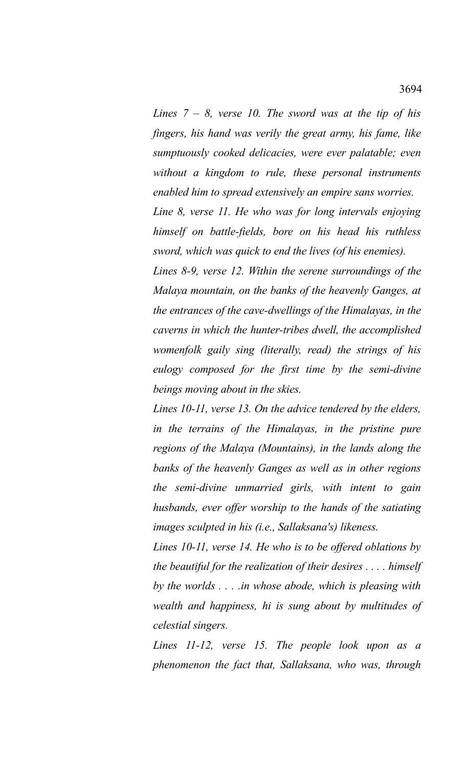*Lines 7 – 8, verse 10. The sword was at the tip of his fingers, his hand was verily the great army, his fame, like sumptuously cooked delicacies, were ever palatable; even without a kingdom to rule, these personal instruments enabled him to spread extensively an empire sans worries.*

*Line 8, verse 11. He who was for long intervals enjoying himself on battle-fields, bore on his head his ruthless sword, which was quick to end the lives (of his enemies).*

*Lines 8-9, verse 12. Within the serene surroundings of the Malaya mountain, on the banks of the heavenly Ganges, at the entrances of the cave-dwellings of the Himalayas, in the caverns in which the hunter-tribes dwell, the accomplished womenfolk gaily sing (literally, read) the strings of his eulogy composed for the first time by the semi-divine beings moving about in the skies.*

*Lines 10-11, verse 13. On the advice tendered by the elders, in the terrains of the Himalayas, in the pristine pure regions of the Malaya (Mountains), in the lands along the banks of the heavenly Ganges as well as in other regions the semi-divine unmarried girls, with intent to gain husbands, ever offer worship to the hands of the satiating images sculpted in his (i.e., Sallaksana's) likeness.*

*Lines 10-11, verse 14. He who is to be offered oblations by the beautiful for the realization of their desires . . . . himself by the worlds . . . .in whose abode, which is pleasing with wealth and happiness, hi is sung about by multitudes of celestial singers.*

*Lines 11-12, verse 15. The people look upon as a phenomenon the fact that, Sallaksana, who was, through*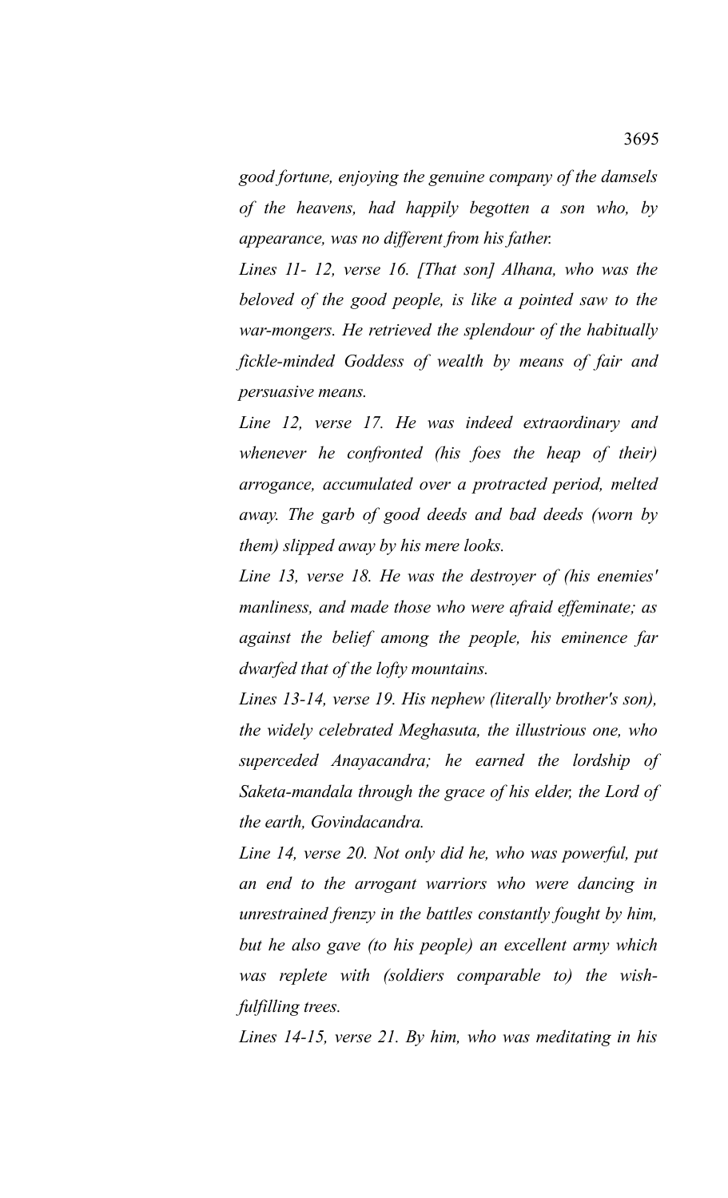*good fortune, enjoying the genuine company of the damsels of the heavens, had happily begotten a son who, by appearance, was no different from his father.*

*Lines 11- 12, verse 16. [That son] Alhana, who was the beloved of the good people, is like a pointed saw to the war-mongers. He retrieved the splendour of the habitually fickle-minded Goddess of wealth by means of fair and persuasive means.*

*Line 12, verse 17. He was indeed extraordinary and whenever he confronted (his foes the heap of their) arrogance, accumulated over a protracted period, melted away. The garb of good deeds and bad deeds (worn by them) slipped away by his mere looks.*

*Line 13, verse 18. He was the destroyer of (his enemies' manliness, and made those who were afraid effeminate; as against the belief among the people, his eminence far dwarfed that of the lofty mountains.*

*Lines 13-14, verse 19. His nephew (literally brother's son), the widely celebrated Meghasuta, the illustrious one, who superceded Anayacandra; he earned the lordship of Saketa-mandala through the grace of his elder, the Lord of the earth, Govindacandra.*

*Line 14, verse 20. Not only did he, who was powerful, put an end to the arrogant warriors who were dancing in unrestrained frenzy in the battles constantly fought by him, but he also gave (to his people) an excellent army which was replete with (soldiers comparable to) the wish-fulfilling trees.*

*Lines 14-15, verse 21. By him, who was meditating in his*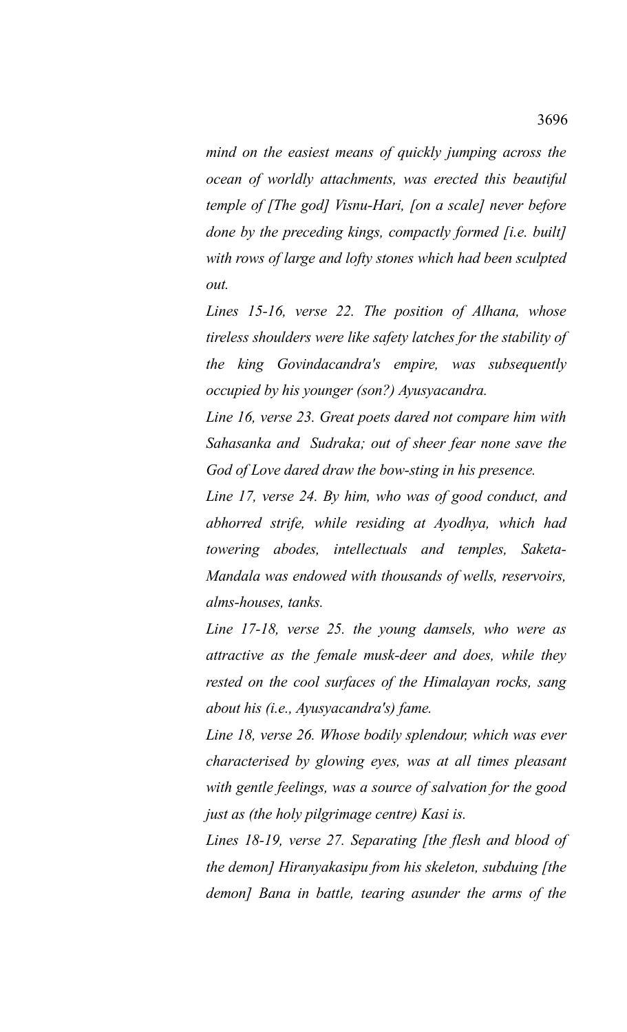*mind on the easiest means of quickly jumping across the ocean of worldly attachments, was erected this beautiful temple of [The god] Visnu-Hari, [on a scale] never before done by the preceding kings, compactly formed [i.e. built] with rows of large and lofty stones which had been sculpted out.*

*Lines 15-16, verse 22. The position of Alhana, whose tireless shoulders were like safety latches for the stability of the king Govindacandra's empire, was subsequently occupied by his younger (son?) Ayusyacandra.*

*Line 16, verse 23. Great poets dared not compare him with Sahasanka and Sudraka; out of sheer fear none save the God of Love dared draw the bow-sting in his presence.*

*Line 17, verse 24. By him, who was of good conduct, and abhorred strife, while residing at Ayodhya, which had towering abodes, intellectuals and temples, Saketa-Mandala was endowed with thousands of wells, reservoirs, alms-houses, tanks.*

*Line 17-18, verse 25. the young damsels, who were as attractive as the female musk-deer and does, while they rested on the cool surfaces of the Himalayan rocks, sang about his (i.e., Ayusyacandra's) fame.*

*Line 18, verse 26. Whose bodily splendour, which was ever characterised by glowing eyes, was at all times pleasant with gentle feelings, was a source of salvation for the good just as (the holy pilgrimage centre) Kasi is.*

*Lines 18-19, verse 27. Separating [the flesh and blood of the demon] Hiranyakasipu from his skeleton, subduing [the demon] Bana in battle, tearing asunder the arms of the*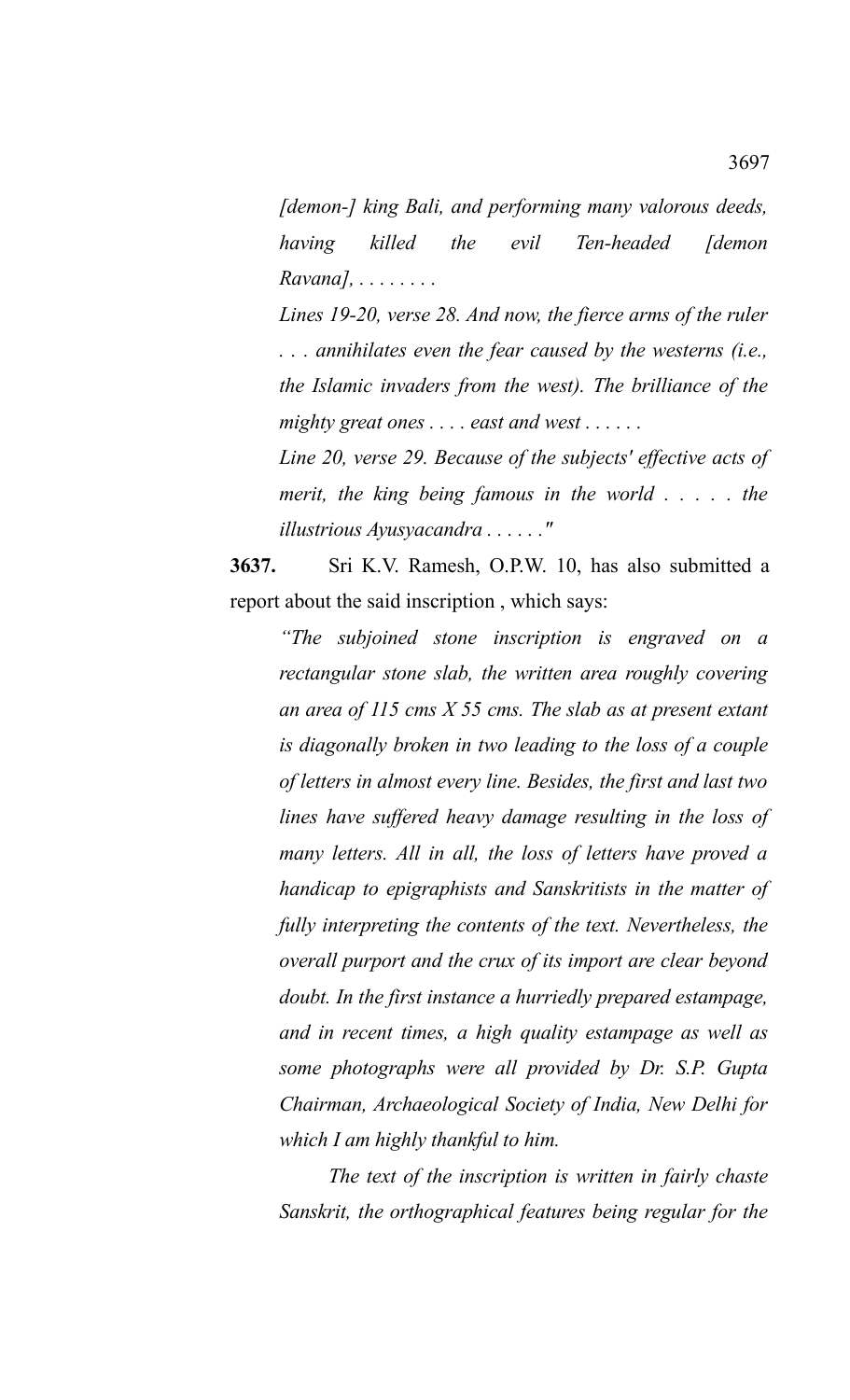*[demon-] king Bali, and performing many valorous deeds, having killed the evil Ten-headed [demon Ravana], . . . . . . . .*

*Lines 19-20, verse 28. And now, the fierce arms of the ruler . . . annihilates even the fear caused by the westerns (i.e., the Islamic invaders from the west). The brilliance of the mighty great ones . . . . east and west . . . . . .*

*Line 20, verse 29. Because of the subjects' effective acts of merit, the king being famous in the world . . . . . the illustrious Ayusyacandra . . . . . ."*

**3637.** Sri K.V. Ramesh, O.P.W. 10, has also submitted a report about the said inscription , which says:

*"The subjoined stone inscription is engraved on a rectangular stone slab, the written area roughly covering an area of 115 cms X 55 cms. The slab as at present extant is diagonally broken in two leading to the loss of a couple of letters in almost every line. Besides, the first and last two lines have suffered heavy damage resulting in the loss of many letters. All in all, the loss of letters have proved a handicap to epigraphists and Sanskritists in the matter of fully interpreting the contents of the text. Nevertheless, the overall purport and the crux of its import are clear beyond doubt. In the first instance a hurriedly prepared estampage, and in recent times, a high quality estampage as well as some photographs were all provided by Dr. S.P. Gupta Chairman, Archaeological Society of India, New Delhi for which I am highly thankful to him.*

*The text of the inscription is written in fairly chaste Sanskrit, the orthographical features being regular for the*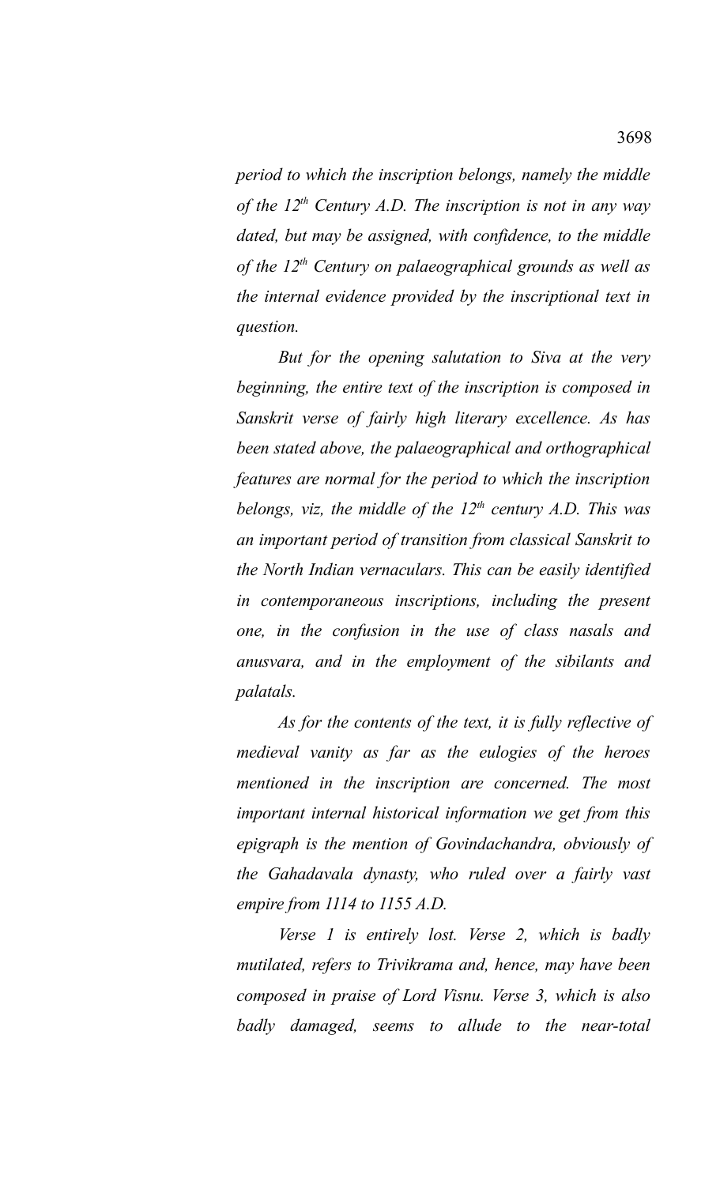*period to which the inscription belongs, namely the middle of the 12th Century A.D. The inscription is not in any way dated, but may be assigned, with confidence, to the middle of the 12th Century on palaeographical grounds as well as the internal evidence provided by the inscriptional text in question.*

*But for the opening salutation to Siva at the very beginning, the entire text of the inscription is composed in Sanskrit verse of fairly high literary excellence. As has been stated above, the palaeographical and orthographical features are normal for the period to which the inscription belongs, viz, the middle of the 12th century A.D. This was an important period of transition from classical Sanskrit to the North Indian vernaculars. This can be easily identified in contemporaneous inscriptions, including the present one, in the confusion in the use of class nasals and anusvara, and in the employment of the sibilants and palatals.*

*As for the contents of the text, it is fully reflective of medieval vanity as far as the eulogies of the heroes mentioned in the inscription are concerned. The most important internal historical information we get from this epigraph is the mention of Govindachandra, obviously of the Gahadavala dynasty, who ruled over a fairly vast empire from 1114 to 1155 A.D.*

*Verse 1 is entirely lost. Verse 2, which is badly mutilated, refers to Trivikrama and, hence, may have been composed in praise of Lord Visnu. Verse 3, which is also badly damaged, seems to allude to the near-total*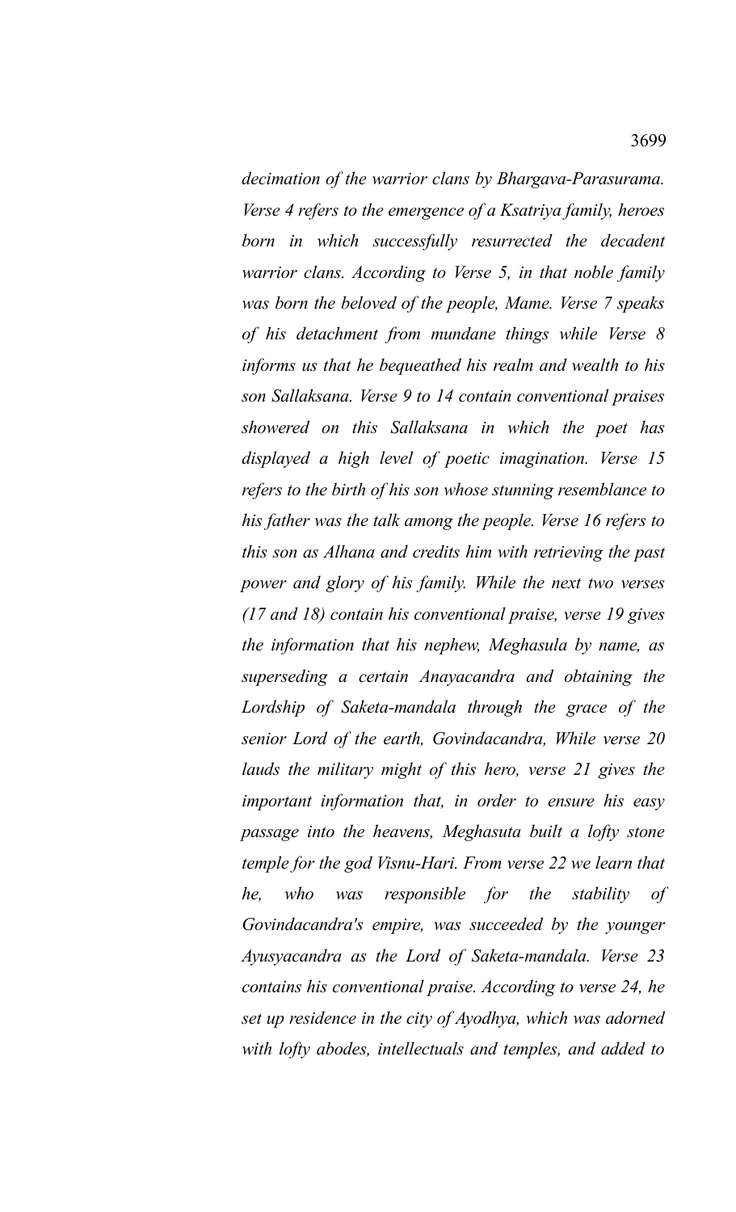*decimation of the warrior clans by Bhargava-Parasurama. Verse 4 refers to the emergence of a Ksatriya family, heroes born in which successfully resurrected the decadent warrior clans. According to Verse 5, in that noble family was born the beloved of the people, Mame. Verse 7 speaks of his detachment from mundane things while Verse 8 informs us that he bequeathed his realm and wealth to his son Sallaksana. Verse 9 to 14 contain conventional praises showered on this Sallaksana in which the poet has displayed a high level of poetic imagination. Verse 15 refers to the birth of his son whose stunning resemblance to his father was the talk among the people. Verse 16 refers to this son as Alhana and credits him with retrieving the past power and glory of his family. While the next two verses (17 and 18) contain his conventional praise, verse 19 gives the information that his nephew, Meghasula by name, as superseding a certain Anayacandra and obtaining the Lordship of Saketa-mandala through the grace of the senior Lord of the earth, Govindacandra, While verse 20 lauds the military might of this hero, verse 21 gives the important information that, in order to ensure his easy passage into the heavens, Meghasuta built a lofty stone temple for the god Visnu-Hari. From verse 22 we learn that he, who was responsible for the stability of Govindacandra's empire, was succeeded by the younger Ayusyacandra as the Lord of Saketa-mandala. Verse 23 contains his conventional praise. According to verse 24, he set up residence in the city of Ayodhya, which was adorned with lofty abodes, intellectuals and temples, and added to*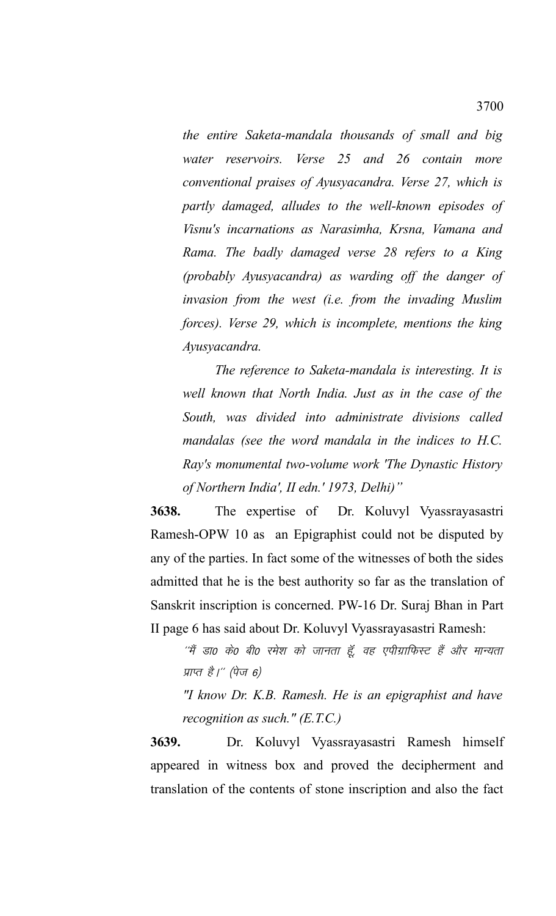*the entire Saketa-mandala thousands of small and big water reservoirs. Verse 25 and 26 contain more conventional praises of Ayusyacandra. Verse 27, which is partly damaged, alludes to the well-known episodes of Visnu's incarnations as Narasimha, Krsna, Vamana and Rama. The badly damaged verse 28 refers to a King (probably Ayusyacandra) as warding off the danger of invasion from the west (i.e. from the invading Muslim forces). Verse 29, which is incomplete, mentions the king Ayusyacandra.*

*The reference to Saketa-mandala is interesting. It is well known that North India. Just as in the case of the South, was divided into administrate divisions called mandalas (see the word mandala in the indices to H.C. Ray's monumental two-volume work 'The Dynastic History of Northern India', II edn.' 1973, Delhi)"*

**3638.** The expertise of Dr. Koluvyl Vyassrayasastri Ramesh-OPW 10 as an Epigraphist could not be disputed by any of the parties. In fact some of the witnesses of both the sides admitted that he is the best authority so far as the translation of Sanskrit inscription is concerned. PW-16 Dr. Suraj Bhan in Part II page 6 has said about Dr. Koluvyl Vyassrayasastri Ramesh:

*''मैं डा0 के0 बी0 रमेश को जानता हूँ, वह एपीग्राफिस्ट हैं और मान्यता प्राप्त है।'' (पेज 6)*

*"I know Dr. K.B. Ramesh. He is an epigraphist and have recognition as such." (E.T.C.)*

**3639.** Dr. Koluvyl Vyassrayasastri Ramesh himself appeared in witness box and proved the decipherment and translation of the contents of stone inscription and also the fact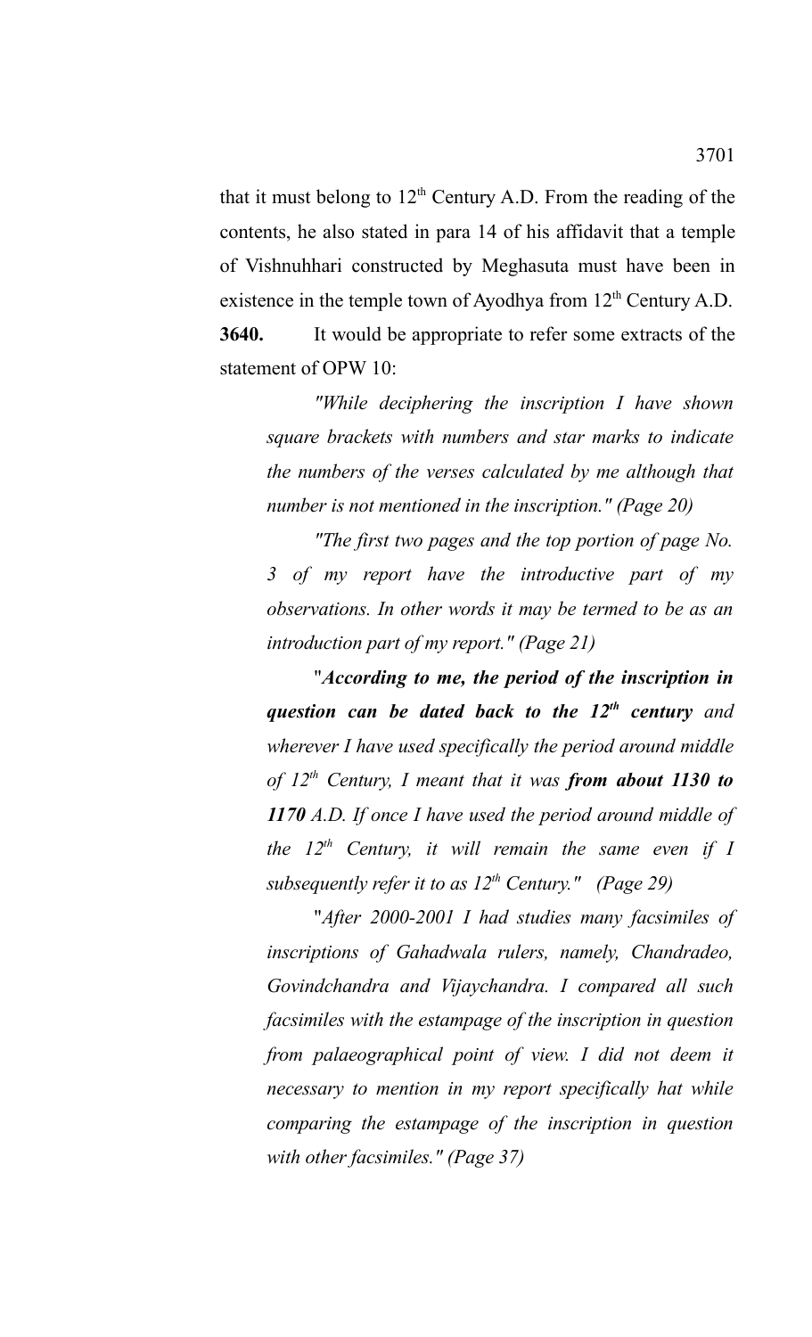that it must belong to 12th Century A.D. From the reading of the contents, he also stated in para 14 of his affidavit that a temple of Vishnuhhari constructed by Meghasuta must have been in existence in the temple town of Ayodhya from 12th Century A.D.

**3640.** It would be appropriate to refer some extracts of the statement of OPW 10:

> *"While deciphering the inscription I have shown square brackets with numbers and star marks to indicate the numbers of the verses calculated by me although that number is not mentioned in the inscription." (Page 20)*
>
> *"The first two pages and the top portion of page No. 3 of my report have the introductive part of my observations. In other words it may be termed to be as an introduction part of my report." (Page 21)*
>
> "***According to me, the period of the inscription in question can be dated back to the 12th century** and wherever I have used specifically the period around middle of 12th Century, I meant that it was **from about 1130 to 1170** A.D. If once I have used the period around middle of the 12th Century, it will remain the same even if I subsequently refer it to as 12th Century." (Page 29)*
>
> "*After 2000-2001 I had studies many facsimiles of inscriptions of Gahadwala rulers, namely, Chandradeo, Govindchandra and Vijaychandra. I compared all such facsimiles with the estampage of the inscription in question from palaeographical point of view. I did not deem it necessary to mention in my report specifically hat while comparing the estampage of the inscription in question with other facsimiles." (Page 37)*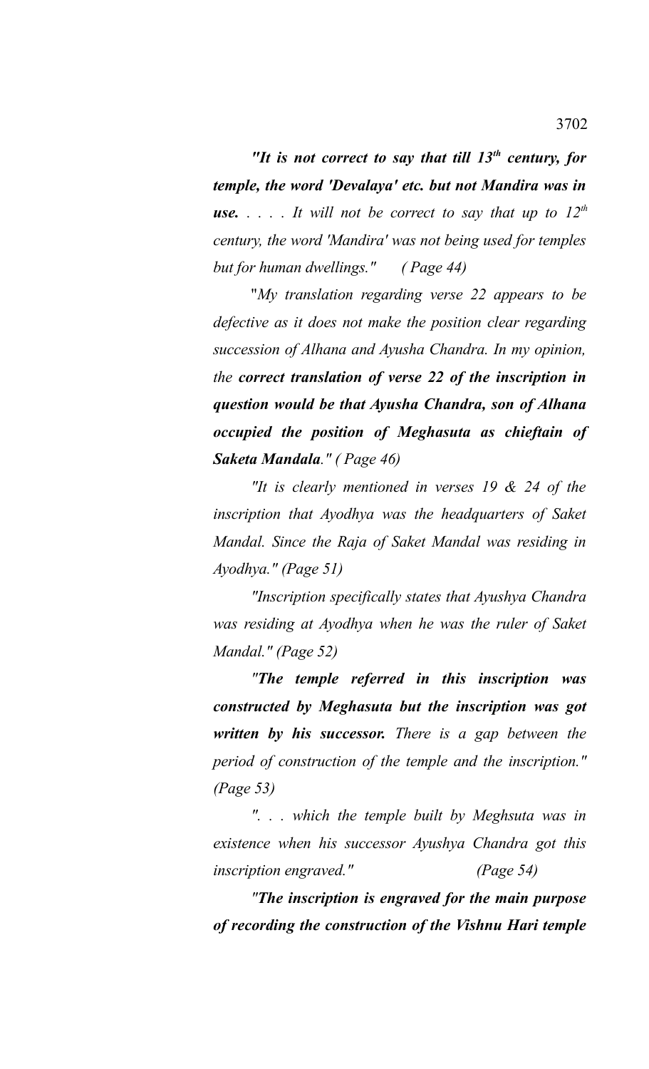***"It is not correct to say that till 13th century, for temple, the word 'Devalaya' etc. but not Mandira was in use.*** *. . . . It will not be correct to say that up to 12th century, the word 'Mandira' was not being used for temples but for human dwellings." ( Page 44)*

"*My translation regarding verse 22 appears to be defective as it does not make the position clear regarding succession of Alhana and Ayusha Chandra. In my opinion, the* ***correct translation of verse 22 of the inscription in question would be that Ayusha Chandra, son of Alhana occupied the position of Meghasuta as chieftain of Saketa Mandala****." ( Page 46)*

*"It is clearly mentioned in verses 19 & 24 of the inscription that Ayodhya was the headquarters of Saket Mandal. Since the Raja of Saket Mandal was residing in Ayodhya." (Page 51)*

*"Inscription specifically states that Ayushya Chandra was residing at Ayodhya when he was the ruler of Saket Mandal." (Page 52)*

***"The temple referred in this inscription was constructed by Meghasuta but the inscription was got written by his successor.*** *There is a gap between the period of construction of the temple and the inscription." (Page 53)*

*". . . which the temple built by Meghsuta was in existence when his successor Ayushya Chandra got this inscription engraved." (Page 54)*

***"The inscription is engraved for the main purpose of recording the construction of the Vishnu Hari temple***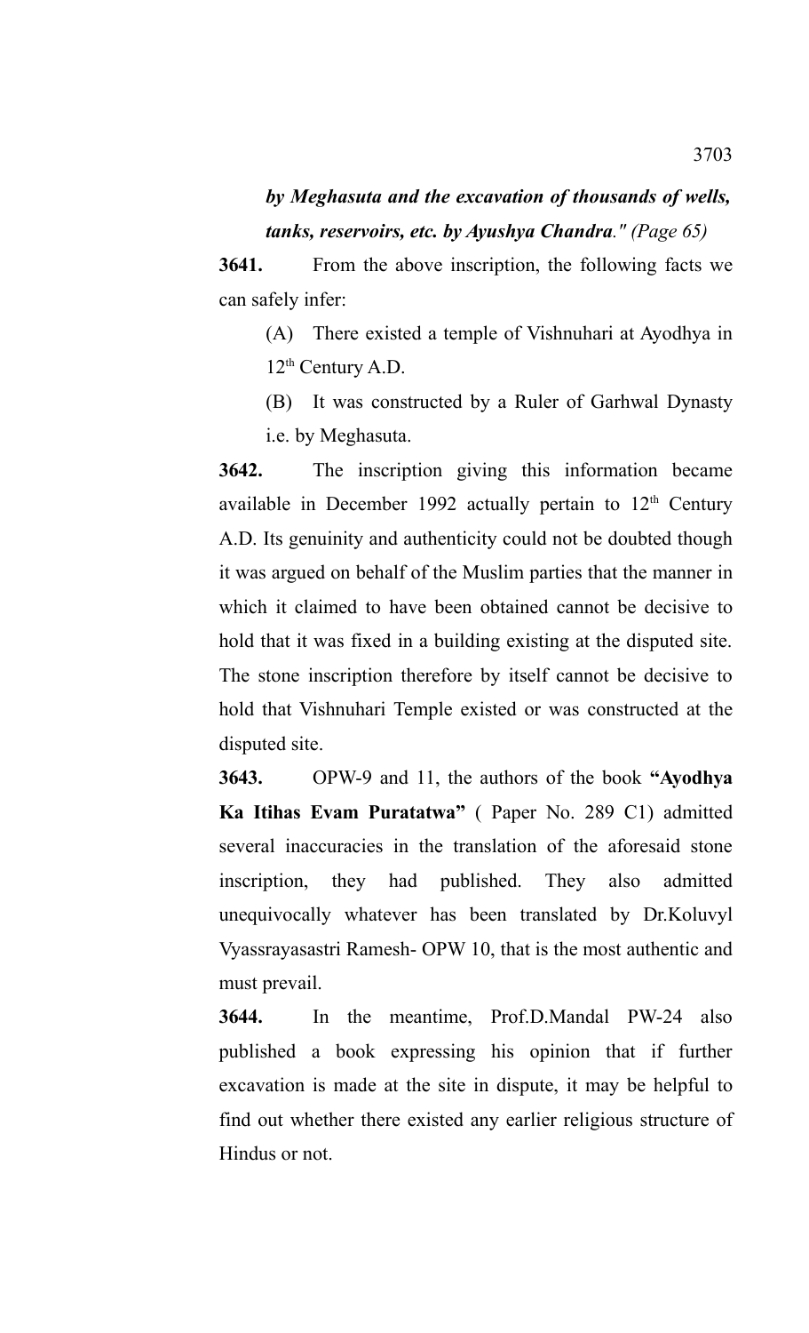***by Meghasuta and the excavation of thousands of wells, tanks, reservoirs, etc. by Ayushya Chandra**." (Page 65)*

**3641.** From the above inscription, the following facts we can safely infer:

(A) There existed a temple of Vishnuhari at Ayodhya in 12th Century A.D.

(B) It was constructed by a Ruler of Garhwal Dynasty i.e. by Meghasuta.

**3642.** The inscription giving this information became available in December 1992 actually pertain to 12th Century A.D. Its genuinity and authenticity could not be doubted though it was argued on behalf of the Muslim parties that the manner in which it claimed to have been obtained cannot be decisive to hold that it was fixed in a building existing at the disputed site. The stone inscription therefore by itself cannot be decisive to hold that Vishnuhari Temple existed or was constructed at the disputed site.

**3643.** OPW-9 and 11, the authors of the book **"Ayodhya Ka Itihas Evam Puratatwa"** ( Paper No. 289 C1) admitted several inaccuracies in the translation of the aforesaid stone inscription, they had published. They also admitted unequivocally whatever has been translated by Dr.Koluvyl Vyassrayasastri Ramesh- OPW 10, that is the most authentic and must prevail.

**3644.** In the meantime, Prof.D.Mandal PW-24 also published a book expressing his opinion that if further excavation is made at the site in dispute, it may be helpful to find out whether there existed any earlier religious structure of Hindus or not.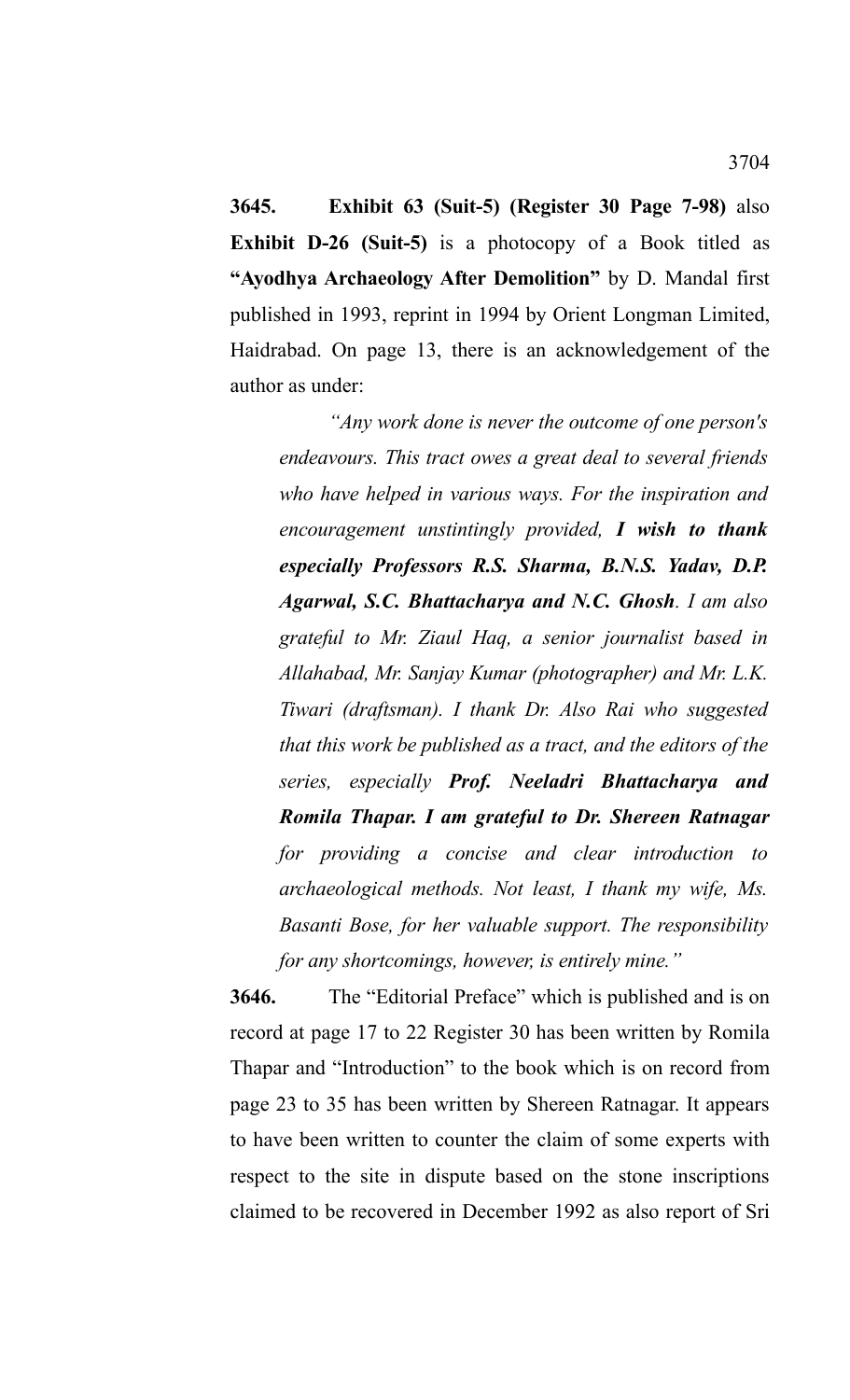**3645.** **Exhibit 63 (Suit-5) (Register 30 Page 7-98)** also **Exhibit D-26 (Suit-5)** is a photocopy of a Book titled as **"Ayodhya Archaeology After Demolition"** by D. Mandal first published in 1993, reprint in 1994 by Orient Longman Limited, Haidrabad. On page 13, there is an acknowledgement of the author as under:

> *"Any work done is never the outcome of one person's endeavours. This tract owes a great deal to several friends who have helped in various ways. For the inspiration and encouragement unstintingly provided,* ***I wish to thank especially Professors R.S. Sharma, B.N.S. Yadav, D.P. Agarwal, S.C. Bhattacharya and N.C. Ghosh****. I am also grateful to Mr. Ziaul Haq, a senior journalist based in Allahabad, Mr. Sanjay Kumar (photographer) and Mr. L.K. Tiwari (draftsman). I thank Dr. Also Rai who suggested that this work be published as a tract, and the editors of the series, especially* ***Prof. Neeladri Bhattacharya and Romila Thapar. I am grateful to Dr. Shereen Ratnagar*** *for providing a concise and clear introduction to archaeological methods. Not least, I thank my wife, Ms. Basanti Bose, for her valuable support. The responsibility for any shortcomings, however, is entirely mine."*

**3646.** The "Editorial Preface" which is published and is on record at page 17 to 22 Register 30 has been written by Romila Thapar and "Introduction" to the book which is on record from page 23 to 35 has been written by Shereen Ratnagar. It appears to have been written to counter the claim of some experts with respect to the site in dispute based on the stone inscriptions claimed to be recovered in December 1992 as also report of Sri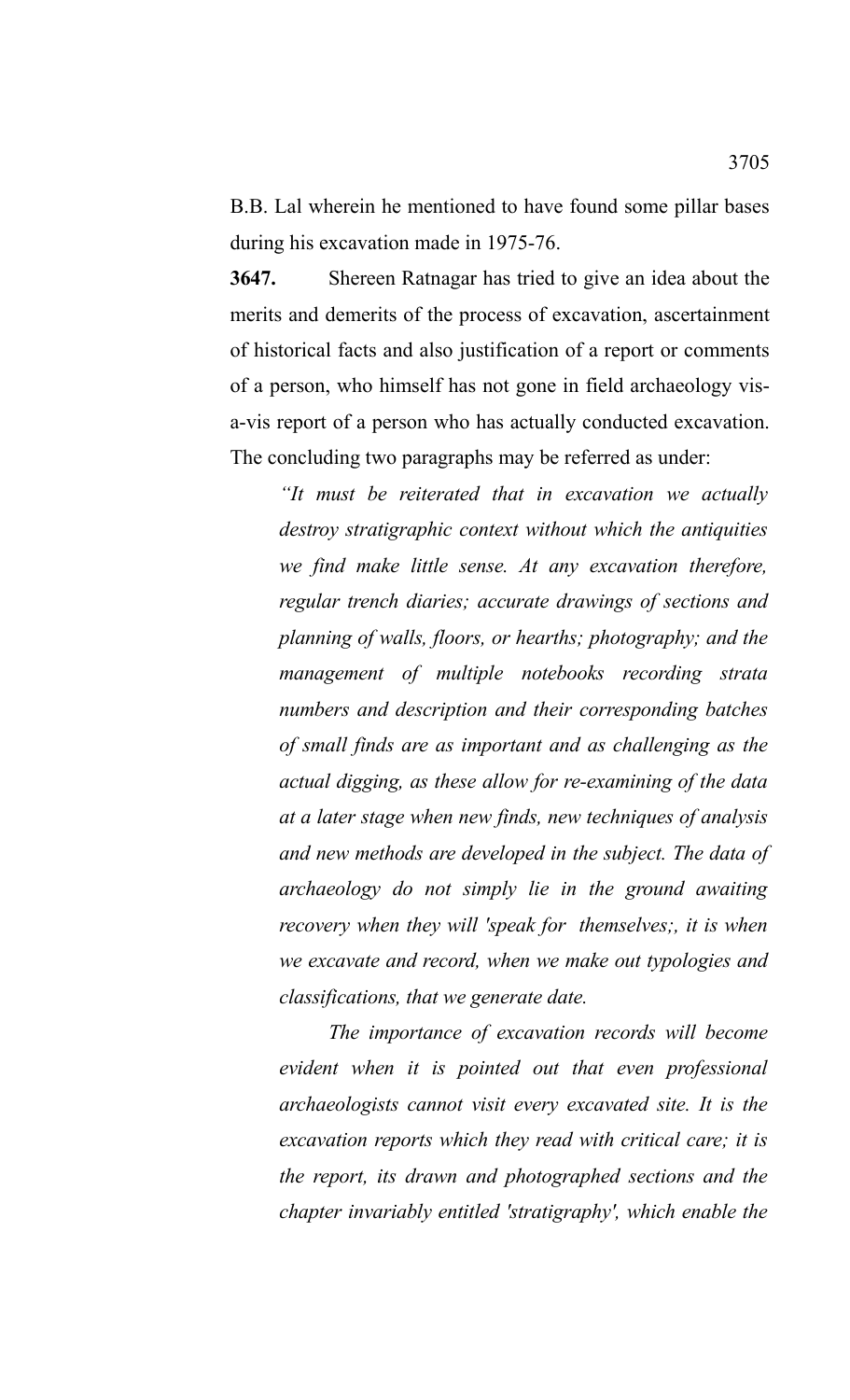B.B. Lal wherein he mentioned to have found some pillar bases during his excavation made in 1975-76.

**3647.** Shereen Ratnagar has tried to give an idea about the merits and demerits of the process of excavation, ascertainment of historical facts and also justification of a report or comments of a person, who himself has not gone in field archaeology vis-a-vis report of a person who has actually conducted excavation. The concluding two paragraphs may be referred as under:

> *"It must be reiterated that in excavation we actually destroy stratigraphic context without which the antiquities we find make little sense. At any excavation therefore, regular trench diaries; accurate drawings of sections and planning of walls, floors, or hearths; photography; and the management of multiple notebooks recording strata numbers and description and their corresponding batches of small finds are as important and as challenging as the actual digging, as these allow for re-examining of the data at a later stage when new finds, new techniques of analysis and new methods are developed in the subject. The data of archaeology do not simply lie in the ground awaiting recovery when they will 'speak for themselves;, it is when we excavate and record, when we make out typologies and classifications, that we generate date.*
>
> *The importance of excavation records will become evident when it is pointed out that even professional archaeologists cannot visit every excavated site. It is the excavation reports which they read with critical care; it is the report, its drawn and photographed sections and the chapter invariably entitled 'stratigraphy', which enable the*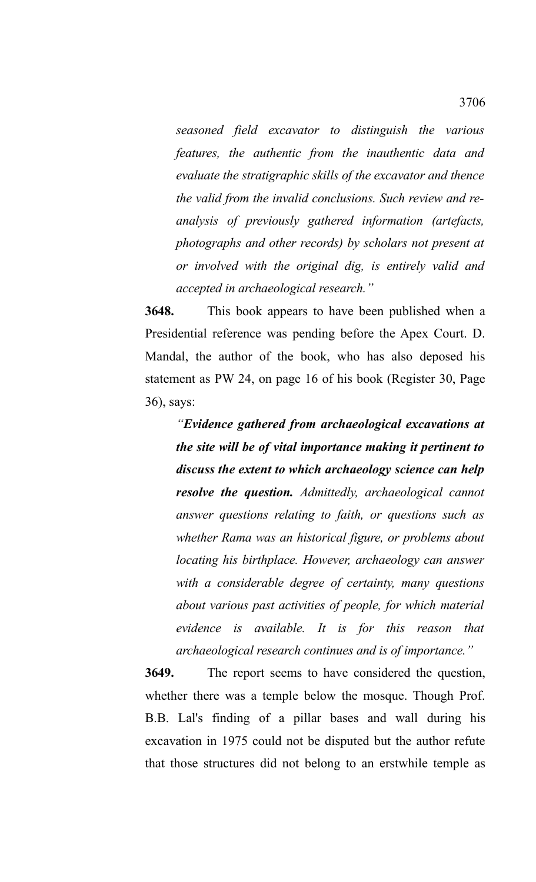*seasoned field excavator to distinguish the various features, the authentic from the inauthentic data and evaluate the stratigraphic skills of the excavator and thence the valid from the invalid conclusions. Such review and re-analysis of previously gathered information (artefacts, photographs and other records) by scholars not present at or involved with the original dig, is entirely valid and accepted in archaeological research."*

**3648.** This book appears to have been published when a Presidential reference was pending before the Apex Court. D. Mandal, the author of the book, who has also deposed his statement as PW 24, on page 16 of his book (Register 30, Page 36), says:

> *"**Evidence gathered from archaeological excavations at the site will be of vital importance making it pertinent to discuss the extent to which archaeology science can help resolve the question.** Admittedly, archaeological cannot answer questions relating to faith, or questions such as whether Rama was an historical figure, or problems about locating his birthplace. However, archaeology can answer with a considerable degree of certainty, many questions about various past activities of people, for which material evidence is available. It is for this reason that archaeological research continues and is of importance."*

**3649.** The report seems to have considered the question, whether there was a temple below the mosque. Though Prof. B.B. Lal's finding of a pillar bases and wall during his excavation in 1975 could not be disputed but the author refute that those structures did not belong to an erstwhile temple as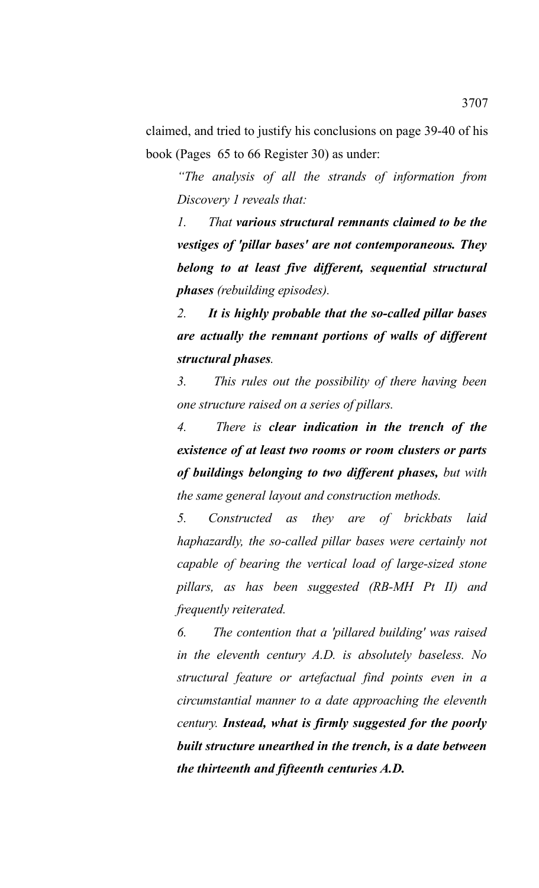claimed, and tried to justify his conclusions on page 39-40 of his book (Pages 65 to 66 Register 30) as under:

> *"The analysis of all the strands of information from Discovery 1 reveals that:*
>
> *1. That **various structural remnants claimed to be the vestiges of 'pillar bases' are not contemporaneous. They belong to at least five different, sequential structural phases** (rebuilding episodes).*
>
> *2. **It is highly probable that the so-called pillar bases are actually the remnant portions of walls of different structural phases**.*
>
> *3. This rules out the possibility of there having been one structure raised on a series of pillars.*
>
> *4. There is **clear indication in the trench of the existence of at least two rooms or room clusters or parts of buildings belonging to two different phases,** but with the same general layout and construction methods.*
>
> *5. Constructed as they are of brickbats laid haphazardly, the so-called pillar bases were certainly not capable of bearing the vertical load of large-sized stone pillars, as has been suggested (RB-MH Pt II) and frequently reiterated.*
>
> *6. The contention that a 'pillared building' was raised in the eleventh century A.D. is absolutely baseless. No structural feature or artefactual find points even in a circumstantial manner to a date approaching the eleventh century. **Instead, what is firmly suggested for the poorly built structure unearthed in the trench, is a date between the thirteenth and fifteenth centuries A.D.***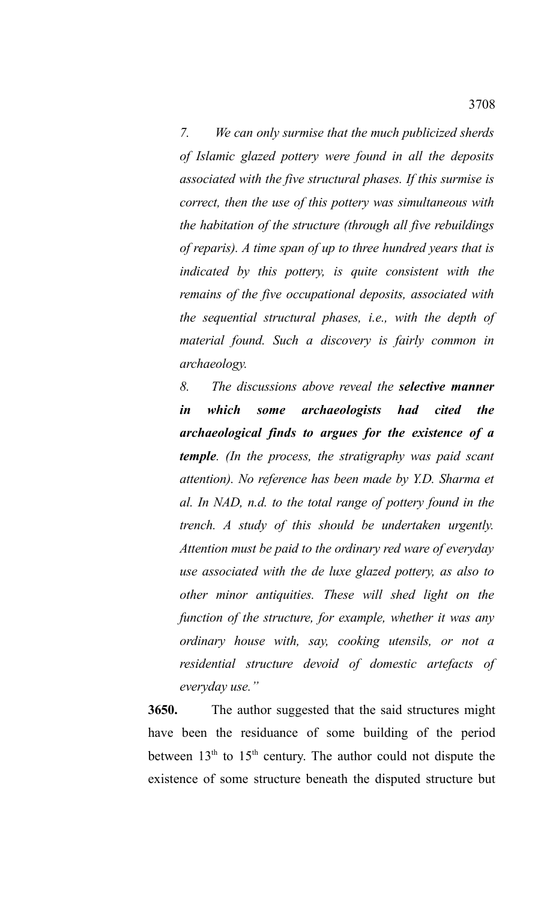*7. We can only surmise that the much publicized sherds of Islamic glazed pottery were found in all the deposits associated with the five structural phases. If this surmise is correct, then the use of this pottery was simultaneous with the habitation of the structure (through all five rebuildings of reparis). A time span of up to three hundred years that is indicated by this pottery, is quite consistent with the remains of the five occupational deposits, associated with the sequential structural phases, i.e., with the depth of material found. Such a discovery is fairly common in archaeology.*

*8. The discussions above reveal the* ***selective manner in which some archaeologists had cited the archaeological finds to argues for the existence of a temple****. (In the process, the stratigraphy was paid scant attention). No reference has been made by Y.D. Sharma et al. In NAD, n.d. to the total range of pottery found in the trench. A study of this should be undertaken urgently. Attention must be paid to the ordinary red ware of everyday use associated with the de luxe glazed pottery, as also to other minor antiquities. These will shed light on the function of the structure, for example, whether it was any ordinary house with, say, cooking utensils, or not a residential structure devoid of domestic artefacts of everyday use."*

**3650.** The author suggested that the said structures might have been the residuance of some building of the period between 13th to 15th century. The author could not dispute the existence of some structure beneath the disputed structure but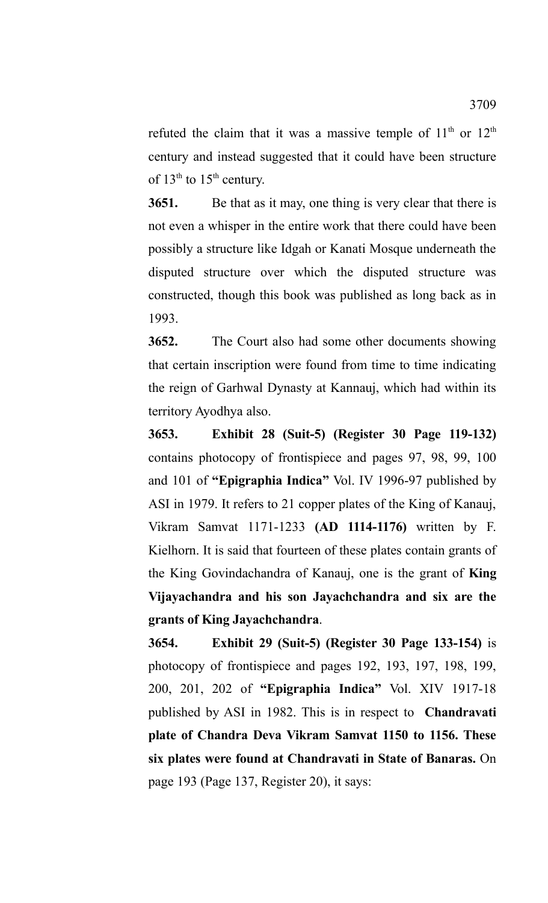refuted the claim that it was a massive temple of $11^{th}$ or $12^{th}$ century and instead suggested that it could have been structure of $13^{th}$ to $15^{th}$ century.

**3651.** Be that as it may, one thing is very clear that there is not even a whisper in the entire work that there could have been possibly a structure like Idgah or Kanati Mosque underneath the disputed structure over which the disputed structure was constructed, though this book was published as long back as in 1993.

**3652.** The Court also had some other documents showing that certain inscription were found from time to time indicating the reign of Garhwal Dynasty at Kannauj, which had within its territory Ayodhya also.

**3653. Exhibit 28 (Suit-5) (Register 30 Page 119-132)** contains photocopy of frontispiece and pages 97, 98, 99, 100 and 101 of **"Epigraphia Indica"** Vol. IV 1996-97 published by ASI in 1979. It refers to 21 copper plates of the King of Kanauj, Vikram Samvat 1171-1233 **(AD 1114-1176)** written by F. Kielhorn. It is said that fourteen of these plates contain grants of the King Govindachandra of Kanauj, one is the grant of **King Vijayachandra and his son Jayachchandra and six are the grants of King Jayachchandra**.

**3654. Exhibit 29 (Suit-5) (Register 30 Page 133-154)** is photocopy of frontispiece and pages 192, 193, 197, 198, 199, 200, 201, 202 of **"Epigraphia Indica"** Vol. XIV 1917-18 published by ASI in 1982. This is in respect to **Chandravati plate of Chandra Deva Vikram Samvat 1150 to 1156. These six plates were found at Chandravati in State of Banaras.** On page 193 (Page 137, Register 20), it says: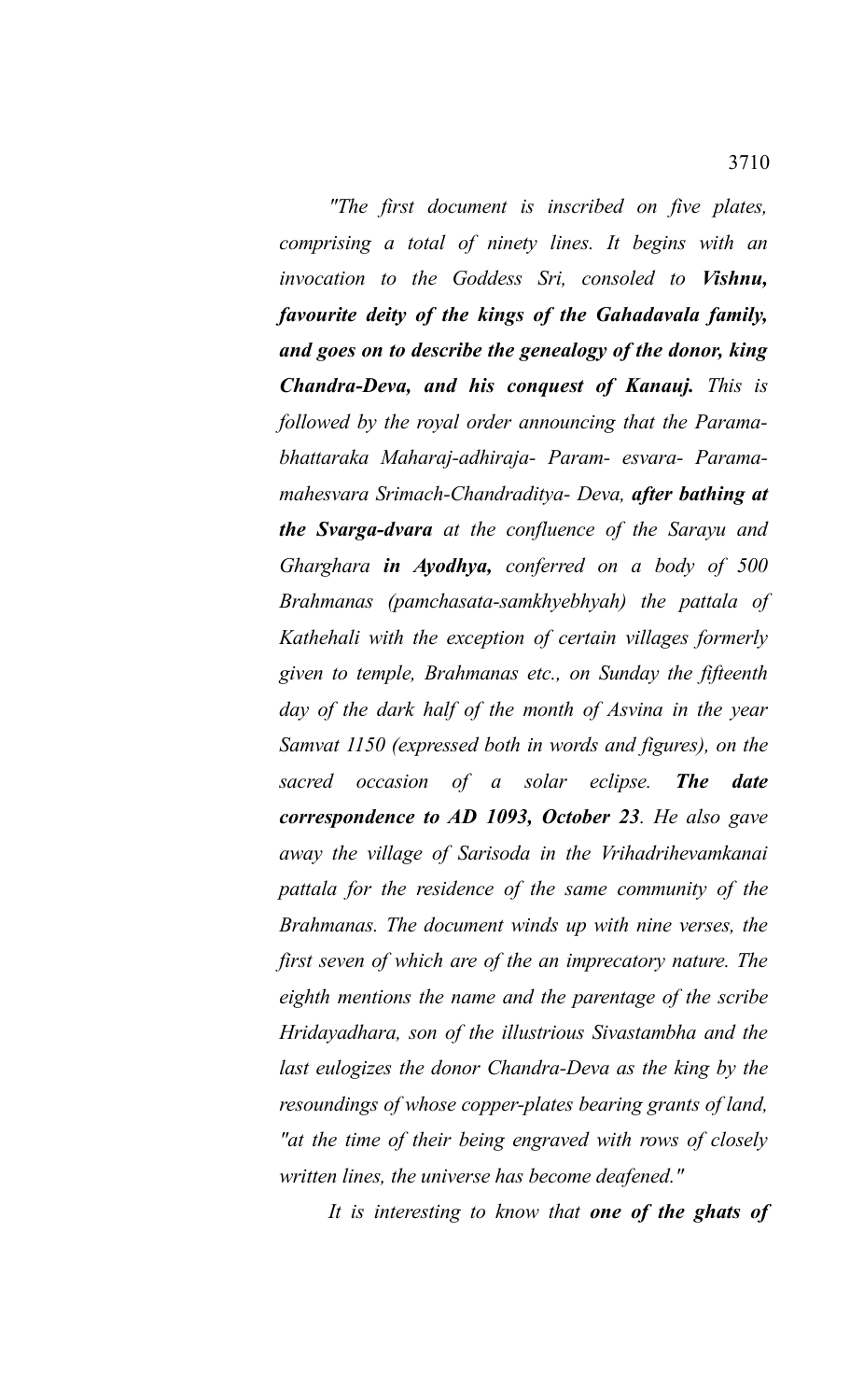*"The first document is inscribed on five plates, comprising a total of ninety lines. It begins with an invocation to the Goddess Sri, consoled to **Vishnu, favourite deity of the kings of the Gahadavala family, and goes on to describe the genealogy of the donor, king Chandra-Deva, and his conquest of Kanauj.** This is followed by the royal order announcing that the Parama-bhattaraka Maharaj-adhiraja- Param- esvara- Parama-mahesvara Srimach-Chandraditya- Deva, **after bathing at the Svarga-dvara** at the confluence of the Sarayu and Gharghara **in Ayodhya,** conferred on a body of 500 Brahmanas (pamchasata-samkhyebhyah) the pattala of Kathehali with the exception of certain villages formerly given to temple, Brahmanas etc., on Sunday the fifteenth day of the dark half of the month of Asvina in the year Samvat 1150 (expressed both in words and figures), on the sacred occasion of a solar eclipse. **The date correspondence to AD 1093, October 23**. He also gave away the village of Sarisoda in the Vrihadrihevamkanai pattala for the residence of the same community of the Brahmanas. The document winds up with nine verses, the first seven of which are of the an imprecatory nature. The eighth mentions the name and the parentage of the scribe Hridayadhara, son of the illustrious Sivastambha and the last eulogizes the donor Chandra-Deva as the king by the resoundings of whose copper-plates bearing grants of land, "at the time of their being engraved with rows of closely written lines, the universe has become deafened."*

*It is interesting to know that **one of the ghats of***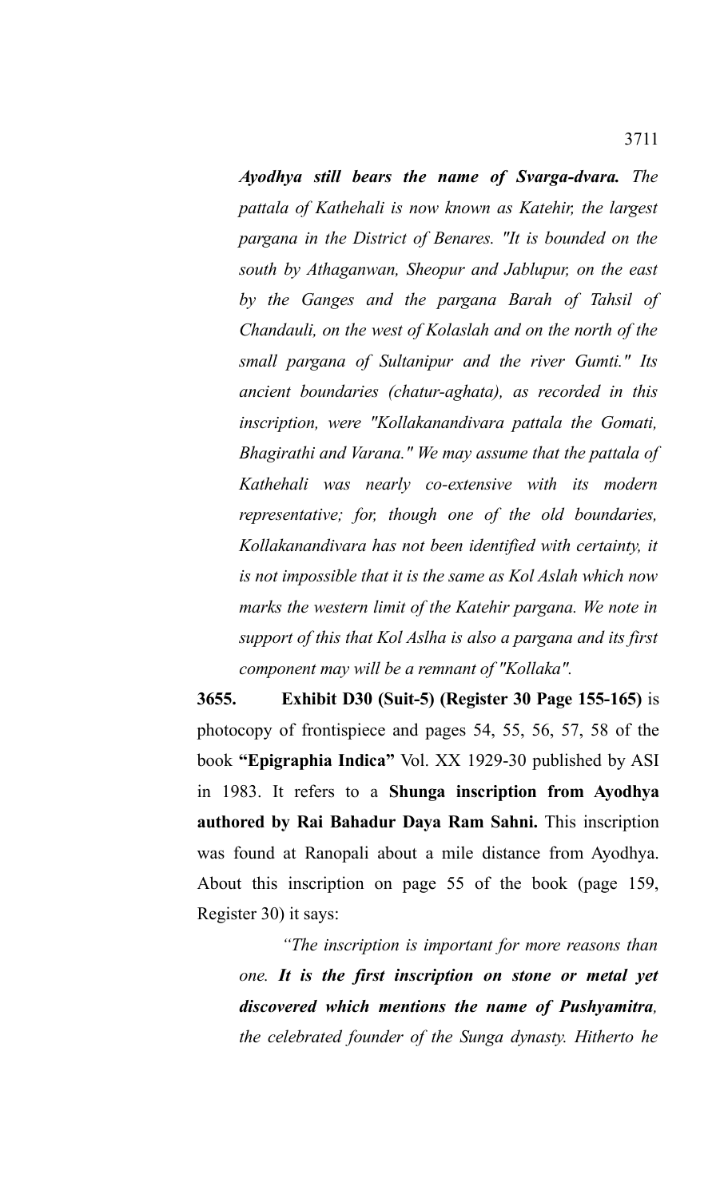*Ayodhya still bears the name of Svarga-dvara.* *The pattala of Kathehali is now known as Katehir, the largest pargana in the District of Benares. "It is bounded on the south by Athaganwan, Sheopur and Jablupur, on the east by the Ganges and the pargana Barah of Tahsil of Chandauli, on the west of Kolaslah and on the north of the small pargana of Sultanipur and the river Gumti." Its ancient boundaries (chatur-aghata), as recorded in this inscription, were "Kollakanandivara pattala the Gomati, Bhagirathi and Varana." We may assume that the pattala of Kathehali was nearly co-extensive with its modern representative; for, though one of the old boundaries, Kollakanandivara has not been identified with certainty, it is not impossible that it is the same as Kol Aslah which now marks the western limit of the Katehir pargana. We note in support of this that Kol Aslha is also a pargana and its first component may will be a remnant of "Kollaka".*

**3655.** **Exhibit D30 (Suit-5) (Register 30 Page 155-165)** is photocopy of frontispiece and pages 54, 55, 56, 57, 58 of the book **"Epigraphia Indica"** Vol. XX 1929-30 published by ASI in 1983. It refers to a **Shunga inscription from Ayodhya authored by Rai Bahadur Daya Ram Sahni.** This inscription was found at Ranopali about a mile distance from Ayodhya. About this inscription on page 55 of the book (page 159, Register 30) it says:

*"The inscription is important for more reasons than one.* ***It is the first inscription on stone or metal yet discovered which mentions the name of Pushyamitra****, the celebrated founder of the Sunga dynasty. Hitherto he*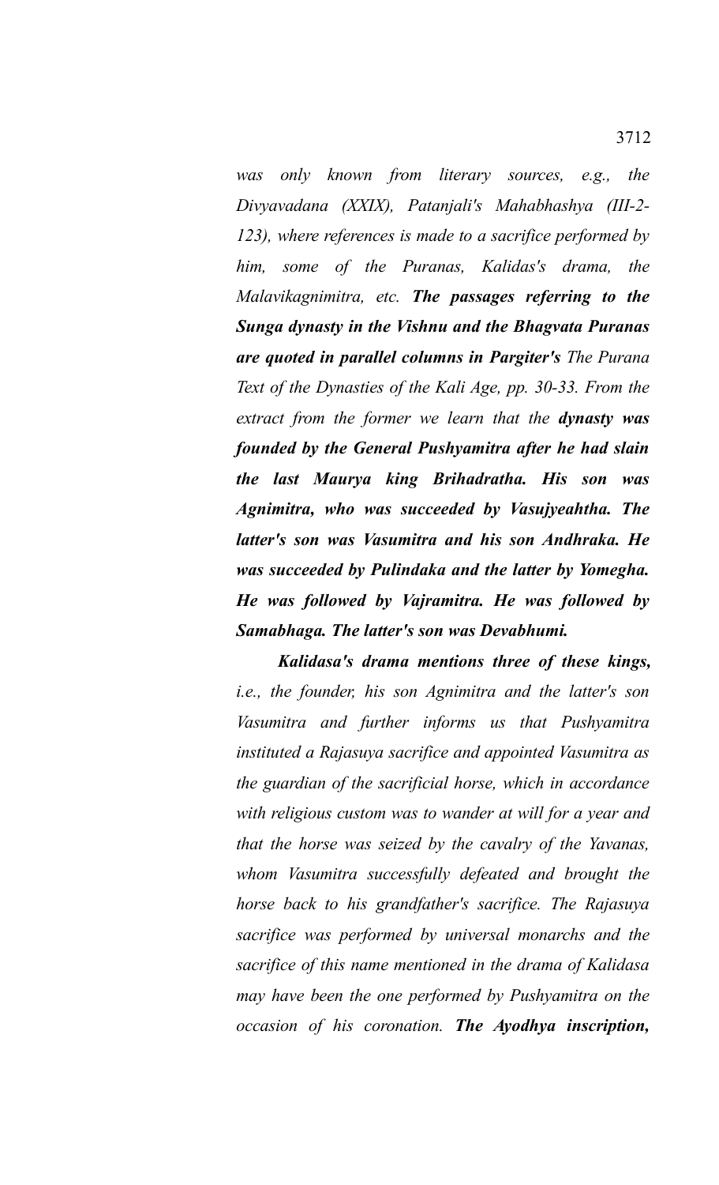*was only known from literary sources, e.g., the Divyavadana (XXIX), Patanjali's Mahabhashya (III-2-123), where references is made to a sacrifice performed by him, some of the Puranas, Kalidas's drama, the Malavikagnimitra, etc.* ***The passages referring to the Sunga dynasty in the Vishnu and the Bhagvata Puranas are quoted in parallel columns in Pargiter's*** *The Purana Text of the Dynasties of the Kali Age, pp. 30-33. From the extract from the former we learn that the* ***dynasty was founded by the General Pushyamitra after he had slain the last Maurya king Brihadratha. His son was Agnimitra, who was succeeded by Vasujyeahtha. The latter's son was Vasumitra and his son Andhraka. He was succeeded by Pulindaka and the latter by Yomegha. He was followed by Vajramitra. He was followed by Samabhaga. The latter's son was Devabhumi.***

***Kalidasa's drama mentions three of these kings,*** *i.e., the founder, his son Agnimitra and the latter's son Vasumitra and further informs us that Pushyamitra instituted a Rajasuya sacrifice and appointed Vasumitra as the guardian of the sacrificial horse, which in accordance with religious custom was to wander at will for a year and that the horse was seized by the cavalry of the Yavanas, whom Vasumitra successfully defeated and brought the horse back to his grandfather's sacrifice. The Rajasuya sacrifice was performed by universal monarchs and the sacrifice of this name mentioned in the drama of Kalidasa may have been the one performed by Pushyamitra on the occasion of his coronation.* ***The Ayodhya inscription,***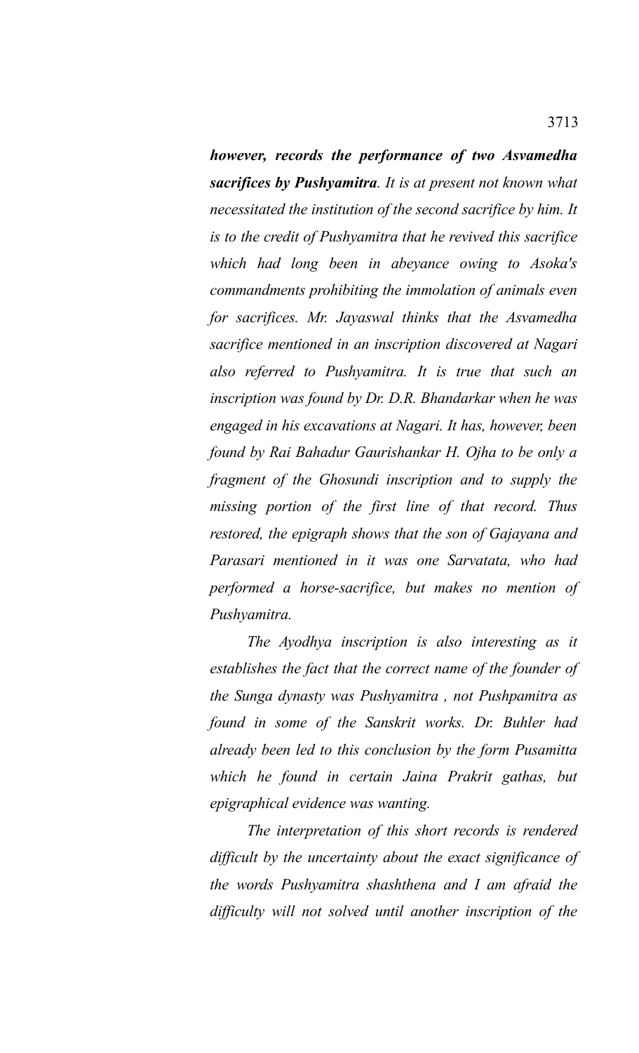***however, records the performance of two Asvamedha sacrifices by Pushyamitra**. It is at present not known what necessitated the institution of the second sacrifice by him. It is to the credit of Pushyamitra that he revived this sacrifice which had long been in abeyance owing to Asoka's commandments prohibiting the immolation of animals even for sacrifices. Mr. Jayaswal thinks that the Asvamedha sacrifice mentioned in an inscription discovered at Nagari also referred to Pushyamitra. It is true that such an inscription was found by Dr. D.R. Bhandarkar when he was engaged in his excavations at Nagari. It has, however, been found by Rai Bahadur Gaurishankar H. Ojha to be only a fragment of the Ghosundi inscription and to supply the missing portion of the first line of that record. Thus restored, the epigraph shows that the son of Gajayana and Parasari mentioned in it was one Sarvatata, who had performed a horse-sacrifice, but makes no mention of Pushyamitra.*

*The Ayodhya inscription is also interesting as it establishes the fact that the correct name of the founder of the Sunga dynasty was Pushyamitra , not Pushpamitra as found in some of the Sanskrit works. Dr. Buhler had already been led to this conclusion by the form Pusamitta which he found in certain Jaina Prakrit gathas, but epigraphical evidence was wanting.*

*The interpretation of this short records is rendered difficult by the uncertainty about the exact significance of the words Pushyamitra shashthena and I am afraid the difficulty will not solved until another inscription of the*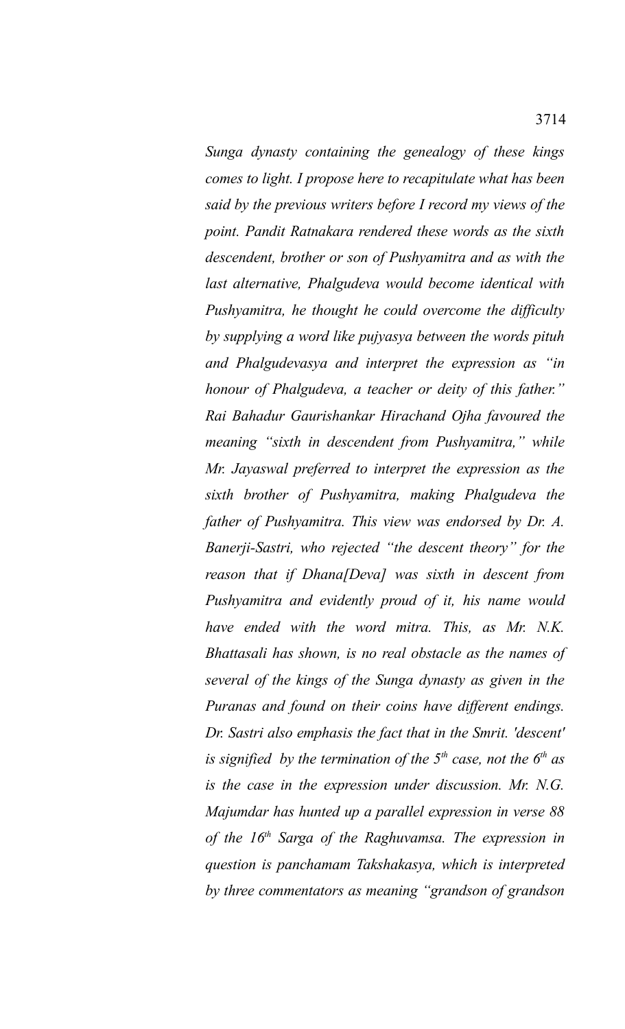*Sunga dynasty containing the genealogy of these kings comes to light. I propose here to recapitulate what has been said by the previous writers before I record my views of the point. Pandit Ratnakara rendered these words as the sixth descendent, brother or son of Pushyamitra and as with the last alternative, Phalgudeva would become identical with Pushyamitra, he thought he could overcome the difficulty by supplying a word like pujyasya between the words pituh and Phalgudevasya and interpret the expression as "in honour of Phalgudeva, a teacher or deity of this father." Rai Bahadur Gaurishankar Hirachand Ojha favoured the meaning "sixth in descendent from Pushyamitra," while Mr. Jayaswal preferred to interpret the expression as the sixth brother of Pushyamitra, making Phalgudeva the father of Pushyamitra. This view was endorsed by Dr. A. Banerji-Sastri, who rejected "the descent theory" for the reason that if Dhana[Deva] was sixth in descent from Pushyamitra and evidently proud of it, his name would have ended with the word mitra. This, as Mr. N.K. Bhattasali has shown, is no real obstacle as the names of several of the kings of the Sunga dynasty as given in the Puranas and found on their coins have different endings. Dr. Sastri also emphasis the fact that in the Smrit. 'descent' is signified by the termination of the 5th case, not the 6th as is the case in the expression under discussion. Mr. N.G. Majumdar has hunted up a parallel expression in verse 88 of the 16th Sarga of the Raghuvamsa. The expression in question is panchamam Takshakasya, which is interpreted by three commentators as meaning "grandson of grandson*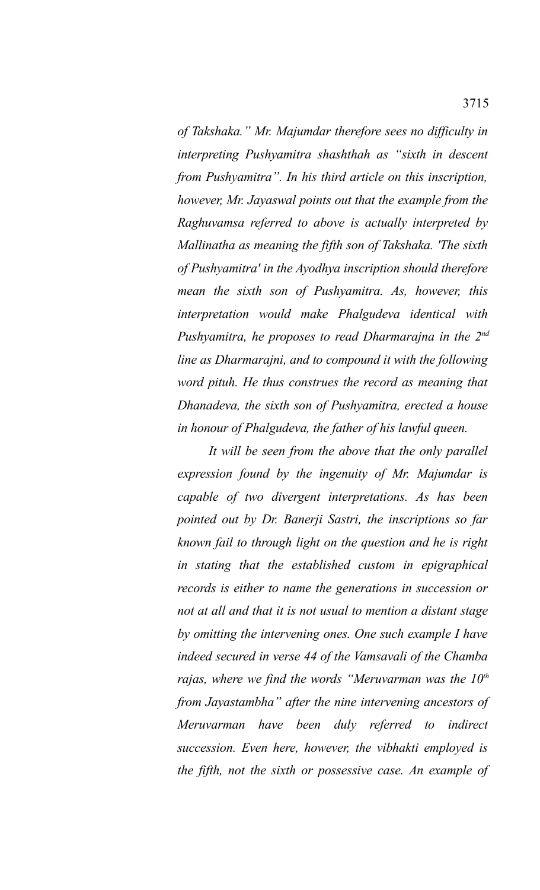*of Takshaka." Mr. Majumdar therefore sees no difficulty in interpreting Pushyamitra shashthah as "sixth in descent from Pushyamitra". In his third article on this inscription, however, Mr. Jayaswal points out that the example from the Raghuvamsa referred to above is actually interpreted by Mallinatha as meaning the fifth son of Takshaka. 'The sixth of Pushyamitra' in the Ayodhya inscription should therefore mean the sixth son of Pushyamitra. As, however, this interpretation would make Phalgudeva identical with Pushyamitra, he proposes to read Dharmarajna in the 2nd line as Dharmarajni, and to compound it with the following word pituh. He thus construes the record as meaning that Dhanadeva, the sixth son of Pushyamitra, erected a house in honour of Phalgudeva, the father of his lawful queen.*

*It will be seen from the above that the only parallel expression found by the ingenuity of Mr. Majumdar is capable of two divergent interpretations. As has been pointed out by Dr. Banerji Sastri, the inscriptions so far known fail to through light on the question and he is right in stating that the established custom in epigraphical records is either to name the generations in succession or not at all and that it is not usual to mention a distant stage by omitting the intervening ones. One such example I have indeed secured in verse 44 of the Vamsavali of the Chamba rajas, where we find the words "Meruvarman was the 10th from Jayastambha" after the nine intervening ancestors of Meruvarman have been duly referred to indirect succession. Even here, however, the vibhakti employed is the fifth, not the sixth or possessive case. An example of*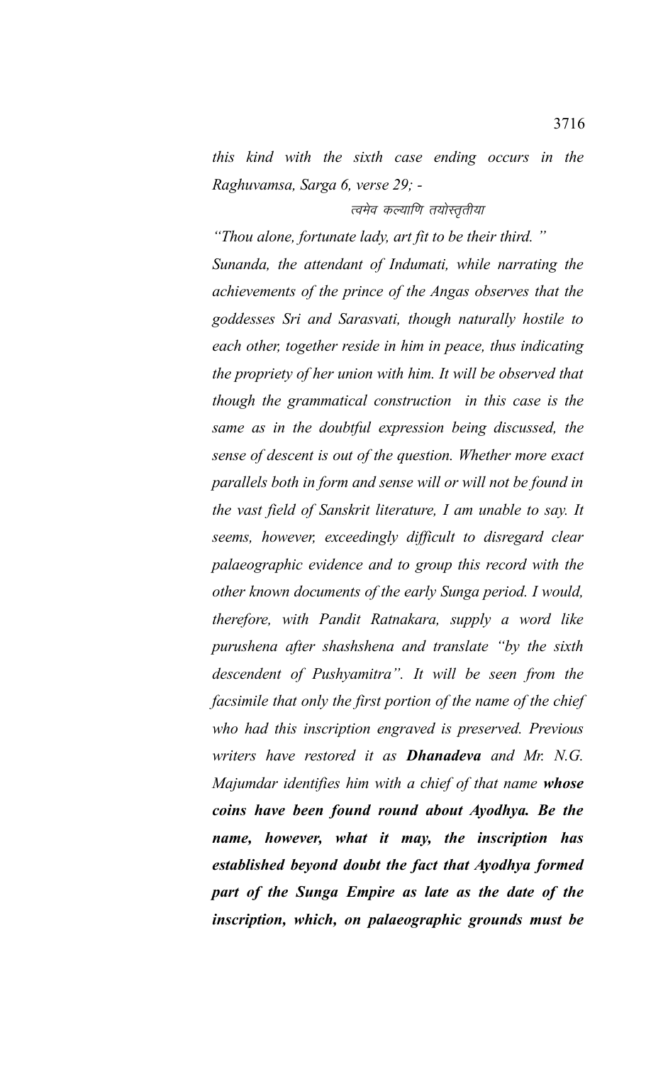*this kind with the sixth case ending occurs in the Raghuvamsa, Sarga 6, verse 29; -*

*त्वमेव कल्याणि तयोस्तृतीया*

*"Thou alone, fortunate lady, art fit to be their third."*

*Sunanda, the attendant of Indumati, while narrating the achievements of the prince of the Angas observes that the goddesses Sri and Sarasvati, though naturally hostile to each other, together reside in him in peace, thus indicating the propriety of her union with him. It will be observed that though the grammatical construction in this case is the same as in the doubtful expression being discussed, the sense of descent is out of the question. Whether more exact parallels both in form and sense will or will not be found in the vast field of Sanskrit literature, I am unable to say. It seems, however, exceedingly difficult to disregard clear palaeographic evidence and to group this record with the other known documents of the early Sunga period. I would, therefore, with Pandit Ratnakara, supply a word like purushena after shashshena and translate "by the sixth descendent of Pushyamitra". It will be seen from the facsimile that only the first portion of the name of the chief who had this inscription engraved is preserved. Previous writers have restored it as* ***Dhanadeva*** *and Mr. N.G. Majumdar identifies him with a chief of that name* ***whose coins have been found round about Ayodhya. Be the name, however, what it may, the inscription has established beyond doubt the fact that Ayodhya formed part of the Sunga Empire as late as the date of the inscription, which, on palaeographic grounds must be***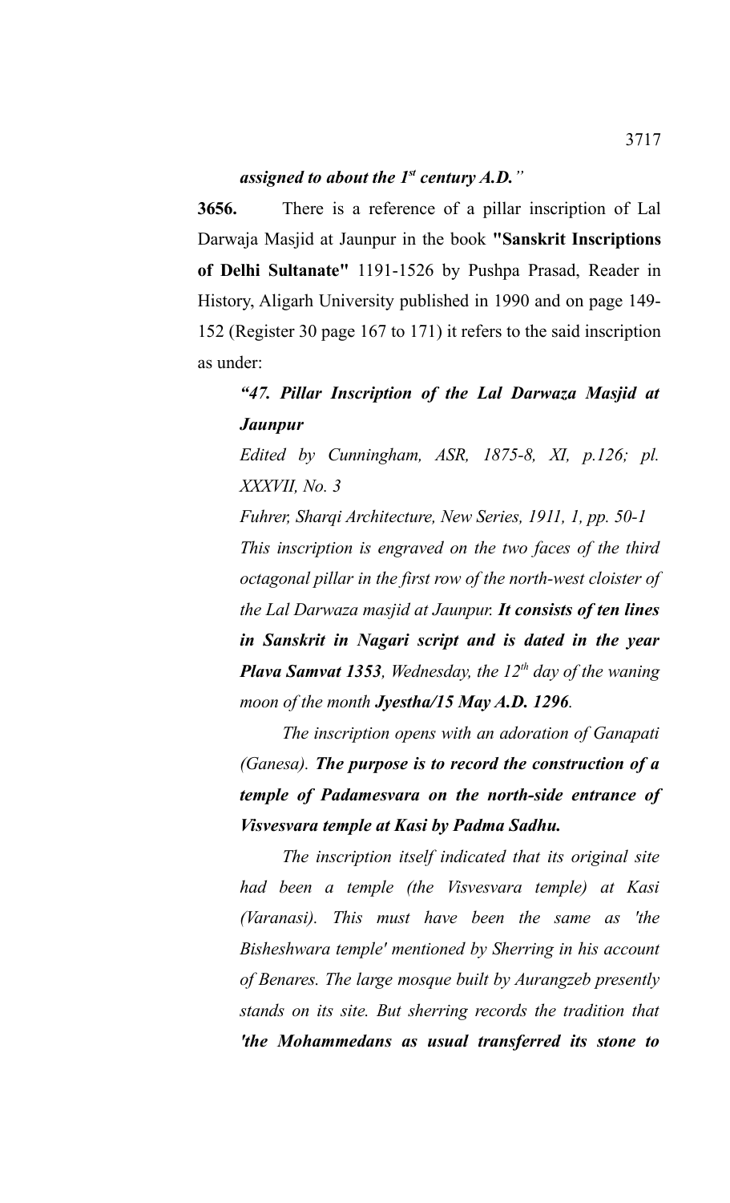***assigned to about the 1st century A.D."***

**3656.** There is a reference of a pillar inscription of Lal Darwaja Masjid at Jaunpur in the book **"Sanskrit Inscriptions of Delhi Sultanate"** 1191-1526 by Pushpa Prasad, Reader in History, Aligarh University published in 1990 and on page 149-152 (Register 30 page 167 to 171) it refers to the said inscription as under:

> ***"47. Pillar Inscription of the Lal Darwaza Masjid at Jaunpur***
>
> *Edited by Cunningham, ASR, 1875-8, XI, p.126; pl. XXXVII, No. 3*
>
> *Fuhrer, Sharqi Architecture, New Series, 1911, 1, pp. 50-1*
>
> *This inscription is engraved on the two faces of the third octagonal pillar in the first row of the north-west cloister of the Lal Darwaza masjid at Jaunpur.* ***It consists of ten lines in Sanskrit in Nagari script and is dated in the year Plava Samvat 1353****, Wednesday, the 12th day of the waning moon of the month* ***Jyestha/15 May A.D. 1296****.*
>
> *The inscription opens with an adoration of Ganapati (Ganesa).* ***The purpose is to record the construction of a temple of Padamesvara on the north-side entrance of Visvesvara temple at Kasi by Padma Sadhu.***
>
> *The inscription itself indicated that its original site had been a temple (the Visvesvara temple) at Kasi (Varanasi). This must have been the same as 'the Bisheshwara temple' mentioned by Sherring in his account of Benares. The large mosque built by Aurangzeb presently stands on its site. But sherring records the tradition that* ***'the Mohammedans as usual transferred its stone to***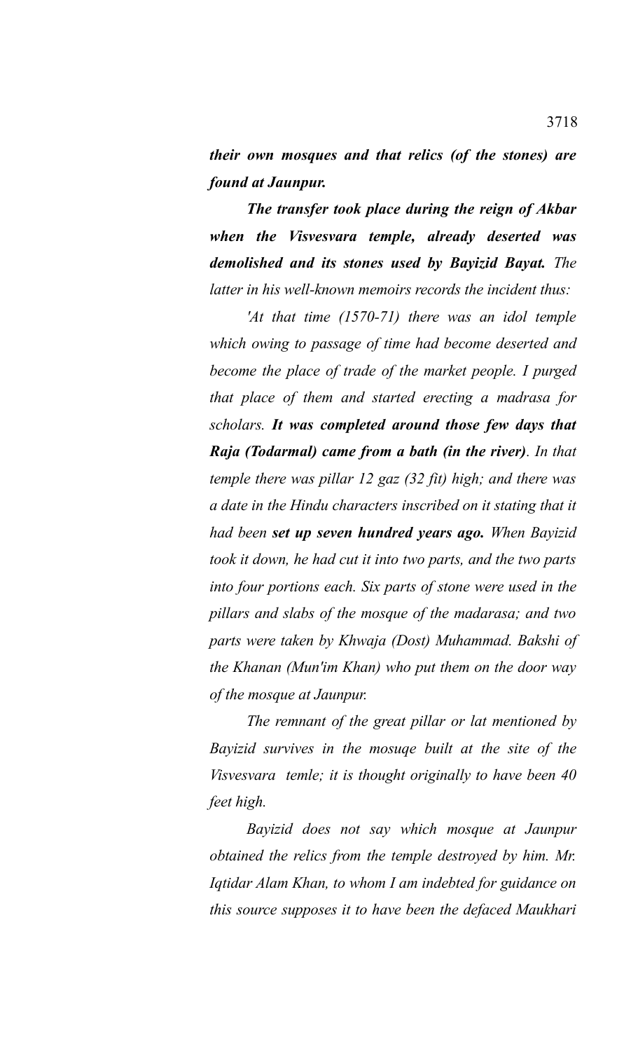***their own mosques and that relics (of the stones) are found at Jaunpur.***

***The transfer took place during the reign of Akbar when the Visvesvara temple, already deserted was demolished and its stones used by Bayizid Bayat.*** *The latter in his well-known memoirs records the incident thus:*

*'At that time (1570-71) there was an idol temple which owing to passage of time had become deserted and become the place of trade of the market people. I purged that place of them and started erecting a madrasa for scholars.* ***It was completed around those few days that Raja (Todarmal) came from a bath (in the river)****. In that temple there was pillar 12 gaz (32 fit) high; and there was a date in the Hindu characters inscribed on it stating that it had been* ***set up seven hundred years ago.*** *When Bayizid took it down, he had cut it into two parts, and the two parts into four portions each. Six parts of stone were used in the pillars and slabs of the mosque of the madarasa; and two parts were taken by Khwaja (Dost) Muhammad. Bakshi of the Khanan (Mun'im Khan) who put them on the door way of the mosque at Jaunpur.*

*The remnant of the great pillar or lat mentioned by Bayizid survives in the mosuqe built at the site of the Visvesvara temle; it is thought originally to have been 40 feet high.*

*Bayizid does not say which mosque at Jaunpur obtained the relics from the temple destroyed by him. Mr. Iqtidar Alam Khan, to whom I am indebted for guidance on this source supposes it to have been the defaced Maukhari*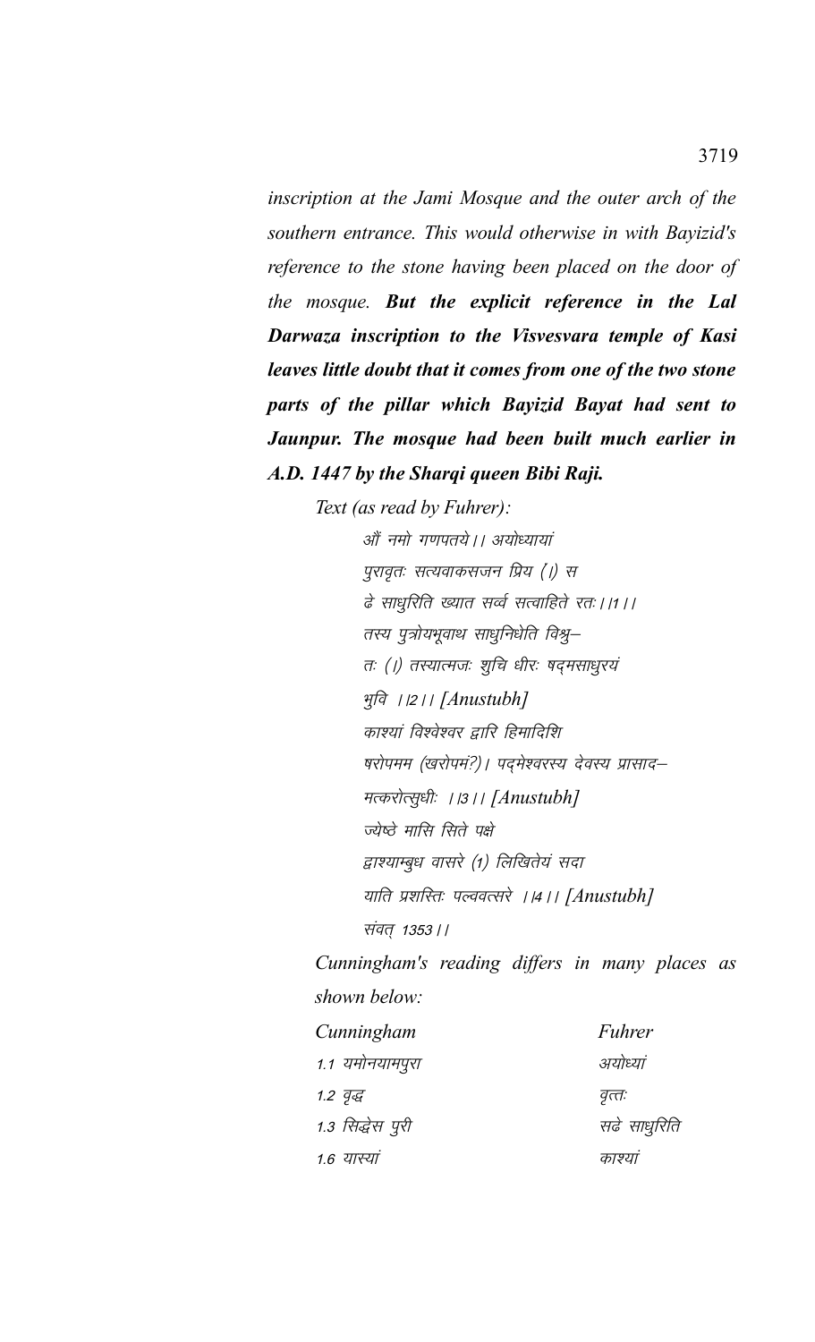*inscription at the Jami Mosque and the outer arch of the southern entrance. This would otherwise in with Bayizid's reference to the stone having been placed on the door of the mosque.* ***But the explicit reference in the Lal Darwaza inscription to the Visvesvara temple of Kasi leaves little doubt that it comes from one of the two stone parts of the pillar which Bayizid Bayat had sent to Jaunpur. The mosque had been built much earlier in A.D. 1447 by the Sharqi queen Bibi Raji.***

*Text (as read by Fuhrer):*

औं नमो गणपतये।। अयोध्यायां
पुरावृतः सत्यवाकसजन प्रिय (।) स
ढे साधुरिति ख्यात सर्व्व सत्वाहिते रतः।।1।।
तस्य पुत्रोयभूवाथ साधुनिधेति विश्रु–
तः (।) तस्यात्मजः शुचि धीरः षद्मसाधुरयं
भुवि ।।2।। *[Anustubh]*
काश्यां विश्वेश्वर द्वारि हिमादिशि
षरोपमम (खरोपमं?)। पद्मेश्वरस्य देवस्य प्रासाद–
मत्करोत्सुधीः ।।3।। *[Anustubh]*
ज्येष्ठे मासि सिते पक्षे
द्वाश्याम्बुध वासरे (1) लिखितेयं सदा
याति प्रशस्तिः पल्ववत्सरे ।।4।। *[Anustubh]*
संवत् 1353।।

*Cunningham's reading differs in many places as shown below:*

| *Cunningham* | *Fuhrer* |
|---|---|
| 1.1 यमोनयामपुरा | अयोध्यां |
| 1.2 वृद्ध | वृत्तः |
| 1.3 सिद्धेस पुरी | सढे साधुरिति |
| 1.6 यास्यां | काश्यां |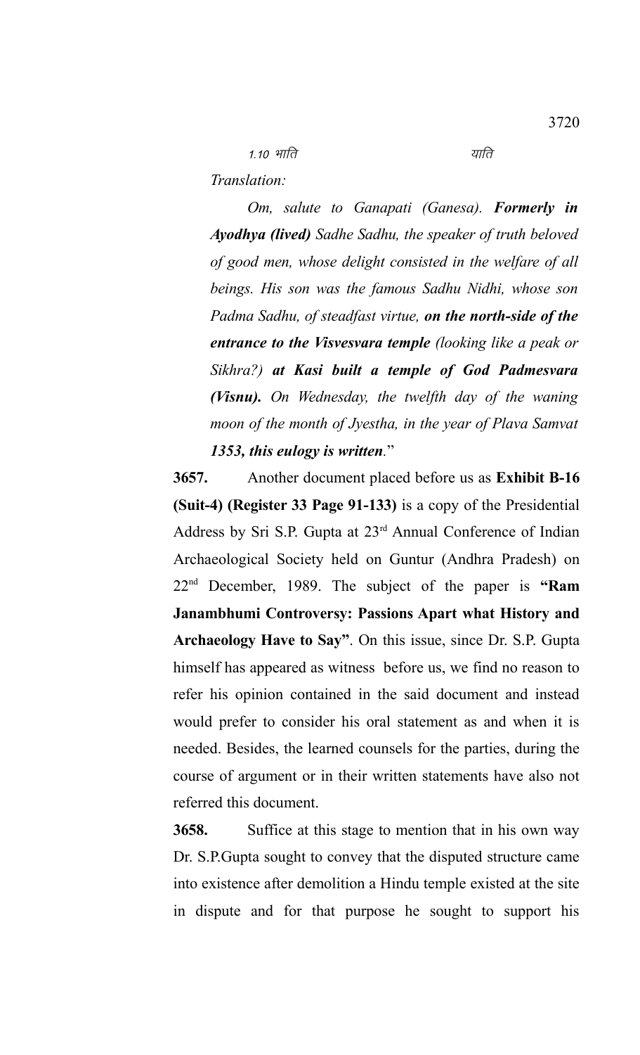*1.10 भाति* *याति*

*Translation:*

*Om, salute to Ganapati (Ganesa). **Formerly in Ayodhya (lived)** Sadhe Sadhu, the speaker of truth beloved of good men, whose delight consisted in the welfare of all beings. His son was the famous Sadhu Nidhi, whose son Padma Sadhu, of steadfast virtue, **on the north-side of the entrance to the Visvesvara temple** (looking like a peak or Sikhra?) **at Kasi built a temple of God Padmesvara (Visnu).** On Wednesday, the twelfth day of the waning moon of the month of Jyestha, in the year of Plava Samvat **1353, this eulogy is written**.*"

**3657.** Another document placed before us as **Exhibit B-16 (Suit-4) (Register 33 Page 91-133)** is a copy of the Presidential Address by Sri S.P. Gupta at 23rd Annual Conference of Indian Archaeological Society held on Guntur (Andhra Pradesh) on 22nd December, 1989. The subject of the paper is **"Ram Janambhumi Controversy: Passions Apart what History and Archaeology Have to Say"**. On this issue, since Dr. S.P. Gupta himself has appeared as witness before us, we find no reason to refer his opinion contained in the said document and instead would prefer to consider his oral statement as and when it is needed. Besides, the learned counsels for the parties, during the course of argument or in their written statements have also not referred this document.

**3658.** Suffice at this stage to mention that in his own way Dr. S.P.Gupta sought to convey that the disputed structure came into existence after demolition a Hindu temple existed at the site in dispute and for that purpose he sought to support his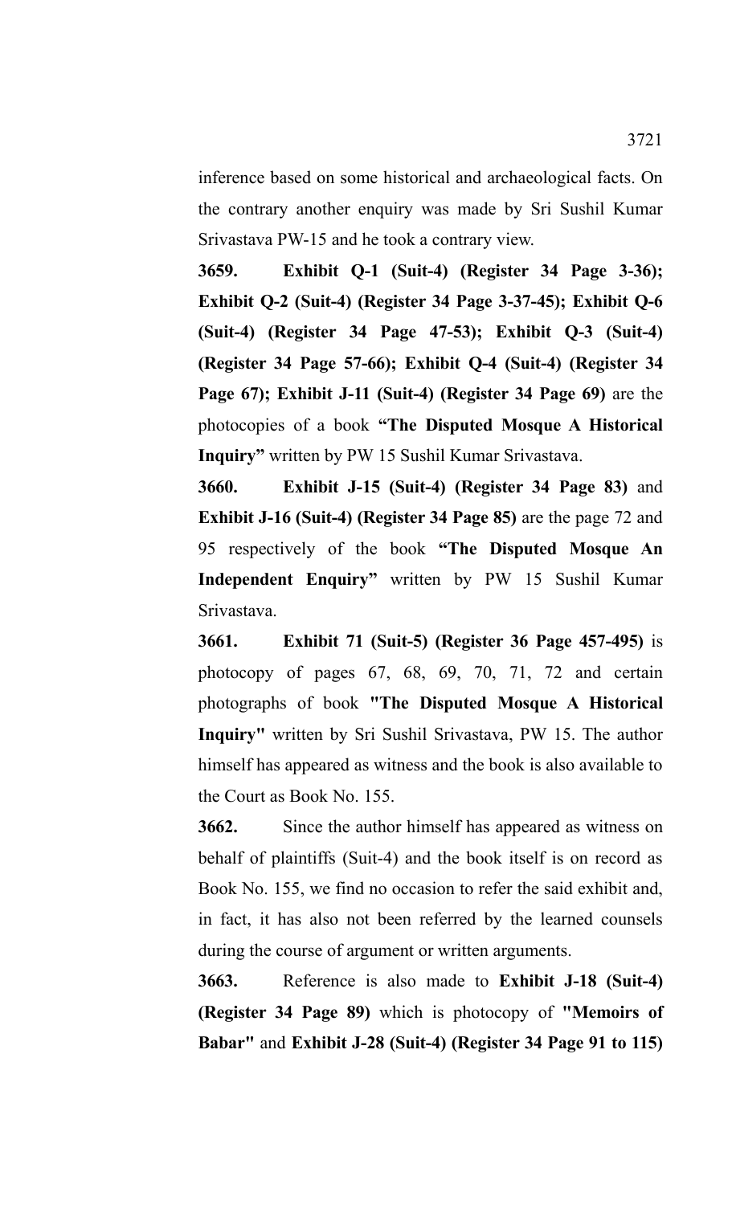inference based on some historical and archaeological facts. On the contrary another enquiry was made by Sri Sushil Kumar Srivastava PW-15 and he took a contrary view.

**3659. Exhibit Q-1 (Suit-4) (Register 34 Page 3-36); Exhibit Q-2 (Suit-4) (Register 34 Page 3-37-45); Exhibit Q-6 (Suit-4) (Register 34 Page 47-53); Exhibit Q-3 (Suit-4) (Register 34 Page 57-66); Exhibit Q-4 (Suit-4) (Register 34 Page 67); Exhibit J-11 (Suit-4) (Register 34 Page 69)** are the photocopies of a book **"The Disputed Mosque A Historical Inquiry"** written by PW 15 Sushil Kumar Srivastava.

**3660. Exhibit J-15 (Suit-4) (Register 34 Page 83)** and **Exhibit J-16 (Suit-4) (Register 34 Page 85)** are the page 72 and 95 respectively of the book **"The Disputed Mosque An Independent Enquiry"** written by PW 15 Sushil Kumar Srivastava.

**3661. Exhibit 71 (Suit-5) (Register 36 Page 457-495)** is photocopy of pages 67, 68, 69, 70, 71, 72 and certain photographs of book **"The Disputed Mosque A Historical Inquiry"** written by Sri Sushil Srivastava, PW 15. The author himself has appeared as witness and the book is also available to the Court as Book No. 155.

**3662.** Since the author himself has appeared as witness on behalf of plaintiffs (Suit-4) and the book itself is on record as Book No. 155, we find no occasion to refer the said exhibit and, in fact, it has also not been referred by the learned counsels during the course of argument or written arguments.

**3663.** Reference is also made to **Exhibit J-18 (Suit-4) (Register 34 Page 89)** which is photocopy of **"Memoirs of Babar"** and **Exhibit J-28 (Suit-4) (Register 34 Page 91 to 115)**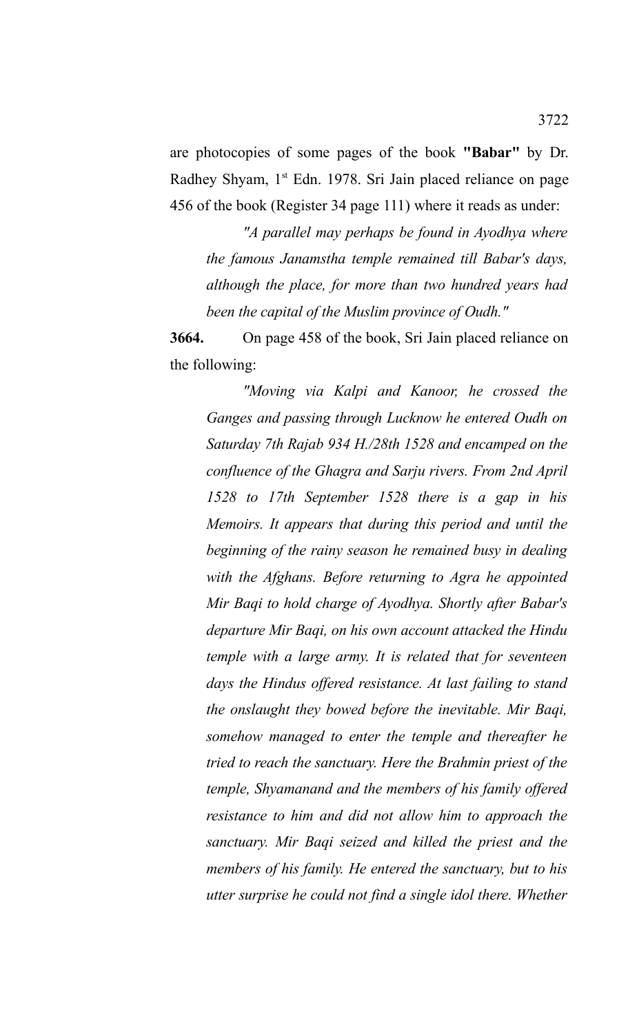are photocopies of some pages of the book **"Babar"** by Dr. Radhey Shyam, 1st Edn. 1978. Sri Jain placed reliance on page 456 of the book (Register 34 page 111) where it reads as under:

> *"A parallel may perhaps be found in Ayodhya where the famous Janamstha temple remained till Babar's days, although the place, for more than two hundred years had been the capital of the Muslim province of Oudh."*

**3664.** On page 458 of the book, Sri Jain placed reliance on the following:

> *"Moving via Kalpi and Kanoor, he crossed the Ganges and passing through Lucknow he entered Oudh on Saturday 7th Rajab 934 H./28th 1528 and encamped on the confluence of the Ghagra and Sarju rivers. From 2nd April 1528 to 17th September 1528 there is a gap in his Memoirs. It appears that during this period and until the beginning of the rainy season he remained busy in dealing with the Afghans. Before returning to Agra he appointed Mir Baqi to hold charge of Ayodhya. Shortly after Babar's departure Mir Baqi, on his own account attacked the Hindu temple with a large army. It is related that for seventeen days the Hindus offered resistance. At last failing to stand the onslaught they bowed before the inevitable. Mir Baqi, somehow managed to enter the temple and thereafter he tried to reach the sanctuary. Here the Brahmin priest of the temple, Shyamanand and the members of his family offered resistance to him and did not allow him to approach the sanctuary. Mir Baqi seized and killed the priest and the members of his family. He entered the sanctuary, but to his utter surprise he could not find a single idol there. Whether*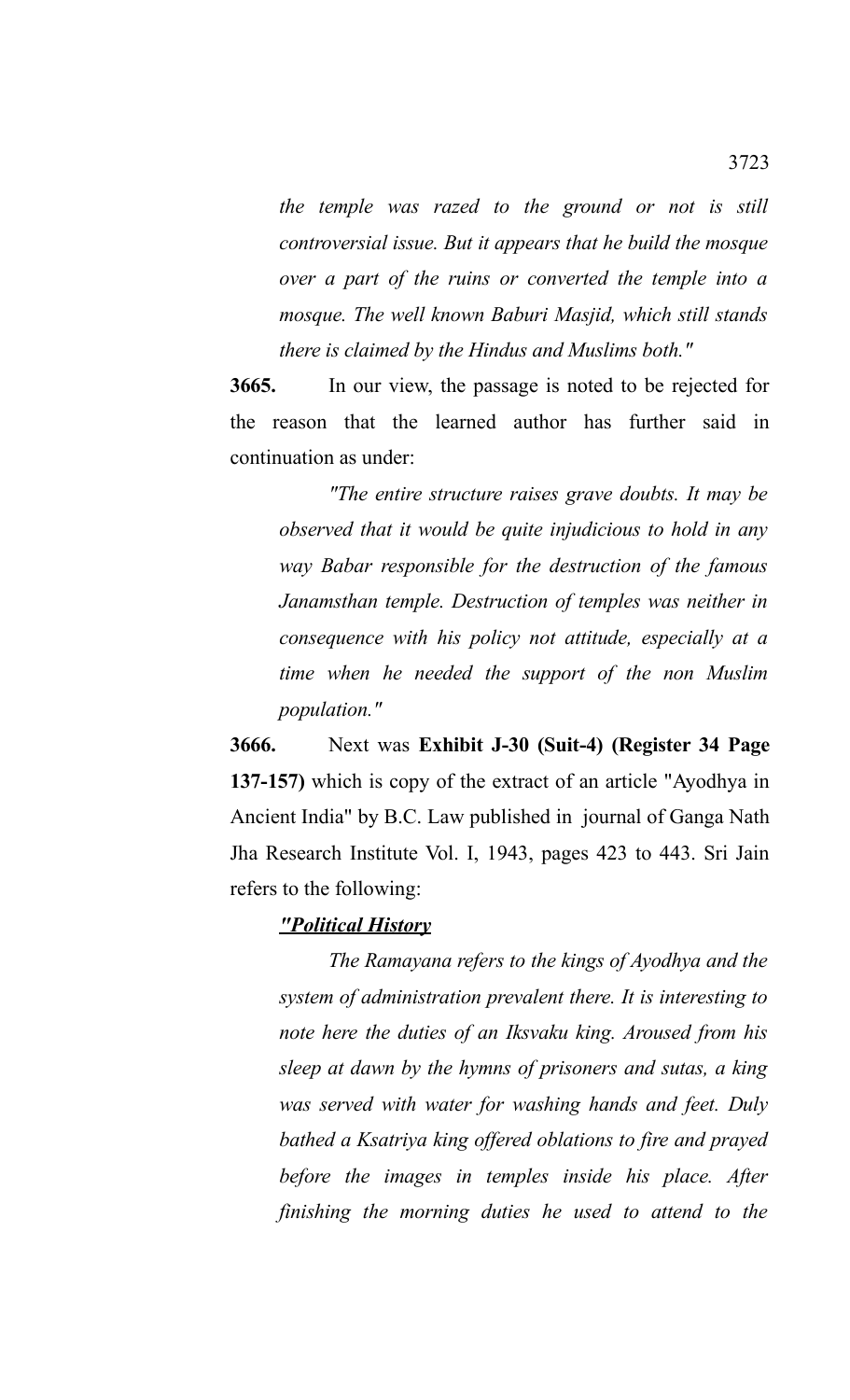*the temple was razed to the ground or not is still controversial issue. But it appears that he build the mosque over a part of the ruins or converted the temple into a mosque. The well known Baburi Masjid, which still stands there is claimed by the Hindus and Muslims both."*

**3665.** In our view, the passage is noted to be rejected for the reason that the learned author has further said in continuation as under:

*"The entire structure raises grave doubts. It may be observed that it would be quite injudicious to hold in any way Babar responsible for the destruction of the famous Janamsthan temple. Destruction of temples was neither in consequence with his policy not attitude, especially at a time when he needed the support of the non Muslim population."*

**3666.** Next was **Exhibit J-30 (Suit-4) (Register 34 Page 137-157)** which is copy of the extract of an article "Ayodhya in Ancient India" by B.C. Law published in journal of Ganga Nath Jha Research Institute Vol. I, 1943, pages 423 to 443. Sri Jain refers to the following:

***"Political History***

*The Ramayana refers to the kings of Ayodhya and the system of administration prevalent there. It is interesting to note here the duties of an Iksvaku king. Aroused from his sleep at dawn by the hymns of prisoners and sutas, a king was served with water for washing hands and feet. Duly bathed a Ksatriya king offered oblations to fire and prayed before the images in temples inside his place. After finishing the morning duties he used to attend to the*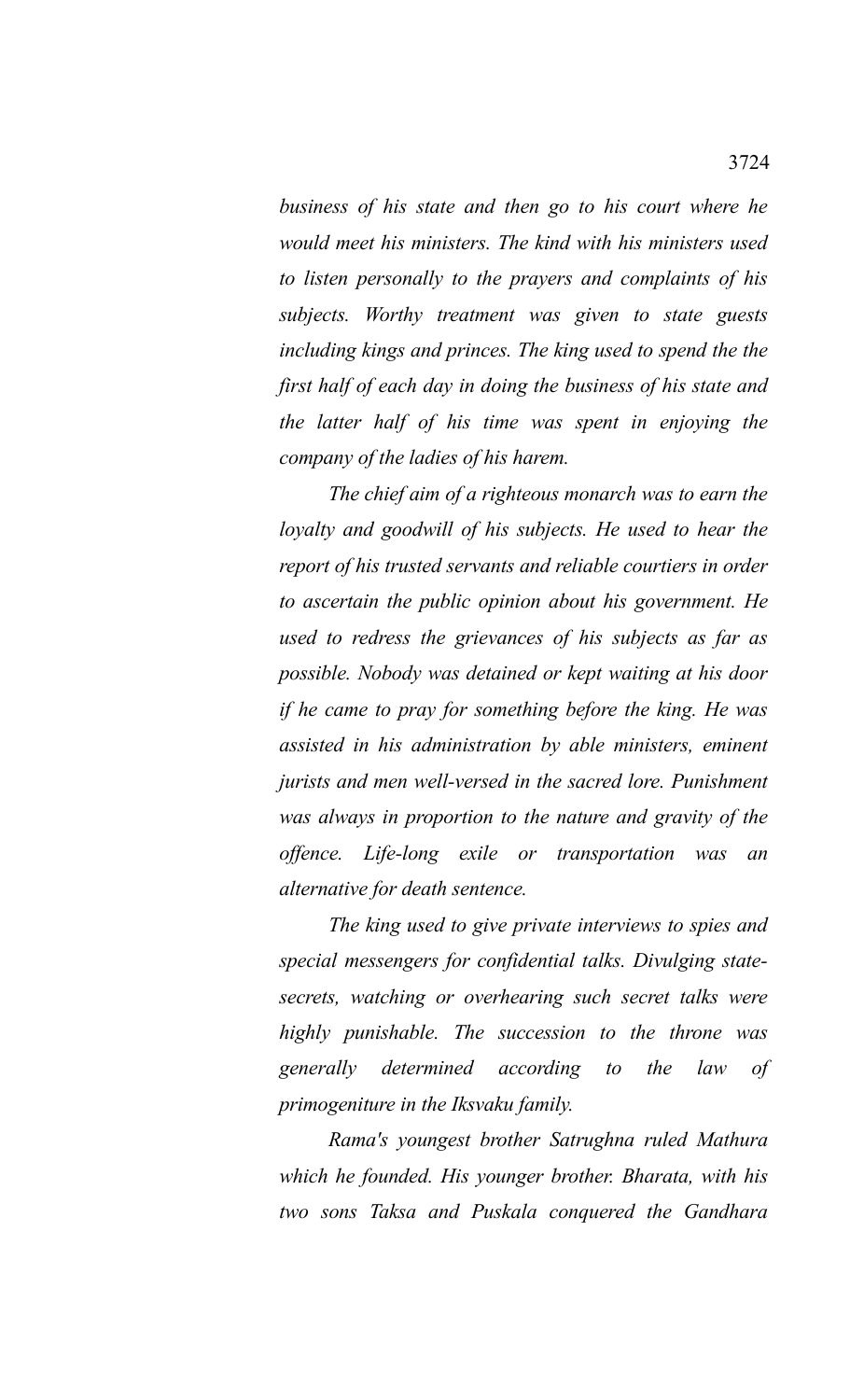*business of his state and then go to his court where he would meet his ministers. The kind with his ministers used to listen personally to the prayers and complaints of his subjects. Worthy treatment was given to state guests including kings and princes. The king used to spend the the first half of each day in doing the business of his state and the latter half of his time was spent in enjoying the company of the ladies of his harem.*

*The chief aim of a righteous monarch was to earn the loyalty and goodwill of his subjects. He used to hear the report of his trusted servants and reliable courtiers in order to ascertain the public opinion about his government. He used to redress the grievances of his subjects as far as possible. Nobody was detained or kept waiting at his door if he came to pray for something before the king. He was assisted in his administration by able ministers, eminent jurists and men well-versed in the sacred lore. Punishment was always in proportion to the nature and gravity of the offence. Life-long exile or transportation was an alternative for death sentence.*

*The king used to give private interviews to spies and special messengers for confidential talks. Divulging state-secrets, watching or overhearing such secret talks were highly punishable. The succession to the throne was generally determined according to the law of primogeniture in the Iksvaku family.*

*Rama's youngest brother Satrughna ruled Mathura which he founded. His younger brother. Bharata, with his two sons Taksa and Puskala conquered the Gandhara*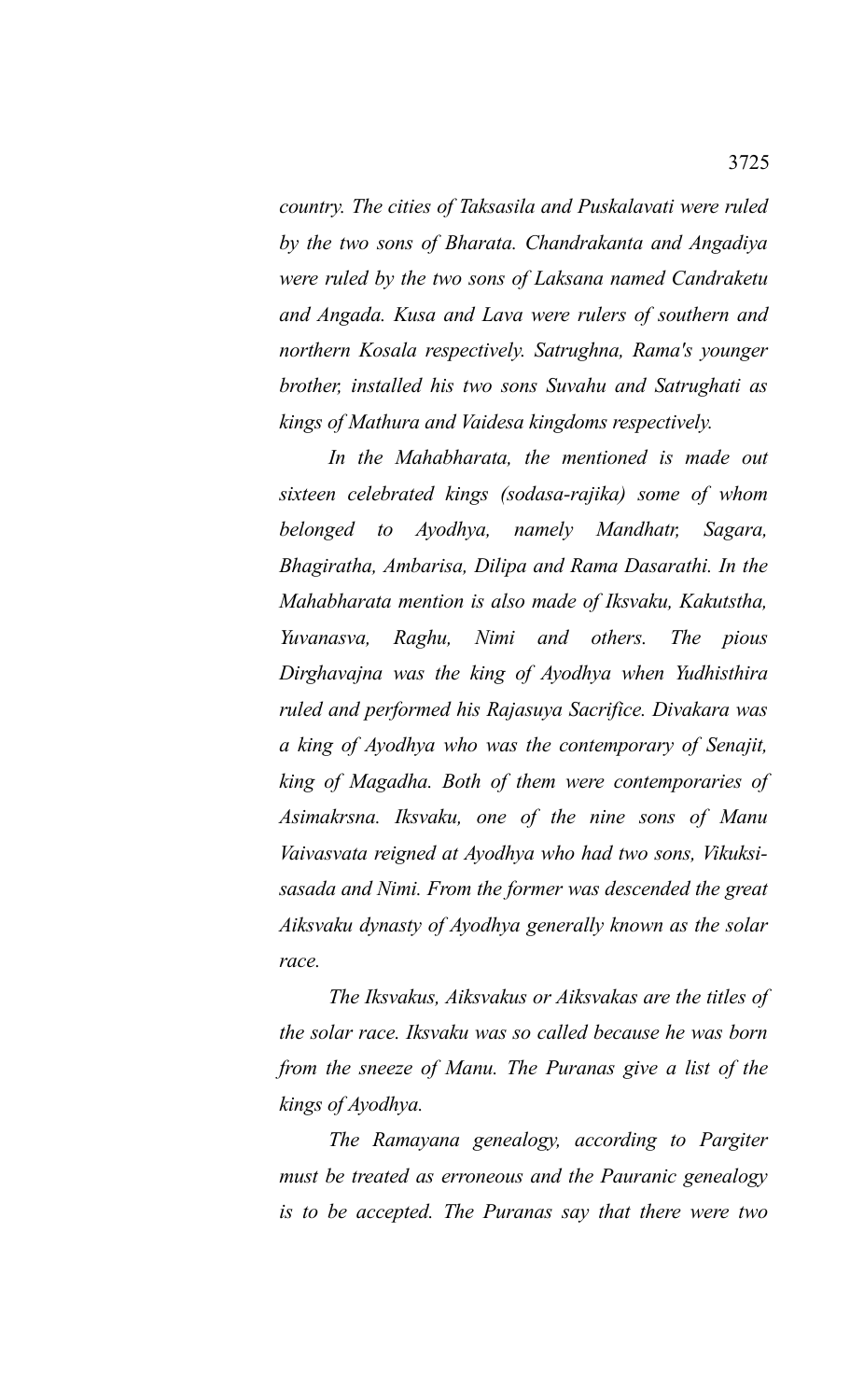*country. The cities of Taksasila and Puskalavati were ruled by the two sons of Bharata. Chandrakanta and Angadiya were ruled by the two sons of Laksana named Candraketu and Angada. Kusa and Lava were rulers of southern and northern Kosala respectively. Satrughna, Rama's younger brother, installed his two sons Suvahu and Satrughati as kings of Mathura and Vaidesa kingdoms respectively.*

*In the Mahabharata, the mentioned is made out sixteen celebrated kings (sodasa-rajika) some of whom belonged to Ayodhya, namely Mandhatr, Sagara, Bhagiratha, Ambarisa, Dilipa and Rama Dasarathi. In the Mahabharata mention is also made of Iksvaku, Kakutstha, Yuvanasva, Raghu, Nimi and others. The pious Dirghavajna was the king of Ayodhya when Yudhisthira ruled and performed his Rajasuya Sacrifice. Divakara was a king of Ayodhya who was the contemporary of Senajit, king of Magadha. Both of them were contemporaries of Asimakrsna. Iksvaku, one of the nine sons of Manu Vaivasvata reigned at Ayodhya who had two sons, Vikuksi-sasada and Nimi. From the former was descended the great Aiksvaku dynasty of Ayodhya generally known as the solar race.*

*The Iksvakus, Aiksvakus or Aiksvakas are the titles of the solar race. Iksvaku was so called because he was born from the sneeze of Manu. The Puranas give a list of the kings of Ayodhya.*

*The Ramayana genealogy, according to Pargiter must be treated as erroneous and the Pauranic genealogy is to be accepted. The Puranas say that there were two*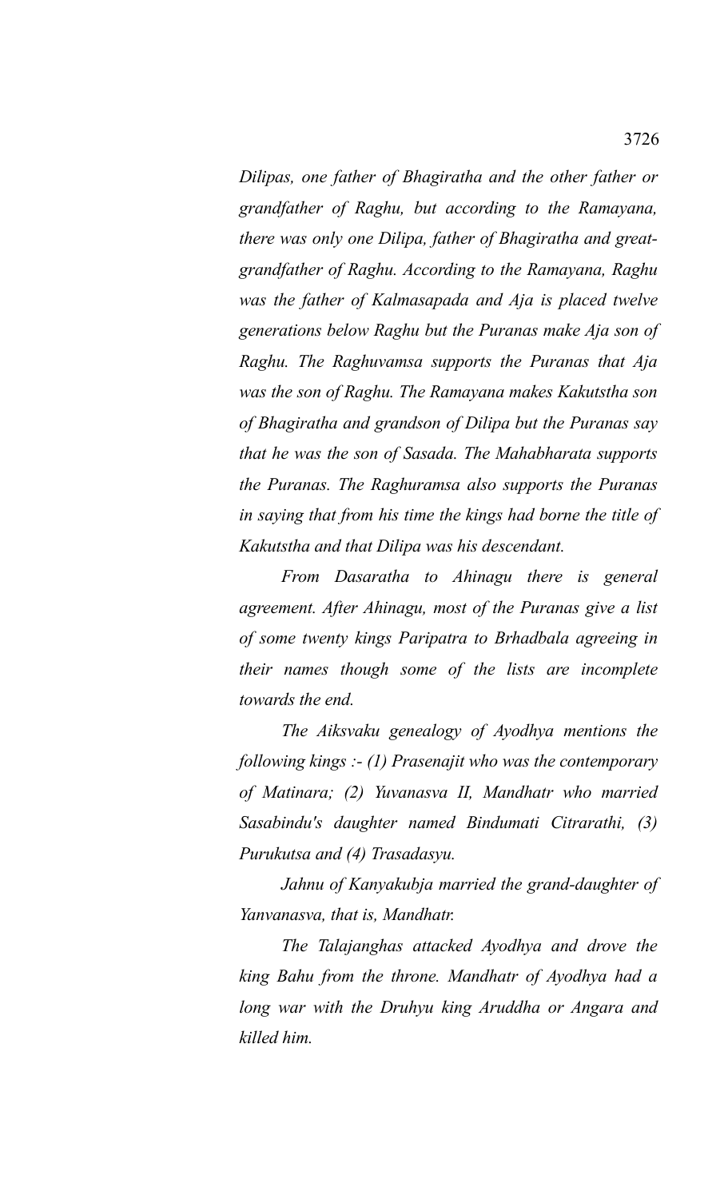*Dilipas, one father of Bhagiratha and the other father or grandfather of Raghu, but according to the Ramayana, there was only one Dilipa, father of Bhagiratha and great-grandfather of Raghu. According to the Ramayana, Raghu was the father of Kalmasapada and Aja is placed twelve generations below Raghu but the Puranas make Aja son of Raghu. The Raghuvamsa supports the Puranas that Aja was the son of Raghu. The Ramayana makes Kakutstha son of Bhagiratha and grandson of Dilipa but the Puranas say that he was the son of Sasada. The Mahabharata supports the Puranas. The Raghuramsa also supports the Puranas in saying that from his time the kings had borne the title of Kakutstha and that Dilipa was his descendant.*

*From Dasaratha to Ahinagu there is general agreement. After Ahinagu, most of the Puranas give a list of some twenty kings Paripatra to Brhadbala agreeing in their names though some of the lists are incomplete towards the end.*

*The Aiksvaku genealogy of Ayodhya mentions the following kings :- (1) Prasenajit who was the contemporary of Matinara; (2) Yuvanasva II, Mandhatr who married Sasabindu's daughter named Bindumati Citrarathi, (3) Purukutsa and (4) Trasadasyu.*

*Jahnu of Kanyakubja married the grand-daughter of Yanvanasva, that is, Mandhatr.*

*The Talajanghas attacked Ayodhya and drove the king Bahu from the throne. Mandhatr of Ayodhya had a long war with the Druhyu king Aruddha or Angara and killed him.*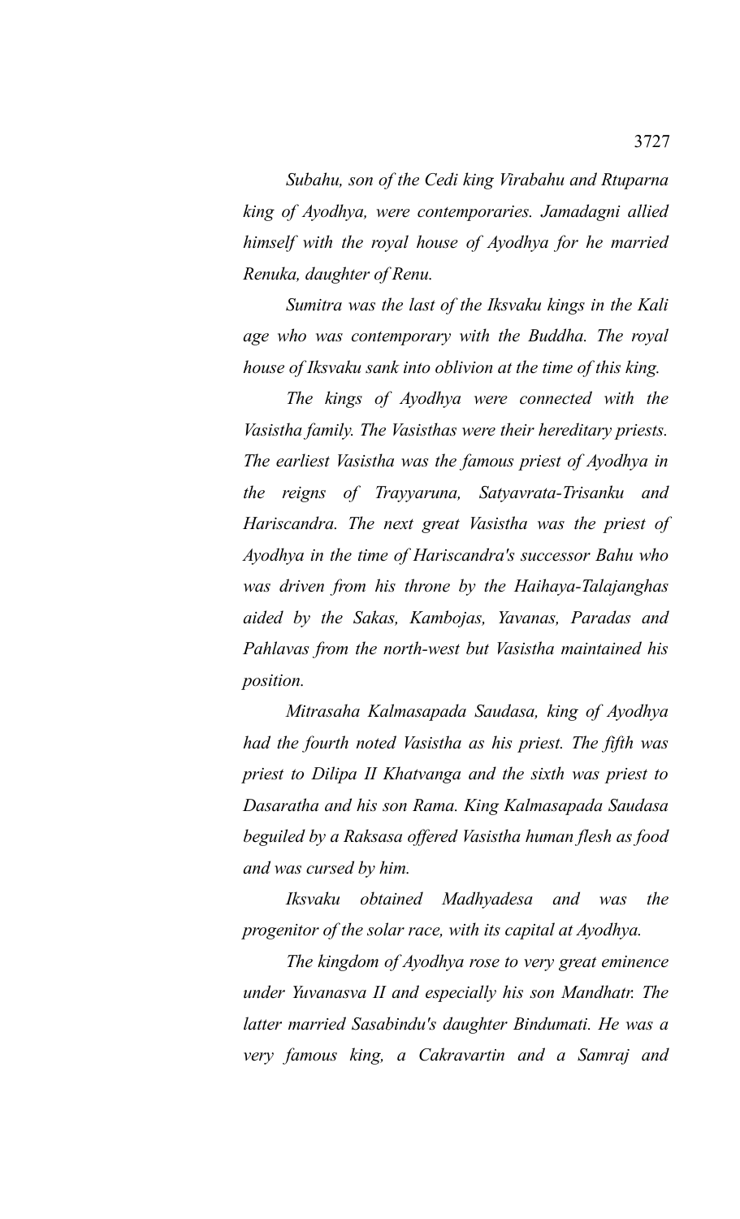*Subahu, son of the Cedi king Virabahu and Rtuparna king of Ayodhya, were contemporaries. Jamadagni allied himself with the royal house of Ayodhya for he married Renuka, daughter of Renu.*

*Sumitra was the last of the Iksvaku kings in the Kali age who was contemporary with the Buddha. The royal house of Iksvaku sank into oblivion at the time of this king.*

*The kings of Ayodhya were connected with the Vasistha family. The Vasisthas were their hereditary priests. The earliest Vasistha was the famous priest of Ayodhya in the reigns of Trayyaruna, Satyavrata-Trisanku and Hariscandra. The next great Vasistha was the priest of Ayodhya in the time of Hariscandra's successor Bahu who was driven from his throne by the Haihaya-Talajanghas aided by the Sakas, Kambojas, Yavanas, Paradas and Pahlavas from the north-west but Vasistha maintained his position.*

*Mitrasaha Kalmasapada Saudasa, king of Ayodhya had the fourth noted Vasistha as his priest. The fifth was priest to Dilipa II Khatvanga and the sixth was priest to Dasaratha and his son Rama. King Kalmasapada Saudasa beguiled by a Raksasa offered Vasistha human flesh as food and was cursed by him.*

*Iksvaku obtained Madhyadesa and was the progenitor of the solar race, with its capital at Ayodhya.*

*The kingdom of Ayodhya rose to very great eminence under Yuvanasva II and especially his son Mandhatr. The latter married Sasabindu's daughter Bindumati. He was a very famous king, a Cakravartin and a Samraj and*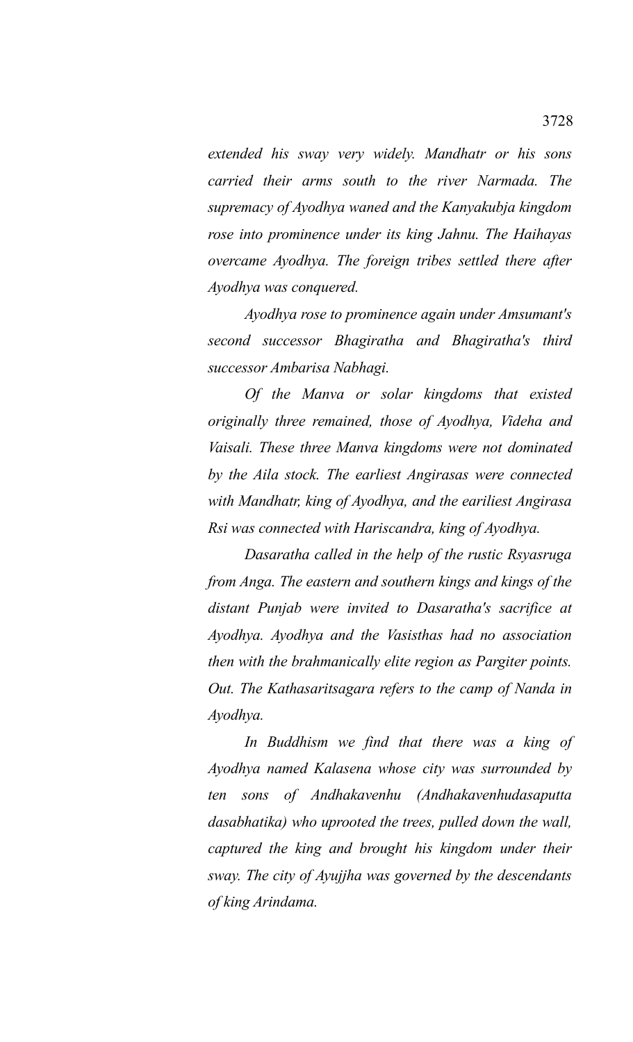*extended his sway very widely. Mandhatr or his sons carried their arms south to the river Narmada. The supremacy of Ayodhya waned and the Kanyakubja kingdom rose into prominence under its king Jahnu. The Haihayas overcame Ayodhya. The foreign tribes settled there after Ayodhya was conquered.*

*Ayodhya rose to prominence again under Amsumant's second successor Bhagiratha and Bhagiratha's third successor Ambarisa Nabhagi.*

*Of the Manva or solar kingdoms that existed originally three remained, those of Ayodhya, Videha and Vaisali. These three Manva kingdoms were not dominated by the Aila stock. The earliest Angirasas were connected with Mandhatr, king of Ayodhya, and the eariliest Angirasa Rsi was connected with Hariscandra, king of Ayodhya.*

*Dasaratha called in the help of the rustic Rsyasruga from Anga. The eastern and southern kings and kings of the distant Punjab were invited to Dasaratha's sacrifice at Ayodhya. Ayodhya and the Vasisthas had no association then with the brahmanically elite region as Pargiter points. Out. The Kathasaritsagara refers to the camp of Nanda in Ayodhya.*

*In Buddhism we find that there was a king of Ayodhya named Kalasena whose city was surrounded by ten sons of Andhakavenhu (Andhakavenhudasaputta dasabhatika) who uprooted the trees, pulled down the wall, captured the king and brought his kingdom under their sway. The city of Ayujjha was governed by the descendants of king Arindama.*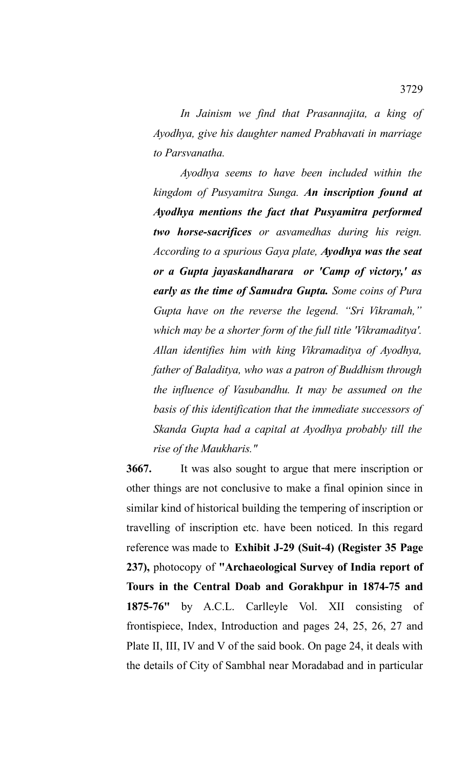*In Jainism we find that Prasannajita, a king of Ayodhya, give his daughter named Prabhavati in marriage to Parsvanatha.*

*Ayodhya seems to have been included within the kingdom of Pusyamitra Sunga.* ***An inscription found at Ayodhya mentions the fact that Pusyamitra performed two horse-sacrifices*** *or asvamedhas during his reign. According to a spurious Gaya plate,* ***Ayodhya was the seat or a Gupta jayaskandharara or 'Camp of victory,' as early as the time of Samudra Gupta.*** *Some coins of Pura Gupta have on the reverse the legend. "Sri Vikramah," which may be a shorter form of the full title 'Vikramaditya'. Allan identifies him with king Vikramaditya of Ayodhya, father of Baladitya, who was a patron of Buddhism through the influence of Vasubandhu. It may be assumed on the basis of this identification that the immediate successors of Skanda Gupta had a capital at Ayodhya probably till the rise of the Maukharis."*

**3667.** It was also sought to argue that mere inscription or other things are not conclusive to make a final opinion since in similar kind of historical building the tempering of inscription or travelling of inscription etc. have been noticed. In this regard reference was made to **Exhibit J-29 (Suit-4) (Register 35 Page 237),** photocopy of **"Archaeological Survey of India report of Tours in the Central Doab and Gorakhpur in 1874-75 and 1875-76"** by A.C.L. Carlleyle Vol. XII consisting of frontispiece, Index, Introduction and pages 24, 25, 26, 27 and Plate II, III, IV and V of the said book. On page 24, it deals with the details of City of Sambhal near Moradabad and in particular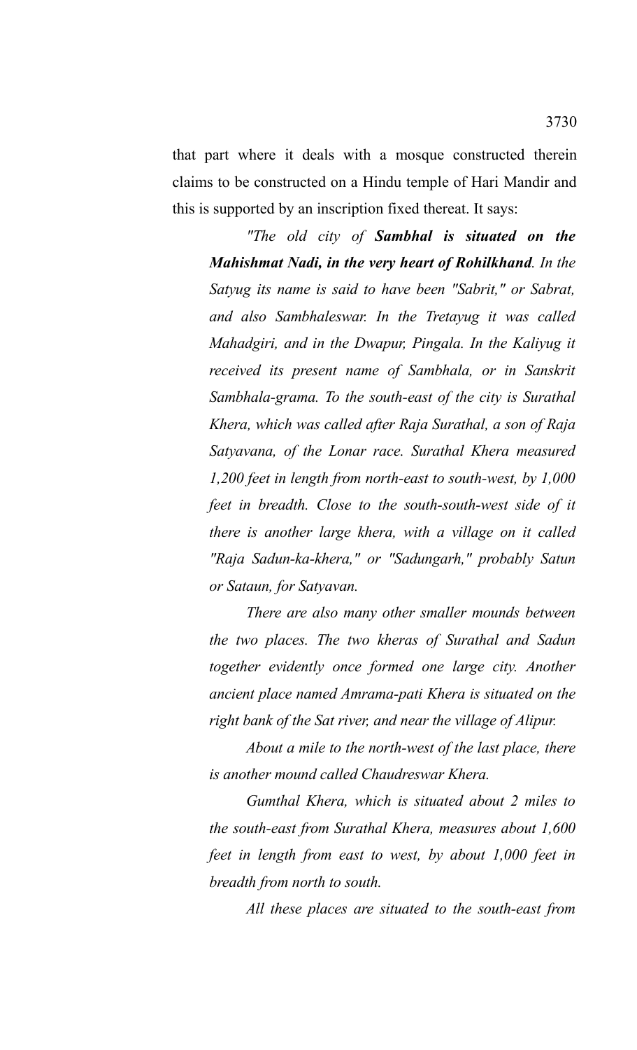that part where it deals with a mosque constructed therein claims to be constructed on a Hindu temple of Hari Mandir and this is supported by an inscription fixed thereat. It says:

> *"The old city of **Sambhal is situated on the Mahishmat Nadi, in the very heart of Rohilkhand**. In the Satyug its name is said to have been "Sabrit," or Sabrat, and also Sambhaleswar. In the Tretayug it was called Mahadgiri, and in the Dwapur, Pingala. In the Kaliyug it received its present name of Sambhala, or in Sanskrit Sambhala-grama. To the south-east of the city is Surathal Khera, which was called after Raja Surathal, a son of Raja Satyavana, of the Lonar race. Surathal Khera measured 1,200 feet in length from north-east to south-west, by 1,000 feet in breadth. Close to the south-south-west side of it there is another large khera, with a village on it called "Raja Sadun-ka-khera," or "Sadungarh," probably Satun or Sataun, for Satyavan.*
>
> *There are also many other smaller mounds between the two places. The two kheras of Surathal and Sadun together evidently once formed one large city. Another ancient place named Amrama-pati Khera is situated on the right bank of the Sat river, and near the village of Alipur.*
>
> *About a mile to the north-west of the last place, there is another mound called Chaudreswar Khera.*
>
> *Gumthal Khera, which is situated about 2 miles to the south-east from Surathal Khera, measures about 1,600 feet in length from east to west, by about 1,000 feet in breadth from north to south.*
>
> *All these places are situated to the south-east from*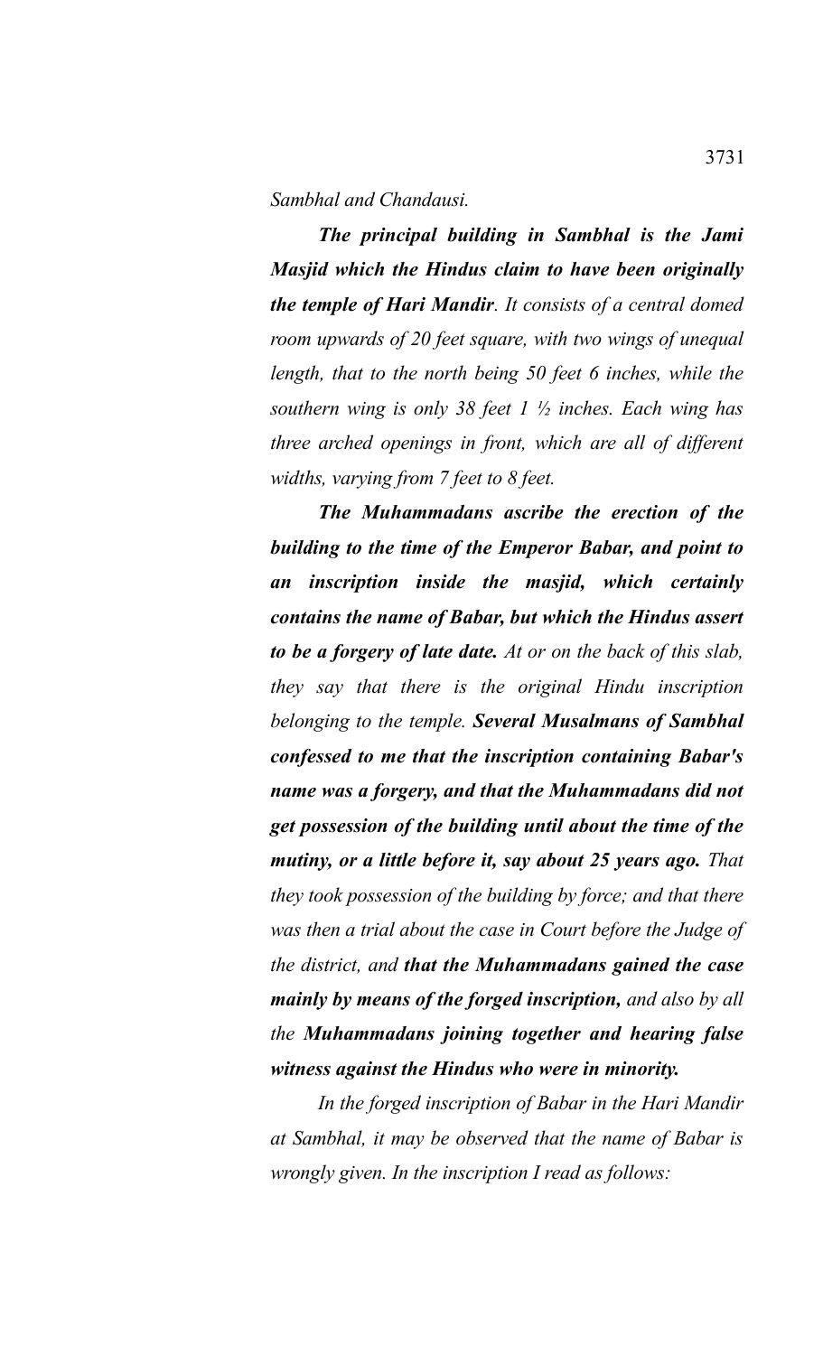*Sambhal and Chandausi.*

***The principal building in Sambhal is the Jami Masjid which the Hindus claim to have been originally the temple of Hari Mandir****. It consists of a central domed room upwards of 20 feet square, with two wings of unequal length, that to the north being 50 feet 6 inches, while the southern wing is only 38 feet 1 ½ inches. Each wing has three arched openings in front, which are all of different widths, varying from 7 feet to 8 feet.*

***The Muhammadans ascribe the erection of the building to the time of the Emperor Babar, and point to an inscription inside the masjid, which certainly contains the name of Babar, but which the Hindus assert to be a forgery of late date.*** *At or on the back of this slab, they say that there is the original Hindu inscription belonging to the temple.* ***Several Musalmans of Sambhal confessed to me that the inscription containing Babar's name was a forgery, and that the Muhammadans did not get possession of the building until about the time of the mutiny, or a little before it, say about 25 years ago.*** *That they took possession of the building by force; and that there was then a trial about the case in Court before the Judge of the district, and* ***that the Muhammadans gained the case mainly by means of the forged inscription,*** *and also by all the* ***Muhammadans joining together and hearing false witness against the Hindus who were in minority.***

*In the forged inscription of Babar in the Hari Mandir at Sambhal, it may be observed that the name of Babar is wrongly given. In the inscription I read as follows:*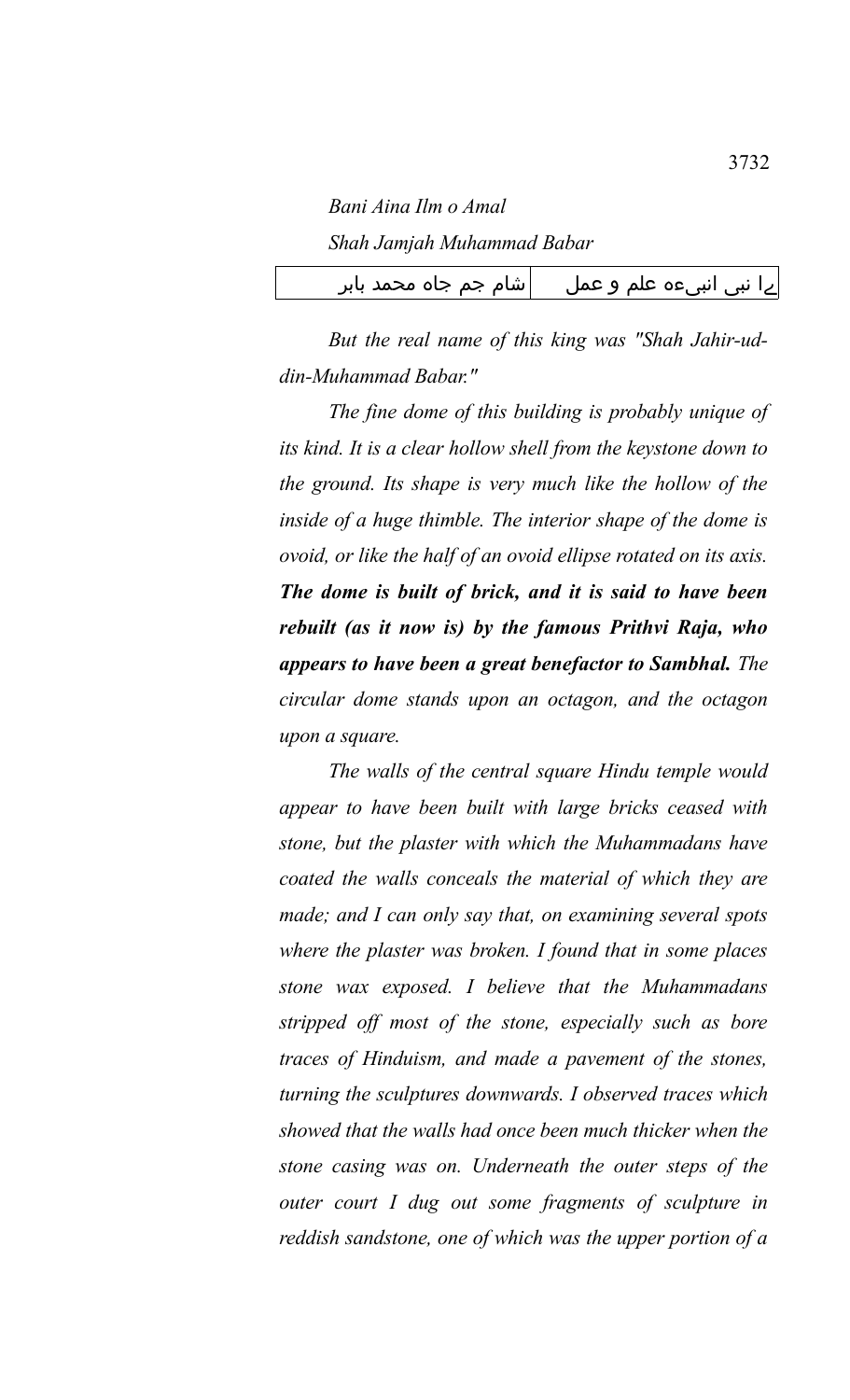*Bani Aina Ilm o Amal*

*Shah Jamjah Muhammad Babar*

| شام جم جاہ محمد بابر | ۓا نبی انبیءہ علم و عمل |
|---|---|

*But the real name of this king was "Shah Jahir-ud-din-Muhammad Babar."*

*The fine dome of this building is probably unique of its kind. It is a clear hollow shell from the keystone down to the ground. Its shape is very much like the hollow of the inside of a huge thimble. The interior shape of the dome is ovoid, or like the half of an ovoid ellipse rotated on its axis.* ***The dome is built of brick, and it is said to have been rebuilt (as it now is) by the famous Prithvi Raja, who appears to have been a great benefactor to Sambhal.*** *The circular dome stands upon an octagon, and the octagon upon a square.*

*The walls of the central square Hindu temple would appear to have been built with large bricks ceased with stone, but the plaster with which the Muhammadans have coated the walls conceals the material of which they are made; and I can only say that, on examining several spots where the plaster was broken. I found that in some places stone wax exposed. I believe that the Muhammadans stripped off most of the stone, especially such as bore traces of Hinduism, and made a pavement of the stones, turning the sculptures downwards. I observed traces which showed that the walls had once been much thicker when the stone casing was on. Underneath the outer steps of the outer court I dug out some fragments of sculpture in reddish sandstone, one of which was the upper portion of a*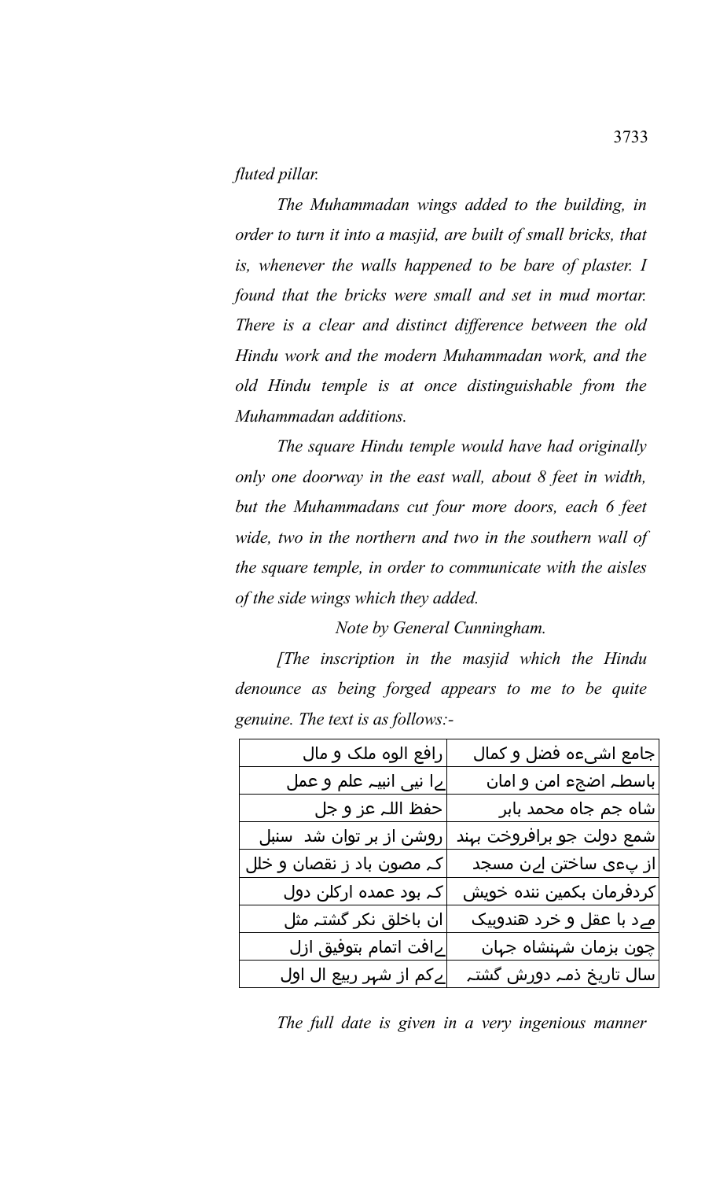*fluted pillar.*

*The Muhammadan wings added to the building, in order to turn it into a masjid, are built of small bricks, that is, whenever the walls happened to be bare of plaster. I found that the bricks were small and set in mud mortar. There is a clear and distinct difference between the old Hindu work and the modern Muhammadan work, and the old Hindu temple is at once distinguishable from the Muhammadan additions.*

*The square Hindu temple would have had originally only one doorway in the east wall, about 8 feet in width, but the Muhammadans cut four more doors, each 6 feet wide, two in the northern and two in the southern wall of the square temple, in order to communicate with the aisles of the side wings which they added.*

*Note by General Cunningham.*

*[The inscription in the masjid which the Hindu denounce as being forged appears to me to be quite genuine. The text is as follows:-*

| | |
|---|---|
| جامع اشیءہ فضل و کمال | رافع الوہ ملک و مال |
| باسطہ اضجء امن و امان | ےا نبی انبیہ علم و عمل |
| شاہ جم جاہ محمد بابر | حفظ اللہ عز و جل |
| شمع دولت جو برافروخت بہند | روشن از بر توان شد سنبل |
| از پےءی ساختن اےن مسجد | کہ مصون باد ز نقصان و خلل |
| کردفرمان بکمین نندہ خویش | کہ بود عمدہ ارکلن دول |
| مےد با عقل و خرد ھندوبیک | ان باخلق نکر گشتہ مثل |
| چون بزمان شہنشاہ جہان | ےافت اتمام بتوفیق ازل |
| سال تاریخ ذمہ دورش گشتہ | ےکم از شہر ربیع ال اول |

*The full date is given in a very ingenious manner*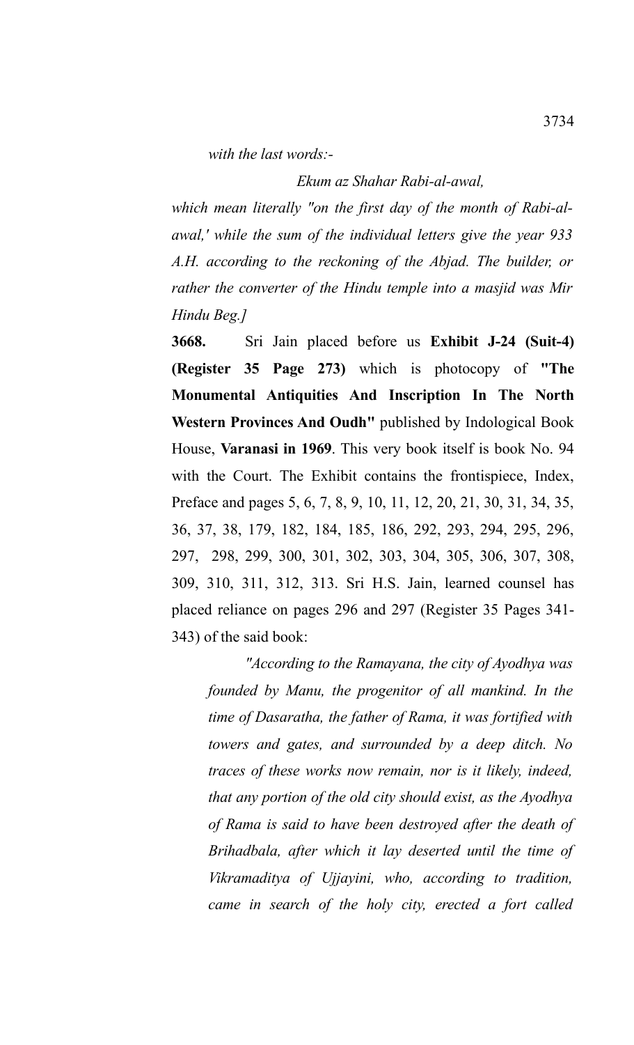*with the last words:-*

*Ekum az Shahar Rabi-al-awal,*

*which mean literally "on the first day of the month of Rabi-al-awal,' while the sum of the individual letters give the year 933 A.H. according to the reckoning of the Abjad. The builder, or rather the converter of the Hindu temple into a masjid was Mir Hindu Beg.]*

**3668.** Sri Jain placed before us **Exhibit J-24 (Suit-4) (Register 35 Page 273)** which is photocopy of **"The Monumental Antiquities And Inscription In The North Western Provinces And Oudh"** published by Indological Book House, **Varanasi in 1969**. This very book itself is book No. 94 with the Court. The Exhibit contains the frontispiece, Index, Preface and pages 5, 6, 7, 8, 9, 10, 11, 12, 20, 21, 30, 31, 34, 35, 36, 37, 38, 179, 182, 184, 185, 186, 292, 293, 294, 295, 296, 297, 298, 299, 300, 301, 302, 303, 304, 305, 306, 307, 308, 309, 310, 311, 312, 313. Sri H.S. Jain, learned counsel has placed reliance on pages 296 and 297 (Register 35 Pages 341-343) of the said book:

> *"According to the Ramayana, the city of Ayodhya was founded by Manu, the progenitor of all mankind. In the time of Dasaratha, the father of Rama, it was fortified with towers and gates, and surrounded by a deep ditch. No traces of these works now remain, nor is it likely, indeed, that any portion of the old city should exist, as the Ayodhya of Rama is said to have been destroyed after the death of Brihadbala, after which it lay deserted until the time of Vikramaditya of Ujjayini, who, according to tradition, came in search of the holy city, erected a fort called*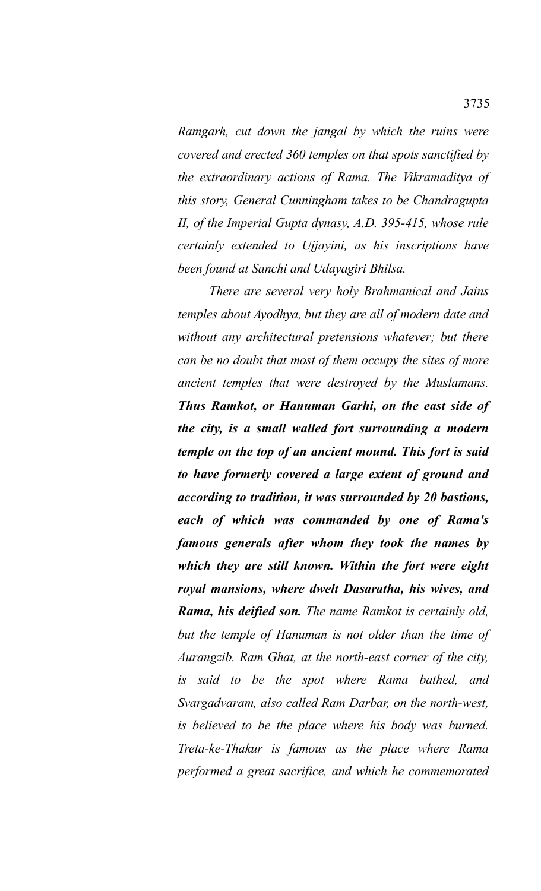*Ramgarh, cut down the jangal by which the ruins were covered and erected 360 temples on that spots sanctified by the extraordinary actions of Rama. The Vikramaditya of this story, General Cunningham takes to be Chandragupta II, of the Imperial Gupta dynasy, A.D. 395-415, whose rule certainly extended to Ujjayini, as his inscriptions have been found at Sanchi and Udayagiri Bhilsa.*

*There are several very holy Brahmanical and Jains temples about Ayodhya, but they are all of modern date and without any architectural pretensions whatever; but there can be no doubt that most of them occupy the sites of more ancient temples that were destroyed by the Muslamans.* ***Thus Ramkot, or Hanuman Garhi, on the east side of the city, is a small walled fort surrounding a modern temple on the top of an ancient mound. This fort is said to have formerly covered a large extent of ground and according to tradition, it was surrounded by 20 bastions, each of which was commanded by one of Rama's famous generals after whom they took the names by which they are still known. Within the fort were eight royal mansions, where dwelt Dasaratha, his wives, and Rama, his deified son.*** *The name Ramkot is certainly old, but the temple of Hanuman is not older than the time of Aurangzib. Ram Ghat, at the north-east corner of the city, is said to be the spot where Rama bathed, and Svargadvaram, also called Ram Darbar, on the north-west, is believed to be the place where his body was burned. Treta-ke-Thakur is famous as the place where Rama performed a great sacrifice, and which he commemorated*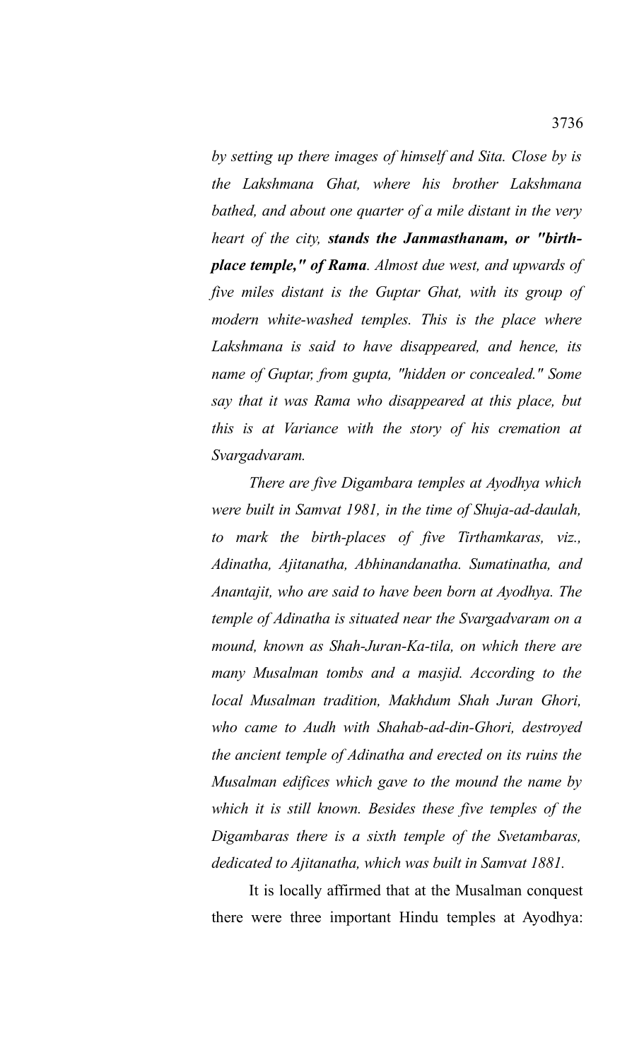*by setting up there images of himself and Sita. Close by is the Lakshmana Ghat, where his brother Lakshmana bathed, and about one quarter of a mile distant in the very heart of the city, **stands the Janmasthanam, or "birth-place temple," of Rama**. Almost due west, and upwards of five miles distant is the Guptar Ghat, with its group of modern white-washed temples. This is the place where Lakshmana is said to have disappeared, and hence, its name of Guptar, from gupta, "hidden or concealed." Some say that it was Rama who disappeared at this place, but this is at Variance with the story of his cremation at Svargadvaram.*

*There are five Digambara temples at Ayodhya which were built in Samvat 1981, in the time of Shuja-ad-daulah, to mark the birth-places of five Tirthamkaras, viz., Adinatha, Ajitanatha, Abhinandanatha. Sumatinatha, and Anantajit, who are said to have been born at Ayodhya. The temple of Adinatha is situated near the Svargadvaram on a mound, known as Shah-Juran-Ka-tila, on which there are many Musalman tombs and a masjid. According to the local Musalman tradition, Makhdum Shah Juran Ghori, who came to Audh with Shahab-ad-din-Ghori, destroyed the ancient temple of Adinatha and erected on its ruins the Musalman edifices which gave to the mound the name by which it is still known. Besides these five temples of the Digambaras there is a sixth temple of the Svetambaras, dedicated to Ajitanatha, which was built in Samvat 1881.*

It is locally affirmed that at the Musalman conquest there were three important Hindu temples at Ayodhya: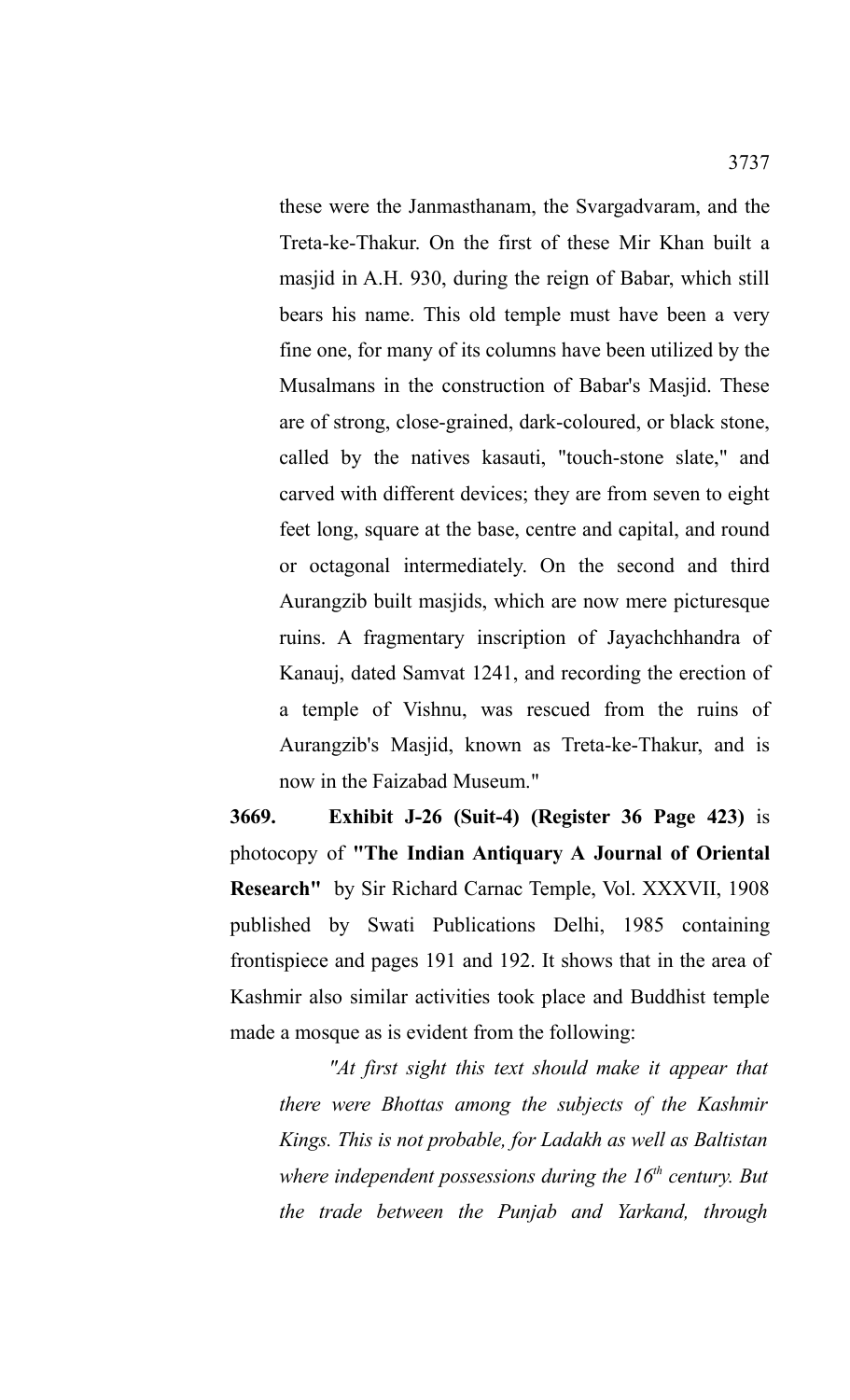these were the Janmasthanam, the Svargadvaram, and the Treta-ke-Thakur. On the first of these Mir Khan built a masjid in A.H. 930, during the reign of Babar, which still bears his name. This old temple must have been a very fine one, for many of its columns have been utilized by the Musalmans in the construction of Babar's Masjid. These are of strong, close-grained, dark-coloured, or black stone, called by the natives kasauti, "touch-stone slate," and carved with different devices; they are from seven to eight feet long, square at the base, centre and capital, and round or octagonal intermediately. On the second and third Aurangzib built masjids, which are now mere picturesque ruins. A fragmentary inscription of Jayachchhandra of Kanauj, dated Samvat 1241, and recording the erection of a temple of Vishnu, was rescued from the ruins of Aurangzib's Masjid, known as Treta-ke-Thakur, and is now in the Faizabad Museum."

**3669.** **Exhibit J-26 (Suit-4) (Register 36 Page 423)** is photocopy of **"The Indian Antiquary A Journal of Oriental Research"** by Sir Richard Carnac Temple, Vol. XXXVII, 1908 published by Swati Publications Delhi, 1985 containing frontispiece and pages 191 and 192. It shows that in the area of Kashmir also similar activities took place and Buddhist temple made a mosque as is evident from the following:

*"At first sight this text should make it appear that there were Bhottas among the subjects of the Kashmir Kings. This is not probable, for Ladakh as well as Baltistan where independent possessions during the 16th century. But the trade between the Punjab and Yarkand, through*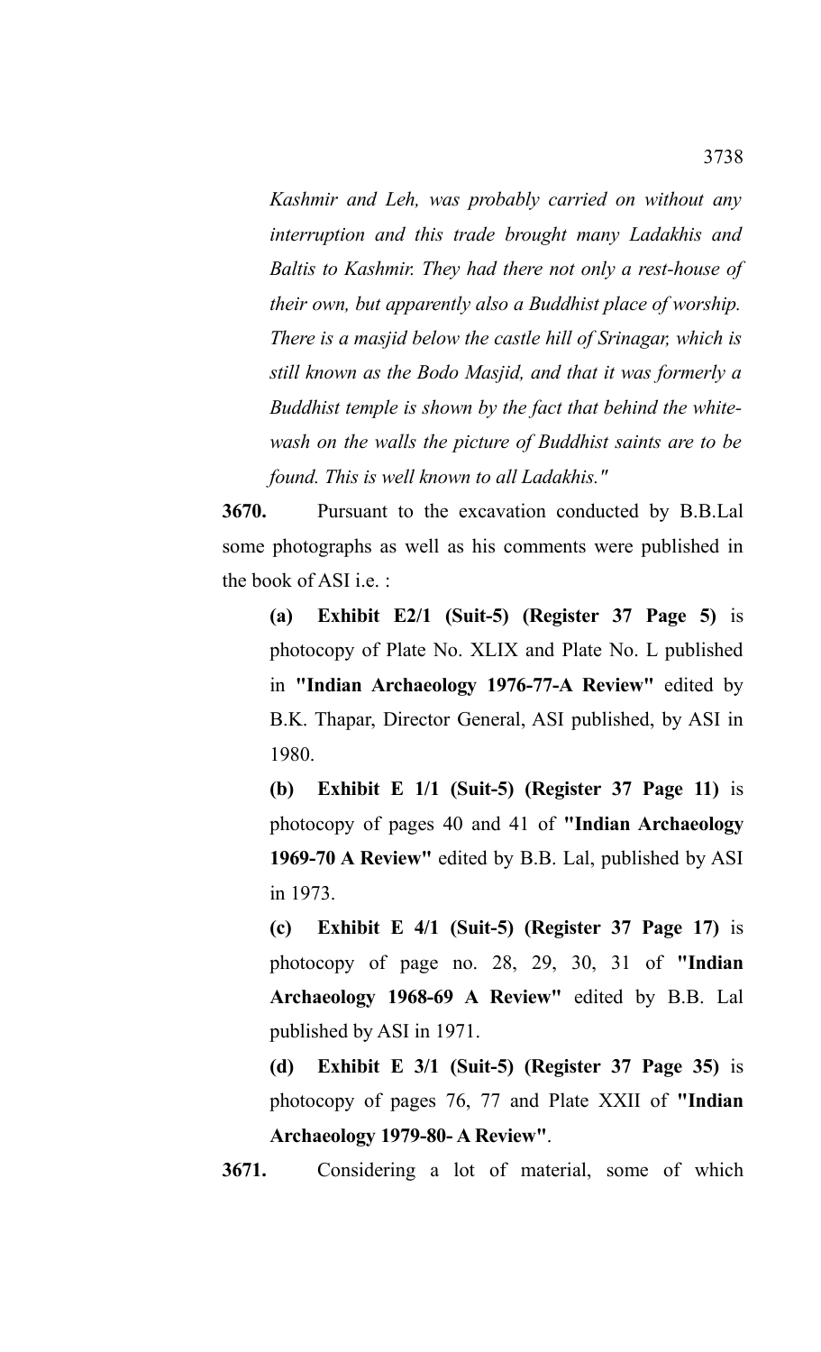*Kashmir and Leh, was probably carried on without any interruption and this trade brought many Ladakhis and Baltis to Kashmir. They had there not only a rest-house of their own, but apparently also a Buddhist place of worship. There is a masjid below the castle hill of Srinagar, which is still known as the Bodo Masjid, and that it was formerly a Buddhist temple is shown by the fact that behind the white-wash on the walls the picture of Buddhist saints are to be found. This is well known to all Ladakhis."*

**3670.** Pursuant to the excavation conducted by B.B.Lal some photographs as well as his comments were published in the book of ASI i.e. :

**(a) Exhibit E2/1 (Suit-5) (Register 37 Page 5)** is photocopy of Plate No. XLIX and Plate No. L published in **"Indian Archaeology 1976-77-A Review"** edited by B.K. Thapar, Director General, ASI published, by ASI in 1980.

**(b) Exhibit E 1/1 (Suit-5) (Register 37 Page 11)** is photocopy of pages 40 and 41 of **"Indian Archaeology 1969-70 A Review"** edited by B.B. Lal, published by ASI in 1973.

**(c) Exhibit E 4/1 (Suit-5) (Register 37 Page 17)** is photocopy of page no. 28, 29, 30, 31 of **"Indian Archaeology 1968-69 A Review"** edited by B.B. Lal published by ASI in 1971.

**(d) Exhibit E 3/1 (Suit-5) (Register 37 Page 35)** is photocopy of pages 76, 77 and Plate XXII of **"Indian Archaeology 1979-80- A Review"**.

**3671.** Considering a lot of material, some of which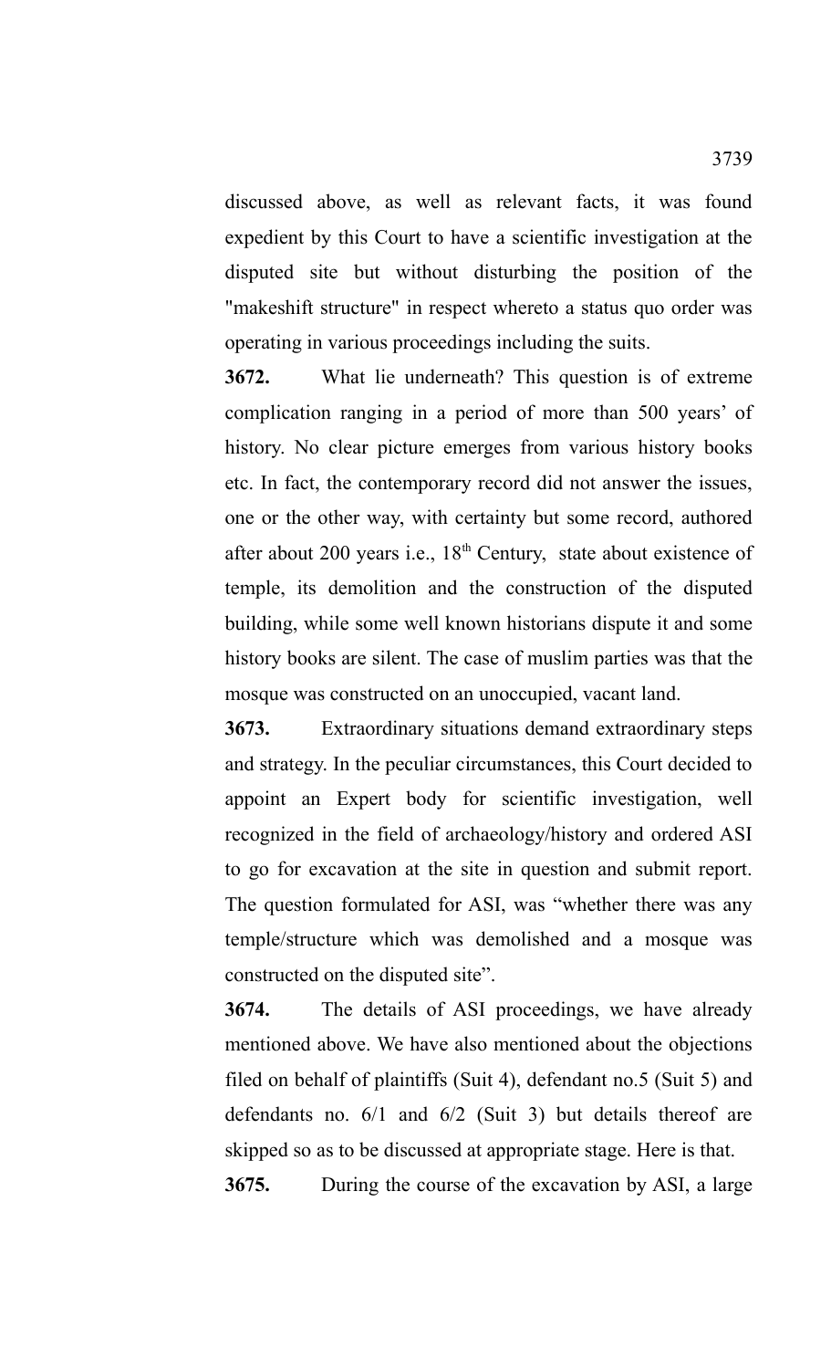discussed above, as well as relevant facts, it was found expedient by this Court to have a scientific investigation at the disputed site but without disturbing the position of the "makeshift structure" in respect whereto a status quo order was operating in various proceedings including the suits.

**3672.** What lie underneath? This question is of extreme complication ranging in a period of more than 500 years' of history. No clear picture emerges from various history books etc. In fact, the contemporary record did not answer the issues, one or the other way, with certainty but some record, authored after about 200 years i.e., 18th Century, state about existence of temple, its demolition and the construction of the disputed building, while some well known historians dispute it and some history books are silent. The case of muslim parties was that the mosque was constructed on an unoccupied, vacant land.

**3673.** Extraordinary situations demand extraordinary steps and strategy. In the peculiar circumstances, this Court decided to appoint an Expert body for scientific investigation, well recognized in the field of archaeology/history and ordered ASI to go for excavation at the site in question and submit report. The question formulated for ASI, was "whether there was any temple/structure which was demolished and a mosque was constructed on the disputed site".

**3674.** The details of ASI proceedings, we have already mentioned above. We have also mentioned about the objections filed on behalf of plaintiffs (Suit 4), defendant no.5 (Suit 5) and defendants no. 6/1 and 6/2 (Suit 3) but details thereof are skipped so as to be discussed at appropriate stage. Here is that.

**3675.** During the course of the excavation by ASI, a large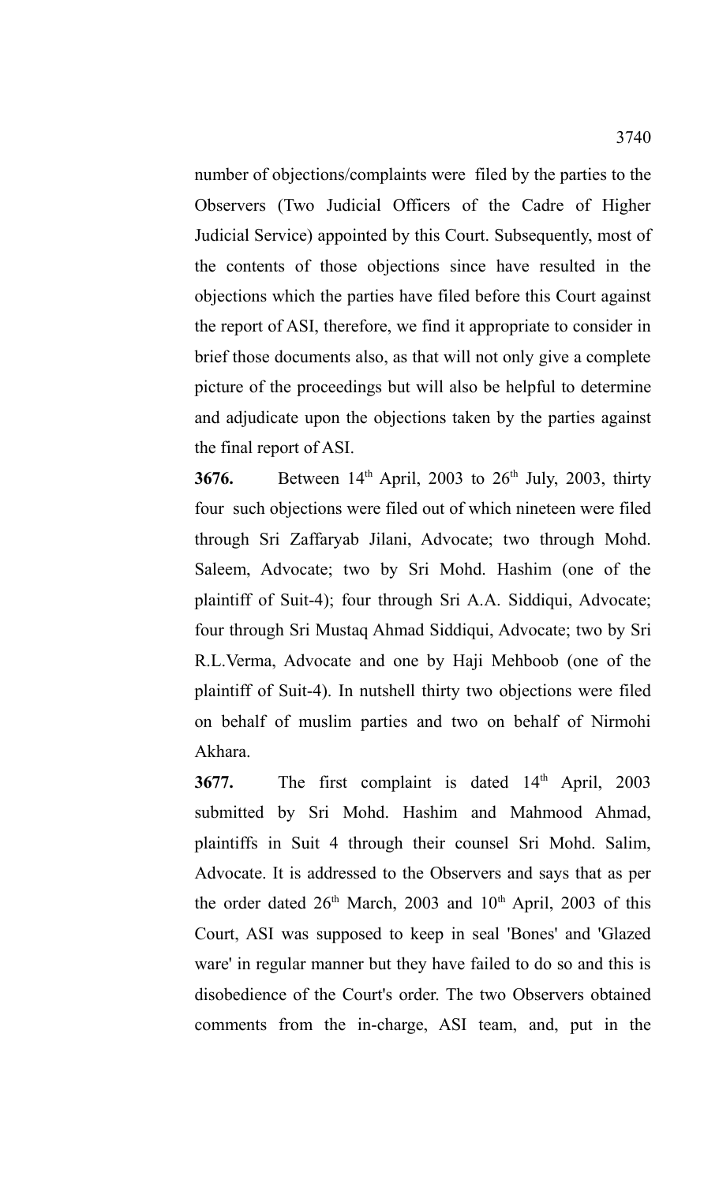number of objections/complaints were filed by the parties to the Observers (Two Judicial Officers of the Cadre of Higher Judicial Service) appointed by this Court. Subsequently, most of the contents of those objections since have resulted in the objections which the parties have filed before this Court against the report of ASI, therefore, we find it appropriate to consider in brief those documents also, as that will not only give a complete picture of the proceedings but will also be helpful to determine and adjudicate upon the objections taken by the parties against the final report of ASI.

**3676.** Between 14th April, 2003 to 26th July, 2003, thirty four such objections were filed out of which nineteen were filed through Sri Zaffaryab Jilani, Advocate; two through Mohd. Saleem, Advocate; two by Sri Mohd. Hashim (one of the plaintiff of Suit-4); four through Sri A.A. Siddiqui, Advocate; four through Sri Mustaq Ahmad Siddiqui, Advocate; two by Sri R.L.Verma, Advocate and one by Haji Mehboob (one of the plaintiff of Suit-4). In nutshell thirty two objections were filed on behalf of muslim parties and two on behalf of Nirmohi Akhara.

**3677.** The first complaint is dated 14th April, 2003 submitted by Sri Mohd. Hashim and Mahmood Ahmad, plaintiffs in Suit 4 through their counsel Sri Mohd. Salim, Advocate. It is addressed to the Observers and says that as per the order dated 26th March, 2003 and 10th April, 2003 of this Court, ASI was supposed to keep in seal 'Bones' and 'Glazed ware' in regular manner but they have failed to do so and this is disobedience of the Court's order. The two Observers obtained comments from the in-charge, ASI team, and, put in the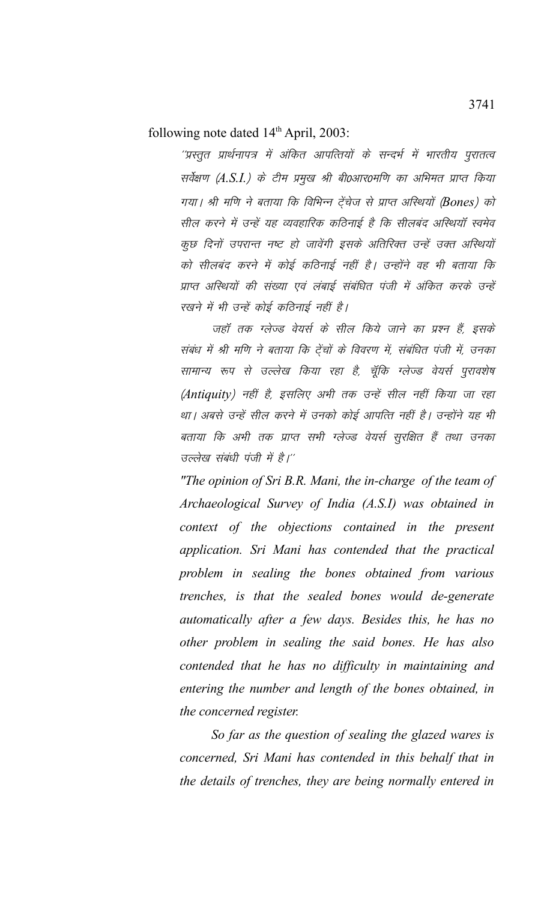following note dated 14th April, 2003:

''प्रस्तुत प्रार्थनापत्र में अंकित आपत्तियों के सन्दर्भ में भारतीय पुरातत्व सर्वेक्षण (A.S.I.) के टीम प्रमुख श्री बी0आर0मणि का अभिमत प्राप्त किया गया। श्री मणि ने बताया कि विभिन्न ट्ेंचेज से प्राप्त अस्थियों (Bones) को सील करने में उन्हें यह व्यवहारिक कठिनाई है कि सीलबंद अस्थियाँ स्वमेव कुछ दिनों उपरान्त नष्ट हो जावेंगी इसके अतिरिक्त उन्हें उक्त अस्थियों को सीलबंद करने में कोई कठिनाई नहीं है। उन्होंने वह भी बताया कि प्राप्त अस्थियों की संख्या एवं लंबाई संबंधित पंजी में अंकित करके उन्हें रखने में भी उन्हें कोई कठिनाई नहीं है।

जहाँ तक ग्लेज्ड वेयर्स के सील किये जाने का प्रश्न हैं, इसके संबंध में श्री मणि ने बताया कि ट्ेंचों के विवरण में, संबंधित पंजी में, उनका सामान्य रूप से उल्लेख किया रहा है, चूँकि ग्लेज्ड वेयर्स पुरावशेष (Antiquity) नहीं है, इसलिए अभी तक उन्हें सील नहीं किया जा रहा था। अबसे उन्हें सील करने में उनको कोई आपत्ति नहीं है। उन्होंने यह भी बताया कि अभी तक प्राप्त सभी ग्लेज्ड वेयर्स सुरक्षित हैं तथा उनका उल्लेख संबंधी पंजी में है।''

*"The opinion of Sri B.R. Mani, the in-charge of the team of Archaeological Survey of India (A.S.I) was obtained in context of the objections contained in the present application. Sri Mani has contended that the practical problem in sealing the bones obtained from various trenches, is that the sealed bones would de-generate automatically after a few days. Besides this, he has no other problem in sealing the said bones. He has also contended that he has no difficulty in maintaining and entering the number and length of the bones obtained, in the concerned register.*

*So far as the question of sealing the glazed wares is concerned, Sri Mani has contended in this behalf that in the details of trenches, they are being normally entered in*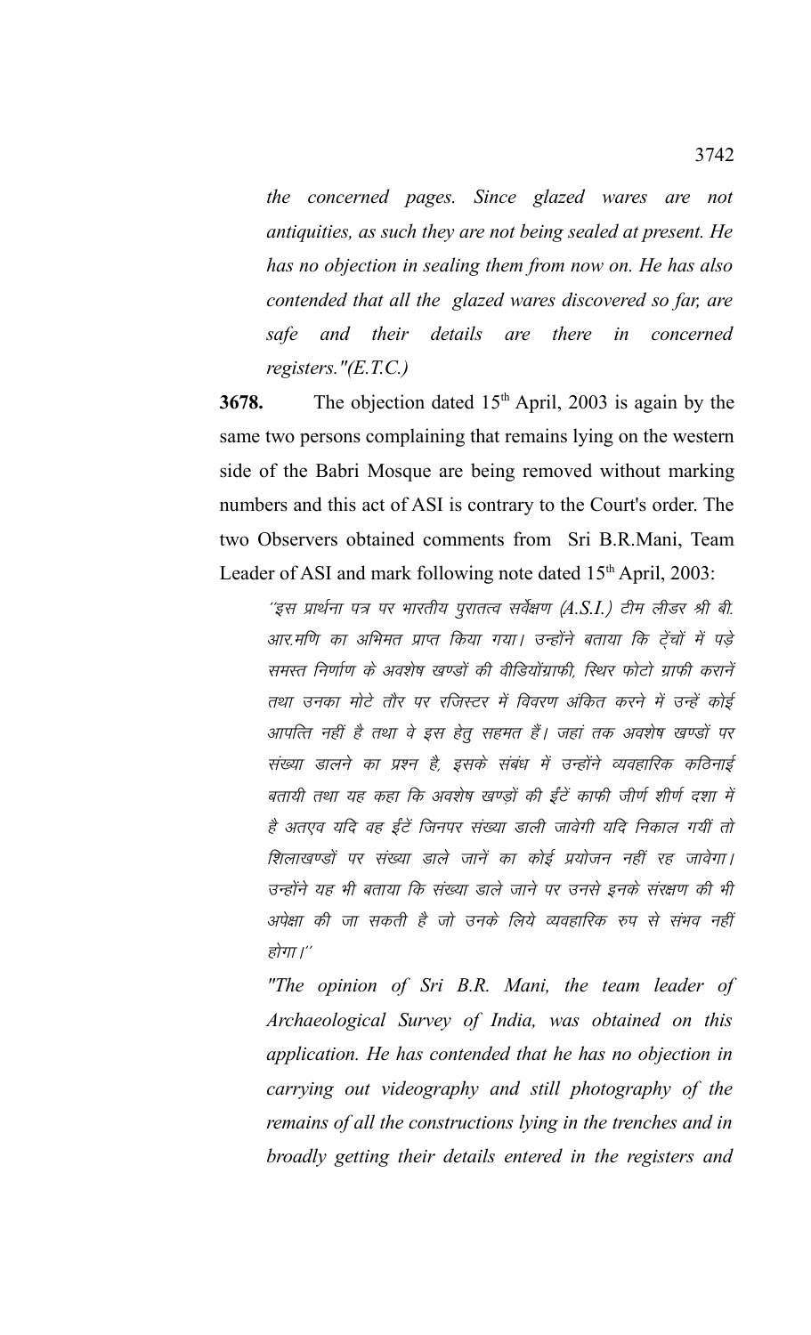*the concerned pages. Since glazed wares are not antiquities, as such they are not being sealed at present. He has no objection in sealing them from now on. He has also contended that all the glazed wares discovered so far, are safe and their details are there in concerned registers."(E.T.C.)*

**3678.** The objection dated 15th April, 2003 is again by the same two persons complaining that remains lying on the western side of the Babri Mosque are being removed without marking numbers and this act of ASI is contrary to the Court's order. The two Observers obtained comments from Sri B.R.Mani, Team Leader of ASI and mark following note dated 15th April, 2003:

> *''इस प्रार्थना पत्र पर भारतीय पुरातत्व सर्वेक्षण (A.S.I.) टीम लीडर श्री बी. आर.मणि का अभिमत प्राप्त किया गया। उन्होंने बताया कि ट्रेंचों में पड़े समस्त निर्माण के अवशेष खण्डों की वीडियोग्राफी, स्थिर फोटो ग्राफी करानें तथा उनका मोटे तौर पर रजिस्टर में विवरण अंकित करने में उन्हें कोई आपत्ति नहीं है तथा वे इस हेतु सहमत हैं। जहां तक अवशेष खण्डों पर संख्या डालने का प्रश्न है, इसके संबंध में उन्होंने व्यवहारिक कठिनाई बतायी तथा यह कहा कि अवशेष खण्ड़ों की ईंटें काफी जीर्ण शीर्ण दशा में है अतएव यदि वह ईंटें जिनपर संख्या डाली जावेगी यदि निकाल गयीं तो शिलाखण्डों पर संख्या डाले जानें का कोई प्रयोजन नहीं रह जावेगा। उन्होंने यह भी बताया कि संख्या डाले जाने पर उनसे इनके संरक्षण की भी अपेक्षा की जा सकती है जो उनके लिये व्यवहारिक रुप से संभव नहीं होगा।''*
>
> *"The opinion of Sri B.R. Mani, the team leader of Archaeological Survey of India, was obtained on this application. He has contended that he has no objection in carrying out videography and still photography of the remains of all the constructions lying in the trenches and in broadly getting their details entered in the registers and*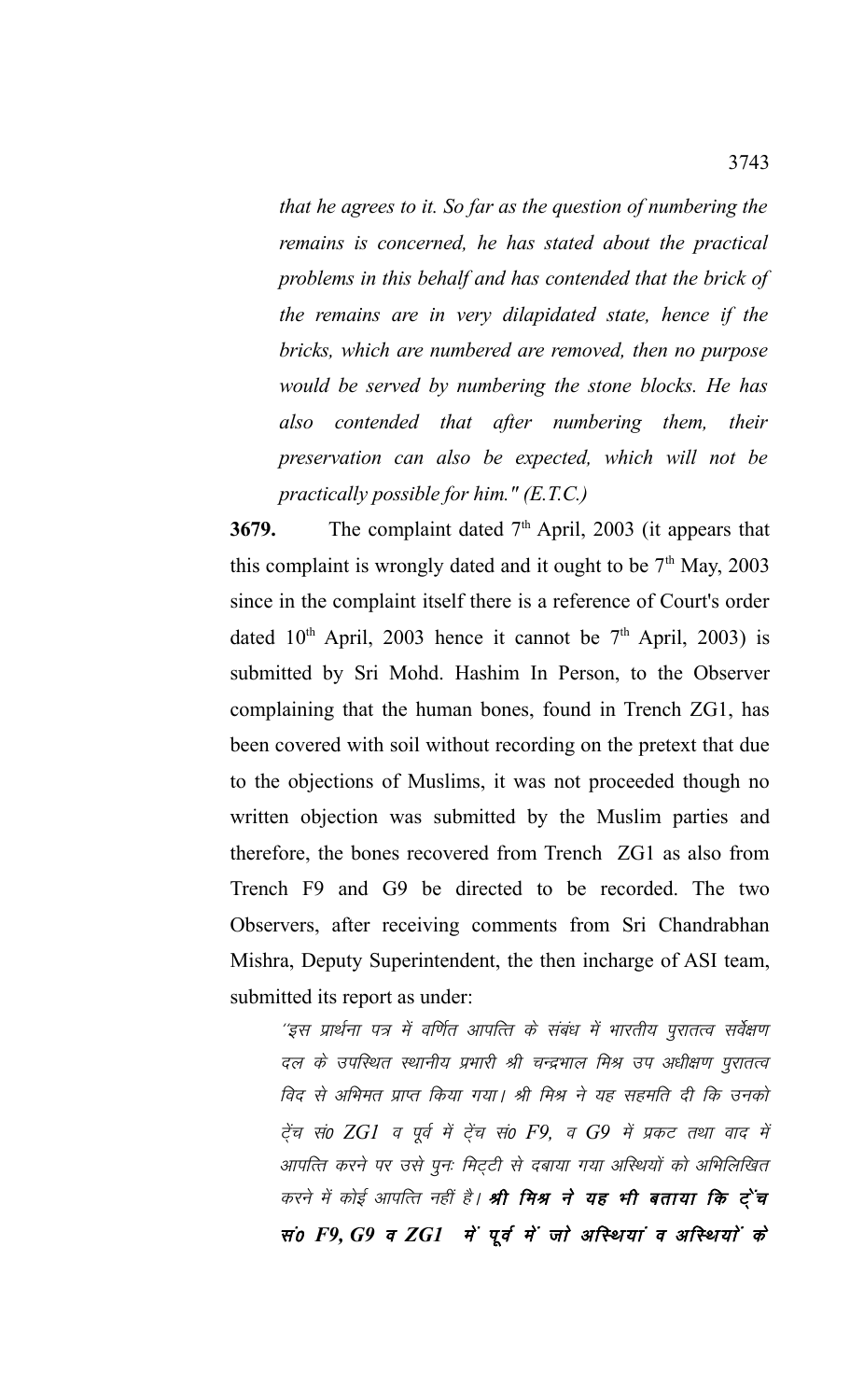*that he agrees to it. So far as the question of numbering the remains is concerned, he has stated about the practical problems in this behalf and has contended that the brick of the remains are in very dilapidated state, hence if the bricks, which are numbered are removed, then no purpose would be served by numbering the stone blocks. He has also contended that after numbering them, their preservation can also be expected, which will not be practically possible for him." (E.T.C.)*

**3679.** The complaint dated 7th April, 2003 (it appears that this complaint is wrongly dated and it ought to be 7th May, 2003 since in the complaint itself there is a reference of Court's order dated 10th April, 2003 hence it cannot be 7th April, 2003) is submitted by Sri Mohd. Hashim In Person, to the Observer complaining that the human bones, found in Trench ZG1, has been covered with soil without recording on the pretext that due to the objections of Muslims, it was not proceeded though no written objection was submitted by the Muslim parties and therefore, the bones recovered from Trench ZG1 as also from Trench F9 and G9 be directed to be recorded. The two Observers, after receiving comments from Sri Chandrabhan Mishra, Deputy Superintendent, the then incharge of ASI team, submitted its report as under:

*''इस प्रार्थना पत्र में वर्णित आपत्ति के संबंध में भारतीय पुरातत्व सर्वेक्षण दल के उपस्थित स्थानीय प्रभारी श्री चन्द्रभाल मिश्र उप अधीक्षण पुरातत्व विद से अभिमत प्राप्त किया गया। श्री मिश्र ने यह सहमति दी कि उनको ट्रेंच सं0 ZG1 व पूर्व में ट्रेंच सं0 F9, व G9 में प्रकट तथा वाद में आपत्ति करने पर उसे पुनः मिट्टी से दबाया गया अस्थियों को अभिलिखित करने में कोई आपत्ति नहीं है।* ***श्री मिश्र ने यह भी बताया कि ट्रेंच सं0 F9, G9 व ZG1 में पूर्व में जो अस्थियां व अस्थियों के***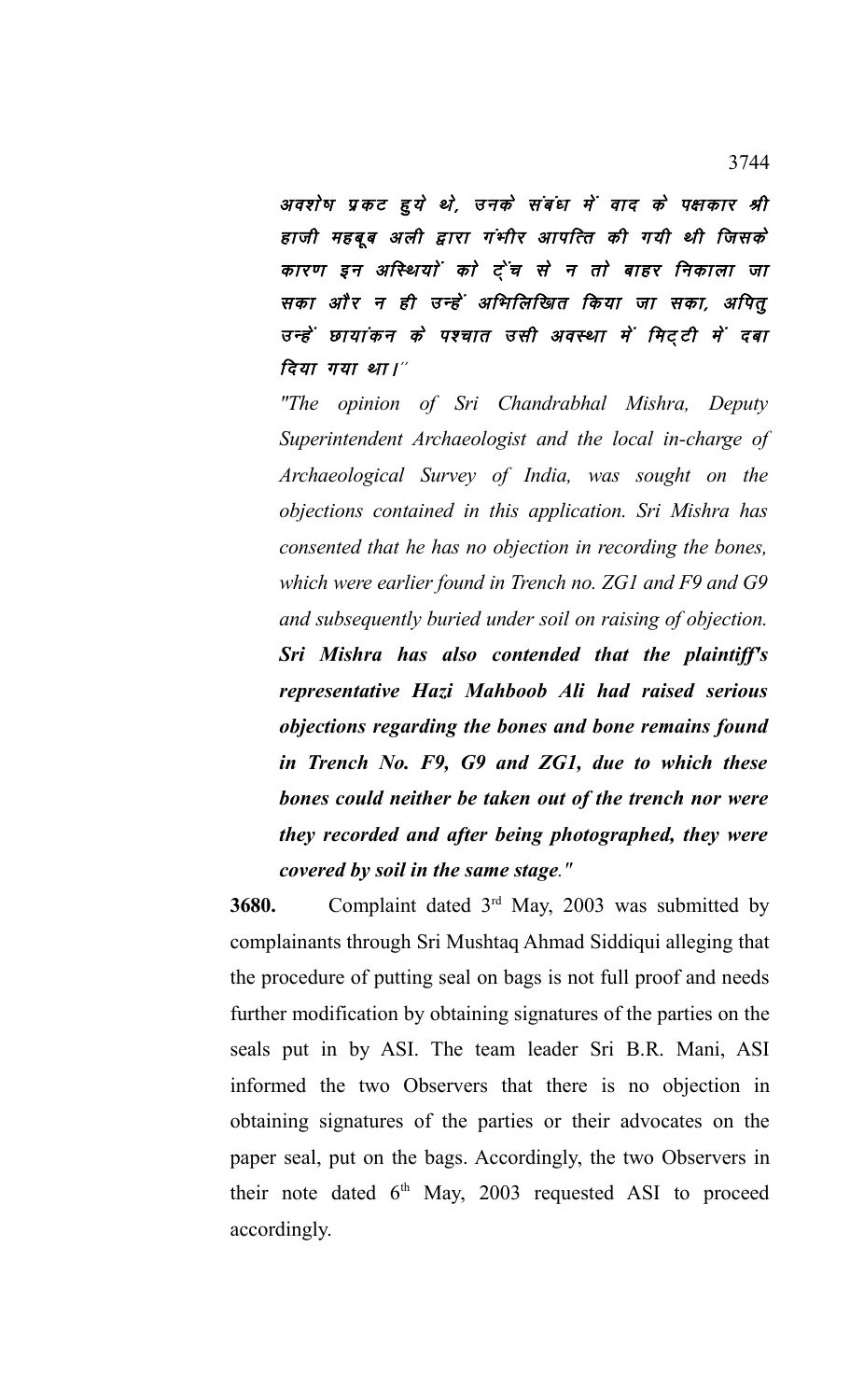*अवशेष प्रकट हुये थे, उनके संबंध में वाद के पक्षकार श्री हाजी महबूब अली द्वारा गंभीर आपत्ति की गयी थी जिसके कारण इन अस्थियों को ट्रेंच से न तो बाहर निकाला जा सका और न ही उन्हें अभिलिखित किया जा सका, अपितु उन्हें छायांकन के पश्चात उसी अवस्था में मिट्टी में दबा दिया गया था।''*

*"The opinion of Sri Chandrabhal Mishra, Deputy Superintendent Archaeologist and the local in-charge of Archaeological Survey of India, was sought on the objections contained in this application. Sri Mishra has consented that he has no objection in recording the bones, which were earlier found in Trench no. ZG1 and F9 and G9 and subsequently buried under soil on raising of objection.* ***Sri Mishra has also contended that the plaintiff's representative Hazi Mahboob Ali had raised serious objections regarding the bones and bone remains found in Trench No. F9, G9 and ZG1, due to which these bones could neither be taken out of the trench nor were they recorded and after being photographed, they were covered by soil in the same stage****."*

**3680.** Complaint dated 3rd May, 2003 was submitted by complainants through Sri Mushtaq Ahmad Siddiqui alleging that the procedure of putting seal on bags is not full proof and needs further modification by obtaining signatures of the parties on the seals put in by ASI. The team leader Sri B.R. Mani, ASI informed the two Observers that there is no objection in obtaining signatures of the parties or their advocates on the paper seal, put on the bags. Accordingly, the two Observers in their note dated 6th May, 2003 requested ASI to proceed accordingly.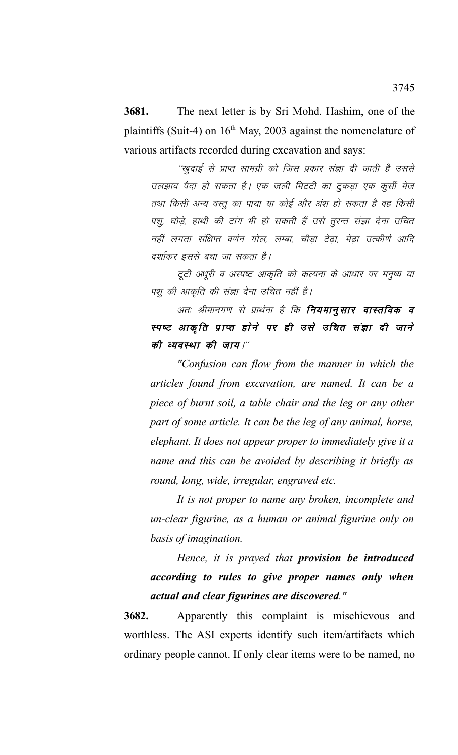**3681.** The next letter is by Sri Mohd. Hashim, one of the plaintiffs (Suit-4) on 16th May, 2003 against the nomenclature of various artifacts recorded during excavation and says:

> ''खुदाई से प्राप्त सामग्री को जिस प्रकार संज्ञा दी जाती है उससे उलझाव पैदा हो सकता है। एक जली मिटटी का टुकड़ा एक कुर्सी मेज तथा किसी अन्य वस्तु का पाया या कोई और अंश हो सकता है वह किसी पशु, घोड़े, हाथी की टांग भी हो सकती हैं उसे तुरन्त संज्ञा देना उचित नहीं लगता संक्षिप्त वर्णन गोल, लम्बा, चौड़ा टेढ़ा, मेढ़ा उत्कीर्ण आदि दर्शाकर इससे बचा जा सकता है।
>
> टूटी अधूरी व अस्पष्ट आकृति को कल्पना के आधार पर मनुष्य या पशु की आकृति की संज्ञा देना उचित नहीं है।
>
> अतः श्रीमानगण से प्रार्थना है कि ***नियमानुसार वास्तविक व स्पष्ट आकृति प्राप्त होने पर ही उसे उचित संज्ञा दी जाने की व्यवस्था की जाय।***''
>
> *"Confusion can flow from the manner in which the articles found from excavation, are named. It can be a piece of burnt soil, a table chair and the leg or any other part of some article. It can be the leg of any animal, horse, elephant. It does not appear proper to immediately give it a name and this can be avoided by describing it briefly as round, long, wide, irregular, engraved etc.*
>
> *It is not proper to name any broken, incomplete and un-clear figurine, as a human or animal figurine only on basis of imagination.*
>
> *Hence, it is prayed that **provision be introduced according to rules to give proper names only when actual and clear figurines are discovered**."*

**3682.** Apparently this complaint is mischievous and worthless. The ASI experts identify such item/artifacts which ordinary people cannot. If only clear items were to be named, no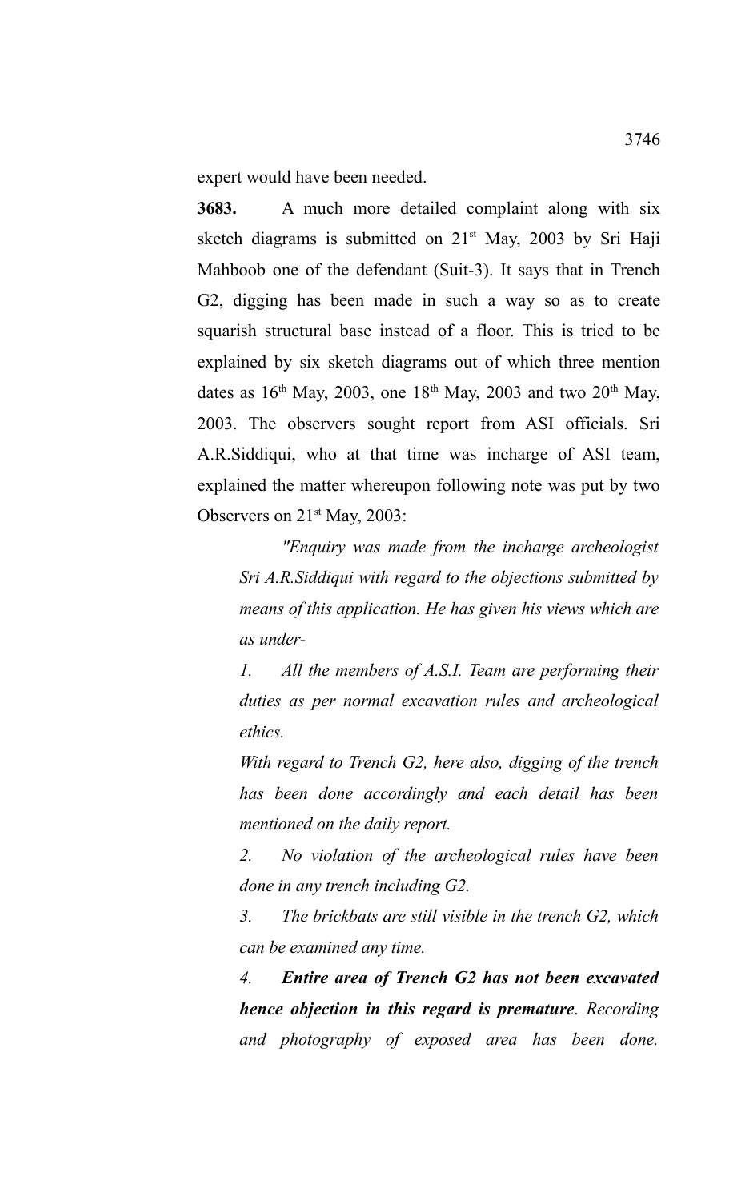expert would have been needed.

**3683.** A much more detailed complaint along with six sketch diagrams is submitted on 21st May, 2003 by Sri Haji Mahboob one of the defendant (Suit-3). It says that in Trench G2, digging has been made in such a way so as to create squarish structural base instead of a floor. This is tried to be explained by six sketch diagrams out of which three mention dates as 16th May, 2003, one 18th May, 2003 and two 20th May, 2003. The observers sought report from ASI officials. Sri A.R.Siddiqui, who at that time was incharge of ASI team, explained the matter whereupon following note was put by two Observers on 21st May, 2003:

> *"Enquiry was made from the incharge archeologist Sri A.R.Siddiqui with regard to the objections submitted by means of this application. He has given his views which are as under-*
>
> *1. All the members of A.S.I. Team are performing their duties as per normal excavation rules and archeological ethics.*
>
> *With regard to Trench G2, here also, digging of the trench has been done accordingly and each detail has been mentioned on the daily report.*
>
> *2. No violation of the archeological rules have been done in any trench including G2.*
>
> *3. The brickbats are still visible in the trench G2, which can be examined any time.*
>
> *4. **Entire area of Trench G2 has not been excavated hence objection in this regard is premature**. Recording and photography of exposed area has been done.*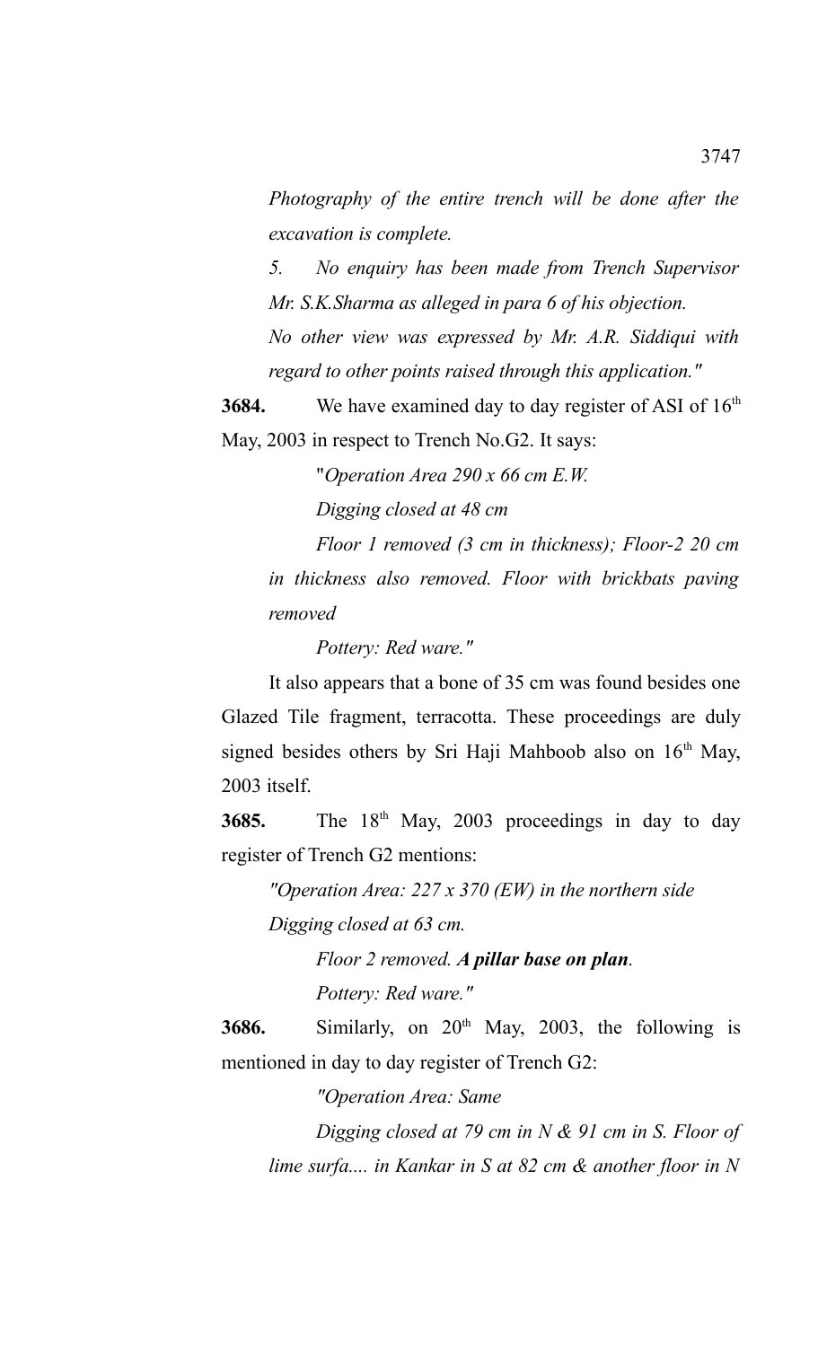*Photography of the entire trench will be done after the excavation is complete.*

*5. No enquiry has been made from Trench Supervisor Mr. S.K.Sharma as alleged in para 6 of his objection.*

*No other view was expressed by Mr. A.R. Siddiqui with regard to other points raised through this application."*

**3684.** We have examined day to day register of ASI of 16th May, 2003 in respect to Trench No.G2. It says:

"*Operation Area 290 x 66 cm E.W.*

*Digging closed at 48 cm*

*Floor 1 removed (3 cm in thickness); Floor-2 20 cm in thickness also removed. Floor with brickbats paving removed*

*Pottery: Red ware."*

It also appears that a bone of 35 cm was found besides one Glazed Tile fragment, terracotta. These proceedings are duly signed besides others by Sri Haji Mahboob also on 16th May, 2003 itself.

**3685.** The 18th May, 2003 proceedings in day to day register of Trench G2 mentions:

*"Operation Area: 227 x 370 (EW) in the northern side*

*Digging closed at 63 cm.*

*Floor 2 removed.* ***A pillar base on plan****.*

*Pottery: Red ware."*

**3686.** Similarly, on 20th May, 2003, the following is mentioned in day to day register of Trench G2:

*"Operation Area: Same*

*Digging closed at 79 cm in N & 91 cm in S. Floor of lime surfa.... in Kankar in S at 82 cm & another floor in N*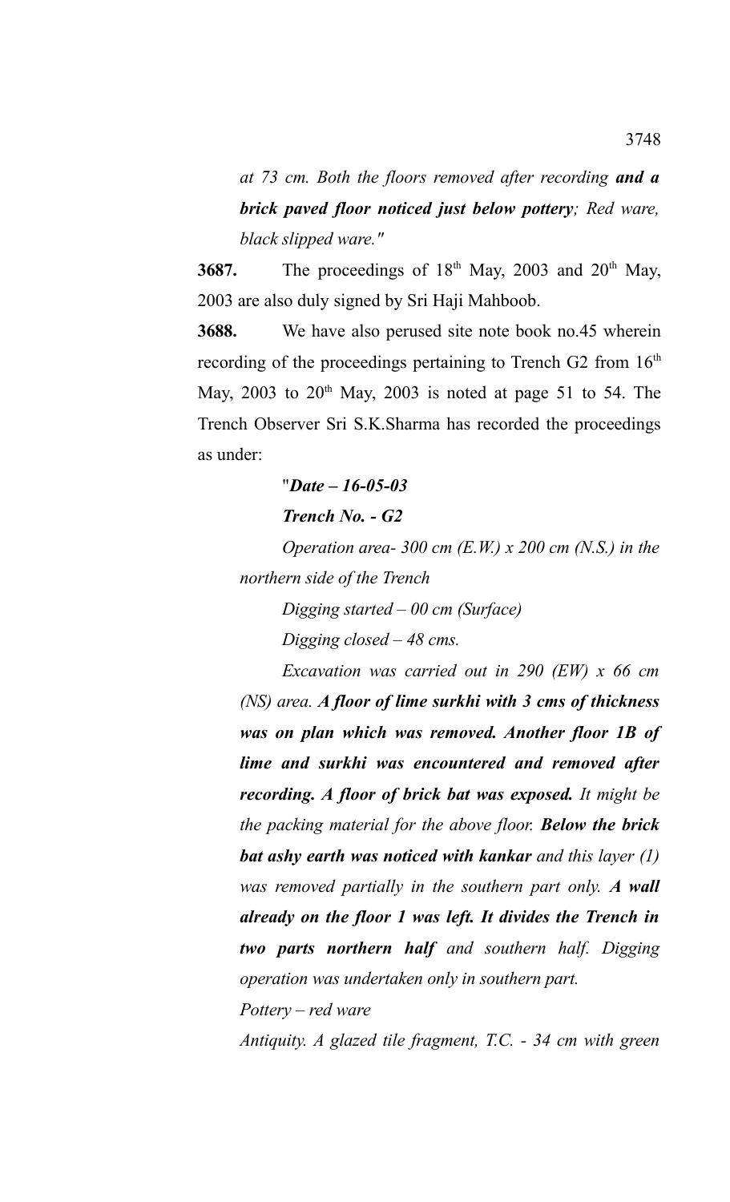*at 73 cm. Both the floors removed after recording **and a brick paved floor noticed just below pottery**; Red ware, black slipped ware."*

**3687.** The proceedings of 18th May, 2003 and 20th May, 2003 are also duly signed by Sri Haji Mahboob.

**3688.** We have also perused site note book no.45 wherein recording of the proceedings pertaining to Trench G2 from 16th May, 2003 to 20th May, 2003 is noted at page 51 to 54. The Trench Observer Sri S.K.Sharma has recorded the proceedings as under:

"***Date – 16-05-03***

***Trench No. - G2***

*Operation area- 300 cm (E.W.) x 200 cm (N.S.) in the northern side of the Trench*

*Digging started – 00 cm (Surface)*

*Digging closed – 48 cms.*

*Excavation was carried out in 290 (EW) x 66 cm (NS) area. **A floor of lime surkhi with 3 cms of thickness was on plan which was removed. Another floor 1B of lime and surkhi was encountered and removed after recording. A floor of brick bat was exposed.** It might be the packing material for the above floor. **Below the brick bat ashy earth was noticed with kankar** and this layer (1) was removed partially in the southern part only. **A wall already on the floor 1 was left. It divides the Trench in two parts northern half** and southern half. Digging operation was undertaken only in southern part.*

*Pottery – red ware*

*Antiquity. A glazed tile fragment, T.C. - 34 cm with green*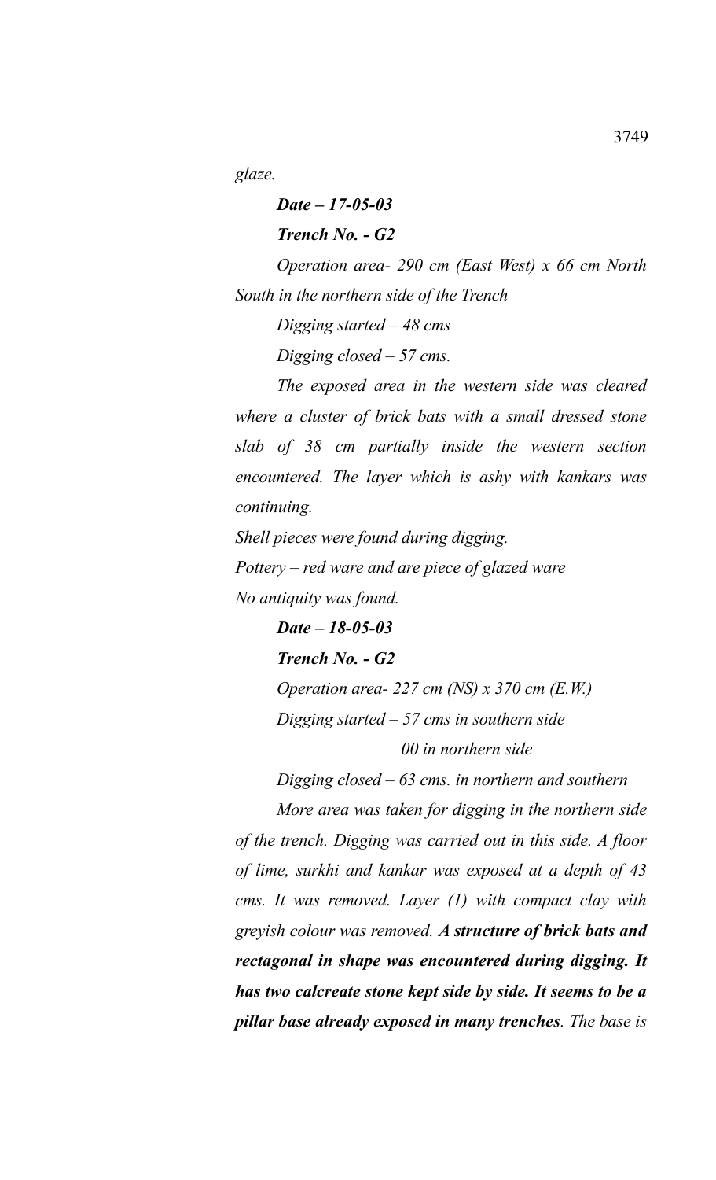*glaze.*

***Date – 17-05-03***

***Trench No. - G2***

*Operation area- 290 cm (East West) x 66 cm North South in the northern side of the Trench*

*Digging started – 48 cms*

*Digging closed – 57 cms.*

*The exposed area in the western side was cleared where a cluster of brick bats with a small dressed stone slab of 38 cm partially inside the western section encountered. The layer which is ashy with kankars was continuing.*

*Shell pieces were found during digging.*

*Pottery – red ware and are piece of glazed ware*

*No antiquity was found.*

***Date – 18-05-03***

***Trench No. - G2***

*Operation area- 227 cm (NS) x 370 cm (E.W.)*

*Digging started – 57 cms in southern side*

*00 in northern side*

*Digging closed – 63 cms. in northern and southern*

*More area was taken for digging in the northern side of the trench. Digging was carried out in this side. A floor of lime, surkhi and kankar was exposed at a depth of 43 cms. It was removed. Layer (1) with compact clay with greyish colour was removed.* ***A structure of brick bats and rectagonal in shape was encountered during digging. It has two calcreate stone kept side by side. It seems to be a pillar base already exposed in many trenches****. The base is*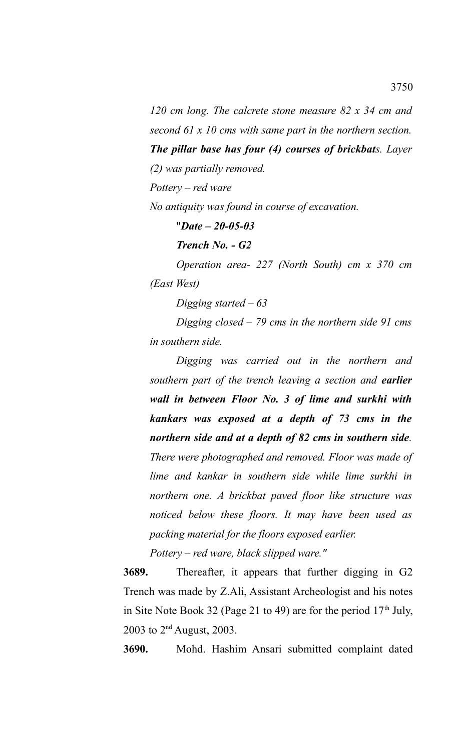*120 cm long. The calcrete stone measure 82 x 34 cm and second 61 x 10 cms with same part in the northern section. **The pillar base has four (4) courses of brickbat**s. Layer (2) was partially removed.*

*Pottery – red ware*

*No antiquity was found in course of excavation.*

"***Date – 20-05-03***

***Trench No. - G2***

*Operation area- 227 (North South) cm x 370 cm (East West)*

*Digging started – 63*

*Digging closed – 79 cms in the northern side 91 cms in southern side.*

*Digging was carried out in the northern and southern part of the trench leaving a section and **earlier wall in between Floor No. 3 of lime and surkhi with kankars was exposed at a depth of 73 cms in the northern side and at a depth of 82 cms in southern side**. There were photographed and removed. Floor was made of lime and kankar in southern side while lime surkhi in northern one. A brickbat paved floor like structure was noticed below these floors. It may have been used as packing material for the floors exposed earlier.*

*Pottery – red ware, black slipped ware."*

**3689.** Thereafter, it appears that further digging in G2 Trench was made by Z.Ali, Assistant Archeologist and his notes in Site Note Book 32 (Page 21 to 49) are for the period 17th July, 2003 to 2nd August, 2003.

**3690.** Mohd. Hashim Ansari submitted complaint dated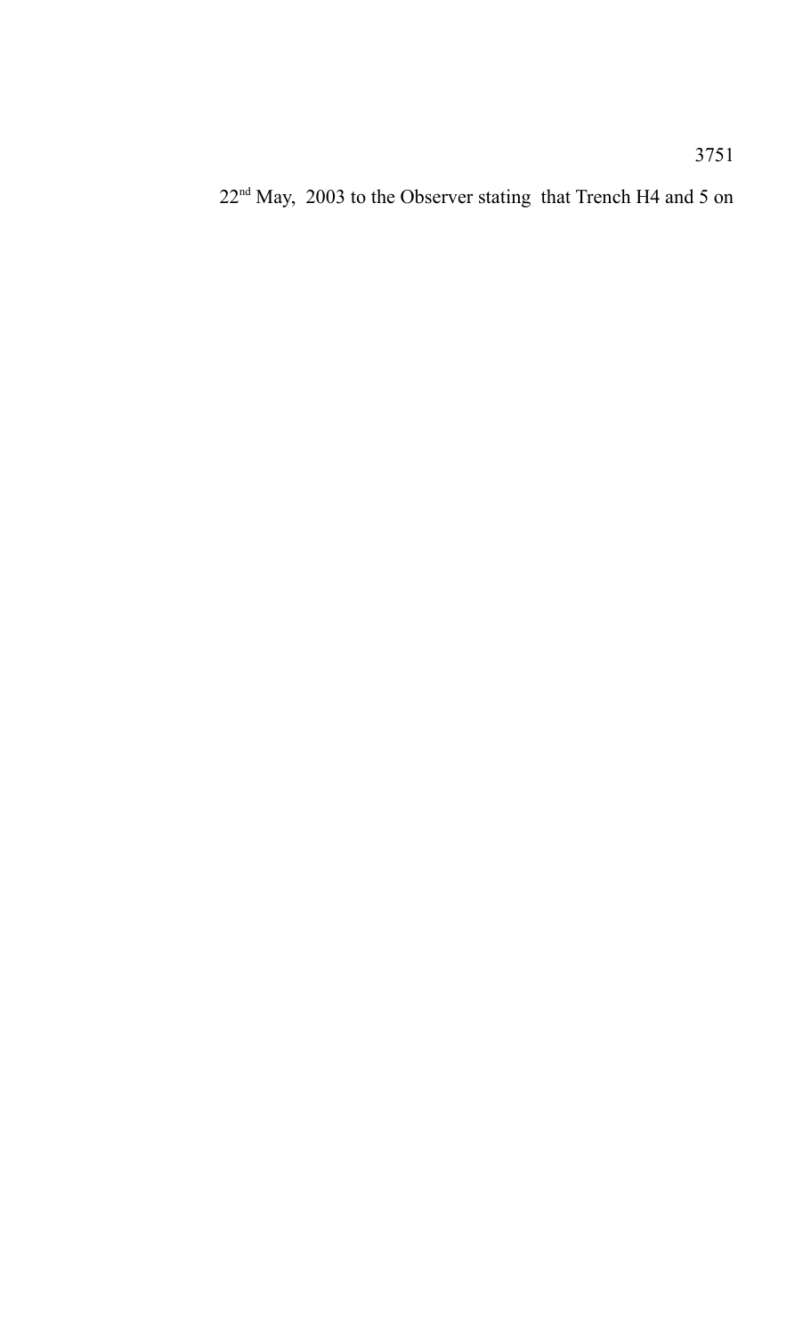22[nd] May, 2003 to the Observer stating that Trench H4 and 5 on